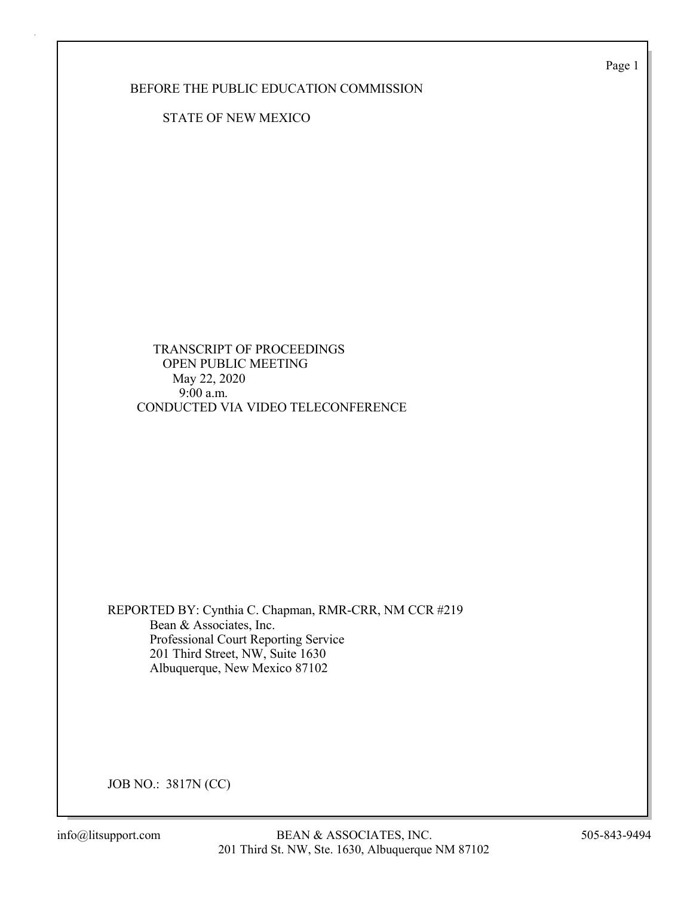BEFORE THE PUBLIC EDUCATION COMMISSION

STATE OF NEW MEXICO

TRANSCRIPT OF PROCEEDINGS
OPEN PUBLIC MEETING
May 22, 2020
9:00 a.m.
CONDUCTED VIA VIDEO TELECONFERENCE

REPORTED BY: Cynthia C. Chapman, RMR-CRR, NM CCR #219
Bean & Associates, Inc.
Professional Court Reporting Service
201 Third Street, NW, Suite 1630
Albuquerque, New Mexico 87102

JOB NO.: 3817N (CC)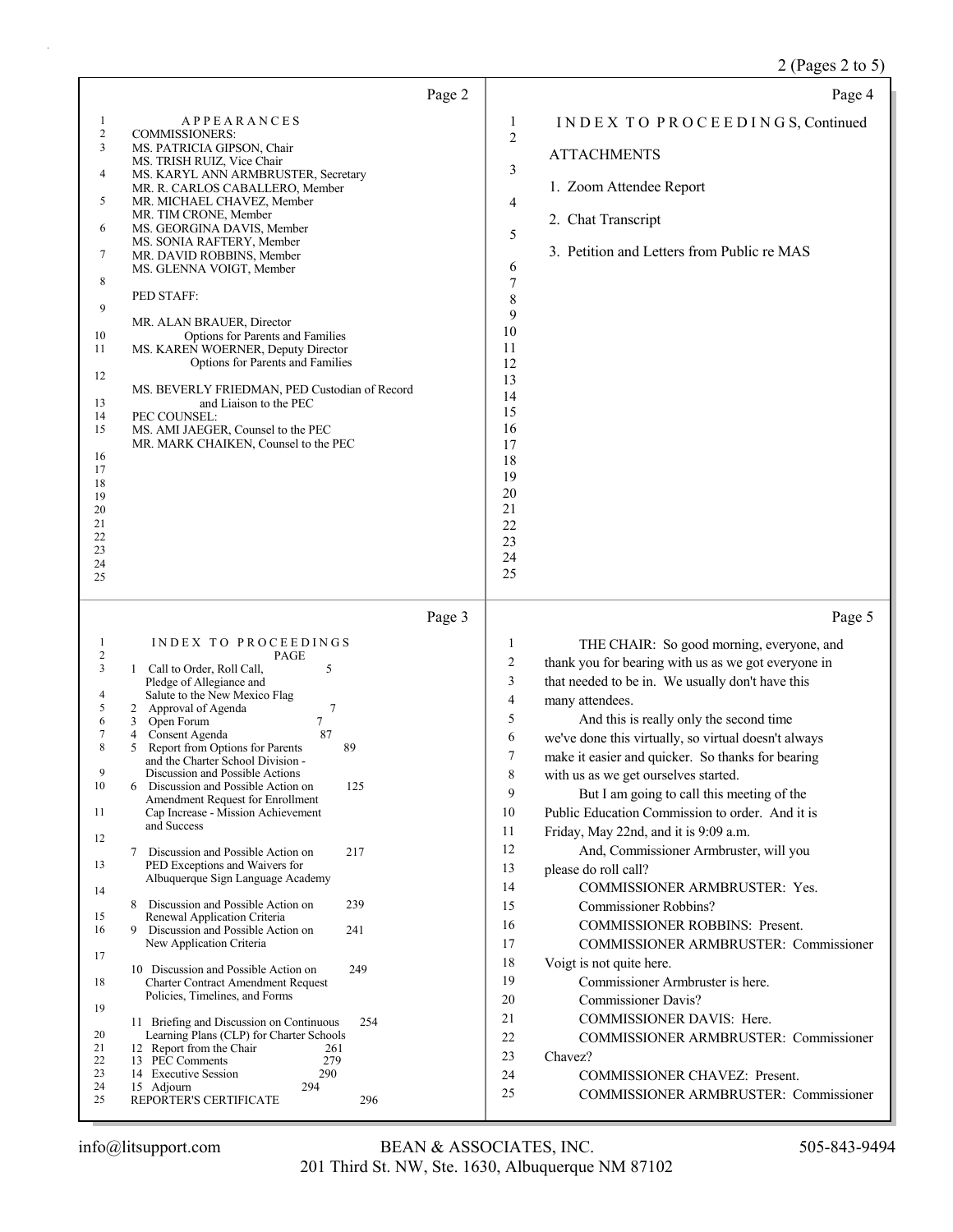## Page 2

APPEARANCES

COMMISSIONERS:

MS. PATRICIA GIPSON, Chair
MS. TRISH RUIZ, Vice Chair
MS. KARYL ANN ARMBRUSTER, Secretary
MR. R. CARLOS CABALLERO, Member
MR. MICHAEL CHAVEZ, Member
MR. TIM CRONE, Member
MS. GEORGINA DAVIS, Member
MS. SONIA RAFTERY, Member
MR. DAVID ROBBINS, Member
MS. GLENNA VOIGT, Member

PED STAFF:

MR. ALAN BRAUER, Director
Options for Parents and Families
MS. KAREN WOERNER, Deputy Director
Options for Parents and Families

MS. BEVERLY FRIEDMAN, PED Custodian of Record
and Liaison to the PEC

PEC COUNSEL:
MS. AMI JAEGER, Counsel to the PEC
MR. MARK CHAIKEN, Counsel to the PEC

## Page 3

INDEX TO PROCEEDINGS

| | | PAGE |
|---|---|---|
| 1 | Call to Order, Roll Call, Pledge of Allegiance and Salute to the New Mexico Flag | 5 |
| 2 | Approval of Agenda | 7 |
| 3 | Open Forum | 7 |
| 4 | Consent Agenda | 87 |
| 5 | Report from Options for Parents and the Charter School Division - Discussion and Possible Actions | 89 |
| 6 | Discussion and Possible Action on Amendment Request for Enrollment Cap Increase - Mission Achievement and Success | 125 |
| 7 | Discussion and Possible Action on PED Exceptions and Waivers for Albuquerque Sign Language Academy | 217 |
| 8 | Discussion and Possible Action on Renewal Application Criteria | 239 |
| 9 | Discussion and Possible Action on New Application Criteria | 241 |
| 10 | Discussion and Possible Action on Charter Contract Amendment Request Policies, Timelines, and Forms | 249 |
| 11 | Briefing and Discussion on Continuous Learning Plans (CLP) for Charter Schools | 254 |
| 12 | Report from the Chair | 261 |
| 13 | PEC Comments | 279 |
| 14 | Executive Session | 290 |
| 15 | Adjourn | 294 |
| | REPORTER'S CERTIFICATE | 296 |

## Page 4

INDEX TO PROCEEDINGS, Continued

ATTACHMENTS

1. Zoom Attendee Report

2. Chat Transcript

3. Petition and Letters from Public re MAS

## Page 5

THE CHAIR: So good morning, everyone, and thank you for bearing with us as we got everyone in that needed to be in. We usually don't have this many attendees.

And this is really only the second time we've done this virtually, so virtual doesn't always make it easier and quicker. So thanks for bearing with us as we get ourselves started.

But I am going to call this meeting of the Public Education Commission to order. And it is Friday, May 22nd, and it is 9:09 a.m.

And, Commissioner Armbruster, will you please do roll call?

COMMISSIONER ARMBRUSTER: Yes.

Commissioner Robbins?

COMMISSIONER ROBBINS: Present.

COMMISSIONER ARMBRUSTER: Commissioner Voigt is not quite here.

Commissioner Armbruster is here.

Commissioner Davis?

COMMISSIONER DAVIS: Here.

COMMISSIONER ARMBRUSTER: Commissioner Chavez?

COMMISSIONER CHAVEZ: Present.

COMMISSIONER ARMBRUSTER: Commissioner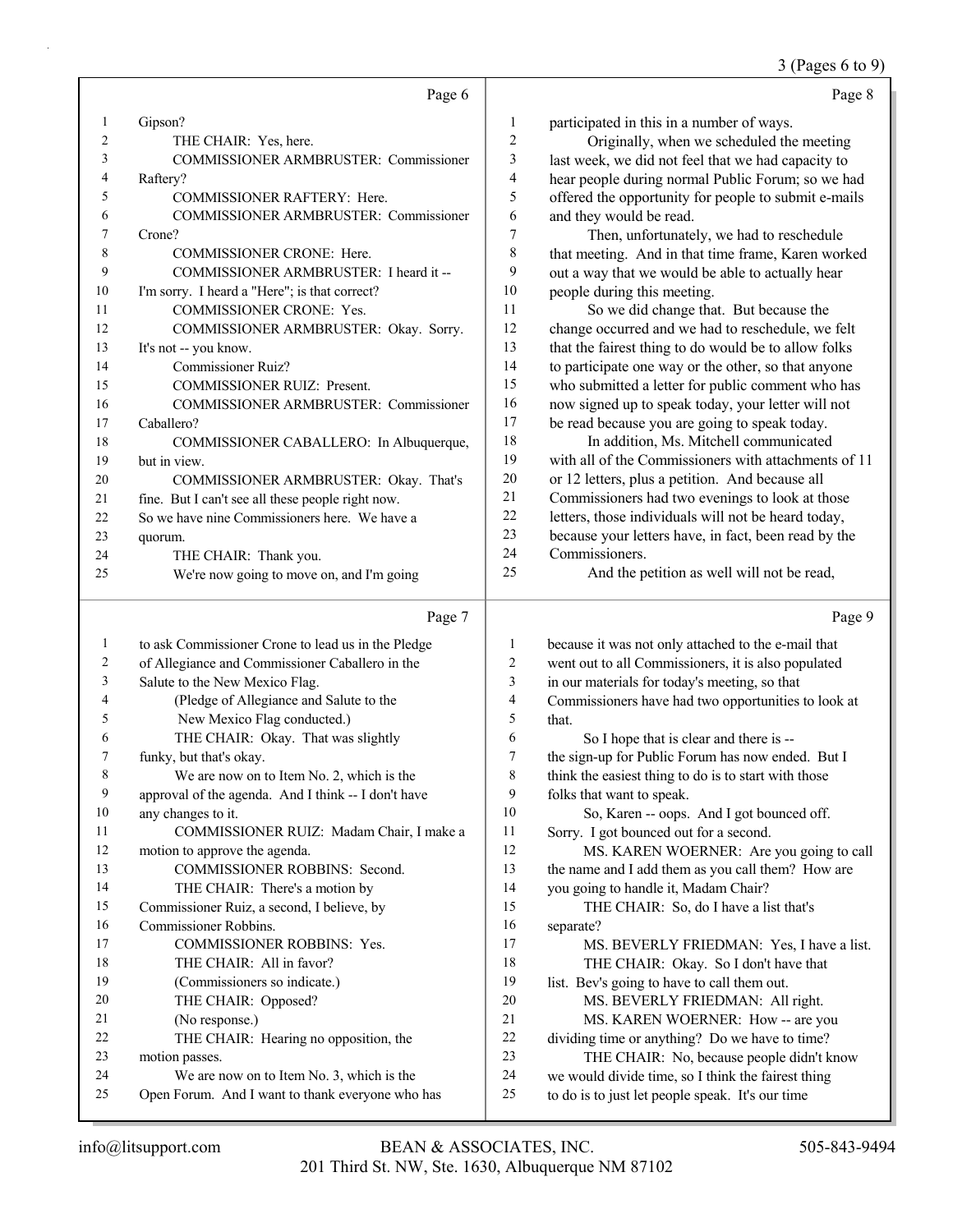Page 6

1 Gipson?
2 THE CHAIR: Yes, here.
3 COMMISSIONER ARMBRUSTER: Commissioner
4 Raftery?
5 COMMISSIONER RAFTERY: Here.
6 COMMISSIONER ARMBRUSTER: Commissioner
7 Crone?
8 COMMISSIONER CRONE: Here.
9 COMMISSIONER ARMBRUSTER: I heard it --
10 I'm sorry. I heard a "Here"; is that correct?
11 COMMISSIONER CRONE: Yes.
12 COMMISSIONER ARMBRUSTER: Okay. Sorry.
13 It's not -- you know.
14 Commissioner Ruiz?
15 COMMISSIONER RUIZ: Present.
16 COMMISSIONER ARMBRUSTER: Commissioner
17 Caballero?
18 COMMISSIONER CABALLERO: In Albuquerque,
19 but in view.
20 COMMISSIONER ARMBRUSTER: Okay. That's
21 fine. But I can't see all these people right now.
22 So we have nine Commissioners here. We have a
23 quorum.
24 THE CHAIR: Thank you.
25 We're now going to move on, and I'm going

Page 7

1 to ask Commissioner Crone to lead us in the Pledge
2 of Allegiance and Commissioner Caballero in the
3 Salute to the New Mexico Flag.
4 (Pledge of Allegiance and Salute to the
5 New Mexico Flag conducted.)
6 THE CHAIR: Okay. That was slightly
7 funky, but that's okay.
8 We are now on to Item No. 2, which is the
9 approval of the agenda. And I think -- I don't have
10 any changes to it.
11 COMMISSIONER RUIZ: Madam Chair, I make a
12 motion to approve the agenda.
13 COMMISSIONER ROBBINS: Second.
14 THE CHAIR: There's a motion by
15 Commissioner Ruiz, a second, I believe, by
16 Commissioner Robbins.
17 COMMISSIONER ROBBINS: Yes.
18 THE CHAIR: All in favor?
19 (Commissioners so indicate.)
20 THE CHAIR: Opposed?
21 (No response.)
22 THE CHAIR: Hearing no opposition, the
23 motion passes.
24 We are now on to Item No. 3, which is the
25 Open Forum. And I want to thank everyone who has

Page 8

1 participated in this in a number of ways.
2 Originally, when we scheduled the meeting
3 last week, we did not feel that we had capacity to
4 hear people during normal Public Forum; so we had
5 offered the opportunity for people to submit e-mails
6 and they would be read.
7 Then, unfortunately, we had to reschedule
8 that meeting. And in that time frame, Karen worked
9 out a way that we would be able to actually hear
10 people during this meeting.
11 So we did change that. But because the
12 change occurred and we had to reschedule, we felt
13 that the fairest thing to do would be to allow folks
14 to participate one way or the other, so that anyone
15 who submitted a letter for public comment who has
16 now signed up to speak today, your letter will not
17 be read because you are going to speak today.
18 In addition, Ms. Mitchell communicated
19 with all of the Commissioners with attachments of 11
20 or 12 letters, plus a petition. And because all
21 Commissioners had two evenings to look at those
22 letters, those individuals will not be heard today,
23 because your letters have, in fact, been read by the
24 Commissioners.
25 And the petition as well will not be read,

Page 9

1 because it was not only attached to the e-mail that
2 went out to all Commissioners, it is also populated
3 in our materials for today's meeting, so that
4 Commissioners have had two opportunities to look at
5 that.
6 So I hope that is clear and there is --
7 the sign-up for Public Forum has now ended. But I
8 think the easiest thing to do is to start with those
9 folks that want to speak.
10 So, Karen -- oops. And I got bounced off.
11 Sorry. I got bounced out for a second.
12 MS. KAREN WOERNER: Are you going to call
13 the name and I add them as you call them? How are
14 you going to handle it, Madam Chair?
15 THE CHAIR: So, do I have a list that's
16 separate?
17 MS. BEVERLY FRIEDMAN: Yes, I have a list.
18 THE CHAIR: Okay. So I don't have that
19 list. Bev's going to have to call them out.
20 MS. BEVERLY FRIEDMAN: All right.
21 MS. KAREN WOERNER: How -- are you
22 dividing time or anything? Do we have to time?
23 THE CHAIR: No, because people didn't know
24 we would divide time, so I think the fairest thing
25 to do is to just let people speak. It's our time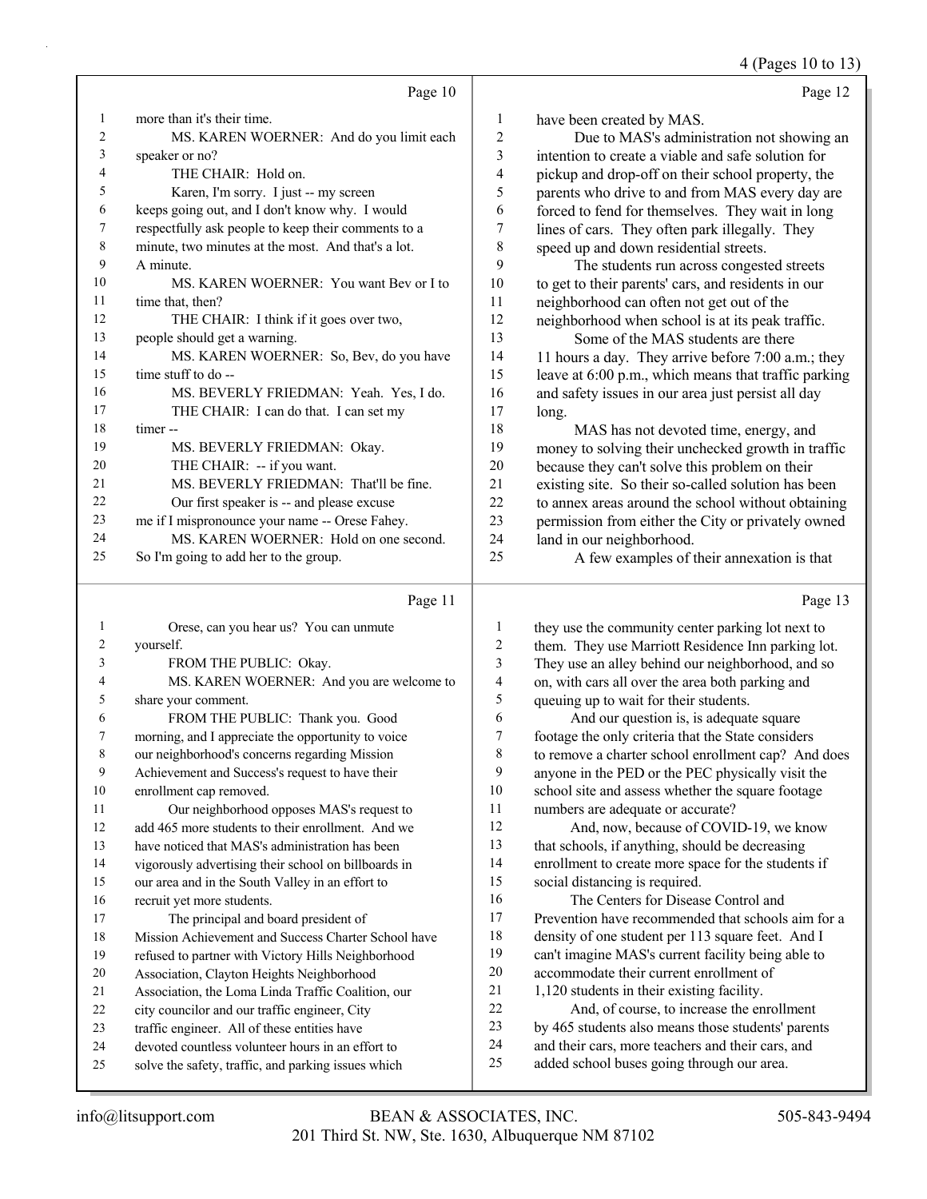Page 10

1 more than it's their time.
2 MS. KAREN WOERNER: And do you limit each
3 speaker or no?
4 THE CHAIR: Hold on.
5 Karen, I'm sorry. I just -- my screen
6 keeps going out, and I don't know why. I would
7 respectfully ask people to keep their comments to a
8 minute, two minutes at the most. And that's a lot.
9 A minute.
10 MS. KAREN WOERNER: You want Bev or I to
11 time that, then?
12 THE CHAIR: I think if it goes over two,
13 people should get a warning.
14 MS. KAREN WOERNER: So, Bev, do you have
15 time stuff to do --
16 MS. BEVERLY FRIEDMAN: Yeah. Yes, I do.
17 THE CHAIR: I can do that. I can set my
18 timer --
19 MS. BEVERLY FRIEDMAN: Okay.
20 THE CHAIR: -- if you want.
21 MS. BEVERLY FRIEDMAN: That'll be fine.
22 Our first speaker is -- and please excuse
23 me if I mispronounce your name -- Orese Fahey.
24 MS. KAREN WOERNER: Hold on one second.
25 So I'm going to add her to the group.

Page 11

1 Orese, can you hear us? You can unmute
2 yourself.
3 FROM THE PUBLIC: Okay.
4 MS. KAREN WOERNER: And you are welcome to
5 share your comment.
6 FROM THE PUBLIC: Thank you. Good
7 morning, and I appreciate the opportunity to voice
8 our neighborhood's concerns regarding Mission
9 Achievement and Success's request to have their
10 enrollment cap removed.
11 Our neighborhood opposes MAS's request to
12 add 465 more students to their enrollment. And we
13 have noticed that MAS's administration has been
14 vigorously advertising their school on billboards in
15 our area and in the South Valley in an effort to
16 recruit yet more students.
17 The principal and board president of
18 Mission Achievement and Success Charter School have
19 refused to partner with Victory Hills Neighborhood
20 Association, Clayton Heights Neighborhood
21 Association, the Loma Linda Traffic Coalition, our
22 city councilor and our traffic engineer, City
23 traffic engineer. All of these entities have
24 devoted countless volunteer hours in an effort to
25 solve the safety, traffic, and parking issues which

Page 12

1 have been created by MAS.
2 Due to MAS's administration not showing an
3 intention to create a viable and safe solution for
4 pickup and drop-off on their school property, the
5 parents who drive to and from MAS every day are
6 forced to fend for themselves. They wait in long
7 lines of cars. They often park illegally. They
8 speed up and down residential streets.
9 The students run across congested streets
10 to get to their parents' cars, and residents in our
11 neighborhood can often not get out of the
12 neighborhood when school is at its peak traffic.
13 Some of the MAS students are there
14 11 hours a day. They arrive before 7:00 a.m.; they
15 leave at 6:00 p.m., which means that traffic parking
16 and safety issues in our area just persist all day
17 long.
18 MAS has not devoted time, energy, and
19 money to solving their unchecked growth in traffic
20 because they can't solve this problem on their
21 existing site. So their so-called solution has been
22 to annex areas around the school without obtaining
23 permission from either the City or privately owned
24 land in our neighborhood.
25 A few examples of their annexation is that

Page 13

1 they use the community center parking lot next to
2 them. They use Marriott Residence Inn parking lot.
3 They use an alley behind our neighborhood, and so
4 on, with cars all over the area both parking and
5 queuing up to wait for their students.
6 And our question is, is adequate square
7 footage the only criteria that the State considers
8 to remove a charter school enrollment cap? And does
9 anyone in the PED or the PEC physically visit the
10 school site and assess whether the square footage
11 numbers are adequate or accurate?
12 And, now, because of COVID-19, we know
13 that schools, if anything, should be decreasing
14 enrollment to create more space for the students if
15 social distancing is required.
16 The Centers for Disease Control and
17 Prevention have recommended that schools aim for a
18 density of one student per 113 square feet. And I
19 can't imagine MAS's current facility being able to
20 accommodate their current enrollment of
21 1,120 students in their existing facility.
22 And, of course, to increase the enrollment
23 by 465 students also means those students' parents
24 and their cars, more teachers and their cars, and
25 added school buses going through our area.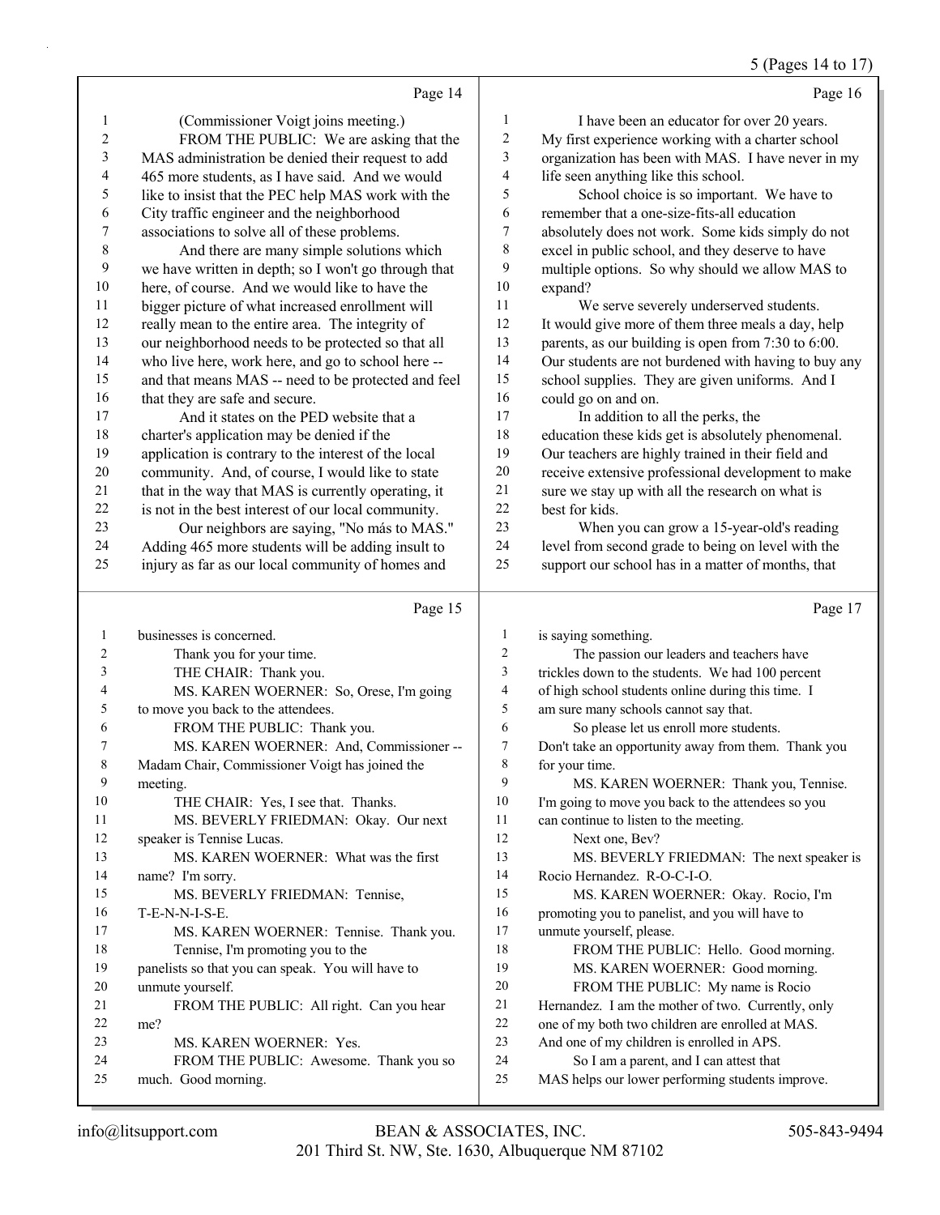**Page 14**

1 (Commissioner Voigt joins meeting.)
2 FROM THE PUBLIC: We are asking that the
3 MAS administration be denied their request to add
4 465 more students, as I have said. And we would
5 like to insist that the PEC help MAS work with the
6 City traffic engineer and the neighborhood
7 associations to solve all of these problems.
8 And there are many simple solutions which
9 we have written in depth; so I won't go through that
10 here, of course. And we would like to have the
11 bigger picture of what increased enrollment will
12 really mean to the entire area. The integrity of
13 our neighborhood needs to be protected so that all
14 who live here, work here, and go to school here --
15 and that means MAS -- need to be protected and feel
16 that they are safe and secure.
17 And it states on the PED website that a
18 charter's application may be denied if the
19 application is contrary to the interest of the local
20 community. And, of course, I would like to state
21 that in the way that MAS is currently operating, it
22 is not in the best interest of our local community.
23 Our neighbors are saying, "No más to MAS."
24 Adding 465 more students will be adding insult to
25 injury as far as our local community of homes and

**Page 15**

1 businesses is concerned.
2 Thank you for your time.
3 THE CHAIR: Thank you.
4 MS. KAREN WOERNER: So, Orese, I'm going
5 to move you back to the attendees.
6 FROM THE PUBLIC: Thank you.
7 MS. KAREN WOERNER: And, Commissioner --
8 Madam Chair, Commissioner Voigt has joined the
9 meeting.
10 THE CHAIR: Yes, I see that. Thanks.
11 MS. BEVERLY FRIEDMAN: Okay. Our next
12 speaker is Tennise Lucas.
13 MS. KAREN WOERNER: What was the first
14 name? I'm sorry.
15 MS. BEVERLY FRIEDMAN: Tennise,
16 T-E-N-N-I-S-E.
17 MS. KAREN WOERNER: Tennise. Thank you.
18 Tennise, I'm promoting you to the
19 panelists so that you can speak. You will have to
20 unmute yourself.
21 FROM THE PUBLIC: All right. Can you hear
22 me?
23 MS. KAREN WOERNER: Yes.
24 FROM THE PUBLIC: Awesome. Thank you so
25 much. Good morning.

**Page 16**

1 I have been an educator for over 20 years.
2 My first experience working with a charter school
3 organization has been with MAS. I have never in my
4 life seen anything like this school.
5 School choice is so important. We have to
6 remember that a one-size-fits-all education
7 absolutely does not work. Some kids simply do not
8 excel in public school, and they deserve to have
9 multiple options. So why should we allow MAS to
10 expand?
11 We serve severely underserved students.
12 It would give more of them three meals a day, help
13 parents, as our building is open from 7:30 to 6:00.
14 Our students are not burdened with having to buy any
15 school supplies. They are given uniforms. And I
16 could go on and on.
17 In addition to all the perks, the
18 education these kids get is absolutely phenomenal.
19 Our teachers are highly trained in their field and
20 receive extensive professional development to make
21 sure we stay up with all the research on what is
22 best for kids.
23 When you can grow a 15-year-old's reading
24 level from second grade to being on level with the
25 support our school has in a matter of months, that

**Page 17**

1 is saying something.
2 The passion our leaders and teachers have
3 trickles down to the students. We had 100 percent
4 of high school students online during this time. I
5 am sure many schools cannot say that.
6 So please let us enroll more students.
7 Don't take an opportunity away from them. Thank you
8 for your time.
9 MS. KAREN WOERNER: Thank you, Tennise.
10 I'm going to move you back to the attendees so you
11 can continue to listen to the meeting.
12 Next one, Bev?
13 MS. BEVERLY FRIEDMAN: The next speaker is
14 Rocio Hernandez. R-O-C-I-O.
15 MS. KAREN WOERNER: Okay. Rocio, I'm
16 promoting you to panelist, and you will have to
17 unmute yourself, please.
18 FROM THE PUBLIC: Hello. Good morning.
19 MS. KAREN WOERNER: Good morning.
20 FROM THE PUBLIC: My name is Rocio
21 Hernandez. I am the mother of two. Currently, only
22 one of my both two children are enrolled at MAS.
23 And one of my children is enrolled in APS.
24 So I am a parent, and I can attest that
25 MAS helps our lower performing students improve.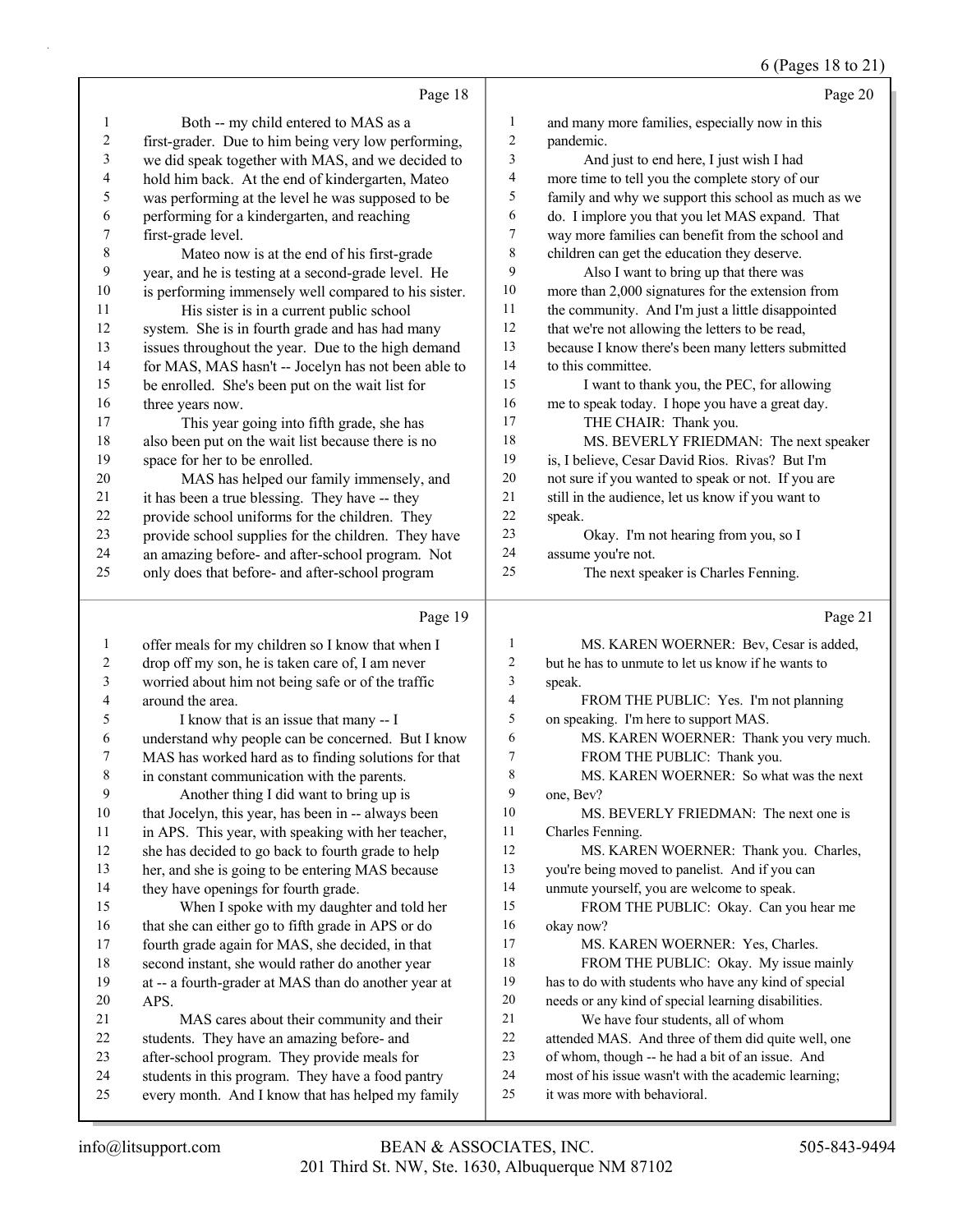Page 18

Both -- my child entered to MAS as a first-grader. Due to him being very low performing, we did speak together with MAS, and we decided to hold him back. At the end of kindergarten, Mateo was performing at the level he was supposed to be performing for a kindergarten, and reaching first-grade level.

Mateo now is at the end of his first-grade year, and he is testing at a second-grade level. He is performing immensely well compared to his sister.

His sister is in a current public school system. She is in fourth grade and has had many issues throughout the year. Due to the high demand for MAS, MAS hasn't -- Jocelyn has not been able to be enrolled. She's been put on the wait list for three years now.

This year going into fifth grade, she has also been put on the wait list because there is no space for her to be enrolled.

MAS has helped our family immensely, and it has been a true blessing. They have -- they provide school uniforms for the children. They provide school supplies for the children. They have an amazing before- and after-school program. Not only does that before- and after-school program

Page 19

offer meals for my children so I know that when I drop off my son, he is taken care of, I am never worried about him not being safe or of the traffic around the area.

I know that is an issue that many -- I understand why people can be concerned. But I know MAS has worked hard as to finding solutions for that in constant communication with the parents.

Another thing I did want to bring up is that Jocelyn, this year, has been in -- always been in APS. This year, with speaking with her teacher, she has decided to go back to fourth grade to help her, and she is going to be entering MAS because they have openings for fourth grade.

When I spoke with my daughter and told her that she can either go to fifth grade in APS or do fourth grade again for MAS, she decided, in that second instant, she would rather do another year at -- a fourth-grader at MAS than do another year at APS.

MAS cares about their community and their students. They have an amazing before- and after-school program. They provide meals for students in this program. They have a food pantry every month. And I know that has helped my family

Page 20

and many more families, especially now in this pandemic.

And just to end here, I just wish I had more time to tell you the complete story of our family and why we support this school as much as we do. I implore you that you let MAS expand. That way more families can benefit from the school and children can get the education they deserve.

Also I want to bring up that there was more than 2,000 signatures for the extension from the community. And I'm just a little disappointed that we're not allowing the letters to be read, because I know there's been many letters submitted to this committee.

I want to thank you, the PEC, for allowing me to speak today. I hope you have a great day.

THE CHAIR: Thank you.

MS. BEVERLY FRIEDMAN: The next speaker is, I believe, Cesar David Rios. Rivas? But I'm not sure if you wanted to speak or not. If you are still in the audience, let us know if you want to speak.

Okay. I'm not hearing from you, so I assume you're not.

The next speaker is Charles Fenning.

Page 21

MS. KAREN WOERNER: Bev, Cesar is added, but he has to unmute to let us know if he wants to speak.

FROM THE PUBLIC: Yes. I'm not planning on speaking. I'm here to support MAS.

MS. KAREN WOERNER: Thank you very much.

FROM THE PUBLIC: Thank you.

MS. KAREN WOERNER: So what was the next one, Bev?

MS. BEVERLY FRIEDMAN: The next one is Charles Fenning.

MS. KAREN WOERNER: Thank you. Charles, you're being moved to panelist. And if you can unmute yourself, you are welcome to speak.

FROM THE PUBLIC: Okay. Can you hear me okay now?

MS. KAREN WOERNER: Yes, Charles.

FROM THE PUBLIC: Okay. My issue mainly has to do with students who have any kind of special needs or any kind of special learning disabilities.

We have four students, all of whom attended MAS. And three of them did quite well, one of whom, though -- he had a bit of an issue. And most of his issue wasn't with the academic learning; it was more with behavioral.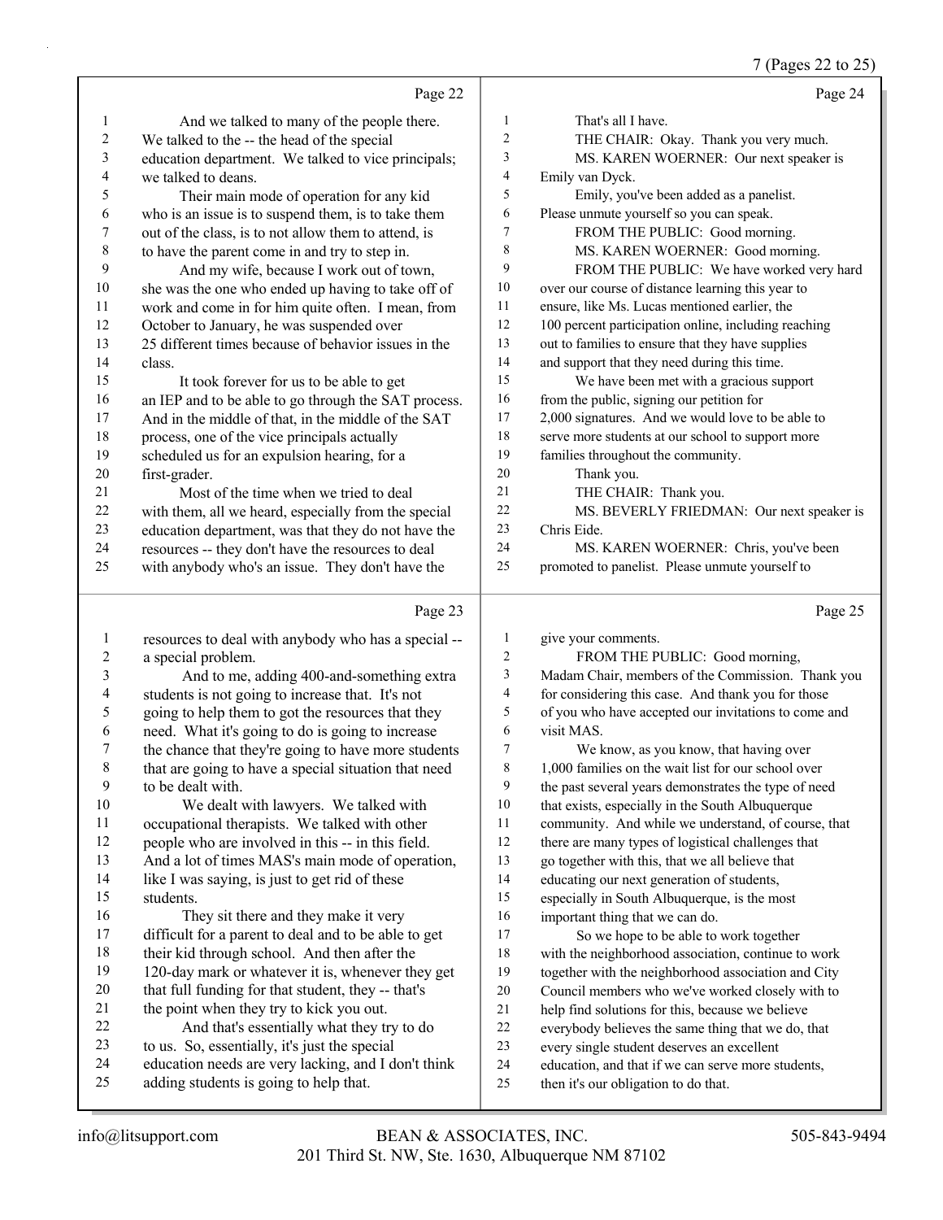Page 22

1 And we talked to many of the people there.
2 We talked to the -- the head of the special
3 education department. We talked to vice principals;
4 we talked to deans.
5 Their main mode of operation for any kid
6 who is an issue is to suspend them, is to take them
7 out of the class, is to not allow them to attend, is
8 to have the parent come in and try to step in.
9 And my wife, because I work out of town,
10 she was the one who ended up having to take off of
11 work and come in for him quite often. I mean, from
12 October to January, he was suspended over
13 25 different times because of behavior issues in the
14 class.
15 It took forever for us to be able to get
16 an IEP and to be able to go through the SAT process.
17 And in the middle of that, in the middle of the SAT
18 process, one of the vice principals actually
19 scheduled us for an expulsion hearing, for a
20 first-grader.
21 Most of the time when we tried to deal
22 with them, all we heard, especially from the special
23 education department, was that they do not have the
24 resources -- they don't have the resources to deal
25 with anybody who's an issue. They don't have the

Page 23

1 resources to deal with anybody who has a special --
2 a special problem.
3 And to me, adding 400-and-something extra
4 students is not going to increase that. It's not
5 going to help them to got the resources that they
6 need. What it's going to do is going to increase
7 the chance that they're going to have more students
8 that are going to have a special situation that need
9 to be dealt with.
10 We dealt with lawyers. We talked with
11 occupational therapists. We talked with other
12 people who are involved in this -- in this field.
13 And a lot of times MAS's main mode of operation,
14 like I was saying, is just to get rid of these
15 students.
16 They sit there and they make it very
17 difficult for a parent to deal and to be able to get
18 their kid through school. And then after the
19 120-day mark or whatever it is, whenever they get
20 that full funding for that student, they -- that's
21 the point when they try to kick you out.
22 And that's essentially what they try to do
23 to us. So, essentially, it's just the special
24 education needs are very lacking, and I don't think
25 adding students is going to help that.

Page 24

1 That's all I have.
2 THE CHAIR: Okay. Thank you very much.
3 MS. KAREN WOERNER: Our next speaker is
4 Emily van Dyck.
5 Emily, you've been added as a panelist.
6 Please unmute yourself so you can speak.
7 FROM THE PUBLIC: Good morning.
8 MS. KAREN WOERNER: Good morning.
9 FROM THE PUBLIC: We have worked very hard
10 over our course of distance learning this year to
11 ensure, like Ms. Lucas mentioned earlier, the
12 100 percent participation online, including reaching
13 out to families to ensure that they have supplies
14 and support that they need during this time.
15 We have been met with a gracious support
16 from the public, signing our petition for
17 2,000 signatures. And we would love to be able to
18 serve more students at our school to support more
19 families throughout the community.
20 Thank you.
21 THE CHAIR: Thank you.
22 MS. BEVERLY FRIEDMAN: Our next speaker is
23 Chris Eide.
24 MS. KAREN WOERNER: Chris, you've been
25 promoted to panelist. Please unmute yourself to

Page 25

1 give your comments.
2 FROM THE PUBLIC: Good morning,
3 Madam Chair, members of the Commission. Thank you
4 for considering this case. And thank you for those
5 of you who have accepted our invitations to come and
6 visit MAS.
7 We know, as you know, that having over
8 1,000 families on the wait list for our school over
9 the past several years demonstrates the type of need
10 that exists, especially in the South Albuquerque
11 community. And while we understand, of course, that
12 there are many types of logistical challenges that
13 go together with this, that we all believe that
14 educating our next generation of students,
15 especially in South Albuquerque, is the most
16 important thing that we can do.
17 So we hope to be able to work together
18 with the neighborhood association, continue to work
19 together with the neighborhood association and City
20 Council members who we've worked closely with to
21 help find solutions for this, because we believe
22 everybody believes the same thing that we do, that
23 every single student deserves an excellent
24 education, and that if we can serve more students,
25 then it's our obligation to do that.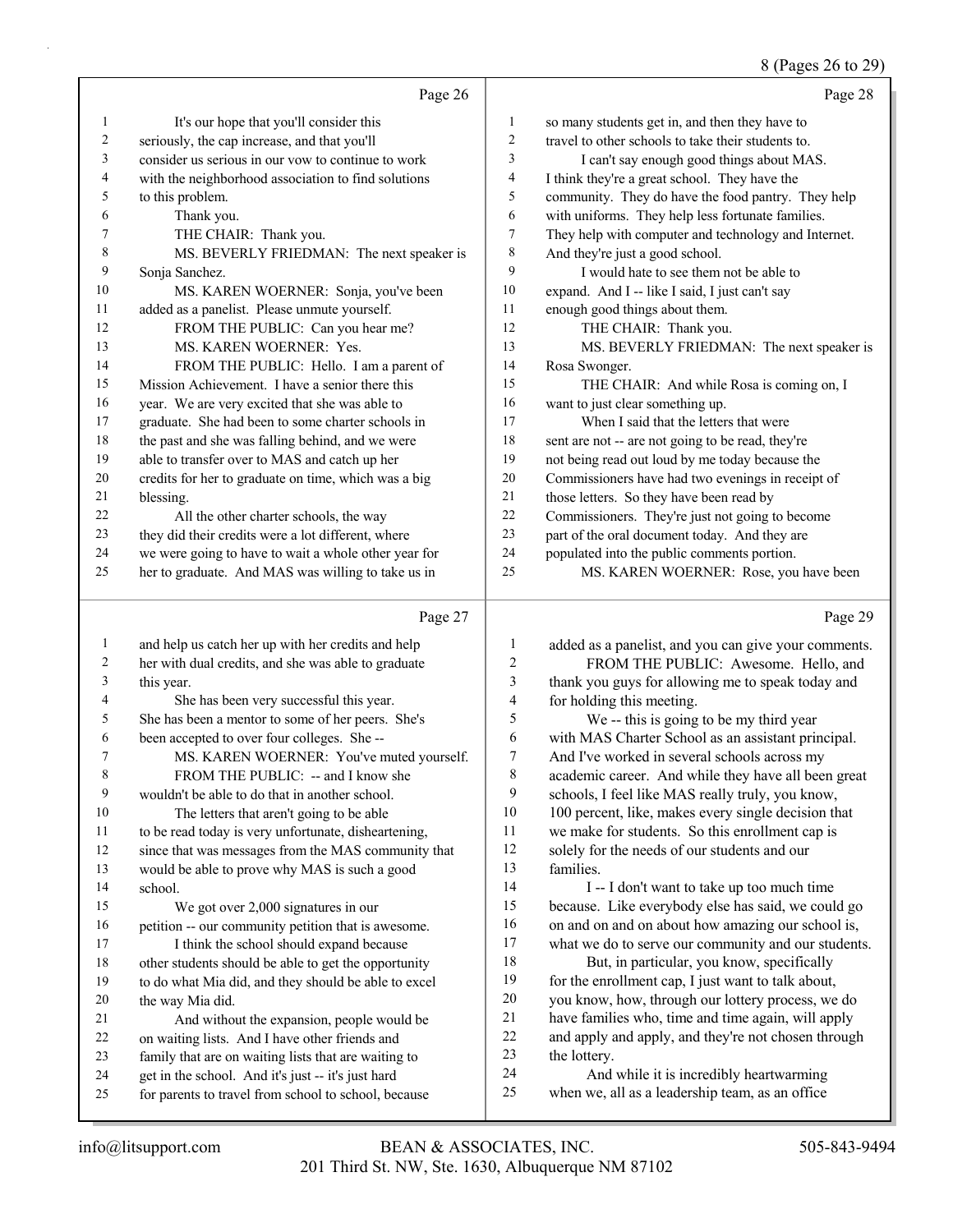Page 26

1 It's our hope that you'll consider this
2 seriously, the cap increase, and that you'll
3 consider us serious in our vow to continue to work
4 with the neighborhood association to find solutions
5 to this problem.
6 Thank you.
7 THE CHAIR: Thank you.
8 MS. BEVERLY FRIEDMAN: The next speaker is
9 Sonja Sanchez.
10 MS. KAREN WOERNER: Sonja, you've been
11 added as a panelist. Please unmute yourself.
12 FROM THE PUBLIC: Can you hear me?
13 MS. KAREN WOERNER: Yes.
14 FROM THE PUBLIC: Hello. I am a parent of
15 Mission Achievement. I have a senior there this
16 year. We are very excited that she was able to
17 graduate. She had been to some charter schools in
18 the past and she was falling behind, and we were
19 able to transfer over to MAS and catch up her
20 credits for her to graduate on time, which was a big
21 blessing.
22 All the other charter schools, the way
23 they did their credits were a lot different, where
24 we were going to have to wait a whole other year for
25 her to graduate. And MAS was willing to take us in

Page 27

1 and help us catch her up with her credits and help
2 her with dual credits, and she was able to graduate
3 this year.
4 She has been very successful this year.
5 She has been a mentor to some of her peers. She's
6 been accepted to over four colleges. She --
7 MS. KAREN WOERNER: You've muted yourself.
8 FROM THE PUBLIC: -- and I know she
9 wouldn't be able to do that in another school.
10 The letters that aren't going to be able
11 to be read today is very unfortunate, disheartening,
12 since that was messages from the MAS community that
13 would be able to prove why MAS is such a good
14 school.
15 We got over 2,000 signatures in our
16 petition -- our community petition that is awesome.
17 I think the school should expand because
18 other students should be able to get the opportunity
19 to do what Mia did, and they should be able to excel
20 the way Mia did.
21 And without the expansion, people would be
22 on waiting lists. And I have other friends and
23 family that are on waiting lists that are waiting to
24 get in the school. And it's just -- it's just hard
25 for parents to travel from school to school, because

Page 28

1 so many students get in, and then they have to
2 travel to other schools to take their students to.
3 I can't say enough good things about MAS.
4 I think they're a great school. They have the
5 community. They do have the food pantry. They help
6 with uniforms. They help less fortunate families.
7 They help with computer and technology and Internet.
8 And they're just a good school.
9 I would hate to see them not be able to
10 expand. And I -- like I said, I just can't say
11 enough good things about them.
12 THE CHAIR: Thank you.
13 MS. BEVERLY FRIEDMAN: The next speaker is
14 Rosa Swonger.
15 THE CHAIR: And while Rosa is coming on, I
16 want to just clear something up.
17 When I said that the letters that were
18 sent are not -- are not going to be read, they're
19 not being read out loud by me today because the
20 Commissioners have had two evenings in receipt of
21 those letters. So they have been read by
22 Commissioners. They're just not going to become
23 part of the oral document today. And they are
24 populated into the public comments portion.
25 MS. KAREN WOERNER: Rose, you have been

Page 29

1 added as a panelist, and you can give your comments.
2 FROM THE PUBLIC: Awesome. Hello, and
3 thank you guys for allowing me to speak today and
4 for holding this meeting.
5 We -- this is going to be my third year
6 with MAS Charter School as an assistant principal.
7 And I've worked in several schools across my
8 academic career. And while they have all been great
9 schools, I feel like MAS really truly, you know,
10 100 percent, like, makes every single decision that
11 we make for students. So this enrollment cap is
12 solely for the needs of our students and our
13 families.
14 I -- I don't want to take up too much time
15 because. Like everybody else has said, we could go
16 on and on and on about how amazing our school is,
17 what we do to serve our community and our students.
18 But, in particular, you know, specifically
19 for the enrollment cap, I just want to talk about,
20 you know, how, through our lottery process, we do
21 have families who, time and time again, will apply
22 and apply and apply, and they're not chosen through
23 the lottery.
24 And while it is incredibly heartwarming
25 when we, all as a leadership team, as an office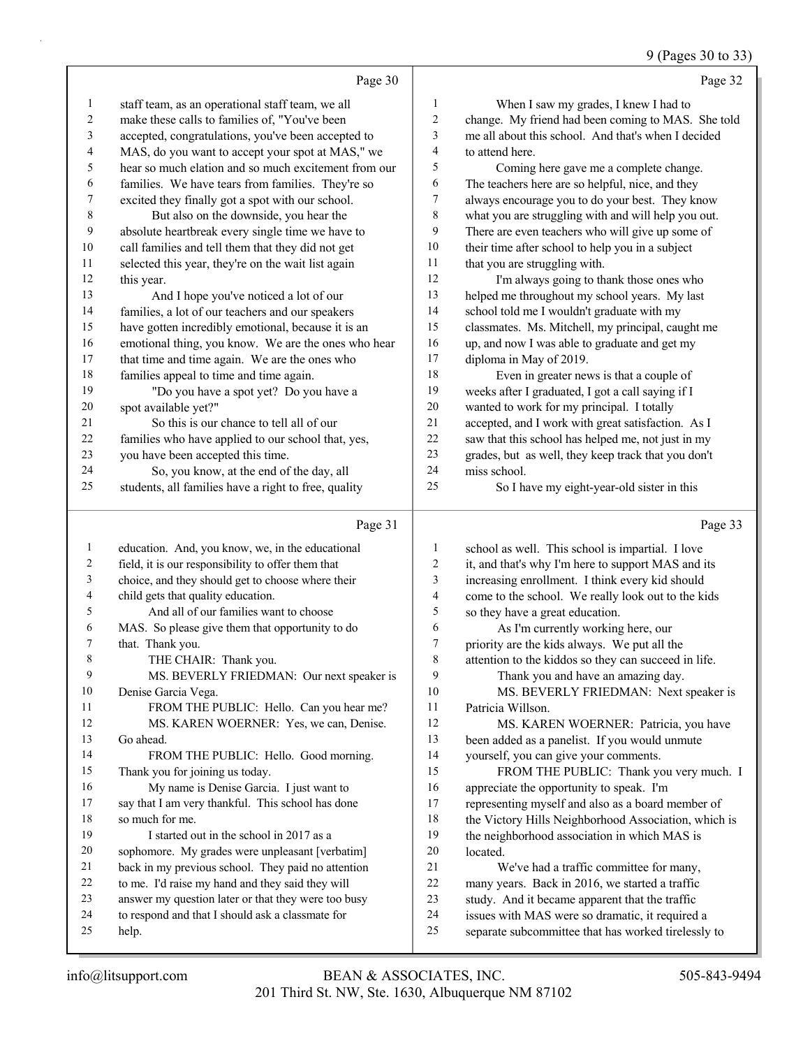Page 30

staff team, as an operational staff team, we all make these calls to families of, "You've been accepted, congratulations, you've been accepted to MAS, do you want to accept your spot at MAS," we hear so much elation and so much excitement from our families. We have tears from families. They're so excited they finally got a spot with our school.

But also on the downside, you hear the absolute heartbreak every single time we have to call families and tell them that they did not get selected this year, they're on the wait list again this year.

And I hope you've noticed a lot of our families, a lot of our teachers and our speakers have gotten incredibly emotional, because it is an emotional thing, you know. We are the ones who hear that time and time again. We are the ones who families appeal to time and time again.

"Do you have a spot yet? Do you have a spot available yet?"

So this is our chance to tell all of our families who have applied to our school that, yes, you have been accepted this time.

So, you know, at the end of the day, all students, all families have a right to free, quality

Page 31

education. And, you know, we, in the educational field, it is our responsibility to offer them that choice, and they should get to choose where their child gets that quality education.

And all of our families want to choose MAS. So please give them that opportunity to do that. Thank you.

THE CHAIR: Thank you.

MS. BEVERLY FRIEDMAN: Our next speaker is Denise Garcia Vega.

FROM THE PUBLIC: Hello. Can you hear me?

MS. KAREN WOERNER: Yes, we can, Denise. Go ahead.

FROM THE PUBLIC: Hello. Good morning. Thank you for joining us today.

My name is Denise Garcia. I just want to say that I am very thankful. This school has done so much for me.

I started out in the school in 2017 as a sophomore. My grades were unpleasant [verbatim] back in my previous school. They paid no attention to me. I'd raise my hand and they said they will answer my question later or that they were too busy to respond and that I should ask a classmate for help.

Page 32

When I saw my grades, I knew I had to change. My friend had been coming to MAS. She told me all about this school. And that's when I decided to attend here.

Coming here gave me a complete change. The teachers here are so helpful, nice, and they always encourage you to do your best. They know what you are struggling with and will help you out. There are even teachers who will give up some of their time after school to help you in a subject that you are struggling with.

I'm always going to thank those ones who helped me throughout my school years. My last school told me I wouldn't graduate with my classmates. Ms. Mitchell, my principal, caught me up, and now I was able to graduate and get my diploma in May of 2019.

Even in greater news is that a couple of weeks after I graduated, I got a call saying if I wanted to work for my principal. I totally accepted, and I work with great satisfaction. As I saw that this school has helped me, not just in my grades, but as well, they keep track that you don't miss school.

So I have my eight-year-old sister in this

Page 33

school as well. This school is impartial. I love it, and that's why I'm here to support MAS and its increasing enrollment. I think every kid should come to the school. We really look out to the kids so they have a great education.

As I'm currently working here, our priority are the kids always. We put all the attention to the kiddos so they can succeed in life.

Thank you and have an amazing day.

MS. BEVERLY FRIEDMAN: Next speaker is Patricia Willson.

MS. KAREN WOERNER: Patricia, you have been added as a panelist. If you would unmute yourself, you can give your comments.

FROM THE PUBLIC: Thank you very much. I appreciate the opportunity to speak. I'm representing myself and also as a board member of the Victory Hills Neighborhood Association, which is the neighborhood association in which MAS is located.

We've had a traffic committee for many, many years. Back in 2016, we started a traffic study. And it became apparent that the traffic issues with MAS were so dramatic, it required a separate subcommittee that has worked tirelessly to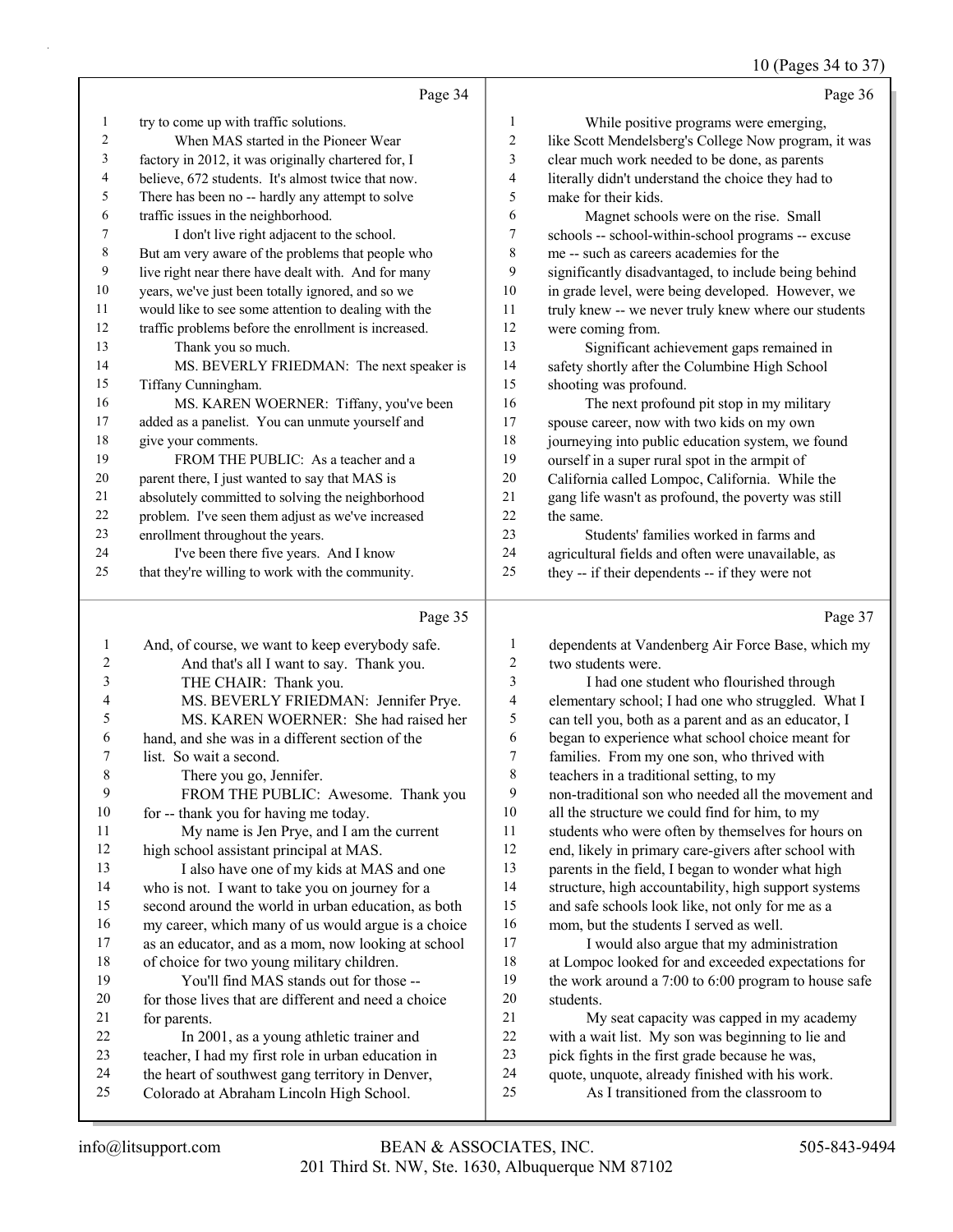Page 34

try to come up with traffic solutions.

When MAS started in the Pioneer Wear factory in 2012, it was originally chartered for, I believe, 672 students. It's almost twice that now. There has been no -- hardly any attempt to solve traffic issues in the neighborhood.

I don't live right adjacent to the school. But am very aware of the problems that people who live right near there have dealt with. And for many years, we've just been totally ignored, and so we would like to see some attention to dealing with the traffic problems before the enrollment is increased.

Thank you so much.

MS. BEVERLY FRIEDMAN: The next speaker is Tiffany Cunningham.

MS. KAREN WOERNER: Tiffany, you've been added as a panelist. You can unmute yourself and give your comments.

FROM THE PUBLIC: As a teacher and a parent there, I just wanted to say that MAS is absolutely committed to solving the neighborhood problem. I've seen them adjust as we've increased enrollment throughout the years.

I've been there five years. And I know that they're willing to work with the community.

Page 35

And, of course, we want to keep everybody safe.

And that's all I want to say. Thank you.

THE CHAIR: Thank you.

MS. BEVERLY FRIEDMAN: Jennifer Prye.

MS. KAREN WOERNER: She had raised her hand, and she was in a different section of the list. So wait a second.

There you go, Jennifer.

FROM THE PUBLIC: Awesome. Thank you for -- thank you for having me today.

My name is Jen Prye, and I am the current high school assistant principal at MAS.

I also have one of my kids at MAS and one who is not. I want to take you on journey for a second around the world in urban education, as both my career, which many of us would argue is a choice as an educator, and as a mom, now looking at school of choice for two young military children.

You'll find MAS stands out for those -- for those lives that are different and need a choice for parents.

In 2001, as a young athletic trainer and teacher, I had my first role in urban education in the heart of southwest gang territory in Denver, Colorado at Abraham Lincoln High School.

Page 36

While positive programs were emerging, like Scott Mendelsberg's College Now program, it was clear much work needed to be done, as parents literally didn't understand the choice they had to make for their kids.

Magnet schools were on the rise. Small schools -- school-within-school programs -- excuse me -- such as careers academies for the significantly disadvantaged, to include being behind in grade level, were being developed. However, we truly knew -- we never truly knew where our students were coming from.

Significant achievement gaps remained in safety shortly after the Columbine High School shooting was profound.

The next profound pit stop in my military spouse career, now with two kids on my own journeying into public education system, we found ourself in a super rural spot in the armpit of California called Lompoc, California. While the gang life wasn't as profound, the poverty was still the same.

Students' families worked in farms and agricultural fields and often were unavailable, as they -- if their dependents -- if they were not

Page 37

dependents at Vandenberg Air Force Base, which my two students were.

I had one student who flourished through elementary school; I had one who struggled. What I can tell you, both as a parent and as an educator, I began to experience what school choice meant for families. From my one son, who thrived with teachers in a traditional setting, to my non-traditional son who needed all the movement and all the structure we could find for him, to my students who were often by themselves for hours on end, likely in primary care-givers after school with parents in the field, I began to wonder what high structure, high accountability, high support systems and safe schools look like, not only for me as a mom, but the students I served as well.

I would also argue that my administration at Lompoc looked for and exceeded expectations for the work around a 7:00 to 6:00 program to house safe students.

My seat capacity was capped in my academy with a wait list. My son was beginning to lie and pick fights in the first grade because he was, quote, unquote, already finished with his work.

As I transitioned from the classroom to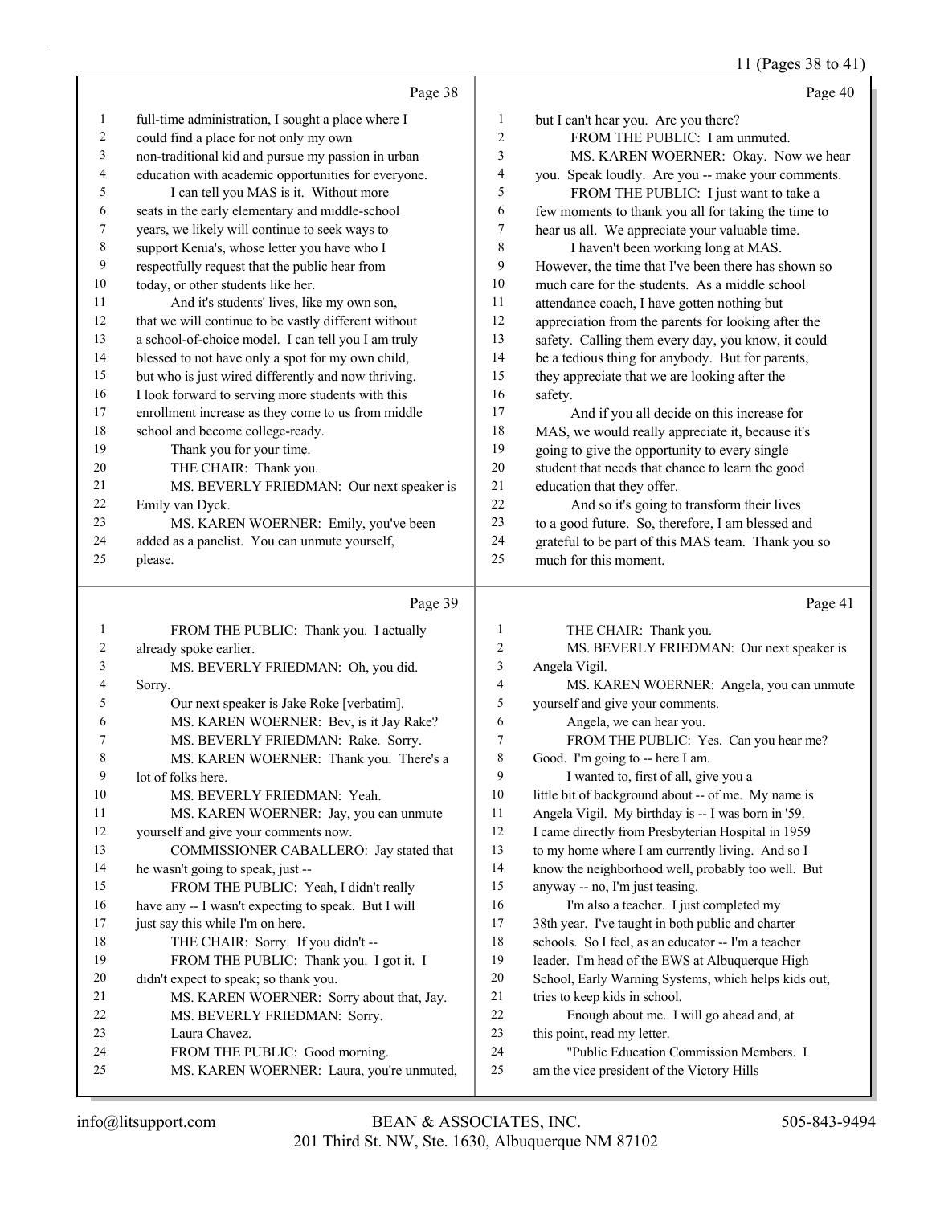Page 38

1 full-time administration, I sought a place where I
2 could find a place for not only my own
3 non-traditional kid and pursue my passion in urban
4 education with academic opportunities for everyone.
5 I can tell you MAS is it. Without more
6 seats in the early elementary and middle-school
7 years, we likely will continue to seek ways to
8 support Kenia's, whose letter you have who I
9 respectfully request that the public hear from
10 today, or other students like her.
11 And it's students' lives, like my own son,
12 that we will continue to be vastly different without
13 a school-of-choice model. I can tell you I am truly
14 blessed to not have only a spot for my own child,
15 but who is just wired differently and now thriving.
16 I look forward to serving more students with this
17 enrollment increase as they come to us from middle
18 school and become college-ready.
19 Thank you for your time.
20 THE CHAIR: Thank you.
21 MS. BEVERLY FRIEDMAN: Our next speaker is
22 Emily van Dyck.
23 MS. KAREN WOERNER: Emily, you've been
24 added as a panelist. You can unmute yourself,
25 please.

Page 39

1 FROM THE PUBLIC: Thank you. I actually
2 already spoke earlier.
3 MS. BEVERLY FRIEDMAN: Oh, you did.
4 Sorry.
5 Our next speaker is Jake Roke [verbatim].
6 MS. KAREN WOERNER: Bev, is it Jay Rake?
7 MS. BEVERLY FRIEDMAN: Rake. Sorry.
8 MS. KAREN WOERNER: Thank you. There's a
9 lot of folks here.
10 MS. BEVERLY FRIEDMAN: Yeah.
11 MS. KAREN WOERNER: Jay, you can unmute
12 yourself and give your comments now.
13 COMMISSIONER CABALLERO: Jay stated that
14 he wasn't going to speak, just --
15 FROM THE PUBLIC: Yeah, I didn't really
16 have any -- I wasn't expecting to speak. But I will
17 just say this while I'm on here.
18 THE CHAIR: Sorry. If you didn't --
19 FROM THE PUBLIC: Thank you. I got it. I
20 didn't expect to speak; so thank you.
21 MS. KAREN WOERNER: Sorry about that, Jay.
22 MS. BEVERLY FRIEDMAN: Sorry.
23 Laura Chavez.
24 FROM THE PUBLIC: Good morning.
25 MS. KAREN WOERNER: Laura, you're unmuted,

Page 40

1 but I can't hear you. Are you there?
2 FROM THE PUBLIC: I am unmuted.
3 MS. KAREN WOERNER: Okay. Now we hear
4 you. Speak loudly. Are you -- make your comments.
5 FROM THE PUBLIC: I just want to take a
6 few moments to thank you all for taking the time to
7 hear us all. We appreciate your valuable time.
8 I haven't been working long at MAS.
9 However, the time that I've been there has shown so
10 much care for the students. As a middle school
11 attendance coach, I have gotten nothing but
12 appreciation from the parents for looking after the
13 safety. Calling them every day, you know, it could
14 be a tedious thing for anybody. But for parents,
15 they appreciate that we are looking after the
16 safety.
17 And if you all decide on this increase for
18 MAS, we would really appreciate it, because it's
19 going to give the opportunity to every single
20 student that needs that chance to learn the good
21 education that they offer.
22 And so it's going to transform their lives
23 to a good future. So, therefore, I am blessed and
24 grateful to be part of this MAS team. Thank you so
25 much for this moment.

Page 41

1 THE CHAIR: Thank you.
2 MS. BEVERLY FRIEDMAN: Our next speaker is
3 Angela Vigil.
4 MS. KAREN WOERNER: Angela, you can unmute
5 yourself and give your comments.
6 Angela, we can hear you.
7 FROM THE PUBLIC: Yes. Can you hear me?
8 Good. I'm going to -- here I am.
9 I wanted to, first of all, give you a
10 little bit of background about -- of me. My name is
11 Angela Vigil. My birthday is -- I was born in '59.
12 I came directly from Presbyterian Hospital in 1959
13 to my home where I am currently living. And so I
14 know the neighborhood well, probably too well. But
15 anyway -- no, I'm just teasing.
16 I'm also a teacher. I just completed my
17 38th year. I've taught in both public and charter
18 schools. So I feel, as an educator -- I'm a teacher
19 leader. I'm head of the EWS at Albuquerque High
20 School, Early Warning Systems, which helps kids out,
21 tries to keep kids in school.
22 Enough about me. I will go ahead and, at
23 this point, read my letter.
24 "Public Education Commission Members. I
25 am the vice president of the Victory Hills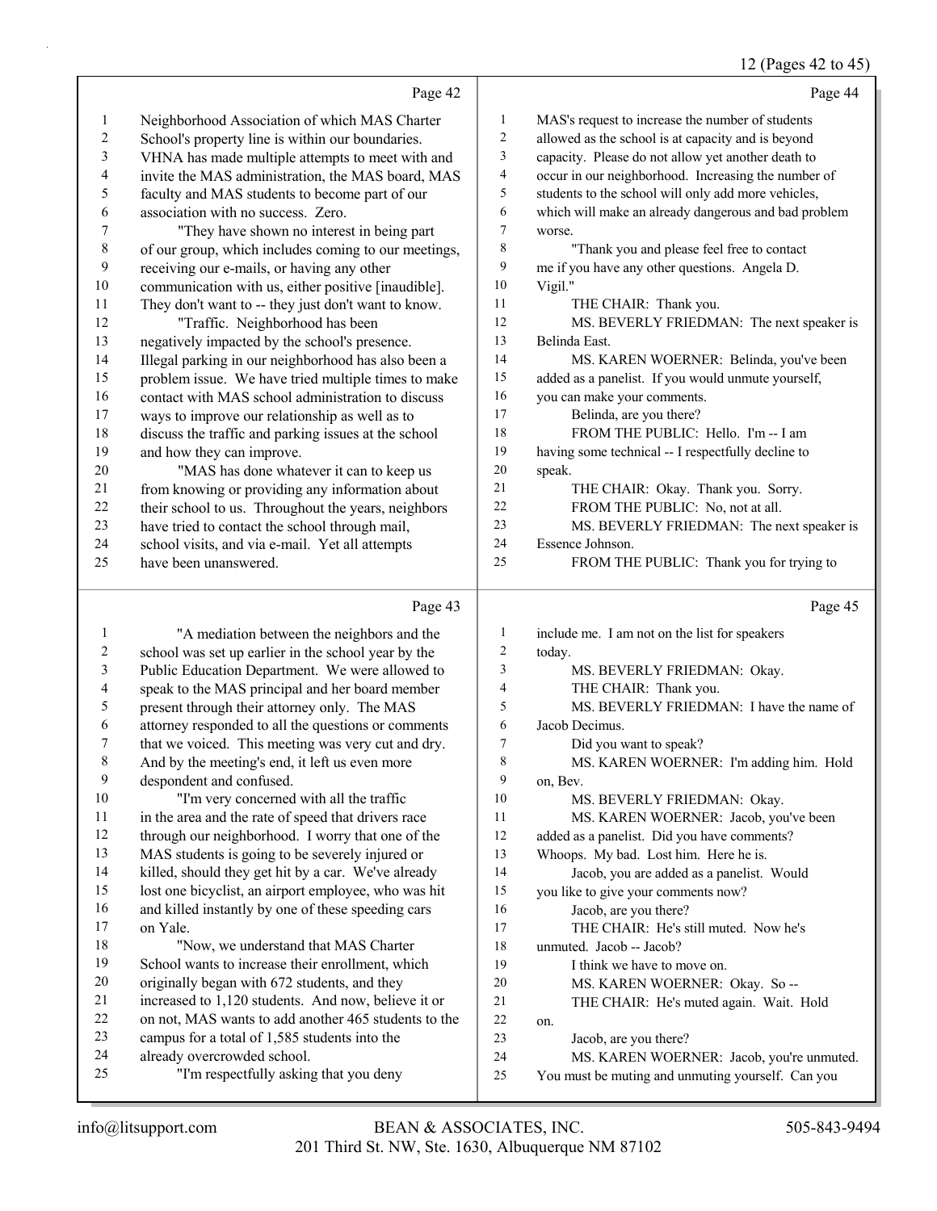Neighborhood Association of which MAS Charter School's property line is within our boundaries. VHNA has made multiple attempts to meet with and invite the MAS administration, the MAS board, MAS faculty and MAS students to become part of our association with no success. Zero.

"They have shown no interest in being part of our group, which includes coming to our meetings, receiving our e-mails, or having any other communication with us, either positive [inaudible]. They don't want to -- they just don't want to know.

"Traffic. Neighborhood has been negatively impacted by the school's presence. Illegal parking in our neighborhood has also been a problem issue. We have tried multiple times to make contact with MAS school administration to discuss ways to improve our relationship as well as to discuss the traffic and parking issues at the school and how they can improve.

"MAS has done whatever it can to keep us from knowing or providing any information about their school to us. Throughout the years, neighbors have tried to contact the school through mail, school visits, and via e-mail. Yet all attempts have been unanswered.

"A mediation between the neighbors and the school was set up earlier in the school year by the Public Education Department. We were allowed to speak to the MAS principal and her board member present through their attorney only. The MAS attorney responded to all the questions or comments that we voiced. This meeting was very cut and dry. And by the meeting's end, it left us even more despondent and confused.

"I'm very concerned with all the traffic in the area and the rate of speed that drivers race through our neighborhood. I worry that one of the MAS students is going to be severely injured or killed, should they get hit by a car. We've already lost one bicyclist, an airport employee, who was hit and killed instantly by one of these speeding cars on Yale.

"Now, we understand that MAS Charter School wants to increase their enrollment, which originally began with 672 students, and they increased to 1,120 students. And now, believe it or not, MAS wants to add another 465 students to the campus for a total of 1,585 students into the already overcrowded school.

"I'm respectfully asking that you deny MAS's request to increase the number of students allowed as the school is at capacity and is beyond capacity. Please do not allow yet another death to occur in our neighborhood. Increasing the number of students to the school will only add more vehicles, which will make an already dangerous and bad problem worse.

"Thank you and please feel free to contact me if you have any other questions. Angela D. Vigil."

THE CHAIR: Thank you.

MS. BEVERLY FRIEDMAN: The next speaker is Belinda East.

MS. KAREN WOERNER: Belinda, you've been added as a panelist. If you would unmute yourself, you can make your comments.

Belinda, are you there?

FROM THE PUBLIC: Hello. I'm -- I am having some technical -- I respectfully decline to speak.

THE CHAIR: Okay. Thank you. Sorry.

FROM THE PUBLIC: No, not at all.

MS. BEVERLY FRIEDMAN: The next speaker is Essence Johnson.

FROM THE PUBLIC: Thank you for trying to include me. I am not on the list for speakers today.

MS. BEVERLY FRIEDMAN: Okay.

THE CHAIR: Thank you.

MS. BEVERLY FRIEDMAN: I have the name of Jacob Decimus.

Did you want to speak?

MS. KAREN WOERNER: I'm adding him. Hold on, Bev.

MS. BEVERLY FRIEDMAN: Okay.

MS. KAREN WOERNER: Jacob, you've been added as a panelist. Did you have comments? Whoops. My bad. Lost him. Here he is.

Jacob, you are added as a panelist. Would you like to give your comments now?

Jacob, are you there?

THE CHAIR: He's still muted. Now he's unmuted. Jacob -- Jacob?

I think we have to move on.

MS. KAREN WOERNER: Okay. So --

THE CHAIR: He's muted again. Wait. Hold on.

Jacob, are you there?

MS. KAREN WOERNER: Jacob, you're unmuted. You must be muting and unmuting yourself. Can you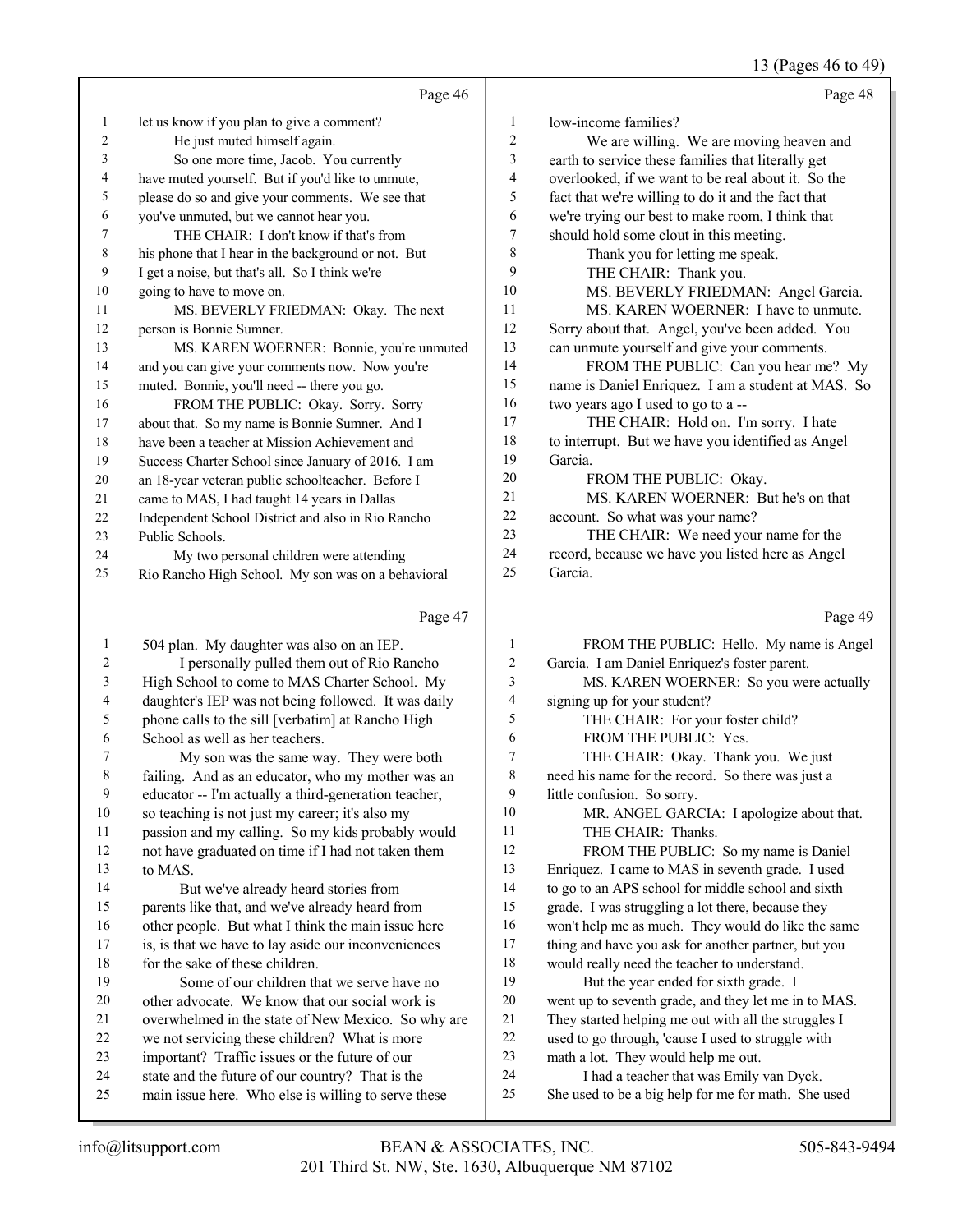## Page 46

1 let us know if you plan to give a comment?
2 He just muted himself again.
3 So one more time, Jacob. You currently
4 have muted yourself. But if you'd like to unmute,
5 please do so and give your comments. We see that
6 you've unmuted, but we cannot hear you.
7 THE CHAIR: I don't know if that's from
8 his phone that I hear in the background or not. But
9 I get a noise, but that's all. So I think we're
10 going to have to move on.
11 MS. BEVERLY FRIEDMAN: Okay. The next
12 person is Bonnie Sumner.
13 MS. KAREN WOERNER: Bonnie, you're unmuted
14 and you can give your comments now. Now you're
15 muted. Bonnie, you'll need -- there you go.
16 FROM THE PUBLIC: Okay. Sorry. Sorry
17 about that. So my name is Bonnie Sumner. And I
18 have been a teacher at Mission Achievement and
19 Success Charter School since January of 2016. I am
20 an 18-year veteran public schoolteacher. Before I
21 came to MAS, I had taught 14 years in Dallas
22 Independent School District and also in Rio Rancho
23 Public Schools.
24 My two personal children were attending
25 Rio Rancho High School. My son was on a behavioral

## Page 47

1 504 plan. My daughter was also on an IEP.
2 I personally pulled them out of Rio Rancho
3 High School to come to MAS Charter School. My
4 daughter's IEP was not being followed. It was daily
5 phone calls to the sill [verbatim] at Rancho High
6 School as well as her teachers.
7 My son was the same way. They were both
8 failing. And as an educator, who my mother was an
9 educator -- I'm actually a third-generation teacher,
10 so teaching is not just my career; it's also my
11 passion and my calling. So my kids probably would
12 not have graduated on time if I had not taken them
13 to MAS.
14 But we've already heard stories from
15 parents like that, and we've already heard from
16 other people. But what I think the main issue here
17 is, is that we have to lay aside our inconveniences
18 for the sake of these children.
19 Some of our children that we serve have no
20 other advocate. We know that our social work is
21 overwhelmed in the state of New Mexico. So why are
22 we not servicing these children? What is more
23 important? Traffic issues or the future of our
24 state and the future of our country? That is the
25 main issue here. Who else is willing to serve these

## Page 48

1 low-income families?
2 We are willing. We are moving heaven and
3 earth to service these families that literally get
4 overlooked, if we want to be real about it. So the
5 fact that we're willing to do it and the fact that
6 we're trying our best to make room, I think that
7 should hold some clout in this meeting.
8 Thank you for letting me speak.
9 THE CHAIR: Thank you.
10 MS. BEVERLY FRIEDMAN: Angel Garcia.
11 MS. KAREN WOERNER: I have to unmute.
12 Sorry about that. Angel, you've been added. You
13 can unmute yourself and give your comments.
14 FROM THE PUBLIC: Can you hear me? My
15 name is Daniel Enriquez. I am a student at MAS. So
16 two years ago I used to go to a --
17 THE CHAIR: Hold on. I'm sorry. I hate
18 to interrupt. But we have you identified as Angel
19 Garcia.
20 FROM THE PUBLIC: Okay.
21 MS. KAREN WOERNER: But he's on that
22 account. So what was your name?
23 THE CHAIR: We need your name for the
24 record, because we have you listed here as Angel
25 Garcia.

## Page 49

1 FROM THE PUBLIC: Hello. My name is Angel
2 Garcia. I am Daniel Enriquez's foster parent.
3 MS. KAREN WOERNER: So you were actually
4 signing up for your student?
5 THE CHAIR: For your foster child?
6 FROM THE PUBLIC: Yes.
7 THE CHAIR: Okay. Thank you. We just
8 need his name for the record. So there was just a
9 little confusion. So sorry.
10 MR. ANGEL GARCIA: I apologize about that.
11 THE CHAIR: Thanks.
12 FROM THE PUBLIC: So my name is Daniel
13 Enriquez. I came to MAS in seventh grade. I used
14 to go to an APS school for middle school and sixth
15 grade. I was struggling a lot there, because they
16 won't help me as much. They would do like the same
17 thing and have you ask for another partner, but you
18 would really need the teacher to understand.
19 But the year ended for sixth grade. I
20 went up to seventh grade, and they let me in to MAS.
21 They started helping me out with all the struggles I
22 used to go through, 'cause I used to struggle with
23 math a lot. They would help me out.
24 I had a teacher that was Emily van Dyck.
25 She used to be a big help for me for math. She used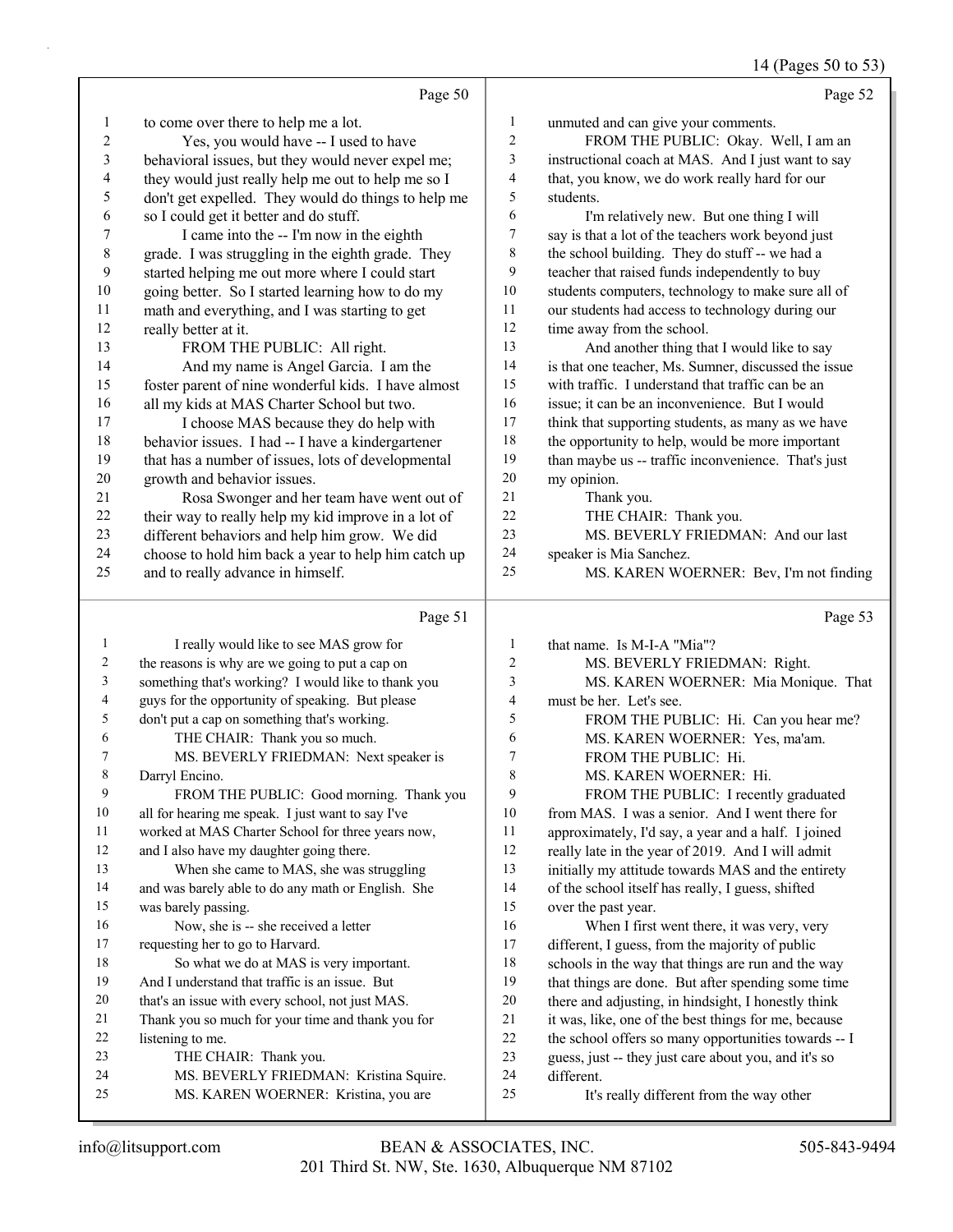Page 50

to come over there to help me a lot.

Yes, you would have -- I used to have behavioral issues, but they would never expel me; they would just really help me out to help me so I don't get expelled. They would do things to help me so I could get it better and do stuff.

I came into the -- I'm now in the eighth grade. I was struggling in the eighth grade. They started helping me out more where I could start going better. So I started learning how to do my math and everything, and I was starting to get really better at it.

FROM THE PUBLIC: All right.

And my name is Angel Garcia. I am the foster parent of nine wonderful kids. I have almost all my kids at MAS Charter School but two.

I choose MAS because they do help with behavior issues. I had -- I have a kindergartener that has a number of issues, lots of developmental growth and behavior issues.

Rosa Swonger and her team have went out of their way to really help my kid improve in a lot of different behaviors and help him grow. We did choose to hold him back a year to help him catch up and to really advance in himself.

Page 51

I really would like to see MAS grow for the reasons is why are we going to put a cap on something that's working? I would like to thank you guys for the opportunity of speaking. But please don't put a cap on something that's working.

THE CHAIR: Thank you so much.

MS. BEVERLY FRIEDMAN: Next speaker is Darryl Encino.

FROM THE PUBLIC: Good morning. Thank you all for hearing me speak. I just want to say I've worked at MAS Charter School for three years now, and I also have my daughter going there.

When she came to MAS, she was struggling and was barely able to do any math or English. She was barely passing.

Now, she is -- she received a letter requesting her to go to Harvard.

So what we do at MAS is very important. And I understand that traffic is an issue. But that's an issue with every school, not just MAS. Thank you so much for your time and thank you for listening to me.

THE CHAIR: Thank you.

MS. BEVERLY FRIEDMAN: Kristina Squire.

MS. KAREN WOERNER: Kristina, you are

Page 52

unmuted and can give your comments.

FROM THE PUBLIC: Okay. Well, I am an instructional coach at MAS. And I just want to say that, you know, we do work really hard for our students.

I'm relatively new. But one thing I will say is that a lot of the teachers work beyond just the school building. They do stuff -- we had a teacher that raised funds independently to buy students computers, technology to make sure all of our students had access to technology during our time away from the school.

And another thing that I would like to say is that one teacher, Ms. Sumner, discussed the issue with traffic. I understand that traffic can be an issue; it can be an inconvenience. But I would think that supporting students, as many as we have the opportunity to help, would be more important than maybe us -- traffic inconvenience. That's just my opinion.

Thank you.

THE CHAIR: Thank you.

MS. BEVERLY FRIEDMAN: And our last speaker is Mia Sanchez.

MS. KAREN WOERNER: Bev, I'm not finding

Page 53

that name. Is M-I-A "Mia"?

MS. BEVERLY FRIEDMAN: Right.

MS. KAREN WOERNER: Mia Monique. That must be her. Let's see.

FROM THE PUBLIC: Hi. Can you hear me?

MS. KAREN WOERNER: Yes, ma'am.

FROM THE PUBLIC: Hi.

MS. KAREN WOERNER: Hi.

FROM THE PUBLIC: I recently graduated from MAS. I was a senior. And I went there for approximately, I'd say, a year and a half. I joined really late in the year of 2019. And I will admit initially my attitude towards MAS and the entirety of the school itself has really, I guess, shifted over the past year.

When I first went there, it was very, very different, I guess, from the majority of public schools in the way that things are run and the way that things are done. But after spending some time there and adjusting, in hindsight, I honestly think it was, like, one of the best things for me, because the school offers so many opportunities towards -- I guess, just -- they just care about you, and it's so different.

It's really different from the way other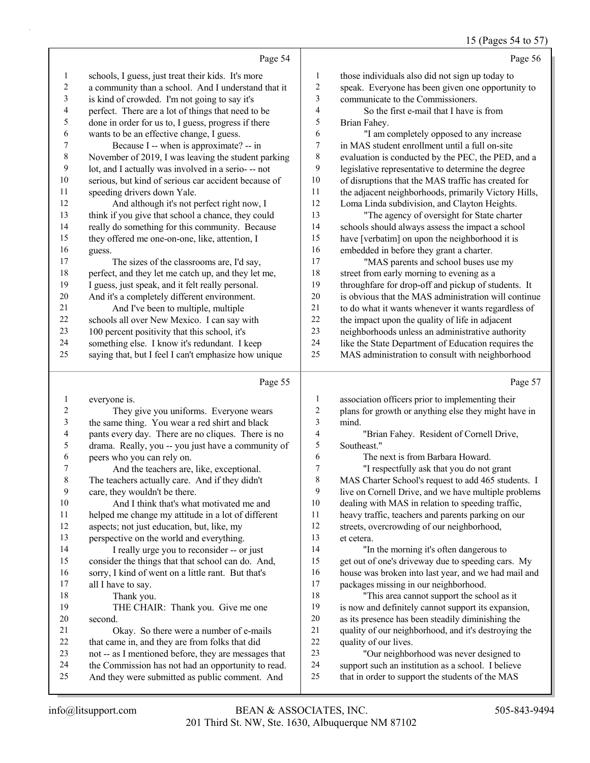Page 54

schools, I guess, just treat their kids. It's more a community than a school. And I understand that it is kind of crowded. I'm not going to say it's perfect. There are a lot of things that need to be done in order for us to, I guess, progress if there wants to be an effective change, I guess.

Because I -- when is approximate? -- in November of 2019, I was leaving the student parking lot, and I actually was involved in a serio- -- not serious, but kind of serious car accident because of speeding drivers down Yale.

And although it's not perfect right now, I think if you give that school a chance, they could really do something for this community. Because they offered me one-on-one, like, attention, I guess.

The sizes of the classrooms are, I'd say, perfect, and they let me catch up, and they let me, I guess, just speak, and it felt really personal. And it's a completely different environment.

And I've been to multiple, multiple schools all over New Mexico. I can say with 100 percent positivity that this school, it's something else. I know it's redundant. I keep saying that, but I feel I can't emphasize how unique

Page 55

everyone is.

They give you uniforms. Everyone wears the same thing. You wear a red shirt and black pants every day. There are no cliques. There is no drama. Really, you -- you just have a community of peers who you can rely on.

And the teachers are, like, exceptional. The teachers actually care. And if they didn't care, they wouldn't be there.

And I think that's what motivated me and helped me change my attitude in a lot of different aspects; not just education, but, like, my perspective on the world and everything.

I really urge you to reconsider -- or just consider the things that that school can do. And, sorry, I kind of went on a little rant. But that's all I have to say.

Thank you.

THE CHAIR: Thank you. Give me one second.

Okay. So there were a number of e-mails that came in, and they are from folks that did not -- as I mentioned before, they are messages that the Commission has not had an opportunity to read. And they were submitted as public comment. And

Page 56

those individuals also did not sign up today to speak. Everyone has been given one opportunity to communicate to the Commissioners.

So the first e-mail that I have is from Brian Fahey.

"I am completely opposed to any increase in MAS student enrollment until a full on-site evaluation is conducted by the PEC, the PED, and a legislative representative to determine the degree of disruptions that the MAS traffic has created for the adjacent neighborhoods, primarily Victory Hills, Loma Linda subdivision, and Clayton Heights.

"The agency of oversight for State charter schools should always assess the impact a school have [verbatim] on upon the neighborhood it is embedded in before they grant a charter.

"MAS parents and school buses use my street from early morning to evening as a throughfare for drop-off and pickup of students. It is obvious that the MAS administration will continue to do what it wants whenever it wants regardless of the impact upon the quality of life in adjacent neighborhoods unless an administrative authority like the State Department of Education requires the MAS administration to consult with neighborhood

Page 57

association officers prior to implementing their plans for growth or anything else they might have in mind.

"Brian Fahey. Resident of Cornell Drive, Southeast."

The next is from Barbara Howard.

"I respectfully ask that you do not grant MAS Charter School's request to add 465 students. I live on Cornell Drive, and we have multiple problems dealing with MAS in relation to speeding traffic, heavy traffic, teachers and parents parking on our streets, overcrowding of our neighborhood, et cetera.

"In the morning it's often dangerous to get out of one's driveway due to speeding cars. My house was broken into last year, and we had mail and packages missing in our neighborhood.

"This area cannot support the school as it is now and definitely cannot support its expansion, as its presence has been steadily diminishing the quality of our neighborhood, and it's destroying the quality of our lives.

"Our neighborhood was never designed to support such an institution as a school. I believe that in order to support the students of the MAS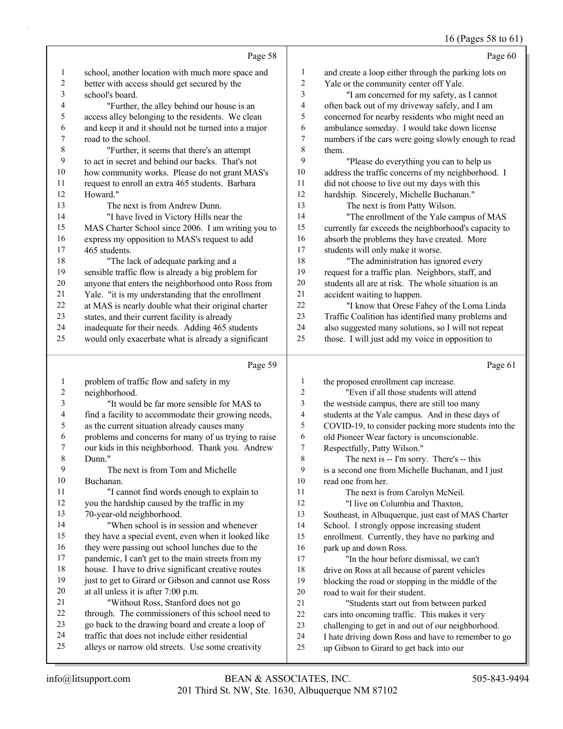Page 58

1 school, another location with much more space and
2 better with access should get secured by the
3 school's board.
4 "Further, the alley behind our house is an
5 access alley belonging to the residents. We clean
6 and keep it and it should not be turned into a major
7 road to the school.
8 "Further, it seems that there's an attempt
9 to act in secret and behind our backs. That's not
10 how community works. Please do not grant MAS's
11 request to enroll an extra 465 students. Barbara
12 Howard."
13 The next is from Andrew Dunn.
14 "I have lived in Victory Hills near the
15 MAS Charter School since 2006. I am writing you to
16 express my opposition to MAS's request to add
17 465 students.
18 "The lack of adequate parking and a
19 sensible traffic flow is already a big problem for
20 anyone that enters the neighborhood onto Ross from
21 Yale. "it is my understanding that the enrollment
22 at MAS is nearly double what their original charter
23 states, and their current facility is already
24 inadequate for their needs. Adding 465 students
25 would only exacerbate what is already a significant

Page 59

1 problem of traffic flow and safety in my
2 neighborhood.
3 "It would be far more sensible for MAS to
4 find a facility to accommodate their growing needs,
5 as the current situation already causes many
6 problems and concerns for many of us trying to raise
7 our kids in this neighborhood. Thank you. Andrew
8 Dunn."
9 The next is from Tom and Michelle
10 Buchanan.
11 "I cannot find words enough to explain to
12 you the hardship caused by the traffic in my
13 70-year-old neighborhood.
14 "When school is in session and whenever
15 they have a special event, even when it looked like
16 they were passing out school lunches due to the
17 pandemic, I can't get to the main streets from my
18 house. I have to drive significant creative routes
19 just to get to Girard or Gibson and cannot use Ross
20 at all unless it is after 7:00 p.m.
21 "Without Ross, Stanford does not go
22 through. The commissioners of this school need to
23 go back to the drawing board and create a loop of
24 traffic that does not include either residential
25 alleys or narrow old streets. Use some creativity

Page 60

1 and create a loop either through the parking lots on
2 Yale or the community center off Yale.
3 "I am concerned for my safety, as I cannot
4 often back out of my driveway safely, and I am
5 concerned for nearby residents who might need an
6 ambulance someday. I would take down license
7 numbers if the cars were going slowly enough to read
8 them.
9 "Please do everything you can to help us
10 address the traffic concerns of my neighborhood. I
11 did not choose to live out my days with this
12 hardship. Sincerely, Michelle Buchanan."
13 The next is from Patty Wilson.
14 "The enrollment of the Yale campus of MAS
15 currently far exceeds the neighborhood's capacity to
16 absorb the problems they have created. More
17 students will only make it worse.
18 "The administration has ignored every
19 request for a traffic plan. Neighbors, staff, and
20 students all are at risk. The whole situation is an
21 accident waiting to happen.
22 "I know that Orese Fahey of the Loma Linda
23 Traffic Coalition has identified many problems and
24 also suggested many solutions, so I will not repeat
25 those. I will just add my voice in opposition to

Page 61

1 the proposed enrollment cap increase.
2 "Even if all those students will attend
3 the westside campus, there are still too many
4 students at the Yale campus. And in these days of
5 COVID-19, to consider packing more students into the
6 old Pioneer Wear factory is unconscionable.
7 Respectfully, Patty Wilson."
8 The next is -- I'm sorry. There's -- this
9 is a second one from Michelle Buchanan, and I just
10 read one from her.
11 The next is from Carolyn McNeil.
12 "I live on Columbia and Thaxton,
13 Southeast, in Albuquerque, just east of MAS Charter
14 School. I strongly oppose increasing student
15 enrollment. Currently, they have no parking and
16 park up and down Ross.
17 "In the hour before dismissal, we can't
18 drive on Ross at all because of parent vehicles
19 blocking the road or stopping in the middle of the
20 road to wait for their student.
21 "Students start out from between parked
22 cars into oncoming traffic. This makes it very
23 challenging to get in and out of our neighborhood.
24 I hate driving down Ross and have to remember to go
25 up Gibson to Girard to get back into our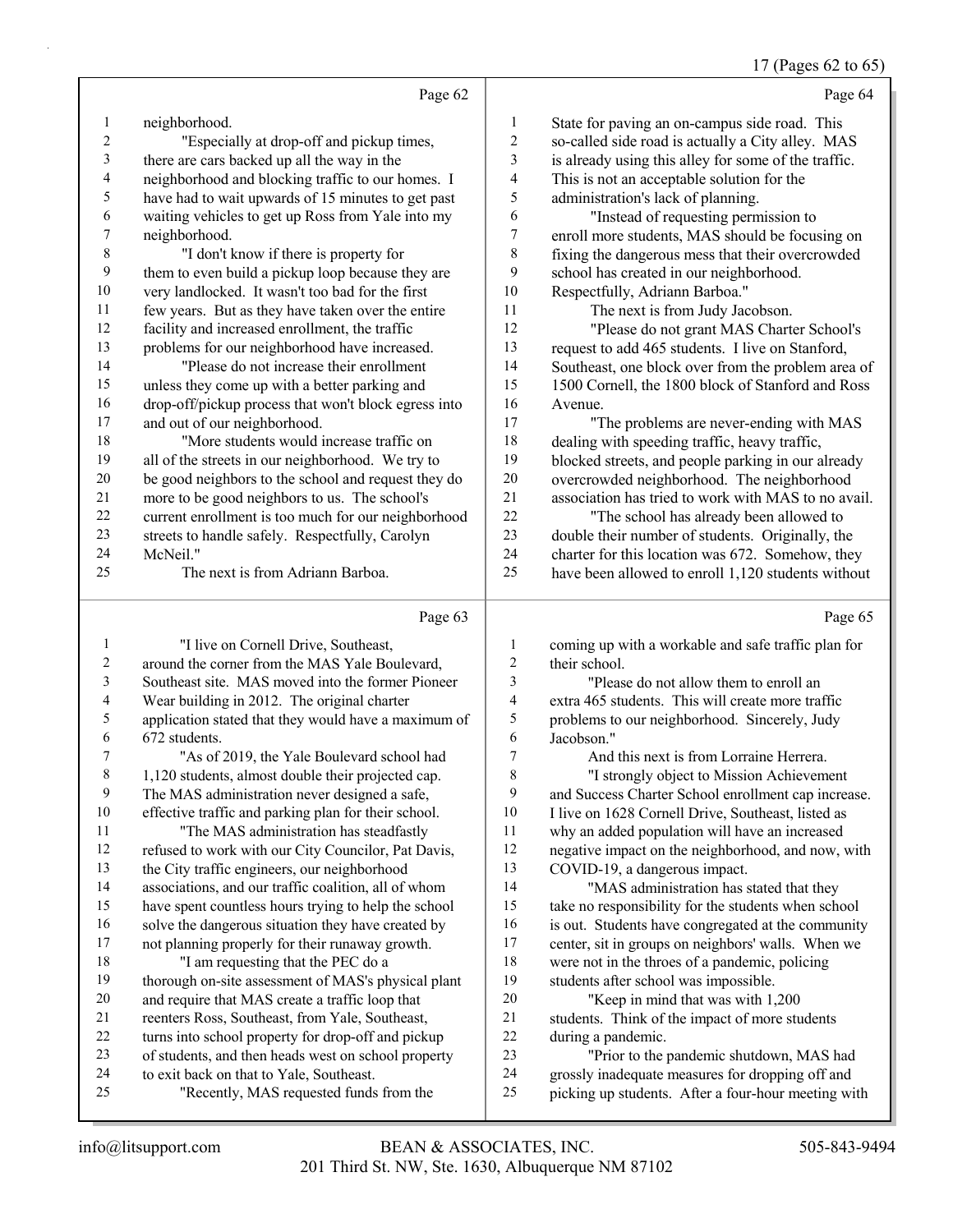Page 62

neighborhood.

"Especially at drop-off and pickup times, there are cars backed up all the way in the neighborhood and blocking traffic to our homes. I have had to wait upwards of 15 minutes to get past waiting vehicles to get up Ross from Yale into my neighborhood.

"I don't know if there is property for them to even build a pickup loop because they are very landlocked. It wasn't too bad for the first few years. But as they have taken over the entire facility and increased enrollment, the traffic problems for our neighborhood have increased.

"Please do not increase their enrollment unless they come up with a better parking and drop-off/pickup process that won't block egress into and out of our neighborhood.

"More students would increase traffic on all of the streets in our neighborhood. We try to be good neighbors to the school and request they do more to be good neighbors to us. The school's current enrollment is too much for our neighborhood streets to handle safely. Respectfully, Carolyn McNeil."

The next is from Adriann Barboa.

Page 63

"I live on Cornell Drive, Southeast, around the corner from the MAS Yale Boulevard, Southeast site. MAS moved into the former Pioneer Wear building in 2012. The original charter application stated that they would have a maximum of 672 students.

"As of 2019, the Yale Boulevard school had 1,120 students, almost double their projected cap. The MAS administration never designed a safe, effective traffic and parking plan for their school.

"The MAS administration has steadfastly refused to work with our City Councilor, Pat Davis, the City traffic engineers, our neighborhood associations, and our traffic coalition, all of whom have spent countless hours trying to help the school solve the dangerous situation they have created by not planning properly for their runaway growth.

"I am requesting that the PEC do a thorough on-site assessment of MAS's physical plant and require that MAS create a traffic loop that reenters Ross, Southeast, from Yale, Southeast, turns into school property for drop-off and pickup of students, and then heads west on school property to exit back on that to Yale, Southeast.

"Recently, MAS requested funds from the

Page 64

State for paving an on-campus side road. This so-called side road is actually a City alley. MAS is already using this alley for some of the traffic. This is not an acceptable solution for the administration's lack of planning.

"Instead of requesting permission to enroll more students, MAS should be focusing on fixing the dangerous mess that their overcrowded school has created in our neighborhood. Respectfully, Adriann Barboa."

The next is from Judy Jacobson.

"Please do not grant MAS Charter School's request to add 465 students. I live on Stanford, Southeast, one block over from the problem area of 1500 Cornell, the 1800 block of Stanford and Ross Avenue.

"The problems are never-ending with MAS dealing with speeding traffic, heavy traffic, blocked streets, and people parking in our already overcrowded neighborhood. The neighborhood association has tried to work with MAS to no avail.

"The school has already been allowed to double their number of students. Originally, the charter for this location was 672. Somehow, they have been allowed to enroll 1,120 students without

Page 65

coming up with a workable and safe traffic plan for their school.

"Please do not allow them to enroll an extra 465 students. This will create more traffic problems to our neighborhood. Sincerely, Judy Jacobson."

And this next is from Lorraine Herrera.

"I strongly object to Mission Achievement and Success Charter School enrollment cap increase. I live on 1628 Cornell Drive, Southeast, listed as why an added population will have an increased negative impact on the neighborhood, and now, with COVID-19, a dangerous impact.

"MAS administration has stated that they take no responsibility for the students when school is out. Students have congregated at the community center, sit in groups on neighbors' walls. When we were not in the throes of a pandemic, policing students after school was impossible.

"Keep in mind that was with 1,200 students. Think of the impact of more students during a pandemic.

"Prior to the pandemic shutdown, MAS had grossly inadequate measures for dropping off and picking up students. After a four-hour meeting with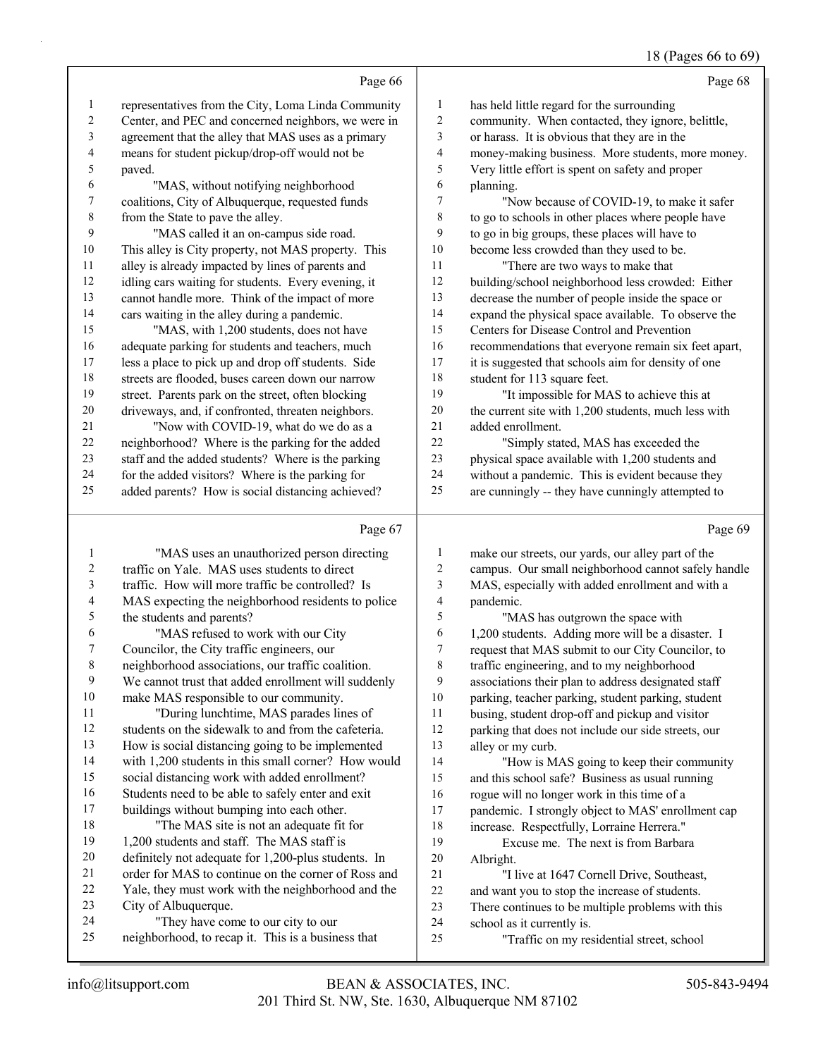representatives from the City, Loma Linda Community Center, and PEC and concerned neighbors, we were in agreement that the alley that MAS uses as a primary means for student pickup/drop-off would not be paved.

"MAS, without notifying neighborhood coalitions, City of Albuquerque, requested funds from the State to pave the alley.

"MAS called it an on-campus side road. This alley is City property, not MAS property. This alley is already impacted by lines of parents and idling cars waiting for students. Every evening, it cannot handle more. Think of the impact of more cars waiting in the alley during a pandemic.

"MAS, with 1,200 students, does not have adequate parking for students and teachers, much less a place to pick up and drop off students. Side streets are flooded, buses careen down our narrow street. Parents park on the street, often blocking driveways, and, if confronted, threaten neighbors.

"Now with COVID-19, what do we do as a neighborhood? Where is the parking for the added staff and the added students? Where is the parking for the added visitors? Where is the parking for added parents? How is social distancing achieved?

"MAS uses an unauthorized person directing traffic on Yale. MAS uses students to direct traffic. How will more traffic be controlled? Is MAS expecting the neighborhood residents to police the students and parents?

"MAS refused to work with our City Councilor, the City traffic engineers, our neighborhood associations, our traffic coalition. We cannot trust that added enrollment will suddenly make MAS responsible to our community.

"During lunchtime, MAS parades lines of students on the sidewalk to and from the cafeteria. How is social distancing going to be implemented with 1,200 students in this small corner? How would social distancing work with added enrollment? Students need to be able to safely enter and exit buildings without bumping into each other.

"The MAS site is not an adequate fit for 1,200 students and staff. The MAS staff is definitely not adequate for 1,200-plus students. In order for MAS to continue on the corner of Ross and Yale, they must work with the neighborhood and the City of Albuquerque.

"They have come to our city to our neighborhood, to recap it. This is a business that has held little regard for the surrounding community. When contacted, they ignore, belittle, or harass. It is obvious that they are in the money-making business. More students, more money. Very little effort is spent on safety and proper planning.

"Now because of COVID-19, to make it safer to go to schools in other places where people have to go in big groups, these places will have to become less crowded than they used to be.

"There are two ways to make that building/school neighborhood less crowded: Either decrease the number of people inside the space or expand the physical space available. To observe the Centers for Disease Control and Prevention recommendations that everyone remain six feet apart, it is suggested that schools aim for density of one student for 113 square feet.

"It impossible for MAS to achieve this at the current site with 1,200 students, much less with added enrollment.

"Simply stated, MAS has exceeded the physical space available with 1,200 students and without a pandemic. This is evident because they are cunningly -- they have cunningly attempted to make our streets, our yards, our alley part of the campus. Our small neighborhood cannot safely handle MAS, especially with added enrollment and with a pandemic.

"MAS has outgrown the space with 1,200 students. Adding more will be a disaster. I request that MAS submit to our City Councilor, to traffic engineering, and to my neighborhood associations their plan to address designated staff parking, teacher parking, student parking, student busing, student drop-off and pickup and visitor parking that does not include our side streets, our alley or my curb.

"How is MAS going to keep their community and this school safe? Business as usual running rogue will no longer work in this time of a pandemic. I strongly object to MAS' enrollment cap increase. Respectfully, Lorraine Herrera."

Excuse me. The next is from Barbara Albright.

"I live at 1647 Cornell Drive, Southeast, and want you to stop the increase of students. There continues to be multiple problems with this school as it currently is.

"Traffic on my residential street, school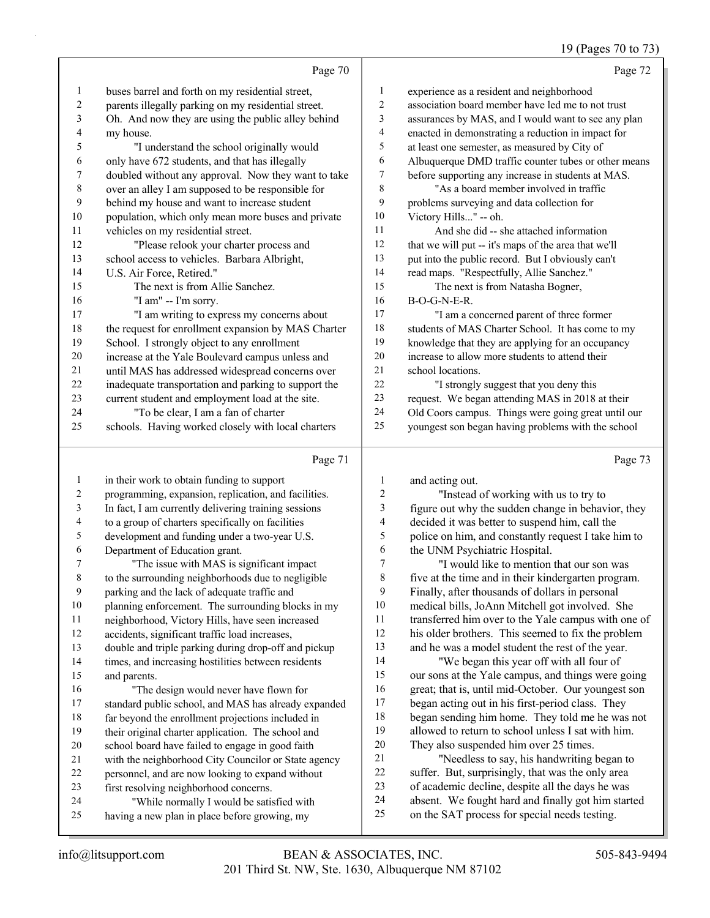Page 70

buses barrel and forth on my residential street, parents illegally parking on my residential street. Oh. And now they are using the public alley behind my house.

"I understand the school originally would only have 672 students, and that has illegally doubled without any approval. Now they want to take over an alley I am supposed to be responsible for behind my house and want to increase student population, which only mean more buses and private vehicles on my residential street.

"Please relook your charter process and school access to vehicles. Barbara Albright, U.S. Air Force, Retired."

The next is from Allie Sanchez.

"I am" -- I'm sorry.

"I am writing to express my concerns about the request for enrollment expansion by MAS Charter School. I strongly object to any enrollment increase at the Yale Boulevard campus unless and until MAS has addressed widespread concerns over inadequate transportation and parking to support the current student and employment load at the site.

"To be clear, I am a fan of charter schools. Having worked closely with local charters

Page 71

in their work to obtain funding to support programming, expansion, replication, and facilities. In fact, I am currently delivering training sessions to a group of charters specifically on facilities development and funding under a two-year U.S. Department of Education grant.

"The issue with MAS is significant impact to the surrounding neighborhoods due to negligible parking and the lack of adequate traffic and planning enforcement. The surrounding blocks in my neighborhood, Victory Hills, have seen increased accidents, significant traffic load increases, double and triple parking during drop-off and pickup times, and increasing hostilities between residents and parents.

"The design would never have flown for standard public school, and MAS has already expanded far beyond the enrollment projections included in their original charter application. The school and school board have failed to engage in good faith with the neighborhood City Councilor or State agency personnel, and are now looking to expand without first resolving neighborhood concerns.

"While normally I would be satisfied with having a new plan in place before growing, my

Page 72

experience as a resident and neighborhood association board member have led me to not trust assurances by MAS, and I would want to see any plan enacted in demonstrating a reduction in impact for at least one semester, as measured by City of Albuquerque DMD traffic counter tubes or other means before supporting any increase in students at MAS.

"As a board member involved in traffic problems surveying and data collection for Victory Hills..." -- oh.

And she did -- she attached information that we will put -- it's maps of the area that we'll put into the public record. But I obviously can't read maps. "Respectfully, Allie Sanchez."

The next is from Natasha Bogner, B-O-G-N-E-R.

"I am a concerned parent of three former students of MAS Charter School. It has come to my knowledge that they are applying for an occupancy increase to allow more students to attend their school locations.

"I strongly suggest that you deny this request. We began attending MAS in 2018 at their Old Coors campus. Things were going great until our youngest son began having problems with the school

Page 73

and acting out.

"Instead of working with us to try to figure out why the sudden change in behavior, they decided it was better to suspend him, call the police on him, and constantly request I take him to the UNM Psychiatric Hospital.

"I would like to mention that our son was five at the time and in their kindergarten program. Finally, after thousands of dollars in personal medical bills, JoAnn Mitchell got involved. She transferred him over to the Yale campus with one of his older brothers. This seemed to fix the problem and he was a model student the rest of the year.

"We began this year off with all four of our sons at the Yale campus, and things were going great; that is, until mid-October. Our youngest son began acting out in his first-period class. They began sending him home. They told me he was not allowed to return to school unless I sat with him. They also suspended him over 25 times.

"Needless to say, his handwriting began to suffer. But, surprisingly, that was the only area of academic decline, despite all the days he was absent. We fought hard and finally got him started on the SAT process for special needs testing.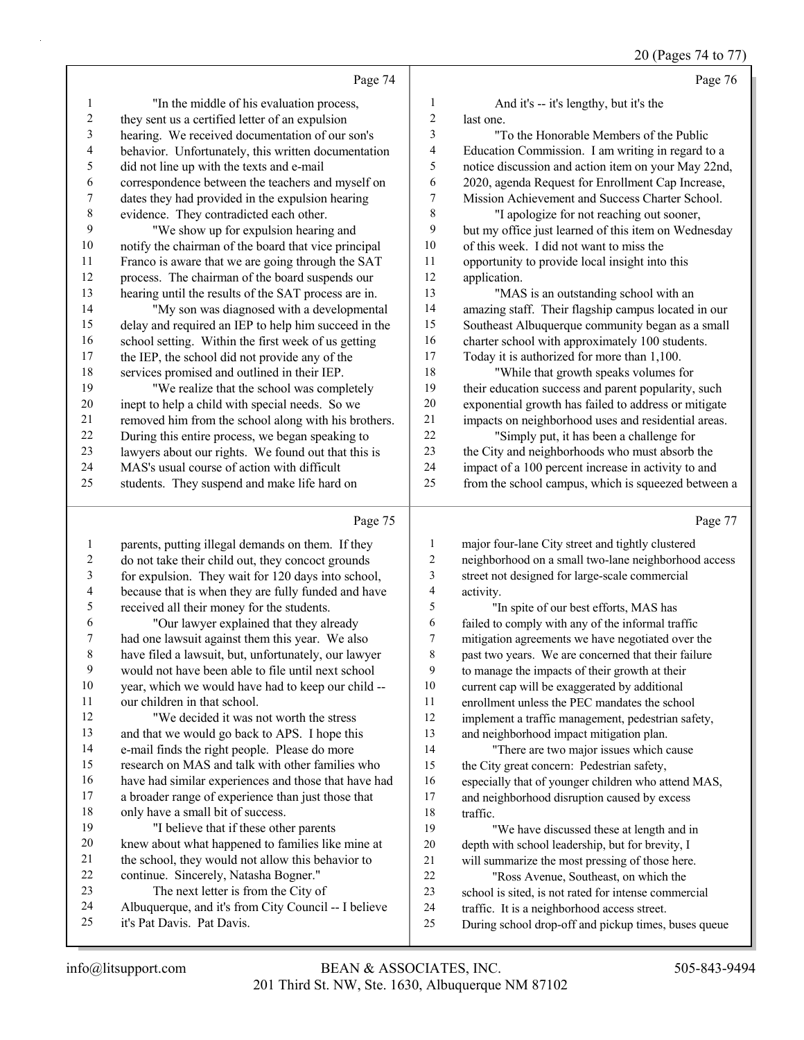Page 74

1 "In the middle of his evaluation process,
2 they sent us a certified letter of an expulsion
3 hearing. We received documentation of our son's
4 behavior. Unfortunately, this written documentation
5 did not line up with the texts and e-mail
6 correspondence between the teachers and myself on
7 dates they had provided in the expulsion hearing
8 evidence. They contradicted each other.
9 "We show up for expulsion hearing and
10 notify the chairman of the board that vice principal
11 Franco is aware that we are going through the SAT
12 process. The chairman of the board suspends our
13 hearing until the results of the SAT process are in.
14 "My son was diagnosed with a developmental
15 delay and required an IEP to help him succeed in the
16 school setting. Within the first week of us getting
17 the IEP, the school did not provide any of the
18 services promised and outlined in their IEP.
19 "We realize that the school was completely
20 inept to help a child with special needs. So we
21 removed him from the school along with his brothers.
22 During this entire process, we began speaking to
23 lawyers about our rights. We found out that this is
24 MAS's usual course of action with difficult
25 students. They suspend and make life hard on

Page 75

1 parents, putting illegal demands on them. If they
2 do not take their child out, they concoct grounds
3 for expulsion. They wait for 120 days into school,
4 because that is when they are fully funded and have
5 received all their money for the students.
6 "Our lawyer explained that they already
7 had one lawsuit against them this year. We also
8 have filed a lawsuit, but, unfortunately, our lawyer
9 would not have been able to file until next school
10 year, which we would have had to keep our child --
11 our children in that school.
12 "We decided it was not worth the stress
13 and that we would go back to APS. I hope this
14 e-mail finds the right people. Please do more
15 research on MAS and talk with other families who
16 have had similar experiences and those that have had
17 a broader range of experience than just those that
18 only have a small bit of success.
19 "I believe that if these other parents
20 knew about what happened to families like mine at
21 the school, they would not allow this behavior to
22 continue. Sincerely, Natasha Bogner."
23 The next letter is from the City of
24 Albuquerque, and it's from City Council -- I believe
25 it's Pat Davis. Pat Davis.

Page 76

1 And it's -- it's lengthy, but it's the
2 last one.
3 "To the Honorable Members of the Public
4 Education Commission. I am writing in regard to a
5 notice discussion and action item on your May 22nd,
6 2020, agenda Request for Enrollment Cap Increase,
7 Mission Achievement and Success Charter School.
8 "I apologize for not reaching out sooner,
9 but my office just learned of this item on Wednesday
10 of this week. I did not want to miss the
11 opportunity to provide local insight into this
12 application.
13 "MAS is an outstanding school with an
14 amazing staff. Their flagship campus located in our
15 Southeast Albuquerque community began as a small
16 charter school with approximately 100 students.
17 Today it is authorized for more than 1,100.
18 "While that growth speaks volumes for
19 their education success and parent popularity, such
20 exponential growth has failed to address or mitigate
21 impacts on neighborhood uses and residential areas.
22 "Simply put, it has been a challenge for
23 the City and neighborhoods who must absorb the
24 impact of a 100 percent increase in activity to and
25 from the school campus, which is squeezed between a

Page 77

1 major four-lane City street and tightly clustered
2 neighborhood on a small two-lane neighborhood access
3 street not designed for large-scale commercial
4 activity.
5 "In spite of our best efforts, MAS has
6 failed to comply with any of the informal traffic
7 mitigation agreements we have negotiated over the
8 past two years. We are concerned that their failure
9 to manage the impacts of their growth at their
10 current cap will be exaggerated by additional
11 enrollment unless the PEC mandates the school
12 implement a traffic management, pedestrian safety,
13 and neighborhood impact mitigation plan.
14 "There are two major issues which cause
15 the City great concern: Pedestrian safety,
16 especially that of younger children who attend MAS,
17 and neighborhood disruption caused by excess
18 traffic.
19 "We have discussed these at length and in
20 depth with school leadership, but for brevity, I
21 will summarize the most pressing of those here.
22 "Ross Avenue, Southeast, on which the
23 school is sited, is not rated for intense commercial
24 traffic. It is a neighborhood access street.
25 During school drop-off and pickup times, buses queue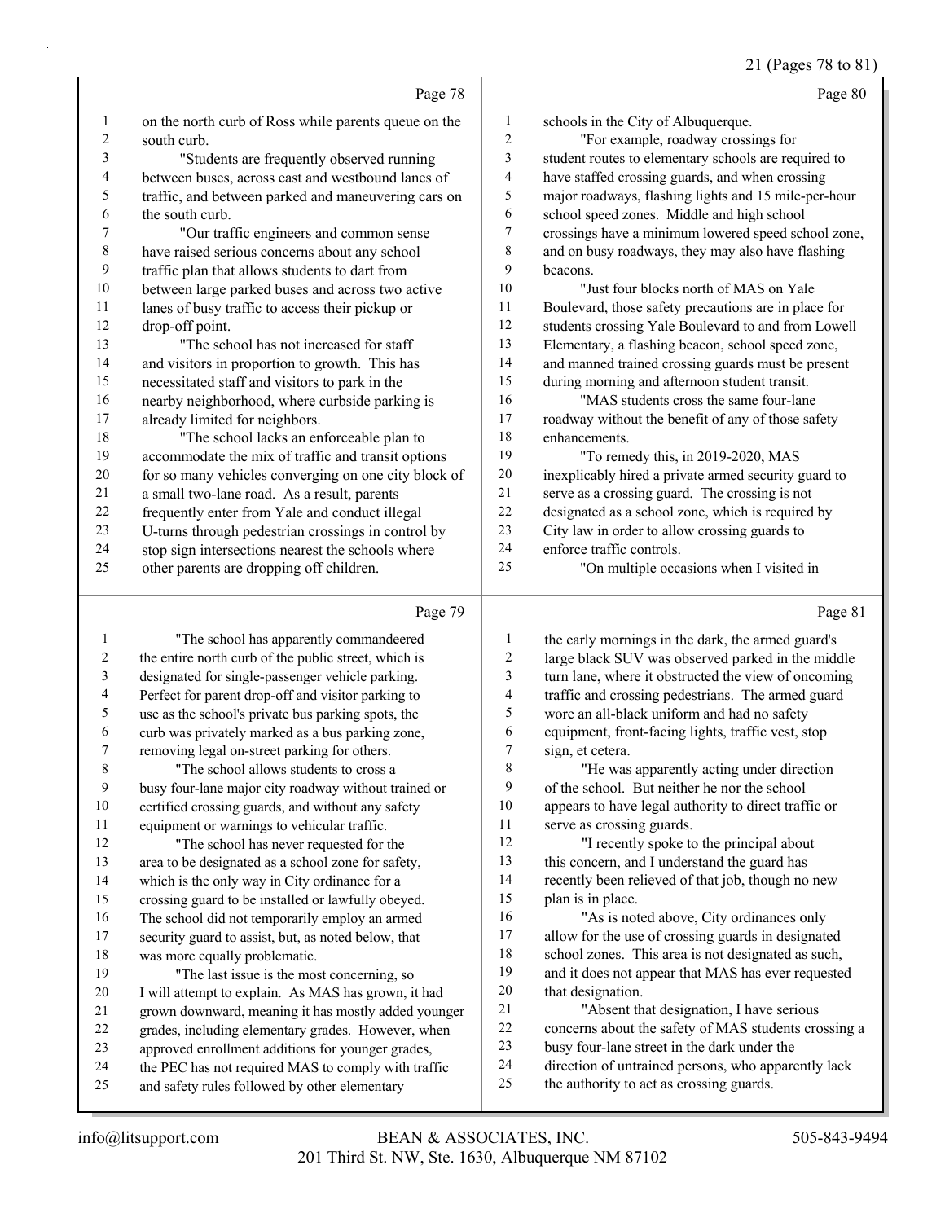Page 78

on the north curb of Ross while parents queue on the south curb.

"Students are frequently observed running between buses, across east and westbound lanes of traffic, and between parked and maneuvering cars on the south curb.

"Our traffic engineers and common sense have raised serious concerns about any school traffic plan that allows students to dart from between large parked buses and across two active lanes of busy traffic to access their pickup or drop-off point.

"The school has not increased for staff and visitors in proportion to growth. This has necessitated staff and visitors to park in the nearby neighborhood, where curbside parking is already limited for neighbors.

"The school lacks an enforceable plan to accommodate the mix of traffic and transit options for so many vehicles converging on one city block of a small two-lane road. As a result, parents frequently enter from Yale and conduct illegal U-turns through pedestrian crossings in control by stop sign intersections nearest the schools where other parents are dropping off children.

Page 79

"The school has apparently commandeered the entire north curb of the public street, which is designated for single-passenger vehicle parking. Perfect for parent drop-off and visitor parking to use as the school's private bus parking spots, the curb was privately marked as a bus parking zone, removing legal on-street parking for others.

"The school allows students to cross a busy four-lane major city roadway without trained or certified crossing guards, and without any safety equipment or warnings to vehicular traffic.

"The school has never requested for the area to be designated as a school zone for safety, which is the only way in City ordinance for a crossing guard to be installed or lawfully obeyed. The school did not temporarily employ an armed security guard to assist, but, as noted below, that was more equally problematic.

"The last issue is the most concerning, so I will attempt to explain. As MAS has grown, it had grown downward, meaning it has mostly added younger grades, including elementary grades. However, when approved enrollment additions for younger grades, the PEC has not required MAS to comply with traffic and safety rules followed by other elementary

Page 80

schools in the City of Albuquerque.

"For example, roadway crossings for student routes to elementary schools are required to have staffed crossing guards, and when crossing major roadways, flashing lights and 15 mile-per-hour school speed zones. Middle and high school crossings have a minimum lowered speed school zone, and on busy roadways, they may also have flashing beacons.

"Just four blocks north of MAS on Yale Boulevard, those safety precautions are in place for students crossing Yale Boulevard to and from Lowell Elementary, a flashing beacon, school speed zone, and manned trained crossing guards must be present during morning and afternoon student transit.

"MAS students cross the same four-lane roadway without the benefit of any of those safety enhancements.

"To remedy this, in 2019-2020, MAS inexplicably hired a private armed security guard to serve as a crossing guard. The crossing is not designated as a school zone, which is required by City law in order to allow crossing guards to enforce traffic controls.

"On multiple occasions when I visited in

Page 81

the early mornings in the dark, the armed guard's large black SUV was observed parked in the middle turn lane, where it obstructed the view of oncoming traffic and crossing pedestrians. The armed guard wore an all-black uniform and had no safety equipment, front-facing lights, traffic vest, stop sign, et cetera.

"He was apparently acting under direction of the school. But neither he nor the school appears to have legal authority to direct traffic or serve as crossing guards.

"I recently spoke to the principal about this concern, and I understand the guard has recently been relieved of that job, though no new plan is in place.

"As is noted above, City ordinances only allow for the use of crossing guards in designated school zones. This area is not designated as such, and it does not appear that MAS has ever requested that designation.

"Absent that designation, I have serious concerns about the safety of MAS students crossing a busy four-lane street in the dark under the direction of untrained persons, who apparently lack the authority to act as crossing guards.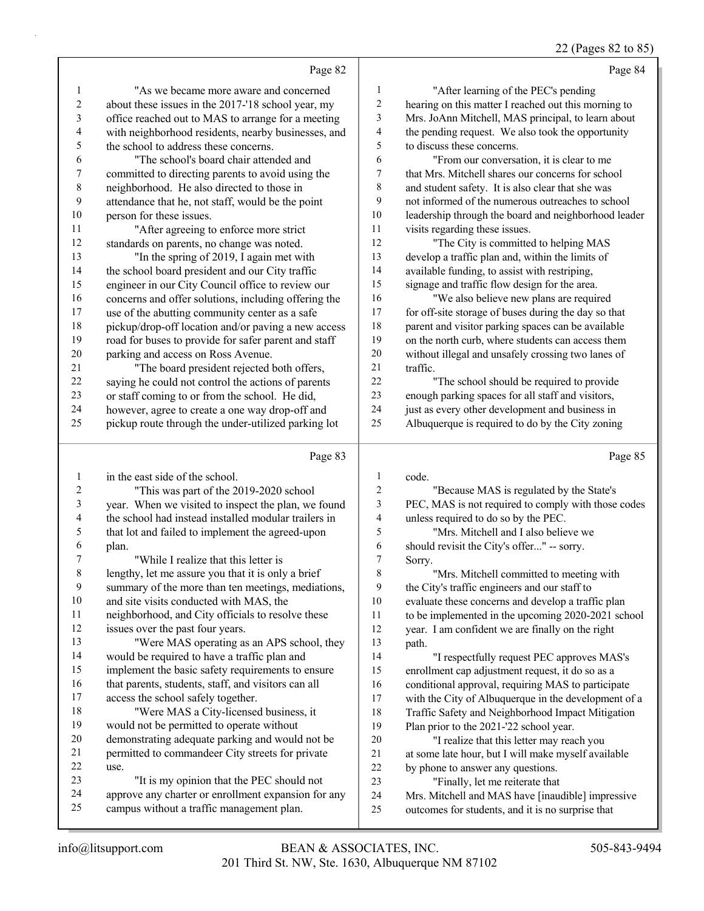Page 82

1 "As we became more aware and concerned
2 about these issues in the 2017-'18 school year, my
3 office reached out to MAS to arrange for a meeting
4 with neighborhood residents, nearby businesses, and
5 the school to address these concerns.
6 "The school's board chair attended and
7 committed to directing parents to avoid using the
8 neighborhood. He also directed to those in
9 attendance that he, not staff, would be the point
10 person for these issues.
11 "After agreeing to enforce more strict
12 standards on parents, no change was noted.
13 "In the spring of 2019, I again met with
14 the school board president and our City traffic
15 engineer in our City Council office to review our
16 concerns and offer solutions, including offering the
17 use of the abutting community center as a safe
18 pickup/drop-off location and/or paving a new access
19 road for buses to provide for safer parent and staff
20 parking and access on Ross Avenue.
21 "The board president rejected both offers,
22 saying he could not control the actions of parents
23 or staff coming to or from the school. He did,
24 however, agree to create a one way drop-off and
25 pickup route through the under-utilized parking lot

Page 83

1 in the east side of the school.
2 "This was part of the 2019-2020 school
3 year. When we visited to inspect the plan, we found
4 the school had instead installed modular trailers in
5 that lot and failed to implement the agreed-upon
6 plan.
7 "While I realize that this letter is
8 lengthy, let me assure you that it is only a brief
9 summary of the more than ten meetings, mediations,
10 and site visits conducted with MAS, the
11 neighborhood, and City officials to resolve these
12 issues over the past four years.
13 "Were MAS operating as an APS school, they
14 would be required to have a traffic plan and
15 implement the basic safety requirements to ensure
16 that parents, students, staff, and visitors can all
17 access the school safely together.
18 "Were MAS a City-licensed business, it
19 would not be permitted to operate without
20 demonstrating adequate parking and would not be
21 permitted to commandeer City streets for private
22 use.
23 "It is my opinion that the PEC should not
24 approve any charter or enrollment expansion for any
25 campus without a traffic management plan.

Page 84

1 "After learning of the PEC's pending
2 hearing on this matter I reached out this morning to
3 Mrs. JoAnn Mitchell, MAS principal, to learn about
4 the pending request. We also took the opportunity
5 to discuss these concerns.
6 "From our conversation, it is clear to me
7 that Mrs. Mitchell shares our concerns for school
8 and student safety. It is also clear that she was
9 not informed of the numerous outreaches to school
10 leadership through the board and neighborhood leader
11 visits regarding these issues.
12 "The City is committed to helping MAS
13 develop a traffic plan and, within the limits of
14 available funding, to assist with restriping,
15 signage and traffic flow design for the area.
16 "We also believe new plans are required
17 for off-site storage of buses during the day so that
18 parent and visitor parking spaces can be available
19 on the north curb, where students can access them
20 without illegal and unsafely crossing two lanes of
21 traffic.
22 "The school should be required to provide
23 enough parking spaces for all staff and visitors,
24 just as every other development and business in
25 Albuquerque is required to do by the City zoning

Page 85

1 code.
2 "Because MAS is regulated by the State's
3 PEC, MAS is not required to comply with those codes
4 unless required to do so by the PEC.
5 "Mrs. Mitchell and I also believe we
6 should revisit the City's offer..." -- sorry.
7 Sorry.
8 "Mrs. Mitchell committed to meeting with
9 the City's traffic engineers and our staff to
10 evaluate these concerns and develop a traffic plan
11 to be implemented in the upcoming 2020-2021 school
12 year. I am confident we are finally on the right
13 path.
14 "I respectfully request PEC approves MAS's
15 enrollment cap adjustment request, it do so as a
16 conditional approval, requiring MAS to participate
17 with the City of Albuquerque in the development of a
18 Traffic Safety and Neighborhood Impact Mitigation
19 Plan prior to the 2021-'22 school year.
20 "I realize that this letter may reach you
21 at some late hour, but I will make myself available
22 by phone to answer any questions.
23 "Finally, let me reiterate that
24 Mrs. Mitchell and MAS have [inaudible] impressive
25 outcomes for students, and it is no surprise that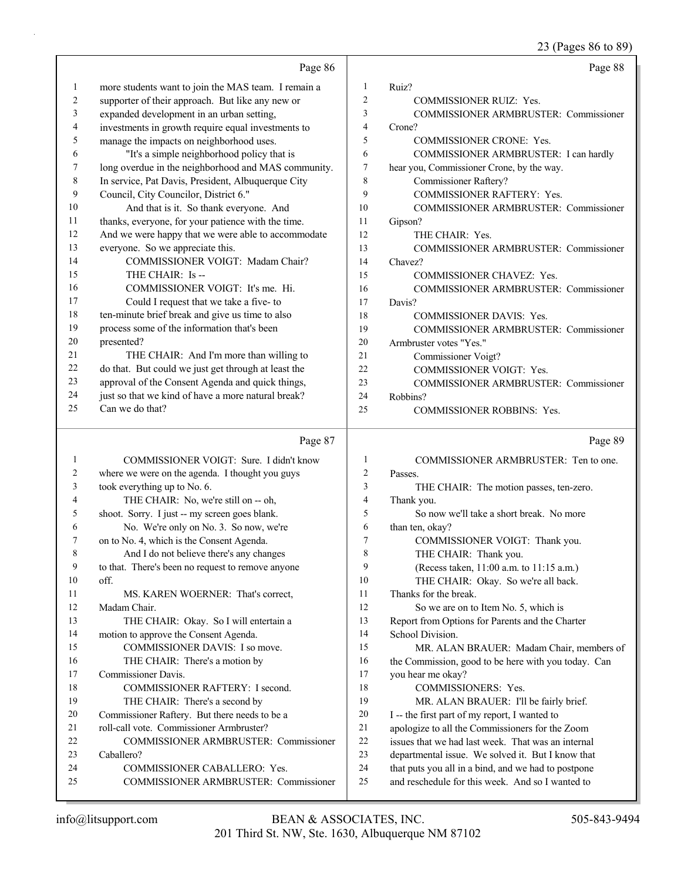Page 86

1 more students want to join the MAS team. I remain a
2 supporter of their approach. But like any new or
3 expanded development in an urban setting,
4 investments in growth require equal investments to
5 manage the impacts on neighborhood uses.
6 "It's a simple neighborhood policy that is
7 long overdue in the neighborhood and MAS community.
8 In service, Pat Davis, President, Albuquerque City
9 Council, City Councilor, District 6."
10 And that is it. So thank everyone. And
11 thanks, everyone, for your patience with the time.
12 And we were happy that we were able to accommodate
13 everyone. So we appreciate this.
14 COMMISSIONER VOIGT: Madam Chair?
15 THE CHAIR: Is --
16 COMMISSIONER VOIGT: It's me. Hi.
17 Could I request that we take a five- to
18 ten-minute brief break and give us time to also
19 process some of the information that's been
20 presented?
21 THE CHAIR: And I'm more than willing to
22 do that. But could we just get through at least the
23 approval of the Consent Agenda and quick things,
24 just so that we kind of have a more natural break?
25 Can we do that?

Page 87

1 COMMISSIONER VOIGT: Sure. I didn't know
2 where we were on the agenda. I thought you guys
3 took everything up to No. 6.
4 THE CHAIR: No, we're still on -- oh,
5 shoot. Sorry. I just -- my screen goes blank.
6 No. We're only on No. 3. So now, we're
7 on to No. 4, which is the Consent Agenda.
8 And I do not believe there's any changes
9 to that. There's been no request to remove anyone
10 off.
11 MS. KAREN WOERNER: That's correct,
12 Madam Chair.
13 THE CHAIR: Okay. So I will entertain a
14 motion to approve the Consent Agenda.
15 COMMISSIONER DAVIS: I so move.
16 THE CHAIR: There's a motion by
17 Commissioner Davis.
18 COMMISSIONER RAFTERY: I second.
19 THE CHAIR: There's a second by
20 Commissioner Raftery. But there needs to be a
21 roll-call vote. Commissioner Armbruster?
22 COMMISSIONER ARMBRUSTER: Commissioner
23 Caballero?
24 COMMISSIONER CABALLERO: Yes.
25 COMMISSIONER ARMBRUSTER: Commissioner

Page 88

1 Ruiz?
2 COMMISSIONER RUIZ: Yes.
3 COMMISSIONER ARMBRUSTER: Commissioner
4 Crone?
5 COMMISSIONER CRONE: Yes.
6 COMMISSIONER ARMBRUSTER: I can hardly
7 hear you, Commissioner Crone, by the way.
8 Commissioner Raftery?
9 COMMISSIONER RAFTERY: Yes.
10 COMMISSIONER ARMBRUSTER: Commissioner
11 Gipson?
12 THE CHAIR: Yes.
13 COMMISSIONER ARMBRUSTER: Commissioner
14 Chavez?
15 COMMISSIONER CHAVEZ: Yes.
16 COMMISSIONER ARMBRUSTER: Commissioner
17 Davis?
18 COMMISSIONER DAVIS: Yes.
19 COMMISSIONER ARMBRUSTER: Commissioner
20 Armbruster votes "Yes."
21 Commissioner Voigt?
22 COMMISSIONER VOIGT: Yes.
23 COMMISSIONER ARMBRUSTER: Commissioner
24 Robbins?
25 COMMISSIONER ROBBINS: Yes.

Page 89

1 COMMISSIONER ARMBRUSTER: Ten to one.
2 Passes.
3 THE CHAIR: The motion passes, ten-zero.
4 Thank you.
5 So now we'll take a short break. No more
6 than ten, okay?
7 COMMISSIONER VOIGT: Thank you.
8 THE CHAIR: Thank you.
9 (Recess taken, 11:00 a.m. to 11:15 a.m.)
10 THE CHAIR: Okay. So we're all back.
11 Thanks for the break.
12 So we are on to Item No. 5, which is
13 Report from Options for Parents and the Charter
14 School Division.
15 MR. ALAN BRAUER: Madam Chair, members of
16 the Commission, good to be here with you today. Can
17 you hear me okay?
18 COMMISSIONERS: Yes.
19 MR. ALAN BRAUER: I'll be fairly brief.
20 I -- the first part of my report, I wanted to
21 apologize to all the Commissioners for the Zoom
22 issues that we had last week. That was an internal
23 departmental issue. We solved it. But I know that
24 that puts you all in a bind, and we had to postpone
25 and reschedule for this week. And so I wanted to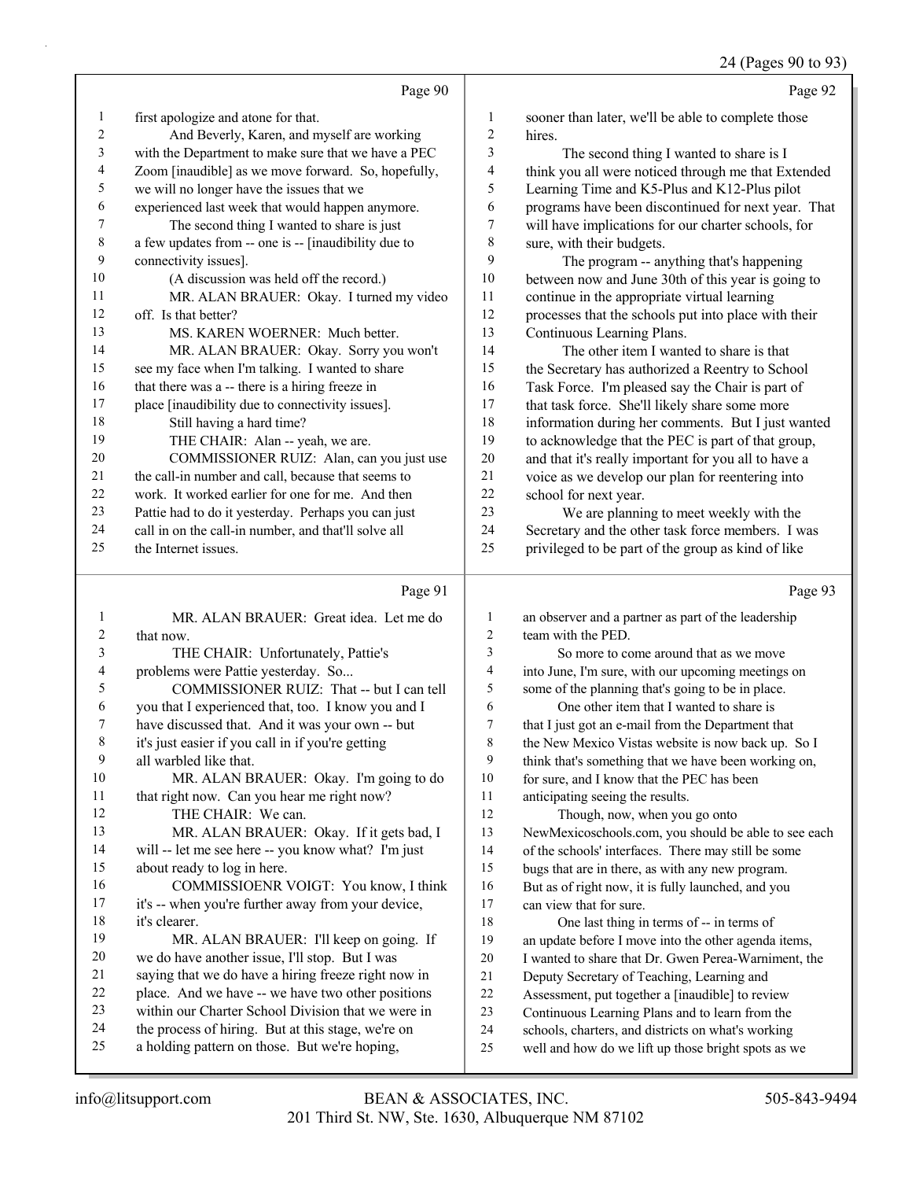Page 90

1 first apologize and atone for that.
2 And Beverly, Karen, and myself are working
3 with the Department to make sure that we have a PEC
4 Zoom [inaudible] as we move forward. So, hopefully,
5 we will no longer have the issues that we
6 experienced last week that would happen anymore.
7 The second thing I wanted to share is just
8 a few updates from -- one is -- [inaudibility due to
9 connectivity issues].
10 (A discussion was held off the record.)
11 MR. ALAN BRAUER: Okay. I turned my video
12 off. Is that better?
13 MS. KAREN WOERNER: Much better.
14 MR. ALAN BRAUER: Okay. Sorry you won't
15 see my face when I'm talking. I wanted to share
16 that there was a -- there is a hiring freeze in
17 place [inaudibility due to connectivity issues].
18 Still having a hard time?
19 THE CHAIR: Alan -- yeah, we are.
20 COMMISSIONER RUIZ: Alan, can you just use
21 the call-in number and call, because that seems to
22 work. It worked earlier for one for me. And then
23 Pattie had to do it yesterday. Perhaps you can just
24 call in on the call-in number, and that'll solve all
25 the Internet issues.

Page 91

1 MR. ALAN BRAUER: Great idea. Let me do
2 that now.
3 THE CHAIR: Unfortunately, Pattie's
4 problems were Pattie yesterday. So...
5 COMMISSIONER RUIZ: That -- but I can tell
6 you that I experienced that, too. I know you and I
7 have discussed that. And it was your own -- but
8 it's just easier if you call in if you're getting
9 all warbled like that.
10 MR. ALAN BRAUER: Okay. I'm going to do
11 that right now. Can you hear me right now?
12 THE CHAIR: We can.
13 MR. ALAN BRAUER: Okay. If it gets bad, I
14 will -- let me see here -- you know what? I'm just
15 about ready to log in here.
16 COMMISSIOENR VOIGT: You know, I think
17 it's -- when you're further away from your device,
18 it's clearer.
19 MR. ALAN BRAUER: I'll keep on going. If
20 we do have another issue, I'll stop. But I was
21 saying that we do have a hiring freeze right now in
22 place. And we have -- we have two other positions
23 within our Charter School Division that we were in
24 the process of hiring. But at this stage, we're on
25 a holding pattern on those. But we're hoping,

Page 92

1 sooner than later, we'll be able to complete those
2 hires.
3 The second thing I wanted to share is I
4 think you all were noticed through me that Extended
5 Learning Time and K5-Plus and K12-Plus pilot
6 programs have been discontinued for next year. That
7 will have implications for our charter schools, for
8 sure, with their budgets.
9 The program -- anything that's happening
10 between now and June 30th of this year is going to
11 continue in the appropriate virtual learning
12 processes that the schools put into place with their
13 Continuous Learning Plans.
14 The other item I wanted to share is that
15 the Secretary has authorized a Reentry to School
16 Task Force. I'm pleased say the Chair is part of
17 that task force. She'll likely share some more
18 information during her comments. But I just wanted
19 to acknowledge that the PEC is part of that group,
20 and that it's really important for you all to have a
21 voice as we develop our plan for reentering into
22 school for next year.
23 We are planning to meet weekly with the
24 Secretary and the other task force members. I was
25 privileged to be part of the group as kind of like

Page 93

1 an observer and a partner as part of the leadership
2 team with the PED.
3 So more to come around that as we move
4 into June, I'm sure, with our upcoming meetings on
5 some of the planning that's going to be in place.
6 One other item that I wanted to share is
7 that I just got an e-mail from the Department that
8 the New Mexico Vistas website is now back up. So I
9 think that's something that we have been working on,
10 for sure, and I know that the PEC has been
11 anticipating seeing the results.
12 Though, now, when you go onto
13 NewMexicoschools.com, you should be able to see each
14 of the schools' interfaces. There may still be some
15 bugs that are in there, as with any new program.
16 But as of right now, it is fully launched, and you
17 can view that for sure.
18 One last thing in terms of -- in terms of
19 an update before I move into the other agenda items,
20 I wanted to share that Dr. Gwen Perea-Warniment, the
21 Deputy Secretary of Teaching, Learning and
22 Assessment, put together a [inaudible] to review
23 Continuous Learning Plans and to learn from the
24 schools, charters, and districts on what's working
25 well and how do we lift up those bright spots as we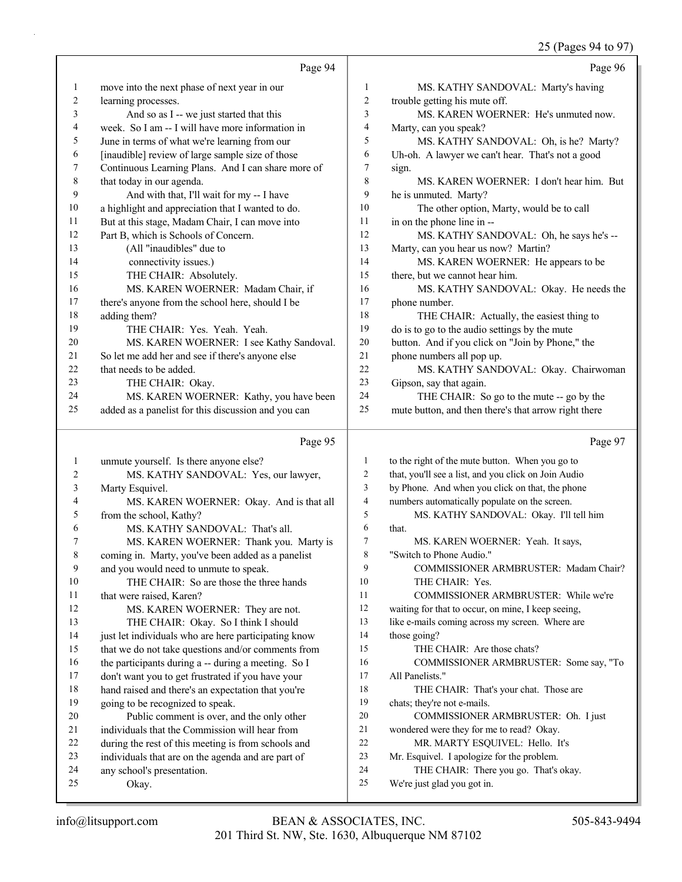Page 94

1 move into the next phase of next year in our
2 learning processes.
3 And so as I -- we just started that this
4 week. So I am -- I will have more information in
5 June in terms of what we're learning from our
6 [inaudible] review of large sample size of those
7 Continuous Learning Plans. And I can share more of
8 that today in our agenda.
9 And with that, I'll wait for my -- I have
10 a highlight and appreciation that I wanted to do.
11 But at this stage, Madam Chair, I can move into
12 Part B, which is Schools of Concern.
13 (All "inaudibles" due to
14 connectivity issues.)
15 THE CHAIR: Absolutely.
16 MS. KAREN WOERNER: Madam Chair, if
17 there's anyone from the school here, should I be
18 adding them?
19 THE CHAIR: Yes. Yeah. Yeah.
20 MS. KAREN WOERNER: I see Kathy Sandoval.
21 So let me add her and see if there's anyone else
22 that needs to be added.
23 THE CHAIR: Okay.
24 MS. KAREN WOERNER: Kathy, you have been
25 added as a panelist for this discussion and you can

Page 95

1 unmute yourself. Is there anyone else?
2 MS. KATHY SANDOVAL: Yes, our lawyer,
3 Marty Esquivel.
4 MS. KAREN WOERNER: Okay. And is that all
5 from the school, Kathy?
6 MS. KATHY SANDOVAL: That's all.
7 MS. KAREN WOERNER: Thank you. Marty is
8 coming in. Marty, you've been added as a panelist
9 and you would need to unmute to speak.
10 THE CHAIR: So are those the three hands
11 that were raised, Karen?
12 MS. KAREN WOERNER: They are not.
13 THE CHAIR: Okay. So I think I should
14 just let individuals who are here participating know
15 that we do not take questions and/or comments from
16 the participants during a -- during a meeting. So I
17 don't want you to get frustrated if you have your
18 hand raised and there's an expectation that you're
19 going to be recognized to speak.
20 Public comment is over, and the only other
21 individuals that the Commission will hear from
22 during the rest of this meeting is from schools and
23 individuals that are on the agenda and are part of
24 any school's presentation.
25 Okay.

Page 96

1 MS. KATHY SANDOVAL: Marty's having
2 trouble getting his mute off.
3 MS. KAREN WOERNER: He's unmuted now.
4 Marty, can you speak?
5 MS. KATHY SANDOVAL: Oh, is he? Marty?
6 Uh-oh. A lawyer we can't hear. That's not a good
7 sign.
8 MS. KAREN WOERNER: I don't hear him. But
9 he is unmuted. Marty?
10 The other option, Marty, would be to call
11 in on the phone line in --
12 MS. KATHY SANDOVAL: Oh, he says he's --
13 Marty, can you hear us now? Martin?
14 MS. KAREN WOERNER: He appears to be
15 there, but we cannot hear him.
16 MS. KATHY SANDOVAL: Okay. He needs the
17 phone number.
18 THE CHAIR: Actually, the easiest thing to
19 do is to go to the audio settings by the mute
20 button. And if you click on "Join by Phone," the
21 phone numbers all pop up.
22 MS. KATHY SANDOVAL: Okay. Chairwoman
23 Gipson, say that again.
24 THE CHAIR: So go to the mute -- go by the
25 mute button, and then there's that arrow right there

Page 97

1 to the right of the mute button. When you go to
2 that, you'll see a list, and you click on Join Audio
3 by Phone. And when you click on that, the phone
4 numbers automatically populate on the screen.
5 MS. KATHY SANDOVAL: Okay. I'll tell him
6 that.
7 MS. KAREN WOERNER: Yeah. It says,
8 "Switch to Phone Audio."
9 COMMISSIONER ARMBRUSTER: Madam Chair?
10 THE CHAIR: Yes.
11 COMMISSIONER ARMBRUSTER: While we're
12 waiting for that to occur, on mine, I keep seeing,
13 like e-mails coming across my screen. Where are
14 those going?
15 THE CHAIR: Are those chats?
16 COMMISSIONER ARMBRUSTER: Some say, "To
17 All Panelists."
18 THE CHAIR: That's your chat. Those are
19 chats; they're not e-mails.
20 COMMISSIONER ARMBRUSTER: Oh. I just
21 wondered were they for me to read? Okay.
22 MR. MARTY ESQUIVEL: Hello. It's
23 Mr. Esquivel. I apologize for the problem.
24 THE CHAIR: There you go. That's okay.
25 We're just glad you got in.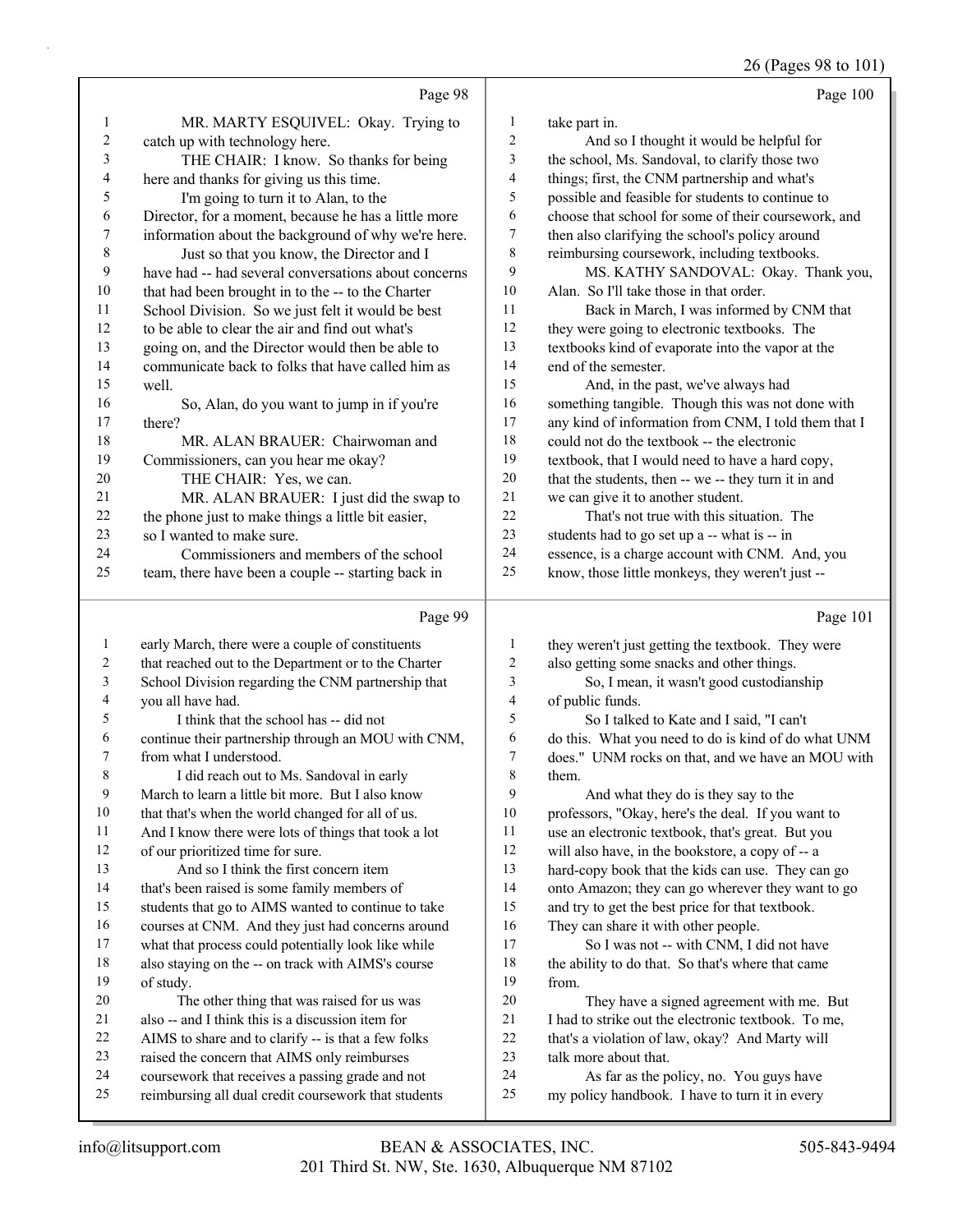Page 98

MR. MARTY ESQUIVEL: Okay. Trying to catch up with technology here.

THE CHAIR: I know. So thanks for being here and thanks for giving us this time.

I'm going to turn it to Alan, to the Director, for a moment, because he has a little more information about the background of why we're here.

Just so that you know, the Director and I have had -- had several conversations about concerns that had been brought in to the -- to the Charter School Division. So we just felt it would be best to be able to clear the air and find out what's going on, and the Director would then be able to communicate back to folks that have called him as well.

So, Alan, do you want to jump in if you're there?

MR. ALAN BRAUER: Chairwoman and Commissioners, can you hear me okay?

THE CHAIR: Yes, we can.

MR. ALAN BRAUER: I just did the swap to the phone just to make things a little bit easier, so I wanted to make sure.

Commissioners and members of the school team, there have been a couple -- starting back in

Page 99

early March, there were a couple of constituents that reached out to the Department or to the Charter School Division regarding the CNM partnership that you all have had.

I think that the school has -- did not continue their partnership through an MOU with CNM, from what I understood.

I did reach out to Ms. Sandoval in early March to learn a little bit more. But I also know that that's when the world changed for all of us. And I know there were lots of things that took a lot of our prioritized time for sure.

And so I think the first concern item that's been raised is some family members of students that go to AIMS wanted to continue to take courses at CNM. And they just had concerns around what that process could potentially look like while also staying on the -- on track with AIMS's course of study.

The other thing that was raised for us was also -- and I think this is a discussion item for AIMS to share and to clarify -- is that a few folks raised the concern that AIMS only reimburses coursework that receives a passing grade and not reimbursing all dual credit coursework that students

Page 100

take part in.

And so I thought it would be helpful for the school, Ms. Sandoval, to clarify those two things; first, the CNM partnership and what's possible and feasible for students to continue to choose that school for some of their coursework, and then also clarifying the school's policy around reimbursing coursework, including textbooks.

MS. KATHY SANDOVAL: Okay. Thank you, Alan. So I'll take those in that order.

Back in March, I was informed by CNM that they were going to electronic textbooks. The textbooks kind of evaporate into the vapor at the end of the semester.

And, in the past, we've always had something tangible. Though this was not done with any kind of information from CNM, I told them that I could not do the textbook -- the electronic textbook, that I would need to have a hard copy, that the students, then -- we -- they turn it in and we can give it to another student.

That's not true with this situation. The students had to go set up a -- what is -- in essence, is a charge account with CNM. And, you know, those little monkeys, they weren't just --

Page 101

they weren't just getting the textbook. They were also getting some snacks and other things.

So, I mean, it wasn't good custodianship of public funds.

So I talked to Kate and I said, "I can't do this. What you need to do is kind of do what UNM does." UNM rocks on that, and we have an MOU with them.

And what they do is they say to the professors, "Okay, here's the deal. If you want to use an electronic textbook, that's great. But you will also have, in the bookstore, a copy of -- a hard-copy book that the kids can use. They can go onto Amazon; they can go wherever they want to go and try to get the best price for that textbook. They can share it with other people.

So I was not -- with CNM, I did not have the ability to do that. So that's where that came from.

They have a signed agreement with me. But I had to strike out the electronic textbook. To me, that's a violation of law, okay? And Marty will talk more about that.

As far as the policy, no. You guys have my policy handbook. I have to turn it in every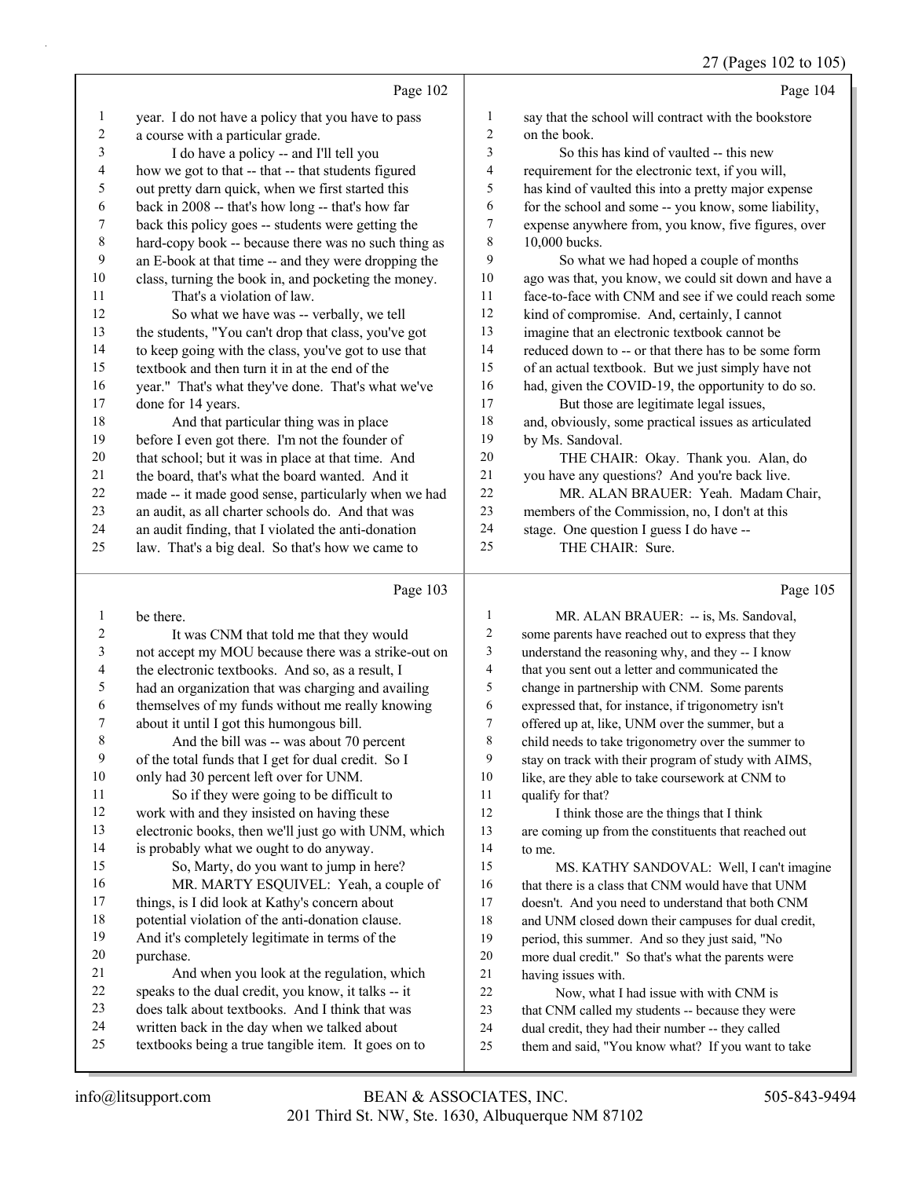Page 102

year. I do not have a policy that you have to pass a course with a particular grade.

I do have a policy -- and I'll tell you how we got to that -- that -- that students figured out pretty darn quick, when we first started this back in 2008 -- that's how long -- that's how far back this policy goes -- students were getting the hard-copy book -- because there was no such thing as an E-book at that time -- and they were dropping the class, turning the book in, and pocketing the money.

That's a violation of law.

So what we have was -- verbally, we tell the students, "You can't drop that class, you've got to keep going with the class, you've got to use that textbook and then turn it in at the end of the year." That's what they've done. That's what we've done for 14 years.

And that particular thing was in place before I even got there. I'm not the founder of that school; but it was in place at that time. And the board, that's what the board wanted. And it made -- it made good sense, particularly when we had an audit, as all charter schools do. And that was an audit finding, that I violated the anti-donation law. That's a big deal. So that's how we came to

Page 103

be there.

It was CNM that told me that they would not accept my MOU because there was a strike-out on the electronic textbooks. And so, as a result, I had an organization that was charging and availing themselves of my funds without me really knowing about it until I got this humongous bill.

And the bill was -- was about 70 percent of the total funds that I get for dual credit. So I only had 30 percent left over for UNM.

So if they were going to be difficult to work with and they insisted on having these electronic books, then we'll just go with UNM, which is probably what we ought to do anyway.

So, Marty, do you want to jump in here?

MR. MARTY ESQUIVEL: Yeah, a couple of things, is I did look at Kathy's concern about potential violation of the anti-donation clause. And it's completely legitimate in terms of the purchase.

And when you look at the regulation, which speaks to the dual credit, you know, it talks -- it does talk about textbooks. And I think that was written back in the day when we talked about textbooks being a true tangible item. It goes on to

Page 104

say that the school will contract with the bookstore on the book.

So this has kind of vaulted -- this new requirement for the electronic text, if you will, has kind of vaulted this into a pretty major expense for the school and some -- you know, some liability, expense anywhere from, you know, five figures, over 10,000 bucks.

So what we had hoped a couple of months ago was that, you know, we could sit down and have a face-to-face with CNM and see if we could reach some kind of compromise. And, certainly, I cannot imagine that an electronic textbook cannot be reduced down to -- or that there has to be some form of an actual textbook. But we just simply have not had, given the COVID-19, the opportunity to do so.

But those are legitimate legal issues, and, obviously, some practical issues as articulated by Ms. Sandoval.

THE CHAIR: Okay. Thank you. Alan, do you have any questions? And you're back live.

MR. ALAN BRAUER: Yeah. Madam Chair, members of the Commission, no, I don't at this stage. One question I guess I do have --

THE CHAIR: Sure.

Page 105

MR. ALAN BRAUER: -- is, Ms. Sandoval, some parents have reached out to express that they understand the reasoning why, and they -- I know that you sent out a letter and communicated the change in partnership with CNM. Some parents expressed that, for instance, if trigonometry isn't offered up at, like, UNM over the summer, but a child needs to take trigonometry over the summer to stay on track with their program of study with AIMS, like, are they able to take coursework at CNM to qualify for that?

I think those are the things that I think are coming up from the constituents that reached out to me.

MS. KATHY SANDOVAL: Well, I can't imagine that there is a class that CNM would have that UNM doesn't. And you need to understand that both CNM and UNM closed down their campuses for dual credit, period, this summer. And so they just said, "No more dual credit." So that's what the parents were having issues with.

Now, what I had issue with CNM is that CNM called my students -- because they were dual credit, they had their number -- they called them and said, "You know what? If you want to take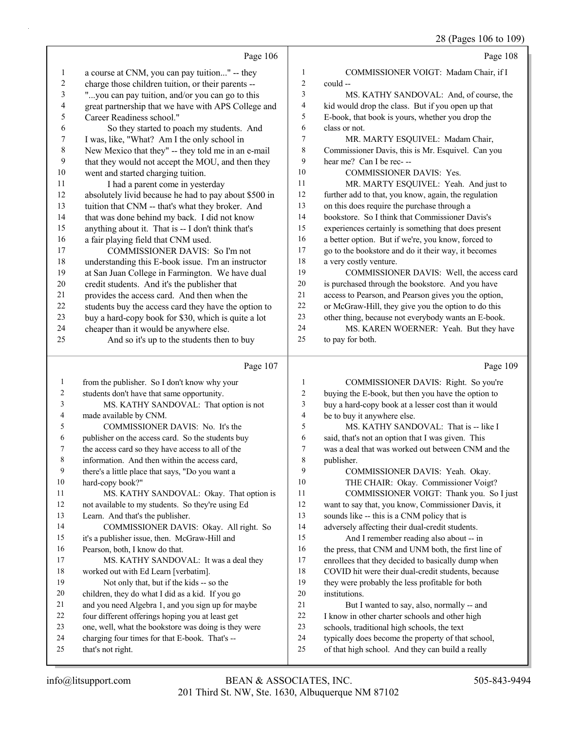Page 106

1 a course at CNM, you can pay tuition..." -- they
2 charge those children tuition, or their parents --
3 "...you can pay tuition, and/or you can go to this
4 great partnership that we have with APS College and
5 Career Readiness school."
6 So they started to poach my students. And
7 I was, like, "What? Am I the only school in
8 New Mexico that they" -- they told me in an e-mail
9 that they would not accept the MOU, and then they
10 went and started charging tuition.
11 I had a parent come in yesterday
12 absolutely livid because he had to pay about $500 in
13 tuition that CNM -- that's what they broker. And
14 that was done behind my back. I did not know
15 anything about it. That is -- I don't think that's
16 a fair playing field that CNM used.
17 COMMISSIONER DAVIS: So I'm not
18 understanding this E-book issue. I'm an instructor
19 at San Juan College in Farmington. We have dual
20 credit students. And it's the publisher that
21 provides the access card. And then when the
22 students buy the access card they have the option to
23 buy a hard-copy book for $30, which is quite a lot
24 cheaper than it would be anywhere else.
25 And so it's up to the students then to buy

Page 107

1 from the publisher. So I don't know why your
2 students don't have that same opportunity.
3 MS. KATHY SANDOVAL: That option is not
4 made available by CNM.
5 COMMISSIONER DAVIS: No. It's the
6 publisher on the access card. So the students buy
7 the access card so they have access to all of the
8 information. And then within the access card,
9 there's a little place that says, "Do you want a
10 hard-copy book?"
11 MS. KATHY SANDOVAL: Okay. That option is
12 not available to my students. So they're using Ed
13 Learn. And that's the publisher.
14 COMMISSIONER DAVIS: Okay. All right. So
15 it's a publisher issue, then. McGraw-Hill and
16 Pearson, both, I know do that.
17 MS. KATHY SANDOVAL: It was a deal they
18 worked out with Ed Learn [verbatim].
19 Not only that, but if the kids -- so the
20 children, they do what I did as a kid. If you go
21 and you need Algebra 1, and you sign up for maybe
22 four different offerings hoping you at least get
23 one, well, what the bookstore was doing is they were
24 charging four times for that E-book. That's --
25 that's not right.

Page 108

1 COMMISSIONER VOIGT: Madam Chair, if I
2 could --
3 MS. KATHY SANDOVAL: And, of course, the
4 kid would drop the class. But if you open up that
5 E-book, that book is yours, whether you drop the
6 class or not.
7 MR. MARTY ESQUIVEL: Madam Chair,
8 Commissioner Davis, this is Mr. Esquivel. Can you
9 hear me? Can I be rec- --
10 COMMISSIONER DAVIS: Yes.
11 MR. MARTY ESQUIVEL: Yeah. And just to
12 further add to that, you know, again, the regulation
13 on this does require the purchase through a
14 bookstore. So I think that Commissioner Davis's
15 experiences certainly is something that does present
16 a better option. But if we're, you know, forced to
17 go to the bookstore and do it their way, it becomes
18 a very costly venture.
19 COMMISSIONER DAVIS: Well, the access card
20 is purchased through the bookstore. And you have
21 access to Pearson, and Pearson gives you the option,
22 or McGraw-Hill, they give you the option to do this
23 other thing, because not everybody wants an E-book.
24 MS. KAREN WOERNER: Yeah. But they have
25 to pay for both.

Page 109

1 COMMISSIONER DAVIS: Right. So you're
2 buying the E-book, but then you have the option to
3 buy a hard-copy book at a lesser cost than it would
4 be to buy it anywhere else.
5 MS. KATHY SANDOVAL: That is -- like I
6 said, that's not an option that I was given. This
7 was a deal that was worked out between CNM and the
8 publisher.
9 COMMISSIONER DAVIS: Yeah. Okay.
10 THE CHAIR: Okay. Commissioner Voigt?
11 COMMISSIONER VOIGT: Thank you. So I just
12 want to say that, you know, Commissioner Davis, it
13 sounds like -- this is a CNM policy that is
14 adversely affecting their dual-credit students.
15 And I remember reading also about -- in
16 the press, that CNM and UNM both, the first line of
17 enrollees that they decided to basically dump when
18 COVID hit were their dual-credit students, because
19 they were probably the less profitable for both
20 institutions.
21 But I wanted to say, also, normally -- and
22 I know in other charter schools and other high
23 schools, traditional high schools, the text
24 typically does become the property of that school,
25 of that high school. And they can build a really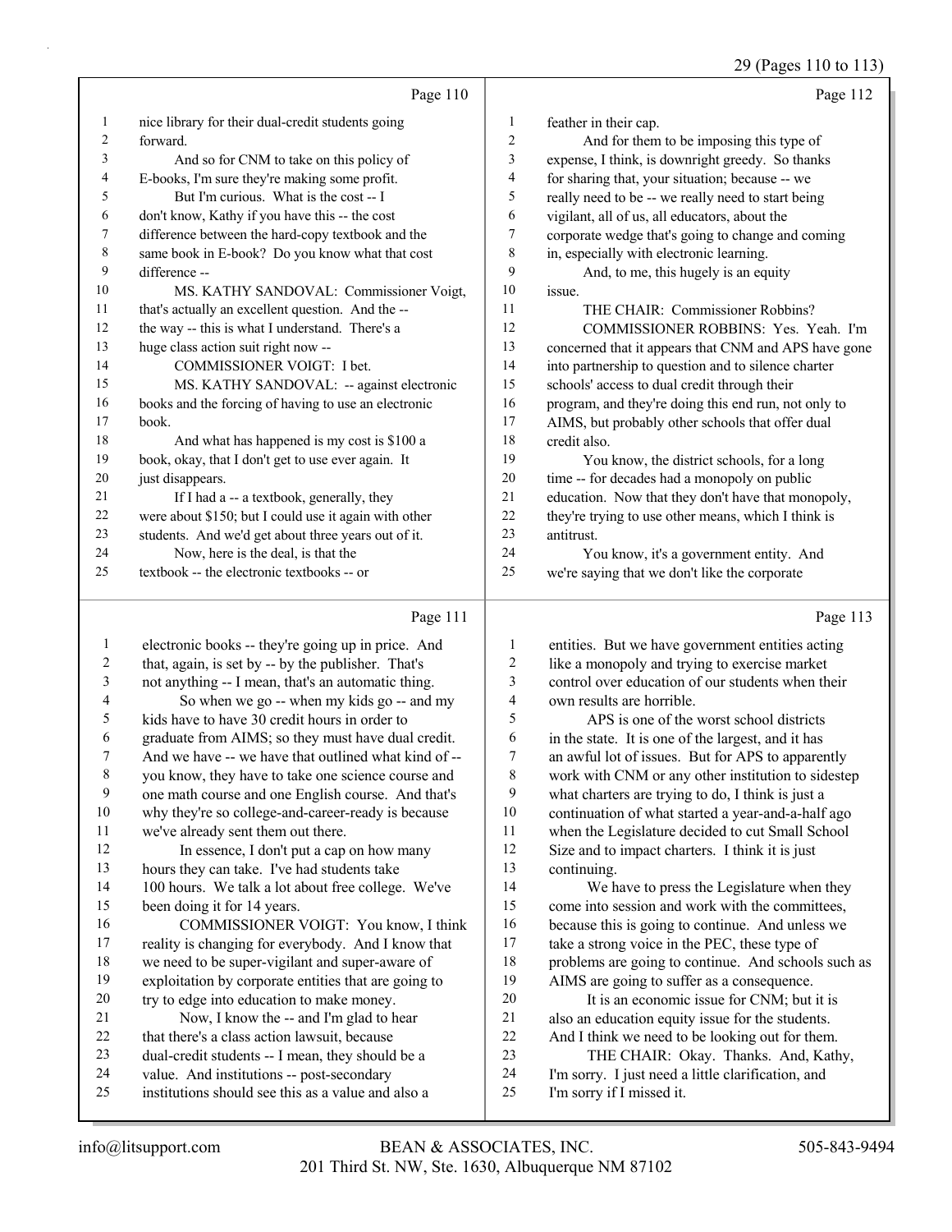Page 110

1 nice library for their dual-credit students going
2 forward.
3 And so for CNM to take on this policy of
4 E-books, I'm sure they're making some profit.
5 But I'm curious. What is the cost -- I
6 don't know, Kathy if you have this -- the cost
7 difference between the hard-copy textbook and the
8 same book in E-book? Do you know what that cost
9 difference --
10 MS. KATHY SANDOVAL: Commissioner Voigt,
11 that's actually an excellent question. And the --
12 the way -- this is what I understand. There's a
13 huge class action suit right now --
14 COMMISSIONER VOIGT: I bet.
15 MS. KATHY SANDOVAL: -- against electronic
16 books and the forcing of having to use an electronic
17 book.
18 And what has happened is my cost is $100 a
19 book, okay, that I don't get to use ever again. It
20 just disappears.
21 If I had a -- a textbook, generally, they
22 were about $150; but I could use it again with other
23 students. And we'd get about three years out of it.
24 Now, here is the deal, is that the
25 textbook -- the electronic textbooks -- or

Page 111

1 electronic books -- they're going up in price. And
2 that, again, is set by -- by the publisher. That's
3 not anything -- I mean, that's an automatic thing.
4 So when we go -- when my kids go -- and my
5 kids have to have 30 credit hours in order to
6 graduate from AIMS; so they must have dual credit.
7 And we have -- we have that outlined what kind of --
8 you know, they have to take one science course and
9 one math course and one English course. And that's
10 why they're so college-and-career-ready is because
11 we've already sent them out there.
12 In essence, I don't put a cap on how many
13 hours they can take. I've had students take
14 100 hours. We talk a lot about free college. We've
15 been doing it for 14 years.
16 COMMISSIONER VOIGT: You know, I think
17 reality is changing for everybody. And I know that
18 we need to be super-vigilant and super-aware of
19 exploitation by corporate entities that are going to
20 try to edge into education to make money.
21 Now, I know the -- and I'm glad to hear
22 that there's a class action lawsuit, because
23 dual-credit students -- I mean, they should be a
24 value. And institutions -- post-secondary
25 institutions should see this as a value and also a

Page 112

1 feather in their cap.
2 And for them to be imposing this type of
3 expense, I think, is downright greedy. So thanks
4 for sharing that, your situation; because -- we
5 really need to be -- we really need to start being
6 vigilant, all of us, all educators, about the
7 corporate wedge that's going to change and coming
8 in, especially with electronic learning.
9 And, to me, this hugely is an equity
10 issue.
11 THE CHAIR: Commissioner Robbins?
12 COMMISSIONER ROBBINS: Yes. Yeah. I'm
13 concerned that it appears that CNM and APS have gone
14 into partnership to question and to silence charter
15 schools' access to dual credit through their
16 program, and they're doing this end run, not only to
17 AIMS, but probably other schools that offer dual
18 credit also.
19 You know, the district schools, for a long
20 time -- for decades had a monopoly on public
21 education. Now that they don't have that monopoly,
22 they're trying to use other means, which I think is
23 antitrust.
24 You know, it's a government entity. And
25 we're saying that we don't like the corporate

Page 113

1 entities. But we have government entities acting
2 like a monopoly and trying to exercise market
3 control over education of our students when their
4 own results are horrible.
5 APS is one of the worst school districts
6 in the state. It is one of the largest, and it has
7 an awful lot of issues. But for APS to apparently
8 work with CNM or any other institution to sidestep
9 what charters are trying to do, I think is just a
10 continuation of what started a year-and-a-half ago
11 when the Legislature decided to cut Small School
12 Size and to impact charters. I think it is just
13 continuing.
14 We have to press the Legislature when they
15 come into session and work with the committees,
16 because this is going to continue. And unless we
17 take a strong voice in the PEC, these type of
18 problems are going to continue. And schools such as
19 AIMS are going to suffer as a consequence.
20 It is an economic issue for CNM; but it is
21 also an education equity issue for the students.
22 And I think we need to be looking out for them.
23 THE CHAIR: Okay. Thanks. And, Kathy,
24 I'm sorry. I just need a little clarification, and
25 I'm sorry if I missed it.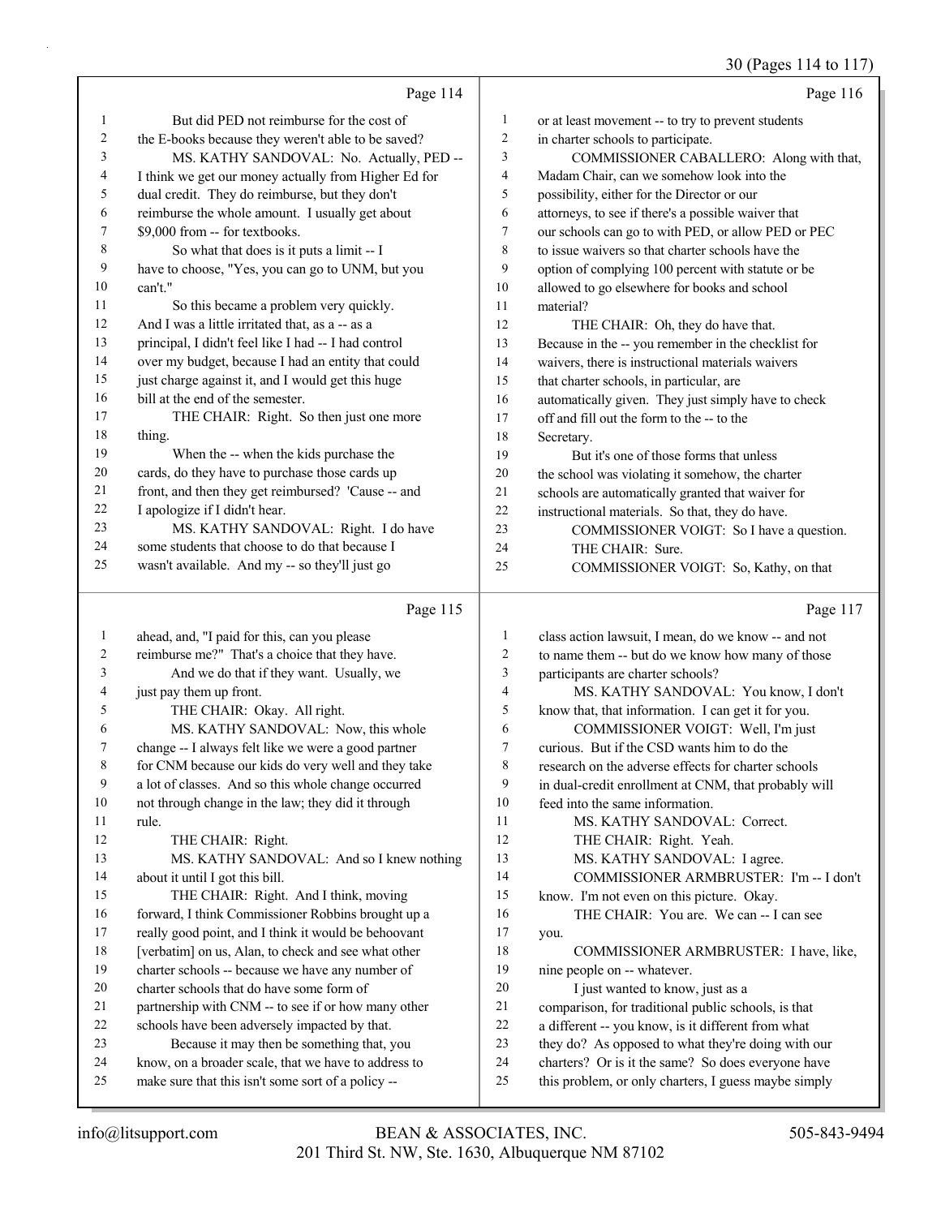Page 114

1 But did PED not reimburse for the cost of
2 the E-books because they weren't able to be saved?
3 MS. KATHY SANDOVAL: No. Actually, PED --
4 I think we get our money actually from Higher Ed for
5 dual credit. They do reimburse, but they don't
6 reimburse the whole amount. I usually get about
7 $9,000 from -- for textbooks.
8 So what that does is it puts a limit -- I
9 have to choose, "Yes, you can go to UNM, but you
10 can't."
11 So this became a problem very quickly.
12 And I was a little irritated that, as a -- as a
13 principal, I didn't feel like I had -- I had control
14 over my budget, because I had an entity that could
15 just charge against it, and I would get this huge
16 bill at the end of the semester.
17 THE CHAIR: Right. So then just one more
18 thing.
19 When the -- when the kids purchase the
20 cards, do they have to purchase those cards up
21 front, and then they get reimbursed? 'Cause -- and
22 I apologize if I didn't hear.
23 MS. KATHY SANDOVAL: Right. I do have
24 some students that choose to do that because I
25 wasn't available. And my -- so they'll just go

Page 115

1 ahead, and, "I paid for this, can you please
2 reimburse me?" That's a choice that they have.
3 And we do that if they want. Usually, we
4 just pay them up front.
5 THE CHAIR: Okay. All right.
6 MS. KATHY SANDOVAL: Now, this whole
7 change -- I always felt like we were a good partner
8 for CNM because our kids do very well and they take
9 a lot of classes. And so this whole change occurred
10 not through change in the law; they did it through
11 rule.
12 THE CHAIR: Right.
13 MS. KATHY SANDOVAL: And so I knew nothing
14 about it until I got this bill.
15 THE CHAIR: Right. And I think, moving
16 forward, I think Commissioner Robbins brought up a
17 really good point, and I think it would be behoovant
18 [verbatim] on us, Alan, to check and see what other
19 charter schools -- because we have any number of
20 charter schools that do have some form of
21 partnership with CNM -- to see if or how many other
22 schools have been adversely impacted by that.
23 Because it may then be something that, you
24 know, on a broader scale, that we have to address to
25 make sure that this isn't some sort of a policy --

Page 116

1 or at least movement -- to try to prevent students
2 in charter schools to participate.
3 COMMISSIONER CABALLERO: Along with that,
4 Madam Chair, can we somehow look into the
5 possibility, either for the Director or our
6 attorneys, to see if there's a possible waiver that
7 our schools can go to with PED, or allow PED or PEC
8 to issue waivers so that charter schools have the
9 option of complying 100 percent with statute or be
10 allowed to go elsewhere for books and school
11 material?
12 THE CHAIR: Oh, they do have that.
13 Because in the -- you remember in the checklist for
14 waivers, there is instructional materials waivers
15 that charter schools, in particular, are
16 automatically given. They just simply have to check
17 off and fill out the form to the -- to the
18 Secretary.
19 But it's one of those forms that unless
20 the school was violating it somehow, the charter
21 schools are automatically granted that waiver for
22 instructional materials. So that, they do have.
23 COMMISSIONER VOIGT: So I have a question.
24 THE CHAIR: Sure.
25 COMMISSIONER VOIGT: So, Kathy, on that

Page 117

1 class action lawsuit, I mean, do we know -- and not
2 to name them -- but do we know how many of those
3 participants are charter schools?
4 MS. KATHY SANDOVAL: You know, I don't
5 know that, that information. I can get it for you.
6 COMMISSIONER VOIGT: Well, I'm just
7 curious. But if the CSD wants him to do the
8 research on the adverse effects for charter schools
9 in dual-credit enrollment at CNM, that probably will
10 feed into the same information.
11 MS. KATHY SANDOVAL: Correct.
12 THE CHAIR: Right. Yeah.
13 MS. KATHY SANDOVAL: I agree.
14 COMMISSIONER ARMBRUSTER: I'm -- I don't
15 know. I'm not even on this picture. Okay.
16 THE CHAIR: You are. We can -- I can see
17 you.
18 COMMISSIONER ARMBRUSTER: I have, like,
19 nine people on -- whatever.
20 I just wanted to know, just as a
21 comparison, for traditional public schools, is that
22 a different -- you know, is it different from what
23 they do? As opposed to what they're doing with our
24 charters? Or is it the same? So does everyone have
25 this problem, or only charters, I guess maybe simply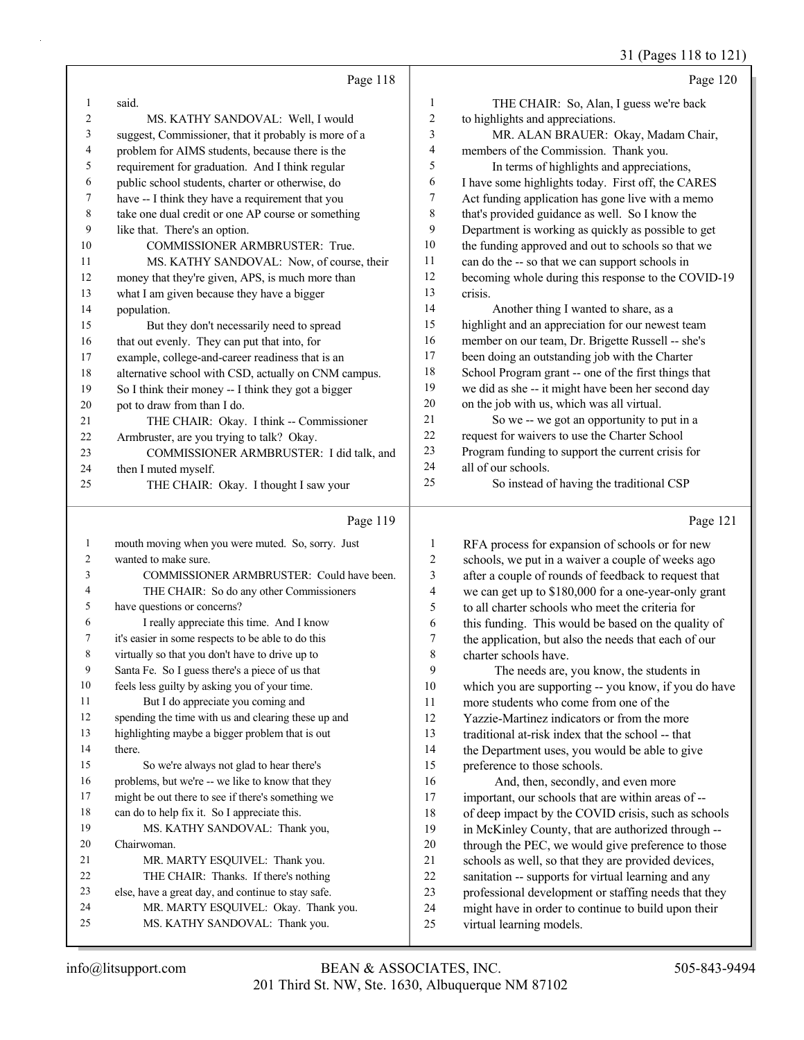Page 118

1 said.
2 MS. KATHY SANDOVAL: Well, I would
3 suggest, Commissioner, that it probably is more of a
4 problem for AIMS students, because there is the
5 requirement for graduation. And I think regular
6 public school students, charter or otherwise, do
7 have -- I think they have a requirement that you
8 take one dual credit or one AP course or something
9 like that. There's an option.
10 COMMISSIONER ARMBRUSTER: True.
11 MS. KATHY SANDOVAL: Now, of course, their
12 money that they're given, APS, is much more than
13 what I am given because they have a bigger
14 population.
15 But they don't necessarily need to spread
16 that out evenly. They can put that into, for
17 example, college-and-career readiness that is an
18 alternative school with CSD, actually on CNM campus.
19 So I think their money -- I think they got a bigger
20 pot to draw from than I do.
21 THE CHAIR: Okay. I think -- Commissioner
22 Armbruster, are you trying to talk? Okay.
23 COMMISSIONER ARMBRUSTER: I did talk, and
24 then I muted myself.
25 THE CHAIR: Okay. I thought I saw your

Page 119

1 mouth moving when you were muted. So, sorry. Just
2 wanted to make sure.
3 COMMISSIONER ARMBRUSTER: Could have been.
4 THE CHAIR: So do any other Commissioners
5 have questions or concerns?
6 I really appreciate this time. And I know
7 it's easier in some respects to be able to do this
8 virtually so that you don't have to drive up to
9 Santa Fe. So I guess there's a piece of us that
10 feels less guilty by asking you of your time.
11 But I do appreciate you coming and
12 spending the time with us and clearing these up and
13 highlighting maybe a bigger problem that is out
14 there.
15 So we're always not glad to hear there's
16 problems, but we're -- we like to know that they
17 might be out there to see if there's something we
18 can do to help fix it. So I appreciate this.
19 MS. KATHY SANDOVAL: Thank you,
20 Chairwoman.
21 MR. MARTY ESQUIVEL: Thank you.
22 THE CHAIR: Thanks. If there's nothing
23 else, have a great day, and continue to stay safe.
24 MR. MARTY ESQUIVEL: Okay. Thank you.
25 MS. KATHY SANDOVAL: Thank you.

Page 120

1 THE CHAIR: So, Alan, I guess we're back
2 to highlights and appreciations.
3 MR. ALAN BRAUER: Okay, Madam Chair,
4 members of the Commission. Thank you.
5 In terms of highlights and appreciations,
6 I have some highlights today. First off, the CARES
7 Act funding application has gone live with a memo
8 that's provided guidance as well. So I know the
9 Department is working as quickly as possible to get
10 the funding approved and out to schools so that we
11 can do the -- so that we can support schools in
12 becoming whole during this response to the COVID-19
13 crisis.
14 Another thing I wanted to share, as a
15 highlight and an appreciation for our newest team
16 member on our team, Dr. Brigette Russell -- she's
17 been doing an outstanding job with the Charter
18 School Program grant -- one of the first things that
19 we did as she -- it might have been her second day
20 on the job with us, which was all virtual.
21 So we -- we got an opportunity to put in a
22 request for waivers to use the Charter School
23 Program funding to support the current crisis for
24 all of our schools.
25 So instead of having the traditional CSP

Page 121

1 RFA process for expansion of schools or for new
2 schools, we put in a waiver a couple of weeks ago
3 after a couple of rounds of feedback to request that
4 we can get up to $180,000 for a one-year-only grant
5 to all charter schools who meet the criteria for
6 this funding. This would be based on the quality of
7 the application, but also the needs that each of our
8 charter schools have.
9 The needs are, you know, the students in
10 which you are supporting -- you know, if you do have
11 more students who come from one of the
12 Yazzie-Martinez indicators or from the more
13 traditional at-risk index that the school -- that
14 the Department uses, you would be able to give
15 preference to those schools.
16 And, then, secondly, and even more
17 important, our schools that are within areas of --
18 of deep impact by the COVID crisis, such as schools
19 in McKinley County, that are authorized through --
20 through the PEC, we would give preference to those
21 schools as well, so that they are provided devices,
22 sanitation -- supports for virtual learning and any
23 professional development or staffing needs that they
24 might have in order to continue to build upon their
25 virtual learning models.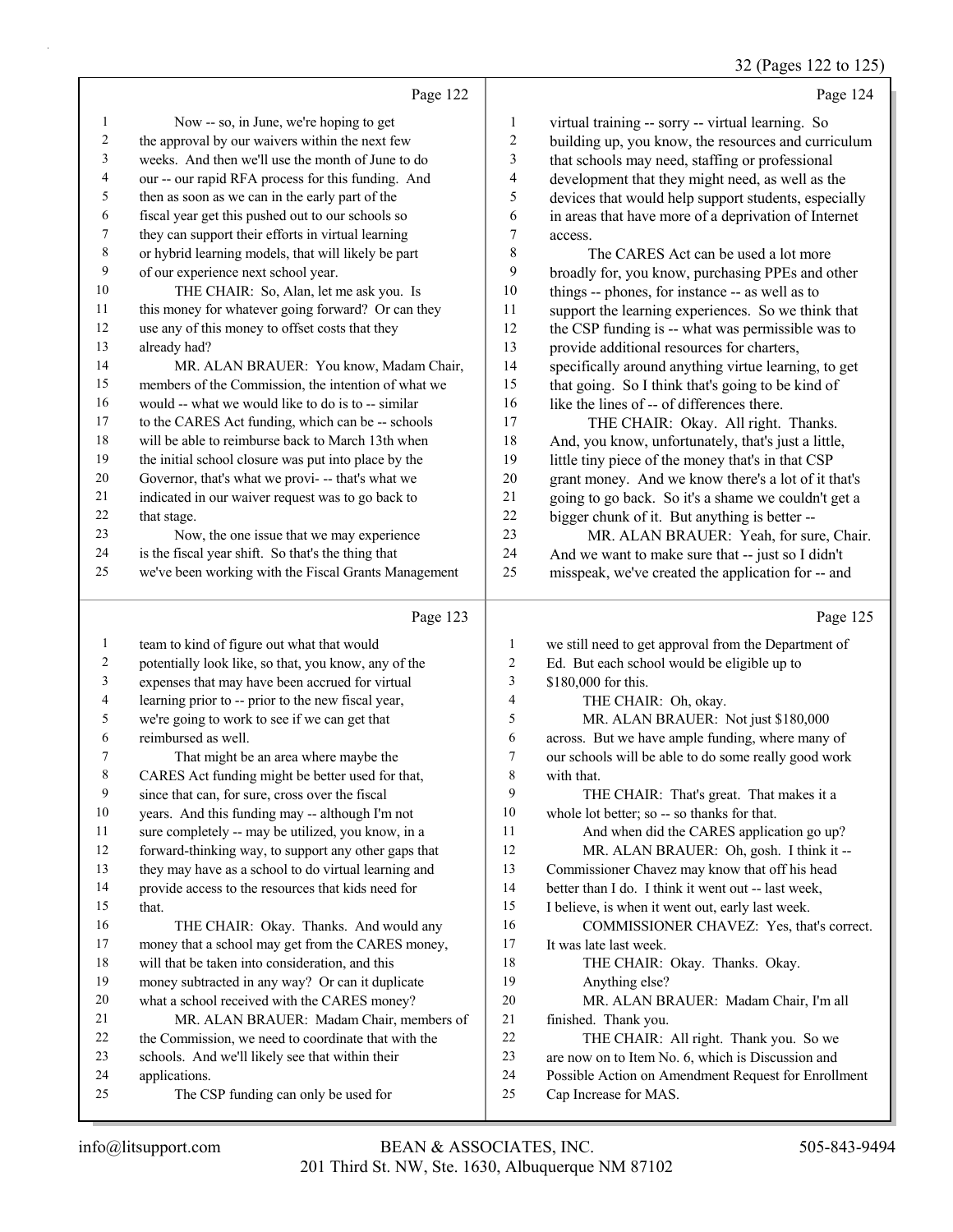Page 122

1 Now -- so, in June, we're hoping to get
2 the approval by our waivers within the next few
3 weeks. And then we'll use the month of June to do
4 our -- our rapid RFA process for this funding. And
5 then as soon as we can in the early part of the
6 fiscal year get this pushed out to our schools so
7 they can support their efforts in virtual learning
8 or hybrid learning models, that will likely be part
9 of our experience next school year.
10 THE CHAIR: So, Alan, let me ask you. Is
11 this money for whatever going forward? Or can they
12 use any of this money to offset costs that they
13 already had?
14 MR. ALAN BRAUER: You know, Madam Chair,
15 members of the Commission, the intention of what we
16 would -- what we would like to do is to -- similar
17 to the CARES Act funding, which can be -- schools
18 will be able to reimburse back to March 13th when
19 the initial school closure was put into place by the
20 Governor, that's what we provi- -- that's what we
21 indicated in our waiver request was to go back to
22 that stage.
23 Now, the one issue that we may experience
24 is the fiscal year shift. So that's the thing that
25 we've been working with the Fiscal Grants Management

Page 123

1 team to kind of figure out what that would
2 potentially look like, so that, you know, any of the
3 expenses that may have been accrued for virtual
4 learning prior to -- prior to the new fiscal year,
5 we're going to work to see if we can get that
6 reimbursed as well.
7 That might be an area where maybe the
8 CARES Act funding might be better used for that,
9 since that can, for sure, cross over the fiscal
10 years. And this funding may -- although I'm not
11 sure completely -- may be utilized, you know, in a
12 forward-thinking way, to support any other gaps that
13 they may have as a school to do virtual learning and
14 provide access to the resources that kids need for
15 that.
16 THE CHAIR: Okay. Thanks. And would any
17 money that a school may get from the CARES money,
18 will that be taken into consideration, and this
19 money subtracted in any way? Or can it duplicate
20 what a school received with the CARES money?
21 MR. ALAN BRAUER: Madam Chair, members of
22 the Commission, we need to coordinate that with the
23 schools. And we'll likely see that within their
24 applications.
25 The CSP funding can only be used for

Page 124

1 virtual training -- sorry -- virtual learning. So
2 building up, you know, the resources and curriculum
3 that schools may need, staffing or professional
4 development that they might need, as well as the
5 devices that would help support students, especially
6 in areas that have more of a deprivation of Internet
7 access.
8 The CARES Act can be used a lot more
9 broadly for, you know, purchasing PPEs and other
10 things -- phones, for instance -- as well as to
11 support the learning experiences. So we think that
12 the CSP funding is -- what was permissible was to
13 provide additional resources for charters,
14 specifically around anything virtue learning, to get
15 that going. So I think that's going to be kind of
16 like the lines of -- of differences there.
17 THE CHAIR: Okay. All right. Thanks.
18 And, you know, unfortunately, that's just a little,
19 little tiny piece of the money that's in that CSP
20 grant money. And we know there's a lot of it that's
21 going to go back. So it's a shame we couldn't get a
22 bigger chunk of it. But anything is better --
23 MR. ALAN BRAUER: Yeah, for sure, Chair.
24 And we want to make sure that -- just so I didn't
25 misspeak, we've created the application for -- and

Page 125

1 we still need to get approval from the Department of
2 Ed. But each school would be eligible up to
3 $180,000 for this.
4 THE CHAIR: Oh, okay.
5 MR. ALAN BRAUER: Not just $180,000
6 across. But we have ample funding, where many of
7 our schools will be able to do some really good work
8 with that.
9 THE CHAIR: That's great. That makes it a
10 whole lot better; so -- so thanks for that.
11 And when did the CARES application go up?
12 MR. ALAN BRAUER: Oh, gosh. I think it --
13 Commissioner Chavez may know that off his head
14 better than I do. I think it went out -- last week,
15 I believe, is when it went out, early last week.
16 COMMISSIONER CHAVEZ: Yes, that's correct.
17 It was late last week.
18 THE CHAIR: Okay. Thanks. Okay.
19 Anything else?
20 MR. ALAN BRAUER: Madam Chair, I'm all
21 finished. Thank you.
22 THE CHAIR: All right. Thank you. So we
23 are now on to Item No. 6, which is Discussion and
24 Possible Action on Amendment Request for Enrollment
25 Cap Increase for MAS.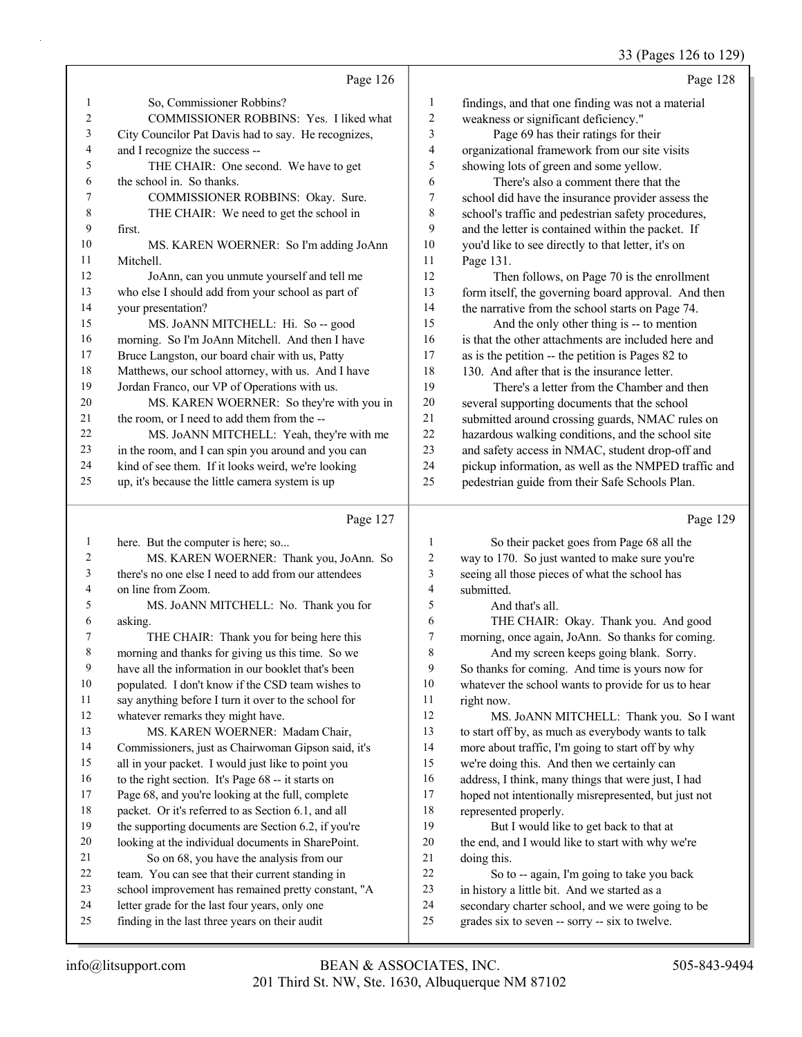33 (Pages 126 to 129)

Page 126

1 So, Commissioner Robbins?
2 COMMISSIONER ROBBINS: Yes. I liked what
3 City Councilor Pat Davis had to say. He recognizes,
4 and I recognize the success --
5 THE CHAIR: One second. We have to get
6 the school in. So thanks.
7 COMMISSIONER ROBBINS: Okay. Sure.
8 THE CHAIR: We need to get the school in
9 first.
10 MS. KAREN WOERNER: So I'm adding JoAnn
11 Mitchell.
12 JoAnn, can you unmute yourself and tell me
13 who else I should add from your school as part of
14 your presentation?
15 MS. JoANN MITCHELL: Hi. So -- good
16 morning. So I'm JoAnn Mitchell. And then I have
17 Bruce Langston, our board chair with us, Patty
18 Matthews, our school attorney, with us. And I have
19 Jordan Franco, our VP of Operations with us.
20 MS. KAREN WOERNER: So they're with you in
21 the room, or I need to add them from the --
22 MS. JoANN MITCHELL: Yeah, they're with me
23 in the room, and I can spin you around and you can
24 kind of see them. If it looks weird, we're looking
25 up, it's because the little camera system is up

Page 127

1 here. But the computer is here; so...
2 MS. KAREN WOERNER: Thank you, JoAnn. So
3 there's no one else I need to add from our attendees
4 on line from Zoom.
5 MS. JoANN MITCHELL: No. Thank you for
6 asking.
7 THE CHAIR: Thank you for being here this
8 morning and thanks for giving us this time. So we
9 have all the information in our booklet that's been
10 populated. I don't know if the CSD team wishes to
11 say anything before I turn it over to the school for
12 whatever remarks they might have.
13 MS. KAREN WOERNER: Madam Chair,
14 Commissioners, just as Chairwoman Gipson said, it's
15 all in your packet. I would just like to point you
16 to the right section. It's Page 68 -- it starts on
17 Page 68, and you're looking at the full, complete
18 packet. Or it's referred to as Section 6.1, and all
19 the supporting documents are Section 6.2, if you're
20 looking at the individual documents in SharePoint.
21 So on 68, you have the analysis from our
22 team. You can see that their current standing in
23 school improvement has remained pretty constant, "A
24 letter grade for the last four years, only one
25 finding in the last three years on their audit

Page 128

1 findings, and that one finding was not a material
2 weakness or significant deficiency."
3 Page 69 has their ratings for their
4 organizational framework from our site visits
5 showing lots of green and some yellow.
6 There's also a comment there that the
7 school did have the insurance provider assess the
8 school's traffic and pedestrian safety procedures,
9 and the letter is contained within the packet. If
10 you'd like to see directly to that letter, it's on
11 Page 131.
12 Then follows, on Page 70 is the enrollment
13 form itself, the governing board approval. And then
14 the narrative from the school starts on Page 74.
15 And the only other thing is -- to mention
16 is that the other attachments are included here and
17 as is the petition -- the petition is Pages 82 to
18 130. And after that is the insurance letter.
19 There's a letter from the Chamber and then
20 several supporting documents that the school
21 submitted around crossing guards, NMAC rules on
22 hazardous walking conditions, and the school site
23 and safety access in NMAC, student drop-off and
24 pickup information, as well as the NMPED traffic and
25 pedestrian guide from their Safe Schools Plan.

Page 129

1 So their packet goes from Page 68 all the
2 way to 170. So just wanted to make sure you're
3 seeing all those pieces of what the school has
4 submitted.
5 And that's all.
6 THE CHAIR: Okay. Thank you. And good
7 morning, once again, JoAnn. So thanks for coming.
8 And my screen keeps going blank. Sorry.
9 So thanks for coming. And time is yours now for
10 whatever the school wants to provide for us to hear
11 right now.
12 MS. JoANN MITCHELL: Thank you. So I want
13 to start off by, as much as everybody wants to talk
14 more about traffic, I'm going to start off by why
15 we're doing this. And then we certainly can
16 address, I think, many things that were just, I had
17 hoped not intentionally misrepresented, but just not
18 represented properly.
19 But I would like to get back to that at
20 the end, and I would like to start with why we're
21 doing this.
22 So to -- again, I'm going to take you back
23 in history a little bit. And we started as a
24 secondary charter school, and we were going to be
25 grades six to seven -- sorry -- six to twelve.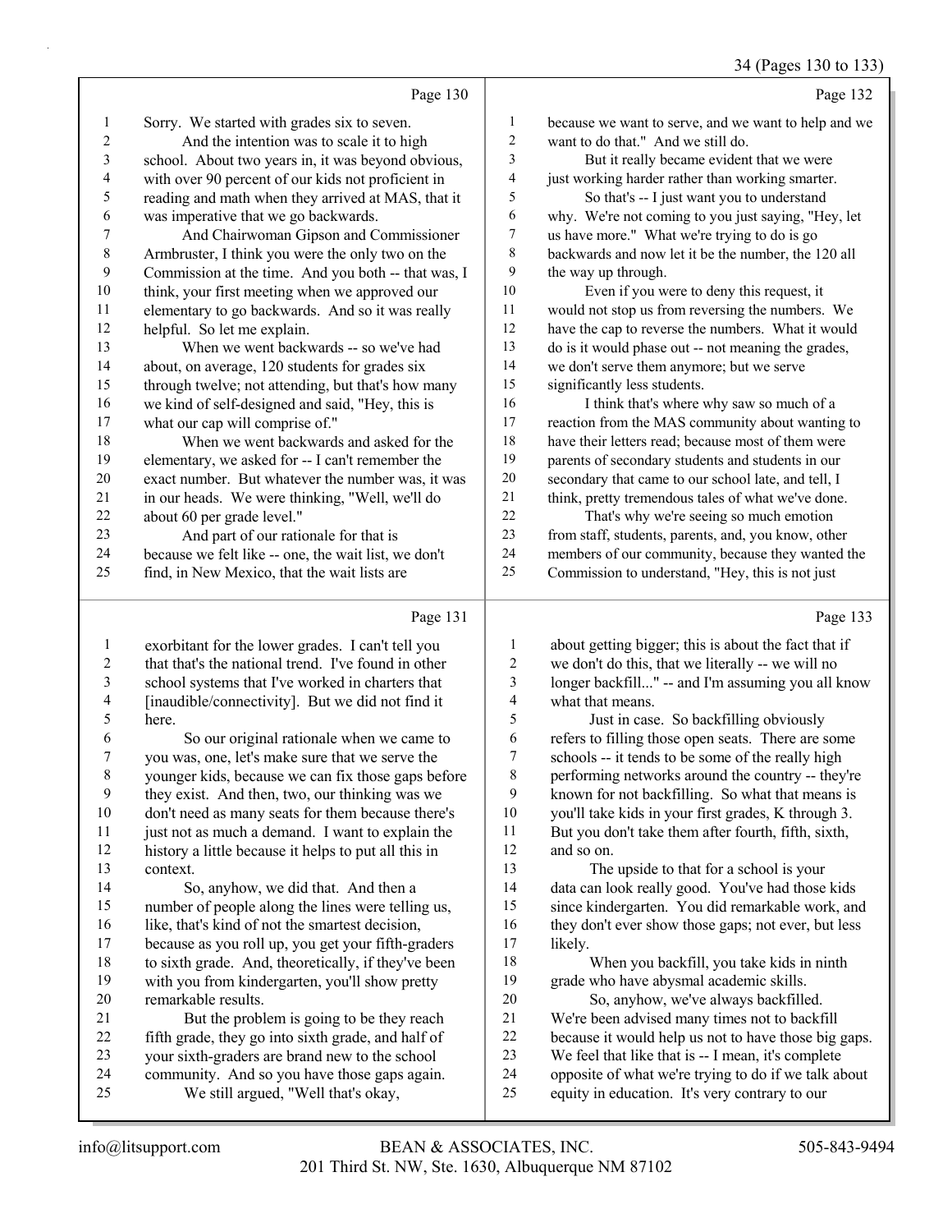Page 130

Sorry. We started with grades six to seven.
And the intention was to scale it to high school. About two years in, it was beyond obvious, with over 90 percent of our kids not proficient in reading and math when they arrived at MAS, that it was imperative that we go backwards.
And Chairwoman Gipson and Commissioner Armbruster, I think you were the only two on the Commission at the time. And you both -- that was, I think, your first meeting when we approved our elementary to go backwards. And so it was really helpful. So let me explain.
When we went backwards -- so we've had about, on average, 120 students for grades six through twelve; not attending, but that's how many we kind of self-designed and said, "Hey, this is what our cap will comprise of."
When we went backwards and asked for the elementary, we asked for -- I can't remember the exact number. But whatever the number was, it was in our heads. We were thinking, "Well, we'll do about 60 per grade level."
And part of our rationale for that is because we felt like -- one, the wait list, we don't find, in New Mexico, that the wait lists are

Page 131

exorbitant for the lower grades. I can't tell you that that's the national trend. I've found in other school systems that I've worked in charters that [inaudible/connectivity]. But we did not find it here.
So our original rationale when we came to you was, one, let's make sure that we serve the younger kids, because we can fix those gaps before they exist. And then, two, our thinking was we don't need as many seats for them because there's just not as much a demand. I want to explain the history a little because it helps to put all this in context.
So, anyhow, we did that. And then a number of people along the lines were telling us, like, that's kind of not the smartest decision, because as you roll up, you get your fifth-graders to sixth grade. And, theoretically, if they've been with you from kindergarten, you'll show pretty remarkable results.
But the problem is going to be they reach fifth grade, they go into sixth grade, and half of your sixth-graders are brand new to the school community. And so you have those gaps again.
We still argued, "Well that's okay,

Page 132

because we want to serve, and we want to help and we want to do that." And we still do.
But it really became evident that we were just working harder rather than working smarter.
So that's -- I just want you to understand why. We're not coming to you just saying, "Hey, let us have more." What we're trying to do is go backwards and now let it be the number, the 120 all the way up through.
Even if you were to deny this request, it would not stop us from reversing the numbers. We have the cap to reverse the numbers. What it would do is it would phase out -- not meaning the grades, we don't serve them anymore; but we serve significantly less students.
I think that's where why saw so much of a reaction from the MAS community about wanting to have their letters read; because most of them were parents of secondary students and students in our secondary that came to our school late, and tell, I think, pretty tremendous tales of what we've done.
That's why we're seeing so much emotion from staff, students, parents, and, you know, other members of our community, because they wanted the Commission to understand, "Hey, this is not just

Page 133

about getting bigger; this is about the fact that if we don't do this, that we literally -- we will no longer backfill..." -- and I'm assuming you all know what that means.
Just in case. So backfilling obviously refers to filling those open seats. There are some schools -- it tends to be some of the really high performing networks around the country -- they're known for not backfilling. So what that means is you'll take kids in your first grades, K through 3. But you don't take them after fourth, fifth, sixth, and so on.
The upside to that for a school is your data can look really good. You've had those kids since kindergarten. You did remarkable work, and they don't ever show those gaps; not ever, but less likely.
When you backfill, you take kids in ninth grade who have abysmal academic skills.
So, anyhow, we've always backfilled. We're been advised many times not to backfill because it would help us not to have those big gaps. We feel that like that is -- I mean, it's complete opposite of what we're trying to do if we talk about equity in education. It's very contrary to our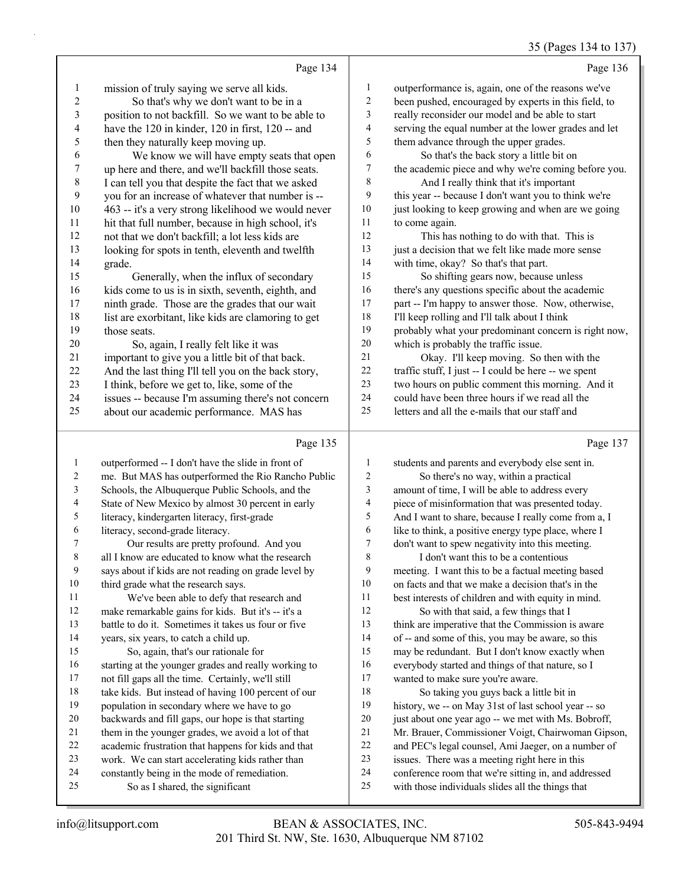Page 134

1 mission of truly saying we serve all kids.
2 So that's why we don't want to be in a
3 position to not backfill. So we want to be able to
4 have the 120 in kinder, 120 in first, 120 -- and
5 then they naturally keep moving up.
6 We know we will have empty seats that open
7 up here and there, and we'll backfill those seats.
8 I can tell you that despite the fact that we asked
9 you for an increase of whatever that number is --
10 463 -- it's a very strong likelihood we would never
11 hit that full number, because in high school, it's
12 not that we don't backfill; a lot less kids are
13 looking for spots in tenth, eleventh and twelfth
14 grade.
15 Generally, when the influx of secondary
16 kids come to us is in sixth, seventh, eighth, and
17 ninth grade. Those are the grades that our wait
18 list are exorbitant, like kids are clamoring to get
19 those seats.
20 So, again, I really felt like it was
21 important to give you a little bit of that back.
22 And the last thing I'll tell you on the back story,
23 I think, before we get to, like, some of the
24 issues -- because I'm assuming there's not concern
25 about our academic performance. MAS has

Page 135

1 outperformed -- I don't have the slide in front of
2 me. But MAS has outperformed the Rio Rancho Public
3 Schools, the Albuquerque Public Schools, and the
4 State of New Mexico by almost 30 percent in early
5 literacy, kindergarten literacy, first-grade
6 literacy, second-grade literacy.
7 Our results are pretty profound. And you
8 all I know are educated to know what the research
9 says about if kids are not reading on grade level by
10 third grade what the research says.
11 We've been able to defy that research and
12 make remarkable gains for kids. But it's -- it's a
13 battle to do it. Sometimes it takes us four or five
14 years, six years, to catch a child up.
15 So, again, that's our rationale for
16 starting at the younger grades and really working to
17 not fill gaps all the time. Certainly, we'll still
18 take kids. But instead of having 100 percent of our
19 population in secondary where we have to go
20 backwards and fill gaps, our hope is that starting
21 them in the younger grades, we avoid a lot of that
22 academic frustration that happens for kids and that
23 work. We can start accelerating kids rather than
24 constantly being in the mode of remediation.
25 So as I shared, the significant

Page 136

1 outperformance is, again, one of the reasons we've
2 been pushed, encouraged by experts in this field, to
3 really reconsider our model and be able to start
4 serving the equal number at the lower grades and let
5 them advance through the upper grades.
6 So that's the back story a little bit on
7 the academic piece and why we're coming before you.
8 And I really think that it's important
9 this year -- because I don't want you to think we're
10 just looking to keep growing and when are we going
11 to come again.
12 This has nothing to do with that. This is
13 just a decision that we felt like made more sense
14 with time, okay? So that's that part.
15 So shifting gears now, because unless
16 there's any questions specific about the academic
17 part -- I'm happy to answer those. Now, otherwise,
18 I'll keep rolling and I'll talk about I think
19 probably what your predominant concern is right now,
20 which is probably the traffic issue.
21 Okay. I'll keep moving. So then with the
22 traffic stuff, I just -- I could be here -- we spent
23 two hours on public comment this morning. And it
24 could have been three hours if we read all the
25 letters and all the e-mails that our staff and

Page 137

1 students and parents and everybody else sent in.
2 So there's no way, within a practical
3 amount of time, I will be able to address every
4 piece of misinformation that was presented today.
5 And I want to share, because I really come from a, I
6 like to think, a positive energy type place, where I
7 don't want to spew negativity into this meeting.
8 I don't want this to be a contentious
9 meeting. I want this to be a factual meeting based
10 on facts and that we make a decision that's in the
11 best interests of children and with equity in mind.
12 So with that said, a few things that I
13 think are imperative that the Commission is aware
14 of -- and some of this, you may be aware, so this
15 may be redundant. But I don't know exactly when
16 everybody started and things of that nature, so I
17 wanted to make sure you're aware.
18 So taking you guys back a little bit in
19 history, we -- on May 31st of last school year -- so
20 just about one year ago -- we met with Ms. Bobroff,
21 Mr. Brauer, Commissioner Voigt, Chairwoman Gipson,
22 and PEC's legal counsel, Ami Jaeger, on a number of
23 issues. There was a meeting right here in this
24 conference room that we're sitting in, and addressed
25 with those individuals slides all the things that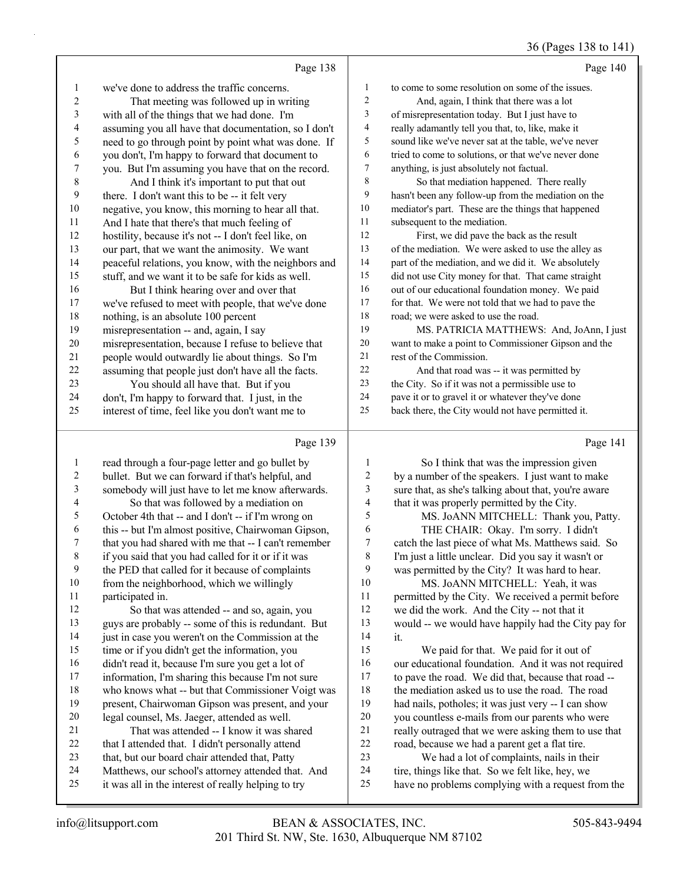Page 138

we've done to address the traffic concerns.

That meeting was followed up in writing with all of the things that we had done. I'm assuming you all have that documentation, so I don't need to go through point by point what was done. If you don't, I'm happy to forward that document to you. But I'm assuming you have that on the record.

And I think it's important to put that out there. I don't want this to be -- it felt very negative, you know, this morning to hear all that. And I hate that there's that much feeling of hostility, because it's not -- I don't feel like, on our part, that we want the animosity. We want peaceful relations, you know, with the neighbors and stuff, and we want it to be safe for kids as well.

But I think hearing over and over that we've refused to meet with people, that we've done nothing, is an absolute 100 percent misrepresentation -- and, again, I say misrepresentation, because I refuse to believe that people would outwardly lie about things. So I'm assuming that people just don't have all the facts.

You should all have that. But if you don't, I'm happy to forward that. I just, in the interest of time, feel like you don't want me to

Page 139

read through a four-page letter and go bullet by bullet. But we can forward if that's helpful, and somebody will just have to let me know afterwards.

So that was followed by a mediation on October 4th that -- and I don't -- if I'm wrong on this -- but I'm almost positive, Chairwoman Gipson, that you had shared with me that -- I can't remember if you said that you had called for it or if it was the PED that called for it because of complaints from the neighborhood, which we willingly participated in.

So that was attended -- and so, again, you guys are probably -- some of this is redundant. But just in case you weren't on the Commission at the time or if you didn't get the information, you didn't read it, because I'm sure you get a lot of information, I'm sharing this because I'm not sure who knows what -- but that Commissioner Voigt was present, Chairwoman Gipson was present, and your legal counsel, Ms. Jaeger, attended as well.

That was attended -- I know it was shared that I attended that. I didn't personally attend that, but our board chair attended that, Patty Matthews, our school's attorney attended that. And it was all in the interest of really helping to try

Page 140

to come to some resolution on some of the issues.

And, again, I think that there was a lot of misrepresentation today. But I just have to really adamantly tell you that, to, like, make it sound like we've never sat at the table, we've never tried to come to solutions, or that we've never done anything, is just absolutely not factual.

So that mediation happened. There really hasn't been any follow-up from the mediation on the mediator's part. These are the things that happened subsequent to the mediation.

First, we did pave the back as the result of the mediation. We were asked to use the alley as part of the mediation, and we did it. We absolutely did not use City money for that. That came straight out of our educational foundation money. We paid for that. We were not told that we had to pave the road; we were asked to use the road.

MS. PATRICIA MATTHEWS: And, JoAnn, I just want to make a point to Commissioner Gipson and the rest of the Commission.

And that road was -- it was permitted by the City. So if it was not a permissible use to pave it or to gravel it or whatever they've done back there, the City would not have permitted it.

Page 141

So I think that was the impression given by a number of the speakers. I just want to make sure that, as she's talking about that, you're aware that it was properly permitted by the City.

MS. JoANN MITCHELL: Thank you, Patty.

THE CHAIR: Okay. I'm sorry. I didn't catch the last piece of what Ms. Matthews said. So I'm just a little unclear. Did you say it wasn't or was permitted by the City? It was hard to hear.

MS. JoANN MITCHELL: Yeah, it was permitted by the City. We received a permit before we did the work. And the City -- not that it would -- we would have happily had the City pay for it.

We paid for that. We paid for it out of our educational foundation. And it was not required to pave the road. We did that, because that road -- the mediation asked us to use the road. The road had nails, potholes; it was just very -- I can show you countless e-mails from our parents who were really outraged that we were asking them to use that road, because we had a parent get a flat tire.

We had a lot of complaints, nails in their tire, things like that. So we felt like, hey, we have no problems complying with a request from the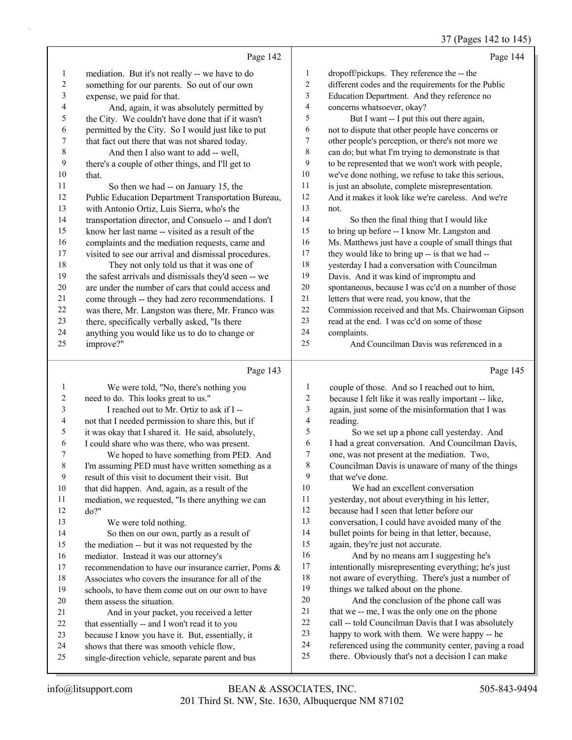Page 142

1 mediation. But it's not really -- we have to do
2 something for our parents. So out of our own
3 expense, we paid for that.
4 And, again, it was absolutely permitted by
5 the City. We couldn't have done that if it wasn't
6 permitted by the City. So I would just like to put
7 that fact out there that was not shared today.
8 And then I also want to add -- well,
9 there's a couple of other things, and I'll get to
10 that.
11 So then we had -- on January 15, the
12 Public Education Department Transportation Bureau,
13 with Antonio Ortiz, Luis Sierra, who's the
14 transportation director, and Consuelo -- and I don't
15 know her last name -- visited as a result of the
16 complaints and the mediation requests, came and
17 visited to see our arrival and dismissal procedures.
18 They not only told us that it was one of
19 the safest arrivals and dismissals they'd seen -- we
20 are under the number of cars that could access and
21 come through -- they had zero recommendations. I
22 was there, Mr. Langston was there, Mr. Franco was
23 there, specifically verbally asked, "Is there
24 anything you would like us to do to change or
25 improve?"

Page 143

1 We were told, "No, there's nothing you
2 need to do. This looks great to us."
3 I reached out to Mr. Ortiz to ask if I --
4 not that I needed permission to share this, but if
5 it was okay that I shared it. He said, absolutely,
6 I could share who was there, who was present.
7 We hoped to have something from PED. And
8 I'm assuming PED must have written something as a
9 result of this visit to document their visit. But
10 that did happen. And, again, as a result of the
11 mediation, we requested, "Is there anything we can
12 do?"
13 We were told nothing.
14 So then on our own, partly as a result of
15 the mediation -- but it was not requested by the
16 mediator. Instead it was our attorney's
17 recommendation to have our insurance carrier, Poms &
18 Associates who covers the insurance for all of the
19 schools, to have them come out on our own to have
20 them assess the situation.
21 And in your packet, you received a letter
22 that essentially -- and I won't read it to you
23 because I know you have it. But, essentially, it
24 shows that there was smooth vehicle flow,
25 single-direction vehicle, separate parent and bus

Page 144

1 dropoff/pickups. They reference the -- the
2 different codes and the requirements for the Public
3 Education Department. And they reference no
4 concerns whatsoever, okay?
5 But I want -- I put this out there again,
6 not to dispute that other people have concerns or
7 other people's perception, or there's not more we
8 can do; but what I'm trying to demonstrate is that
9 to be represented that we won't work with people,
10 we've done nothing, we refuse to take this serious,
11 is just an absolute, complete misrepresentation.
12 And it makes it look like we're careless. And we're
13 not.
14 So then the final thing that I would like
15 to bring up before -- I know Mr. Langston and
16 Ms. Matthews just have a couple of small things that
17 they would like to bring up -- is that we had --
18 yesterday I had a conversation with Councilman
19 Davis. And it was kind of impromptu and
20 spontaneous, because I was cc'd on a number of those
21 letters that were read, you know, that the
22 Commission received and that Ms. Chairwoman Gipson
23 read at the end. I was cc'd on some of those
24 complaints.
25 And Councilman Davis was referenced in a

Page 145

1 couple of those. And so I reached out to him,
2 because I felt like it was really important -- like,
3 again, just some of the misinformation that I was
4 reading.
5 So we set up a phone call yesterday. And
6 I had a great conversation. And Councilman Davis,
7 one, was not present at the mediation. Two,
8 Councilman Davis is unaware of many of the things
9 that we've done.
10 We had an excellent conversation
11 yesterday, not about everything in his letter,
12 because had I seen that letter before our
13 conversation, I could have avoided many of the
14 bullet points for being in that letter, because,
15 again, they're just not accurate.
16 And by no means am I suggesting he's
17 intentionally misrepresenting everything; he's just
18 not aware of everything. There's just a number of
19 things we talked about on the phone.
20 And the conclusion of the phone call was
21 that we -- me, I was the only one on the phone
22 call -- told Councilman Davis that I was absolutely
23 happy to work with them. We were happy -- he
24 referenced using the community center, paving a road
25 there. Obviously that's not a decision I can make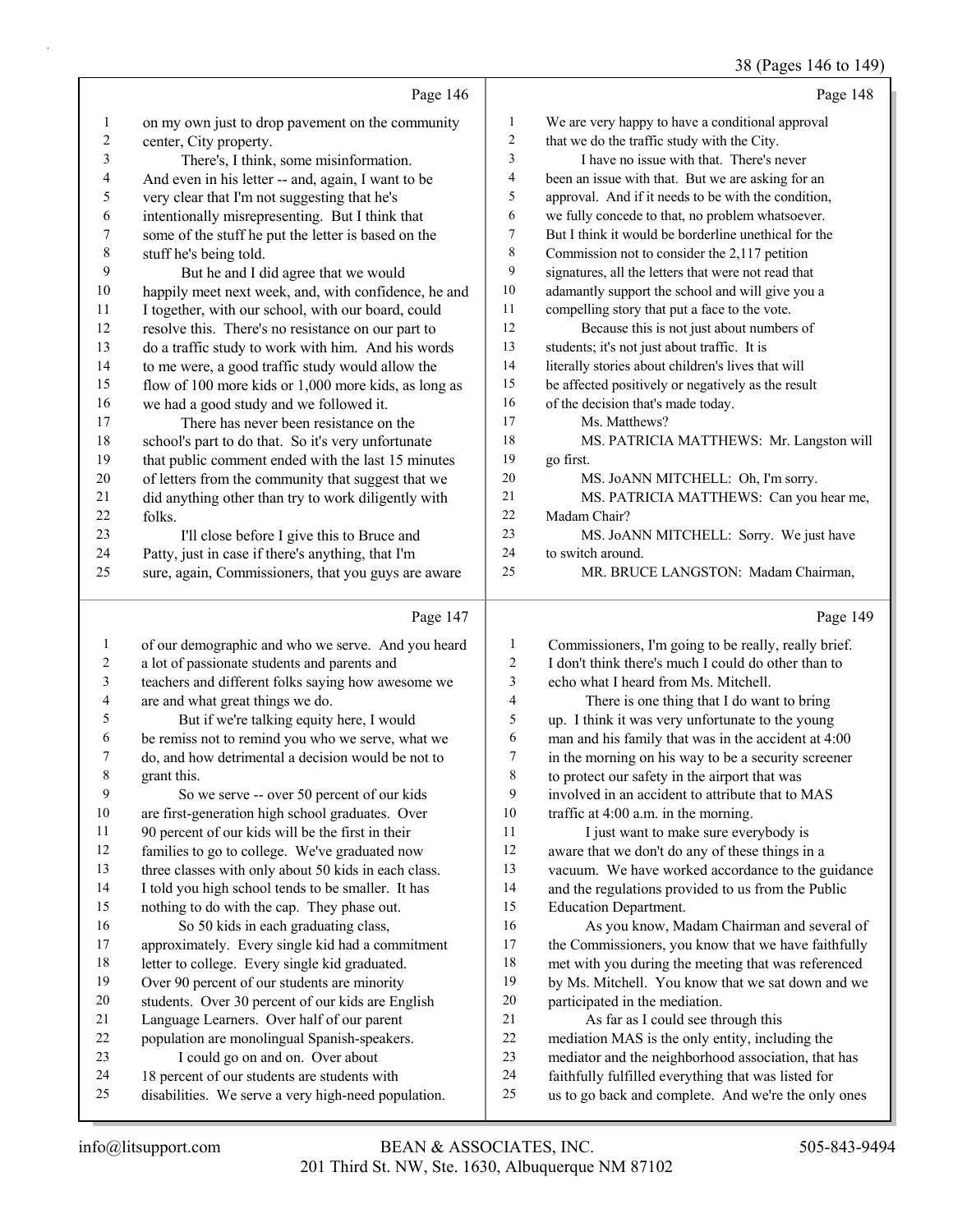Page 146

1 on my own just to drop pavement on the community
2 center, City property.
3 There's, I think, some misinformation.
4 And even in his letter -- and, again, I want to be
5 very clear that I'm not suggesting that he's
6 intentionally misrepresenting. But I think that
7 some of the stuff he put the letter is based on the
8 stuff he's being told.
9 But he and I did agree that we would
10 happily meet next week, and, with confidence, he and
11 I together, with our school, with our board, could
12 resolve this. There's no resistance on our part to
13 do a traffic study to work with him. And his words
14 to me were, a good traffic study would allow the
15 flow of 100 more kids or 1,000 more kids, as long as
16 we had a good study and we followed it.
17 There has never been resistance on the
18 school's part to do that. So it's very unfortunate
19 that public comment ended with the last 15 minutes
20 of letters from the community that suggest that we
21 did anything other than try to work diligently with
22 folks.
23 I'll close before I give this to Bruce and
24 Patty, just in case if there's anything, that I'm
25 sure, again, Commissioners, that you guys are aware

Page 147

1 of our demographic and who we serve. And you heard
2 a lot of passionate students and parents and
3 teachers and different folks saying how awesome we
4 are and what great things we do.
5 But if we're talking equity here, I would
6 be remiss not to remind you who we serve, what we
7 do, and how detrimental a decision would be not to
8 grant this.
9 So we serve -- over 50 percent of our kids
10 are first-generation high school graduates. Over
11 90 percent of our kids will be the first in their
12 families to go to college. We've graduated now
13 three classes with only about 50 kids in each class.
14 I told you high school tends to be smaller. It has
15 nothing to do with the cap. They phase out.
16 So 50 kids in each graduating class,
17 approximately. Every single kid had a commitment
18 letter to college. Every single kid graduated.
19 Over 90 percent of our students are minority
20 students. Over 30 percent of our kids are English
21 Language Learners. Over half of our parent
22 population are monolingual Spanish-speakers.
23 I could go on and on. Over about
24 18 percent of our students are students with
25 disabilities. We serve a very high-need population.

Page 148

1 We are very happy to have a conditional approval
2 that we do the traffic study with the City.
3 I have no issue with that. There's never
4 been an issue with that. But we are asking for an
5 approval. And if it needs to be with the condition,
6 we fully concede to that, no problem whatsoever.
7 But I think it would be borderline unethical for the
8 Commission not to consider the 2,117 petition
9 signatures, all the letters that were not read that
10 adamantly support the school and will give you a
11 compelling story that put a face to the vote.
12 Because this is not just about numbers of
13 students; it's not just about traffic. It is
14 literally stories about children's lives that will
15 be affected positively or negatively as the result
16 of the decision that's made today.
17 Ms. Matthews?
18 MS. PATRICIA MATTHEWS: Mr. Langston will
19 go first.
20 MS. JoANN MITCHELL: Oh, I'm sorry.
21 MS. PATRICIA MATTHEWS: Can you hear me,
22 Madam Chair?
23 MS. JoANN MITCHELL: Sorry. We just have
24 to switch around.
25 MR. BRUCE LANGSTON: Madam Chairman,

Page 149

1 Commissioners, I'm going to be really, really brief.
2 I don't think there's much I could do other than to
3 echo what I heard from Ms. Mitchell.
4 There is one thing that I do want to bring
5 up. I think it was very unfortunate to the young
6 man and his family that was in the accident at 4:00
7 in the morning on his way to be a security screener
8 to protect our safety in the airport that was
9 involved in an accident to attribute that to MAS
10 traffic at 4:00 a.m. in the morning.
11 I just want to make sure everybody is
12 aware that we don't do any of these things in a
13 vacuum. We have worked accordance to the guidance
14 and the regulations provided to us from the Public
15 Education Department.
16 As you know, Madam Chairman and several of
17 the Commissioners, you know that we have faithfully
18 met with you during the meeting that was referenced
19 by Ms. Mitchell. You know that we sat down and we
20 participated in the mediation.
21 As far as I could see through this
22 mediation MAS is the only entity, including the
23 mediator and the neighborhood association, that has
24 faithfully fulfilled everything that was listed for
25 us to go back and complete. And we're the only ones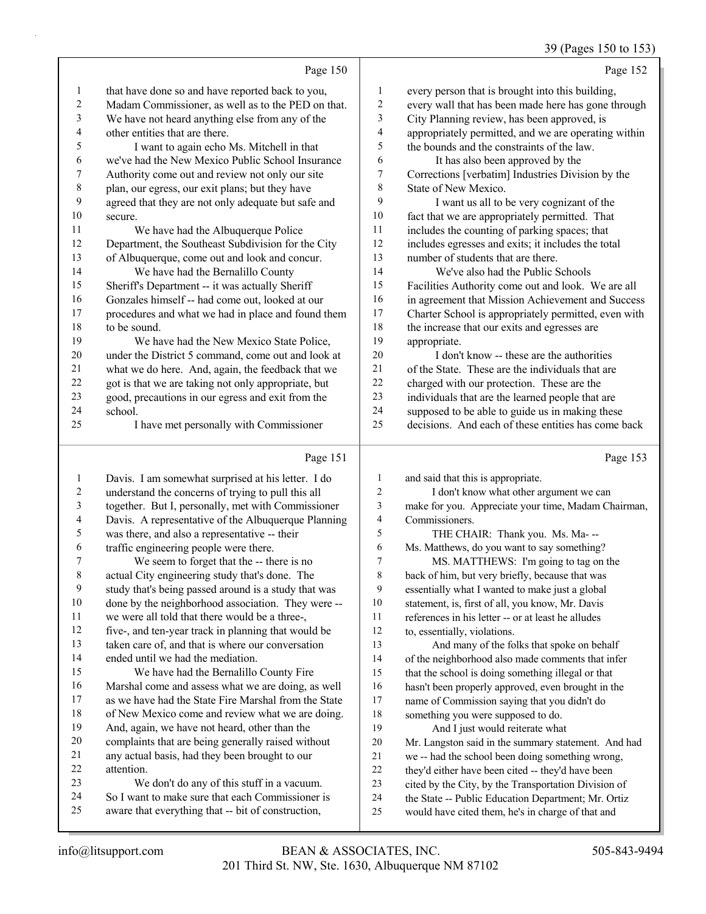Page 150

1 that have done so and have reported back to you,
2 Madam Commissioner, as well as to the PED on that.
3 We have not heard anything else from any of the
4 other entities that are there.
5 I want to again echo Ms. Mitchell in that
6 we've had the New Mexico Public School Insurance
7 Authority come out and review not only our site
8 plan, our egress, our exit plans; but they have
9 agreed that they are not only adequate but safe and
10 secure.
11 We have had the Albuquerque Police
12 Department, the Southeast Subdivision for the City
13 of Albuquerque, come out and look and concur.
14 We have had the Bernalillo County
15 Sheriff's Department -- it was actually Sheriff
16 Gonzales himself -- had come out, looked at our
17 procedures and what we had in place and found them
18 to be sound.
19 We have had the New Mexico State Police,
20 under the District 5 command, come out and look at
21 what we do here. And, again, the feedback that we
22 got is that we are taking not only appropriate, but
23 good, precautions in our egress and exit from the
24 school.
25 I have met personally with Commissioner

Page 151

1 Davis. I am somewhat surprised at his letter. I do
2 understand the concerns of trying to pull this all
3 together. But I, personally, met with Commissioner
4 Davis. A representative of the Albuquerque Planning
5 was there, and also a representative -- their
6 traffic engineering people were there.
7 We seem to forget that the -- there is no
8 actual City engineering study that's done. The
9 study that's being passed around is a study that was
10 done by the neighborhood association. They were --
11 we were all told that there would be a three-,
12 five-, and ten-year track in planning that would be
13 taken care of, and that is where our conversation
14 ended until we had the mediation.
15 We have had the Bernalillo County Fire
16 Marshal come and assess what we are doing, as well
17 as we have had the State Fire Marshal from the State
18 of New Mexico come and review what we are doing.
19 And, again, we have not heard, other than the
20 complaints that are being generally raised without
21 any actual basis, had they been brought to our
22 attention.
23 We don't do any of this stuff in a vacuum.
24 So I want to make sure that each Commissioner is
25 aware that everything that -- bit of construction,

Page 152

1 every person that is brought into this building,
2 every wall that has been made here has gone through
3 City Planning review, has been approved, is
4 appropriately permitted, and we are operating within
5 the bounds and the constraints of the law.
6 It has also been approved by the
7 Corrections [verbatim] Industries Division by the
8 State of New Mexico.
9 I want us all to be very cognizant of the
10 fact that we are appropriately permitted. That
11 includes the counting of parking spaces; that
12 includes egresses and exits; it includes the total
13 number of students that are there.
14 We've also had the Public Schools
15 Facilities Authority come out and look. We are all
16 in agreement that Mission Achievement and Success
17 Charter School is appropriately permitted, even with
18 the increase that our exits and egresses are
19 appropriate.
20 I don't know -- these are the authorities
21 of the State. These are the individuals that are
22 charged with our protection. These are the
23 individuals that are the learned people that are
24 supposed to be able to guide us in making these
25 decisions. And each of these entities has come back

Page 153

1 and said that this is appropriate.
2 I don't know what other argument we can
3 make for you. Appreciate your time, Madam Chairman,
4 Commissioners.
5 THE CHAIR: Thank you. Ms. Ma- --
6 Ms. Matthews, do you want to say something?
7 MS. MATTHEWS: I'm going to tag on the
8 back of him, but very briefly, because that was
9 essentially what I wanted to make just a global
10 statement, is, first of all, you know, Mr. Davis
11 references in his letter -- or at least he alludes
12 to, essentially, violations.
13 And many of the folks that spoke on behalf
14 of the neighborhood also made comments that infer
15 that the school is doing something illegal or that
16 hasn't been properly approved, even brought in the
17 name of Commission saying that you didn't do
18 something you were supposed to do.
19 And I just would reiterate what
20 Mr. Langston said in the summary statement. And had
21 we -- had the school been doing something wrong,
22 they'd either have been cited -- they'd have been
23 cited by the City, by the Transportation Division of
24 the State -- Public Education Department; Mr. Ortiz
25 would have cited them, he's in charge of that and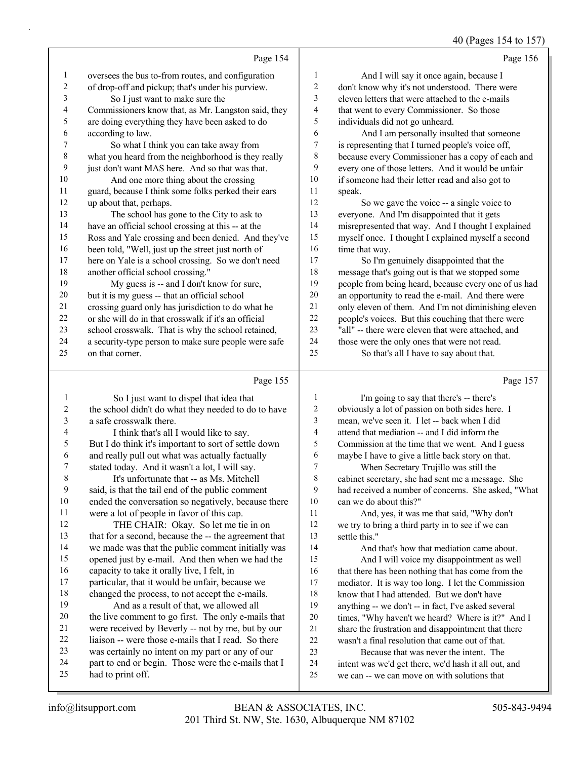Page 154

1 oversees the bus to-from routes, and configuration
2 of drop-off and pickup; that's under his purview.
3 So I just want to make sure the
4 Commissioners know that, as Mr. Langston said, they
5 are doing everything they have been asked to do
6 according to law.
7 So what I think you can take away from
8 what you heard from the neighborhood is they really
9 just don't want MAS here. And so that was that.
10 And one more thing about the crossing
11 guard, because I think some folks perked their ears
12 up about that, perhaps.
13 The school has gone to the City to ask to
14 have an official school crossing at this -- at the
15 Ross and Yale crossing and been denied. And they've
16 been told, "Well, just up the street just north of
17 here on Yale is a school crossing. So we don't need
18 another official school crossing."
19 My guess is -- and I don't know for sure,
20 but it is my guess -- that an official school
21 crossing guard only has jurisdiction to do what he
22 or she will do in that crosswalk if it's an official
23 school crosswalk. That is why the school retained,
24 a security-type person to make sure people were safe
25 on that corner.

Page 155

1 So I just want to dispel that idea that
2 the school didn't do what they needed to do to have
3 a safe crosswalk there.
4 I think that's all I would like to say.
5 But I do think it's important to sort of settle down
6 and really pull out what was actually factually
7 stated today. And it wasn't a lot, I will say.
8 It's unfortunate that -- as Ms. Mitchell
9 said, is that the tail end of the public comment
10 ended the conversation so negatively, because there
11 were a lot of people in favor of this cap.
12 THE CHAIR: Okay. So let me tie in on
13 that for a second, because the -- the agreement that
14 we made was that the public comment initially was
15 opened just by e-mail. And then when we had the
16 capacity to take it orally live, I felt, in
17 particular, that it would be unfair, because we
18 changed the process, to not accept the e-mails.
19 And as a result of that, we allowed all
20 the live comment to go first. The only e-mails that
21 were received by Beverly -- not by me, but by our
22 liaison -- were those e-mails that I read. So there
23 was certainly no intent on my part or any of our
24 part to end or begin. Those were the e-mails that I
25 had to print off.

Page 156

1 And I will say it once again, because I
2 don't know why it's not understood. There were
3 eleven letters that were attached to the e-mails
4 that went to every Commissioner. So those
5 individuals did not go unheard.
6 And I am personally insulted that someone
7 is representing that I turned people's voice off,
8 because every Commissioner has a copy of each and
9 every one of those letters. And it would be unfair
10 if someone had their letter read and also got to
11 speak.
12 So we gave the voice -- a single voice to
13 everyone. And I'm disappointed that it gets
14 misrepresented that way. And I thought I explained
15 myself once. I thought I explained myself a second
16 time that way.
17 So I'm genuinely disappointed that the
18 message that's going out is that we stopped some
19 people from being heard, because every one of us had
20 an opportunity to read the e-mail. And there were
21 only eleven of them. And I'm not diminishing eleven
22 people's voices. But this couching that there were
23 "all" -- there were eleven that were attached, and
24 those were the only ones that were not read.
25 So that's all I have to say about that.

Page 157

1 I'm going to say that there's -- there's
2 obviously a lot of passion on both sides here. I
3 mean, we've seen it. I let -- back when I did
4 attend that mediation -- and I did inform the
5 Commission at the time that we went. And I guess
6 maybe I have to give a little back story on that.
7 When Secretary Trujillo was still the
8 cabinet secretary, she had sent me a message. She
9 had received a number of concerns. She asked, "What
10 can we do about this?"
11 And, yes, it was me that said, "Why don't
12 we try to bring a third party in to see if we can
13 settle this."
14 And that's how that mediation came about.
15 And I will voice my disappointment as well
16 that there has been nothing that has come from the
17 mediator. It is way too long. I let the Commission
18 know that I had attended. But we don't have
19 anything -- we don't -- in fact, I've asked several
20 times, "Why haven't we heard? Where is it?" And I
21 share the frustration and disappointment that there
22 wasn't a final resolution that came out of that.
23 Because that was never the intent. The
24 intent was we'd get there, we'd hash it all out, and
25 we can -- we can move on with solutions that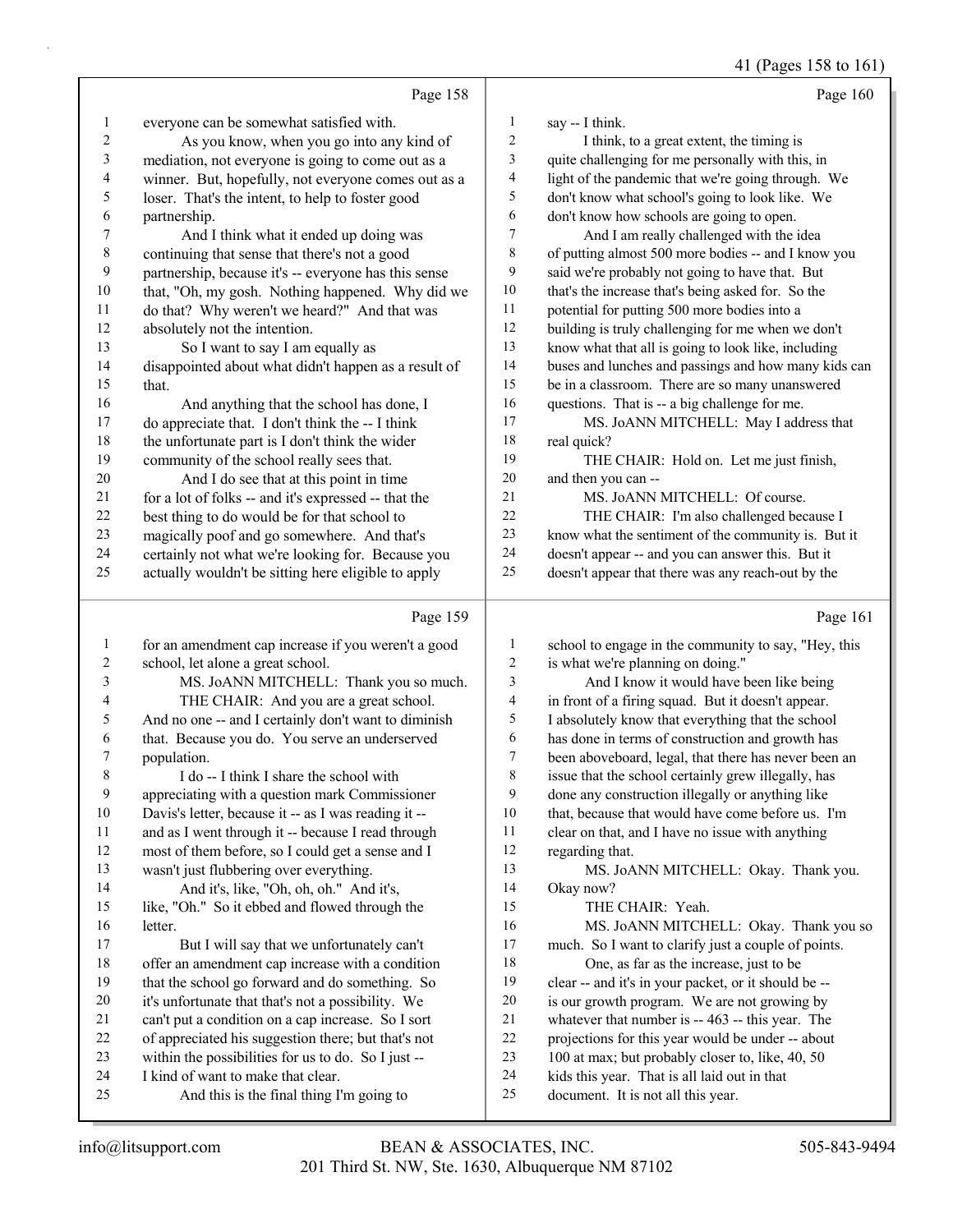everyone can be somewhat satisfied with.

As you know, when you go into any kind of mediation, not everyone is going to come out as a winner. But, hopefully, not everyone comes out as a loser. That's the intent, to help to foster good partnership.

And I think what it ended up doing was continuing that sense that there's not a good partnership, because it's -- everyone has this sense that, "Oh, my gosh. Nothing happened. Why did we do that? Why weren't we heard?" And that was absolutely not the intention.

So I want to say I am equally as disappointed about what didn't happen as a result of that.

And anything that the school has done, I do appreciate that. I don't think the -- I think the unfortunate part is I don't think the wider community of the school really sees that.

And I do see that at this point in time for a lot of folks -- and it's expressed -- that the best thing to do would be for that school to magically poof and go somewhere. And that's certainly not what we're looking for. Because you actually wouldn't be sitting here eligible to apply for an amendment cap increase if you weren't a good school, let alone a great school.

MS. JoANN MITCHELL: Thank you so much.

THE CHAIR: And you are a great school. And no one -- and I certainly don't want to diminish that. Because you do. You serve an underserved population.

I do -- I think I share the school with appreciating with a question mark Commissioner Davis's letter, because it -- as I was reading it -- and as I went through it -- because I read through most of them before, so I could get a sense and I wasn't just flubbering over everything.

And it's, like, "Oh, oh, oh." And it's, like, "Oh." So it ebbed and flowed through the letter.

But I will say that we unfortunately can't offer an amendment cap increase with a condition that the school go forward and do something. So it's unfortunate that that's not a possibility. We can't put a condition on a cap increase. So I sort of appreciated his suggestion there; but that's not within the possibilities for us to do. So I just -- I kind of want to make that clear.

And this is the final thing I'm going to say -- I think.

I think, to a great extent, the timing is quite challenging for me personally with this, in light of the pandemic that we're going through. We don't know what school's going to look like. We don't know how schools are going to open.

And I am really challenged with the idea of putting almost 500 more bodies -- and I know you said we're probably not going to have that. But that's the increase that's being asked for. So the potential for putting 500 more bodies into a building is truly challenging for me when we don't know what that all is going to look like, including buses and lunches and passings and how many kids can be in a classroom. There are so many unanswered questions. That is -- a big challenge for me.

MS. JoANN MITCHELL: May I address that real quick?

THE CHAIR: Hold on. Let me just finish, and then you can --

MS. JoANN MITCHELL: Of course.

THE CHAIR: I'm also challenged because I know what the sentiment of the community is. But it doesn't appear -- and you can answer this. But it doesn't appear that there was any reach-out by the school to engage in the community to say, "Hey, this is what we're planning on doing."

And I know it would have been like being in front of a firing squad. But it doesn't appear. I absolutely know that everything that the school has done in terms of construction and growth has been aboveboard, legal, that there has never been an issue that the school certainly grew illegally, has done any construction illegally or anything like that, because that would have come before us. I'm clear on that, and I have no issue with anything regarding that.

MS. JoANN MITCHELL: Okay. Thank you. Okay now?

THE CHAIR: Yeah.

MS. JoANN MITCHELL: Okay. Thank you so much. So I want to clarify just a couple of points.

One, as far as the increase, just to be clear -- and it's in your packet, or it should be -- is our growth program. We are not growing by whatever that number is -- 463 -- this year. The projections for this year would be under -- about 100 at max; but probably closer to, like, 40, 50 kids this year. That is all laid out in that document. It is not all this year.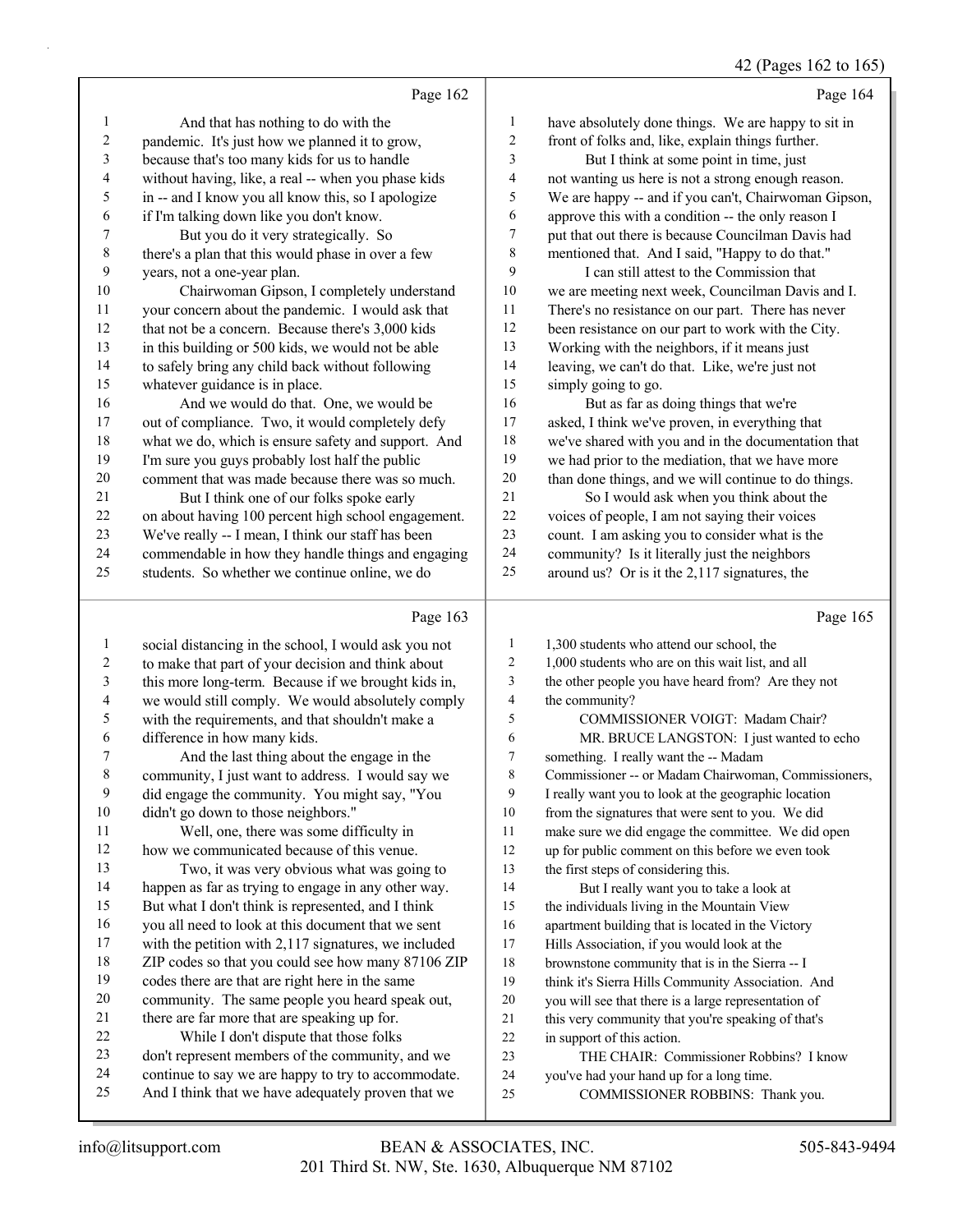Page 162

1 And that has nothing to do with the
2 pandemic. It's just how we planned it to grow,
3 because that's too many kids for us to handle
4 without having, like, a real -- when you phase kids
5 in -- and I know you all know this, so I apologize
6 if I'm talking down like you don't know.
7 But you do it very strategically. So
8 there's a plan that this would phase in over a few
9 years, not a one-year plan.
10 Chairwoman Gipson, I completely understand
11 your concern about the pandemic. I would ask that
12 that not be a concern. Because there's 3,000 kids
13 in this building or 500 kids, we would not be able
14 to safely bring any child back without following
15 whatever guidance is in place.
16 And we would do that. One, we would be
17 out of compliance. Two, it would completely defy
18 what we do, which is ensure safety and support. And
19 I'm sure you guys probably lost half the public
20 comment that was made because there was so much.
21 But I think one of our folks spoke early
22 on about having 100 percent high school engagement.
23 We've really -- I mean, I think our staff has been
24 commendable in how they handle things and engaging
25 students. So whether we continue online, we do

Page 163

1 social distancing in the school, I would ask you not
2 to make that part of your decision and think about
3 this more long-term. Because if we brought kids in,
4 we would still comply. We would absolutely comply
5 with the requirements, and that shouldn't make a
6 difference in how many kids.
7 And the last thing about the engage in the
8 community, I just want to address. I would say we
9 did engage the community. You might say, "You
10 didn't go down to those neighbors."
11 Well, one, there was some difficulty in
12 how we communicated because of this venue.
13 Two, it was very obvious what was going to
14 happen as far as trying to engage in any other way.
15 But what I don't think is represented, and I think
16 you all need to look at this document that we sent
17 with the petition with 2,117 signatures, we included
18 ZIP codes so that you could see how many 87106 ZIP
19 codes there are that are right here in the same
20 community. The same people you heard speak out,
21 there are far more that are speaking up for.
22 While I don't dispute that those folks
23 don't represent members of the community, and we
24 continue to say we are happy to try to accommodate.
25 And I think that we have adequately proven that we

Page 164

1 have absolutely done things. We are happy to sit in
2 front of folks and, like, explain things further.
3 But I think at some point in time, just
4 not wanting us here is not a strong enough reason.
5 We are happy -- and if you can't, Chairwoman Gipson,
6 approve this with a condition -- the only reason I
7 put that out there is because Councilman Davis had
8 mentioned that. And I said, "Happy to do that."
9 I can still attest to the Commission that
10 we are meeting next week, Councilman Davis and I.
11 There's no resistance on our part. There has never
12 been resistance on our part to work with the City.
13 Working with the neighbors, if it means just
14 leaving, we can't do that. Like, we're just not
15 simply going to go.
16 But as far as doing things that we're
17 asked, I think we've proven, in everything that
18 we've shared with you and in the documentation that
19 we had prior to the mediation, that we have more
20 than done things, and we will continue to do things.
21 So I would ask when you think about the
22 voices of people, I am not saying their voices
23 count. I am asking you to consider what is the
24 community? Is it literally just the neighbors
25 around us? Or is it the 2,117 signatures, the

Page 165

1 1,300 students who attend our school, the
2 1,000 students who are on this wait list, and all
3 the other people you have heard from? Are they not
4 the community?
5 COMMISSIONER VOIGT: Madam Chair?
6 MR. BRUCE LANGSTON: I just wanted to echo
7 something. I really want the -- Madam
8 Commissioner -- or Madam Chairwoman, Commissioners,
9 I really want you to look at the geographic location
10 from the signatures that were sent to you. We did
11 make sure we did engage the committee. We did open
12 up for public comment on this before we even took
13 the first steps of considering this.
14 But I really want you to take a look at
15 the individuals living in the Mountain View
16 apartment building that is located in the Victory
17 Hills Association, if you would look at the
18 brownstone community that is in the Sierra -- I
19 think it's Sierra Hills Community Association. And
20 you will see that there is a large representation of
21 this very community that you're speaking of that's
22 in support of this action.
23 THE CHAIR: Commissioner Robbins? I know
24 you've had your hand up for a long time.
25 COMMISSIONER ROBBINS: Thank you.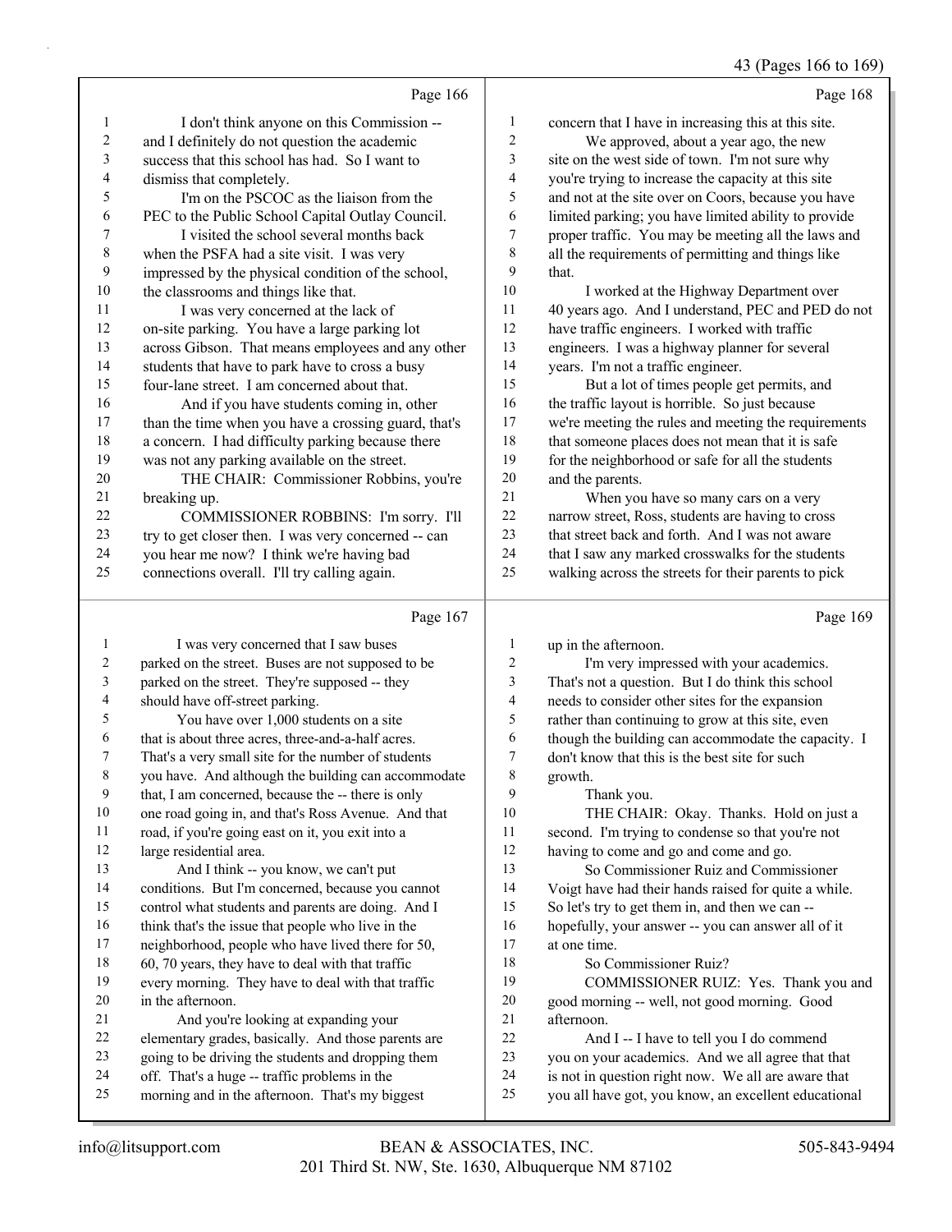Page 166

1 I don't think anyone on this Commission --
2 and I definitely do not question the academic
3 success that this school has had. So I want to
4 dismiss that completely.
5 I'm on the PSCOC as the liaison from the
6 PEC to the Public School Capital Outlay Council.
7 I visited the school several months back
8 when the PSFA had a site visit. I was very
9 impressed by the physical condition of the school,
10 the classrooms and things like that.
11 I was very concerned at the lack of
12 on-site parking. You have a large parking lot
13 across Gibson. That means employees and any other
14 students that have to park have to cross a busy
15 four-lane street. I am concerned about that.
16 And if you have students coming in, other
17 than the time when you have a crossing guard, that's
18 a concern. I had difficulty parking because there
19 was not any parking available on the street.
20 THE CHAIR: Commissioner Robbins, you're
21 breaking up.
22 COMMISSIONER ROBBINS: I'm sorry. I'll
23 try to get closer then. I was very concerned -- can
24 you hear me now? I think we're having bad
25 connections overall. I'll try calling again.

Page 167

1 I was very concerned that I saw buses
2 parked on the street. Buses are not supposed to be
3 parked on the street. They're supposed -- they
4 should have off-street parking.
5 You have over 1,000 students on a site
6 that is about three acres, three-and-a-half acres.
7 That's a very small site for the number of students
8 you have. And although the building can accommodate
9 that, I am concerned, because the -- there is only
10 one road going in, and that's Ross Avenue. And that
11 road, if you're going east on it, you exit into a
12 large residential area.
13 And I think -- you know, we can't put
14 conditions. But I'm concerned, because you cannot
15 control what students and parents are doing. And I
16 think that's the issue that people who live in the
17 neighborhood, people who have lived there for 50,
18 60, 70 years, they have to deal with that traffic
19 every morning. They have to deal with that traffic
20 in the afternoon.
21 And you're looking at expanding your
22 elementary grades, basically. And those parents are
23 going to be driving the students and dropping them
24 off. That's a huge -- traffic problems in the
25 morning and in the afternoon. That's my biggest

Page 168

1 concern that I have in increasing this at this site.
2 We approved, about a year ago, the new
3 site on the west side of town. I'm not sure why
4 you're trying to increase the capacity at this site
5 and not at the site over on Coors, because you have
6 limited parking; you have limited ability to provide
7 proper traffic. You may be meeting all the laws and
8 all the requirements of permitting and things like
9 that.
10 I worked at the Highway Department over
11 40 years ago. And I understand, PEC and PED do not
12 have traffic engineers. I worked with traffic
13 engineers. I was a highway planner for several
14 years. I'm not a traffic engineer.
15 But a lot of times people get permits, and
16 the traffic layout is horrible. So just because
17 we're meeting the rules and meeting the requirements
18 that someone places does not mean that it is safe
19 for the neighborhood or safe for all the students
20 and the parents.
21 When you have so many cars on a very
22 narrow street, Ross, students are having to cross
23 that street back and forth. And I was not aware
24 that I saw any marked crosswalks for the students
25 walking across the streets for their parents to pick

Page 169

1 up in the afternoon.
2 I'm very impressed with your academics.
3 That's not a question. But I do think this school
4 needs to consider other sites for the expansion
5 rather than continuing to grow at this site, even
6 though the building can accommodate the capacity. I
7 don't know that this is the best site for such
8 growth.
9 Thank you.
10 THE CHAIR: Okay. Thanks. Hold on just a
11 second. I'm trying to condense so that you're not
12 having to come and go and come and go.
13 So Commissioner Ruiz and Commissioner
14 Voigt have had their hands raised for quite a while.
15 So let's try to get them in, and then we can --
16 hopefully, your answer -- you can answer all of it
17 at one time.
18 So Commissioner Ruiz?
19 COMMISSIONER RUIZ: Yes. Thank you and
20 good morning -- well, not good morning. Good
21 afternoon.
22 And I -- I have to tell you I do commend
23 you on your academics. And we all agree that that
24 is not in question right now. We all are aware that
25 you all have got, you know, an excellent educational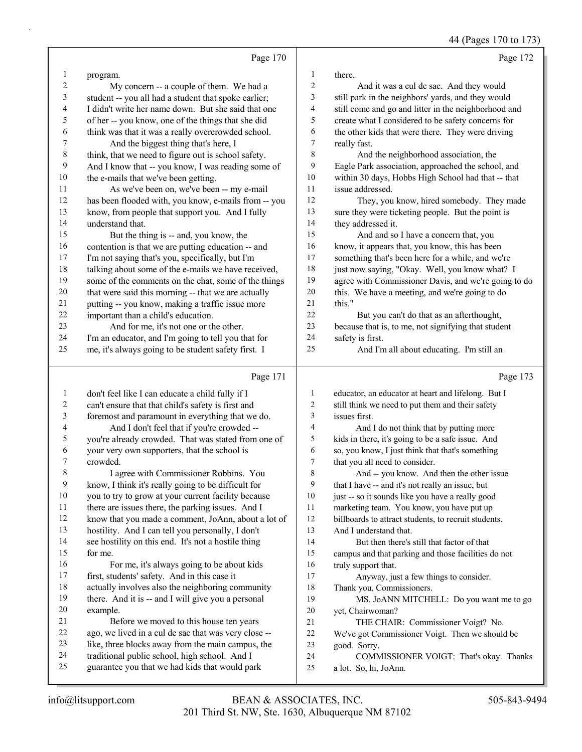Page 170

1 program.
2 My concern -- a couple of them. We had a
3 student -- you all had a student that spoke earlier;
4 I didn't write her name down. But she said that one
5 of her -- you know, one of the things that she did
6 think was that it was a really overcrowded school.
7 And the biggest thing that's here, I
8 think, that we need to figure out is school safety.
9 And I know that -- you know, I was reading some of
10 the e-mails that we've been getting.
11 As we've been on, we've been -- my e-mail
12 has been flooded with, you know, e-mails from -- you
13 know, from people that support you. And I fully
14 understand that.
15 But the thing is -- and, you know, the
16 contention is that we are putting education -- and
17 I'm not saying that's you, specifically, but I'm
18 talking about some of the e-mails we have received,
19 some of the comments on the chat, some of the things
20 that were said this morning -- that we are actually
21 putting -- you know, making a traffic issue more
22 important than a child's education.
23 And for me, it's not one or the other.
24 I'm an educator, and I'm going to tell you that for
25 me, it's always going to be student safety first. I

Page 171

1 don't feel like I can educate a child fully if I
2 can't ensure that that child's safety is first and
3 foremost and paramount in everything that we do.
4 And I don't feel that if you're crowded --
5 you're already crowded. That was stated from one of
6 your very own supporters, that the school is
7 crowded.
8 I agree with Commissioner Robbins. You
9 know, I think it's really going to be difficult for
10 you to try to grow at your current facility because
11 there are issues there, the parking issues. And I
12 know that you made a comment, JoAnn, about a lot of
13 hostility. And I can tell you personally, I don't
14 see hostility on this end. It's not a hostile thing
15 for me.
16 For me, it's always going to be about kids
17 first, students' safety. And in this case it
18 actually involves also the neighboring community
19 there. And it is -- and I will give you a personal
20 example.
21 Before we moved to this house ten years
22 ago, we lived in a cul de sac that was very close --
23 like, three blocks away from the main campus, the
24 traditional public school, high school. And I
25 guarantee you that we had kids that would park

Page 172

1 there.
2 And it was a cul de sac. And they would
3 still park in the neighbors' yards, and they would
4 still come and go and litter in the neighborhood and
5 create what I considered to be safety concerns for
6 the other kids that were there. They were driving
7 really fast.
8 And the neighborhood association, the
9 Eagle Park association, approached the school, and
10 within 30 days, Hobbs High School had that -- that
11 issue addressed.
12 They, you know, hired somebody. They made
13 sure they were ticketing people. But the point is
14 they addressed it.
15 And and so I have a concern that, you
16 know, it appears that, you know, this has been
17 something that's been here for a while, and we're
18 just now saying, "Okay. Well, you know what? I
19 agree with Commissioner Davis, and we're going to do
20 this. We have a meeting, and we're going to do
21 this."
22 But you can't do that as an afterthought,
23 because that is, to me, not signifying that student
24 safety is first.
25 And I'm all about educating. I'm still an

Page 173

1 educator, an educator at heart and lifelong. But I
2 still think we need to put them and their safety
3 issues first.
4 And I do not think that by putting more
5 kids in there, it's going to be a safe issue. And
6 so, you know, I just think that that's something
7 that you all need to consider.
8 And -- you know. And then the other issue
9 that I have -- and it's not really an issue, but
10 just -- so it sounds like you have a really good
11 marketing team. You know, you have put up
12 billboards to attract students, to recruit students.
13 And I understand that.
14 But then there's still that factor of that
15 campus and that parking and those facilities do not
16 truly support that.
17 Anyway, just a few things to consider.
18 Thank you, Commissioners.
19 MS. JoANN MITCHELL: Do you want me to go
20 yet, Chairwoman?
21 THE CHAIR: Commissioner Voigt? No.
22 We've got Commissioner Voigt. Then we should be
23 good. Sorry.
24 COMMISSIONER VOIGT: That's okay. Thanks
25 a lot. So, hi, JoAnn.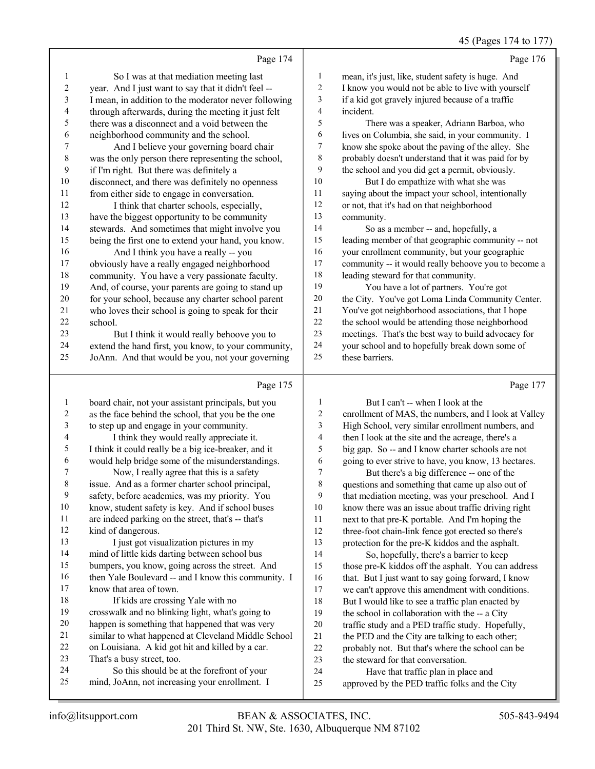Page 174

1 So I was at that mediation meeting last
2 year. And I just want to say that it didn't feel --
3 I mean, in addition to the moderator never following
4 through afterwards, during the meeting it just felt
5 there was a disconnect and a void between the
6 neighborhood community and the school.
7 And I believe your governing board chair
8 was the only person there representing the school,
9 if I'm right. But there was definitely a
10 disconnect, and there was definitely no openness
11 from either side to engage in conversation.
12 I think that charter schools, especially,
13 have the biggest opportunity to be community
14 stewards. And sometimes that might involve you
15 being the first one to extend your hand, you know.
16 And I think you have a really -- you
17 obviously have a really engaged neighborhood
18 community. You have a very passionate faculty.
19 And, of course, your parents are going to stand up
20 for your school, because any charter school parent
21 who loves their school is going to speak for their
22 school.
23 But I think it would really behoove you to
24 extend the hand first, you know, to your community,
25 JoAnn. And that would be you, not your governing

Page 175

1 board chair, not your assistant principals, but you
2 as the face behind the school, that you be the one
3 to step up and engage in your community.
4 I think they would really appreciate it.
5 I think it could really be a big ice-breaker, and it
6 would help bridge some of the misunderstandings.
7 Now, I really agree that this is a safety
8 issue. And as a former charter school principal,
9 safety, before academics, was my priority. You
10 know, student safety is key. And if school buses
11 are indeed parking on the street, that's -- that's
12 kind of dangerous.
13 I just got visualization pictures in my
14 mind of little kids darting between school bus
15 bumpers, you know, going across the street. And
16 then Yale Boulevard -- and I know this community. I
17 know that area of town.
18 If kids are crossing Yale with no
19 crosswalk and no blinking light, what's going to
20 happen is something that happened that was very
21 similar to what happened at Cleveland Middle School
22 on Louisiana. A kid got hit and killed by a car.
23 That's a busy street, too.
24 So this should be at the forefront of your
25 mind, JoAnn, not increasing your enrollment. I

Page 176

1 mean, it's just, like, student safety is huge. And
2 I know you would not be able to live with yourself
3 if a kid got gravely injured because of a traffic
4 incident.
5 There was a speaker, Adriann Barboa, who
6 lives on Columbia, she said, in your community. I
7 know she spoke about the paving of the alley. She
8 probably doesn't understand that it was paid for by
9 the school and you did get a permit, obviously.
10 But I do empathize with what she was
11 saying about the impact your school, intentionally
12 or not, that it's had on that neighborhood
13 community.
14 So as a member -- and, hopefully, a
15 leading member of that geographic community -- not
16 your enrollment community, but your geographic
17 community -- it would really behoove you to become a
18 leading steward for that community.
19 You have a lot of partners. You're got
20 the City. You've got Loma Linda Community Center.
21 You've got neighborhood associations, that I hope
22 the school would be attending those neighborhood
23 meetings. That's the best way to build advocacy for
24 your school and to hopefully break down some of
25 these barriers.

Page 177

1 But I can't -- when I look at the
2 enrollment of MAS, the numbers, and I look at Valley
3 High School, very similar enrollment numbers, and
4 then I look at the site and the acreage, there's a
5 big gap. So -- and I know charter schools are not
6 going to ever strive to have, you know, 13 hectares.
7 But there's a big difference -- one of the
8 questions and something that came up also out of
9 that mediation meeting, was your preschool. And I
10 know there was an issue about traffic driving right
11 next to that pre-K portable. And I'm hoping the
12 three-foot chain-link fence got erected so there's
13 protection for the pre-K kiddos and the asphalt.
14 So, hopefully, there's a barrier to keep
15 those pre-K kiddos off the asphalt. You can address
16 that. But I just want to say going forward, I know
17 we can't approve this amendment with conditions.
18 But I would like to see a traffic plan enacted by
19 the school in collaboration with the -- a City
20 traffic study and a PED traffic study. Hopefully,
21 the PED and the City are talking to each other;
22 probably not. But that's where the school can be
23 the steward for that conversation.
24 Have that traffic plan in place and
25 approved by the PED traffic folks and the City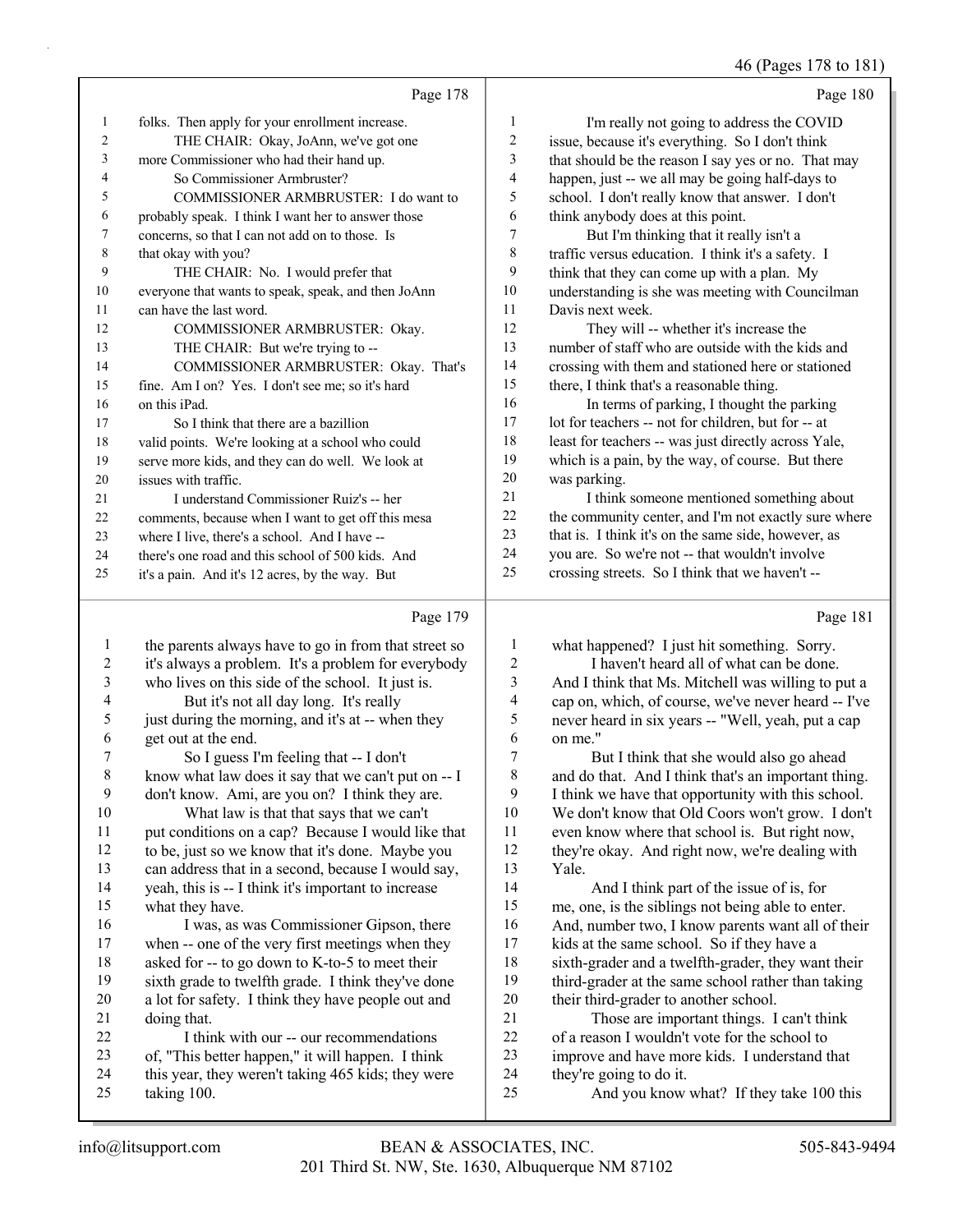Page 178

1 folks. Then apply for your enrollment increase.
2 THE CHAIR: Okay, JoAnn, we've got one
3 more Commissioner who had their hand up.
4 So Commissioner Armbruster?
5 COMMISSIONER ARMBRUSTER: I do want to
6 probably speak. I think I want her to answer those
7 concerns, so that I can not add on to those. Is
8 that okay with you?
9 THE CHAIR: No. I would prefer that
10 everyone that wants to speak, speak, and then JoAnn
11 can have the last word.
12 COMMISSIONER ARMBRUSTER: Okay.
13 THE CHAIR: But we're trying to --
14 COMMISSIONER ARMBRUSTER: Okay. That's
15 fine. Am I on? Yes. I don't see me; so it's hard
16 on this iPad.
17 So I think that there are a bazillion
18 valid points. We're looking at a school who could
19 serve more kids, and they can do well. We look at
20 issues with traffic.
21 I understand Commissioner Ruiz's -- her
22 comments, because when I want to get off this mesa
23 where I live, there's a school. And I have --
24 there's one road and this school of 500 kids. And
25 it's a pain. And it's 12 acres, by the way. But

Page 179

1 the parents always have to go in from that street so
2 it's always a problem. It's a problem for everybody
3 who lives on this side of the school. It just is.
4 But it's not all day long. It's really
5 just during the morning, and it's at -- when they
6 get out at the end.
7 So I guess I'm feeling that -- I don't
8 know what law does it say that we can't put on -- I
9 don't know. Ami, are you on? I think they are.
10 What law is that that says that we can't
11 put conditions on a cap? Because I would like that
12 to be, just so we know that it's done. Maybe you
13 can address that in a second, because I would say,
14 yeah, this is -- I think it's important to increase
15 what they have.
16 I was, as was Commissioner Gipson, there
17 when -- one of the very first meetings when they
18 asked for -- to go down to K-to-5 to meet their
19 sixth grade to twelfth grade. I think they've done
20 a lot for safety. I think they have people out and
21 doing that.
22 I think with our -- our recommendations
23 of, "This better happen," it will happen. I think
24 this year, they weren't taking 465 kids; they were
25 taking 100.

Page 180

1 I'm really not going to address the COVID
2 issue, because it's everything. So I don't think
3 that should be the reason I say yes or no. That may
4 happen, just -- we all may be going half-days to
5 school. I don't really know that answer. I don't
6 think anybody does at this point.
7 But I'm thinking that it really isn't a
8 traffic versus education. I think it's a safety. I
9 think that they can come up with a plan. My
10 understanding is she was meeting with Councilman
11 Davis next week.
12 They will -- whether it's increase the
13 number of staff who are outside with the kids and
14 crossing with them and stationed here or stationed
15 there, I think that's a reasonable thing.
16 In terms of parking, I thought the parking
17 lot for teachers -- not for children, but for -- at
18 least for teachers -- was just directly across Yale,
19 which is a pain, by the way, of course. But there
20 was parking.
21 I think someone mentioned something about
22 the community center, and I'm not exactly sure where
23 that is. I think it's on the same side, however, as
24 you are. So we're not -- that wouldn't involve
25 crossing streets. So I think that we haven't --

Page 181

1 what happened? I just hit something. Sorry.
2 I haven't heard all of what can be done.
3 And I think that Ms. Mitchell was willing to put a
4 cap on, which, of course, we've never heard -- I've
5 never heard in six years -- "Well, yeah, put a cap
6 on me."
7 But I think that she would also go ahead
8 and do that. And I think that's an important thing.
9 I think we have that opportunity with this school.
10 We don't know that Old Coors won't grow. I don't
11 even know where that school is. But right now,
12 they're okay. And right now, we're dealing with
13 Yale.
14 And I think part of the issue of is, for
15 me, one, is the siblings not being able to enter.
16 And, number two, I know parents want all of their
17 kids at the same school. So if they have a
18 sixth-grader and a twelfth-grader, they want their
19 third-grader at the same school rather than taking
20 their third-grader to another school.
21 Those are important things. I can't think
22 of a reason I wouldn't vote for the school to
23 improve and have more kids. I understand that
24 they're going to do it.
25 And you know what? If they take 100 this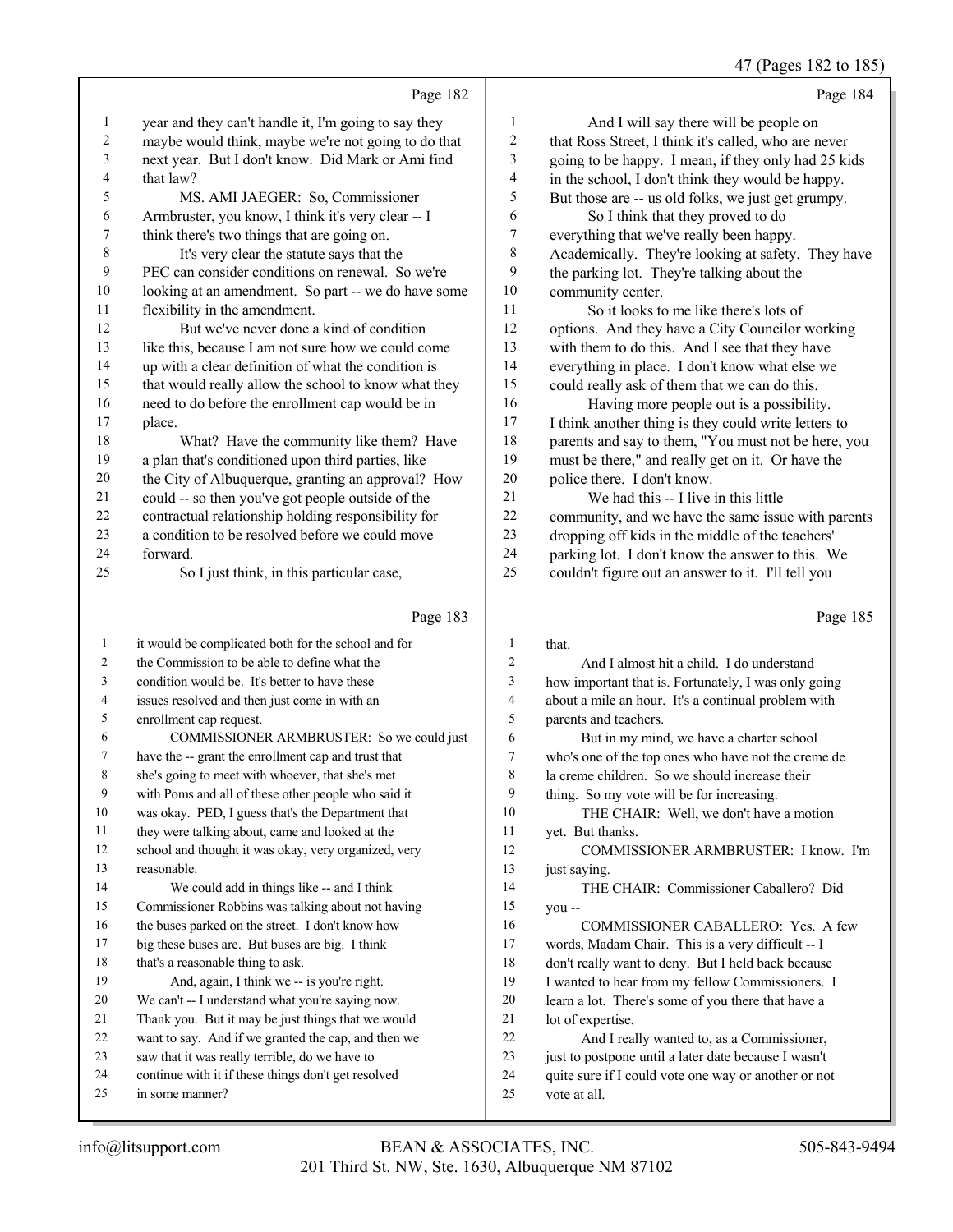Page 182

1 year and they can't handle it, I'm going to say they
2 maybe would think, maybe we're not going to do that
3 next year. But I don't know. Did Mark or Ami find
4 that law?
5 MS. AMI JAEGER: So, Commissioner
6 Armbruster, you know, I think it's very clear -- I
7 think there's two things that are going on.
8 It's very clear the statute says that the
9 PEC can consider conditions on renewal. So we're
10 looking at an amendment. So part -- we do have some
11 flexibility in the amendment.
12 But we've never done a kind of condition
13 like this, because I am not sure how we could come
14 up with a clear definition of what the condition is
15 that would really allow the school to know what they
16 need to do before the enrollment cap would be in
17 place.
18 What? Have the community like them? Have
19 a plan that's conditioned upon third parties, like
20 the City of Albuquerque, granting an approval? How
21 could -- so then you've got people outside of the
22 contractual relationship holding responsibility for
23 a condition to be resolved before we could move
24 forward.
25 So I just think, in this particular case,

Page 183

1 it would be complicated both for the school and for
2 the Commission to be able to define what the
3 condition would be. It's better to have these
4 issues resolved and then just come in with an
5 enrollment cap request.
6 COMMISSIONER ARMBRUSTER: So we could just
7 have the -- grant the enrollment cap and trust that
8 she's going to meet with whoever, that she's met
9 with Poms and all of these other people who said it
10 was okay. PED, I guess that's the Department that
11 they were talking about, came and looked at the
12 school and thought it was okay, very organized, very
13 reasonable.
14 We could add in things like -- and I think
15 Commissioner Robbins was talking about not having
16 the buses parked on the street. I don't know how
17 big these buses are. But buses are big. I think
18 that's a reasonable thing to ask.
19 And, again, I think we -- is you're right.
20 We can't -- I understand what you're saying now.
21 Thank you. But it may be just things that we would
22 want to say. And if we granted the cap, and then we
23 saw that it was really terrible, do we have to
24 continue with it if these things don't get resolved
25 in some manner?

Page 184

1 And I will say there will be people on
2 that Ross Street, I think it's called, who are never
3 going to be happy. I mean, if they only had 25 kids
4 in the school, I don't think they would be happy.
5 But those are -- us old folks, we just get grumpy.
6 So I think that they proved to do
7 everything that we've really been happy.
8 Academically. They're looking at safety. They have
9 the parking lot. They're talking about the
10 community center.
11 So it looks to me like there's lots of
12 options. And they have a City Councilor working
13 with them to do this. And I see that they have
14 everything in place. I don't know what else we
15 could really ask of them that we can do this.
16 Having more people out is a possibility.
17 I think another thing is they could write letters to
18 parents and say to them, "You must not be here, you
19 must be there," and really get on it. Or have the
20 police there. I don't know.
21 We had this -- I live in this little
22 community, and we have the same issue with parents
23 dropping off kids in the middle of the teachers'
24 parking lot. I don't know the answer to this. We
25 couldn't figure out an answer to it. I'll tell you

Page 185

1 that.
2 And I almost hit a child. I do understand
3 how important that is. Fortunately, I was only going
4 about a mile an hour. It's a continual problem with
5 parents and teachers.
6 But in my mind, we have a charter school
7 who's one of the top ones who have not the creme de
8 la creme children. So we should increase their
9 thing. So my vote will be for increasing.
10 THE CHAIR: Well, we don't have a motion
11 yet. But thanks.
12 COMMISSIONER ARMBRUSTER: I know. I'm
13 just saying.
14 THE CHAIR: Commissioner Caballero? Did
15 you --
16 COMMISSIONER CABALLERO: Yes. A few
17 words, Madam Chair. This is a very difficult -- I
18 don't really want to deny. But I held back because
19 I wanted to hear from my fellow Commissioners. I
20 learn a lot. There's some of you there that have a
21 lot of expertise.
22 And I really wanted to, as a Commissioner,
23 just to postpone until a later date because I wasn't
24 quite sure if I could vote one way or another or not
25 vote at all.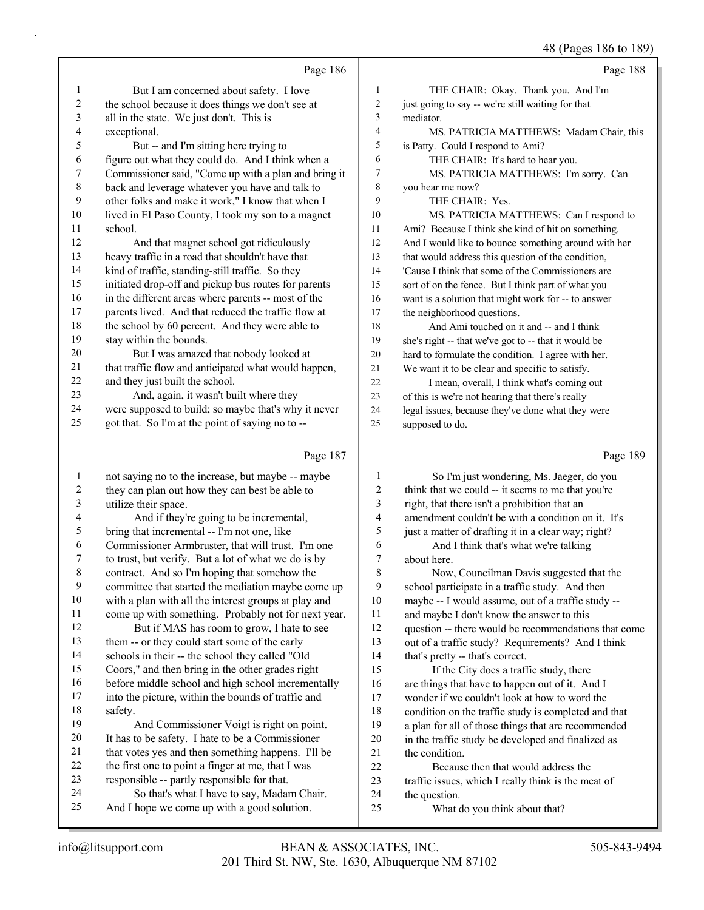Page 186

1 But I am concerned about safety. I love
2 the school because it does things we don't see at
3 all in the state. We just don't. This is
4 exceptional.
5 But -- and I'm sitting here trying to
6 figure out what they could do. And I think when a
7 Commissioner said, "Come up with a plan and bring it
8 back and leverage whatever you have and talk to
9 other folks and make it work," I know that when I
10 lived in El Paso County, I took my son to a magnet
11 school.
12 And that magnet school got ridiculously
13 heavy traffic in a road that shouldn't have that
14 kind of traffic, standing-still traffic. So they
15 initiated drop-off and pickup bus routes for parents
16 in the different areas where parents -- most of the
17 parents lived. And that reduced the traffic flow at
18 the school by 60 percent. And they were able to
19 stay within the bounds.
20 But I was amazed that nobody looked at
21 that traffic flow and anticipated what would happen,
22 and they just built the school.
23 And, again, it wasn't built where they
24 were supposed to build; so maybe that's why it never
25 got that. So I'm at the point of saying no to --

Page 187

1 not saying no to the increase, but maybe -- maybe
2 they can plan out how they can best be able to
3 utilize their space.
4 And if they're going to be incremental,
5 bring that incremental -- I'm not one, like
6 Commissioner Armbruster, that will trust. I'm one
7 to trust, but verify. But a lot of what we do is by
8 contract. And so I'm hoping that somehow the
9 committee that started the mediation maybe come up
10 with a plan with all the interest groups at play and
11 come up with something. Probably not for next year.
12 But if MAS has room to grow, I hate to see
13 them -- or they could start some of the early
14 schools in their -- the school they called "Old
15 Coors," and then bring in the other grades right
16 before middle school and high school incrementally
17 into the picture, within the bounds of traffic and
18 safety.
19 And Commissioner Voigt is right on point.
20 It has to be safety. I hate to be a Commissioner
21 that votes yes and then something happens. I'll be
22 the first one to point a finger at me, that I was
23 responsible -- partly responsible for that.
24 So that's what I have to say, Madam Chair.
25 And I hope we come up with a good solution.

Page 188

1 THE CHAIR: Okay. Thank you. And I'm
2 just going to say -- we're still waiting for that
3 mediator.
4 MS. PATRICIA MATTHEWS: Madam Chair, this
5 is Patty. Could I respond to Ami?
6 THE CHAIR: It's hard to hear you.
7 MS. PATRICIA MATTHEWS: I'm sorry. Can
8 you hear me now?
9 THE CHAIR: Yes.
10 MS. PATRICIA MATTHEWS: Can I respond to
11 Ami? Because I think she kind of hit on something.
12 And I would like to bounce something around with her
13 that would address this question of the condition,
14 'Cause I think that some of the Commissioners are
15 sort of on the fence. But I think part of what you
16 want is a solution that might work for -- to answer
17 the neighborhood questions.
18 And Ami touched on it and -- and I think
19 she's right -- that we've got to -- that it would be
20 hard to formulate the condition. I agree with her.
21 We want it to be clear and specific to satisfy.
22 I mean, overall, I think what's coming out
23 of this is we're not hearing that there's really
24 legal issues, because they've done what they were
25 supposed to do.

Page 189

1 So I'm just wondering, Ms. Jaeger, do you
2 think that we could -- it seems to me that you're
3 right, that there isn't a prohibition that an
4 amendment couldn't be with a condition on it. It's
5 just a matter of drafting it in a clear way; right?
6 And I think that's what we're talking
7 about here.
8 Now, Councilman Davis suggested that the
9 school participate in a traffic study. And then
10 maybe -- I would assume, out of a traffic study --
11 and maybe I don't know the answer to this
12 question -- there would be recommendations that come
13 out of a traffic study? Requirements? And I think
14 that's pretty -- that's correct.
15 If the City does a traffic study, there
16 are things that have to happen out of it. And I
17 wonder if we couldn't look at how to word the
18 condition on the traffic study is completed and that
19 a plan for all of those things that are recommended
20 in the traffic study be developed and finalized as
21 the condition.
22 Because then that would address the
23 traffic issues, which I really think is the meat of
24 the question.
25 What do you think about that?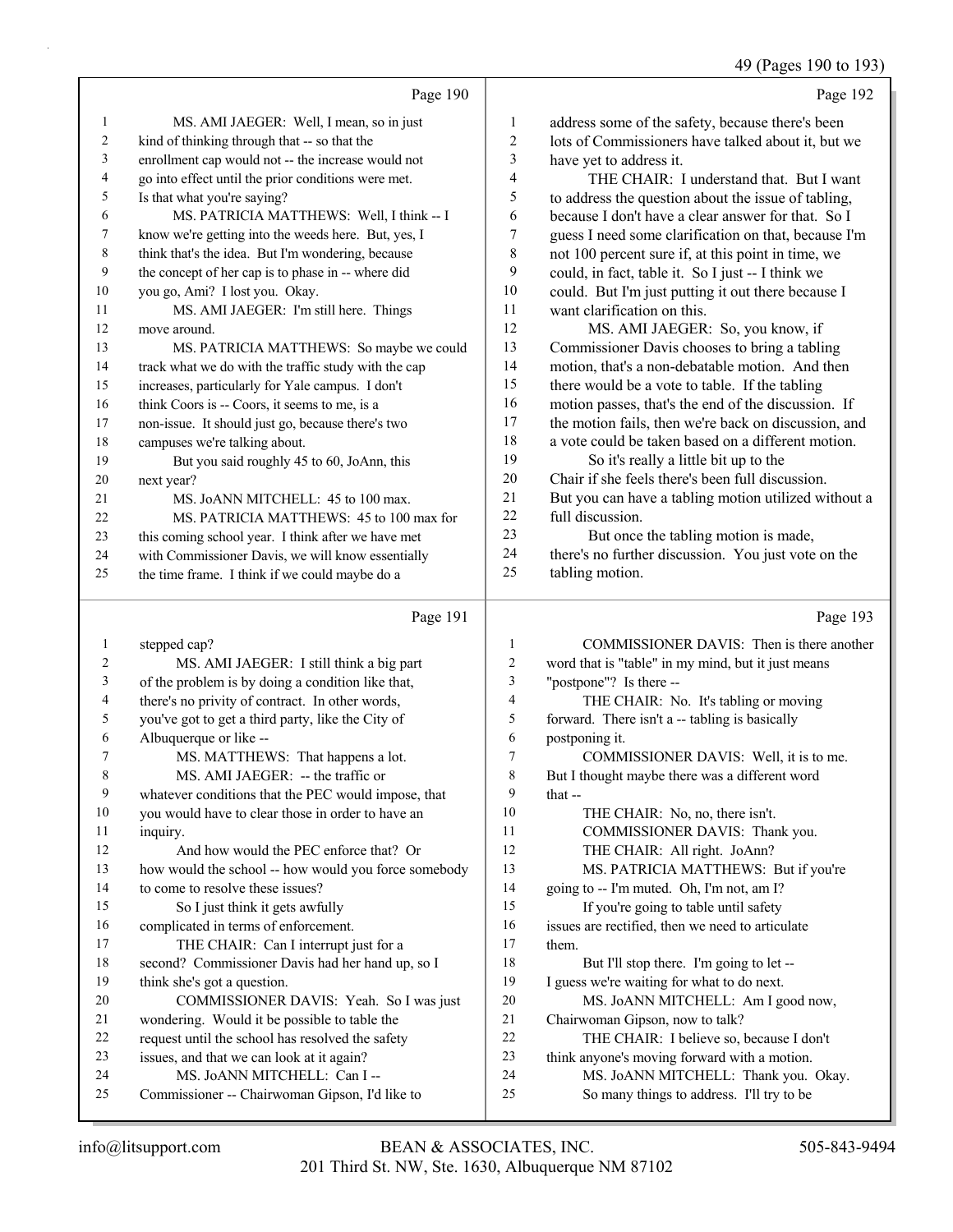### Page 190

1 MS. AMI JAEGER: Well, I mean, so in just
2 kind of thinking through that -- so that the
3 enrollment cap would not -- the increase would not
4 go into effect until the prior conditions were met.
5 Is that what you're saying?
6 MS. PATRICIA MATTHEWS: Well, I think -- I
7 know we're getting into the weeds here. But, yes, I
8 think that's the idea. But I'm wondering, because
9 the concept of her cap is to phase in -- where did
10 you go, Ami? I lost you. Okay.
11 MS. AMI JAEGER: I'm still here. Things
12 move around.
13 MS. PATRICIA MATTHEWS: So maybe we could
14 track what we do with the traffic study with the cap
15 increases, particularly for Yale campus. I don't
16 think Coors is -- Coors, it seems to me, is a
17 non-issue. It should just go, because there's two
18 campuses we're talking about.
19 But you said roughly 45 to 60, JoAnn, this
20 next year?
21 MS. JoANN MITCHELL: 45 to 100 max.
22 MS. PATRICIA MATTHEWS: 45 to 100 max for
23 this coming school year. I think after we have met
24 with Commissioner Davis, we will know essentially
25 the time frame. I think if we could maybe do a

### Page 191

1 stepped cap?
2 MS. AMI JAEGER: I still think a big part
3 of the problem is by doing a condition like that,
4 there's no privity of contract. In other words,
5 you've got to get a third party, like the City of
6 Albuquerque or like --
7 MS. MATTHEWS: That happens a lot.
8 MS. AMI JAEGER: -- the traffic or
9 whatever conditions that the PEC would impose, that
10 you would have to clear those in order to have an
11 inquiry.
12 And how would the PEC enforce that? Or
13 how would the school -- how would you force somebody
14 to come to resolve these issues?
15 So I just think it gets awfully
16 complicated in terms of enforcement.
17 THE CHAIR: Can I interrupt just for a
18 second? Commissioner Davis had her hand up, so I
19 think she's got a question.
20 COMMISSIONER DAVIS: Yeah. So I was just
21 wondering. Would it be possible to table the
22 request until the school has resolved the safety
23 issues, and that we can look at it again?
24 MS. JoANN MITCHELL: Can I --
25 Commissioner -- Chairwoman Gipson, I'd like to

### Page 192

1 address some of the safety, because there's been
2 lots of Commissioners have talked about it, but we
3 have yet to address it.
4 THE CHAIR: I understand that. But I want
5 to address the question about the issue of tabling,
6 because I don't have a clear answer for that. So I
7 guess I need some clarification on that, because I'm
8 not 100 percent sure if, at this point in time, we
9 could, in fact, table it. So I just -- I think we
10 could. But I'm just putting it out there because I
11 want clarification on this.
12 MS. AMI JAEGER: So, you know, if
13 Commissioner Davis chooses to bring a tabling
14 motion, that's a non-debatable motion. And then
15 there would be a vote to table. If the tabling
16 motion passes, that's the end of the discussion. If
17 the motion fails, then we're back on discussion, and
18 a vote could be taken based on a different motion.
19 So it's really a little bit up to the
20 Chair if she feels there's been full discussion.
21 But you can have a tabling motion utilized without a
22 full discussion.
23 But once the tabling motion is made,
24 there's no further discussion. You just vote on the
25 tabling motion.

### Page 193

1 COMMISSIONER DAVIS: Then is there another
2 word that is "table" in my mind, but it just means
3 "postpone"? Is there --
4 THE CHAIR: No. It's tabling or moving
5 forward. There isn't a -- tabling is basically
6 postponing it.
7 COMMISSIONER DAVIS: Well, it is to me.
8 But I thought maybe there was a different word
9 that --
10 THE CHAIR: No, no, there isn't.
11 COMMISSIONER DAVIS: Thank you.
12 THE CHAIR: All right. JoAnn?
13 MS. PATRICIA MATTHEWS: But if you're
14 going to -- I'm muted. Oh, I'm not, am I?
15 If you're going to table until safety
16 issues are rectified, then we need to articulate
17 them.
18 But I'll stop there. I'm going to let --
19 I guess we're waiting for what to do next.
20 MS. JoANN MITCHELL: Am I good now,
21 Chairwoman Gipson, now to talk?
22 THE CHAIR: I believe so, because I don't
23 think anyone's moving forward with a motion.
24 MS. JoANN MITCHELL: Thank you. Okay.
25 So many things to address. I'll try to be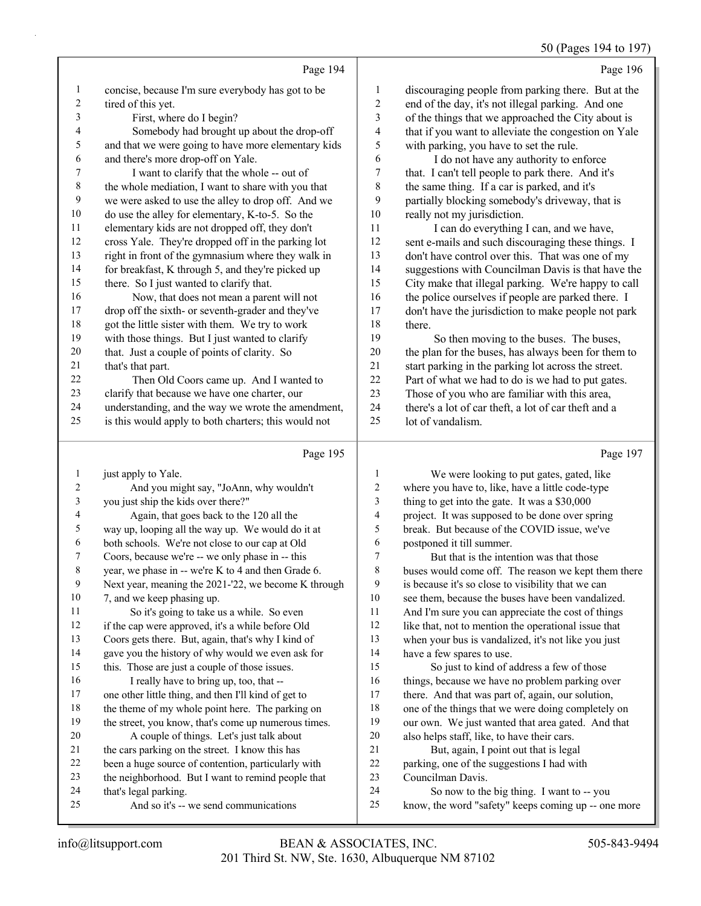Page 194

1 concise, because I'm sure everybody has got to be
2 tired of this yet.
3 First, where do I begin?
4 Somebody had brought up about the drop-off
5 and that we were going to have more elementary kids
6 and there's more drop-off on Yale.
7 I want to clarify that the whole -- out of
8 the whole mediation, I want to share with you that
9 we were asked to use the alley to drop off. And we
10 do use the alley for elementary, K-to-5. So the
11 elementary kids are not dropped off, they don't
12 cross Yale. They're dropped off in the parking lot
13 right in front of the gymnasium where they walk in
14 for breakfast, K through 5, and they're picked up
15 there. So I just wanted to clarify that.
16 Now, that does not mean a parent will not
17 drop off the sixth- or seventh-grader and they've
18 got the little sister with them. We try to work
19 with those things. But I just wanted to clarify
20 that. Just a couple of points of clarity. So
21 that's that part.
22 Then Old Coors came up. And I wanted to
23 clarify that because we have one charter, our
24 understanding, and the way we wrote the amendment,
25 is this would apply to both charters; this would not

Page 195

1 just apply to Yale.
2 And you might say, "JoAnn, why wouldn't
3 you just ship the kids over there?"
4 Again, that goes back to the 120 all the
5 way up, looping all the way up. We would do it at
6 both schools. We're not close to our cap at Old
7 Coors, because we're -- we only phase in -- this
8 year, we phase in -- we're K to 4 and then Grade 6.
9 Next year, meaning the 2021-'22, we become K through
10 7, and we keep phasing up.
11 So it's going to take us a while. So even
12 if the cap were approved, it's a while before Old
13 Coors gets there. But, again, that's why I kind of
14 gave you the history of why would we even ask for
15 this. Those are just a couple of those issues.
16 I really have to bring up, too, that --
17 one other little thing, and then I'll kind of get to
18 the theme of my whole point here. The parking on
19 the street, you know, that's come up numerous times.
20 A couple of things. Let's just talk about
21 the cars parking on the street. I know this has
22 been a huge source of contention, particularly with
23 the neighborhood. But I want to remind people that
24 that's legal parking.
25 And so it's -- we send communications

Page 196

1 discouraging people from parking there. But at the
2 end of the day, it's not illegal parking. And one
3 of the things that we approached the City about is
4 that if you want to alleviate the congestion on Yale
5 with parking, you have to set the rule.
6 I do not have any authority to enforce
7 that. I can't tell people to park there. And it's
8 the same thing. If a car is parked, and it's
9 partially blocking somebody's driveway, that is
10 really not my jurisdiction.
11 I can do everything I can, and we have,
12 sent e-mails and such discouraging these things. I
13 don't have control over this. That was one of my
14 suggestions with Councilman Davis is that have the
15 City make that illegal parking. We're happy to call
16 the police ourselves if people are parked there. I
17 don't have the jurisdiction to make people not park
18 there.
19 So then moving to the buses. The buses,
20 the plan for the buses, has always been for them to
21 start parking in the parking lot across the street.
22 Part of what we had to do is we had to put gates.
23 Those of you who are familiar with this area,
24 there's a lot of car theft, a lot of car theft and a
25 lot of vandalism.

Page 197

1 We were looking to put gates, gated, like
2 where you have to, like, have a little code-type
3 thing to get into the gate. It was a $30,000
4 project. It was supposed to be done over spring
5 break. But because of the COVID issue, we've
6 postponed it till summer.
7 But that is the intention was that those
8 buses would come off. The reason we kept them there
9 is because it's so close to visibility that we can
10 see them, because the buses have been vandalized.
11 And I'm sure you can appreciate the cost of things
12 like that, not to mention the operational issue that
13 when your bus is vandalized, it's not like you just
14 have a few spares to use.
15 So just to kind of address a few of those
16 things, because we have no problem parking over
17 there. And that was part of, again, our solution,
18 one of the things that we were doing completely on
19 our own. We just wanted that area gated. And that
20 also helps staff, like, to have their cars.
21 But, again, I point out that is legal
22 parking, one of the suggestions I had with
23 Councilman Davis.
24 So now to the big thing. I want to -- you
25 know, the word "safety" keeps coming up -- one more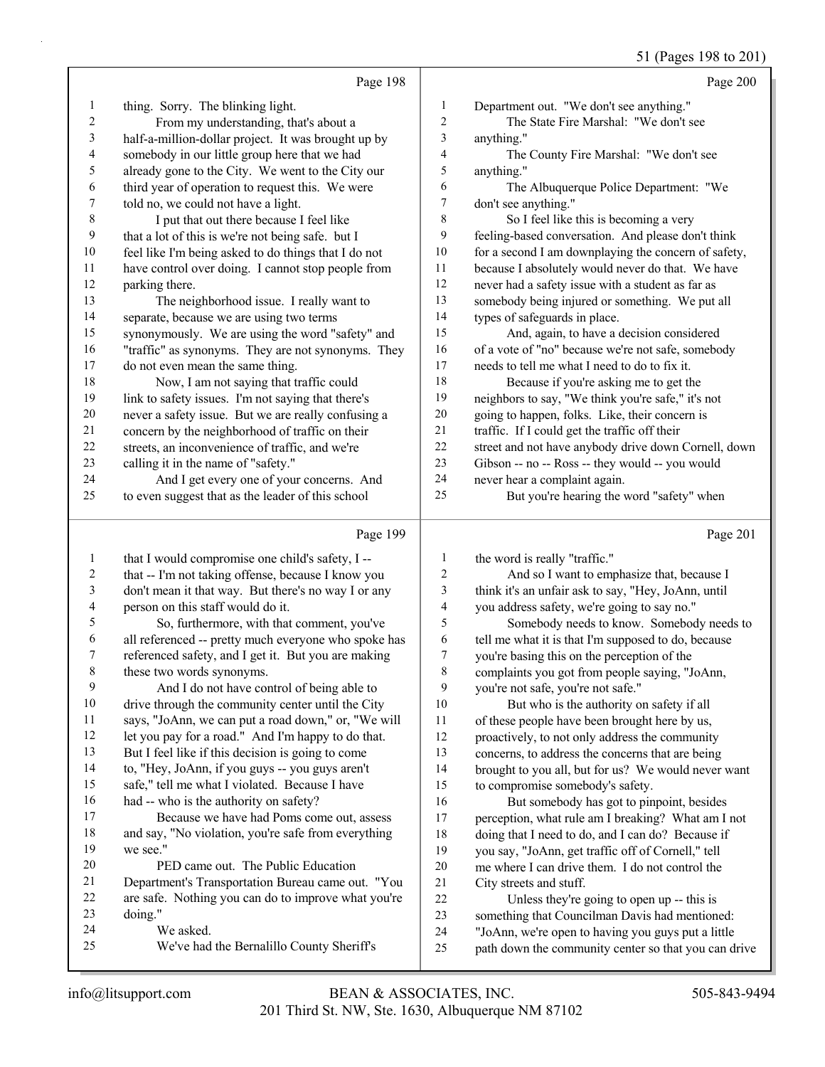## Page 198

1 thing. Sorry. The blinking light.
2 From my understanding, that's about a
3 half-a-million-dollar project. It was brought up by
4 somebody in our little group here that we had
5 already gone to the City. We went to the City our
6 third year of operation to request this. We were
7 told no, we could not have a light.
8 I put that out there because I feel like
9 that a lot of this is we're not being safe. but I
10 feel like I'm being asked to do things that I do not
11 have control over doing. I cannot stop people from
12 parking there.
13 The neighborhood issue. I really want to
14 separate, because we are using two terms
15 synonymously. We are using the word "safety" and
16 "traffic" as synonyms. They are not synonyms. They
17 do not even mean the same thing.
18 Now, I am not saying that traffic could
19 link to safety issues. I'm not saying that there's
20 never a safety issue. But we are really confusing a
21 concern by the neighborhood of traffic on their
22 streets, an inconvenience of traffic, and we're
23 calling it in the name of "safety."
24 And I get every one of your concerns. And
25 to even suggest that as the leader of this school

## Page 199

1 that I would compromise one child's safety, I --
2 that -- I'm not taking offense, because I know you
3 don't mean it that way. But there's no way I or any
4 person on this staff would do it.
5 So, furthermore, with that comment, you've
6 all referenced -- pretty much everyone who spoke has
7 referenced safety, and I get it. But you are making
8 these two words synonyms.
9 And I do not have control of being able to
10 drive through the community center until the City
11 says, "JoAnn, we can put a road down," or, "We will
12 let you pay for a road." And I'm happy to do that.
13 But I feel like if this decision is going to come
14 to, "Hey, JoAnn, if you guys -- you guys aren't
15 safe," tell me what I violated. Because I have
16 had -- who is the authority on safety?
17 Because we have had Poms come out, assess
18 and say, "No violation, you're safe from everything
19 we see."
20 PED came out. The Public Education
21 Department's Transportation Bureau came out. "You
22 are safe. Nothing you can do to improve what you're
23 doing."
24 We asked.
25 We've had the Bernalillo County Sheriff's

## Page 200

1 Department out. "We don't see anything."
2 The State Fire Marshal: "We don't see
3 anything."
4 The County Fire Marshal: "We don't see
5 anything."
6 The Albuquerque Police Department: "We
7 don't see anything."
8 So I feel like this is becoming a very
9 feeling-based conversation. And please don't think
10 for a second I am downplaying the concern of safety,
11 because I absolutely would never do that. We have
12 never had a safety issue with a student as far as
13 somebody being injured or something. We put all
14 types of safeguards in place.
15 And, again, to have a decision considered
16 of a vote of "no" because we're not safe, somebody
17 needs to tell me what I need to do to fix it.
18 Because if you're asking me to get the
19 neighbors to say, "We think you're safe," it's not
20 going to happen, folks. Like, their concern is
21 traffic. If I could get the traffic off their
22 street and not have anybody drive down Cornell, down
23 Gibson -- no -- Ross -- they would -- you would
24 never hear a complaint again.
25 But you're hearing the word "safety" when

## Page 201

1 the word is really "traffic."
2 And so I want to emphasize that, because I
3 think it's an unfair ask to say, "Hey, JoAnn, until
4 you address safety, we're going to say no."
5 Somebody needs to know. Somebody needs to
6 tell me what it is that I'm supposed to do, because
7 you're basing this on the perception of the
8 complaints you got from people saying, "JoAnn,
9 you're not safe, you're not safe."
10 But who is the authority on safety if all
11 of these people have been brought here by us,
12 proactively, to not only address the community
13 concerns, to address the concerns that are being
14 brought to you all, but for us? We would never want
15 to compromise somebody's safety.
16 But somebody has got to pinpoint, besides
17 perception, what rule am I breaking? What am I not
18 doing that I need to do, and I can do? Because if
19 you say, "JoAnn, get traffic off of Cornell," tell
20 me where I can drive them. I do not control the
21 City streets and stuff.
22 Unless they're going to open up -- this is
23 something that Councilman Davis had mentioned:
24 "JoAnn, we're open to having you guys put a little
25 path down the community center so that you can drive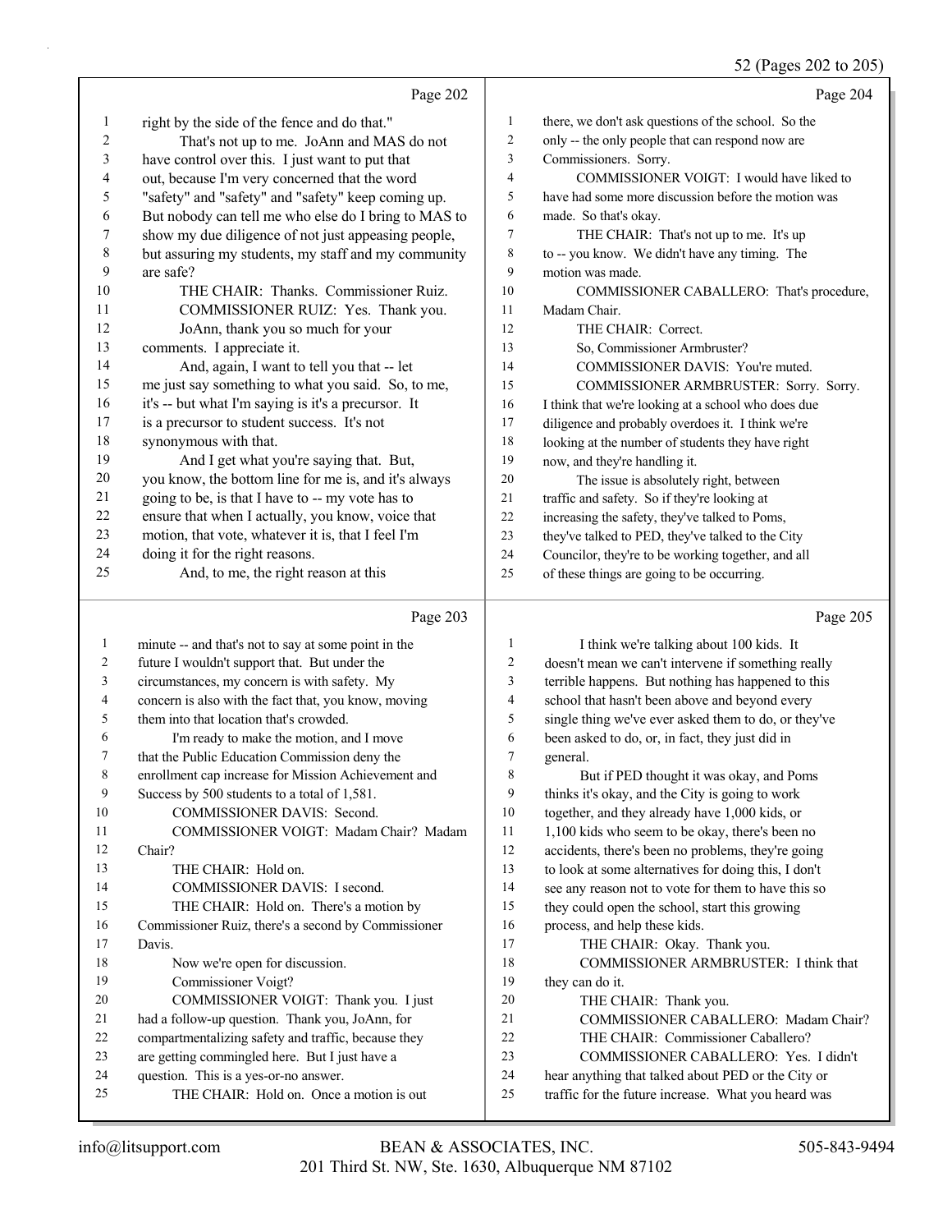Page 202

1 right by the side of the fence and do that."
2 That's not up to me. JoAnn and MAS do not
3 have control over this. I just want to put that
4 out, because I'm very concerned that the word
5 "safety" and "safety" and "safety" keep coming up.
6 But nobody can tell me who else do I bring to MAS to
7 show my due diligence of not just appeasing people,
8 but assuring my students, my staff and my community
9 are safe?
10 THE CHAIR: Thanks. Commissioner Ruiz.
11 COMMISSIONER RUIZ: Yes. Thank you.
12 JoAnn, thank you so much for your
13 comments. I appreciate it.
14 And, again, I want to tell you that -- let
15 me just say something to what you said. So, to me,
16 it's -- but what I'm saying is it's a precursor. It
17 is a precursor to student success. It's not
18 synonymous with that.
19 And I get what you're saying that. But,
20 you know, the bottom line for me is, and it's always
21 going to be, is that I have to -- my vote has to
22 ensure that when I actually, you know, voice that
23 motion, that vote, whatever it is, that I feel I'm
24 doing it for the right reasons.
25 And, to me, the right reason at this

Page 203

1 minute -- and that's not to say at some point in the
2 future I wouldn't support that. But under the
3 circumstances, my concern is with safety. My
4 concern is also with the fact that, you know, moving
5 them into that location that's crowded.
6 I'm ready to make the motion, and I move
7 that the Public Education Commission deny the
8 enrollment cap increase for Mission Achievement and
9 Success by 500 students to a total of 1,581.
10 COMMISSIONER DAVIS: Second.
11 COMMISSIONER VOIGT: Madam Chair? Madam
12 Chair?
13 THE CHAIR: Hold on.
14 COMMISSIONER DAVIS: I second.
15 THE CHAIR: Hold on. There's a motion by
16 Commissioner Ruiz, there's a second by Commissioner
17 Davis.
18 Now we're open for discussion.
19 Commissioner Voigt?
20 COMMISSIONER VOIGT: Thank you. I just
21 had a follow-up question. Thank you, JoAnn, for
22 compartmentalizing safety and traffic, because they
23 are getting commingled here. But I just have a
24 question. This is a yes-or-no answer.
25 THE CHAIR: Hold on. Once a motion is out

Page 204

1 there, we don't ask questions of the school. So the
2 only -- the only people that can respond now are
3 Commissioners. Sorry.
4 COMMISSIONER VOIGT: I would have liked to
5 have had some more discussion before the motion was
6 made. So that's okay.
7 THE CHAIR: That's not up to me. It's up
8 to -- you know. We didn't have any timing. The
9 motion was made.
10 COMMISSIONER CABALLERO: That's procedure,
11 Madam Chair.
12 THE CHAIR: Correct.
13 So, Commissioner Armbruster?
14 COMMISSIONER DAVIS: You're muted.
15 COMMISSIONER ARMBRUSTER: Sorry. Sorry.
16 I think that we're looking at a school who does due
17 diligence and probably overdoes it. I think we're
18 looking at the number of students they have right
19 now, and they're handling it.
20 The issue is absolutely right, between
21 traffic and safety. So if they're looking at
22 increasing the safety, they've talked to Poms,
23 they've talked to PED, they've talked to the City
24 Councilor, they're to be working together, and all
25 of these things are going to be occurring.

Page 205

1 I think we're talking about 100 kids. It
2 doesn't mean we can't intervene if something really
3 terrible happens. But nothing has happened to this
4 school that hasn't been above and beyond every
5 single thing we've ever asked them to do, or they've
6 been asked to do, or, in fact, they just did in
7 general.
8 But if PED thought it was okay, and Poms
9 thinks it's okay, and the City is going to work
10 together, and they already have 1,000 kids, or
11 1,100 kids who seem to be okay, there's been no
12 accidents, there's been no problems, they're going
13 to look at some alternatives for doing this, I don't
14 see any reason not to vote for them to have this so
15 they could open the school, start this growing
16 process, and help these kids.
17 THE CHAIR: Okay. Thank you.
18 COMMISSIONER ARMBRUSTER: I think that
19 they can do it.
20 THE CHAIR: Thank you.
21 COMMISSIONER CABALLERO: Madam Chair?
22 THE CHAIR: Commissioner Caballero?
23 COMMISSIONER CABALLERO: Yes. I didn't
24 hear anything that talked about PED or the City or
25 traffic for the future increase. What you heard was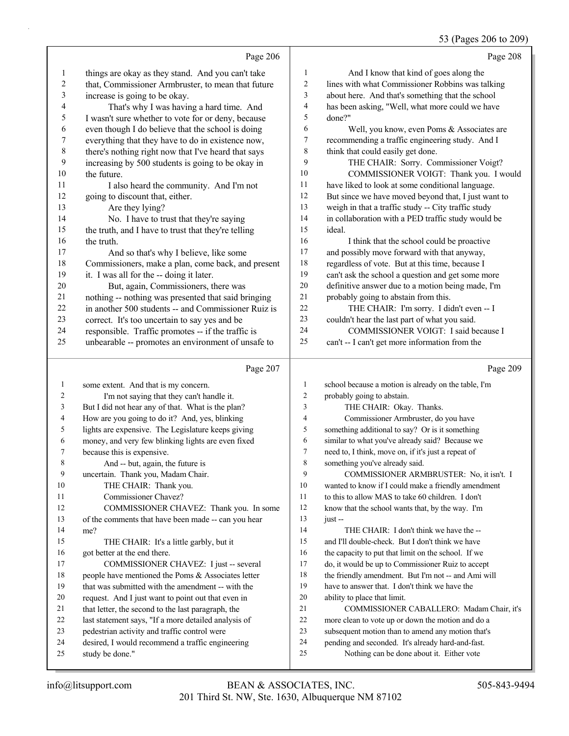Page 206

1 things are okay as they stand. And you can't take
2 that, Commissioner Armbruster, to mean that future
3 increase is going to be okay.
4 That's why I was having a hard time. And
5 I wasn't sure whether to vote for or deny, because
6 even though I do believe that the school is doing
7 everything that they have to do in existence now,
8 there's nothing right now that I've heard that says
9 increasing by 500 students is going to be okay in
10 the future.
11 I also heard the community. And I'm not
12 going to discount that, either.
13 Are they lying?
14 No. I have to trust that they're saying
15 the truth, and I have to trust that they're telling
16 the truth.
17 And so that's why I believe, like some
18 Commissioners, make a plan, come back, and present
19 it. I was all for the -- doing it later.
20 But, again, Commissioners, there was
21 nothing -- nothing was presented that said bringing
22 in another 500 students -- and Commissioner Ruiz is
23 correct. It's too uncertain to say yes and be
24 responsible. Traffic promotes -- if the traffic is
25 unbearable -- promotes an environment of unsafe to

Page 207

1 some extent. And that is my concern.
2 I'm not saying that they can't handle it.
3 But I did not hear any of that. What is the plan?
4 How are you going to do it? And, yes, blinking
5 lights are expensive. The Legislature keeps giving
6 money, and very few blinking lights are even fixed
7 because this is expensive.
8 And -- but, again, the future is
9 uncertain. Thank you, Madam Chair.
10 THE CHAIR: Thank you.
11 Commissioner Chavez?
12 COMMISSIONER CHAVEZ: Thank you. In some
13 of the comments that have been made -- can you hear
14 me?
15 THE CHAIR: It's a little garbly, but it
16 got better at the end there.
17 COMMISSIONER CHAVEZ: I just -- several
18 people have mentioned the Poms & Associates letter
19 that was submitted with the amendment -- with the
20 request. And I just want to point out that even in
21 that letter, the second to the last paragraph, the
22 last statement says, "If a more detailed analysis of
23 pedestrian activity and traffic control were
24 desired, I would recommend a traffic engineering
25 study be done."

Page 208

1 And I know that kind of goes along the
2 lines with what Commissioner Robbins was talking
3 about here. And that's something that the school
4 has been asking, "Well, what more could we have
5 done?"
6 Well, you know, even Poms & Associates are
7 recommending a traffic engineering study. And I
8 think that could easily get done.
9 THE CHAIR: Sorry. Commissioner Voigt?
10 COMMISSIONER VOIGT: Thank you. I would
11 have liked to look at some conditional language.
12 But since we have moved beyond that, I just want to
13 weigh in that a traffic study -- City traffic study
14 in collaboration with a PED traffic study would be
15 ideal.
16 I think that the school could be proactive
17 and possibly move forward with that anyway,
18 regardless of vote. But at this time, because I
19 can't ask the school a question and get some more
20 definitive answer due to a motion being made, I'm
21 probably going to abstain from this.
22 THE CHAIR: I'm sorry. I didn't even -- I
23 couldn't hear the last part of what you said.
24 COMMISSIONER VOIGT: I said because I
25 can't -- I can't get more information from the

Page 209

1 school because a motion is already on the table, I'm
2 probably going to abstain.
3 THE CHAIR: Okay. Thanks.
4 Commissioner Armbruster, do you have
5 something additional to say? Or is it something
6 similar to what you've already said? Because we
7 need to, I think, move on, if it's just a repeat of
8 something you've already said.
9 COMMISSIONER ARMBRUSTER: No, it isn't. I
10 wanted to know if I could make a friendly amendment
11 to this to allow MAS to take 60 children. I don't
12 know that the school wants that, by the way. I'm
13 just --
14 THE CHAIR: I don't think we have the --
15 and I'll double-check. But I don't think we have
16 the capacity to put that limit on the school. If we
17 do, it would be up to Commissioner Ruiz to accept
18 the friendly amendment. But I'm not -- and Ami will
19 have to answer that. I don't think we have the
20 ability to place that limit.
21 COMMISSIONER CABALLERO: Madam Chair, it's
22 more clean to vote up or down the motion and do a
23 subsequent motion than to amend any motion that's
24 pending and seconded. It's already hard-and-fast.
25 Nothing can be done about it. Either vote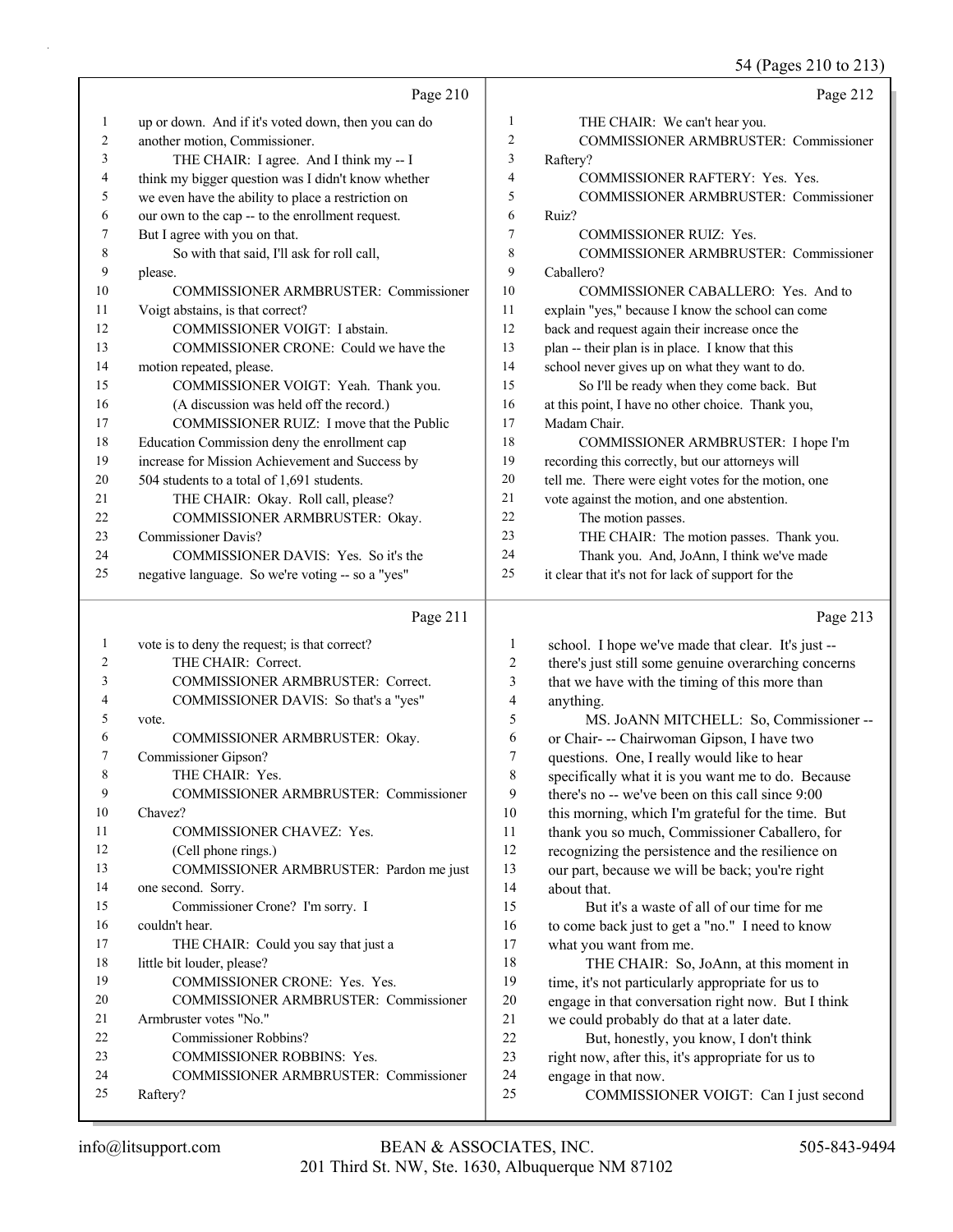Page 210

1 up or down. And if it's voted down, then you can do
2 another motion, Commissioner.
3 THE CHAIR: I agree. And I think my -- I
4 think my bigger question was I didn't know whether
5 we even have the ability to place a restriction on
6 our own to the cap -- to the enrollment request.
7 But I agree with you on that.
8 So with that said, I'll ask for roll call,
9 please.
10 COMMISSIONER ARMBRUSTER: Commissioner
11 Voigt abstains, is that correct?
12 COMMISSIONER VOIGT: I abstain.
13 COMMISSIONER CRONE: Could we have the
14 motion repeated, please.
15 COMMISSIONER VOIGT: Yeah. Thank you.
16 (A discussion was held off the record.)
17 COMMISSIONER RUIZ: I move that the Public
18 Education Commission deny the enrollment cap
19 increase for Mission Achievement and Success by
20 504 students to a total of 1,691 students.
21 THE CHAIR: Okay. Roll call, please?
22 COMMISSIONER ARMBRUSTER: Okay.
23 Commissioner Davis?
24 COMMISSIONER DAVIS: Yes. So it's the
25 negative language. So we're voting -- so a "yes"

Page 211

1 vote is to deny the request; is that correct?
2 THE CHAIR: Correct.
3 COMMISSIONER ARMBRUSTER: Correct.
4 COMMISSIONER DAVIS: So that's a "yes"
5 vote.
6 COMMISSIONER ARMBRUSTER: Okay.
7 Commissioner Gipson?
8 THE CHAIR: Yes.
9 COMMISSIONER ARMBRUSTER: Commissioner
10 Chavez?
11 COMMISSIONER CHAVEZ: Yes.
12 (Cell phone rings.)
13 COMMISSIONER ARMBRUSTER: Pardon me just
14 one second. Sorry.
15 Commissioner Crone? I'm sorry. I
16 couldn't hear.
17 THE CHAIR: Could you say that just a
18 little bit louder, please?
19 COMMISSIONER CRONE: Yes. Yes.
20 COMMISSIONER ARMBRUSTER: Commissioner
21 Armbruster votes "No."
22 Commissioner Robbins?
23 COMMISSIONER ROBBINS: Yes.
24 COMMISSIONER ARMBRUSTER: Commissioner
25 Raftery?

Page 212

1 THE CHAIR: We can't hear you.
2 COMMISSIONER ARMBRUSTER: Commissioner
3 Raftery?
4 COMMISSIONER RAFTERY: Yes. Yes.
5 COMMISSIONER ARMBRUSTER: Commissioner
6 Ruiz?
7 COMMISSIONER RUIZ: Yes.
8 COMMISSIONER ARMBRUSTER: Commissioner
9 Caballero?
10 COMMISSIONER CABALLERO: Yes. And to
11 explain "yes," because I know the school can come
12 back and request again their increase once the
13 plan -- their plan is in place. I know that this
14 school never gives up on what they want to do.
15 So I'll be ready when they come back. But
16 at this point, I have no other choice. Thank you,
17 Madam Chair.
18 COMMISSIONER ARMBRUSTER: I hope I'm
19 recording this correctly, but our attorneys will
20 tell me. There were eight votes for the motion, one
21 vote against the motion, and one abstention.
22 The motion passes.
23 THE CHAIR: The motion passes. Thank you.
24 Thank you. And, JoAnn, I think we've made
25 it clear that it's not for lack of support for the

Page 213

1 school. I hope we've made that clear. It's just --
2 there's just still some genuine overarching concerns
3 that we have with the timing of this more than
4 anything.
5 MS. JoANN MITCHELL: So, Commissioner --
6 or Chair- -- Chairwoman Gipson, I have two
7 questions. One, I really would like to hear
8 specifically what it is you want me to do. Because
9 there's no -- we've been on this call since 9:00
10 this morning, which I'm grateful for the time. But
11 thank you so much, Commissioner Caballero, for
12 recognizing the persistence and the resilience on
13 our part, because we will be back; you're right
14 about that.
15 But it's a waste of all of our time for me
16 to come back just to get a "no." I need to know
17 what you want from me.
18 THE CHAIR: So, JoAnn, at this moment in
19 time, it's not particularly appropriate for us to
20 engage in that conversation right now. But I think
21 we could probably do that at a later date.
22 But, honestly, you know, I don't think
23 right now, after this, it's appropriate for us to
24 engage in that now.
25 COMMISSIONER VOIGT: Can I just second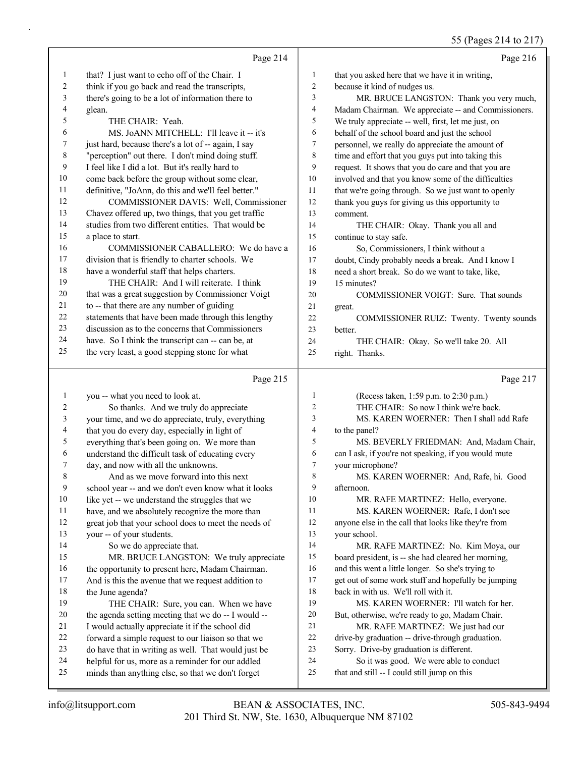Page 214

1 that? I just want to echo off of the Chair. I
2 think if you go back and read the transcripts,
3 there's going to be a lot of information there to
4 glean.
5 THE CHAIR: Yeah.
6 MS. JoANN MITCHELL: I'll leave it -- it's
7 just hard, because there's a lot of -- again, I say
8 "perception" out there. I don't mind doing stuff.
9 I feel like I did a lot. But it's really hard to
10 come back before the group without some clear,
11 definitive, "JoAnn, do this and we'll feel better."
12 COMMISSIONER DAVIS: Well, Commissioner
13 Chavez offered up, two things, that you get traffic
14 studies from two different entities. That would be
15 a place to start.
16 COMMISSIONER CABALLERO: We do have a
17 division that is friendly to charter schools. We
18 have a wonderful staff that helps charters.
19 THE CHAIR: And I will reiterate. I think
20 that was a great suggestion by Commissioner Voigt
21 to -- that there are any number of guiding
22 statements that have been made through this lengthy
23 discussion as to the concerns that Commissioners
24 have. So I think the transcript can -- can be, at
25 the very least, a good stepping stone for what

Page 215

1 you -- what you need to look at.
2 So thanks. And we truly do appreciate
3 your time, and we do appreciate, truly, everything
4 that you do every day, especially in light of
5 everything that's been going on. We more than
6 understand the difficult task of educating every
7 day, and now with all the unknowns.
8 And as we move forward into this next
9 school year -- and we don't even know what it looks
10 like yet -- we understand the struggles that we
11 have, and we absolutely recognize the more than
12 great job that your school does to meet the needs of
13 your -- of your students.
14 So we do appreciate that.
15 MR. BRUCE LANGSTON: We truly appreciate
16 the opportunity to present here, Madam Chairman.
17 And is this the avenue that we request addition to
18 the June agenda?
19 THE CHAIR: Sure, you can. When we have
20 the agenda setting meeting that we do -- I would --
21 I would actually appreciate it if the school did
22 forward a simple request to our liaison so that we
23 do have that in writing as well. That would just be
24 helpful for us, more as a reminder for our addled
25 minds than anything else, so that we don't forget

Page 216

1 that you asked here that we have it in writing,
2 because it kind of nudges us.
3 MR. BRUCE LANGSTON: Thank you very much,
4 Madam Chairman. We appreciate -- and Commissioners.
5 We truly appreciate -- well, first, let me just, on
6 behalf of the school board and just the school
7 personnel, we really do appreciate the amount of
8 time and effort that you guys put into taking this
9 request. It shows that you do care and that you are
10 involved and that you know some of the difficulties
11 that we're going through. So we just want to openly
12 thank you guys for giving us this opportunity to
13 comment.
14 THE CHAIR: Okay. Thank you all and
15 continue to stay safe.
16 So, Commissioners, I think without a
17 doubt, Cindy probably needs a break. And I know I
18 need a short break. So do we want to take, like,
19 15 minutes?
20 COMMISSIONER VOIGT: Sure. That sounds
21 great.
22 COMMISSIONER RUIZ: Twenty. Twenty sounds
23 better.
24 THE CHAIR: Okay. So we'll take 20. All
25 right. Thanks.

Page 217

1 (Recess taken, 1:59 p.m. to 2:30 p.m.)
2 THE CHAIR: So now I think we're back.
3 MS. KAREN WOERNER: Then I shall add Rafe
4 to the panel?
5 MS. BEVERLY FRIEDMAN: And, Madam Chair,
6 can I ask, if you're not speaking, if you would mute
7 your microphone?
8 MS. KAREN WOERNER: And, Rafe, hi. Good
9 afternoon.
10 MR. RAFE MARTINEZ: Hello, everyone.
11 MS. KAREN WOERNER: Rafe, I don't see
12 anyone else in the call that looks like they're from
13 your school.
14 MR. RAFE MARTINEZ: No. Kim Moya, our
15 board president, is -- she had cleared her morning,
16 and this went a little longer. So she's trying to
17 get out of some work stuff and hopefully be jumping
18 back in with us. We'll roll with it.
19 MS. KAREN WOERNER: I'll watch for her.
20 But, otherwise, we're ready to go, Madam Chair.
21 MR. RAFE MARTINEZ: We just had our
22 drive-by graduation -- drive-through graduation.
23 Sorry. Drive-by graduation is different.
24 So it was good. We were able to conduct
25 that and still -- I could still jump on this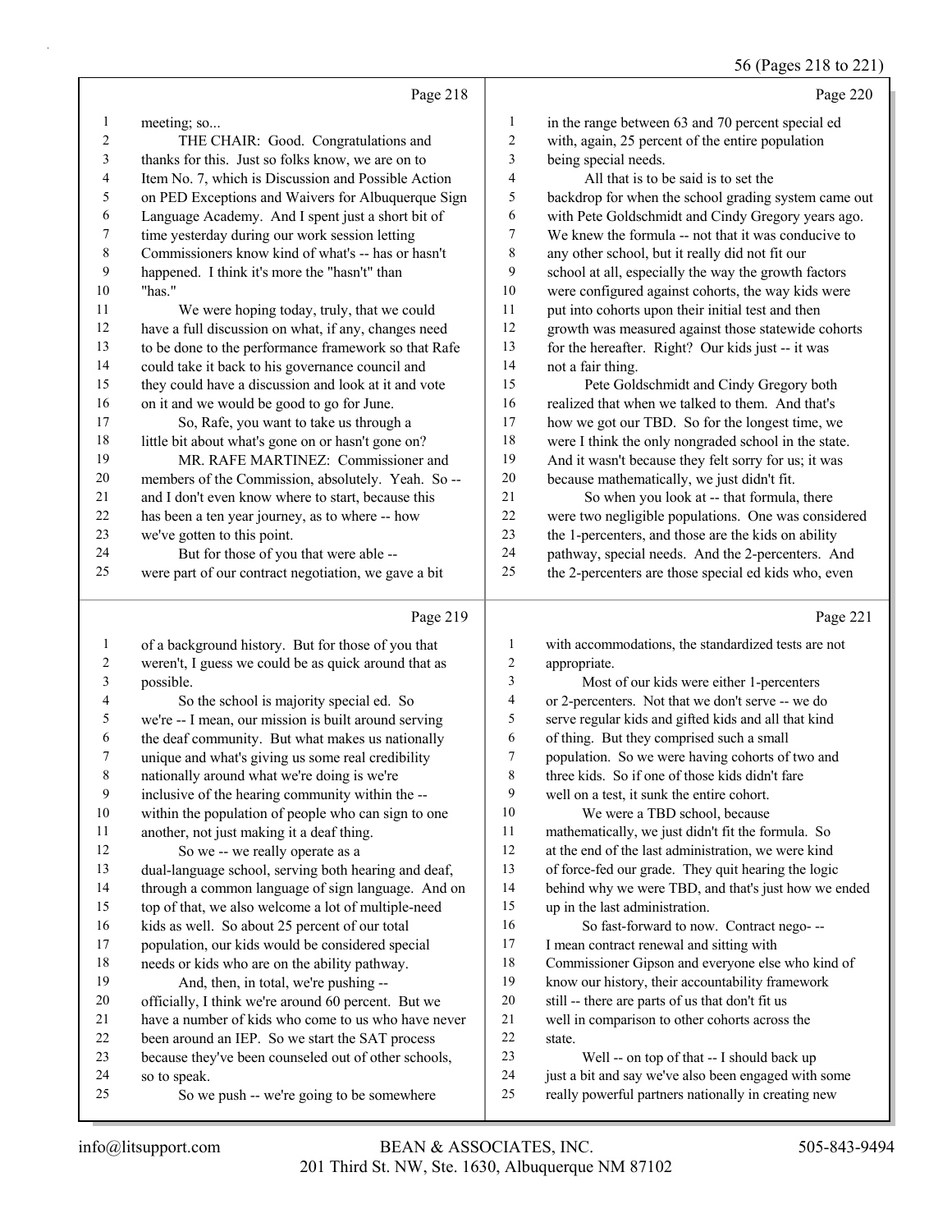Page 218

meeting; so...

THE CHAIR: Good. Congratulations and thanks for this. Just so folks know, we are on to Item No. 7, which is Discussion and Possible Action on PED Exceptions and Waivers for Albuquerque Sign Language Academy. And I spent just a short bit of time yesterday during our work session letting Commissioners know kind of what's -- has or hasn't happened. I think it's more the "hasn't" than "has."

We were hoping today, truly, that we could have a full discussion on what, if any, changes need to be done to the performance framework so that Rafe could take it back to his governance council and they could have a discussion and look at it and vote on it and we would be good to go for June.

So, Rafe, you want to take us through a little bit about what's gone on or hasn't gone on?

MR. RAFE MARTINEZ: Commissioner and members of the Commission, absolutely. Yeah. So -- and I don't even know where to start, because this has been a ten year journey, as to where -- how we've gotten to this point.

But for those of you that were able -- were part of our contract negotiation, we gave a bit

Page 219

of a background history. But for those of you that weren't, I guess we could be as quick around that as possible.

So the school is majority special ed. So we're -- I mean, our mission is built around serving the deaf community. But what makes us nationally unique and what's giving us some real credibility nationally around what we're doing is we're inclusive of the hearing community within the -- within the population of people who can sign to one another, not just making it a deaf thing.

So we -- we really operate as a dual-language school, serving both hearing and deaf, through a common language of sign language. And on top of that, we also welcome a lot of multiple-need kids as well. So about 25 percent of our total population, our kids would be considered special needs or kids who are on the ability pathway.

And, then, in total, we're pushing -- officially, I think we're around 60 percent. But we have a number of kids who come to us who have never been around an IEP. So we start the SAT process because they've been counseled out of other schools, so to speak.

So we push -- we're going to be somewhere

Page 220

in the range between 63 and 70 percent special ed with, again, 25 percent of the entire population being special needs.

All that is to be said is to set the backdrop for when the school grading system came out with Pete Goldschmidt and Cindy Gregory years ago. We knew the formula -- not that it was conducive to any other school, but it really did not fit our school at all, especially the way the growth factors were configured against cohorts, the way kids were put into cohorts upon their initial test and then growth was measured against those statewide cohorts for the hereafter. Right? Our kids just -- it was not a fair thing.

Pete Goldschmidt and Cindy Gregory both realized that when we talked to them. And that's how we got our TBD. So for the longest time, we were I think the only nongraded school in the state. And it wasn't because they felt sorry for us; it was because mathematically, we just didn't fit.

So when you look at -- that formula, there were two negligible populations. One was considered the 1-percenters, and those are the kids on ability pathway, special needs. And the 2-percenters. And the 2-percenters are those special ed kids who, even

Page 221

with accommodations, the standardized tests are not appropriate.

Most of our kids were either 1-percenters or 2-percenters. Not that we don't serve -- we do serve regular kids and gifted kids and all that kind of thing. But they comprised such a small population. So we were having cohorts of two and three kids. So if one of those kids didn't fare well on a test, it sunk the entire cohort.

We were a TBD school, because mathematically, we just didn't fit the formula. So at the end of the last administration, we were kind of force-fed our grade. They quit hearing the logic behind why we were TBD, and that's just how we ended up in the last administration.

So fast-forward to now. Contract nego- -- I mean contract renewal and sitting with Commissioner Gipson and everyone else who kind of know our history, their accountability framework still -- there are parts of us that don't fit us well in comparison to other cohorts across the state.

Well -- on top of that -- I should back up just a bit and say we've also been engaged with some really powerful partners nationally in creating new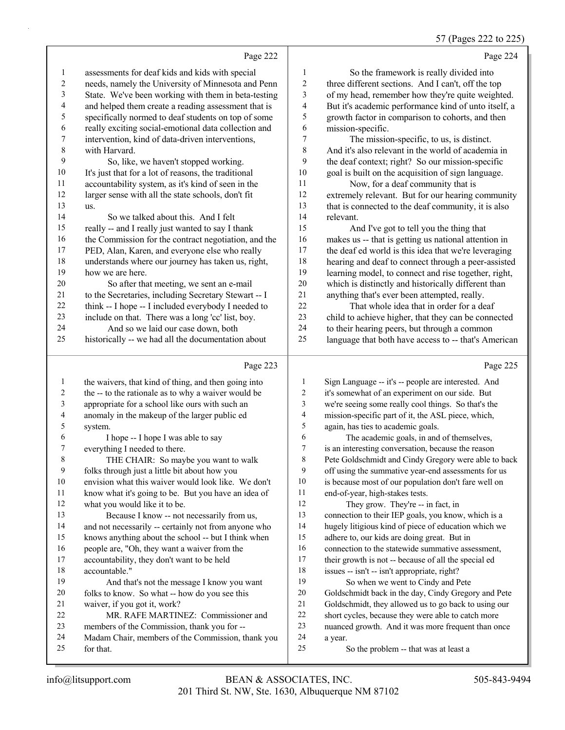Page 222

1 assessments for deaf kids and kids with special
2 needs, namely the University of Minnesota and Penn
3 State. We've been working with them in beta-testing
4 and helped them create a reading assessment that is
5 specifically normed to deaf students on top of some
6 really exciting social-emotional data collection and
7 intervention, kind of data-driven interventions,
8 with Harvard.
9 So, like, we haven't stopped working.
10 It's just that for a lot of reasons, the traditional
11 accountability system, as it's kind of seen in the
12 larger sense with all the state schools, don't fit
13 us.
14 So we talked about this. And I felt
15 really -- and I really just wanted to say I thank
16 the Commission for the contract negotiation, and the
17 PED, Alan, Karen, and everyone else who really
18 understands where our journey has taken us, right,
19 how we are here.
20 So after that meeting, we sent an e-mail
21 to the Secretaries, including Secretary Stewart -- I
22 think -- I hope -- I included everybody I needed to
23 include on that. There was a long 'cc' list, boy.
24 And so we laid our case down, both
25 historically -- we had all the documentation about

Page 223

1 the waivers, that kind of thing, and then going into
2 the -- to the rationale as to why a waiver would be
3 appropriate for a school like ours with such an
4 anomaly in the makeup of the larger public ed
5 system.
6 I hope -- I hope I was able to say
7 everything I needed to there.
8 THE CHAIR: So maybe you want to walk
9 folks through just a little bit about how you
10 envision what this waiver would look like. We don't
11 know what it's going to be. But you have an idea of
12 what you would like it to be.
13 Because I know -- not necessarily from us,
14 and not necessarily -- certainly not from anyone who
15 knows anything about the school -- but I think when
16 people are, "Oh, they want a waiver from the
17 accountability, they don't want to be held
18 accountable."
19 And that's not the message I know you want
20 folks to know. So what -- how do you see this
21 waiver, if you got it, work?
22 MR. RAFE MARTINEZ: Commissioner and
23 members of the Commission, thank you for --
24 Madam Chair, members of the Commission, thank you
25 for that.

Page 224

1 So the framework is really divided into
2 three different sections. And I can't, off the top
3 of my head, remember how they're quite weighted.
4 But it's academic performance kind of unto itself, a
5 growth factor in comparison to cohorts, and then
6 mission-specific.
7 The mission-specific, to us, is distinct.
8 And it's also relevant in the world of academia in
9 the deaf context; right? So our mission-specific
10 goal is built on the acquisition of sign language.
11 Now, for a deaf community that is
12 extremely relevant. But for our hearing community
13 that is connected to the deaf community, it is also
14 relevant.
15 And I've got to tell you the thing that
16 makes us -- that is getting us national attention in
17 the deaf ed world is this idea that we're leveraging
18 hearing and deaf to connect through a peer-assisted
19 learning model, to connect and rise together, right,
20 which is distinctly and historically different than
21 anything that's ever been attempted, really.
22 That whole idea that in order for a deaf
23 child to achieve higher, that they can be connected
24 to their hearing peers, but through a common
25 language that both have access to -- that's American

Page 225

1 Sign Language -- it's -- people are interested. And
2 it's somewhat of an experiment on our side. But
3 we're seeing some really cool things. So that's the
4 mission-specific part of it, the ASL piece, which,
5 again, has ties to academic goals.
6 The academic goals, in and of themselves,
7 is an interesting conversation, because the reason
8 Pete Goldschmidt and Cindy Gregory were able to back
9 off using the summative year-end assessments for us
10 is because most of our population don't fare well on
11 end-of-year, high-stakes tests.
12 They grow. They're -- in fact, in
13 connection to their IEP goals, you know, which is a
14 hugely litigious kind of piece of education which we
15 adhere to, our kids are doing great. But in
16 connection to the statewide summative assessment,
17 their growth is not -- because of all the special ed
18 issues -- isn't -- isn't appropriate, right?
19 So when we went to Cindy and Pete
20 Goldschmidt back in the day, Cindy Gregory and Pete
21 Goldschmidt, they allowed us to go back to using our
22 short cycles, because they were able to catch more
23 nuanced growth. And it was more frequent than once
24 a year.
25 So the problem -- that was at least a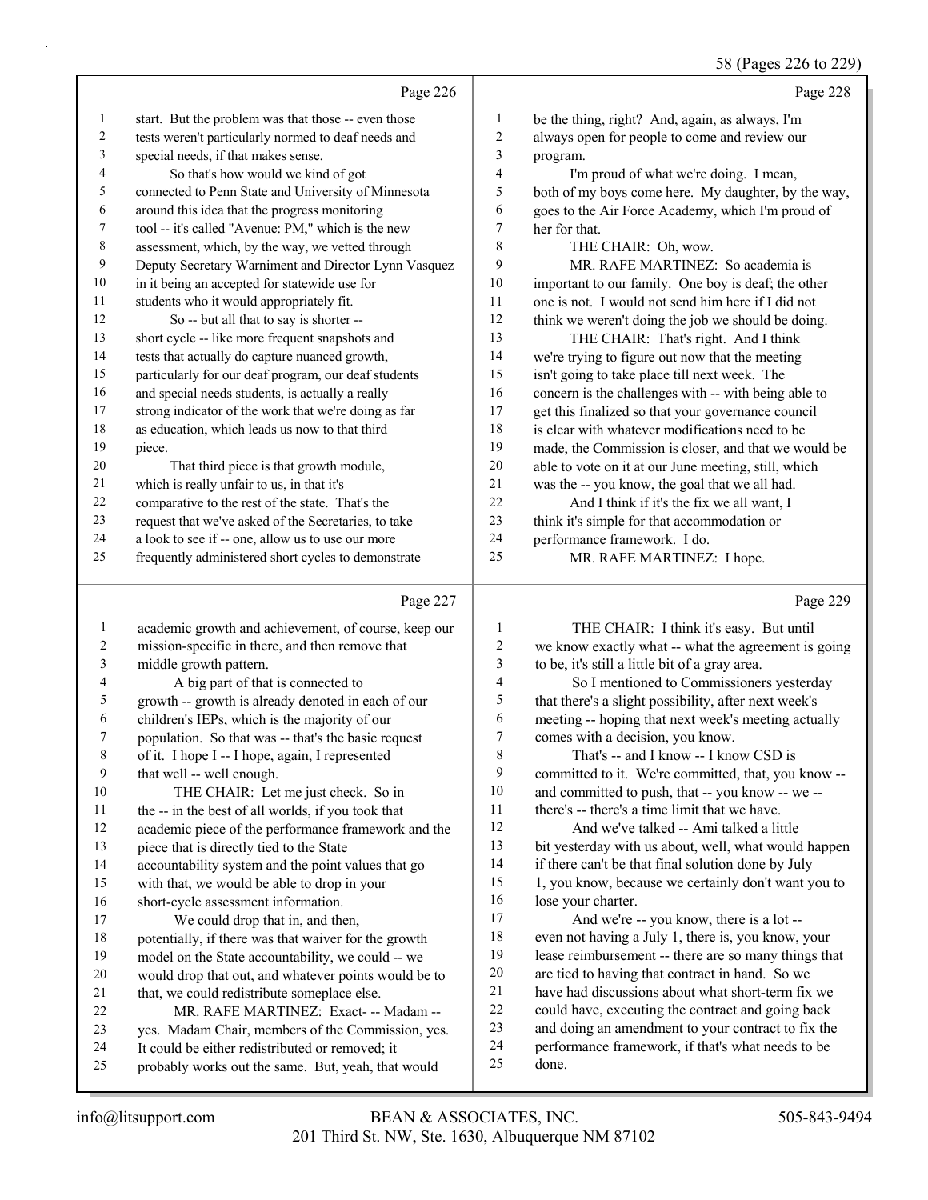Page 226

1 start. But the problem was that those -- even those
2 tests weren't particularly normed to deaf needs and
3 special needs, if that makes sense.
4 So that's how would we kind of got
5 connected to Penn State and University of Minnesota
6 around this idea that the progress monitoring
7 tool -- it's called "Avenue: PM," which is the new
8 assessment, which, by the way, we vetted through
9 Deputy Secretary Warniment and Director Lynn Vasquez
10 in it being an accepted for statewide use for
11 students who it would appropriately fit.
12 So -- but all that to say is shorter --
13 short cycle -- like more frequent snapshots and
14 tests that actually do capture nuanced growth,
15 particularly for our deaf program, our deaf students
16 and special needs students, is actually a really
17 strong indicator of the work that we're doing as far
18 as education, which leads us now to that third
19 piece.
20 That third piece is that growth module,
21 which is really unfair to us, in that it's
22 comparative to the rest of the state. That's the
23 request that we've asked of the Secretaries, to take
24 a look to see if -- one, allow us to use our more
25 frequently administered short cycles to demonstrate

Page 227

1 academic growth and achievement, of course, keep our
2 mission-specific in there, and then remove that
3 middle growth pattern.
4 A big part of that is connected to
5 growth -- growth is already denoted in each of our
6 children's IEPs, which is the majority of our
7 population. So that was -- that's the basic request
8 of it. I hope I -- I hope, again, I represented
9 that well -- well enough.
10 THE CHAIR: Let me just check. So in
11 the -- in the best of all worlds, if you took that
12 academic piece of the performance framework and the
13 piece that is directly tied to the State
14 accountability system and the point values that go
15 with that, we would be able to drop in your
16 short-cycle assessment information.
17 We could drop that in, and then,
18 potentially, if there was that waiver for the growth
19 model on the State accountability, we could -- we
20 would drop that out, and whatever points would be to
21 that, we could redistribute someplace else.
22 MR. RAFE MARTINEZ: Exact- -- Madam --
23 yes. Madam Chair, members of the Commission, yes.
24 It could be either redistributed or removed; it
25 probably works out the same. But, yeah, that would

Page 228

1 be the thing, right? And, again, as always, I'm
2 always open for people to come and review our
3 program.
4 I'm proud of what we're doing. I mean,
5 both of my boys come here. My daughter, by the way,
6 goes to the Air Force Academy, which I'm proud of
7 her for that.
8 THE CHAIR: Oh, wow.
9 MR. RAFE MARTINEZ: So academia is
10 important to our family. One boy is deaf; the other
11 one is not. I would not send him here if I did not
12 think we weren't doing the job we should be doing.
13 THE CHAIR: That's right. And I think
14 we're trying to figure out now that the meeting
15 isn't going to take place till next week. The
16 concern is the challenges with -- with being able to
17 get this finalized so that your governance council
18 is clear with whatever modifications need to be
19 made, the Commission is closer, and that we would be
20 able to vote on it at our June meeting, still, which
21 was the -- you know, the goal that we all had.
22 And I think if it's the fix we all want, I
23 think it's simple for that accommodation or
24 performance framework. I do.
25 MR. RAFE MARTINEZ: I hope.

Page 229

1 THE CHAIR: I think it's easy. But until
2 we know exactly what -- what the agreement is going
3 to be, it's still a little bit of a gray area.
4 So I mentioned to Commissioners yesterday
5 that there's a slight possibility, after next week's
6 meeting -- hoping that next week's meeting actually
7 comes with a decision, you know.
8 That's -- and I know -- I know CSD is
9 committed to it. We're committed, that, you know --
10 and committed to push, that -- you know -- we --
11 there's -- there's a time limit that we have.
12 And we've talked -- Ami talked a little
13 bit yesterday with us about, well, what would happen
14 if there can't be that final solution done by July
15 1, you know, because we certainly don't want you to
16 lose your charter.
17 And we're -- you know, there is a lot --
18 even not having a July 1, there is, you know, your
19 lease reimbursement -- there are so many things that
20 are tied to having that contract in hand. So we
21 have had discussions about what short-term fix we
22 could have, executing the contract and going back
23 and doing an amendment to your contract to fix the
24 performance framework, if that's what needs to be
25 done.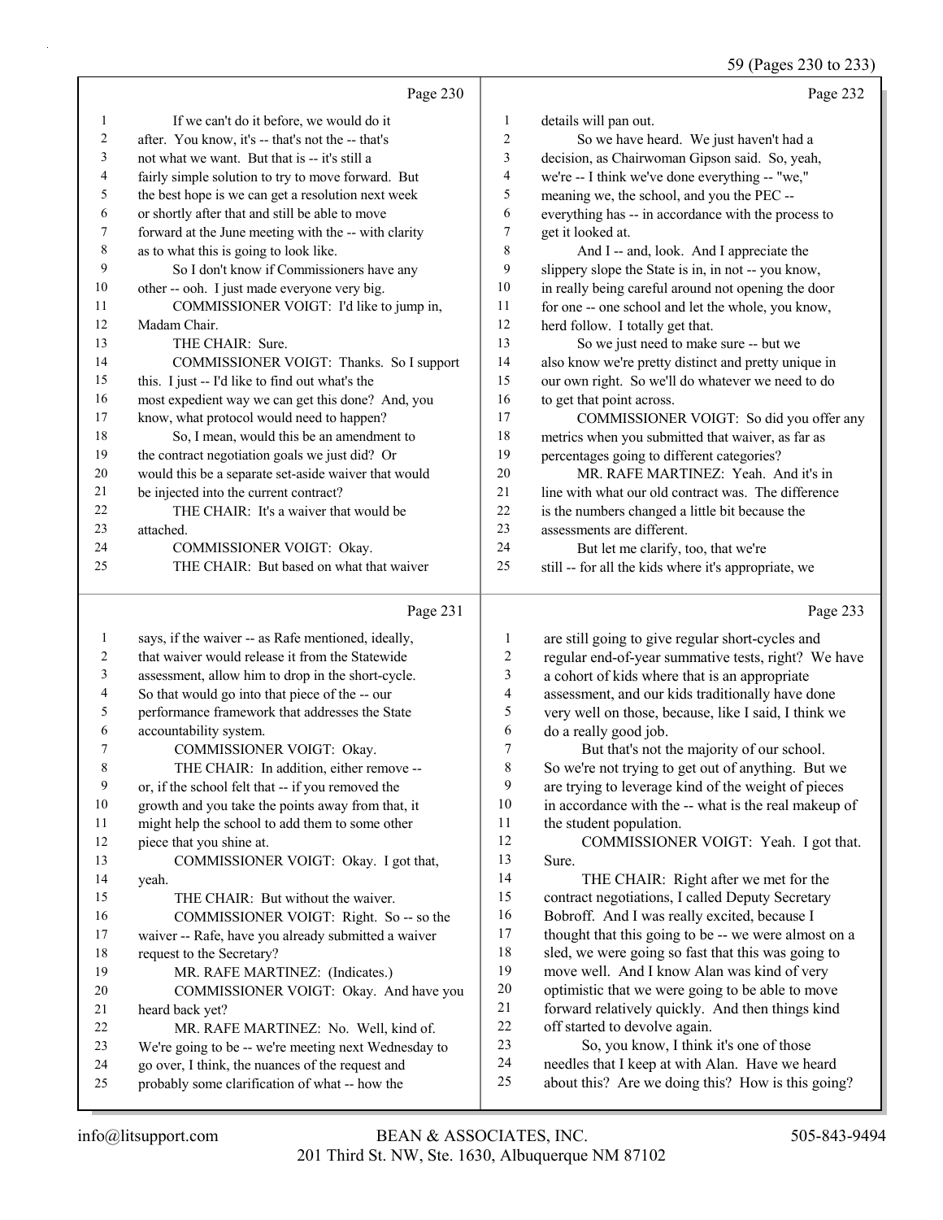## Page 230

1 If we can't do it before, we would do it
2 after. You know, it's -- that's not the -- that's
3 not what we want. But that is -- it's still a
4 fairly simple solution to try to move forward. But
5 the best hope is we can get a resolution next week
6 or shortly after that and still be able to move
7 forward at the June meeting with the -- with clarity
8 as to what this is going to look like.
9 So I don't know if Commissioners have any
10 other -- ooh. I just made everyone very big.
11 COMMISSIONER VOIGT: I'd like to jump in,
12 Madam Chair.
13 THE CHAIR: Sure.
14 COMMISSIONER VOIGT: Thanks. So I support
15 this. I just -- I'd like to find out what's the
16 most expedient way we can get this done? And, you
17 know, what protocol would need to happen?
18 So, I mean, would this be an amendment to
19 the contract negotiation goals we just did? Or
20 would this be a separate set-aside waiver that would
21 be injected into the current contract?
22 THE CHAIR: It's a waiver that would be
23 attached.
24 COMMISSIONER VOIGT: Okay.
25 THE CHAIR: But based on what that waiver

## Page 231

1 says, if the waiver -- as Rafe mentioned, ideally,
2 that waiver would release it from the Statewide
3 assessment, allow him to drop in the short-cycle.
4 So that would go into that piece of the -- our
5 performance framework that addresses the State
6 accountability system.
7 COMMISSIONER VOIGT: Okay.
8 THE CHAIR: In addition, either remove --
9 or, if the school felt that -- if you removed the
10 growth and you take the points away from that, it
11 might help the school to add them to some other
12 piece that you shine at.
13 COMMISSIONER VOIGT: Okay. I got that,
14 yeah.
15 THE CHAIR: But without the waiver.
16 COMMISSIONER VOIGT: Right. So -- so the
17 waiver -- Rafe, have you already submitted a waiver
18 request to the Secretary?
19 MR. RAFE MARTINEZ: (Indicates.)
20 COMMISSIONER VOIGT: Okay. And have you
21 heard back yet?
22 MR. RAFE MARTINEZ: No. Well, kind of.
23 We're going to be -- we're meeting next Wednesday to
24 go over, I think, the nuances of the request and
25 probably some clarification of what -- how the

## Page 232

1 details will pan out.
2 So we have heard. We just haven't had a
3 decision, as Chairwoman Gipson said. So, yeah,
4 we're -- I think we've done everything -- "we,"
5 meaning we, the school, and you the PEC --
6 everything has -- in accordance with the process to
7 get it looked at.
8 And I -- and, look. And I appreciate the
9 slippery slope the State is in, in not -- you know,
10 in really being careful around not opening the door
11 for one -- one school and let the whole, you know,
12 herd follow. I totally get that.
13 So we just need to make sure -- but we
14 also know we're pretty distinct and pretty unique in
15 our own right. So we'll do whatever we need to do
16 to get that point across.
17 COMMISSIONER VOIGT: So did you offer any
18 metrics when you submitted that waiver, as far as
19 percentages going to different categories?
20 MR. RAFE MARTINEZ: Yeah. And it's in
21 line with what our old contract was. The difference
22 is the numbers changed a little bit because the
23 assessments are different.
24 But let me clarify, too, that we're
25 still -- for all the kids where it's appropriate, we

## Page 233

1 are still going to give regular short-cycles and
2 regular end-of-year summative tests, right? We have
3 a cohort of kids where that is an appropriate
4 assessment, and our kids traditionally have done
5 very well on those, because, like I said, I think we
6 do a really good job.
7 But that's not the majority of our school.
8 So we're not trying to get out of anything. But we
9 are trying to leverage kind of the weight of pieces
10 in accordance with the -- what is the real makeup of
11 the student population.
12 COMMISSIONER VOIGT: Yeah. I got that.
13 Sure.
14 THE CHAIR: Right after we met for the
15 contract negotiations, I called Deputy Secretary
16 Bobroff. And I was really excited, because I
17 thought that this going to be -- we were almost on a
18 sled, we were going so fast that this was going to
19 move well. And I know Alan was kind of very
20 optimistic that we were going to be able to move
21 forward relatively quickly. And then things kind
22 off started to devolve again.
23 So, you know, I think it's one of those
24 needles that I keep at with Alan. Have we heard
25 about this? Are we doing this? How is this going?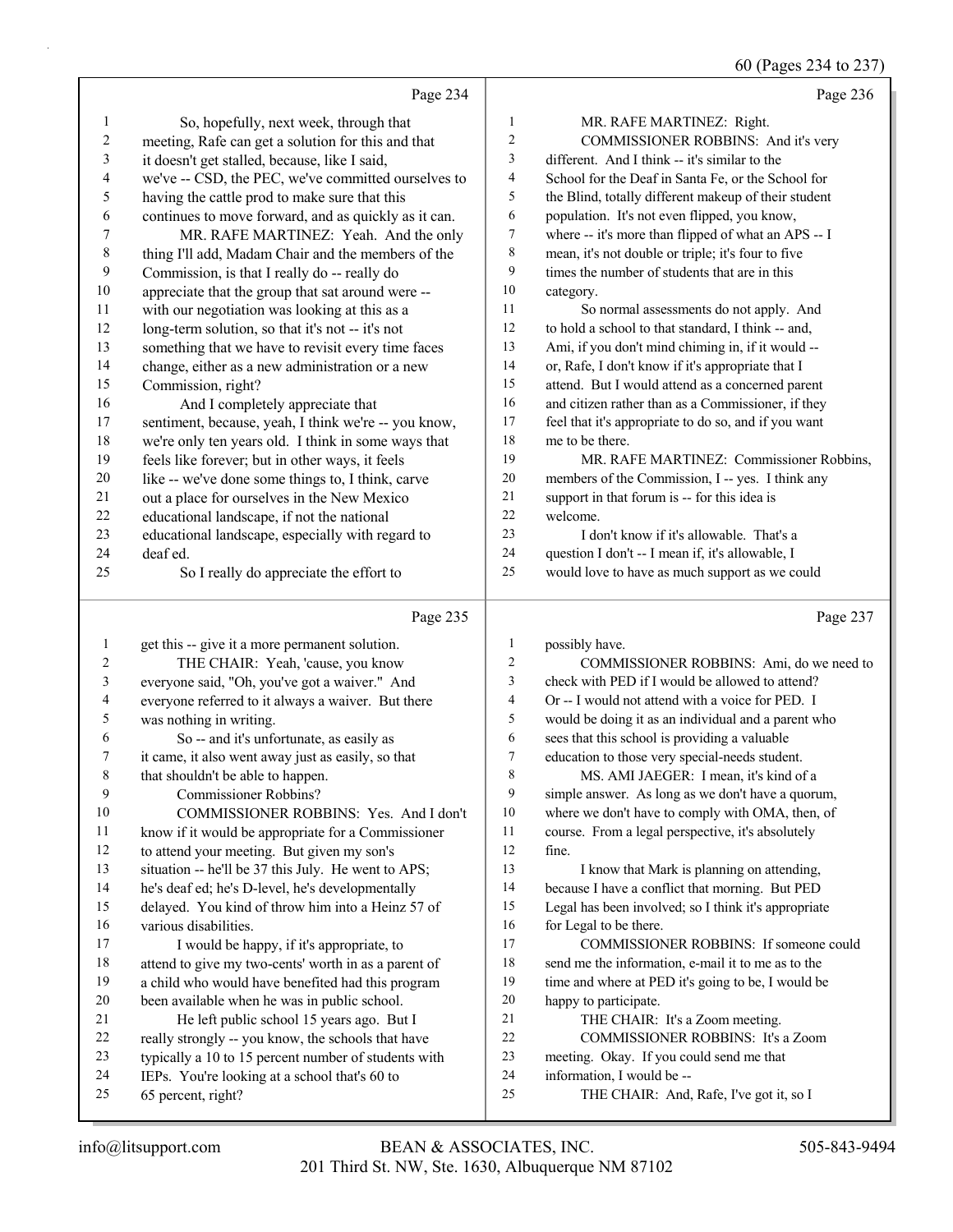Page 234

1 So, hopefully, next week, through that
2 meeting, Rafe can get a solution for this and that
3 it doesn't get stalled, because, like I said,
4 we've -- CSD, the PEC, we've committed ourselves to
5 having the cattle prod to make sure that this
6 continues to move forward, and as quickly as it can.
7 MR. RAFE MARTINEZ: Yeah. And the only
8 thing I'll add, Madam Chair and the members of the
9 Commission, is that I really do -- really do
10 appreciate that the group that sat around were --
11 with our negotiation was looking at this as a
12 long-term solution, so that it's not -- it's not
13 something that we have to revisit every time faces
14 change, either as a new administration or a new
15 Commission, right?
16 And I completely appreciate that
17 sentiment, because, yeah, I think we're -- you know,
18 we're only ten years old. I think in some ways that
19 feels like forever; but in other ways, it feels
20 like -- we've done some things to, I think, carve
21 out a place for ourselves in the New Mexico
22 educational landscape, if not the national
23 educational landscape, especially with regard to
24 deaf ed.
25 So I really do appreciate the effort to

Page 235

1 get this -- give it a more permanent solution.
2 THE CHAIR: Yeah, 'cause, you know
3 everyone said, "Oh, you've got a waiver." And
4 everyone referred to it always a waiver. But there
5 was nothing in writing.
6 So -- and it's unfortunate, as easily as
7 it came, it also went away just as easily, so that
8 that shouldn't be able to happen.
9 Commissioner Robbins?
10 COMMISSIONER ROBBINS: Yes. And I don't
11 know if it would be appropriate for a Commissioner
12 to attend your meeting. But given my son's
13 situation -- he'll be 37 this July. He went to APS;
14 he's deaf ed; he's D-level, he's developmentally
15 delayed. You kind of throw him into a Heinz 57 of
16 various disabilities.
17 I would be happy, if it's appropriate, to
18 attend to give my two-cents' worth in as a parent of
19 a child who would have benefited had this program
20 been available when he was in public school.
21 He left public school 15 years ago. But I
22 really strongly -- you know, the schools that have
23 typically a 10 to 15 percent number of students with
24 IEPs. You're looking at a school that's 60 to
25 65 percent, right?

Page 236

1 MR. RAFE MARTINEZ: Right.
2 COMMISSIONER ROBBINS: And it's very
3 different. And I think -- it's similar to the
4 School for the Deaf in Santa Fe, or the School for
5 the Blind, totally different makeup of their student
6 population. It's not even flipped, you know,
7 where -- it's more than flipped of what an APS -- I
8 mean, it's not double or triple; it's four to five
9 times the number of students that are in this
10 category.
11 So normal assessments do not apply. And
12 to hold a school to that standard, I think -- and,
13 Ami, if you don't mind chiming in, if it would --
14 or, Rafe, I don't know if it's appropriate that I
15 attend. But I would attend as a concerned parent
16 and citizen rather than as a Commissioner, if they
17 feel that it's appropriate to do so, and if you want
18 me to be there.
19 MR. RAFE MARTINEZ: Commissioner Robbins,
20 members of the Commission, I -- yes. I think any
21 support in that forum is -- for this idea is
22 welcome.
23 I don't know if it's allowable. That's a
24 question I don't -- I mean if, it's allowable, I
25 would love to have as much support as we could

Page 237

1 possibly have.
2 COMMISSIONER ROBBINS: Ami, do we need to
3 check with PED if I would be allowed to attend?
4 Or -- I would not attend with a voice for PED. I
5 would be doing it as an individual and a parent who
6 sees that this school is providing a valuable
7 education to those very special-needs student.
8 MS. AMI JAEGER: I mean, it's kind of a
9 simple answer. As long as we don't have a quorum,
10 where we don't have to comply with OMA, then, of
11 course. From a legal perspective, it's absolutely
12 fine.
13 I know that Mark is planning on attending,
14 because I have a conflict that morning. But PED
15 Legal has been involved; so I think it's appropriate
16 for Legal to be there.
17 COMMISSIONER ROBBINS: If someone could
18 send me the information, e-mail it to me as to the
19 time and where at PED it's going to be, I would be
20 happy to participate.
21 THE CHAIR: It's a Zoom meeting.
22 COMMISSIONER ROBBINS: It's a Zoom
23 meeting. Okay. If you could send me that
24 information, I would be --
25 THE CHAIR: And, Rafe, I've got it, so I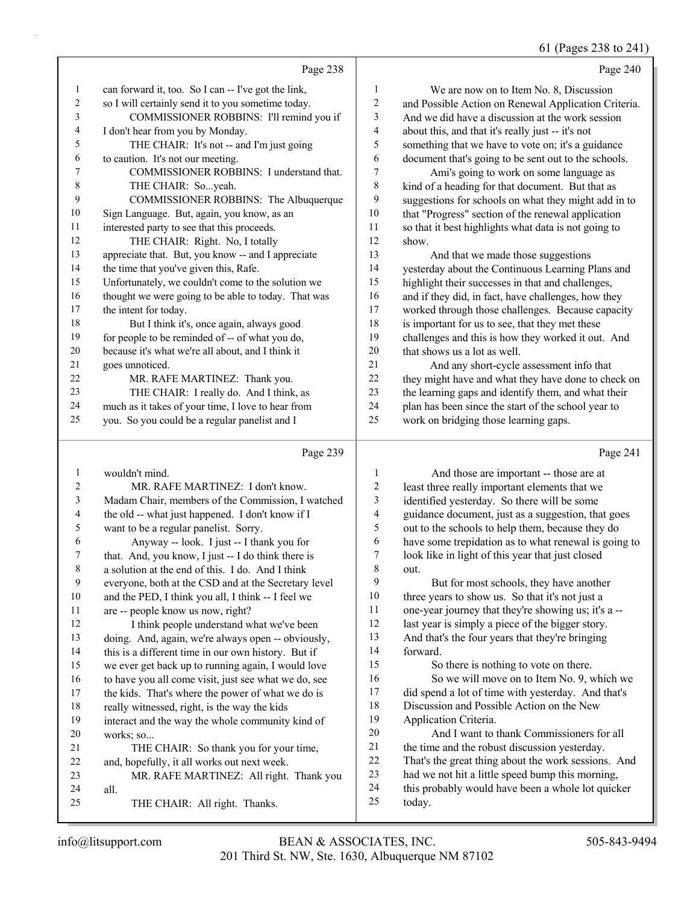Page 238

1 can forward it, too. So I can -- I've got the link,
2 so I will certainly send it to you sometime today.
3 COMMISSIONER ROBBINS: I'll remind you if
4 I don't hear from you by Monday.
5 THE CHAIR: It's not -- and I'm just going
6 to caution. It's not our meeting.
7 COMMISSIONER ROBBINS: I understand that.
8 THE CHAIR: So...yeah.
9 COMMISSIONER ROBBINS: The Albuquerque
10 Sign Language. But, again, you know, as an
11 interested party to see that this proceeds.
12 THE CHAIR: Right. No, I totally
13 appreciate that. But, you know -- and I appreciate
14 the time that you've given this, Rafe.
15 Unfortunately, we couldn't come to the solution we
16 thought we were going to be able to today. That was
17 the intent for today.
18 But I think it's, once again, always good
19 for people to be reminded of -- of what you do,
20 because it's what we're all about, and I think it
21 goes unnoticed.
22 MR. RAFE MARTINEZ: Thank you.
23 THE CHAIR: I really do. And I think, as
24 much as it takes of your time, I love to hear from
25 you. So you could be a regular panelist and I

Page 239

1 wouldn't mind.
2 MR. RAFE MARTINEZ: I don't know.
3 Madam Chair, members of the Commission, I watched
4 the old -- what just happened. I don't know if I
5 want to be a regular panelist. Sorry.
6 Anyway -- look. I just -- I thank you for
7 that. And, you know, I just -- I do think there is
8 a solution at the end of this. I do. And I think
9 everyone, both at the CSD and at the Secretary level
10 and the PED, I think you all, I think -- I feel we
11 are -- people know us now, right?
12 I think people understand what we've been
13 doing. And, again, we're always open -- obviously,
14 this is a different time in our own history. But if
15 we ever get back up to running again, I would love
16 to have you all come visit, just see what we do, see
17 the kids. That's where the power of what we do is
18 really witnessed, right, is the way the kids
19 interact and the way the whole community kind of
20 works; so...
21 THE CHAIR: So thank you for your time,
22 and, hopefully, it all works out next week.
23 MR. RAFE MARTINEZ: All right. Thank you
24 all.
25 THE CHAIR: All right. Thanks.

Page 240

1 We are now on to Item No. 8, Discussion
2 and Possible Action on Renewal Application Criteria.
3 And we did have a discussion at the work session
4 about this, and that it's really just -- it's not
5 something that we have to vote on; it's a guidance
6 document that's going to be sent out to the schools.
7 Ami's going to work on some language as
8 kind of a heading for that document. But that as
9 suggestions for schools on what they might add in to
10 that "Progress" section of the renewal application
11 so that it best highlights what data is not going to
12 show.
13 And that we made those suggestions
14 yesterday about the Continuous Learning Plans and
15 highlight their successes in that and challenges,
16 and if they did, in fact, have challenges, how they
17 worked through those challenges. Because capacity
18 is important for us to see, that they met these
19 challenges and this is how they worked it out. And
20 that shows us a lot as well.
21 And any short-cycle assessment info that
22 they might have and what they have done to check on
23 the learning gaps and identify them, and what their
24 plan has been since the start of the school year to
25 work on bridging those learning gaps.

Page 241

1 And those are important -- those are at
2 least three really important elements that we
3 identified yesterday. So there will be some
4 guidance document, just as a suggestion, that goes
5 out to the schools to help them, because they do
6 have some trepidation as to what renewal is going to
7 look like in light of this year that just closed
8 out.
9 But for most schools, they have another
10 three years to show us. So that it's not just a
11 one-year journey that they're showing us; it's a --
12 last year is simply a piece of the bigger story.
13 And that's the four years that they're bringing
14 forward.
15 So there is nothing to vote on there.
16 So we will move on to Item No. 9, which we
17 did spend a lot of time with yesterday. And that's
18 Discussion and Possible Action on the New
19 Application Criteria.
20 And I want to thank Commissioners for all
21 the time and the robust discussion yesterday.
22 That's the great thing about the work sessions. And
23 had we not hit a little speed bump this morning,
24 this probably would have been a whole lot quicker
25 today.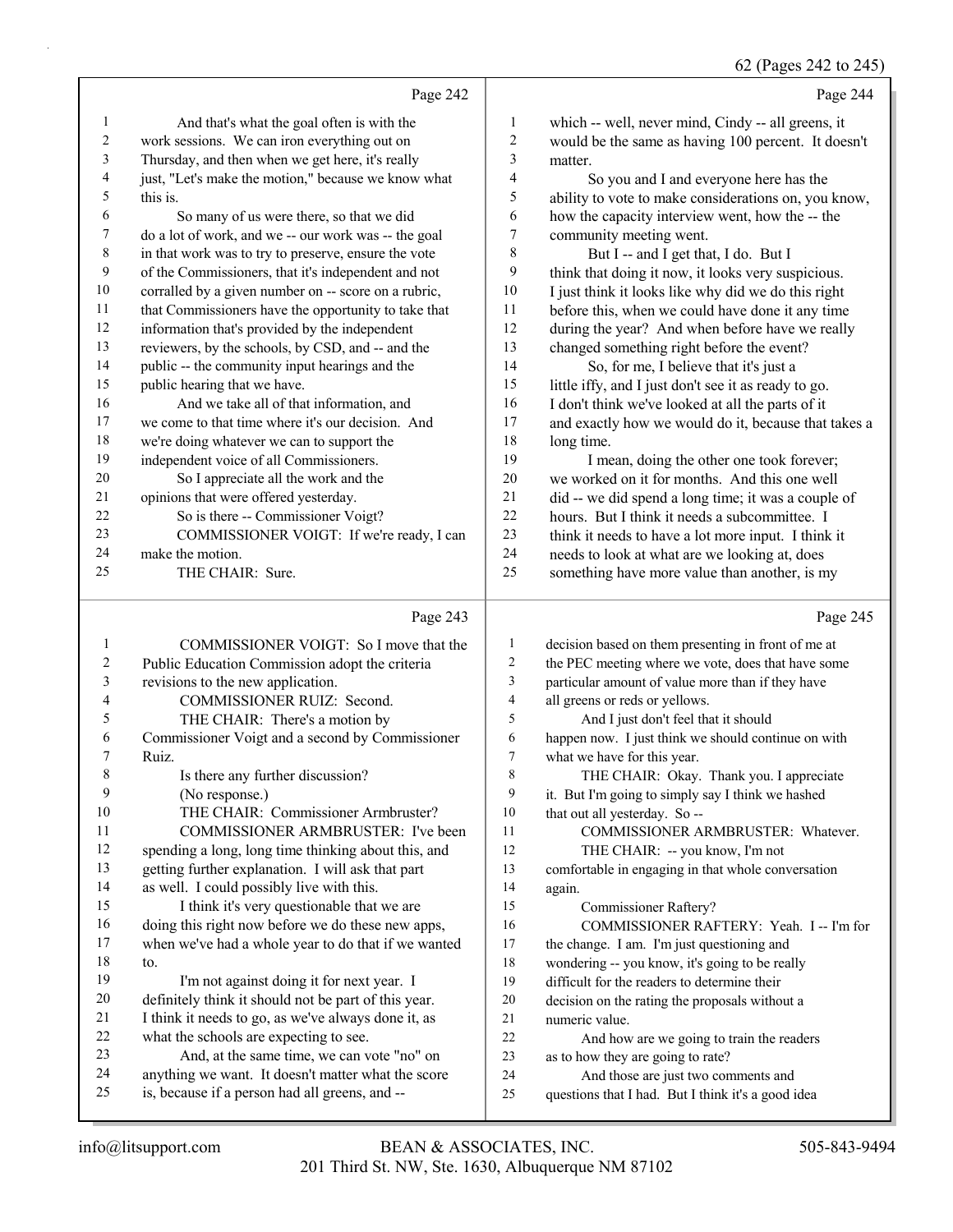Page 242

And that's what the goal often is with the work sessions. We can iron everything out on Thursday, and then when we get here, it's really just, "Let's make the motion," because we know what this is.

So many of us were there, so that we did do a lot of work, and we -- our work was -- the goal in that work was to try to preserve, ensure the vote of the Commissioners, that it's independent and not corralled by a given number on -- score on a rubric, that Commissioners have the opportunity to take that information that's provided by the independent reviewers, by the schools, by CSD, and -- and the public -- the community input hearings and the public hearing that we have.

And we take all of that information, and we come to that time where it's our decision. And we're doing whatever we can to support the independent voice of all Commissioners.

So I appreciate all the work and the opinions that were offered yesterday.

So is there -- Commissioner Voigt?

COMMISSIONER VOIGT: If we're ready, I can make the motion.

THE CHAIR: Sure.

Page 243

COMMISSIONER VOIGT: So I move that the Public Education Commission adopt the criteria revisions to the new application.

COMMISSIONER RUIZ: Second.

THE CHAIR: There's a motion by Commissioner Voigt and a second by Commissioner Ruiz.

Is there any further discussion?

(No response.)

THE CHAIR: Commissioner Armbruster?

COMMISSIONER ARMBRUSTER: I've been spending a long, long time thinking about this, and getting further explanation. I will ask that part as well. I could possibly live with this.

I think it's very questionable that we are doing this right now before we do these new apps, when we've had a whole year to do that if we wanted to.

I'm not against doing it for next year. I definitely think it should not be part of this year. I think it needs to go, as we've always done it, as what the schools are expecting to see.

And, at the same time, we can vote "no" on anything we want. It doesn't matter what the score is, because if a person had all greens, and --

Page 244

which -- well, never mind, Cindy -- all greens, it would be the same as having 100 percent. It doesn't matter.

So you and I and everyone here has the ability to vote to make considerations on, you know, how the capacity interview went, how the -- the community meeting went.

But I -- and I get that, I do. But I think that doing it now, it looks very suspicious. I just think it looks like why did we do this right before this, when we could have done it any time during the year? And when before have we really changed something right before the event?

So, for me, I believe that it's just a little iffy, and I just don't see it as ready to go. I don't think we've looked at all the parts of it and exactly how we would do it, because that takes a long time.

I mean, doing the other one took forever; we worked on it for months. And this one well did -- we did spend a long time; it was a couple of hours. But I think it needs a subcommittee. I think it needs to have a lot more input. I think it needs to look at what are we looking at, does something have more value than another, is my

Page 245

decision based on them presenting in front of me at the PEC meeting where we vote, does that have some particular amount of value more than if they have all greens or reds or yellows.

And I just don't feel that it should happen now. I just think we should continue on with what we have for this year.

THE CHAIR: Okay. Thank you. I appreciate it. But I'm going to simply say I think we hashed that out all yesterday. So --

COMMISSIONER ARMBRUSTER: Whatever.

THE CHAIR: -- you know, I'm not comfortable in engaging in that whole conversation again.

Commissioner Raftery?

COMMISSIONER RAFTERY: Yeah. I -- I'm for the change. I am. I'm just questioning and wondering -- you know, it's going to be really difficult for the readers to determine their decision on the rating the proposals without a numeric value.

And how are we going to train the readers as to how they are going to rate?

And those are just two comments and questions that I had. But I think it's a good idea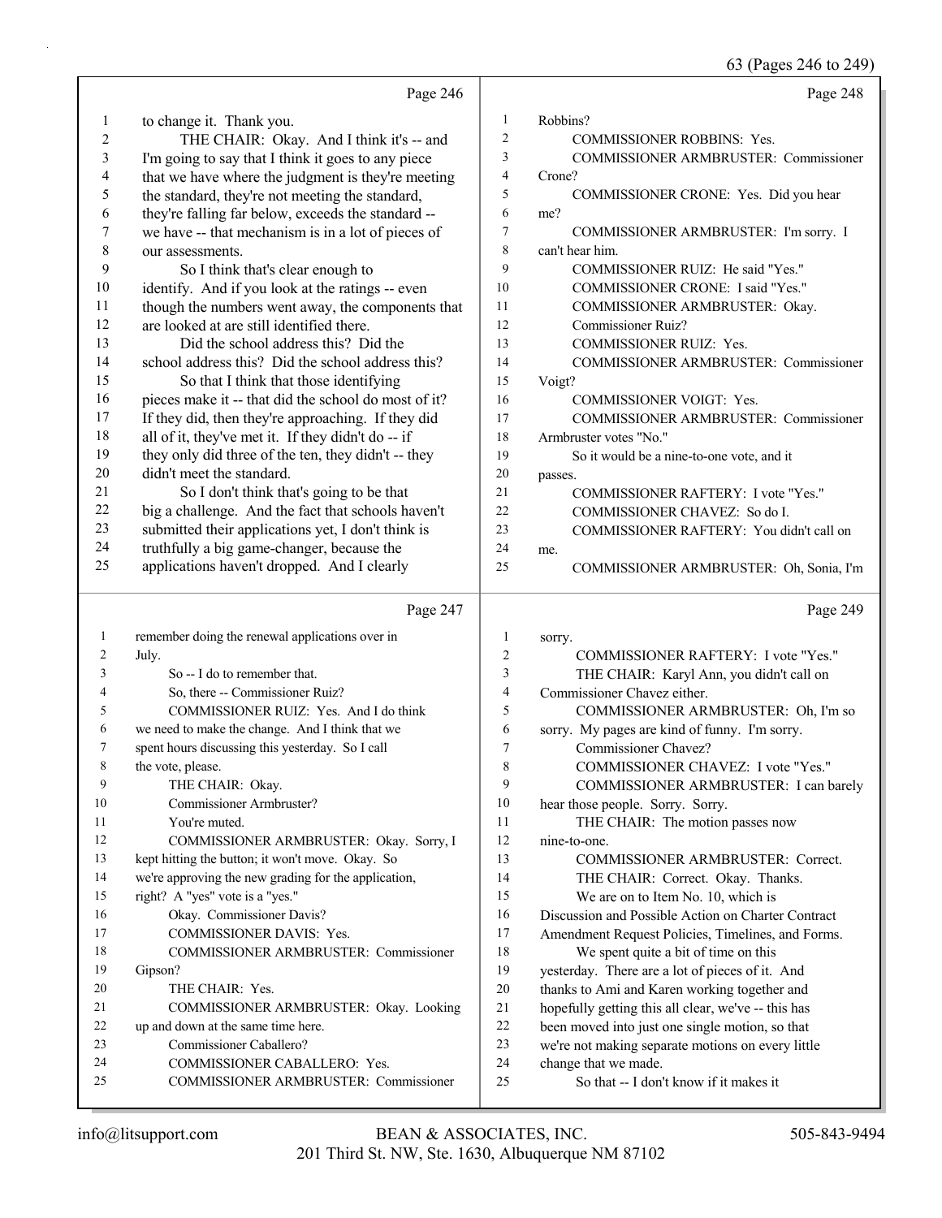Page 246

1 to change it. Thank you.
2 THE CHAIR: Okay. And I think it's -- and
3 I'm going to say that I think it goes to any piece
4 that we have where the judgment is they're meeting
5 the standard, they're not meeting the standard,
6 they're falling far below, exceeds the standard --
7 we have -- that mechanism is in a lot of pieces of
8 our assessments.
9 So I think that's clear enough to
10 identify. And if you look at the ratings -- even
11 though the numbers went away, the components that
12 are looked at are still identified there.
13 Did the school address this? Did the
14 school address this? Did the school address this?
15 So that I think that those identifying
16 pieces make it -- that did the school do most of it?
17 If they did, then they're approaching. If they did
18 all of it, they've met it. If they didn't do -- if
19 they only did three of the ten, they didn't -- they
20 didn't meet the standard.
21 So I don't think that's going to be that
22 big a challenge. And the fact that schools haven't
23 submitted their applications yet, I don't think is
24 truthfully a big game-changer, because the
25 applications haven't dropped. And I clearly

Page 247

1 remember doing the renewal applications over in
2 July.
3 So -- I do to remember that.
4 So, there -- Commissioner Ruiz?
5 COMMISSIONER RUIZ: Yes. And I do think
6 we need to make the change. And I think that we
7 spent hours discussing this yesterday. So I call
8 the vote, please.
9 THE CHAIR: Okay.
10 Commissioner Armbruster?
11 You're muted.
12 COMMISSIONER ARMBRUSTER: Okay. Sorry, I
13 kept hitting the button; it won't move. Okay. So
14 we're approving the new grading for the application,
15 right? A "yes" vote is a "yes."
16 Okay. Commissioner Davis?
17 COMMISSIONER DAVIS: Yes.
18 COMMISSIONER ARMBRUSTER: Commissioner
19 Gipson?
20 THE CHAIR: Yes.
21 COMMISSIONER ARMBRUSTER: Okay. Looking
22 up and down at the same time here.
23 Commissioner Caballero?
24 COMMISSIONER CABALLERO: Yes.
25 COMMISSIONER ARMBRUSTER: Commissioner

Page 248

1 Robbins?
2 COMMISSIONER ROBBINS: Yes.
3 COMMISSIONER ARMBRUSTER: Commissioner
4 Crone?
5 COMMISSIONER CRONE: Yes. Did you hear
6 me?
7 COMMISSIONER ARMBRUSTER: I'm sorry. I
8 can't hear him.
9 COMMISSIONER RUIZ: He said "Yes."
10 COMMISSIONER CRONE: I said "Yes."
11 COMMISSIONER ARMBRUSTER: Okay.
12 Commissioner Ruiz?
13 COMMISSIONER RUIZ: Yes.
14 COMMISSIONER ARMBRUSTER: Commissioner
15 Voigt?
16 COMMISSIONER VOIGT: Yes.
17 COMMISSIONER ARMBRUSTER: Commissioner
18 Armbruster votes "No."
19 So it would be a nine-to-one vote, and it
20 passes.
21 COMMISSIONER RAFTERY: I vote "Yes."
22 COMMISSIONER CHAVEZ: So do I.
23 COMMISSIONER RAFTERY: You didn't call on
24 me.
25 COMMISSIONER ARMBRUSTER: Oh, Sonia, I'm

Page 249

1 sorry.
2 COMMISSIONER RAFTERY: I vote "Yes."
3 THE CHAIR: Karyl Ann, you didn't call on
4 Commissioner Chavez either.
5 COMMISSIONER ARMBRUSTER: Oh, I'm so
6 sorry. My pages are kind of funny. I'm sorry.
7 Commissioner Chavez?
8 COMMISSIONER CHAVEZ: I vote "Yes."
9 COMMISSIONER ARMBRUSTER: I can barely
10 hear those people. Sorry. Sorry.
11 THE CHAIR: The motion passes now
12 nine-to-one.
13 COMMISSIONER ARMBRUSTER: Correct.
14 THE CHAIR: Correct. Okay. Thanks.
15 We are on to Item No. 10, which is
16 Discussion and Possible Action on Charter Contract
17 Amendment Request Policies, Timelines, and Forms.
18 We spent quite a bit of time on this
19 yesterday. There are a lot of pieces of it. And
20 thanks to Ami and Karen working together and
21 hopefully getting this all clear, we've -- this has
22 been moved into just one single motion, so that
23 we're not making separate motions on every little
24 change that we made.
25 So that -- I don't know if it makes it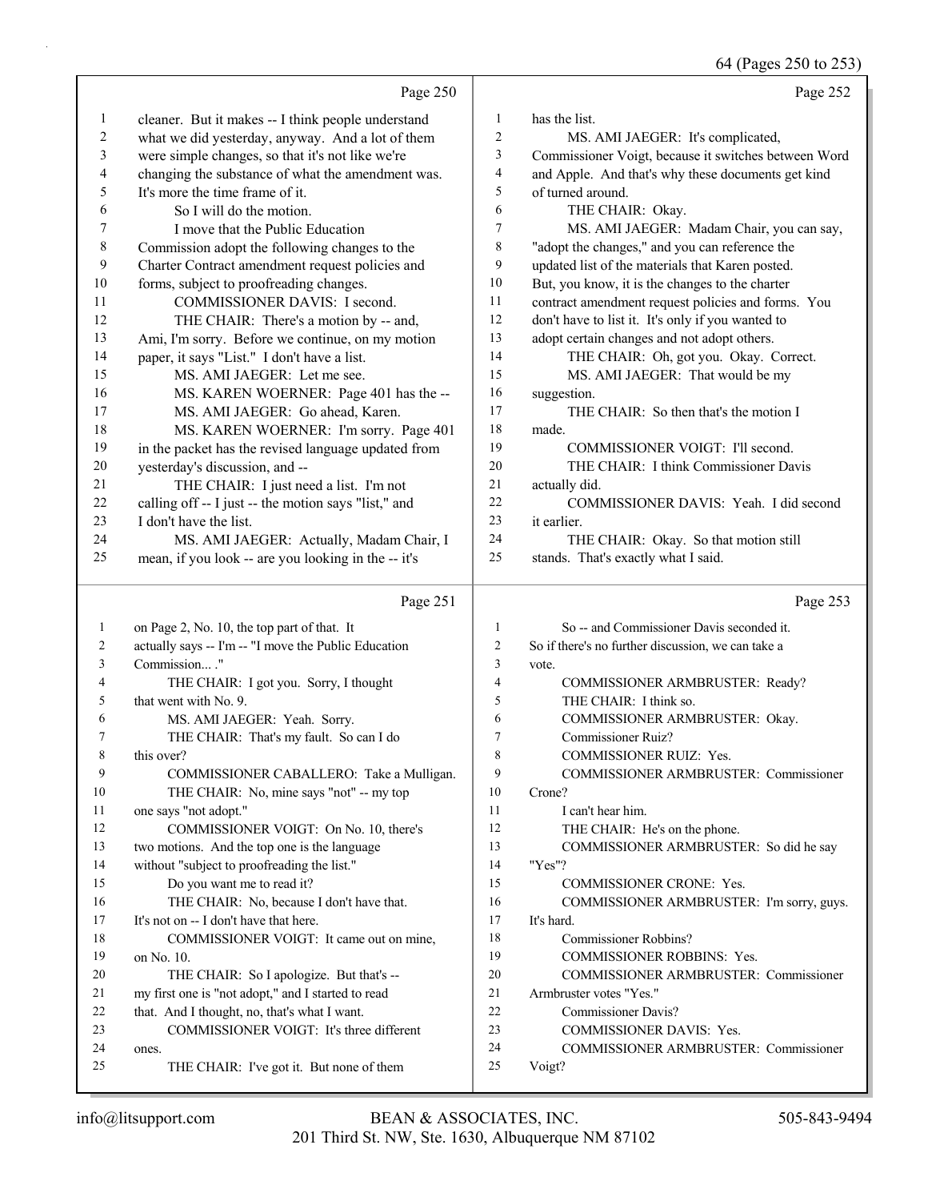Page 250

1 cleaner. But it makes -- I think people understand
2 what we did yesterday, anyway. And a lot of them
3 were simple changes, so that it's not like we're
4 changing the substance of what the amendment was.
5 It's more the time frame of it.
6 So I will do the motion.
7 I move that the Public Education
8 Commission adopt the following changes to the
9 Charter Contract amendment request policies and
10 forms, subject to proofreading changes.
11 COMMISSIONER DAVIS: I second.
12 THE CHAIR: There's a motion by -- and,
13 Ami, I'm sorry. Before we continue, on my motion
14 paper, it says "List." I don't have a list.
15 MS. AMI JAEGER: Let me see.
16 MS. KAREN WOERNER: Page 401 has the --
17 MS. AMI JAEGER: Go ahead, Karen.
18 MS. KAREN WOERNER: I'm sorry. Page 401
19 in the packet has the revised language updated from
20 yesterday's discussion, and --
21 THE CHAIR: I just need a list. I'm not
22 calling off -- I just -- the motion says "list," and
23 I don't have the list.
24 MS. AMI JAEGER: Actually, Madam Chair, I
25 mean, if you look -- are you looking in the -- it's

Page 251

1 on Page 2, No. 10, the top part of that. It
2 actually says -- I'm -- "I move the Public Education
3 Commission... ."
4 THE CHAIR: I got you. Sorry, I thought
5 that went with No. 9.
6 MS. AMI JAEGER: Yeah. Sorry.
7 THE CHAIR: That's my fault. So can I do
8 this over?
9 COMMISSIONER CABALLERO: Take a Mulligan.
10 THE CHAIR: No, mine says "not" -- my top
11 one says "not adopt."
12 COMMISSIONER VOIGT: On No. 10, there's
13 two motions. And the top one is the language
14 without "subject to proofreading the list."
15 Do you want me to read it?
16 THE CHAIR: No, because I don't have that.
17 It's not on -- I don't have that here.
18 COMMISSIONER VOIGT: It came out on mine,
19 on No. 10.
20 THE CHAIR: So I apologize. But that's --
21 my first one is "not adopt," and I started to read
22 that. And I thought, no, that's what I want.
23 COMMISSIONER VOIGT: It's three different
24 ones.
25 THE CHAIR: I've got it. But none of them

Page 252

1 has the list.
2 MS. AMI JAEGER: It's complicated,
3 Commissioner Voigt, because it switches between Word
4 and Apple. And that's why these documents get kind
5 of turned around.
6 THE CHAIR: Okay.
7 MS. AMI JAEGER: Madam Chair, you can say,
8 "adopt the changes," and you can reference the
9 updated list of the materials that Karen posted.
10 But, you know, it is the changes to the charter
11 contract amendment request policies and forms. You
12 don't have to list it. It's only if you wanted to
13 adopt certain changes and not adopt others.
14 THE CHAIR: Oh, got you. Okay. Correct.
15 MS. AMI JAEGER: That would be my
16 suggestion.
17 THE CHAIR: So then that's the motion I
18 made.
19 COMMISSIONER VOIGT: I'll second.
20 THE CHAIR: I think Commissioner Davis
21 actually did.
22 COMMISSIONER DAVIS: Yeah. I did second
23 it earlier.
24 THE CHAIR: Okay. So that motion still
25 stands. That's exactly what I said.

Page 253

1 So -- and Commissioner Davis seconded it.
2 So if there's no further discussion, we can take a
3 vote.
4 COMMISSIONER ARMBRUSTER: Ready?
5 THE CHAIR: I think so.
6 COMMISSIONER ARMBRUSTER: Okay.
7 Commissioner Ruiz?
8 COMMISSIONER RUIZ: Yes.
9 COMMISSIONER ARMBRUSTER: Commissioner
10 Crone?
11 I can't hear him.
12 THE CHAIR: He's on the phone.
13 COMMISSIONER ARMBRUSTER: So did he say
14 "Yes"?
15 COMMISSIONER CRONE: Yes.
16 COMMISSIONER ARMBRUSTER: I'm sorry, guys.
17 It's hard.
18 Commissioner Robbins?
19 COMMISSIONER ROBBINS: Yes.
20 COMMISSIONER ARMBRUSTER: Commissioner
21 Armbruster votes "Yes."
22 Commissioner Davis?
23 COMMISSIONER DAVIS: Yes.
24 COMMISSIONER ARMBRUSTER: Commissioner
25 Voigt?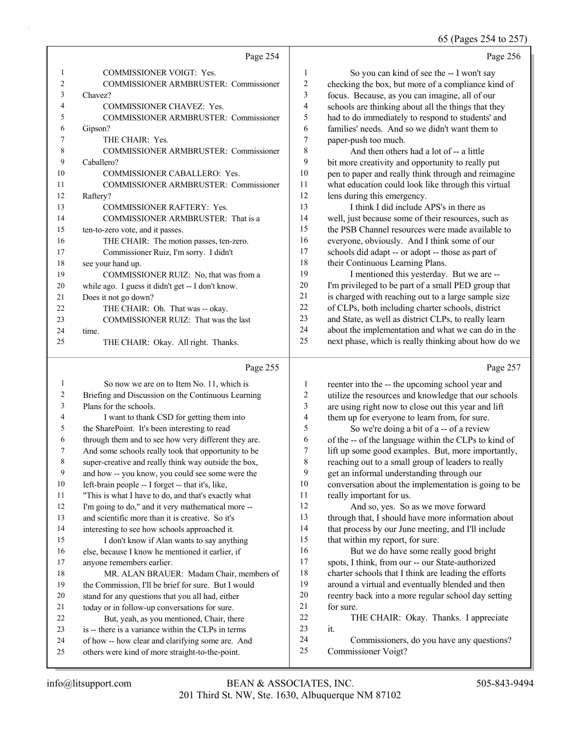Page 254

COMMISSIONER VOIGT: Yes.
COMMISSIONER ARMBRUSTER: Commissioner Chavez?
COMMISSIONER CHAVEZ: Yes.
COMMISSIONER ARMBRUSTER: Commissioner Gipson?
THE CHAIR: Yes.
COMMISSIONER ARMBRUSTER: Commissioner Caballero?
COMMISSIONER CABALLERO: Yes.
COMMISSIONER ARMBRUSTER: Commissioner Raftery?
COMMISSIONER RAFTERY: Yes.
COMMISSIONER ARMBRUSTER: That is a ten-to-zero vote, and it passes.
THE CHAIR: The motion passes, ten-zero.
Commissioner Ruiz, I'm sorry. I didn't see your hand up.
COMMISSIONER RUIZ: No, that was from a while ago. I guess it didn't get -- I don't know. Does it not go down?
THE CHAIR: Oh. That was -- okay.
COMMISSIONER RUIZ: That was the last time.
THE CHAIR: Okay. All right. Thanks.

Page 255

So now we are on to Item No. 11, which is Briefing and Discussion on the Continuous Learning Plans for the schools.
I want to thank CSD for getting them into the SharePoint. It's been interesting to read through them and to see how very different they are. And some schools really took that opportunity to be super-creative and really think way outside the box, and how -- you know, you could see some were the left-brain people -- I forget -- that it's, like, "This is what I have to do, and that's exactly what I'm going to do," and it very mathematical more -- and scientific more than it is creative. So it's interesting to see how schools approached it.
I don't know if Alan wants to say anything else, because I know he mentioned it earlier, if anyone remembers earlier.
MR. ALAN BRAUER: Madam Chair, members of the Commission, I'll be brief for sure. But I would stand for any questions that you all had, either today or in follow-up conversations for sure.
But, yeah, as you mentioned, Chair, there is -- there is a variance within the CLPs in terms of how -- how clear and clarifying some are. And others were kind of more straight-to-the-point.

Page 256

So you can kind of see the -- I won't say checking the box, but more of a compliance kind of focus. Because, as you can imagine, all of our schools are thinking about all the things that they had to do immediately to respond to students' and families' needs. And so we didn't want them to paper-push too much.
And then others had a lot of -- a little bit more creativity and opportunity to really put pen to paper and really think through and reimagine what education could look like through this virtual lens during this emergency.
I think I did include APS's in there as well, just because some of their resources, such as the PSB Channel resources were made available to everyone, obviously. And I think some of our schools did adapt -- or adopt -- those as part of their Continuous Learning Plans.
I mentioned this yesterday. But we are -- I'm privileged to be part of a small PED group that is charged with reaching out to a large sample size of CLPs, both including charter schools, district and State, as well as district CLPs, to really learn about the implementation and what we can do in the next phase, which is really thinking about how do we

Page 257

reenter into the -- the upcoming school year and utilize the resources and knowledge that our schools are using right now to close out this year and lift them up for everyone to learn from, for sure.
So we're doing a bit of a -- of a review of the -- of the language within the CLPs to kind of lift up some good examples. But, more importantly, reaching out to a small group of leaders to really get an informal understanding through our conversation about the implementation is going to be really important for us.
And so, yes. So as we move forward through that, I should have more information about that process by our June meeting, and I'll include that within my report, for sure.
But we do have some really good bright spots, I think, from our -- our State-authorized charter schools that I think are leading the efforts around a virtual and eventually blended and then reentry back into a more regular school day setting for sure.
THE CHAIR: Okay. Thanks. I appreciate it.
Commissioners, do you have any questions? Commissioner Voigt?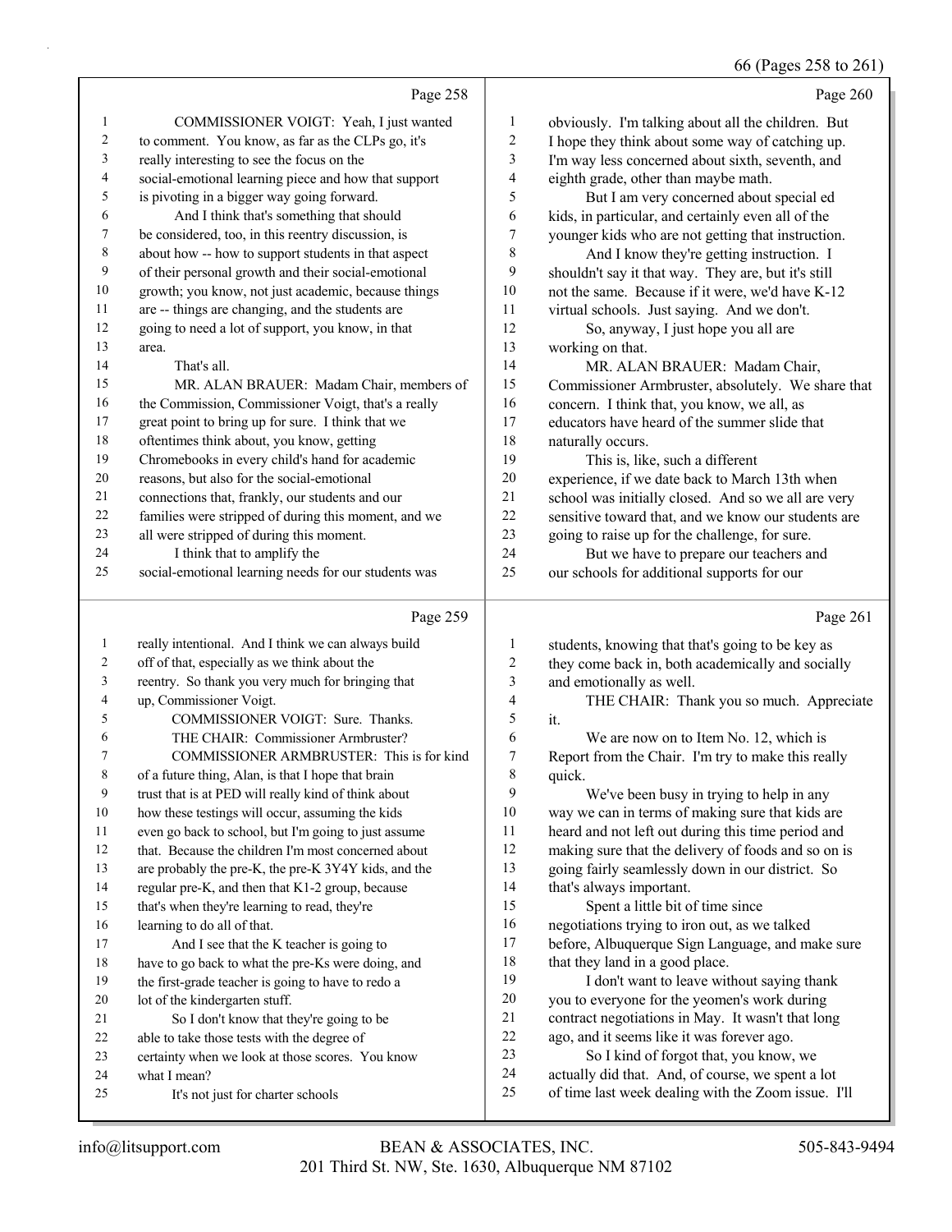Page 258

COMMISSIONER VOIGT: Yeah, I just wanted to comment. You know, as far as the CLPs go, it's really interesting to see the focus on the social-emotional learning piece and how that support is pivoting in a bigger way going forward.

And I think that's something that should be considered, too, in this reentry discussion, is about how -- how to support students in that aspect of their personal growth and their social-emotional growth; you know, not just academic, because things are -- things are changing, and the students are going to need a lot of support, you know, in that area.

That's all.

MR. ALAN BRAUER: Madam Chair, members of the Commission, Commissioner Voigt, that's a really great point to bring up for sure. I think that we oftentimes think about, you know, getting Chromebooks in every child's hand for academic reasons, but also for the social-emotional connections that, frankly, our students and our families were stripped of during this moment, and we all were stripped of during this moment.

I think that to amplify the social-emotional learning needs for our students was

Page 259

really intentional. And I think we can always build off of that, especially as we think about the reentry. So thank you very much for bringing that up, Commissioner Voigt.

COMMISSIONER VOIGT: Sure. Thanks.

THE CHAIR: Commissioner Armbruster?

COMMISSIONER ARMBRUSTER: This is for kind of a future thing, Alan, is that I hope that brain trust that is at PED will really kind of think about how these testings will occur, assuming the kids even go back to school, but I'm going to just assume that. Because the children I'm most concerned about are probably the pre-K, the pre-K 3Y4Y kids, and the regular pre-K, and then that K1-2 group, because that's when they're learning to read, they're learning to do all of that.

And I see that the K teacher is going to have to go back to what the pre-Ks were doing, and the first-grade teacher is going to have to redo a lot of the kindergarten stuff.

So I don't know that they're going to be able to take those tests with the degree of certainty when we look at those scores. You know what I mean?

It's not just for charter schools

Page 260

obviously. I'm talking about all the children. But I hope they think about some way of catching up. I'm way less concerned about sixth, seventh, and eighth grade, other than maybe math.

But I am very concerned about special ed kids, in particular, and certainly even all of the younger kids who are not getting that instruction.

And I know they're getting instruction. I shouldn't say it that way. They are, but it's still not the same. Because if it were, we'd have K-12 virtual schools. Just saying. And we don't.

So, anyway, I just hope you all are working on that.

MR. ALAN BRAUER: Madam Chair, Commissioner Armbruster, absolutely. We share that concern. I think that, you know, we all, as educators have heard of the summer slide that naturally occurs.

This is, like, such a different experience, if we date back to March 13th when school was initially closed. And so we all are very sensitive toward that, and we know our students are going to raise up for the challenge, for sure.

But we have to prepare our teachers and our schools for additional supports for our

Page 261

students, knowing that that's going to be key as they come back in, both academically and socially and emotionally as well.

THE CHAIR: Thank you so much. Appreciate it.

We are now on to Item No. 12, which is Report from the Chair. I'm try to make this really quick.

We've been busy in trying to help in any way we can in terms of making sure that kids are heard and not left out during this time period and making sure that the delivery of foods and so on is going fairly seamlessly down in our district. So that's always important.

Spent a little bit of time since negotiations trying to iron out, as we talked before, Albuquerque Sign Language, and make sure that they land in a good place.

I don't want to leave without saying thank you to everyone for the yeomen's work during contract negotiations in May. It wasn't that long ago, and it seems like it was forever ago.

So I kind of forgot that, you know, we actually did that. And, of course, we spent a lot of time last week dealing with the Zoom issue. I'll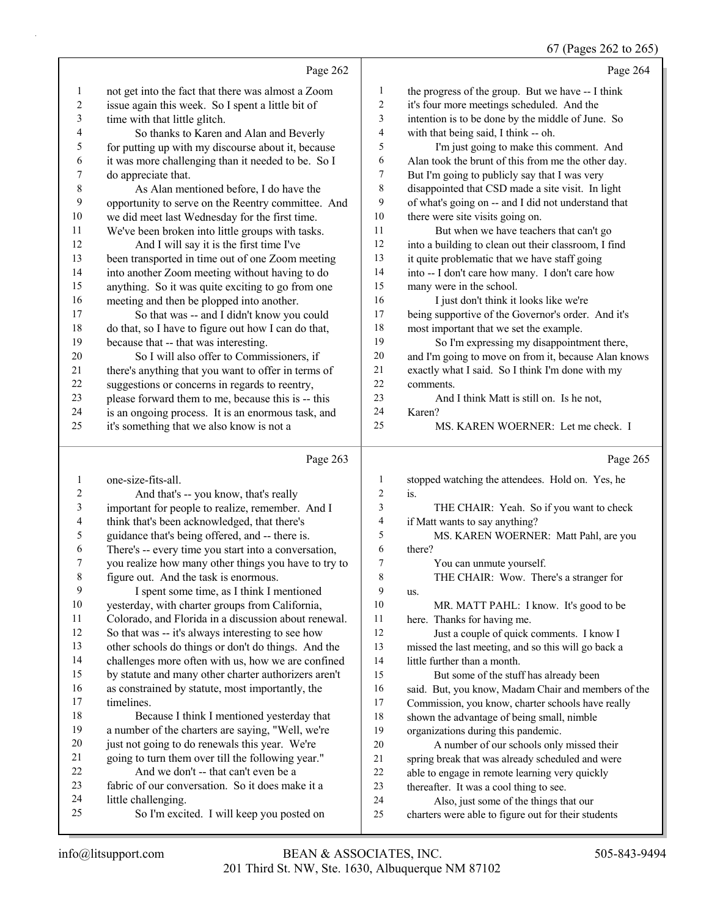Page 262

1 not get into the fact that there was almost a Zoom
2 issue again this week. So I spent a little bit of
3 time with that little glitch.
4 So thanks to Karen and Alan and Beverly
5 for putting up with my discourse about it, because
6 it was more challenging than it needed to be. So I
7 do appreciate that.
8 As Alan mentioned before, I do have the
9 opportunity to serve on the Reentry committee. And
10 we did meet last Wednesday for the first time.
11 We've been broken into little groups with tasks.
12 And I will say it is the first time I've
13 been transported in time out of one Zoom meeting
14 into another Zoom meeting without having to do
15 anything. So it was quite exciting to go from one
16 meeting and then be plopped into another.
17 So that was -- and I didn't know you could
18 do that, so I have to figure out how I can do that,
19 because that -- that was interesting.
20 So I will also offer to Commissioners, if
21 there's anything that you want to offer in terms of
22 suggestions or concerns in regards to reentry,
23 please forward them to me, because this is -- this
24 is an ongoing process. It is an enormous task, and
25 it's something that we also know is not a

Page 263

1 one-size-fits-all.
2 And that's -- you know, that's really
3 important for people to realize, remember. And I
4 think that's been acknowledged, that there's
5 guidance that's being offered, and -- there is.
6 There's -- every time you start into a conversation,
7 you realize how many other things you have to try to
8 figure out. And the task is enormous.
9 I spent some time, as I think I mentioned
10 yesterday, with charter groups from California,
11 Colorado, and Florida in a discussion about renewal.
12 So that was -- it's always interesting to see how
13 other schools do things or don't do things. And the
14 challenges more often with us, how we are confined
15 by statute and many other charter authorizers aren't
16 as constrained by statute, most importantly, the
17 timelines.
18 Because I think I mentioned yesterday that
19 a number of the charters are saying, "Well, we're
20 just not going to do renewals this year. We're
21 going to turn them over till the following year."
22 And we don't -- that can't even be a
23 fabric of our conversation. So it does make it a
24 little challenging.
25 So I'm excited. I will keep you posted on

Page 264

1 the progress of the group. But we have -- I think
2 it's four more meetings scheduled. And the
3 intention is to be done by the middle of June. So
4 with that being said, I think -- oh.
5 I'm just going to make this comment. And
6 Alan took the brunt of this from me the other day.
7 But I'm going to publicly say that I was very
8 disappointed that CSD made a site visit. In light
9 of what's going on -- and I did not understand that
10 there were site visits going on.
11 But when we have teachers that can't go
12 into a building to clean out their classroom, I find
13 it quite problematic that we have staff going
14 into -- I don't care how many. I don't care how
15 many were in the school.
16 I just don't think it looks like we're
17 being supportive of the Governor's order. And it's
18 most important that we set the example.
19 So I'm expressing my disappointment there,
20 and I'm going to move on from it, because Alan knows
21 exactly what I said. So I think I'm done with my
22 comments.
23 And I think Matt is still on. Is he not,
24 Karen?
25 MS. KAREN WOERNER: Let me check. I

Page 265

1 stopped watching the attendees. Hold on. Yes, he
2 is.
3 THE CHAIR: Yeah. So if you want to check
4 if Matt wants to say anything?
5 MS. KAREN WOERNER: Matt Pahl, are you
6 there?
7 You can unmute yourself.
8 THE CHAIR: Wow. There's a stranger for
9 us.
10 MR. MATT PAHL: I know. It's good to be
11 here. Thanks for having me.
12 Just a couple of quick comments. I know I
13 missed the last meeting, and so this will go back a
14 little further than a month.
15 But some of the stuff has already been
16 said. But, you know, Madam Chair and members of the
17 Commission, you know, charter schools have really
18 shown the advantage of being small, nimble
19 organizations during this pandemic.
20 A number of our schools only missed their
21 spring break that was already scheduled and were
22 able to engage in remote learning very quickly
23 thereafter. It was a cool thing to see.
24 Also, just some of the things that our
25 charters were able to figure out for their students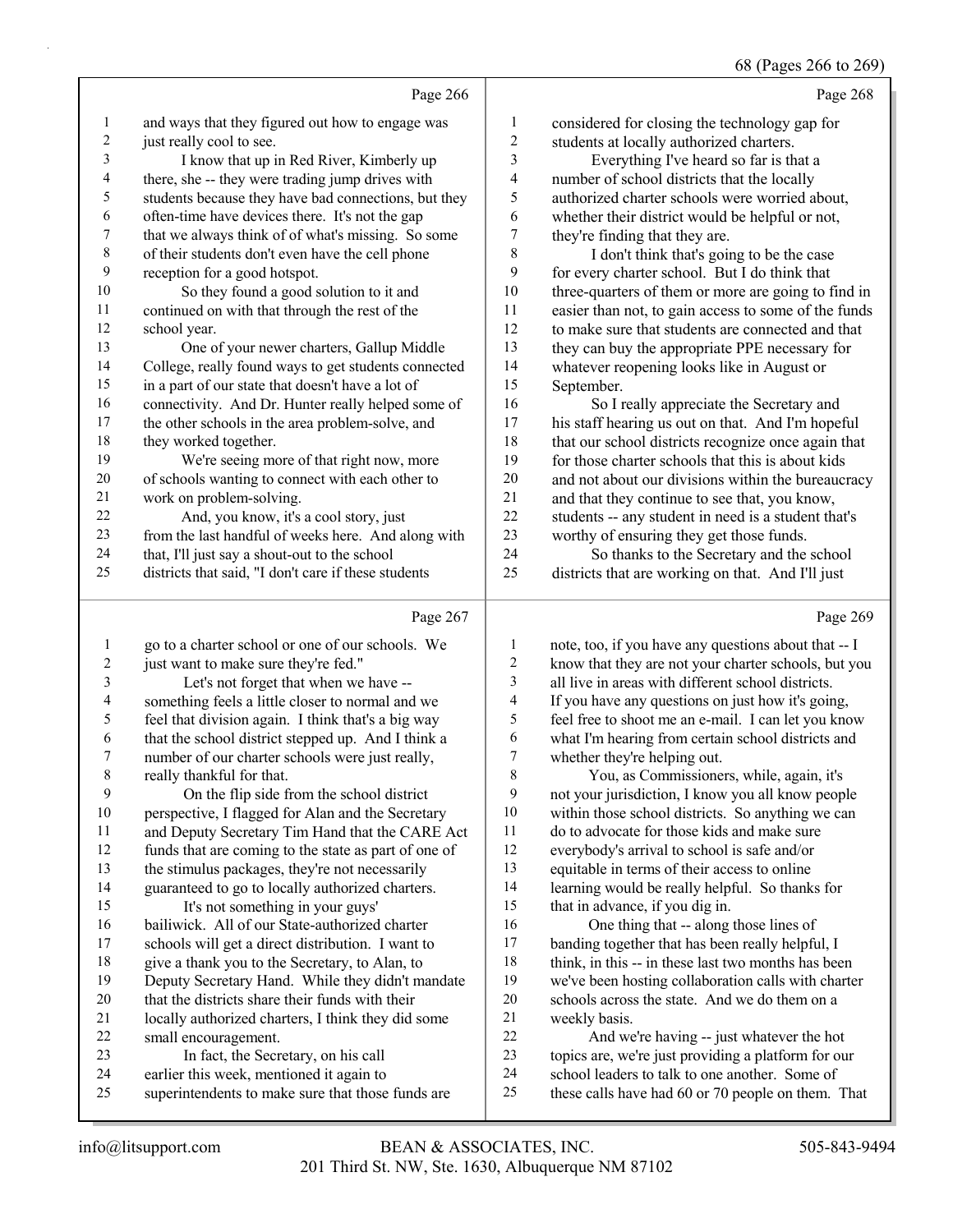Page 266

1 and ways that they figured out how to engage was
2 just really cool to see.
3 I know that up in Red River, Kimberly up
4 there, she -- they were trading jump drives with
5 students because they have bad connections, but they
6 often-time have devices there. It's not the gap
7 that we always think of of what's missing. So some
8 of their students don't even have the cell phone
9 reception for a good hotspot.
10 So they found a good solution to it and
11 continued on with that through the rest of the
12 school year.
13 One of your newer charters, Gallup Middle
14 College, really found ways to get students connected
15 in a part of our state that doesn't have a lot of
16 connectivity. And Dr. Hunter really helped some of
17 the other schools in the area problem-solve, and
18 they worked together.
19 We're seeing more of that right now, more
20 of schools wanting to connect with each other to
21 work on problem-solving.
22 And, you know, it's a cool story, just
23 from the last handful of weeks here. And along with
24 that, I'll just say a shout-out to the school
25 districts that said, "I don't care if these students

Page 267

1 go to a charter school or one of our schools. We
2 just want to make sure they're fed."
3 Let's not forget that when we have --
4 something feels a little closer to normal and we
5 feel that division again. I think that's a big way
6 that the school district stepped up. And I think a
7 number of our charter schools were just really,
8 really thankful for that.
9 On the flip side from the school district
10 perspective, I flagged for Alan and the Secretary
11 and Deputy Secretary Tim Hand that the CARE Act
12 funds that are coming to the state as part of one of
13 the stimulus packages, they're not necessarily
14 guaranteed to go to locally authorized charters.
15 It's not something in your guys'
16 bailiwick. All of our State-authorized charter
17 schools will get a direct distribution. I want to
18 give a thank you to the Secretary, to Alan, to
19 Deputy Secretary Hand. While they didn't mandate
20 that the districts share their funds with their
21 locally authorized charters, I think they did some
22 small encouragement.
23 In fact, the Secretary, on his call
24 earlier this week, mentioned it again to
25 superintendents to make sure that those funds are

Page 268

1 considered for closing the technology gap for
2 students at locally authorized charters.
3 Everything I've heard so far is that a
4 number of school districts that the locally
5 authorized charter schools were worried about,
6 whether their district would be helpful or not,
7 they're finding that they are.
8 I don't think that's going to be the case
9 for every charter school. But I do think that
10 three-quarters of them or more are going to find in
11 easier than not, to gain access to some of the funds
12 to make sure that students are connected and that
13 they can buy the appropriate PPE necessary for
14 whatever reopening looks like in August or
15 September.
16 So I really appreciate the Secretary and
17 his staff hearing us out on that. And I'm hopeful
18 that our school districts recognize once again that
19 for those charter schools that this is about kids
20 and not about our divisions within the bureaucracy
21 and that they continue to see that, you know,
22 students -- any student in need is a student that's
23 worthy of ensuring they get those funds.
24 So thanks to the Secretary and the school
25 districts that are working on that. And I'll just

Page 269

1 note, too, if you have any questions about that -- I
2 know that they are not your charter schools, but you
3 all live in areas with different school districts.
4 If you have any questions on just how it's going,
5 feel free to shoot me an e-mail. I can let you know
6 what I'm hearing from certain school districts and
7 whether they're helping out.
8 You, as Commissioners, while, again, it's
9 not your jurisdiction, I know you all know people
10 within those school districts. So anything we can
11 do to advocate for those kids and make sure
12 everybody's arrival to school is safe and/or
13 equitable in terms of their access to online
14 learning would be really helpful. So thanks for
15 that in advance, if you dig in.
16 One thing that -- along those lines of
17 banding together that has been really helpful, I
18 think, in this -- in these last two months has been
19 we've been hosting collaboration calls with charter
20 schools across the state. And we do them on a
21 weekly basis.
22 And we're having -- just whatever the hot
23 topics are, we're just providing a platform for our
24 school leaders to talk to one another. Some of
25 these calls have had 60 or 70 people on them. That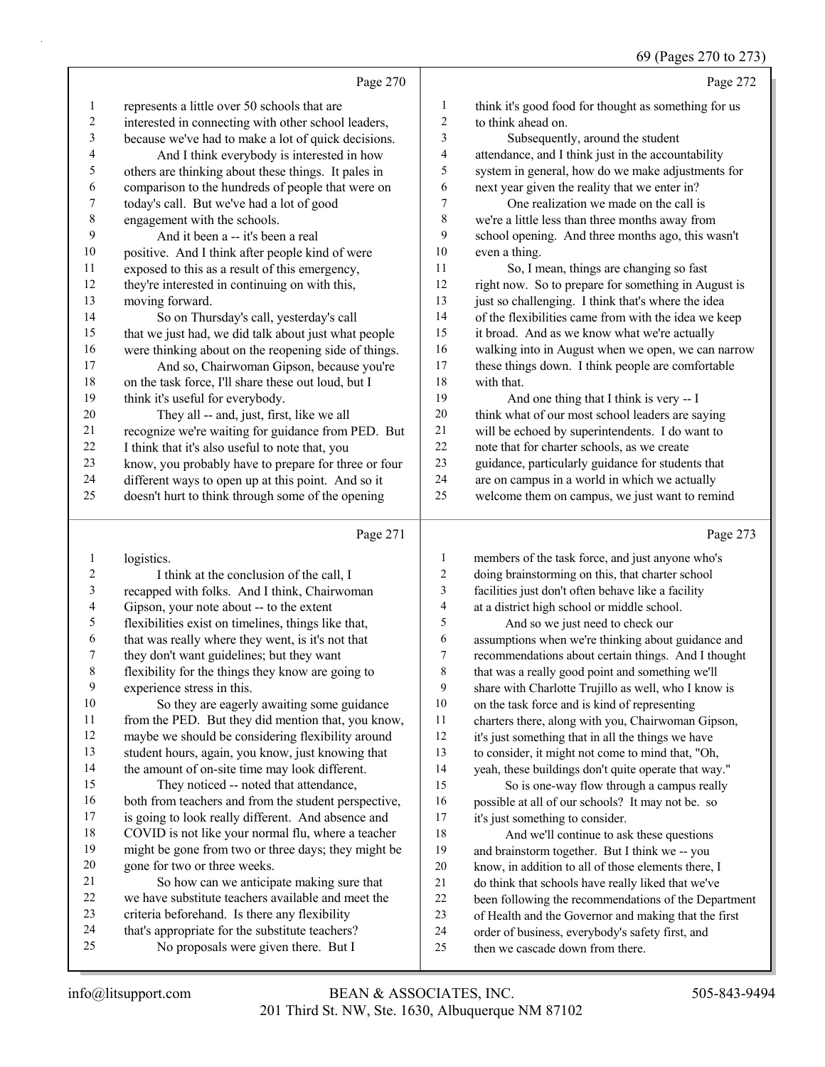Page 270

1 represents a little over 50 schools that are
2 interested in connecting with other school leaders,
3 because we've had to make a lot of quick decisions.
4 And I think everybody is interested in how
5 others are thinking about these things. It pales in
6 comparison to the hundreds of people that were on
7 today's call. But we've had a lot of good
8 engagement with the schools.
9 And it been a -- it's been a real
10 positive. And I think after people kind of were
11 exposed to this as a result of this emergency,
12 they're interested in continuing on with this,
13 moving forward.
14 So on Thursday's call, yesterday's call
15 that we just had, we did talk about just what people
16 were thinking about on the reopening side of things.
17 And so, Chairwoman Gipson, because you're
18 on the task force, I'll share these out loud, but I
19 think it's useful for everybody.
20 They all -- and, just, first, like we all
21 recognize we're waiting for guidance from PED. But
22 I think that it's also useful to note that, you
23 know, you probably have to prepare for three or four
24 different ways to open up at this point. And so it
25 doesn't hurt to think through some of the opening

Page 271

1 logistics.
2 I think at the conclusion of the call, I
3 recapped with folks. And I think, Chairwoman
4 Gipson, your note about -- to the extent
5 flexibilities exist on timelines, things like that,
6 that was really where they went, is it's not that
7 they don't want guidelines; but they want
8 flexibility for the things they know are going to
9 experience stress in this.
10 So they are eagerly awaiting some guidance
11 from the PED. But they did mention that, you know,
12 maybe we should be considering flexibility around
13 student hours, again, you know, just knowing that
14 the amount of on-site time may look different.
15 They noticed -- noted that attendance,
16 both from teachers and from the student perspective,
17 is going to look really different. And absence and
18 COVID is not like your normal flu, where a teacher
19 might be gone from two or three days; they might be
20 gone for two or three weeks.
21 So how can we anticipate making sure that
22 we have substitute teachers available and meet the
23 criteria beforehand. Is there any flexibility
24 that's appropriate for the substitute teachers?
25 No proposals were given there. But I

Page 272

1 think it's good food for thought as something for us
2 to think ahead on.
3 Subsequently, around the student
4 attendance, and I think just in the accountability
5 system in general, how do we make adjustments for
6 next year given the reality that we enter in?
7 One realization we made on the call is
8 we're a little less than three months away from
9 school opening. And three months ago, this wasn't
10 even a thing.
11 So, I mean, things are changing so fast
12 right now. So to prepare for something in August is
13 just so challenging. I think that's where the idea
14 of the flexibilities came from with the idea we keep
15 it broad. And as we know what we're actually
16 walking into in August when we open, we can narrow
17 these things down. I think people are comfortable
18 with that.
19 And one thing that I think is very -- I
20 think what of our most school leaders are saying
21 will be echoed by superintendents. I do want to
22 note that for charter schools, as we create
23 guidance, particularly guidance for students that
24 are on campus in a world in which we actually
25 welcome them on campus, we just want to remind

Page 273

1 members of the task force, and just anyone who's
2 doing brainstorming on this, that charter school
3 facilities just don't often behave like a facility
4 at a district high school or middle school.
5 And so we just need to check our
6 assumptions when we're thinking about guidance and
7 recommendations about certain things. And I thought
8 that was a really good point and something we'll
9 share with Charlotte Trujillo as well, who I know is
10 on the task force and is kind of representing
11 charters there, along with you, Chairwoman Gipson,
12 it's just something that in all the things we have
13 to consider, it might not come to mind that, "Oh,
14 yeah, these buildings don't quite operate that way."
15 So is one-way flow through a campus really
16 possible at all of our schools? It may not be. so
17 it's just something to consider.
18 And we'll continue to ask these questions
19 and brainstorm together. But I think we -- you
20 know, in addition to all of those elements there, I
21 do think that schools have really liked that we've
22 been following the recommendations of the Department
23 of Health and the Governor and making that the first
24 order of business, everybody's safety first, and
25 then we cascade down from there.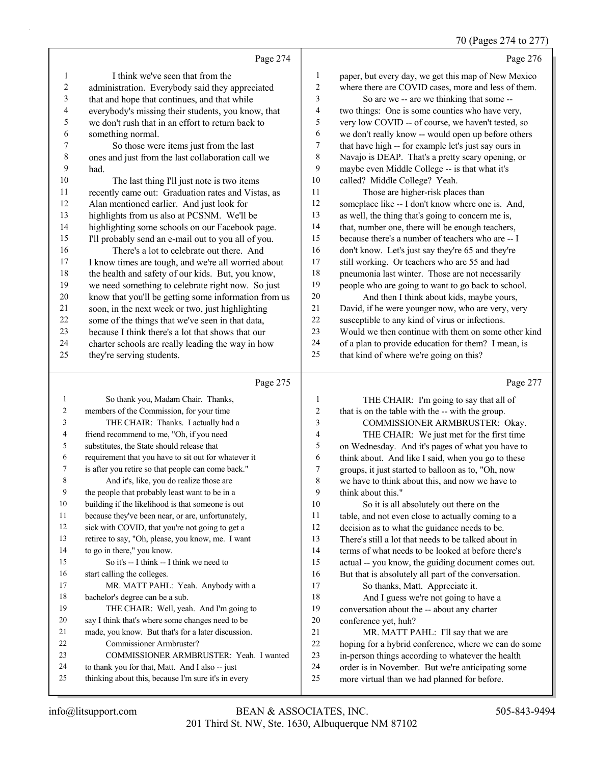Page 274

1 I think we've seen that from the
2 administration. Everybody said they appreciated
3 that and hope that continues, and that while
4 everybody's missing their students, you know, that
5 we don't rush that in an effort to return back to
6 something normal.
7 So those were items just from the last
8 ones and just from the last collaboration call we
9 had.
10 The last thing I'll just note is two items
11 recently came out: Graduation rates and Vistas, as
12 Alan mentioned earlier. And just look for
13 highlights from us also at PCSNM. We'll be
14 highlighting some schools on our Facebook page.
15 I'll probably send an e-mail out to you all of you.
16 There's a lot to celebrate out there. And
17 I know times are tough, and we're all worried about
18 the health and safety of our kids. But, you know,
19 we need something to celebrate right now. So just
20 know that you'll be getting some information from us
21 soon, in the next week or two, just highlighting
22 some of the things that we've seen in that data,
23 because I think there's a lot that shows that our
24 charter schools are really leading the way in how
25 they're serving students.

Page 275

1 So thank you, Madam Chair. Thanks,
2 members of the Commission, for your time
3 THE CHAIR: Thanks. I actually had a
4 friend recommend to me, "Oh, if you need
5 substitutes, the State should release that
6 requirement that you have to sit out for whatever it
7 is after you retire so that people can come back."
8 And it's, like, you do realize those are
9 the people that probably least want to be in a
10 building if the likelihood is that someone is out
11 because they've been near, or are, unfortunately,
12 sick with COVID, that you're not going to get a
13 retiree to say, "Oh, please, you know, me. I want
14 to go in there," you know.
15 So it's -- I think -- I think we need to
16 start calling the colleges.
17 MR. MATT PAHL: Yeah. Anybody with a
18 bachelor's degree can be a sub.
19 THE CHAIR: Well, yeah. And I'm going to
20 say I think that's where some changes need to be
21 made, you know. But that's for a later discussion.
22 Commissioner Armbruster?
23 COMMISSIONER ARMBRUSTER: Yeah. I wanted
24 to thank you for that, Matt. And I also -- just
25 thinking about this, because I'm sure it's in every

Page 276

1 paper, but every day, we get this map of New Mexico
2 where there are COVID cases, more and less of them.
3 So are we -- are we thinking that some --
4 two things: One is some counties who have very,
5 very low COVID -- of course, we haven't tested, so
6 we don't really know -- would open up before others
7 that have high -- for example let's just say ours in
8 Navajo is DEAP. That's a pretty scary opening, or
9 maybe even Middle College -- is that what it's
10 called? Middle College? Yeah.
11 Those are higher-risk places than
12 someplace like -- I don't know where one is. And,
13 as well, the thing that's going to concern me is,
14 that, number one, there will be enough teachers,
15 because there's a number of teachers who are -- I
16 don't know. Let's just say they're 65 and they're
17 still working. Or teachers who are 55 and had
18 pneumonia last winter. Those are not necessarily
19 people who are going to want to go back to school.
20 And then I think about kids, maybe yours,
21 David, if he were younger now, who are very, very
22 susceptible to any kind of virus or infections.
23 Would we then continue with them on some other kind
24 of a plan to provide education for them? I mean, is
25 that kind of where we're going on this?

Page 277

1 THE CHAIR: I'm going to say that all of
2 that is on the table with the -- with the group.
3 COMMISSIONER ARMBRUSTER: Okay.
4 THE CHAIR: We just met for the first time
5 on Wednesday. And it's pages of what you have to
6 think about. And like I said, when you go to these
7 groups, it just started to balloon as to, "Oh, now
8 we have to think about this, and now we have to
9 think about this."
10 So it is all absolutely out there on the
11 table, and not even close to actually coming to a
12 decision as to what the guidance needs to be.
13 There's still a lot that needs to be talked about in
14 terms of what needs to be looked at before there's
15 actual -- you know, the guiding document comes out.
16 But that is absolutely all part of the conversation.
17 So thanks, Matt. Appreciate it.
18 And I guess we're not going to have a
19 conversation about the -- about any charter
20 conference yet, huh?
21 MR. MATT PAHL: I'll say that we are
22 hoping for a hybrid conference, where we can do some
23 in-person things according to whatever the health
24 order is in November. But we're anticipating some
25 more virtual than we had planned for before.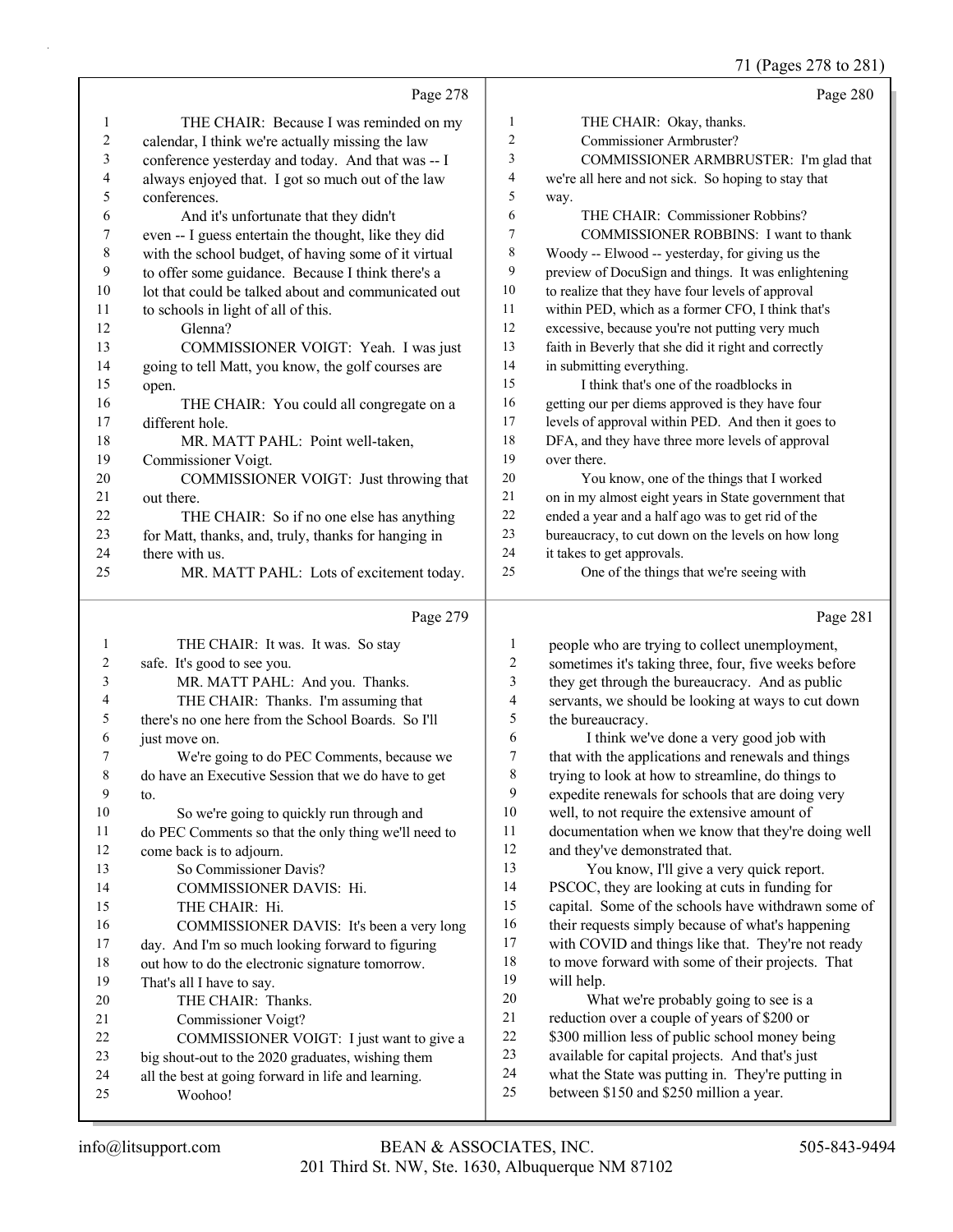Page 278

1 THE CHAIR: Because I was reminded on my
2 calendar, I think we're actually missing the law
3 conference yesterday and today. And that was -- I
4 always enjoyed that. I got so much out of the law
5 conferences.
6 And it's unfortunate that they didn't
7 even -- I guess entertain the thought, like they did
8 with the school budget, of having some of it virtual
9 to offer some guidance. Because I think there's a
10 lot that could be talked about and communicated out
11 to schools in light of all of this.
12 Glenna?
13 COMMISSIONER VOIGT: Yeah. I was just
14 going to tell Matt, you know, the golf courses are
15 open.
16 THE CHAIR: You could all congregate on a
17 different hole.
18 MR. MATT PAHL: Point well-taken,
19 Commissioner Voigt.
20 COMMISSIONER VOIGT: Just throwing that
21 out there.
22 THE CHAIR: So if no one else has anything
23 for Matt, thanks, and, truly, thanks for hanging in
24 there with us.
25 MR. MATT PAHL: Lots of excitement today.

Page 279

1 THE CHAIR: It was. It was. So stay
2 safe. It's good to see you.
3 MR. MATT PAHL: And you. Thanks.
4 THE CHAIR: Thanks. I'm assuming that
5 there's no one here from the School Boards. So I'll
6 just move on.
7 We're going to do PEC Comments, because we
8 do have an Executive Session that we do have to get
9 to.
10 So we're going to quickly run through and
11 do PEC Comments so that the only thing we'll need to
12 come back is to adjourn.
13 So Commissioner Davis?
14 COMMISSIONER DAVIS: Hi.
15 THE CHAIR: Hi.
16 COMMISSIONER DAVIS: It's been a very long
17 day. And I'm so much looking forward to figuring
18 out how to do the electronic signature tomorrow.
19 That's all I have to say.
20 THE CHAIR: Thanks.
21 Commissioner Voigt?
22 COMMISSIONER VOIGT: I just want to give a
23 big shout-out to the 2020 graduates, wishing them
24 all the best at going forward in life and learning.
25 Woohoo!

Page 280

1 THE CHAIR: Okay, thanks.
2 Commissioner Armbruster?
3 COMMISSIONER ARMBRUSTER: I'm glad that
4 we're all here and not sick. So hoping to stay that
5 way.
6 THE CHAIR: Commissioner Robbins?
7 COMMISSIONER ROBBINS: I want to thank
8 Woody -- Elwood -- yesterday, for giving us the
9 preview of DocuSign and things. It was enlightening
10 to realize that they have four levels of approval
11 within PED, which as a former CFO, I think that's
12 excessive, because you're not putting very much
13 faith in Beverly that she did it right and correctly
14 in submitting everything.
15 I think that's one of the roadblocks in
16 getting our per diems approved is they have four
17 levels of approval within PED. And then it goes to
18 DFA, and they have three more levels of approval
19 over there.
20 You know, one of the things that I worked
21 on in my almost eight years in State government that
22 ended a year and a half ago was to get rid of the
23 bureaucracy, to cut down on the levels on how long
24 it takes to get approvals.
25 One of the things that we're seeing with

Page 281

1 people who are trying to collect unemployment,
2 sometimes it's taking three, four, five weeks before
3 they get through the bureaucracy. And as public
4 servants, we should be looking at ways to cut down
5 the bureaucracy.
6 I think we've done a very good job with
7 that with the applications and renewals and things
8 trying to look at how to streamline, do things to
9 expedite renewals for schools that are doing very
10 well, to not require the extensive amount of
11 documentation when we know that they're doing well
12 and they've demonstrated that.
13 You know, I'll give a very quick report.
14 PSCOC, they are looking at cuts in funding for
15 capital. Some of the schools have withdrawn some of
16 their requests simply because of what's happening
17 with COVID and things like that. They're not ready
18 to move forward with some of their projects. That
19 will help.
20 What we're probably going to see is a
21 reduction over a couple of years of $200 or
22 $300 million less of public school money being
23 available for capital projects. And that's just
24 what the State was putting in. They're putting in
25 between $150 and $250 million a year.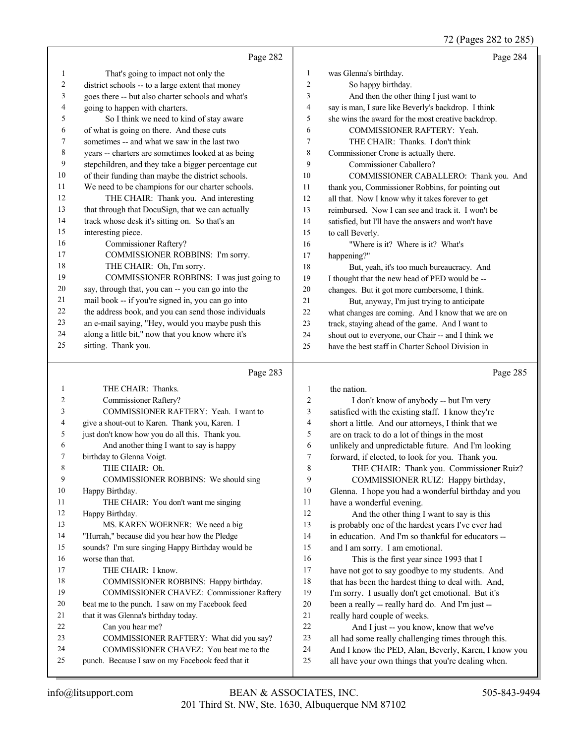Page 282

1 That's going to impact not only the
2 district schools -- to a large extent that money
3 goes there -- but also charter schools and what's
4 going to happen with charters.
5 So I think we need to kind of stay aware
6 of what is going on there. And these cuts
7 sometimes -- and what we saw in the last two
8 years -- charters are sometimes looked at as being
9 stepchildren, and they take a bigger percentage cut
10 of their funding than maybe the district schools.
11 We need to be champions for our charter schools.
12 THE CHAIR: Thank you. And interesting
13 that through that DocuSign, that we can actually
14 track whose desk it's sitting on. So that's an
15 interesting piece.
16 Commissioner Raftery?
17 COMMISSIONER ROBBINS: I'm sorry.
18 THE CHAIR: Oh, I'm sorry.
19 COMMISSIONER ROBBINS: I was just going to
20 say, through that, you can -- you can go into the
21 mail book -- if you're signed in, you can go into
22 the address book, and you can send those individuals
23 an e-mail saying, "Hey, would you maybe push this
24 along a little bit," now that you know where it's
25 sitting. Thank you.

Page 283

1 THE CHAIR: Thanks.
2 Commissioner Raftery?
3 COMMISSIONER RAFTERY: Yeah. I want to
4 give a shout-out to Karen. Thank you, Karen. I
5 just don't know how you do all this. Thank you.
6 And another thing I want to say is happy
7 birthday to Glenna Voigt.
8 THE CHAIR: Oh.
9 COMMISSIONER ROBBINS: We should sing
10 Happy Birthday.
11 THE CHAIR: You don't want me singing
12 Happy Birthday.
13 MS. KAREN WOERNER: We need a big
14 "Hurrah," because did you hear how the Pledge
15 sounds? I'm sure singing Happy Birthday would be
16 worse than that.
17 THE CHAIR: I know.
18 COMMISSIONER ROBBINS: Happy birthday.
19 COMMISSIONER CHAVEZ: Commissioner Raftery
20 beat me to the punch. I saw on my Facebook feed
21 that it was Glenna's birthday today.
22 Can you hear me?
23 COMMISSIONER RAFTERY: What did you say?
24 COMMISSIONER CHAVEZ: You beat me to the
25 punch. Because I saw on my Facebook feed that it

Page 284

1 was Glenna's birthday.
2 So happy birthday.
3 And then the other thing I just want to
4 say is man, I sure like Beverly's backdrop. I think
5 she wins the award for the most creative backdrop.
6 COMMISSIONER RAFTERY: Yeah.
7 THE CHAIR: Thanks. I don't think
8 Commissioner Crone is actually there.
9 Commissioner Caballero?
10 COMMISSIONER CABALLERO: Thank you. And
11 thank you, Commissioner Robbins, for pointing out
12 all that. Now I know why it takes forever to get
13 reimbursed. Now I can see and track it. I won't be
14 satisfied, but I'll have the answers and won't have
15 to call Beverly.
16 "Where is it? Where is it? What's
17 happening?"
18 But, yeah, it's too much bureaucracy. And
19 I thought that the new head of PED would be --
20 changes. But it got more cumbersome, I think.
21 But, anyway, I'm just trying to anticipate
22 what changes are coming. And I know that we are on
23 track, staying ahead of the game. And I want to
24 shout out to everyone, our Chair -- and I think we
25 have the best staff in Charter School Division in

Page 285

1 the nation.
2 I don't know of anybody -- but I'm very
3 satisfied with the existing staff. I know they're
4 short a little. And our attorneys, I think that we
5 are on track to do a lot of things in the most
6 unlikely and unpredictable future. And I'm looking
7 forward, if elected, to look for you. Thank you.
8 THE CHAIR: Thank you. Commissioner Ruiz?
9 COMMISSIONER RUIZ: Happy birthday,
10 Glenna. I hope you had a wonderful birthday and you
11 have a wonderful evening.
12 And the other thing I want to say is this
13 is probably one of the hardest years I've ever had
14 in education. And I'm so thankful for educators --
15 and I am sorry. I am emotional.
16 This is the first year since 1993 that I
17 have not got to say goodbye to my students. And
18 that has been the hardest thing to deal with. And,
19 I'm sorry. I usually don't get emotional. But it's
20 been a really -- really hard do. And I'm just --
21 really hard couple of weeks.
22 And I just -- you know, know that we've
23 all had some really challenging times through this.
24 And I know the PED, Alan, Beverly, Karen, I know you
25 all have your own things that you're dealing when.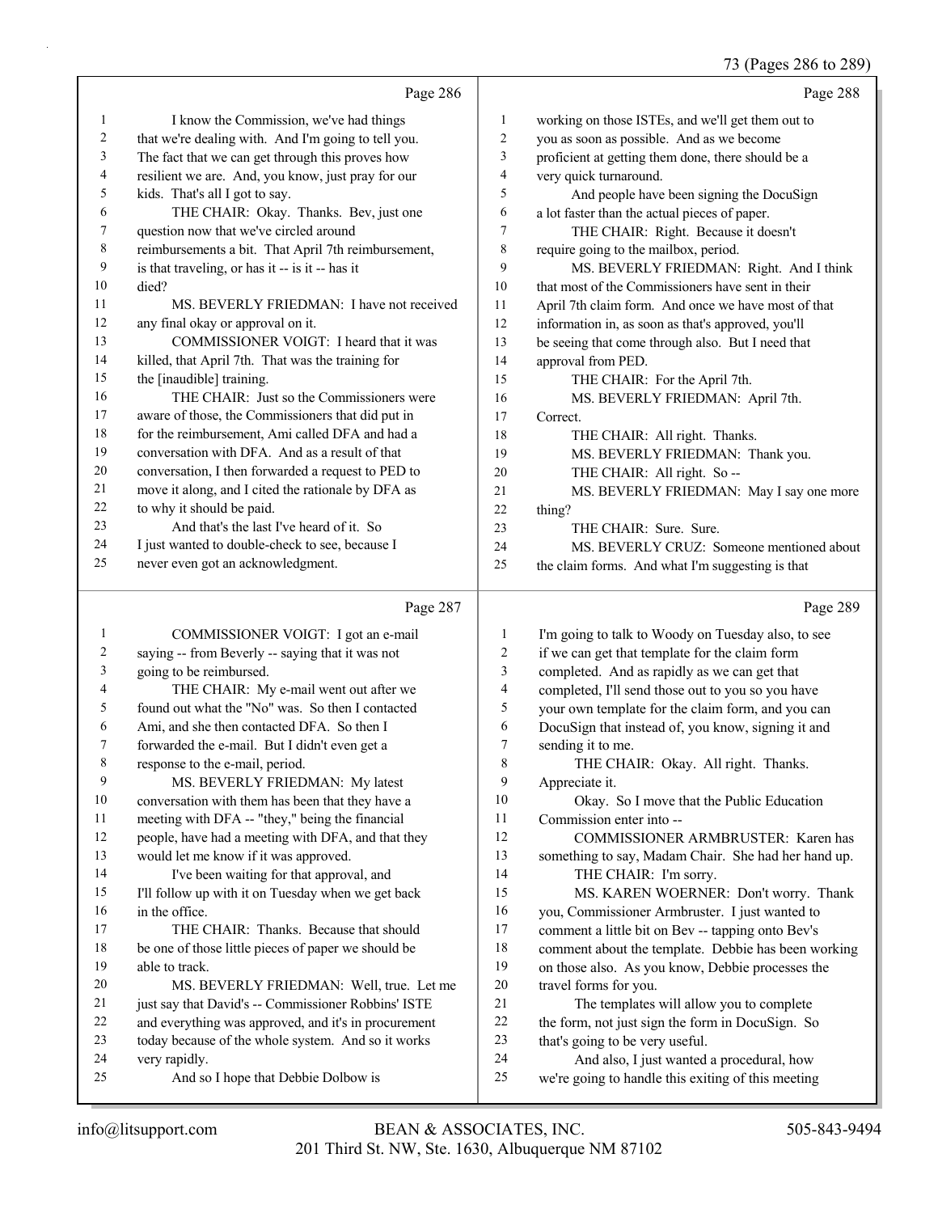Page 286

1 I know the Commission, we've had things
2 that we're dealing with. And I'm going to tell you.
3 The fact that we can get through this proves how
4 resilient we are. And, you know, just pray for our
5 kids. That's all I got to say.
6 THE CHAIR: Okay. Thanks. Bev, just one
7 question now that we've circled around
8 reimbursements a bit. That April 7th reimbursement,
9 is that traveling, or has it -- is it -- has it
10 died?
11 MS. BEVERLY FRIEDMAN: I have not received
12 any final okay or approval on it.
13 COMMISSIONER VOIGT: I heard that it was
14 killed, that April 7th. That was the training for
15 the [inaudible] training.
16 THE CHAIR: Just so the Commissioners were
17 aware of those, the Commissioners that did put in
18 for the reimbursement, Ami called DFA and had a
19 conversation with DFA. And as a result of that
20 conversation, I then forwarded a request to PED to
21 move it along, and I cited the rationale by DFA as
22 to why it should be paid.
23 And that's the last I've heard of it. So
24 I just wanted to double-check to see, because I
25 never even got an acknowledgment.

Page 287

1 COMMISSIONER VOIGT: I got an e-mail
2 saying -- from Beverly -- saying that it was not
3 going to be reimbursed.
4 THE CHAIR: My e-mail went out after we
5 found out what the "No" was. So then I contacted
6 Ami, and she then contacted DFA. So then I
7 forwarded the e-mail. But I didn't even get a
8 response to the e-mail, period.
9 MS. BEVERLY FRIEDMAN: My latest
10 conversation with them has been that they have a
11 meeting with DFA -- "they," being the financial
12 people, have had a meeting with DFA, and that they
13 would let me know if it was approved.
14 I've been waiting for that approval, and
15 I'll follow up with it on Tuesday when we get back
16 in the office.
17 THE CHAIR: Thanks. Because that should
18 be one of those little pieces of paper we should be
19 able to track.
20 MS. BEVERLY FRIEDMAN: Well, true. Let me
21 just say that David's -- Commissioner Robbins' ISTE
22 and everything was approved, and it's in procurement
23 today because of the whole system. And so it works
24 very rapidly.
25 And so I hope that Debbie Dolbow is

Page 288

1 working on those ISTEs, and we'll get them out to
2 you as soon as possible. And as we become
3 proficient at getting them done, there should be a
4 very quick turnaround.
5 And people have been signing the DocuSign
6 a lot faster than the actual pieces of paper.
7 THE CHAIR: Right. Because it doesn't
8 require going to the mailbox, period.
9 MS. BEVERLY FRIEDMAN: Right. And I think
10 that most of the Commissioners have sent in their
11 April 7th claim form. And once we have most of that
12 information in, as soon as that's approved, you'll
13 be seeing that come through also. But I need that
14 approval from PED.
15 THE CHAIR: For the April 7th.
16 MS. BEVERLY FRIEDMAN: April 7th.
17 Correct.
18 THE CHAIR: All right. Thanks.
19 MS. BEVERLY FRIEDMAN: Thank you.
20 THE CHAIR: All right. So --
21 MS. BEVERLY FRIEDMAN: May I say one more
22 thing?
23 THE CHAIR: Sure. Sure.
24 MS. BEVERLY CRUZ: Someone mentioned about
25 the claim forms. And what I'm suggesting is that

Page 289

1 I'm going to talk to Woody on Tuesday also, to see
2 if we can get that template for the claim form
3 completed. And as rapidly as we can get that
4 completed, I'll send those out to you so you have
5 your own template for the claim form, and you can
6 DocuSign that instead of, you know, signing it and
7 sending it to me.
8 THE CHAIR: Okay. All right. Thanks.
9 Appreciate it.
10 Okay. So I move that the Public Education
11 Commission enter into --
12 COMMISSIONER ARMBRUSTER: Karen has
13 something to say, Madam Chair. She had her hand up.
14 THE CHAIR: I'm sorry.
15 MS. KAREN WOERNER: Don't worry. Thank
16 you, Commissioner Armbruster. I just wanted to
17 comment a little bit on Bev -- tapping onto Bev's
18 comment about the template. Debbie has been working
19 on those also. As you know, Debbie processes the
20 travel forms for you.
21 The templates will allow you to complete
22 the form, not just sign the form in DocuSign. So
23 that's going to be very useful.
24 And also, I just wanted a procedural, how
25 we're going to handle this exiting of this meeting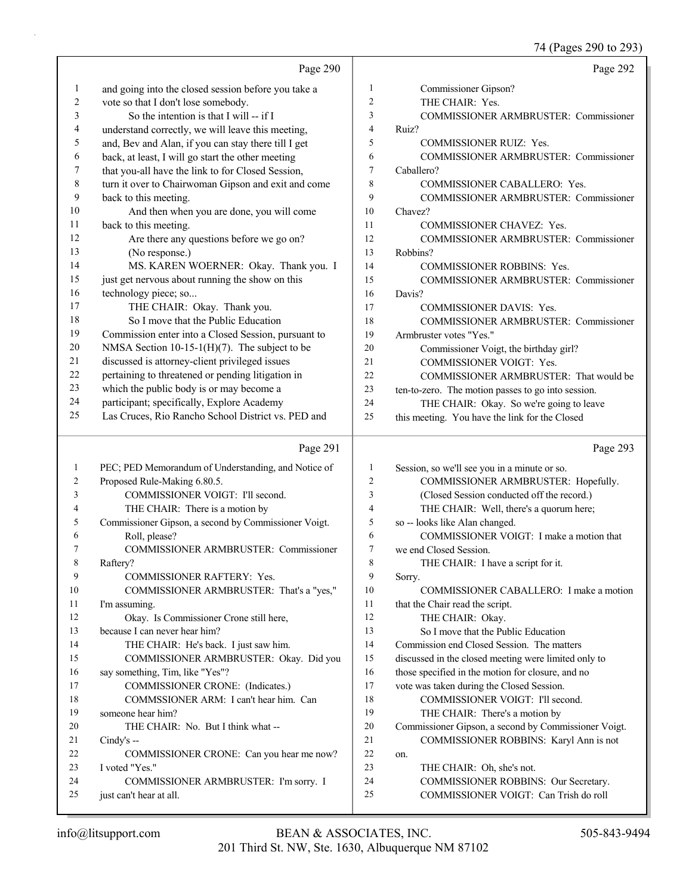Page 290

1 and going into the closed session before you take a
2 vote so that I don't lose somebody.
3 So the intention is that I will -- if I
4 understand correctly, we will leave this meeting,
5 and, Bev and Alan, if you can stay there till I get
6 back, at least, I will go start the other meeting
7 that you-all have the link to for Closed Session,
8 turn it over to Chairwoman Gipson and exit and come
9 back to this meeting.
10 And then when you are done, you will come
11 back to this meeting.
12 Are there any questions before we go on?
13 (No response.)
14 MS. KAREN WOERNER: Okay. Thank you. I
15 just get nervous about running the show on this
16 technology piece; so...
17 THE CHAIR: Okay. Thank you.
18 So I move that the Public Education
19 Commission enter into a Closed Session, pursuant to
20 NMSA Section 10-15-1(H)(7). The subject to be
21 discussed is attorney-client privileged issues
22 pertaining to threatened or pending litigation in
23 which the public body is or may become a
24 participant; specifically, Explore Academy
25 Las Cruces, Rio Rancho School District vs. PED and

Page 291

1 PEC; PED Memorandum of Understanding, and Notice of
2 Proposed Rule-Making 6.80.5.
3 COMMISSIONER VOIGT: I'll second.
4 THE CHAIR: There is a motion by
5 Commissioner Gipson, a second by Commissioner Voigt.
6 Roll, please?
7 COMMISSIONER ARMBRUSTER: Commissioner
8 Raftery?
9 COMMISSIONER RAFTERY: Yes.
10 COMMISSIONER ARMBRUSTER: That's a "yes,"
11 I'm assuming.
12 Okay. Is Commissioner Crone still here,
13 because I can never hear him?
14 THE CHAIR: He's back. I just saw him.
15 COMMISSIONER ARMBRUSTER: Okay. Did you
16 say something, Tim, like "Yes"?
17 COMMISSIONER CRONE: (Indicates.)
18 COMMSSIONER ARM: I can't hear him. Can
19 someone hear him?
20 THE CHAIR: No. But I think what --
21 Cindy's --
22 COMMISSIONER CRONE: Can you hear me now?
23 I voted "Yes."
24 COMMISSIONER ARMBRUSTER: I'm sorry. I
25 just can't hear at all.

Page 292

1 Commissioner Gipson?
2 THE CHAIR: Yes.
3 COMMISSIONER ARMBRUSTER: Commissioner
4 Ruiz?
5 COMMISSIONER RUIZ: Yes.
6 COMMISSIONER ARMBRUSTER: Commissioner
7 Caballero?
8 COMMISSIONER CABALLERO: Yes.
9 COMMISSIONER ARMBRUSTER: Commissioner
10 Chavez?
11 COMMISSIONER CHAVEZ: Yes.
12 COMMISSIONER ARMBRUSTER: Commissioner
13 Robbins?
14 COMMISSIONER ROBBINS: Yes.
15 COMMISSIONER ARMBRUSTER: Commissioner
16 Davis?
17 COMMISSIONER DAVIS: Yes.
18 COMMISSIONER ARMBRUSTER: Commissioner
19 Armbruster votes "Yes."
20 Commissioner Voigt, the birthday girl?
21 COMMISSIONER VOIGT: Yes.
22 COMMISSIONER ARMBRUSTER: That would be
23 ten-to-zero. The motion passes to go into session.
24 THE CHAIR: Okay. So we're going to leave
25 this meeting. You have the link for the Closed

Page 293

1 Session, so we'll see you in a minute or so.
2 COMMISSIONER ARMBRUSTER: Hopefully.
3 (Closed Session conducted off the record.)
4 THE CHAIR: Well, there's a quorum here;
5 so -- looks like Alan changed.
6 COMMISSIONER VOIGT: I make a motion that
7 we end Closed Session.
8 THE CHAIR: I have a script for it.
9 Sorry.
10 COMMISSIONER CABALLERO: I make a motion
11 that the Chair read the script.
12 THE CHAIR: Okay.
13 So I move that the Public Education
14 Commission end Closed Session. The matters
15 discussed in the closed meeting were limited only to
16 those specified in the motion for closure, and no
17 vote was taken during the Closed Session.
18 COMMISSIONER VOIGT: I'll second.
19 THE CHAIR: There's a motion by
20 Commissioner Gipson, a second by Commissioner Voigt.
21 COMMISSIONER ROBBINS: Karyl Ann is not
22 on.
23 THE CHAIR: Oh, she's not.
24 COMMISSIONER ROBBINS: Our Secretary.
25 COMMISSIONER VOIGT: Can Trish do roll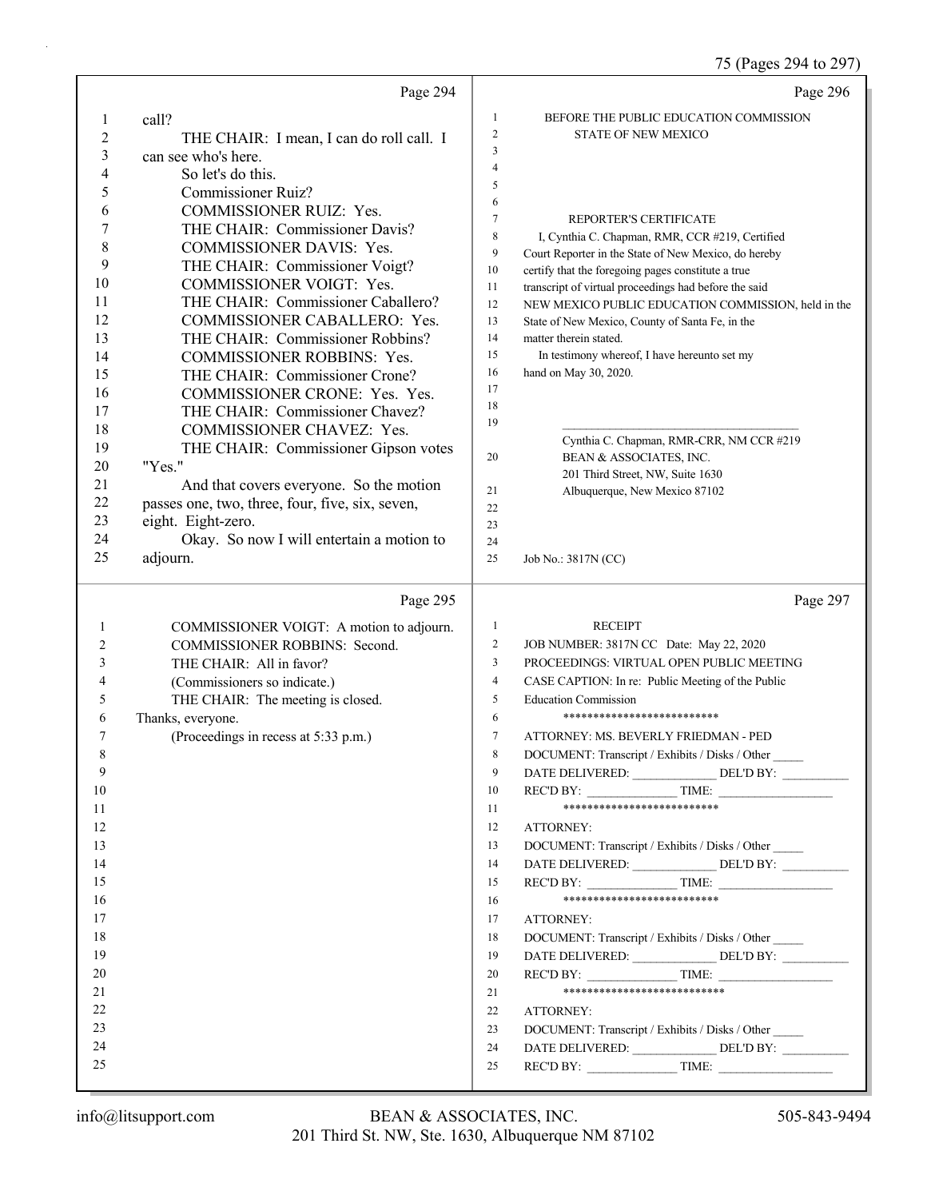## Page 294

1 call?
2 THE CHAIR: I mean, I can do roll call. I
3 can see who's here.
4 So let's do this.
5 Commissioner Ruiz?
6 COMMISSIONER RUIZ: Yes.
7 THE CHAIR: Commissioner Davis?
8 COMMISSIONER DAVIS: Yes.
9 THE CHAIR: Commissioner Voigt?
10 COMMISSIONER VOIGT: Yes.
11 THE CHAIR: Commissioner Caballero?
12 COMMISSIONER CABALLERO: Yes.
13 THE CHAIR: Commissioner Robbins?
14 COMMISSIONER ROBBINS: Yes.
15 THE CHAIR: Commissioner Crone?
16 COMMISSIONER CRONE: Yes. Yes.
17 THE CHAIR: Commissioner Chavez?
18 COMMISSIONER CHAVEZ: Yes.
19 THE CHAIR: Commissioner Gipson votes
20 "Yes."
21 And that covers everyone. So the motion
22 passes one, two, three, four, five, six, seven,
23 eight. Eight-zero.
24 Okay. So now I will entertain a motion to
25 adjourn.

## Page 295

1 COMMISSIONER VOIGT: A motion to adjourn.
2 COMMISSIONER ROBBINS: Second.
3 THE CHAIR: All in favor?
4 (Commissioners so indicate.)
5 THE CHAIR: The meeting is closed.
6 Thanks, everyone.
7 (Proceedings in recess at 5:33 p.m.)
8
9
10
11
12
13
14
15
16
17
18
19
20
21
22
23
24
25

## Page 296

1 BEFORE THE PUBLIC EDUCATION COMMISSION
2 STATE OF NEW MEXICO
3
4
5
6
7 REPORTER'S CERTIFICATE
8 I, Cynthia C. Chapman, RMR, CCR #219, Certified
9 Court Reporter in the State of New Mexico, do hereby
10 certify that the foregoing pages constitute a true
11 transcript of virtual proceedings had before the said
12 NEW MEXICO PUBLIC EDUCATION COMMISSION, held in the
13 State of New Mexico, County of Santa Fe, in the
14 matter therein stated.
15 In testimony whereof, I have hereunto set my
16 hand on May 30, 2020.
17
18
19 \_\_\_\_\_\_\_\_\_\_\_\_\_\_\_\_\_\_\_\_\_\_\_\_\_\_\_\_\_\_\_\_\_\_\_\_\_\_
Cynthia C. Chapman, RMR-CRR, NM CCR #219
20 BEAN & ASSOCIATES, INC.
201 Third Street, NW, Suite 1630
21 Albuquerque, New Mexico 87102
22
23
24
25 Job No.: 3817N (CC)

## Page 297

1 RECEIPT
2 JOB NUMBER: 3817N CC Date: May 22, 2020
3 PROCEEDINGS: VIRTUAL OPEN PUBLIC MEETING
4 CASE CAPTION: In re: Public Meeting of the Public
5 Education Commission
6 **************************
7 ATTORNEY: MS. BEVERLY FRIEDMAN - PED
8 DOCUMENT: Transcript / Exhibits / Disks / Other _____
9 DATE DELIVERED: ______________ DEL'D BY: ___________
10 REC'D BY: _______________ TIME: ___________________
11 **************************
12 ATTORNEY:
13 DOCUMENT: Transcript / Exhibits / Disks / Other _____
14 DATE DELIVERED: ______________ DEL'D BY: ___________
15 REC'D BY: _______________ TIME: ___________________
16 **************************
17 ATTORNEY:
18 DOCUMENT: Transcript / Exhibits / Disks / Other _____
19 DATE DELIVERED: ______________ DEL'D BY: ___________
20 REC'D BY: _______________ TIME: ___________________
21 ***************************
22 ATTORNEY:
23 DOCUMENT: Transcript / Exhibits / Disks / Other _____
24 DATE DELIVERED: ______________ DEL'D BY: ___________
25 REC'D BY: _______________ TIME: ___________________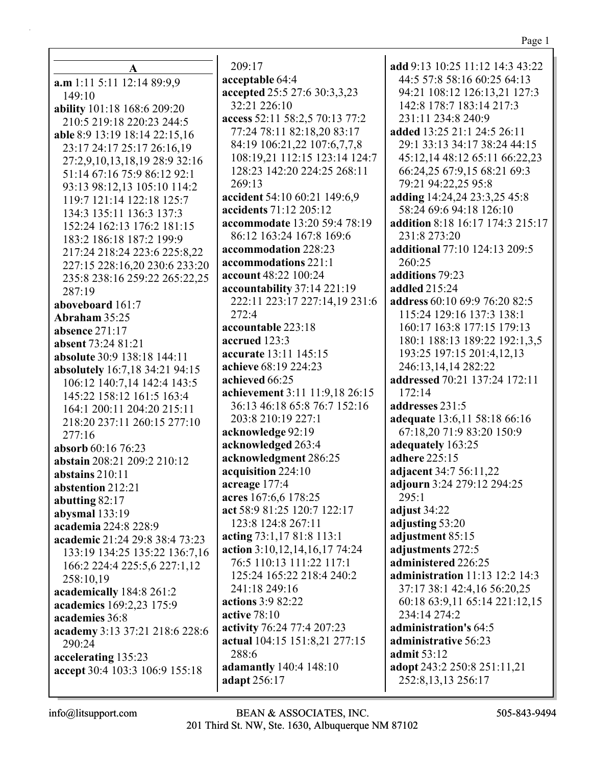## A

**a.m** 1:11 5:11 12:14 89:9,9 149:10
**ability** 101:18 168:6 209:20 210:5 219:18 220:23 244:5
**able** 8:9 13:19 18:14 22:15,16 23:17 24:17 25:17 26:16,19 27:2,9,10,13,18,19 28:9 32:16 51:14 67:16 75:9 86:12 92:1 93:13 98:12,13 105:10 114:2 119:7 121:14 122:18 125:7 134:3 135:11 136:3 137:3 152:24 162:13 176:2 181:15 183:2 186:18 187:2 199:9 217:24 218:24 223:6 225:8,22 227:15 228:16,20 230:6 233:20 235:8 238:16 259:22 265:22,25 287:19
**aboveboard** 161:7
**Abraham** 35:25
**absence** 271:17
**absent** 73:24 81:21
**absolute** 30:9 138:18 144:11
**absolutely** 16:7,18 34:21 94:15 106:12 140:7,14 142:4 143:5 145:22 158:12 161:5 163:4 164:1 200:11 204:20 215:11 218:20 237:11 260:15 277:10 277:16
**absorb** 60:16 76:23
**abstain** 208:21 209:2 210:12
**abstains** 210:11
**abstention** 212:21
**abutting** 82:17
**abysmal** 133:19
**academia** 224:8 228:9
**academic** 21:24 29:8 38:4 73:23 133:19 134:25 135:22 136:7,16 166:2 224:4 225:5,6 227:1,12 258:10,19
**academically** 184:8 261:2
**academics** 169:2,23 175:9
**academies** 36:8
**academy** 3:13 37:21 218:6 228:6 290:24
**accelerating** 135:23
**accept** 30:4 103:3 106:9 155:18 209:17
**acceptable** 64:4
**accepted** 25:5 27:6 30:3,3,23 32:21 226:10
**access** 52:11 58:2,5 70:13 77:2 77:24 78:11 82:18,20 83:17 84:19 106:21,22 107:6,7,7,8 108:19,21 112:15 123:14 124:7 128:23 142:20 224:25 268:11 269:13
**accident** 54:10 60:21 149:6,9
**accidents** 71:12 205:12
**accommodate** 13:20 59:4 78:19 86:12 163:24 167:8 169:6
**accommodation** 228:23
**accommodations** 221:1
**account** 48:22 100:24
**accountability** 37:14 221:19 222:11 223:17 227:14,19 231:6 272:4
**accountable** 223:18
**accrued** 123:3
**accurate** 13:11 145:15
**achieve** 68:19 224:23
**achieved** 66:25
**achievement** 3:11 11:9,18 26:15 36:13 46:18 65:8 76:7 152:16 203:8 210:19 227:1
**acknowledge** 92:19
**acknowledged** 263:4
**acknowledgment** 286:25
**acquisition** 224:10
**acreage** 177:4
**acres** 167:6,6 178:25
**act** 58:9 81:25 120:7 122:17 123:8 124:8 267:11
**acting** 73:1,17 81:8 113:1
**action** 3:10,12,14,16,17 74:24 76:5 110:13 111:22 117:1 125:24 165:22 218:4 240:2 241:18 249:16
**actions** 3:9 82:22
**active** 78:10
**activity** 76:24 77:4 207:23
**actual** 104:15 151:8,21 277:15 288:6
**adamantly** 140:4 148:10
**adapt** 256:17
**add** 9:13 10:25 11:12 14:3 43:22 44:5 57:8 58:16 60:25 64:13 94:21 108:12 126:13,21 127:3 142:8 178:7 183:14 217:3 231:11 234:8 240:9
**added** 13:25 21:1 24:5 26:11 29:1 33:13 34:17 38:24 44:15 45:12,14 48:12 65:11 66:22,23 66:24,25 67:9,15 68:21 69:3 79:21 94:22,25 95:8
**adding** 14:24,24 23:3,25 45:8 58:24 69:6 94:18 126:10
**addition** 8:18 16:17 174:3 215:17 231:8 273:20
**additional** 77:10 124:13 209:5 260:25
**additions** 79:23
**addled** 215:24
**address** 60:10 69:9 76:20 82:5 115:24 129:16 137:3 138:1 160:17 163:8 177:15 179:13 180:1 188:13 189:22 192:1,3,5 193:25 197:15 201:4,12,13 246:13,14,14 282:22
**addressed** 70:21 137:24 172:11 172:14
**addresses** 231:5
**adequate** 13:6,11 58:18 66:16 67:18,20 71:9 83:20 150:9
**adequately** 163:25
**adhere** 225:15
**adjacent** 34:7 56:11,22
**adjourn** 3:24 279:12 294:25 295:1
**adjust** 34:22
**adjusting** 53:20
**adjustment** 85:15
**adjustments** 272:5
**administered** 226:25
**administration** 11:13 12:2 14:3 37:17 38:1 42:4,16 56:20,25 60:18 63:9,11 65:14 221:12,15 234:14 274:2
**administration's** 64:5
**administrative** 56:23
**admit** 53:12
**adopt** 243:2 250:8 251:11,21 252:8,13,13 256:17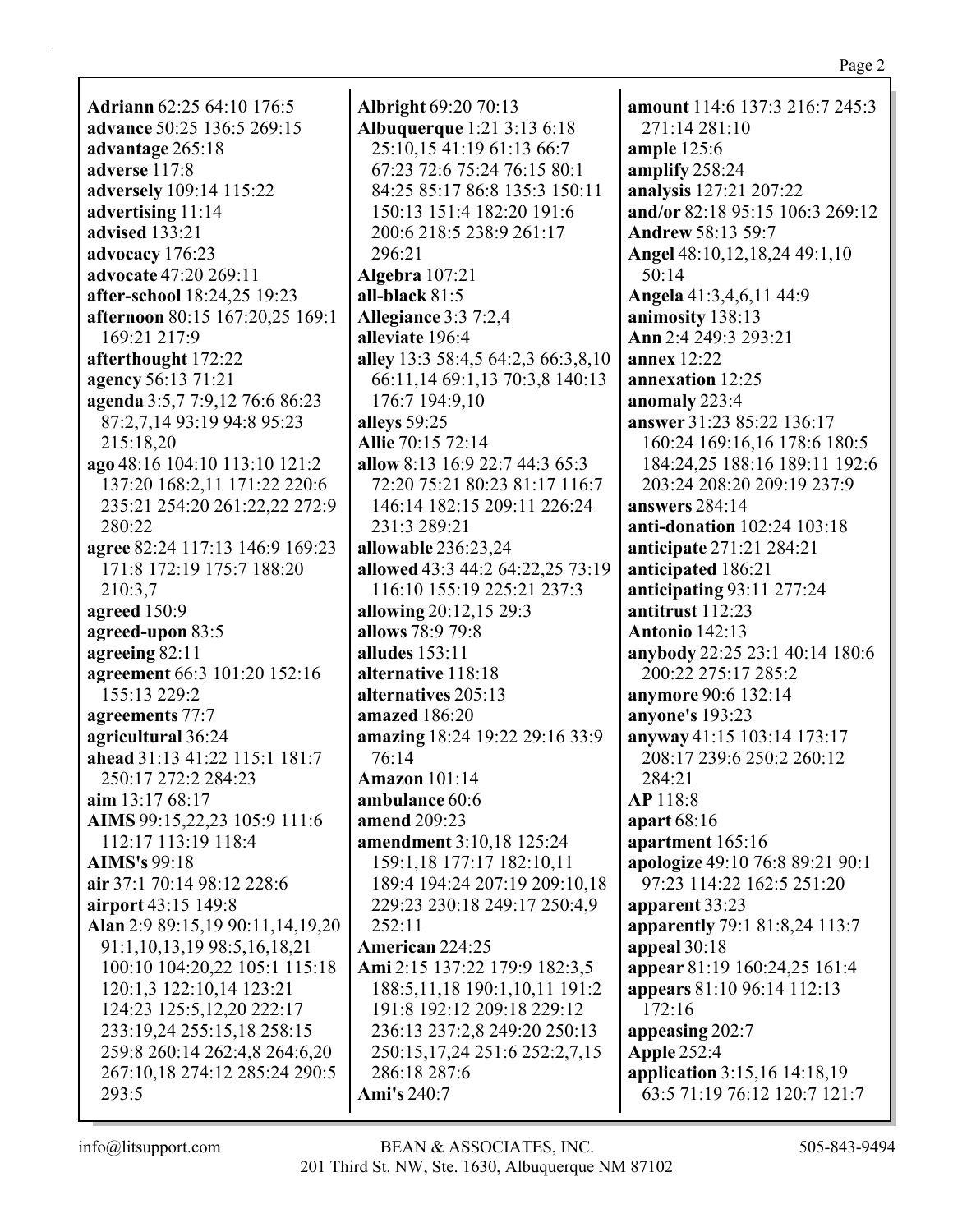**Adriann** 62:25 64:10 176:5
**advance** 50:25 136:5 269:15
**advantage** 265:18
**adverse** 117:8
**adversely** 109:14 115:22
**advertising** 11:14
**advised** 133:21
**advocacy** 176:23
**advocate** 47:20 269:11
**after-school** 18:24,25 19:23
**afternoon** 80:15 167:20,25 169:1 169:21 217:9
**afterthought** 172:22
**agency** 56:13 71:21
**agenda** 3:5,7 7:9,12 76:6 86:23 87:2,7,14 93:19 94:8 95:23 215:18,20
**ago** 48:16 104:10 113:10 121:2 137:20 168:2,11 171:22 220:6 235:21 254:20 261:22,22 272:9 280:22
**agree** 82:24 117:13 146:9 169:23 171:8 172:19 175:7 188:20 210:3,7
**agreed** 150:9
**agreed-upon** 83:5
**agreeing** 82:11
**agreement** 66:3 101:20 152:16 155:13 229:2
**agreements** 77:7
**agricultural** 36:24
**ahead** 31:13 41:22 115:1 181:7 250:17 272:2 284:23
**aim** 13:17 68:17
**AIMS** 99:15,22,23 105:9 111:6 112:17 113:19 118:4
**AIMS's** 99:18
**air** 37:1 70:14 98:12 228:6
**airport** 43:15 149:8
**Alan** 2:9 89:15,19 90:11,14,19,20 91:1,10,13,19 98:5,16,18,21 100:10 104:20,22 105:1 115:18 120:1,3 122:10,14 123:21 124:23 125:5,12,20 222:17 233:19,24 255:15,18 258:15 259:8 260:14 262:4,8 264:6,20 267:10,18 274:12 285:24 290:5 293:5
**Albright** 69:20 70:13
**Albuquerque** 1:21 3:13 6:18 25:10,15 41:19 61:13 66:7 67:23 72:6 75:24 76:15 80:1 84:25 85:17 86:8 135:3 150:11 150:13 151:4 182:20 191:6 200:6 218:5 238:9 261:17 296:21
**Algebra** 107:21
**all-black** 81:5
**Allegiance** 3:3 7:2,4
**alleviate** 196:4
**alley** 13:3 58:4,5 64:2,3 66:3,8,10 66:11,14 69:1,13 70:3,8 140:13 176:7 194:9,10
**alleys** 59:25
**Allie** 70:15 72:14
**allow** 8:13 16:9 22:7 44:3 65:3 72:20 75:21 80:23 81:17 116:7 146:14 182:15 209:11 226:24 231:3 289:21
**allowable** 236:23,24
**allowed** 43:3 44:2 64:22,25 73:19 116:10 155:19 225:21 237:3
**allowing** 20:12,15 29:3
**allows** 78:9 79:8
**alludes** 153:11
**alternative** 118:18
**alternatives** 205:13
**amazed** 186:20
**amazing** 18:24 19:22 29:16 33:9 76:14
**Amazon** 101:14
**ambulance** 60:6
**amend** 209:23
**amendment** 3:10,18 125:24 159:1,18 177:17 182:10,11 189:4 194:24 207:19 209:10,18 229:23 230:18 249:17 250:4,9 252:11
**American** 224:25
**Ami** 2:15 137:22 179:9 182:3,5 188:5,11,18 190:1,10,11 191:2 191:8 192:12 209:18 229:12 236:13 237:2,8 249:20 250:13 250:15,17,24 251:6 252:2,7,15 286:18 287:6
**Ami's** 240:7
**amount** 114:6 137:3 216:7 245:3 271:14 281:10
**ample** 125:6
**amplify** 258:24
**analysis** 127:21 207:22
**and/or** 82:18 95:15 106:3 269:12
**Andrew** 58:13 59:7
**Angel** 48:10,12,18,24 49:1,10 50:14
**Angela** 41:3,4,6,11 44:9
**animosity** 138:13
**Ann** 2:4 249:3 293:21
**annex** 12:22
**annexation** 12:25
**anomaly** 223:4
**answer** 31:23 85:22 136:17 160:24 169:16,16 178:6 180:5 184:24,25 188:16 189:11 192:6 203:24 208:20 209:19 237:9
**answers** 284:14
**anti-donation** 102:24 103:18
**anticipate** 271:21 284:21
**anticipated** 186:21
**anticipating** 93:11 277:24
**antitrust** 112:23
**Antonio** 142:13
**anybody** 22:25 23:1 40:14 180:6 200:22 275:17 285:2
**anymore** 90:6 132:14
**anyone's** 193:23
**anyway** 41:15 103:14 173:17 208:17 239:6 250:2 260:12 284:21
**AP** 118:8
**apart** 68:16
**apartment** 165:16
**apologize** 49:10 76:8 89:21 90:1 97:23 114:22 162:5 251:20
**apparent** 33:23
**apparently** 79:1 81:8,24 113:7
**appeal** 30:18
**appear** 81:19 160:24,25 161:4
**appears** 81:10 96:14 112:13 172:16
**appeasing** 202:7
**Apple** 252:4
**application** 3:15,16 14:18,19 63:5 71:19 76:12 120:7 121:7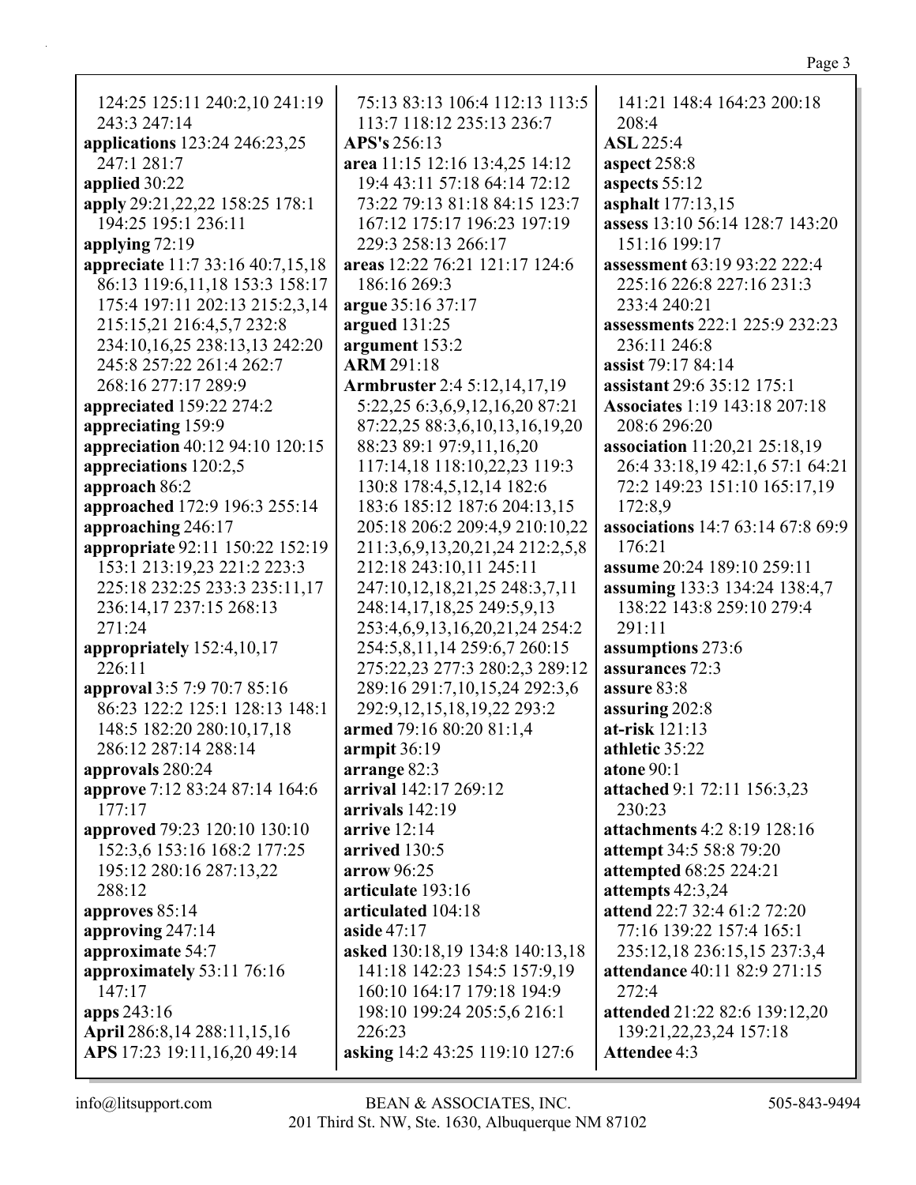124:25 125:11 240:2,10 241:19 243:3 247:14
**applications** 123:24 246:23,25 247:1 281:7
**applied** 30:22
**apply** 29:21,22,22 158:25 178:1 194:25 195:1 236:11
**applying** 72:19
**appreciate** 11:7 33:16 40:7,15,18 86:13 119:6,11,18 153:3 158:17 175:4 197:11 202:13 215:2,3,14 215:15,21 216:4,5,7 232:8 234:10,16,25 238:13,13 242:20 245:8 257:22 261:4 262:7 268:16 277:17 289:9
**appreciated** 159:22 274:2
**appreciating** 159:9
**appreciation** 40:12 94:10 120:15
**appreciations** 120:2,5
**approach** 86:2
**approached** 172:9 196:3 255:14
**approaching** 246:17
**appropriate** 92:11 150:22 152:19 153:1 213:19,23 221:2 223:3 225:18 232:25 233:3 235:11,17 236:14,17 237:15 268:13 271:24
**appropriately** 152:4,10,17 226:11
**approval** 3:5 7:9 70:7 85:16 86:23 122:2 125:1 128:13 148:1 148:5 182:20 280:10,17,18 286:12 287:14 288:14
**approvals** 280:24
**approve** 7:12 83:24 87:14 164:6 177:17
**approved** 79:23 120:10 130:10 152:3,6 153:16 168:2 177:25 195:12 280:16 287:13,22 288:12
**approves** 85:14
**approving** 247:14
**approximate** 54:7
**approximately** 53:11 76:16 147:17
**apps** 243:16
**April** 286:8,14 288:11,15,16
**APS** 17:23 19:11,16,20 49:14 75:13 83:13 106:4 112:13 113:5 113:7 118:12 235:13 236:7
**APS's** 256:13
**area** 11:15 12:16 13:4,25 14:12 19:4 43:11 57:18 64:14 72:12 73:22 79:13 81:18 84:15 123:7 167:12 175:17 196:23 197:19 229:3 258:13 266:17
**areas** 12:22 76:21 121:17 124:6 186:16 269:3
**argue** 35:16 37:17
**argued** 131:25
**argument** 153:2
**ARM** 291:18
**Armbruster** 2:4 5:12,14,17,19 5:22,25 6:3,6,9,12,16,20 87:21 87:22,25 88:3,6,10,13,16,19,20 88:23 89:1 97:9,11,16,20 117:14,18 118:10,22,23 119:3 130:8 178:4,5,12,14 182:6 183:6 185:12 187:6 204:13,15 205:18 206:2 209:4,9 210:10,22 211:3,6,9,13,20,21,24 212:2,5,8 212:18 243:10,11 245:11 247:10,12,18,21,25 248:3,7,11 248:14,17,18,25 249:5,9,13 253:4,6,9,13,16,20,21,24 254:2 254:5,8,11,14 259:6,7 260:15 275:22,23 277:3 280:2,3 289:12 289:16 291:7,10,15,24 292:3,6 292:9,12,15,18,19,22 293:2
**armed** 79:16 80:20 81:1,4
**armpit** 36:19
**arrange** 82:3
**arrival** 142:17 269:12
**arrivals** 142:19
**arrive** 12:14
**arrived** 130:5
**arrow** 96:25
**articulate** 193:16
**articulated** 104:18
**aside** 47:17
**asked** 130:18,19 134:8 140:13,18 141:18 142:23 154:5 157:9,19 160:10 164:17 179:18 194:9 198:10 199:24 205:5,6 216:1 226:23
**asking** 14:2 43:25 119:10 127:6 141:21 148:4 164:23 200:18 208:4
**ASL** 225:4
**aspect** 258:8
**aspects** 55:12
**asphalt** 177:13,15
**assess** 13:10 56:14 128:7 143:20 151:16 199:17
**assessment** 63:19 93:22 222:4 225:16 226:8 227:16 231:3 233:4 240:21
**assessments** 222:1 225:9 232:23 236:11 246:8
**assist** 79:17 84:14
**assistant** 29:6 35:12 175:1
**Associates** 1:19 143:18 207:18 208:6 296:20
**association** 11:20,21 25:18,19 26:4 33:18,19 42:1,6 57:1 64:21 72:2 149:23 151:10 165:17,19 172:8,9
**associations** 14:7 63:14 67:8 69:9 176:21
**assume** 20:24 189:10 259:11
**assuming** 133:3 134:24 138:4,7 138:22 143:8 259:10 279:4 291:11
**assumptions** 273:6
**assurances** 72:3
**assure** 83:8
**assuring** 202:8
**at-risk** 121:13
**athletic** 35:22
**atone** 90:1
**attached** 9:1 72:11 156:3,23 230:23
**attachments** 4:2 8:19 128:16
**attempt** 34:5 58:8 79:20
**attempted** 68:25 224:21
**attempts** 42:3,24
**attend** 22:7 32:4 61:2 72:20 77:16 139:22 157:4 165:1 235:12,18 236:15,15 237:3,4
**attendance** 40:11 82:9 271:15 272:4
**attended** 21:22 82:6 139:12,20 139:21,22,23,24 157:18
**Attendee** 4:3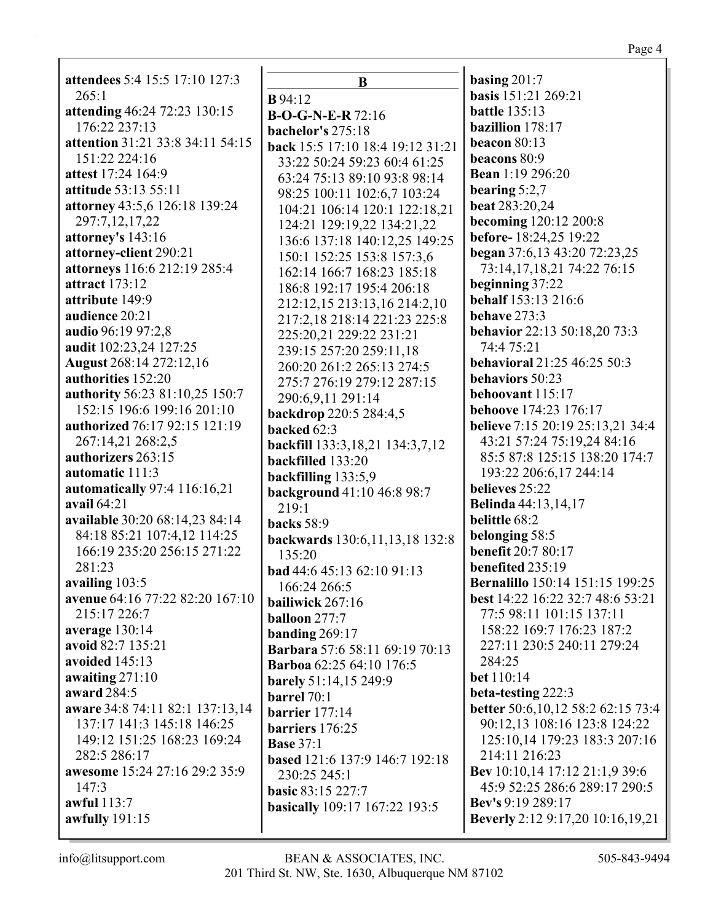**attendees** 5:4 15:5 17:10 127:3 265:1
**attending** 46:24 72:23 130:15 176:22 237:13
**attention** 31:21 33:8 34:11 54:15 151:22 224:16
**attest** 17:24 164:9
**attitude** 53:13 55:11
**attorney** 43:5,6 126:18 139:24 297:7,12,17,22
**attorney's** 143:16
**attorney-client** 290:21
**attorneys** 116:6 212:19 285:4
**attract** 173:12
**attribute** 149:9
**audience** 20:21
**audio** 96:19 97:2,8
**audit** 102:23,24 127:25
**August** 268:14 272:12,16
**authorities** 152:20
**authority** 56:23 81:10,25 150:7 152:15 196:6 199:16 201:10
**authorized** 76:17 92:15 121:19 267:14,21 268:2,5
**authorizers** 263:15
**automatic** 111:3
**automatically** 97:4 116:16,21
**avail** 64:21
**available** 30:20 68:14,23 84:14 84:18 85:21 107:4,12 114:25 166:19 235:20 256:15 271:22 281:23
**availing** 103:5
**avenue** 64:16 77:22 82:20 167:10 215:17 226:7
**average** 130:14
**avoid** 82:7 135:21
**avoided** 145:13
**awaiting** 271:10
**award** 284:5
**aware** 34:8 74:11 82:1 137:13,14 137:17 141:3 145:18 146:25 149:12 151:25 168:23 169:24 282:5 286:17
**awesome** 15:24 27:16 29:2 35:9 147:3
**awful** 113:7
**awfully** 191:15

## B

**B** 94:12
**B-O-G-N-E-R** 72:16
**bachelor's** 275:18
**back** 15:5 17:10 18:4 19:12 31:21 33:22 50:24 59:23 60:4 61:25 63:24 75:13 89:10 93:8 98:14 98:25 100:11 102:6,7 103:24 104:21 106:14 120:1 122:18,21 124:21 129:19,22 134:21,22 136:6 137:18 140:12,25 149:25 150:1 152:25 153:8 157:3,6 162:14 166:7 168:23 185:18 186:8 192:17 195:4 206:18 212:12,15 213:13,16 214:2,10 217:2,18 218:14 221:23 225:8 225:20,21 229:22 231:21 239:15 257:20 259:11,18 260:20 261:2 265:13 274:5 275:7 276:19 279:12 287:15 290:6,9,11 291:14
**backdrop** 220:5 284:4,5
**backed** 62:3
**backfill** 133:3,18,21 134:3,7,12
**backfilled** 133:20
**backfilling** 133:5,9
**background** 41:10 46:8 98:7 219:1
**backs** 58:9
**backwards** 130:6,11,13,18 132:8 135:20
**bad** 44:6 45:13 62:10 91:13 166:24 266:5
**bailiwick** 267:16
**balloon** 277:7
**banding** 269:17
**Barbara** 57:6 58:11 69:19 70:13
**Barboa** 62:25 64:10 176:5
**barely** 51:14,15 249:9
**barrel** 70:1
**barrier** 177:14
**barriers** 176:25
**Base** 37:1
**based** 121:6 137:9 146:7 192:18 230:25 245:1
**basic** 83:15 227:7
**basically** 109:17 167:22 193:5
**basing** 201:7
**basis** 151:21 269:21
**battle** 135:13
**bazillion** 178:17
**beacon** 80:13
**beacons** 80:9
**Bean** 1:19 296:20
**bearing** 5:2,7
**beat** 283:20,24
**becoming** 120:12 200:8
**before-** 18:24,25 19:22
**began** 37:6,13 43:20 72:23,25 73:14,17,18,21 74:22 76:15
**beginning** 37:22
**behalf** 153:13 216:6
**behave** 273:3
**behavior** 22:13 50:18,20 73:3 74:4 75:21
**behavioral** 21:25 46:25 50:3
**behaviors** 50:23
**behoovant** 115:17
**behoove** 174:23 176:17
**believe** 7:15 20:19 25:13,21 34:4 43:21 57:24 75:19,24 84:16 85:5 87:8 125:15 138:20 174:7 193:22 206:6,17 244:14
**believes** 25:22
**Belinda** 44:13,14,17
**belittle** 68:2
**belonging** 58:5
**benefit** 20:7 80:17
**benefited** 235:19
**Bernalillo** 150:14 151:15 199:25
**best** 14:22 16:22 32:7 48:6 53:21 77:5 98:11 101:15 137:11 158:22 169:7 176:23 187:2 227:11 230:5 240:11 279:24 284:25
**bet** 110:14
**beta-testing** 222:3
**better** 50:6,10,12 58:2 62:15 73:4 90:12,13 108:16 123:8 124:22 125:10,14 179:23 183:3 207:16 214:11 216:23
**Bev** 10:10,14 17:12 21:1,9 39:6 45:9 52:25 286:6 289:17 290:5
**Bev's** 9:19 289:17
**Beverly** 2:12 9:17,20 10:16,19,21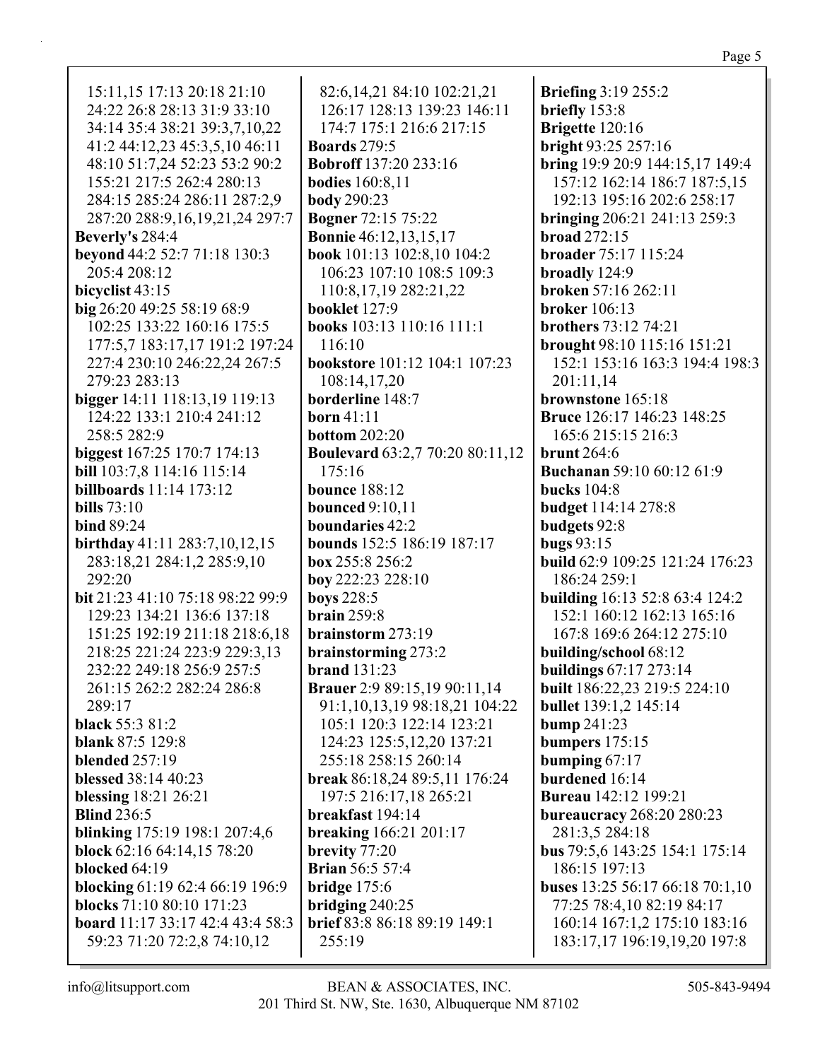15:11,15 17:13 20:18 21:10 24:22 26:8 28:13 31:9 33:10 34:14 35:4 38:21 39:3,7,10,22 41:2 44:12,23 45:3,5,10 46:11 48:10 51:7,24 52:23 53:2 90:2 155:21 217:5 262:4 280:13 284:15 285:24 286:11 287:2,9 287:20 288:9,16,19,21,24 297:7
**Beverly's** 284:4
**beyond** 44:2 52:7 71:18 130:3 205:4 208:12
**bicyclist** 43:15
**big** 26:20 49:25 58:19 68:9 102:25 133:22 160:16 175:5 177:5,7 183:17,17 191:2 197:24 227:4 230:10 246:22,24 267:5 279:23 283:13
**bigger** 14:11 118:13,19 119:13 124:22 133:1 210:4 241:12 258:5 282:9
**biggest** 167:25 170:7 174:13
**bill** 103:7,8 114:16 115:14
**billboards** 11:14 173:12
**bills** 73:10
**bind** 89:24
**birthday** 41:11 283:7,10,12,15 283:18,21 284:1,2 285:9,10 292:20
**bit** 21:23 41:10 75:18 98:22 99:9 129:23 134:21 136:6 137:18 151:25 192:19 211:18 218:6,18 218:25 221:24 223:9 229:3,13 232:22 249:18 256:9 257:5 261:15 262:2 282:24 286:8 289:17
**black** 55:3 81:2
**blank** 87:5 129:8
**blended** 257:19
**blessed** 38:14 40:23
**blessing** 18:21 26:21
**Blind** 236:5
**blinking** 175:19 198:1 207:4,6
**block** 62:16 64:14,15 78:20
**blocked** 64:19
**blocking** 61:19 62:4 66:19 196:9
**blocks** 71:10 80:10 171:23
**board** 11:17 33:17 42:4 43:4 58:3 59:23 71:20 72:2,8 74:10,12 82:6,14,21 84:10 102:21,21 126:17 128:13 139:23 146:11 174:7 175:1 216:6 217:15
**Boards** 279:5
**Bobroff** 137:20 233:16
**bodies** 160:8,11
**body** 290:23
**Bogner** 72:15 75:22
**Bonnie** 46:12,13,15,17
**book** 101:13 102:8,10 104:2 106:23 107:10 108:5 109:3 110:8,17,19 282:21,22
**booklet** 127:9
**books** 103:13 110:16 111:1 116:10
**bookstore** 101:12 104:1 107:23 108:14,17,20
**borderline** 148:7
**born** 41:11
**bottom** 202:20
**Boulevard** 63:2,7 70:20 80:11,12 175:16
**bounce** 188:12
**bounced** 9:10,11
**boundaries** 42:2
**bounds** 152:5 186:19 187:17
**box** 255:8 256:2
**boy** 222:23 228:10
**boys** 228:5
**brain** 259:8
**brainstorm** 273:19
**brainstorming** 273:2
**brand** 131:23
**Brauer** 2:9 89:15,19 90:11,14 91:1,10,13,19 98:18,21 104:22 105:1 120:3 122:14 123:21 124:23 125:5,12,20 137:21 255:18 258:15 260:14
**break** 86:18,24 89:5,11 176:24 197:5 216:17,18 265:21
**breakfast** 194:14
**breaking** 166:21 201:17
**brevity** 77:20
**Brian** 56:5 57:4
**bridge** 175:6
**bridging** 240:25
**brief** 83:8 86:18 89:19 149:1 255:19
**Briefing** 3:19 255:2
**briefly** 153:8
**Brigette** 120:16
**bright** 93:25 257:16
**bring** 19:9 20:9 144:15,17 149:4 157:12 162:14 186:7 187:5,15 192:13 195:16 202:6 258:17
**bringing** 206:21 241:13 259:3
**broad** 272:15
**broader** 75:17 115:24
**broadly** 124:9
**broken** 57:16 262:11
**broker** 106:13
**brothers** 73:12 74:21
**brought** 98:10 115:16 151:21 152:1 153:16 163:3 194:4 198:3 201:11,14
**brownstone** 165:18
**Bruce** 126:17 146:23 148:25 165:6 215:15 216:3
**brunt** 264:6
**Buchanan** 59:10 60:12 61:9
**bucks** 104:8
**budget** 114:14 278:8
**budgets** 92:8
**bugs** 93:15
**build** 62:9 109:25 121:24 176:23 186:24 259:1
**building** 16:13 52:8 63:4 124:2 152:1 160:12 162:13 165:16 167:8 169:6 264:12 275:10
**building/school** 68:12
**buildings** 67:17 273:14
**built** 186:22,23 219:5 224:10
**bullet** 139:1,2 145:14
**bump** 241:23
**bumpers** 175:15
**bumping** 67:17
**burdened** 16:14
**Bureau** 142:12 199:21
**bureaucracy** 268:20 280:23 281:3,5 284:18
**bus** 79:5,6 143:25 154:1 175:14 186:15 197:13
**buses** 13:25 56:17 66:18 70:1,10 77:25 78:4,10 82:19 84:17 160:14 167:1,2 175:10 183:16 183:17,17 196:19,19,20 197:8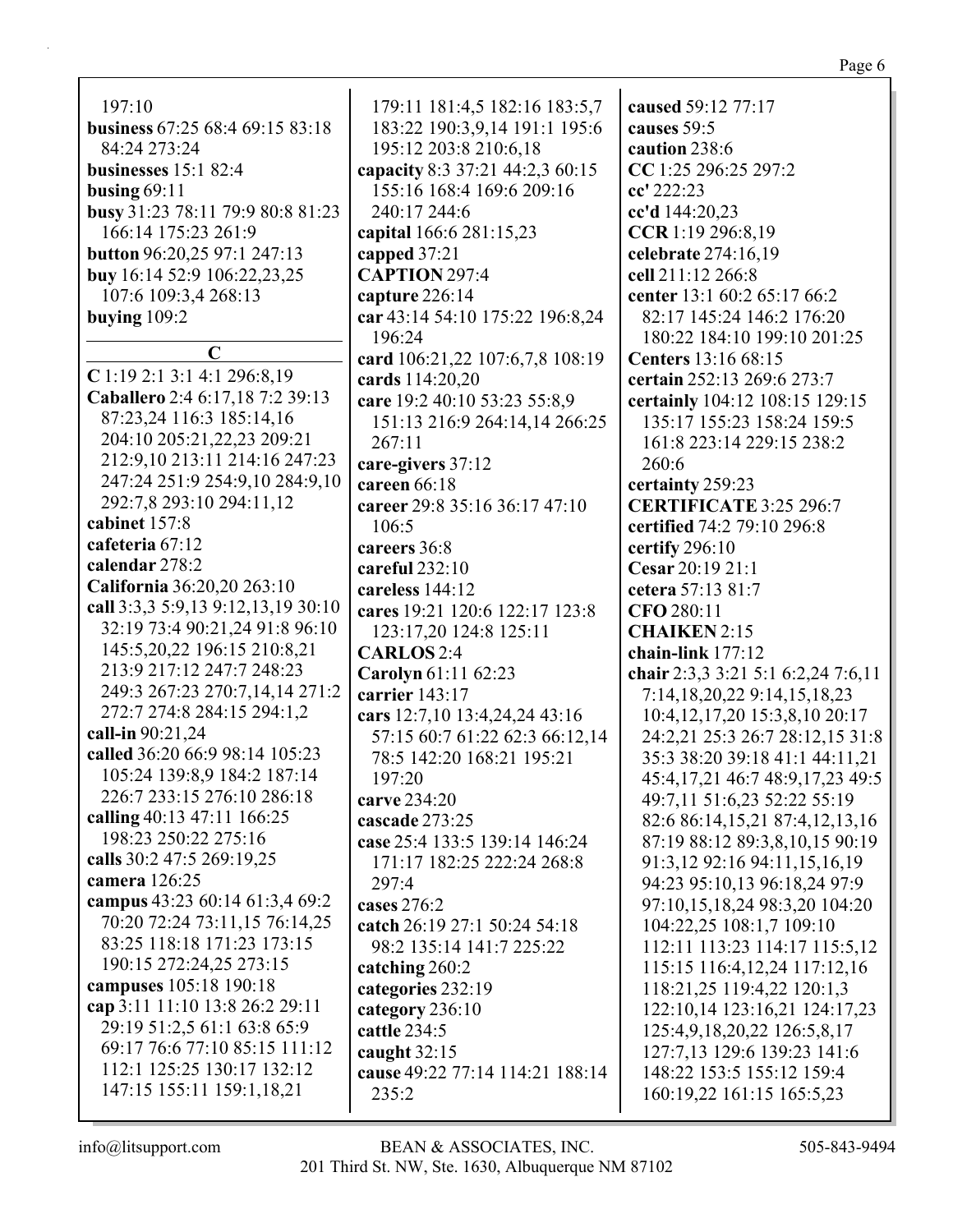197:10
**business** 67:25 68:4 69:15 83:18 84:24 273:24
**businesses** 15:1 82:4
**busing** 69:11
**busy** 31:23 78:11 79:9 80:8 81:23 166:14 175:23 261:9
**button** 96:20,25 97:1 247:13
**buy** 16:14 52:9 106:22,23,25 107:6 109:3,4 268:13
**buying** 109:2

**C**

**C** 1:19 2:1 3:1 4:1 296:8,19
**Caballero** 2:4 6:17,18 7:2 39:13 87:23,24 116:3 185:14,16 204:10 205:21,22,23 209:21 212:9,10 213:11 214:16 247:23 247:24 251:9 254:9,10 284:9,10 292:7,8 293:10 294:11,12
**cabinet** 157:8
**cafeteria** 67:12
**calendar** 278:2
**California** 36:20,20 263:10
**call** 3:3,3 5:9,13 9:12,13,19 30:10 32:19 73:4 90:21,24 91:8 96:10 145:5,20,22 196:15 210:8,21 213:9 217:12 247:7 248:23 249:3 267:23 270:7,14,14 271:2 272:7 274:8 284:15 294:1,2
**call-in** 90:21,24
**called** 36:20 66:9 98:14 105:23 105:24 139:8,9 184:2 187:14 226:7 233:15 276:10 286:18
**calling** 40:13 47:11 166:25 198:23 250:22 275:16
**calls** 30:2 47:5 269:19,25
**camera** 126:25
**campus** 43:23 60:14 61:3,4 69:2 70:20 72:24 73:11,15 76:14,25 83:25 118:18 171:23 173:15 190:15 272:24,25 273:15
**campuses** 105:18 190:18
**cap** 3:11 11:10 13:8 26:2 29:11 29:19 51:2,5 61:1 63:8 65:9 69:17 76:6 77:10 85:15 111:12 112:1 125:25 130:17 132:12 147:15 155:11 159:1,18,21 179:11 181:4,5 182:16 183:5,7 183:22 190:3,9,14 191:1 195:6 195:12 203:8 210:6,18
**capacity** 8:3 37:21 44:2,3 60:15 155:16 168:4 169:6 209:16 240:17 244:6
**capital** 166:6 281:15,23
**capped** 37:21
**CAPTION** 297:4
**capture** 226:14
**car** 43:14 54:10 175:22 196:8,24 196:24
**card** 106:21,22 107:6,7,8 108:19
**cards** 114:20,20
**care** 19:2 40:10 53:23 55:8,9 151:13 216:9 264:14,14 266:25 267:11
**care-givers** 37:12
**careen** 66:18
**career** 29:8 35:16 36:17 47:10 106:5
**careers** 36:8
**careful** 232:10
**careless** 144:12
**cares** 19:21 120:6 122:17 123:8 123:17,20 124:8 125:11
**CARLOS** 2:4
**Carolyn** 61:11 62:23
**carrier** 143:17
**cars** 12:7,10 13:4,24,24 43:16 57:15 60:7 61:22 62:3 66:12,14 78:5 142:20 168:21 195:21 197:20
**carve** 234:20
**cascade** 273:25
**case** 25:4 133:5 139:14 146:24 171:17 182:25 222:24 268:8 297:4
**cases** 276:2
**catch** 26:19 27:1 50:24 54:18 98:2 135:14 141:7 225:22
**catching** 260:2
**categories** 232:19
**category** 236:10
**cattle** 234:5
**caught** 32:15
**cause** 49:22 77:14 114:21 188:14 235:2
**caused** 59:12 77:17
**causes** 59:5
**caution** 238:6
**CC** 1:25 296:25 297:2
**cc'** 222:23
**cc'd** 144:20,23
**CCR** 1:19 296:8,19
**celebrate** 274:16,19
**cell** 211:12 266:8
**center** 13:1 60:2 65:17 66:2 82:17 145:24 146:2 176:20 180:22 184:10 199:10 201:25
**Centers** 13:16 68:15
**certain** 252:13 269:6 273:7
**certainly** 104:12 108:15 129:15 135:17 155:23 158:24 159:5 161:8 223:14 229:15 238:2 260:6
**certainty** 259:23
**CERTIFICATE** 3:25 296:7
**certified** 74:2 79:10 296:8
**certify** 296:10
**Cesar** 20:19 21:1
**cetera** 57:13 81:7
**CFO** 280:11
**CHAIKEN** 2:15
**chain-link** 177:12
**chair** 2:3,3 3:21 5:1 6:2,24 7:6,11 7:14,18,20,22 9:14,15,18,23 10:4,12,17,20 15:3,8,10 20:17 24:2,21 25:3 26:7 28:12,15 31:8 35:3 38:20 39:18 41:1 44:11,21 45:4,17,21 46:7 48:9,17,23 49:5 49:7,11 51:6,23 52:22 55:19 82:6 86:14,15,21 87:4,12,13,16 87:19 88:12 89:3,8,10,15 90:19 91:3,12 92:16 94:11,15,16,19 94:23 95:10,13 96:18,24 97:9 97:10,15,18,24 98:3,20 104:20 104:22,25 108:1,7 109:10 112:11 113:23 114:17 115:5,12 115:15 116:4,12,24 117:12,16 118:21,25 119:4,22 120:1,3 122:10,14 123:16,21 124:17,23 125:4,9,18,20,22 126:5,8,17 127:7,13 129:6 139:23 141:6 148:22 153:5 155:12 159:4 160:19,22 161:15 165:5,23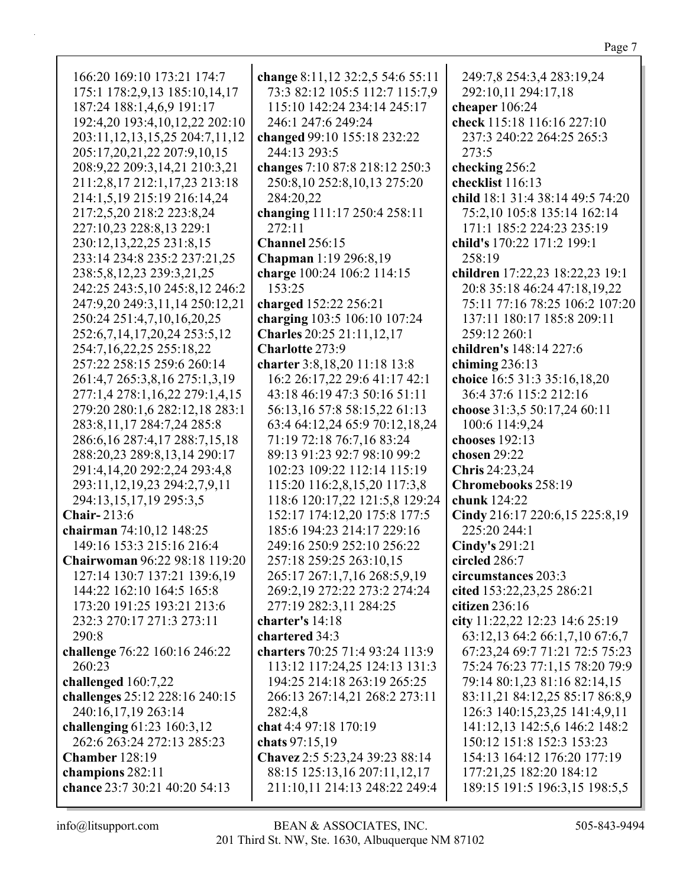166:20 169:10 173:21 174:7 175:1 178:2,9,13 185:10,14,17 187:24 188:1,4,6,9 191:17 192:4,20 193:4,10,12,22 202:10 203:11,12,13,15,25 204:7,11,12 205:17,20,21,22 207:9,10,15 208:9,22 209:3,14,21 210:3,21 211:2,8,17 212:1,17,23 213:18 214:1,5,19 215:19 216:14,24 217:2,5,20 218:2 223:8,24 227:10,23 228:8,13 229:1 230:12,13,22,25 231:8,15 233:14 234:8 235:2 237:21,25 238:5,8,12,23 239:3,21,25 242:25 243:5,10 245:8,12 246:2 247:9,20 249:3,11,14 250:12,21 250:24 251:4,7,10,16,20,25 252:6,7,14,17,20,24 253:5,12 254:7,16,22,25 255:18,22 257:22 258:15 259:6 260:14 261:4,7 265:3,8,16 275:1,3,19 277:1,4 278:1,16,22 279:1,4,15 279:20 280:1,6 282:12,18 283:1 283:8,11,17 284:7,24 285:8 286:6,16 287:4,17 288:7,15,18 288:20,23 289:8,13,14 290:17 291:4,14,20 292:2,24 293:4,8 293:11,12,19,23 294:2,7,9,11 294:13,15,17,19 295:3,5

**Chair-** 213:6

**chairman** 74:10,12 148:25 149:16 153:3 215:16 216:4

**Chairwoman** 96:22 98:18 119:20 127:14 130:7 137:21 139:6,19 144:22 162:10 164:5 165:8 173:20 191:25 193:21 213:6 232:3 270:17 271:3 273:11 290:8

**challenge** 76:22 160:16 246:22 260:23

**challenged** 160:7,22

**challenges** 25:12 228:16 240:15 240:16,17,19 263:14

**challenging** 61:23 160:3,12 262:6 263:24 272:13 285:23

**Chamber** 128:19

**champions** 282:11

**chance** 23:7 30:21 40:20 54:13

**change** 8:11,12 32:2,5 54:6 55:11 73:3 82:12 105:5 112:7 115:7,9 115:10 142:24 234:14 245:17 246:1 247:6 249:24

**changed** 99:10 155:18 232:22 244:13 293:5

**changes** 7:10 87:8 218:12 250:3 250:8,10 252:8,10,13 275:20 284:20,22

**changing** 111:17 250:4 258:11 272:11

**Channel** 256:15

**Chapman** 1:19 296:8,19

**charge** 100:24 106:2 114:15 153:25

**charged** 152:22 256:21

**charging** 103:5 106:10 107:24

**Charles** 20:25 21:11,12,17

**Charlotte** 273:9

**charter** 3:8,18,20 11:18 13:8 16:2 26:17,22 29:6 41:17 42:1 43:18 46:19 47:3 50:16 51:11 56:13,16 57:8 58:15,22 61:13 63:4 64:12,24 65:9 70:12,18,24 71:19 72:18 76:7,16 83:24 89:13 91:23 92:7 98:10 99:2 102:23 109:22 112:14 115:19 115:20 116:2,8,15,20 117:3,8 118:6 120:17,22 121:5,8 129:24 152:17 174:12,20 175:8 177:5 185:6 194:23 214:17 229:16 249:16 250:9 252:10 256:22 257:18 259:25 263:10,15 265:17 267:1,7,16 268:5,9,19 269:2,19 272:22 273:2 274:24 277:19 282:3,11 284:25

**charter's** 14:18

**chartered** 34:3

**charters** 70:25 71:4 93:24 113:9 113:12 117:24,25 124:13 131:3 194:25 214:18 263:19 265:25 266:13 267:14,21 268:2 273:11 282:4,8

**chat** 4:4 97:18 170:19

**chats** 97:15,19

**Chavez** 2:5 5:23,24 39:23 88:14 88:15 125:13,16 207:11,12,17 211:10,11 214:13 248:22 249:4 249:7,8 254:3,4 283:19,24 292:10,11 294:17,18

**cheaper** 106:24

**check** 115:18 116:16 227:10 237:3 240:22 264:25 265:3 273:5

**checking** 256:2

**checklist** 116:13

**child** 18:1 31:4 38:14 49:5 74:20 75:2,10 105:8 135:14 162:14 171:1 185:2 224:23 235:19

**child's** 170:22 171:2 199:1 258:19

**children** 17:22,23 18:22,23 19:1 20:8 35:18 46:24 47:18,19,22 75:11 77:16 78:25 106:2 107:20 137:11 180:17 185:8 209:11 259:12 260:1

**children's** 148:14 227:6

**chiming** 236:13

**choice** 16:5 31:3 35:16,18,20 36:4 37:6 115:2 212:16

**choose** 31:3,5 50:17,24 60:11 100:6 114:9,24

**chooses** 192:13

**chosen** 29:22

**Chris** 24:23,24

**Chromebooks** 258:19

**chunk** 124:22

**Cindy** 216:17 220:6,15 225:8,19 225:20 244:1

**Cindy's** 291:21

**circled** 286:7

**circumstances** 203:3

**cited** 153:22,23,25 286:21

**citizen** 236:16

**city** 11:22,22 12:23 14:6 25:19 63:12,13 64:2 66:1,7,10 67:6,7 67:23,24 69:7 71:21 72:5 75:23 75:24 76:23 77:1,15 78:20 79:9 79:14 80:1,23 81:16 82:14,15 83:11,21 84:12,25 85:17 86:8,9 126:3 140:15,23,25 141:4,9,11 141:12,13 142:5,6 146:2 148:2 150:12 151:8 152:3 153:23 154:13 164:12 176:20 177:19 177:21,25 182:20 184:12 189:15 191:5 196:3,15 198:5,5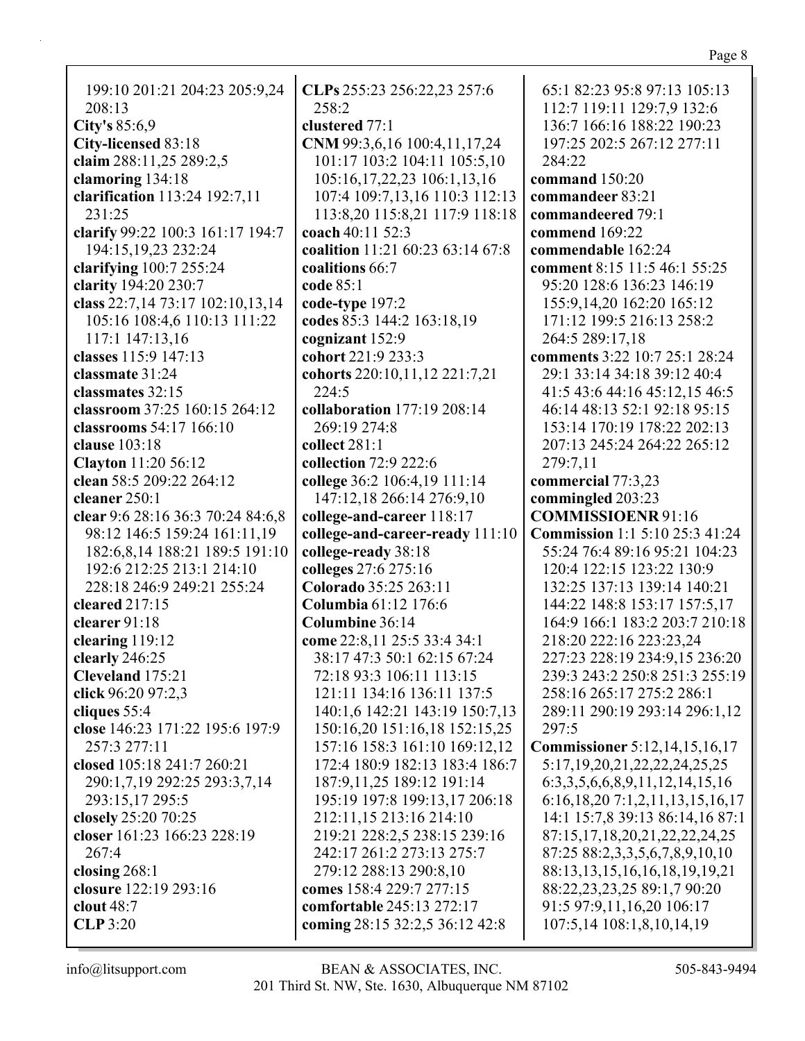199:10 201:21 204:23 205:9,24 208:13
**City's** 85:6,9
**City-licensed** 83:18
**claim** 288:11,25 289:2,5
**clamoring** 134:18
**clarification** 113:24 192:7,11 231:25
**clarify** 99:22 100:3 161:17 194:7 194:15,19,23 232:24
**clarifying** 100:7 255:24
**clarity** 194:20 230:7
**class** 22:7,14 73:17 102:10,13,14 105:16 108:4,6 110:13 111:22 117:1 147:13,16
**classes** 115:9 147:13
**classmate** 31:24
**classmates** 32:15
**classroom** 37:25 160:15 264:12
**classrooms** 54:17 166:10
**clause** 103:18
**Clayton** 11:20 56:12
**clean** 58:5 209:22 264:12
**cleaner** 250:1
**clear** 9:6 28:16 36:3 70:24 84:6,8 98:12 146:5 159:24 161:11,19 182:6,8,14 188:21 189:5 191:10 192:6 212:25 213:1 214:10 228:18 246:9 249:21 255:24
**cleared** 217:15
**clearer** 91:18
**clearing** 119:12
**clearly** 246:25
**Cleveland** 175:21
**click** 96:20 97:2,3
**cliques** 55:4
**close** 146:23 171:22 195:6 197:9 257:3 277:11
**closed** 105:18 241:7 260:21 290:1,7,19 292:25 293:3,7,14 293:15,17 295:5
**closely** 25:20 70:25
**closer** 161:23 166:23 228:19 267:4
**closing** 268:1
**closure** 122:19 293:16
**clout** 48:7
**CLP** 3:20
**CLPs** 255:23 256:22,23 257:6 258:2
**clustered** 77:1
**CNM** 99:3,6,16 100:4,11,17,24 101:17 103:2 104:11 105:5,10 105:16,17,22,23 106:1,13,16 107:4 109:7,13,16 110:3 112:13 113:8,20 115:8,21 117:9 118:18
**coach** 40:11 52:3
**coalition** 11:21 60:23 63:14 67:8
**coalitions** 66:7
**code** 85:1
**code-type** 197:2
**codes** 85:3 144:2 163:18,19
**cognizant** 152:9
**cohort** 221:9 233:3
**cohorts** 220:10,11,12 221:7,21 224:5
**collaboration** 177:19 208:14 269:19 274:8
**collect** 281:1
**collection** 72:9 222:6
**college** 36:2 106:4,19 111:14 147:12,18 266:14 276:9,10
**college-and-career** 118:17
**college-and-career-ready** 111:10
**college-ready** 38:18
**colleges** 27:6 275:16
**Colorado** 35:25 263:11
**Columbia** 61:12 176:6
**Columbine** 36:14
**come** 22:8,11 25:5 33:4 34:1 38:17 47:3 50:1 62:15 67:24 72:18 93:3 106:11 113:15 121:11 134:16 136:11 137:5 140:1,6 142:21 143:19 150:7,13 150:16,20 151:16,18 152:15,25 157:16 158:3 161:10 169:12,12 172:4 180:9 182:13 183:4 186:7 187:9,11,25 189:12 191:14 195:19 197:8 199:13,17 206:18 212:11,15 213:16 214:10 219:21 228:2,5 238:15 239:16 242:17 261:2 273:13 275:7 279:12 288:13 290:8,10
**comes** 158:4 229:7 277:15
**comfortable** 245:13 272:17
**coming** 28:15 32:2,5 36:12 42:8 65:1 82:23 95:8 97:13 105:13 112:7 119:11 129:7,9 132:6 136:7 166:16 188:22 190:23 197:25 202:5 267:12 277:11 284:22
**command** 150:20
**commandeer** 83:21
**commandeered** 79:1
**commend** 169:22
**commendable** 162:24
**comment** 8:15 11:5 46:1 55:25 95:20 128:6 136:23 146:19 155:9,14,20 162:20 165:12 171:12 199:5 216:13 258:2 264:5 289:17,18
**comments** 3:22 10:7 25:1 28:24 29:1 33:14 34:18 39:12 40:4 41:5 43:6 44:16 45:12,15 46:5 46:14 48:13 52:1 92:18 95:15 153:14 170:19 178:22 202:13 207:13 245:24 264:22 265:12 279:7,11
**commercial** 77:3,23
**commingled** 203:23
**COMMISSIOENR** 91:16
**Commission** 1:1 5:10 25:3 41:24 55:24 76:4 89:16 95:21 104:23 120:4 122:15 123:22 130:9 132:25 137:13 139:14 140:21 144:22 148:8 153:17 157:5,17 164:9 166:1 183:2 203:7 210:18 218:20 222:16 223:23,24 227:23 228:19 234:9,15 236:20 239:3 243:2 250:8 251:3 255:19 258:16 265:17 275:2 286:1 289:11 290:19 293:14 296:1,12 297:5
**Commissioner** 5:12,14,15,16,17 5:17,19,20,21,22,22,24,25,25 6:3,3,5,6,6,8,9,11,12,14,15,16 6:16,18,20 7:1,2,11,13,15,16,17 14:1 15:7,8 39:13 86:14,16 87:1 87:15,17,18,20,21,22,22,24,25 87:25 88:2,3,3,5,6,7,8,9,10,10 88:13,13,15,16,16,18,19,19,21 88:22,23,23,25 89:1,7 90:20 91:5 97:9,11,16,20 106:17 107:5,14 108:1,8,10,14,19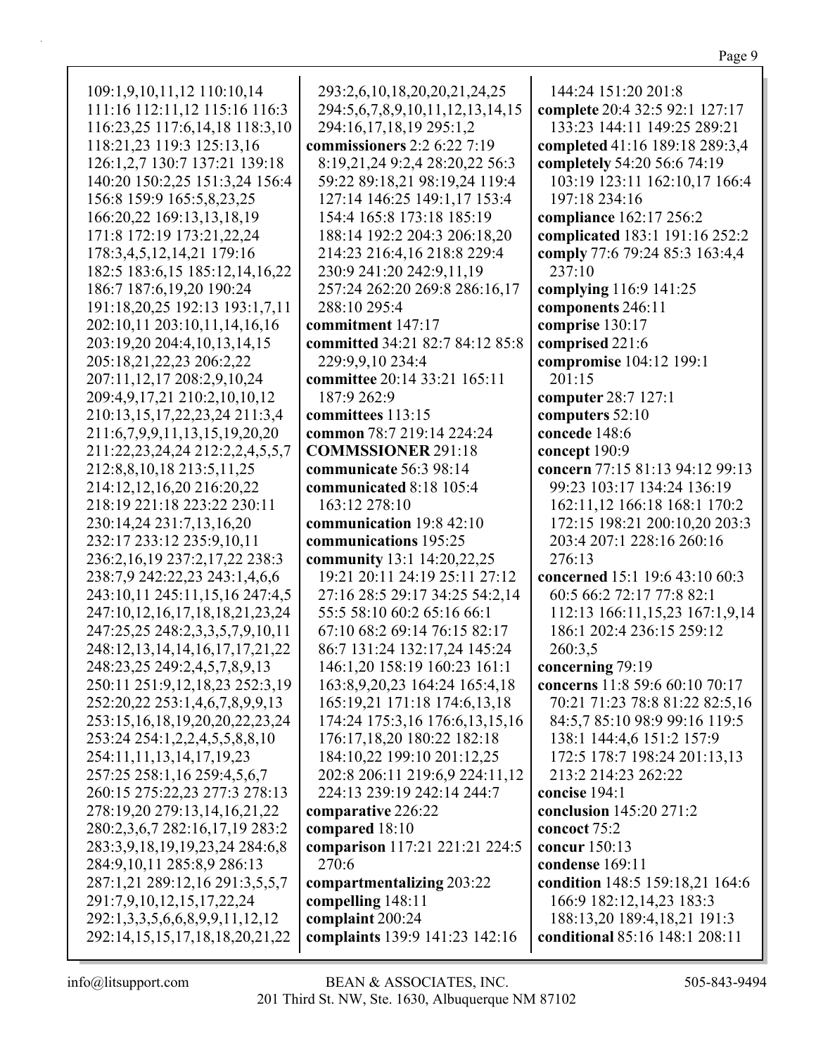109:1,9,10,11,12 110:10,14
111:16 112:11,12 115:16 116:3
116:23,25 117:6,14,18 118:3,10
118:21,23 119:3 125:13,16
126:1,2,7 130:7 137:21 139:18
140:20 150:2,25 151:3,24 156:4
156:8 159:9 165:5,8,23,25
166:20,22 169:13,13,18,19
171:8 172:19 173:21,22,24
178:3,4,5,12,14,21 179:16
182:5 183:6,15 185:12,14,16,22
186:7 187:6,19,20 190:24
191:18,20,25 192:13 193:1,7,11
202:10,11 203:10,11,14,16,16
203:19,20 204:4,10,13,14,15
205:18,21,22,23 206:2,22
207:11,12,17 208:2,9,10,24
209:4,9,17,21 210:2,10,10,12
210:13,15,17,22,23,24 211:3,4
211:6,7,9,9,11,13,15,19,20,20
211:22,23,24,24 212:2,2,4,5,5,7
212:8,8,10,18 213:5,11,25
214:12,12,16,20 216:20,22
218:19 221:18 223:22 230:11
230:14,24 231:7,13,16,20
232:17 233:12 235:9,10,11
236:2,16,19 237:2,17,22 238:3
238:7,9 242:22,23 243:1,4,6,6
243:10,11 245:11,15,16 247:4,5
247:10,12,16,17,18,18,21,23,24
247:25,25 248:2,3,3,5,7,9,10,11
248:12,13,14,14,16,17,17,21,22
248:23,25 249:2,4,5,7,8,9,13
250:11 251:9,12,18,23 252:3,19
252:20,22 253:1,4,6,7,8,9,9,13
253:15,16,18,19,20,20,22,23,24
253:24 254:1,2,2,4,5,5,8,8,10
254:11,11,13,14,17,19,23
257:25 258:1,16 259:4,5,6,7
260:15 275:22,23 277:3 278:13
278:19,20 279:13,14,16,21,22
280:2,3,6,7 282:16,17,19 283:2
283:3,9,18,19,19,23,24 284:6,8
284:9,10,11 285:8,9 286:13
287:1,21 289:12,16 291:3,5,5,7
291:7,9,10,12,15,17,22,24
292:1,3,3,5,6,6,8,9,9,11,12,12
292:14,15,15,17,18,18,20,21,22
293:2,6,10,18,20,20,21,24,25
294:5,6,7,8,9,10,11,12,13,14,15
294:16,17,18,19 295:1,2

**commissioners** 2:2 6:22 7:19
8:19,21,24 9:2,4 28:20,22 56:3
59:22 89:18,21 98:19,24 119:4
127:14 146:25 149:1,17 153:4
154:4 165:8 173:18 185:19
188:14 192:2 204:3 206:18,20
214:23 216:4,16 218:8 229:4
230:9 241:20 242:9,11,19
257:24 262:20 269:8 286:16,17
288:10 295:4

**commitment** 147:17

**committed** 34:21 82:7 84:12 85:8
229:9,9,10 234:4

**committee** 20:14 33:21 165:11
187:9 262:9

**committees** 113:15

**common** 78:7 219:14 224:24

**COMMSSIONER** 291:18

**communicate** 56:3 98:14

**communicated** 8:18 105:4
163:12 278:10

**communication** 19:8 42:10

**communications** 195:25

**community** 13:1 14:20,22,25
19:21 20:11 24:19 25:11 27:12
27:16 28:5 29:17 34:25 54:2,14
55:5 58:10 60:2 65:16 66:1
67:10 68:2 69:14 76:15 82:17
86:7 131:24 132:17,24 145:24
146:1,20 158:19 160:23 161:1
163:8,9,20,23 164:24 165:4,18
165:19,21 171:18 174:6,13,18
174:24 175:3,16 176:6,13,15,16
176:17,18,20 180:22 182:18
184:10,22 199:10 201:12,25
202:8 206:11 219:6,9 224:11,12
224:13 239:19 242:14 244:7

**comparative** 226:22

**compared** 18:10

**comparison** 117:21 221:21 224:5
270:6

**compartmentalizing** 203:22

**compelling** 148:11

**complaint** 200:24

**complaints** 139:9 141:23 142:16
144:24 151:20 201:8

**complete** 20:4 32:5 92:1 127:17
133:23 144:11 149:25 289:21

**completed** 41:16 189:18 289:3,4

**completely** 54:20 56:6 74:19
103:19 123:11 162:10,17 166:4
197:18 234:16

**compliance** 162:17 256:2

**complicated** 183:1 191:16 252:2

**comply** 77:6 79:24 85:3 163:4,4
237:10

**complying** 116:9 141:25

**components** 246:11

**comprise** 130:17

**comprised** 221:6

**compromise** 104:12 199:1
201:15

**computer** 28:7 127:1

**computers** 52:10

**concede** 148:6

**concept** 190:9

**concern** 77:15 81:13 94:12 99:13
99:23 103:17 134:24 136:19
162:11,12 166:18 168:1 170:2
172:15 198:21 200:10,20 203:3
203:4 207:1 228:16 260:16
276:13

**concerned** 15:1 19:6 43:10 60:3
60:5 66:2 72:17 77:8 82:1
112:13 166:11,15,23 167:1,9,14
186:1 202:4 236:15 259:12
260:3,5

**concerning** 79:19

**concerns** 11:8 59:6 60:10 70:17
70:21 71:23 78:8 81:22 82:5,16
84:5,7 85:10 98:9 99:16 119:5
138:1 144:4,6 151:2 157:9
172:5 178:7 198:24 201:13,13
213:2 214:23 262:22

**concise** 194:1

**conclusion** 145:20 271:2

**concoct** 75:2

**concur** 150:13

**condense** 169:11

**condition** 148:5 159:18,21 164:6
166:9 182:12,14,23 183:3
188:13,20 189:4,18,21 191:3

**conditional** 85:16 148:1 208:11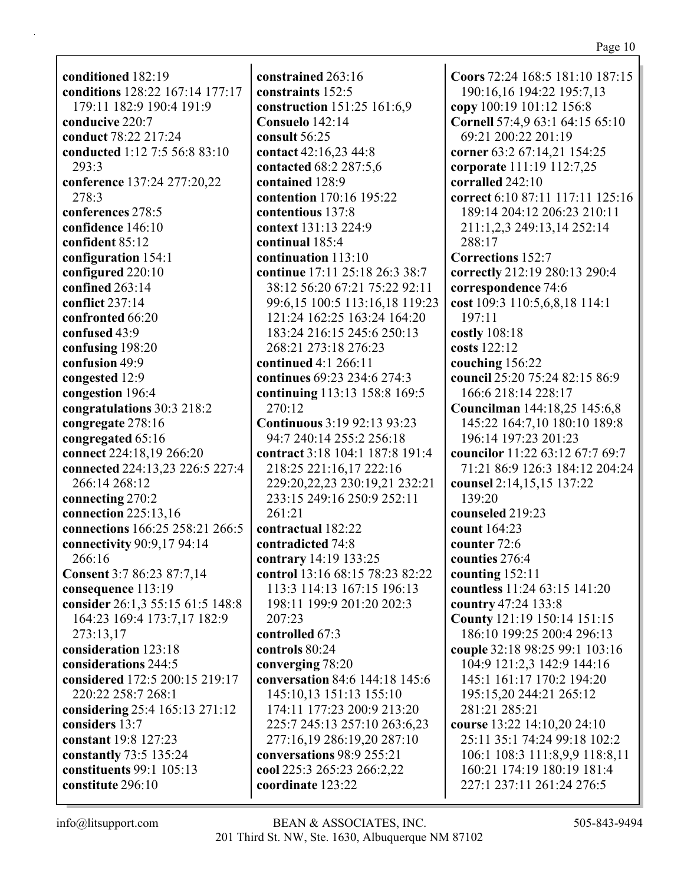**conditioned** 182:19
**conditions** 128:22 167:14 177:17 179:11 182:9 190:4 191:9
**conducive** 220:7
**conduct** 78:22 217:24
**conducted** 1:12 7:5 56:8 83:10 293:3
**conference** 137:24 277:20,22 278:3
**conferences** 278:5
**confidence** 146:10
**confident** 85:12
**configuration** 154:1
**configured** 220:10
**confined** 263:14
**conflict** 237:14
**confronted** 66:20
**confused** 43:9
**confusing** 198:20
**confusion** 49:9
**congested** 12:9
**congestion** 196:4
**congratulations** 30:3 218:2
**congregate** 278:16
**congregated** 65:16
**connect** 224:18,19 266:20
**connected** 224:13,23 226:5 227:4 266:14 268:12
**connecting** 270:2
**connection** 225:13,16
**connections** 166:25 258:21 266:5
**connectivity** 90:9,17 94:14 266:16
**Consent** 3:7 86:23 87:7,14
**consequence** 113:19
**consider** 26:1,3 55:15 61:5 148:8 164:23 169:4 173:7,17 182:9 273:13,17
**consideration** 123:18
**considerations** 244:5
**considered** 172:5 200:15 219:17 220:22 258:7 268:1
**considering** 25:4 165:13 271:12
**considers** 13:7
**constant** 19:8 127:23
**constantly** 73:5 135:24
**constituents** 99:1 105:13
**constitute** 296:10
**constrained** 263:16
**constraints** 152:5
**construction** 151:25 161:6,9
**Consuelo** 142:14
**consult** 56:25
**contact** 42:16,23 44:8
**contacted** 68:2 287:5,6
**contained** 128:9
**contention** 170:16 195:22
**contentious** 137:8
**context** 131:13 224:9
**continual** 185:4
**continuation** 113:10
**continue** 17:11 25:18 26:3 38:7 38:12 56:20 67:21 75:22 92:11 99:6,15 100:5 113:16,18 119:23 121:24 162:25 163:24 164:20 183:24 216:15 245:6 250:13 268:21 273:18 276:23
**continued** 4:1 266:11
**continues** 69:23 234:6 274:3
**continuing** 113:13 158:8 169:5 270:12
**Continuous** 3:19 92:13 93:23 94:7 240:14 255:2 256:18
**contract** 3:18 104:1 187:8 191:4 218:25 221:16,17 222:16 229:20,22,23 230:19,21 232:21 233:15 249:16 250:9 252:11 261:21
**contractual** 182:22
**contradicted** 74:8
**contrary** 14:19 133:25
**control** 13:16 68:15 78:23 82:22 113:3 114:13 167:15 196:13 198:11 199:9 201:20 202:3 207:23
**controlled** 67:3
**controls** 80:24
**converging** 78:20
**conversation** 84:6 144:18 145:6 145:10,13 151:13 155:10 174:11 177:23 200:9 213:20 225:7 245:13 257:10 263:6,23 277:16,19 286:19,20 287:10
**conversations** 98:9 255:21
**cool** 225:3 265:23 266:2,22
**coordinate** 123:22
**Coors** 72:24 168:5 181:10 187:15 190:16,16 194:22 195:7,13
**copy** 100:19 101:12 156:8
**Cornell** 57:4,9 63:1 64:15 65:10 69:21 200:22 201:19
**corner** 63:2 67:14,21 154:25
**corporate** 111:19 112:7,25
**corralled** 242:10
**correct** 6:10 87:11 117:11 125:16 189:14 204:12 206:23 210:11 211:1,2,3 249:13,14 252:14 288:17
**Corrections** 152:7
**correctly** 212:19 280:13 290:4
**correspondence** 74:6
**cost** 109:3 110:5,6,8,18 114:1 197:11
**costly** 108:18
**costs** 122:12
**couching** 156:22
**council** 25:20 75:24 82:15 86:9 166:6 218:14 228:17
**Councilman** 144:18,25 145:6,8 145:22 164:7,10 180:10 189:8 196:14 197:23 201:23
**councilor** 11:22 63:12 67:7 69:7 71:21 86:9 126:3 184:12 204:24
**counsel** 2:14,15,15 137:22 139:20
**counseled** 219:23
**count** 164:23
**counter** 72:6
**counties** 276:4
**counting** 152:11
**countless** 11:24 63:15 141:20
**country** 47:24 133:8
**County** 121:19 150:14 151:15 186:10 199:25 200:4 296:13
**couple** 32:18 98:25 99:1 103:16 104:9 121:2,3 142:9 144:16 145:1 161:17 170:2 194:20 195:15,20 244:21 265:12 281:21 285:21
**course** 13:22 14:10,20 24:10 25:11 35:1 74:24 99:18 102:2 106:1 108:3 111:8,9,9 118:8,11 160:21 174:19 180:19 181:4 227:1 237:11 261:24 276:5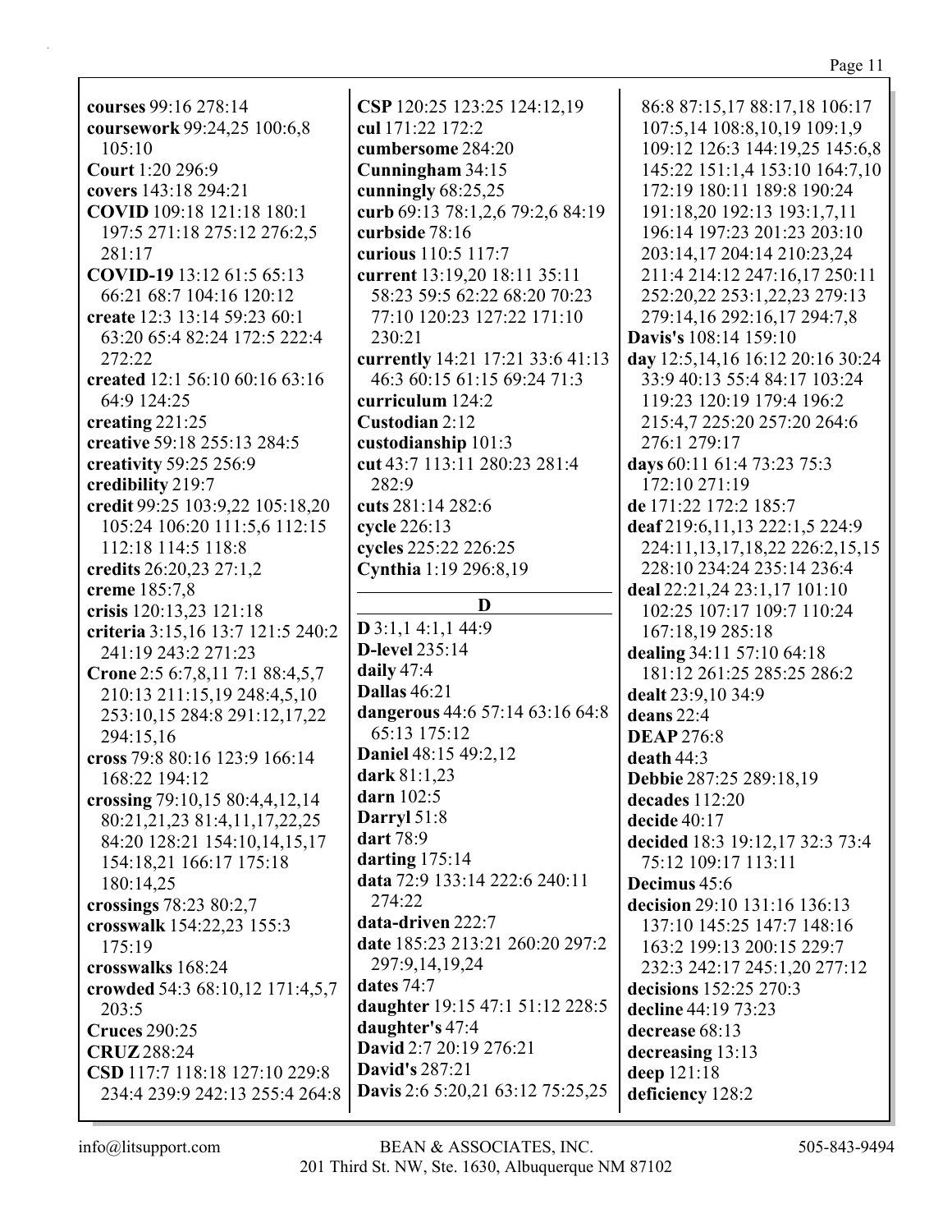**courses** 99:16 278:14
**coursework** 99:24,25 100:6,8 105:10
**Court** 1:20 296:9
**covers** 143:18 294:21
**COVID** 109:18 121:18 180:1 197:5 271:18 275:12 276:2,5 281:17
**COVID-19** 13:12 61:5 65:13 66:21 68:7 104:16 120:12
**create** 12:3 13:14 59:23 60:1 63:20 65:4 82:24 172:5 222:4 272:22
**created** 12:1 56:10 60:16 63:16 64:9 124:25
**creating** 221:25
**creative** 59:18 255:13 284:5
**creativity** 59:25 256:9
**credibility** 219:7
**credit** 99:25 103:9,22 105:18,20 105:24 106:20 111:5,6 112:15 112:18 114:5 118:8
**credits** 26:20,23 27:1,2
**creme** 185:7,8
**crisis** 120:13,23 121:18
**criteria** 3:15,16 13:7 121:5 240:2 241:19 243:2 271:23
**Crone** 2:5 6:7,8,11 7:1 88:4,5,7 210:13 211:15,19 248:4,5,10 253:10,15 284:8 291:12,17,22 294:15,16
**cross** 79:8 80:16 123:9 166:14 168:22 194:12
**crossing** 79:10,15 80:4,4,12,14 80:21,21,23 81:4,11,17,22,25 84:20 128:21 154:10,14,15,17 154:18,21 166:17 175:18 180:14,25
**crossings** 78:23 80:2,7
**crosswalk** 154:22,23 155:3 175:19
**crosswalks** 168:24
**crowded** 54:3 68:10,12 171:4,5,7 203:5
**Cruces** 290:25
**CRUZ** 288:24
**CSD** 117:7 118:18 127:10 229:8 234:4 239:9 242:13 255:4 264:8
**CSP** 120:25 123:25 124:12,19
**cul** 171:22 172:2
**cumbersome** 284:20
**Cunningham** 34:15
**cunningly** 68:25,25
**curb** 69:13 78:1,2,6 79:2,6 84:19
**curbside** 78:16
**curious** 110:5 117:7
**current** 13:19,20 18:11 35:11 58:23 59:5 62:22 68:20 70:23 77:10 120:23 127:22 171:10 230:21
**currently** 14:21 17:21 33:6 41:13 46:3 60:15 61:15 69:24 71:3
**curriculum** 124:2
**Custodian** 2:12
**custodianship** 101:3
**cut** 43:7 113:11 280:23 281:4 282:9
**cuts** 281:14 282:6
**cycle** 226:13
**cycles** 225:22 226:25
**Cynthia** 1:19 296:8,19

## D

**D** 3:1,1 4:1,1 44:9
**D-level** 235:14
**daily** 47:4
**Dallas** 46:21
**dangerous** 44:6 57:14 63:16 64:8 65:13 175:12
**Daniel** 48:15 49:2,12
**dark** 81:1,23
**darn** 102:5
**Darryl** 51:8
**dart** 78:9
**darting** 175:14
**data** 72:9 133:14 222:6 240:11 274:22
**data-driven** 222:7
**date** 185:23 213:21 260:20 297:2 297:9,14,19,24
**dates** 74:7
**daughter** 19:15 47:1 51:12 228:5
**daughter's** 47:4
**David** 2:7 20:19 276:21
**David's** 287:21
**Davis** 2:6 5:20,21 63:12 75:25,25 86:8 87:15,17 88:17,18 106:17 107:5,14 108:8,10,19 109:1,9 109:12 126:3 144:19,25 145:6,8 145:22 151:1,4 153:10 164:7,10 172:19 180:11 189:8 190:24 191:18,20 192:13 193:1,7,11 196:14 197:23 201:23 203:10 203:14,17 204:14 210:23,24 211:4 214:12 247:16,17 250:11 252:20,22 253:1,22,23 279:13 279:14,16 292:16,17 294:7,8
**Davis's** 108:14 159:10
**day** 12:5,14,16 16:12 20:16 30:24 33:9 40:13 55:4 84:17 103:24 119:23 120:19 179:4 196:2 215:4,7 225:20 257:20 264:6 276:1 279:17
**days** 60:11 61:4 73:23 75:3 172:10 271:19
**de** 171:22 172:2 185:7
**deaf** 219:6,11,13 222:1,5 224:9 224:11,13,17,18,22 226:2,15,15 228:10 234:24 235:14 236:4
**deal** 22:21,24 23:1,17 101:10 102:25 107:17 109:7 110:24 167:18,19 285:18
**dealing** 34:11 57:10 64:18 181:12 261:25 285:25 286:2
**dealt** 23:9,10 34:9
**deans** 22:4
**DEAP** 276:8
**death** 44:3
**Debbie** 287:25 289:18,19
**decades** 112:20
**decide** 40:17
**decided** 18:3 19:12,17 32:3 73:4 75:12 109:17 113:11
**Decimus** 45:6
**decision** 29:10 131:16 136:13 137:10 145:25 147:7 148:16 163:2 199:13 200:15 229:7 232:3 242:17 245:1,20 277:12
**decisions** 152:25 270:3
**decline** 44:19 73:23
**decrease** 68:13
**decreasing** 13:13
**deep** 121:18
**deficiency** 128:2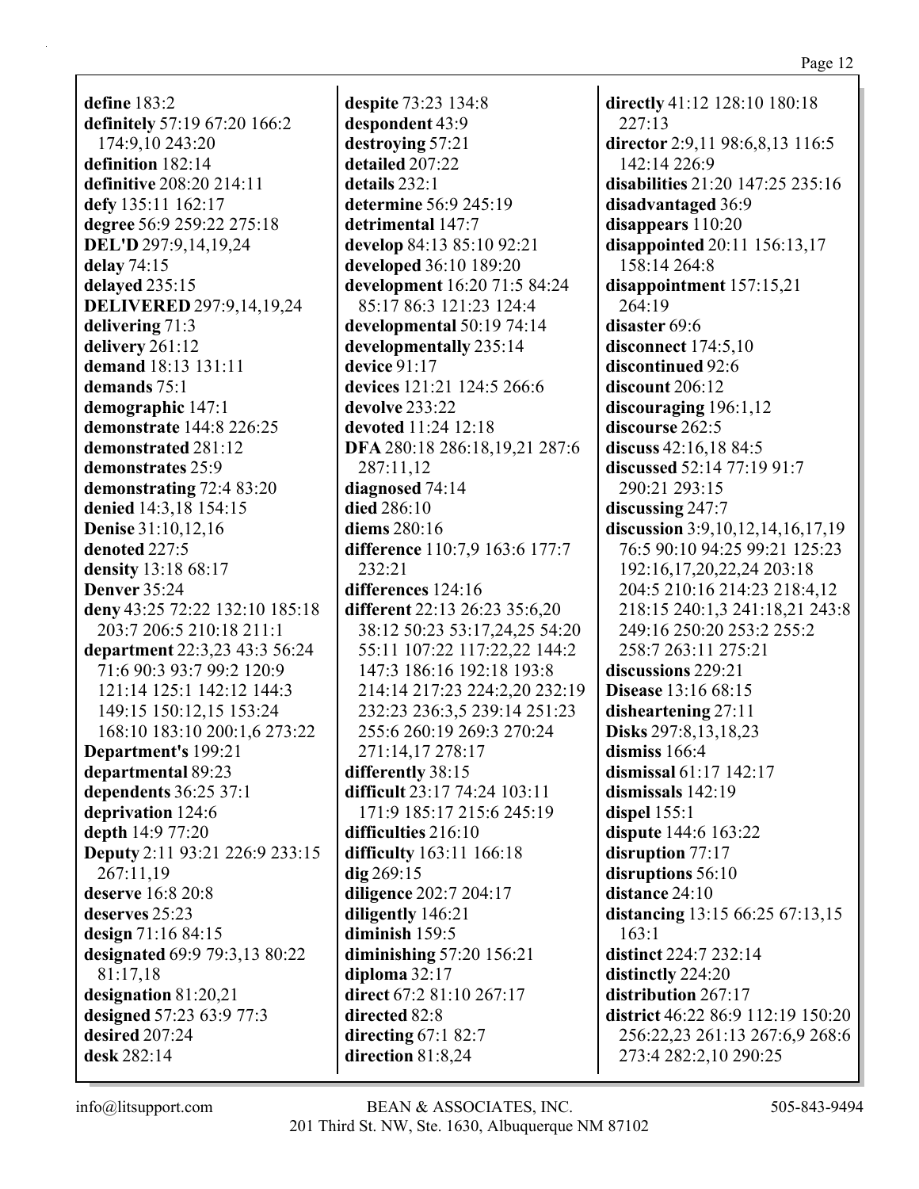**define** 183:2
**definitely** 57:19 67:20 166:2 174:9,10 243:20
**definition** 182:14
**definitive** 208:20 214:11
**defy** 135:11 162:17
**degree** 56:9 259:22 275:18
**DEL'D** 297:9,14,19,24
**delay** 74:15
**delayed** 235:15
**DELIVERED** 297:9,14,19,24
**delivering** 71:3
**delivery** 261:12
**demand** 18:13 131:11
**demands** 75:1
**demographic** 147:1
**demonstrate** 144:8 226:25
**demonstrated** 281:12
**demonstrates** 25:9
**demonstrating** 72:4 83:20
**denied** 14:3,18 154:15
**Denise** 31:10,12,16
**denoted** 227:5
**density** 13:18 68:17
**Denver** 35:24
**deny** 43:25 72:22 132:10 185:18 203:7 206:5 210:18 211:1
**department** 22:3,23 43:3 56:24 71:6 90:3 93:7 99:2 120:9 121:14 125:1 142:12 144:3 149:15 150:12,15 153:24 168:10 183:10 200:1,6 273:22
**Department's** 199:21
**departmental** 89:23
**dependents** 36:25 37:1
**deprivation** 124:6
**depth** 14:9 77:20
**Deputy** 2:11 93:21 226:9 233:15 267:11,19
**deserve** 16:8 20:8
**deserves** 25:23
**design** 71:16 84:15
**designated** 69:9 79:3,13 80:22 81:17,18
**designation** 81:20,21
**designed** 57:23 63:9 77:3
**desired** 207:24
**desk** 282:14
**despite** 73:23 134:8
**despondent** 43:9
**destroying** 57:21
**detailed** 207:22
**details** 232:1
**determine** 56:9 245:19
**detrimental** 147:7
**develop** 84:13 85:10 92:21
**developed** 36:10 189:20
**development** 16:20 71:5 84:24 85:17 86:3 121:23 124:4
**developmental** 50:19 74:14
**developmentally** 235:14
**device** 91:17
**devices** 121:21 124:5 266:6
**devolve** 233:22
**devoted** 11:24 12:18
**DFA** 280:18 286:18,19,21 287:6 287:11,12
**diagnosed** 74:14
**died** 286:10
**diems** 280:16
**difference** 110:7,9 163:6 177:7 232:21
**differences** 124:16
**different** 22:13 26:23 35:6,20 38:12 50:23 53:17,24,25 54:20 55:11 107:22 117:22,22 144:2 147:3 186:16 192:18 193:8 214:14 217:23 224:2,20 232:19 232:23 236:3,5 239:14 251:23 255:6 260:19 269:3 270:24 271:14,17 278:17
**differently** 38:15
**difficult** 23:17 74:24 103:11 171:9 185:17 215:6 245:19
**difficulties** 216:10
**difficulty** 163:11 166:18
**dig** 269:15
**diligence** 202:7 204:17
**diligently** 146:21
**diminish** 159:5
**diminishing** 57:20 156:21
**diploma** 32:17
**direct** 67:2 81:10 267:17
**directed** 82:8
**directing** 67:1 82:7
**direction** 81:8,24
**directly** 41:12 128:10 180:18 227:13
**director** 2:9,11 98:6,8,13 116:5 142:14 226:9
**disabilities** 21:20 147:25 235:16
**disadvantaged** 36:9
**disappears** 110:20
**disappointed** 20:11 156:13,17 158:14 264:8
**disappointment** 157:15,21 264:19
**disaster** 69:6
**disconnect** 174:5,10
**discontinued** 92:6
**discount** 206:12
**discouraging** 196:1,12
**discourse** 262:5
**discuss** 42:16,18 84:5
**discussed** 52:14 77:19 91:7 290:21 293:15
**discussing** 247:7
**discussion** 3:9,10,12,14,16,17,19 76:5 90:10 94:25 99:21 125:23 192:16,17,20,22,24 203:18 204:5 210:16 214:23 218:4,12 218:15 240:1,3 241:18,21 243:8 249:16 250:20 253:2 255:2 258:7 263:11 275:21
**discussions** 229:21
**Disease** 13:16 68:15
**disheartening** 27:11
**Disks** 297:8,13,18,23
**dismiss** 166:4
**dismissal** 61:17 142:17
**dismissals** 142:19
**dispel** 155:1
**dispute** 144:6 163:22
**disruption** 77:17
**disruptions** 56:10
**distance** 24:10
**distancing** 13:15 66:25 67:13,15 163:1
**distinct** 224:7 232:14
**distinctly** 224:20
**distribution** 267:17
**district** 46:22 86:9 112:19 150:20 256:22,23 261:13 267:6,9 268:6 273:4 282:2,10 290:25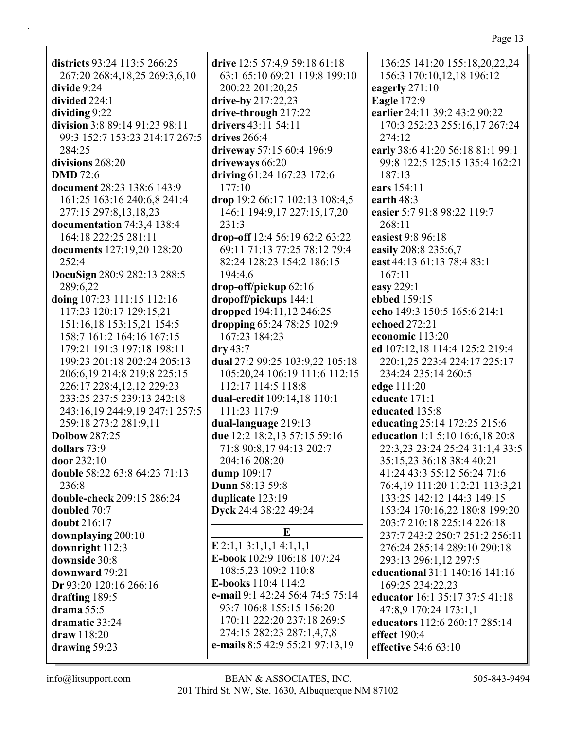**districts** 93:24 113:5 266:25 267:20 268:4,18,25 269:3,6,10
**divide** 9:24
**divided** 224:1
**dividing** 9:22
**division** 3:8 89:14 91:23 98:11 99:3 152:7 153:23 214:17 267:5 284:25
**divisions** 268:20
**DMD** 72:6
**document** 28:23 138:6 143:9 161:25 163:16 240:6,8 241:4 277:15 297:8,13,18,23
**documentation** 74:3,4 138:4 164:18 222:25 281:11
**documents** 127:19,20 128:20 252:4
**DocuSign** 280:9 282:13 288:5 289:6,22
**doing** 107:23 111:15 112:16 117:23 120:17 129:15,21 151:16,18 153:15,21 154:5 158:7 161:2 164:16 167:15 179:21 191:3 197:18 198:11 199:23 201:18 202:24 205:13 206:6,19 214:8 219:8 225:15 226:17 228:4,12,12 229:23 233:25 237:5 239:13 242:18 243:16,19 244:9,19 247:1 257:5 259:18 273:2 281:9,11
**Dolbow** 287:25
**dollars** 73:9
**door** 232:10
**double** 58:22 63:8 64:23 71:13 236:8
**double-check** 209:15 286:24
**doubled** 70:7
**doubt** 216:17
**downplaying** 200:10
**downright** 112:3
**downside** 30:8
**downward** 79:21
**Dr** 93:20 120:16 266:16
**drafting** 189:5
**drama** 55:5
**dramatic** 33:24
**draw** 118:20
**drawing** 59:23
**drive** 12:5 57:4,9 59:18 61:18 63:1 65:10 69:21 119:8 199:10 200:22 201:20,25
**drive-by** 217:22,23
**drive-through** 217:22
**drivers** 43:11 54:11
**drives** 266:4
**driveway** 57:15 60:4 196:9
**driveways** 66:20
**driving** 61:24 167:23 172:6 177:10
**drop** 19:2 66:17 102:13 108:4,5 146:1 194:9,17 227:15,17,20 231:3
**drop-off** 12:4 56:19 62:2 63:22 69:11 71:13 77:25 78:12 79:4 82:24 128:23 154:2 186:15 194:4,6
**drop-off/pickup** 62:16
**dropoff/pickups** 144:1
**dropped** 194:11,12 246:25
**dropping** 65:24 78:25 102:9 167:23 184:23
**dry** 43:7
**dual** 27:2 99:25 103:9,22 105:18 105:20,24 106:19 111:6 112:15 112:17 114:5 118:8
**dual-credit** 109:14,18 110:1 111:23 117:9
**dual-language** 219:13
**due** 12:2 18:2,13 57:15 59:16 71:8 90:8,17 94:13 202:7 204:16 208:20
**dump** 109:17
**Dunn** 58:13 59:8
**duplicate** 123:19
**Dyck** 24:4 38:22 49:24

## E

**E** 2:1,1 3:1,1,1 4:1,1,1
**E-book** 102:9 106:18 107:24 108:5,23 109:2 110:8
**E-books** 110:4 114:2
**e-mail** 9:1 42:24 56:4 74:5 75:14 93:7 106:8 155:15 156:20 170:11 222:20 237:18 269:5 274:15 282:23 287:1,4,7,8
**e-mails** 8:5 42:9 55:21 97:13,19 136:25 141:20 155:18,20,22,24 156:3 170:10,12,18 196:12
**eagerly** 271:10
**Eagle** 172:9
**earlier** 24:11 39:2 43:2 90:22 170:3 252:23 255:16,17 267:24 274:12
**early** 38:6 41:20 56:18 81:1 99:1 99:8 122:5 125:15 135:4 162:21 187:13
**ears** 154:11
**earth** 48:3
**easier** 5:7 91:8 98:22 119:7 268:11
**easiest** 9:8 96:18
**easily** 208:8 235:6,7
**east** 44:13 61:13 78:4 83:1 167:11
**easy** 229:1
**ebbed** 159:15
**echo** 149:3 150:5 165:6 214:1
**echoed** 272:21
**economic** 113:20
**ed** 107:12,18 114:4 125:2 219:4 220:1,25 223:4 224:17 225:17 234:24 235:14 260:5
**edge** 111:20
**educate** 171:1
**educated** 135:8
**educating** 25:14 172:25 215:6
**education** 1:1 5:10 16:6,18 20:8 22:3,23 23:24 25:24 31:1,4 33:5 35:15,23 36:18 38:4 40:21 41:24 43:3 55:12 56:24 71:6 76:4,19 111:20 112:21 113:3,21 133:25 142:12 144:3 149:15 153:24 170:16,22 180:8 199:20 203:7 210:18 225:14 226:18 237:7 243:2 250:7 251:2 256:11 276:24 285:14 289:10 290:18 293:13 296:1,12 297:5
**educational** 31:1 140:16 141:16 169:25 234:22,23
**educator** 16:1 35:17 37:5 41:18 47:8,9 170:24 173:1,1
**educators** 112:6 260:17 285:14
**effect** 190:4
**effective** 54:6 63:10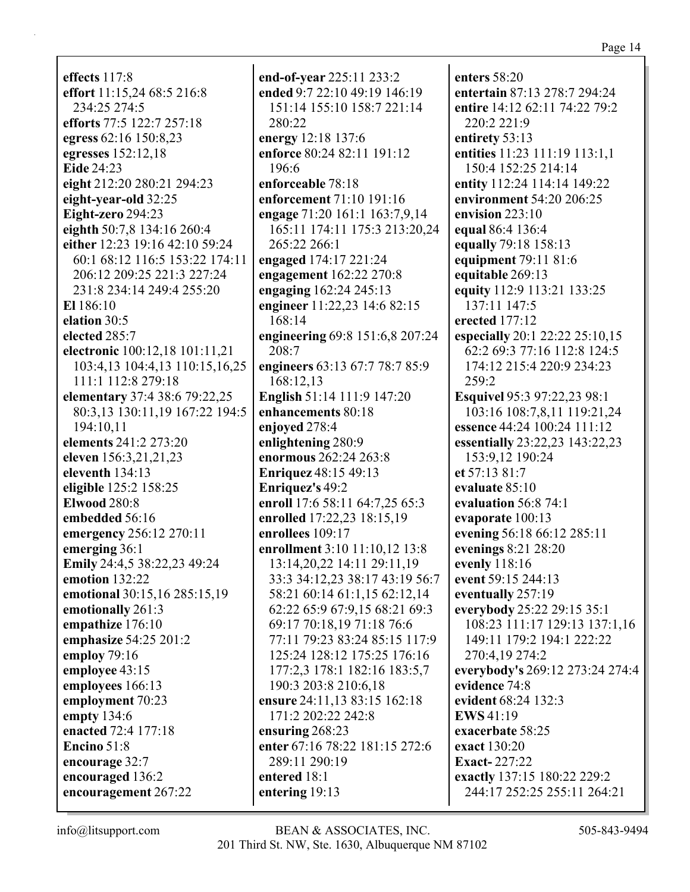**effects** 117:8
**effort** 11:15,24 68:5 216:8 234:25 274:5
**efforts** 77:5 122:7 257:18
**egress** 62:16 150:8,23
**egresses** 152:12,18
**Eide** 24:23
**eight** 212:20 280:21 294:23
**eight-year-old** 32:25
**Eight-zero** 294:23
**eighth** 50:7,8 134:16 260:4
**either** 12:23 19:16 42:10 59:24 60:1 68:12 116:5 153:22 174:11 206:12 209:25 221:3 227:24 231:8 234:14 249:4 255:20
**El** 186:10
**elation** 30:5
**elected** 285:7
**electronic** 100:12,18 101:11,21 103:4,13 104:4,13 110:15,16,25 111:1 112:8 279:18
**elementary** 37:4 38:6 79:22,25 80:3,13 130:11,19 167:22 194:5 194:10,11
**elements** 241:2 273:20
**eleven** 156:3,21,21,23
**eleventh** 134:13
**eligible** 125:2 158:25
**Elwood** 280:8
**embedded** 56:16
**emergency** 256:12 270:11
**emerging** 36:1
**Emily** 24:4,5 38:22,23 49:24
**emotion** 132:22
**emotional** 30:15,16 285:15,19
**emotionally** 261:3
**empathize** 176:10
**emphasize** 54:25 201:2
**employ** 79:16
**employee** 43:15
**employees** 166:13
**employment** 70:23
**empty** 134:6
**enacted** 72:4 177:18
**Encino** 51:8
**encourage** 32:7
**encouraged** 136:2
**encouragement** 267:22
**end-of-year** 225:11 233:2
**ended** 9:7 22:10 49:19 146:19 151:14 155:10 158:7 221:14 280:22
**energy** 12:18 137:6
**enforce** 80:24 82:11 191:12 196:6
**enforceable** 78:18
**enforcement** 71:10 191:16
**engage** 71:20 161:1 163:7,9,14 165:11 174:11 175:3 213:20,24 265:22 266:1
**engaged** 174:17 221:24
**engagement** 162:22 270:8
**engaging** 162:24 245:13
**engineer** 11:22,23 14:6 82:15 168:14
**engineering** 69:8 151:6,8 207:24 208:7
**engineers** 63:13 67:7 78:7 85:9 168:12,13
**English** 51:14 111:9 147:20
**enhancements** 80:18
**enjoyed** 278:4
**enlightening** 280:9
**enormous** 262:24 263:8
**Enriquez** 48:15 49:13
**Enriquez's** 49:2
**enroll** 17:6 58:11 64:7,25 65:3
**enrolled** 17:22,23 18:15,19
**enrollees** 109:17
**enrollment** 3:10 11:10,12 13:8 13:14,20,22 14:11 29:11,19 33:3 34:12,23 38:17 43:19 56:7 58:21 60:14 61:1,15 62:12,14 62:22 65:9 67:9,15 68:21 69:3 69:17 70:18,19 71:18 76:6 77:11 79:23 83:24 85:15 117:9 125:24 128:12 175:25 176:16 177:2,3 178:1 182:16 183:5,7 190:3 203:8 210:6,18
**ensure** 24:11,13 83:15 162:18 171:2 202:22 242:8
**ensuring** 268:23
**enter** 67:16 78:22 181:15 272:6 289:11 290:19
**entered** 18:1
**entering** 19:13
**enters** 58:20
**entertain** 87:13 278:7 294:24
**entire** 14:12 62:11 74:22 79:2 220:2 221:9
**entirety** 53:13
**entities** 11:23 111:19 113:1,1 150:4 152:25 214:14
**entity** 112:24 114:14 149:22
**environment** 54:20 206:25
**envision** 223:10
**equal** 86:4 136:4
**equally** 79:18 158:13
**equipment** 79:11 81:6
**equitable** 269:13
**equity** 112:9 113:21 133:25 137:11 147:5
**erected** 177:12
**especially** 20:1 22:22 25:10,15 62:2 69:3 77:16 112:8 124:5 174:12 215:4 220:9 234:23 259:2
**Esquivel** 95:3 97:22,23 98:1 103:16 108:7,8,11 119:21,24
**essence** 44:24 100:24 111:12
**essentially** 23:22,23 143:22,23 153:9,12 190:24
**et** 57:13 81:7
**evaluate** 85:10
**evaluation** 56:8 74:1
**evaporate** 100:13
**evening** 56:18 66:12 285:11
**evenings** 8:21 28:20
**evenly** 118:16
**event** 59:15 244:13
**eventually** 257:19
**everybody** 25:22 29:15 35:1 108:23 111:17 129:13 137:1,16 149:11 179:2 194:1 222:22 270:4,19 274:2
**everybody's** 269:12 273:24 274:4
**evidence** 74:8
**evident** 68:24 132:3
**EWS** 41:19
**exacerbate** 58:25
**exact** 130:20
**Exact-** 227:22
**exactly** 137:15 180:22 229:2 244:17 252:25 255:11 264:21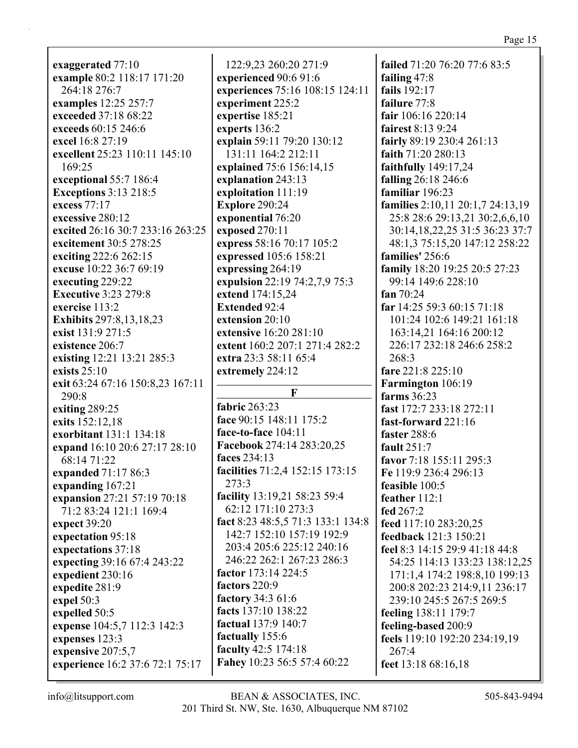**exaggerated** 77:10
**example** 80:2 118:17 171:20 264:18 276:7
**examples** 12:25 257:7
**exceeded** 37:18 68:22
**exceeds** 60:15 246:6
**excel** 16:8 27:19
**excellent** 25:23 110:11 145:10 169:25
**exceptional** 55:7 186:4
**Exceptions** 3:13 218:5
**excess** 77:17
**excessive** 280:12
**excited** 26:16 30:7 233:16 263:25
**excitement** 30:5 278:25
**exciting** 222:6 262:15
**excuse** 10:22 36:7 69:19
**executing** 229:22
**Executive** 3:23 279:8
**exercise** 113:2
**Exhibits** 297:8,13,18,23
**exist** 131:9 271:5
**existence** 206:7
**existing** 12:21 13:21 285:3
**exists** 25:10
**exit** 63:24 67:16 150:8,23 167:11 290:8
**exiting** 289:25
**exits** 152:12,18
**exorbitant** 131:1 134:18
**expand** 16:10 20:6 27:17 28:10 68:14 71:22
**expanded** 71:17 86:3
**expanding** 167:21
**expansion** 27:21 57:19 70:18 71:2 83:24 121:1 169:4
**expect** 39:20
**expectation** 95:18
**expectations** 37:18
**expecting** 39:16 67:4 243:22
**expedient** 230:16
**expedite** 281:9
**expel** 50:3
**expelled** 50:5
**expense** 104:5,7 112:3 142:3
**expenses** 123:3
**expensive** 207:5,7
**experience** 16:2 37:6 72:1 75:17 122:9,23 260:20 271:9
**experienced** 90:6 91:6
**experiences** 75:16 108:15 124:11
**experiment** 225:2
**expertise** 185:21
**experts** 136:2
**explain** 59:11 79:20 130:12 131:11 164:2 212:11
**explained** 75:6 156:14,15
**explanation** 243:13
**exploitation** 111:19
**Explore** 290:24
**exponential** 76:20
**exposed** 270:11
**express** 58:16 70:17 105:2
**expressed** 105:6 158:21
**expressing** 264:19
**expulsion** 22:19 74:2,7,9 75:3
**extend** 174:15,24
**Extended** 92:4
**extension** 20:10
**extensive** 16:20 281:10
**extent** 160:2 207:1 271:4 282:2
**extra** 23:3 58:11 65:4
**extremely** 224:12

## F

**fabric** 263:23
**face** 90:15 148:11 175:2
**face-to-face** 104:11
**Facebook** 274:14 283:20,25
**faces** 234:13
**facilities** 71:2,4 152:15 173:15 273:3
**facility** 13:19,21 58:23 59:4 62:12 171:10 273:3
**fact** 8:23 48:5,5 71:3 133:1 134:8 142:7 152:10 157:19 192:9 203:4 205:6 225:12 240:16 246:22 262:1 267:23 286:3
**factor** 173:14 224:5
**factors** 220:9
**factory** 34:3 61:6
**facts** 137:10 138:22
**factual** 137:9 140:7
**factually** 155:6
**faculty** 42:5 174:18
**Fahey** 10:23 56:5 57:4 60:22
**failed** 71:20 76:20 77:6 83:5
**failing** 47:8
**fails** 192:17
**failure** 77:8
**fair** 106:16 220:14
**fairest** 8:13 9:24
**fairly** 89:19 230:4 261:13
**faith** 71:20 280:13
**faithfully** 149:17,24
**falling** 26:18 246:6
**familiar** 196:23
**families** 2:10,11 20:1,7 24:13,19 25:8 28:6 29:13,21 30:2,6,6,10 30:14,18,22,25 31:5 36:23 37:7 48:1,3 75:15,20 147:12 258:22
**families'** 256:6
**family** 18:20 19:25 20:5 27:23 99:14 149:6 228:10
**fan** 70:24
**far** 14:25 59:3 60:15 71:18 101:24 102:6 149:21 161:18 163:14,21 164:16 200:12 226:17 232:18 246:6 258:2 268:3
**fare** 221:8 225:10
**Farmington** 106:19
**farms** 36:23
**fast** 172:7 233:18 272:11
**fast-forward** 221:16
**faster** 288:6
**fault** 251:7
**favor** 7:18 155:11 295:3
**Fe** 119:9 236:4 296:13
**feasible** 100:5
**feather** 112:1
**fed** 267:2
**feed** 117:10 283:20,25
**feedback** 121:3 150:21
**feel** 8:3 14:15 29:9 41:18 44:8 54:25 114:13 133:23 138:12,25 171:1,4 174:2 198:8,10 199:13 200:8 202:23 214:9,11 236:17 239:10 245:5 267:5 269:5
**feeling** 138:11 179:7
**feeling-based** 200:9
**feels** 119:10 192:20 234:19,19 267:4
**feet** 13:18 68:16,18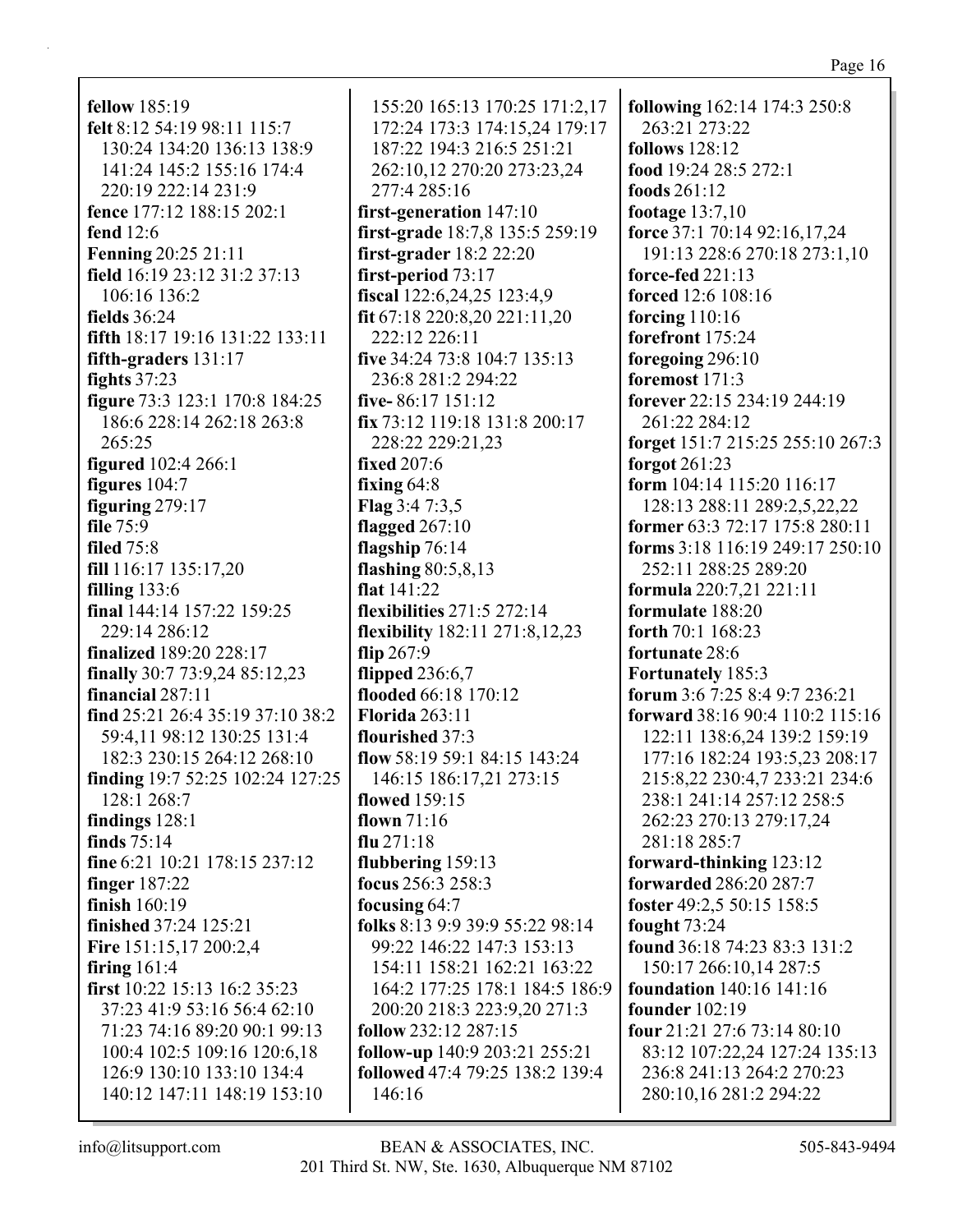**fellow** 185:19
**felt** 8:12 54:19 98:11 115:7 130:24 134:20 136:13 138:9 141:24 145:2 155:16 174:4 220:19 222:14 231:9
**fence** 177:12 188:15 202:1
**fend** 12:6
**Fenning** 20:25 21:11
**field** 16:19 23:12 31:2 37:13 106:16 136:2
**fields** 36:24
**fifth** 18:17 19:16 131:22 133:11
**fifth-graders** 131:17
**fights** 37:23
**figure** 73:3 123:1 170:8 184:25 186:6 228:14 262:18 263:8 265:25
**figured** 102:4 266:1
**figures** 104:7
**figuring** 279:17
**file** 75:9
**filed** 75:8
**fill** 116:17 135:17,20
**filling** 133:6
**final** 144:14 157:22 159:25 229:14 286:12
**finalized** 189:20 228:17
**finally** 30:7 73:9,24 85:12,23
**financial** 287:11
**find** 25:21 26:4 35:19 37:10 38:2 59:4,11 98:12 130:25 131:4 182:3 230:15 264:12 268:10
**finding** 19:7 52:25 102:24 127:25 128:1 268:7
**findings** 128:1
**finds** 75:14
**fine** 6:21 10:21 178:15 237:12
**finger** 187:22
**finish** 160:19
**finished** 37:24 125:21
**Fire** 151:15,17 200:2,4
**firing** 161:4
**first** 10:22 15:13 16:2 35:23 37:23 41:9 53:16 56:4 62:10 71:23 74:16 89:20 90:1 99:13 100:4 102:5 109:16 120:6,18 126:9 130:10 133:10 134:4 140:12 147:11 148:19 153:10 155:20 165:13 170:25 171:2,17 172:24 173:3 174:15,24 179:17 187:22 194:3 216:5 251:21 262:10,12 270:20 273:23,24 277:4 285:16
**first-generation** 147:10
**first-grade** 18:7,8 135:5 259:19
**first-grader** 18:2 22:20
**first-period** 73:17
**fiscal** 122:6,24,25 123:4,9
**fit** 67:18 220:8,20 221:11,20 222:12 226:11
**five** 34:24 73:8 104:7 135:13 236:8 281:2 294:22
**five-** 86:17 151:12
**fix** 73:12 119:18 131:8 200:17 228:22 229:21,23
**fixed** 207:6
**fixing** 64:8
**Flag** 3:4 7:3,5
**flagged** 267:10
**flagship** 76:14
**flashing** 80:5,8,13
**flat** 141:22
**flexibilities** 271:5 272:14
**flexibility** 182:11 271:8,12,23
**flip** 267:9
**flipped** 236:6,7
**flooded** 66:18 170:12
**Florida** 263:11
**flourished** 37:3
**flow** 58:19 59:1 84:15 143:24 146:15 186:17,21 273:15
**flowed** 159:15
**flown** 71:16
**flu** 271:18
**flubbering** 159:13
**focus** 256:3 258:3
**focusing** 64:7
**folks** 8:13 9:9 39:9 55:22 98:14 99:22 146:22 147:3 153:13 154:11 158:21 162:21 163:22 164:2 177:25 178:1 184:5 186:9 200:20 218:3 223:9,20 271:3
**follow** 232:12 287:15
**follow-up** 140:9 203:21 255:21
**followed** 47:4 79:25 138:2 139:4 146:16
**following** 162:14 174:3 250:8 263:21 273:22
**follows** 128:12
**food** 19:24 28:5 272:1
**foods** 261:12
**footage** 13:7,10
**force** 37:1 70:14 92:16,17,24 191:13 228:6 270:18 273:1,10
**force-fed** 221:13
**forced** 12:6 108:16
**forcing** 110:16
**forefront** 175:24
**foregoing** 296:10
**foremost** 171:3
**forever** 22:15 234:19 244:19 261:22 284:12
**forget** 151:7 215:25 255:10 267:3
**forgot** 261:23
**form** 104:14 115:20 116:17 128:13 288:11 289:2,5,22,22
**former** 63:3 72:17 175:8 280:11
**forms** 3:18 116:19 249:17 250:10 252:11 288:25 289:20
**formula** 220:7,21 221:11
**formulate** 188:20
**forth** 70:1 168:23
**fortunate** 28:6
**Fortunately** 185:3
**forum** 3:6 7:25 8:4 9:7 236:21
**forward** 38:16 90:4 110:2 115:16 122:11 138:6,24 139:2 159:19 177:16 182:24 193:5,23 208:17 215:8,22 230:4,7 233:21 234:6 238:1 241:14 257:12 258:5 262:23 270:13 279:17,24 281:18 285:7
**forward-thinking** 123:12
**forwarded** 286:20 287:7
**foster** 49:2,5 50:15 158:5
**fought** 73:24
**found** 36:18 74:23 83:3 131:2 150:17 266:10,14 287:5
**foundation** 140:16 141:16
**founder** 102:19
**four** 21:21 27:6 73:14 80:10 83:12 107:22,24 127:24 135:13 236:8 241:13 264:2 270:23 280:10,16 281:2 294:22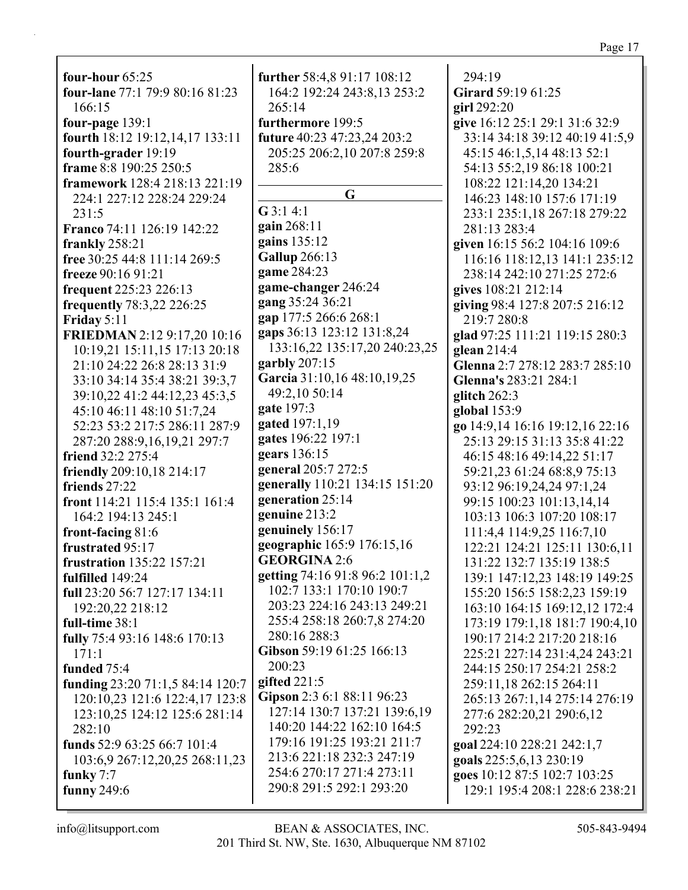**four-hour** 65:25
**four-lane** 77:1 79:9 80:16 81:23 166:15
**four-page** 139:1
**fourth** 18:12 19:12,14,17 133:11
**fourth-grader** 19:19
**frame** 8:8 190:25 250:5
**framework** 128:4 218:13 221:19 224:1 227:12 228:24 229:24 231:5
**Franco** 74:11 126:19 142:22
**frankly** 258:21
**free** 30:25 44:8 111:14 269:5
**freeze** 90:16 91:21
**frequent** 225:23 226:13
**frequently** 78:3,22 226:25
**Friday** 5:11
**FRIEDMAN** 2:12 9:17,20 10:16 10:19,21 15:11,15 17:13 20:18 21:10 24:22 26:8 28:13 31:9 33:10 34:14 35:4 38:21 39:3,7 39:10,22 41:2 44:12,23 45:3,5 45:10 46:11 48:10 51:7,24 52:23 53:2 217:5 286:11 287:9 287:20 288:9,16,19,21 297:7
**friend** 32:2 275:4
**friendly** 209:10,18 214:17
**friends** 27:22
**front** 114:21 115:4 135:1 161:4 164:2 194:13 245:1
**front-facing** 81:6
**frustrated** 95:17
**frustration** 135:22 157:21
**fulfilled** 149:24
**full** 23:20 56:7 127:17 134:11 192:20,22 218:12
**full-time** 38:1
**fully** 75:4 93:16 148:6 170:13 171:1
**funded** 75:4
**funding** 23:20 71:1,5 84:14 120:7 120:10,23 121:6 122:4,17 123:8 123:10,25 124:12 125:6 281:14 282:10
**funds** 52:9 63:25 66:7 101:4 103:6,9 267:12,20,25 268:11,23
**funky** 7:7
**funny** 249:6
**further** 58:4,8 91:17 108:12 164:2 192:24 243:8,13 253:2 265:14
**furthermore** 199:5
**future** 40:23 47:23,24 203:2 205:25 206:2,10 207:8 259:8 285:6

## G

**G** 3:1 4:1
**gain** 268:11
**gains** 135:12
**Gallup** 266:13
**game** 284:23
**game-changer** 246:24
**gang** 35:24 36:21
**gap** 177:5 266:6 268:1
**gaps** 36:13 123:12 131:8,24 133:16,22 135:17,20 240:23,25
**garbly** 207:15
**Garcia** 31:10,16 48:10,19,25 49:2,10 50:14
**gate** 197:3
**gated** 197:1,19
**gates** 196:22 197:1
**gears** 136:15
**general** 205:7 272:5
**generally** 110:21 134:15 151:20
**generation** 25:14
**genuine** 213:2
**genuinely** 156:17
**geographic** 165:9 176:15,16
**GEORGINA** 2:6
**getting** 74:16 91:8 96:2 101:1,2 102:7 133:1 170:10 190:7 203:23 224:16 243:13 249:21 255:4 258:18 260:7,8 274:20 280:16 288:3
**Gibson** 59:19 61:25 166:13 200:23
**gifted** 221:5
**Gipson** 2:3 6:1 88:11 96:23 127:14 130:7 137:21 139:6,19 140:20 144:22 162:10 164:5 179:16 191:25 193:21 211:7 213:6 221:18 232:3 247:19 254:6 270:17 271:4 273:11 290:8 291:5 292:1 293:20 294:19
**Girard** 59:19 61:25
**girl** 292:20
**give** 16:12 25:1 29:1 31:6 32:9 33:14 34:18 39:12 40:19 41:5,9 45:15 46:1,5,14 48:13 52:1 54:13 55:2,19 86:18 100:21 108:22 121:14,20 134:21 146:23 148:10 157:6 171:19 233:1 235:1,18 267:18 279:22 281:13 283:4
**given** 16:15 56:2 104:16 109:6 116:16 118:12,13 141:1 235:12 238:14 242:10 271:25 272:6
**gives** 108:21 212:14
**giving** 98:4 127:8 207:5 216:12 219:7 280:8
**glad** 97:25 111:21 119:15 280:3
**glean** 214:4
**Glenna** 2:7 278:12 283:7 285:10
**Glenna's** 283:21 284:1
**glitch** 262:3
**global** 153:9
**go** 14:9,14 16:16 19:12,16 22:16 25:13 29:15 31:13 35:8 41:22 46:15 48:16 49:14,22 51:17 59:21,23 61:24 68:8,9 75:13 93:12 96:19,24,24 97:1,24 99:15 100:23 101:13,14,14 103:13 106:3 107:20 108:17 111:4,4 114:9,25 116:7,10 122:21 124:21 125:11 130:6,11 131:22 132:7 135:19 138:5 139:1 147:12,23 148:19 149:25 155:20 156:5 158:2,23 159:19 163:10 164:15 169:12,12 172:4 173:19 179:1,18 181:7 190:4,10 190:17 214:2 217:20 218:16 225:21 227:14 231:4,24 243:21 244:15 250:17 254:21 258:2 259:11,18 262:15 264:11 265:13 267:1,14 275:14 276:19 277:6 282:20,21 290:6,12 292:23
**goal** 224:10 228:21 242:1,7
**goals** 225:5,6,13 230:19
**goes** 10:12 87:5 102:7 103:25 129:1 195:4 208:1 228:6 238:21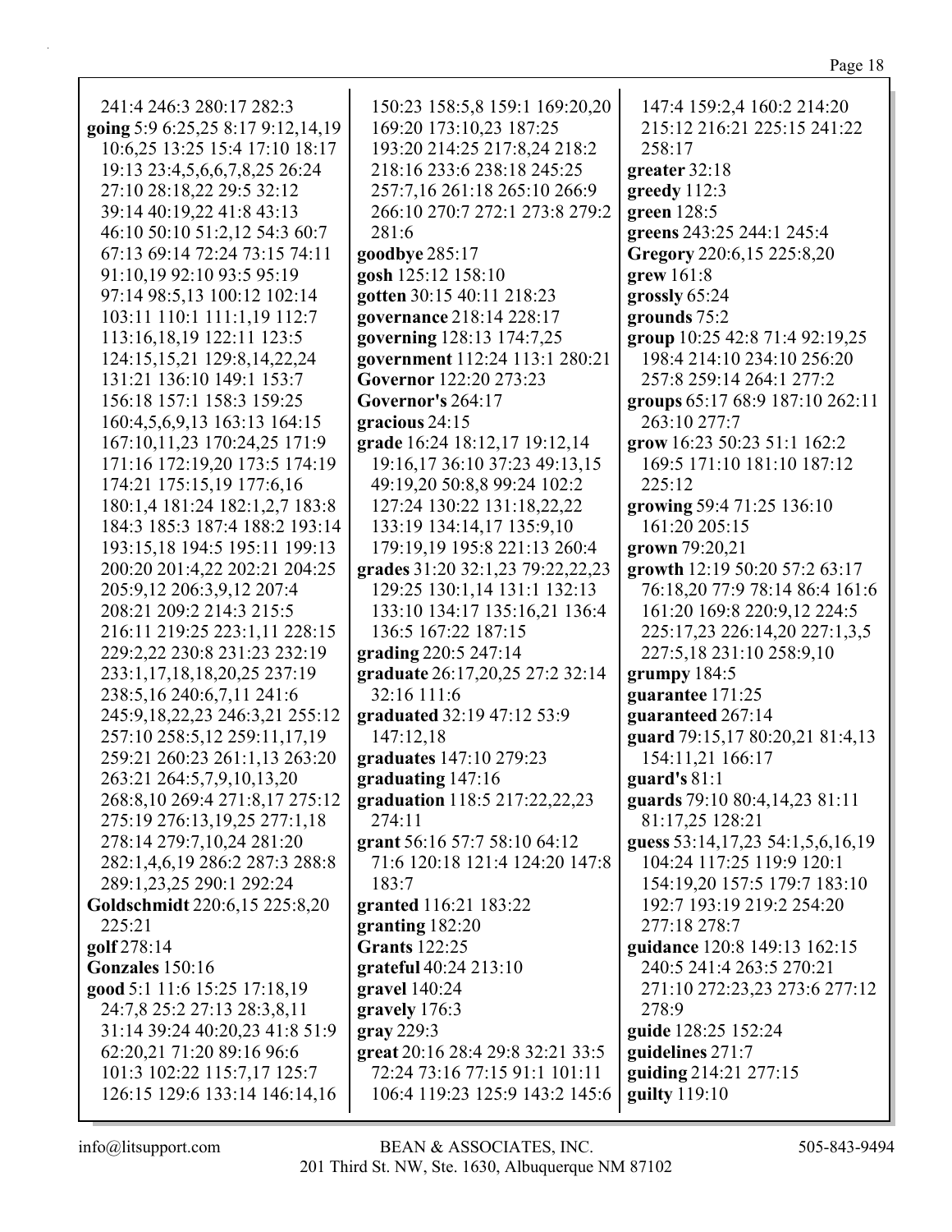241:4 246:3 280:17 282:3
**going** 5:9 6:25,25 8:17 9:12,14,19 10:6,25 13:25 15:4 17:10 18:17 19:13 23:4,5,6,6,7,8,25 26:24 27:10 28:18,22 29:5 32:12 39:14 40:19,22 41:8 43:13 46:10 50:10 51:2,12 54:3 60:7 67:13 69:14 72:24 73:15 74:11 91:10,19 92:10 93:5 95:19 97:14 98:5,13 100:12 102:14 103:11 110:1 111:1,19 112:7 113:16,18,19 122:11 123:5 124:15,15,21 129:8,14,22,24 131:21 136:10 149:1 153:7 156:18 157:1 158:3 159:25 160:4,5,6,9,13 163:13 164:15 167:10,11,23 170:24,25 171:9 171:16 172:19,20 173:5 174:19 174:21 175:15,19 177:6,16 180:1,4 181:24 182:1,2,7 183:8 184:3 185:3 187:4 188:2 193:14 193:15,18 194:5 195:11 199:13 200:20 201:4,22 202:21 204:25 205:9,12 206:3,9,12 207:4 208:21 209:2 214:3 215:5 216:11 219:25 223:1,11 228:15 229:2,22 230:8 231:23 232:19 233:1,17,18,18,20,25 237:19 238:5,16 240:6,7,11 241:6 245:9,18,22,23 246:3,21 255:12 257:10 258:5,12 259:11,17,19 259:21 260:23 261:1,13 263:20 263:21 264:5,7,9,10,13,20 268:8,10 269:4 271:8,17 275:12 275:19 276:13,19,25 277:1,18 278:14 279:7,10,24 281:20 282:1,4,6,19 286:2 287:3 288:8 289:1,23,25 290:1 292:24
**Goldschmidt** 220:6,15 225:8,20 225:21
**golf** 278:14
**Gonzales** 150:16
**good** 5:1 11:6 15:25 17:18,19 24:7,8 25:2 27:13 28:3,8,11 31:14 39:24 40:20,23 41:8 51:9 62:20,21 71:20 89:16 96:6 101:3 102:22 115:7,17 125:7 126:15 129:6 133:14 146:14,16 150:23 158:5,8 159:1 169:20,20 169:20 173:10,23 187:25 193:20 214:25 217:8,24 218:2 218:16 233:6 238:18 245:25 257:7,16 261:18 265:10 266:9 266:10 270:7 272:1 273:8 279:2 281:6
**goodbye** 285:17
**gosh** 125:12 158:10
**gotten** 30:15 40:11 218:23
**governance** 218:14 228:17
**governing** 128:13 174:7,25
**government** 112:24 113:1 280:21
**Governor** 122:20 273:23
**Governor's** 264:17
**gracious** 24:15
**grade** 16:24 18:12,17 19:12,14 19:16,17 36:10 37:23 49:13,15 49:19,20 50:8,8 99:24 102:2 127:24 130:22 131:18,22,22 133:19 134:14,17 135:9,10 179:19,19 195:8 221:13 260:4
**grades** 31:20 32:1,23 79:22,22,23 129:25 130:1,14 131:1 132:13 133:10 134:17 135:16,21 136:4 136:5 167:22 187:15
**grading** 220:5 247:14
**graduate** 26:17,20,25 27:2 32:14 32:16 111:6
**graduated** 32:19 47:12 53:9 147:12,18
**graduates** 147:10 279:23
**graduating** 147:16
**graduation** 118:5 217:22,22,23 274:11
**grant** 56:16 57:7 58:10 64:12 71:6 120:18 121:4 124:20 147:8 183:7
**granted** 116:21 183:22
**granting** 182:20
**Grants** 122:25
**grateful** 40:24 213:10
**gravel** 140:24
**gravely** 176:3
**gray** 229:3
**great** 20:16 28:4 29:8 32:21 33:5 72:24 73:16 77:15 91:1 101:11 106:4 119:23 125:9 143:2 145:6 147:4 159:2,4 160:2 214:20 215:12 216:21 225:15 241:22 258:17
**greater** 32:18
**greedy** 112:3
**green** 128:5
**greens** 243:25 244:1 245:4
**Gregory** 220:6,15 225:8,20
**grew** 161:8
**grossly** 65:24
**grounds** 75:2
**group** 10:25 42:8 71:4 92:19,25 198:4 214:10 234:10 256:20 257:8 259:14 264:1 277:2
**groups** 65:17 68:9 187:10 262:11 263:10 277:7
**grow** 16:23 50:23 51:1 162:2 169:5 171:10 181:10 187:12 225:12
**growing** 59:4 71:25 136:10 161:20 205:15
**grown** 79:20,21
**growth** 12:19 50:20 57:2 63:17 76:18,20 77:9 78:14 86:4 161:6 161:20 169:8 220:9,12 224:5 225:17,23 226:14,20 227:1,3,5 227:5,18 231:10 258:9,10
**grumpy** 184:5
**guarantee** 171:25
**guaranteed** 267:14
**guard** 79:15,17 80:20,21 81:4,13 154:11,21 166:17
**guard's** 81:1
**guards** 79:10 80:4,14,23 81:11 81:17,25 128:21
**guess** 53:14,17,23 54:1,5,6,16,19 104:24 117:25 119:9 120:1 154:19,20 157:5 179:7 183:10 192:7 193:19 219:2 254:20 277:18 278:7
**guidance** 120:8 149:13 162:15 240:5 241:4 263:5 270:21 271:10 272:23,23 273:6 277:12 278:9
**guide** 128:25 152:24
**guidelines** 271:7
**guiding** 214:21 277:15
**guilty** 119:10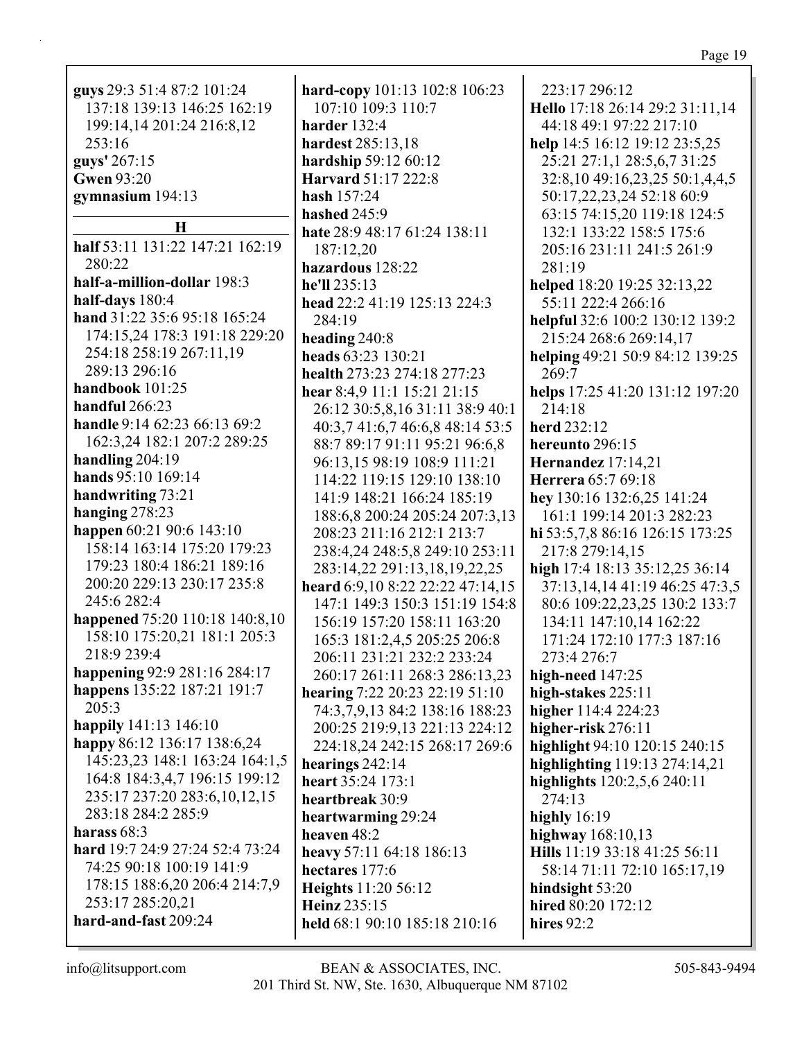**guys** 29:3 51:4 87:2 101:24 137:18 139:13 146:25 162:19 199:14,14 201:24 216:8,12 253:16
**guys'** 267:15
**Gwen** 93:20
**gymnasium** 194:13

### H

**half** 53:11 131:22 147:21 162:19 280:22
**half-a-million-dollar** 198:3
**half-days** 180:4
**hand** 31:22 35:6 95:18 165:24 174:15,24 178:3 191:18 229:20 254:18 258:19 267:11,19 289:13 296:16
**handbook** 101:25
**handful** 266:23
**handle** 9:14 62:23 66:13 69:2 162:3,24 182:1 207:2 289:25
**handling** 204:19
**hands** 95:10 169:14
**handwriting** 73:21
**hanging** 278:23
**happen** 60:21 90:6 143:10 158:14 163:14 175:20 179:23 179:23 180:4 186:21 189:16 200:20 229:13 230:17 235:8 245:6 282:4
**happened** 75:20 110:18 140:8,10 158:10 175:20,21 181:1 205:3 218:9 239:4
**happening** 92:9 281:16 284:17
**happens** 135:22 187:21 191:7 205:3
**happily** 141:13 146:10
**happy** 86:12 136:17 138:6,24 145:23,23 148:1 163:24 164:1,5 164:8 184:3,4,7 196:15 199:12 235:17 237:20 283:6,10,12,15 283:18 284:2 285:9
**harass** 68:3
**hard** 19:7 24:9 27:24 52:4 73:24 74:25 90:18 100:19 141:9 178:15 188:6,20 206:4 214:7,9 253:17 285:20,21
**hard-and-fast** 209:24
**hard-copy** 101:13 102:8 106:23 107:10 109:3 110:7
**harder** 132:4
**hardest** 285:13,18
**hardship** 59:12 60:12
**Harvard** 51:17 222:8
**hash** 157:24
**hashed** 245:9
**hate** 28:9 48:17 61:24 138:11 187:12,20
**hazardous** 128:22
**he'll** 235:13
**head** 22:2 41:19 125:13 224:3 284:19
**heading** 240:8
**heads** 63:23 130:21
**health** 273:23 274:18 277:23
**hear** 8:4,9 11:1 15:21 21:15 26:12 30:5,8,16 31:11 38:9 40:1 40:3,7 41:6,7 46:6,8 48:14 53:5 88:7 89:17 91:11 95:21 96:6,8 96:13,15 98:19 108:9 111:21 114:22 119:15 129:10 138:10 141:9 148:21 166:24 185:19 188:6,8 200:24 205:24 207:3,13 208:23 211:16 212:1 213:7 238:4,24 248:5,8 249:10 253:11 283:14,22 291:13,18,19,22,25
**heard** 6:9,10 8:22 22:22 47:14,15 147:1 149:3 150:3 151:19 154:8 156:19 157:20 158:11 163:20 165:3 181:2,4,5 205:25 206:8 206:11 231:21 232:2 233:24 260:17 261:11 268:3 286:13,23
**hearing** 7:22 20:23 22:19 51:10 74:3,7,9,13 84:2 138:16 188:23 200:25 219:9,13 221:13 224:12 224:18,24 242:15 268:17 269:6
**hearings** 242:14
**heart** 35:24 173:1
**heartbreak** 30:9
**heartwarming** 29:24
**heaven** 48:2
**heavy** 57:11 64:18 186:13
**hectares** 177:6
**Heights** 11:20 56:12
**Heinz** 235:15
**held** 68:1 90:10 185:18 210:16 223:17 296:12
**Hello** 17:18 26:14 29:2 31:11,14 44:18 49:1 97:22 217:10
**help** 14:5 16:12 19:12 23:5,25 25:21 27:1,1 28:5,6,7 31:25 32:8,10 49:16,23,25 50:1,4,4,5 50:17,22,23,24 52:18 60:9 63:15 74:15,20 119:18 124:5 132:1 133:22 158:5 175:6 205:16 231:11 241:5 261:9 281:19
**helped** 18:20 19:25 32:13,22 55:11 222:4 266:16
**helpful** 32:6 100:2 130:12 139:2 215:24 268:6 269:14,17
**helping** 49:21 50:9 84:12 139:25 269:7
**helps** 17:25 41:20 131:12 197:20 214:18
**herd** 232:12
**hereunto** 296:15
**Hernandez** 17:14,21
**Herrera** 65:7 69:18
**hey** 130:16 132:6,25 141:24 161:1 199:14 201:3 282:23
**hi** 53:5,7,8 86:16 126:15 173:25 217:8 279:14,15
**high** 17:4 18:13 35:12,25 36:14 37:13,14,14 41:19 46:25 47:3,5 80:6 109:22,23,25 130:2 133:7 134:11 147:10,14 162:22 171:24 172:10 177:3 187:16 273:4 276:7
**high-need** 147:25
**high-stakes** 225:11
**higher** 114:4 224:23
**higher-risk** 276:11
**highlight** 94:10 120:15 240:15
**highlighting** 119:13 274:14,21
**highlights** 120:2,5,6 240:11 274:13
**highly** 16:19
**highway** 168:10,13
**Hills** 11:19 33:18 41:25 56:11 58:14 71:11 72:10 165:17,19
**hindsight** 53:20
**hired** 80:20 172:12
**hires** 92:2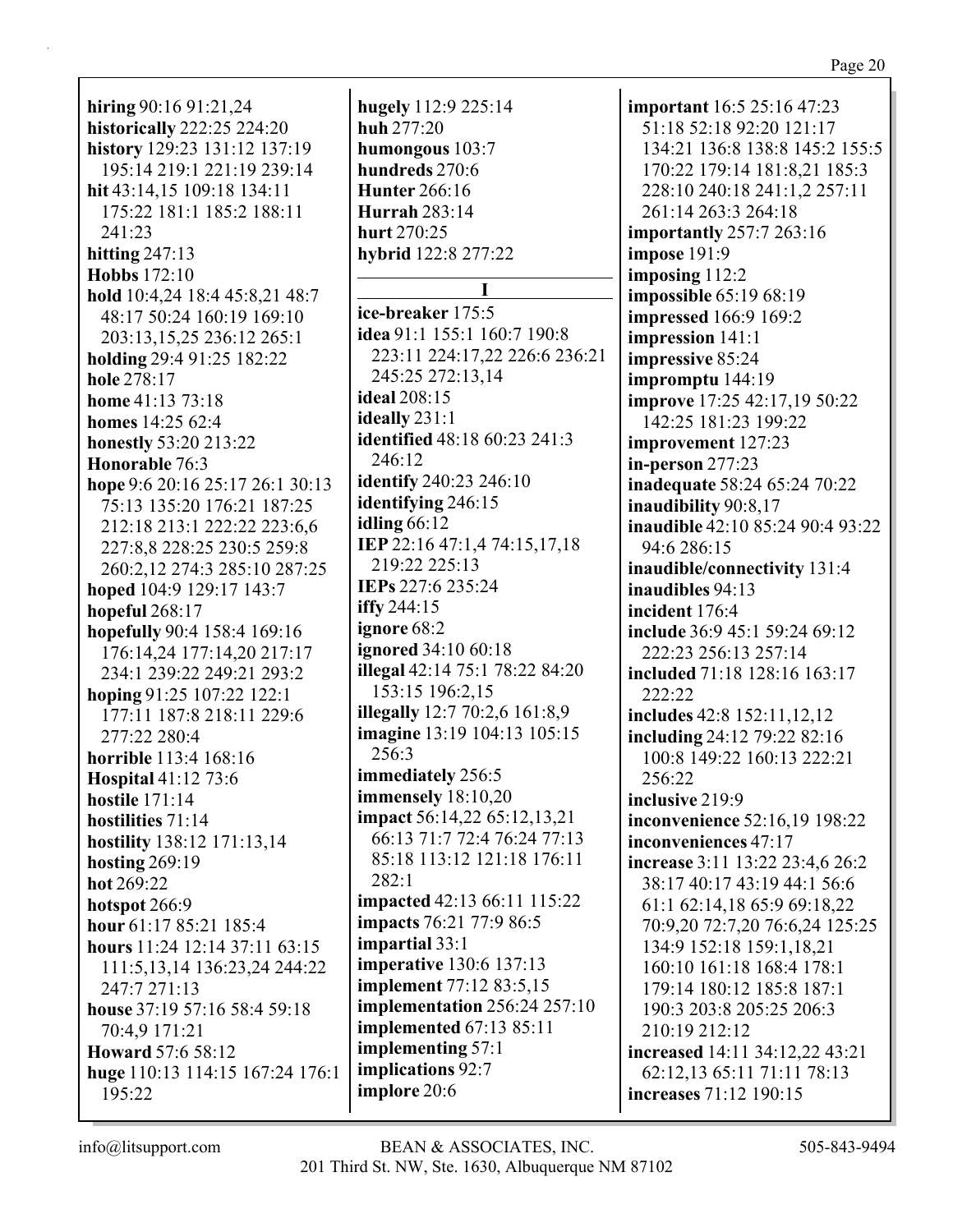**hiring** 90:16 91:21,24
**historically** 222:25 224:20
**history** 129:23 131:12 137:19 195:14 219:1 221:19 239:14
**hit** 43:14,15 109:18 134:11 175:22 181:1 185:2 188:11 241:23
**hitting** 247:13
**Hobbs** 172:10
**hold** 10:4,24 18:4 45:8,21 48:7 48:17 50:24 160:19 169:10 203:13,15,25 236:12 265:1
**holding** 29:4 91:25 182:22
**hole** 278:17
**home** 41:13 73:18
**homes** 14:25 62:4
**honestly** 53:20 213:22
**Honorable** 76:3
**hope** 9:6 20:16 25:17 26:1 30:13 75:13 135:20 176:21 187:25 212:18 213:1 222:22 223:6,6 227:8,8 228:25 230:5 259:8 260:2,12 274:3 285:10 287:25
**hoped** 104:9 129:17 143:7
**hopeful** 268:17
**hopefully** 90:4 158:4 169:16 176:14,24 177:14,20 217:17 234:1 239:22 249:21 293:2
**hoping** 91:25 107:22 122:1 177:11 187:8 218:11 229:6 277:22 280:4
**horrible** 113:4 168:16
**Hospital** 41:12 73:6
**hostile** 171:14
**hostilities** 71:14
**hostility** 138:12 171:13,14
**hosting** 269:19
**hot** 269:22
**hotspot** 266:9
**hour** 61:17 85:21 185:4
**hours** 11:24 12:14 37:11 63:15 111:5,13,14 136:23,24 244:22 247:7 271:13
**house** 37:19 57:16 58:4 59:18 70:4,9 171:21
**Howard** 57:6 58:12
**huge** 110:13 114:15 167:24 176:1 195:22
**hugely** 112:9 225:14
**huh** 277:20
**humongous** 103:7
**hundreds** 270:6
**Hunter** 266:16
**Hurrah** 283:14
**hurt** 270:25
**hybrid** 122:8 277:22

## I

**ice-breaker** 175:5
**idea** 91:1 155:1 160:7 190:8 223:11 224:17,22 226:6 236:21 245:25 272:13,14
**ideal** 208:15
**ideally** 231:1
**identified** 48:18 60:23 241:3 246:12
**identify** 240:23 246:10
**identifying** 246:15
**idling** 66:12
**IEP** 22:16 47:1,4 74:15,17,18 219:22 225:13
**IEPs** 227:6 235:24
**iffy** 244:15
**ignore** 68:2
**ignored** 34:10 60:18
**illegal** 42:14 75:1 78:22 84:20 153:15 196:2,15
**illegally** 12:7 70:2,6 161:8,9
**imagine** 13:19 104:13 105:15 256:3
**immediately** 256:5
**immensely** 18:10,20
**impact** 56:14,22 65:12,13,21 66:13 71:7 72:4 76:24 77:13 85:18 113:12 121:18 176:11 282:1
**impacted** 42:13 66:11 115:22
**impacts** 76:21 77:9 86:5
**impartial** 33:1
**imperative** 130:6 137:13
**implement** 77:12 83:5,15
**implementation** 256:24 257:10
**implemented** 67:13 85:11
**implementing** 57:1
**implications** 92:7
**implore** 20:6
**important** 16:5 25:16 47:23 51:18 52:18 92:20 121:17 134:21 136:8 138:8 145:2 155:5 170:22 179:14 181:8,21 185:3 228:10 240:18 241:1,2 257:11 261:14 263:3 264:18
**importantly** 257:7 263:16
**impose** 191:9
**imposing** 112:2
**impossible** 65:19 68:19
**impressed** 166:9 169:2
**impression** 141:1
**impressive** 85:24
**impromptu** 144:19
**improve** 17:25 42:17,19 50:22 142:25 181:23 199:22
**improvement** 127:23
**in-person** 277:23
**inadequate** 58:24 65:24 70:22
**inaudibility** 90:8,17
**inaudible** 42:10 85:24 90:4 93:22 94:6 286:15
**inaudible/connectivity** 131:4
**inaudibles** 94:13
**incident** 176:4
**include** 36:9 45:1 59:24 69:12 222:23 256:13 257:14
**included** 71:18 128:16 163:17 222:22
**includes** 42:8 152:11,12,12
**including** 24:12 79:22 82:16 100:8 149:22 160:13 222:21 256:22
**inclusive** 219:9
**inconvenience** 52:16,19 198:22
**inconveniences** 47:17
**increase** 3:11 13:22 23:4,6 26:2 38:17 40:17 43:19 44:1 56:6 61:1 62:14,18 65:9 69:18,22 70:9,20 72:7,20 76:6,24 125:25 134:9 152:18 159:1,18,21 160:10 161:18 168:4 178:1 179:14 180:12 185:8 187:1 190:3 203:8 205:25 206:3 210:19 212:12
**increased** 14:11 34:12,22 43:21 62:12,13 65:11 71:11 78:13
**increases** 71:12 190:15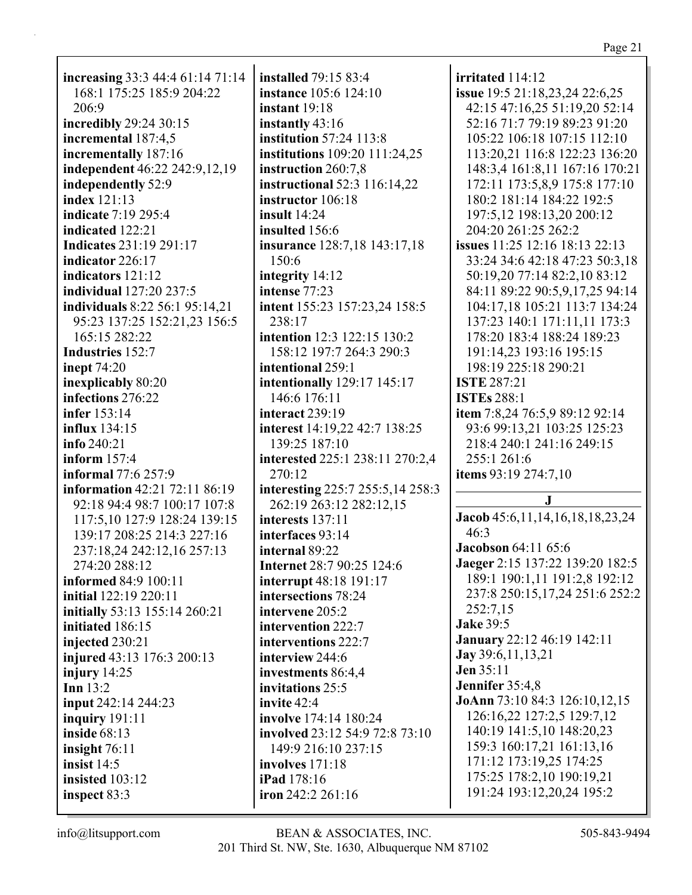**increasing** 33:3 44:4 61:14 71:14 168:1 175:25 185:9 204:22 206:9
**incredibly** 29:24 30:15
**incremental** 187:4,5
**incrementally** 187:16
**independent** 46:22 242:9,12,19
**independently** 52:9
**index** 121:13
**indicate** 7:19 295:4
**indicated** 122:21
**Indicates** 231:19 291:17
**indicator** 226:17
**indicators** 121:12
**individual** 127:20 237:5
**individuals** 8:22 56:1 95:14,21 95:23 137:25 152:21,23 156:5 165:15 282:22
**Industries** 152:7
**inept** 74:20
**inexplicably** 80:20
**infections** 276:22
**infer** 153:14
**influx** 134:15
**info** 240:21
**inform** 157:4
**informal** 77:6 257:9
**information** 42:21 72:11 86:19 92:18 94:4 98:7 100:17 107:8 117:5,10 127:9 128:24 139:15 139:17 208:25 214:3 227:16 237:18,24 242:12,16 257:13 274:20 288:12
**informed** 84:9 100:11
**initial** 122:19 220:11
**initially** 53:13 155:14 260:21
**initiated** 186:15
**injected** 230:21
**injured** 43:13 176:3 200:13
**injury** 14:25
**Inn** 13:2
**input** 242:14 244:23
**inquiry** 191:11
**inside** 68:13
**insight** 76:11
**insist** 14:5
**insisted** 103:12
**inspect** 83:3
**installed** 79:15 83:4
**instance** 105:6 124:10
**instant** 19:18
**instantly** 43:16
**institution** 57:24 113:8
**institutions** 109:20 111:24,25
**instruction** 260:7,8
**instructional** 52:3 116:14,22
**instructor** 106:18
**insult** 14:24
**insulted** 156:6
**insurance** 128:7,18 143:17,18 150:6
**integrity** 14:12
**intense** 77:23
**intent** 155:23 157:23,24 158:5 238:17
**intention** 12:3 122:15 130:2 158:12 197:7 264:3 290:3
**intentional** 259:1
**intentionally** 129:17 145:17 146:6 176:11
**interact** 239:19
**interest** 14:19,22 42:7 138:25 139:25 187:10
**interested** 225:1 238:11 270:2,4 270:12
**interesting** 225:7 255:5,14 258:3 262:19 263:12 282:12,15
**interests** 137:11
**interfaces** 93:14
**internal** 89:22
**Internet** 28:7 90:25 124:6
**interrupt** 48:18 191:17
**intersections** 78:24
**intervene** 205:2
**intervention** 222:7
**interventions** 222:7
**interview** 244:6
**investments** 86:4,4
**invitations** 25:5
**invite** 42:4
**involve** 174:14 180:24
**involved** 23:12 54:9 72:8 73:10 149:9 216:10 237:15
**involves** 171:18
**iPad** 178:16
**iron** 242:2 261:16
**irritated** 114:12
**issue** 19:5 21:18,23,24 22:6,25 42:15 47:16,25 51:19,20 52:14 52:16 71:7 79:19 89:23 91:20 105:22 106:18 107:15 112:10 113:20,21 116:8 122:23 136:20 148:3,4 161:8,11 167:16 170:21 172:11 173:5,8,9 175:8 177:10 180:2 181:14 184:22 192:5 197:5,12 198:13,20 200:12 204:20 261:25 262:2
**issues** 11:25 12:16 18:13 22:13 33:24 34:6 42:18 47:23 50:3,18 50:19,20 77:14 82:2,10 83:12 84:11 89:22 90:5,9,17,25 94:14 104:17,18 105:21 113:7 134:24 137:23 140:1 171:11,11 173:3 178:20 183:4 188:24 189:23 191:14,23 193:16 195:15 198:19 225:18 290:21
**ISTE** 287:21
**ISTEs** 288:1
**item** 7:8,24 76:5,9 89:12 92:14 93:6 99:13,21 103:25 125:23 218:4 240:1 241:16 249:15 255:1 261:6
**items** 93:19 274:7,10

## J

**Jacob** 45:6,11,14,16,18,18,23,24 46:3
**Jacobson** 64:11 65:6
**Jaeger** 2:15 137:22 139:20 182:5 189:1 190:1,11 191:2,8 192:12 237:8 250:15,17,24 251:6 252:2 252:7,15
**Jake** 39:5
**January** 22:12 46:19 142:11
**Jay** 39:6,11,13,21
**Jen** 35:11
**Jennifer** 35:4,8
**JoAnn** 73:10 84:3 126:10,12,15 126:16,22 127:2,5 129:7,12 140:19 141:5,10 148:20,23 159:3 160:17,21 161:13,16 171:12 173:19,25 174:25 175:25 178:2,10 190:19,21 191:24 193:12,20,24 195:2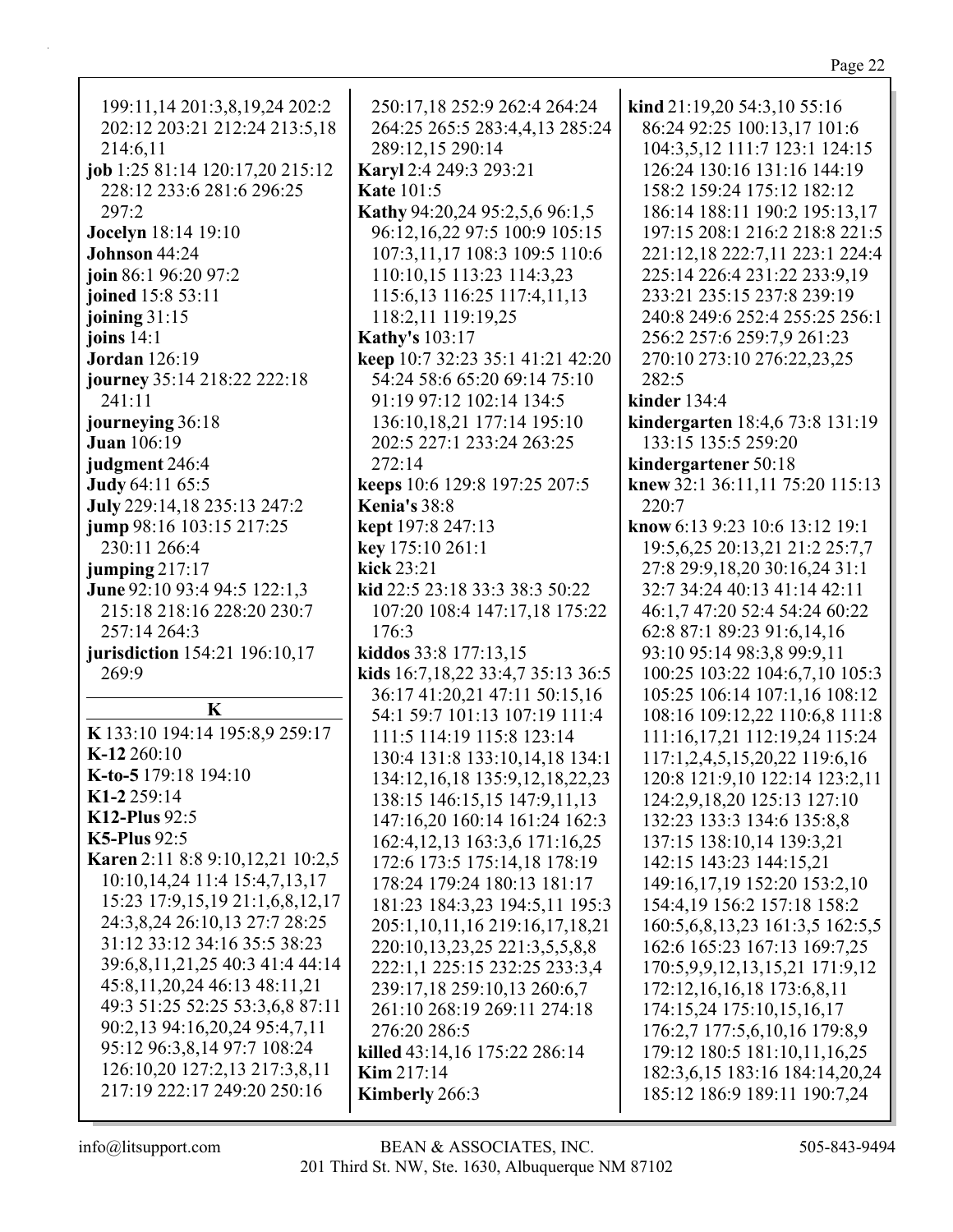199:11,14 201:3,8,19,24 202:2 202:12 203:21 212:24 213:5,18 214:6,11
**job** 1:25 81:14 120:17,20 215:12 228:12 233:6 281:6 296:25 297:2
**Jocelyn** 18:14 19:10
**Johnson** 44:24
**join** 86:1 96:20 97:2
**joined** 15:8 53:11
**joining** 31:15
**joins** 14:1
**Jordan** 126:19
**journey** 35:14 218:22 222:18 241:11
**journeying** 36:18
**Juan** 106:19
**judgment** 246:4
**Judy** 64:11 65:5
**July** 229:14,18 235:13 247:2
**jump** 98:16 103:15 217:25 230:11 266:4
**jumping** 217:17
**June** 92:10 93:4 94:5 122:1,3 215:18 218:16 228:20 230:7 257:14 264:3
**jurisdiction** 154:21 196:10,17 269:9

## K

**K** 133:10 194:14 195:8,9 259:17
**K-12** 260:10
**K-to-5** 179:18 194:10
**K1-2** 259:14
**K12-Plus** 92:5
**K5-Plus** 92:5
**Karen** 2:11 8:8 9:10,12,21 10:2,5 10:10,14,24 11:4 15:4,7,13,17 15:23 17:9,15,19 21:1,6,8,12,17 24:3,8,24 26:10,13 27:7 28:25 31:12 33:12 34:16 35:5 38:23 39:6,8,11,21,25 40:3 41:4 44:14 45:8,11,20,24 46:13 48:11,21 49:3 51:25 52:25 53:3,6,8 87:11 90:2,13 94:16,20,24 95:4,7,11 95:12 96:3,8,14 97:7 108:24 126:10,20 127:2,13 217:3,8,11 217:19 222:17 249:20 250:16 250:17,18 252:9 262:4 264:24 264:25 265:5 283:4,4,13 285:24 289:12,15 290:14
**Karyl** 2:4 249:3 293:21
**Kate** 101:5
**Kathy** 94:20,24 95:2,5,6 96:1,5 96:12,16,22 97:5 100:9 105:15 107:3,11,17 108:3 109:5 110:6 110:10,15 113:23 114:3,23 115:6,13 116:25 117:4,11,13 118:2,11 119:19,25
**Kathy's** 103:17
**keep** 10:7 32:23 35:1 41:21 42:20 54:24 58:6 65:20 69:14 75:10 91:19 97:12 102:14 134:5 136:10,18,21 177:14 195:10 202:5 227:1 233:24 263:25 272:14
**keeps** 10:6 129:8 197:25 207:5
**Kenia's** 38:8
**kept** 197:8 247:13
**key** 175:10 261:1
**kick** 23:21
**kid** 22:5 23:18 33:3 38:3 50:22 107:20 108:4 147:17,18 175:22 176:3
**kiddos** 33:8 177:13,15
**kids** 16:7,18,22 33:4,7 35:13 36:5 36:17 41:20,21 47:11 50:15,16 54:1 59:7 101:13 107:19 111:4 111:5 114:19 115:8 123:14 130:4 131:8 133:10,14,18 134:1 134:12,16,18 135:9,12,18,22,23 138:15 146:15,15 147:9,11,13 147:16,20 160:14 161:24 162:3 162:4,12,13 163:3,6 171:16,25 172:6 173:5 175:14,18 178:19 178:24 179:24 180:13 181:17 181:23 184:3,23 194:5,11 195:3 205:1,10,11,16 219:16,17,18,21 220:10,13,23,25 221:3,5,5,8,8 222:1,1 225:15 232:25 233:3,4 239:17,18 259:10,13 260:6,7 261:10 268:19 269:11 274:18 276:20 286:5
**killed** 43:14,16 175:22 286:14
**Kim** 217:14
**Kimberly** 266:3
**kind** 21:19,20 54:3,10 55:16 86:24 92:25 100:13,17 101:6 104:3,5,12 111:7 123:1 124:15 126:24 130:16 131:16 144:19 158:2 159:24 175:12 182:12 186:14 188:11 190:2 195:13,17 197:15 208:1 216:2 218:8 221:5 221:12,18 222:7,11 223:1 224:4 225:14 226:4 231:22 233:9,19 233:21 235:15 237:8 239:19 240:8 249:6 252:4 255:25 256:1 256:2 257:6 259:7,9 261:23 270:10 273:10 276:22,23,25 282:5
**kinder** 134:4
**kindergarten** 18:4,6 73:8 131:19 133:15 135:5 259:20
**kindergartener** 50:18
**knew** 32:1 36:11,11 75:20 115:13 220:7
**know** 6:13 9:23 10:6 13:12 19:1 19:5,6,25 20:13,21 21:2 25:7,7 27:8 29:9,18,20 30:16,24 31:1 32:7 34:24 40:13 41:14 42:11 46:1,7 47:20 52:4 54:24 60:22 62:8 87:1 89:23 91:6,14,16 93:10 95:14 98:3,8 99:9,11 100:25 103:22 104:6,7,10 105:3 105:25 106:14 107:1,16 108:12 108:16 109:12,22 110:6,8 111:8 111:16,17,21 112:19,24 115:24 117:1,2,4,5,15,20,22 119:6,16 120:8 121:9,10 122:14 123:2,11 124:2,9,18,20 125:13 127:10 132:23 133:3 134:6 135:8,8 137:15 138:10,14 139:3,21 142:15 143:23 144:15,21 149:16,17,19 152:20 153:2,10 154:4,19 156:2 157:18 158:2 160:5,6,8,13,23 161:3,5 162:5,5 162:6 165:23 167:13 169:7,25 170:5,9,9,12,13,15,21 171:9,12 172:12,16,16,18 173:6,8,11 174:15,24 175:10,15,16,17 176:2,7 177:5,6,10,16 179:8,9 179:12 180:5 181:10,11,16,25 182:3,6,15 183:16 184:14,20,24 185:12 186:9 189:11 190:7,24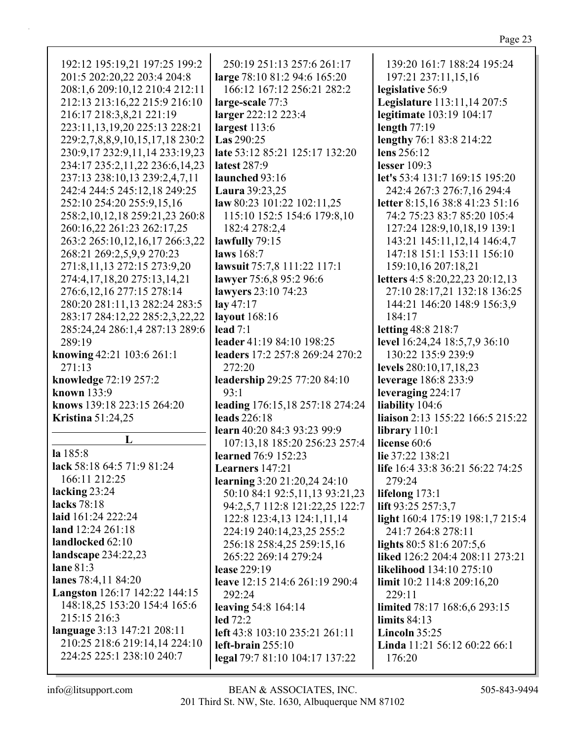192:12 195:19,21 197:25 199:2 201:5 202:20,22 203:4 204:8 208:1,6 209:10,12 210:4 212:11 212:13 213:16,22 215:9 216:10 216:17 218:3,8,21 221:19 223:11,13,19,20 225:13 228:21 229:2,7,8,8,9,10,15,17,18 230:2 230:9,17 232:9,11,14 233:19,23 234:17 235:2,11,22 236:6,14,23 237:13 238:10,13 239:2,4,7,11 242:4 244:5 245:12,18 249:25 252:10 254:20 255:9,15,16 258:2,10,12,18 259:21,23 260:8 260:16,22 261:23 262:17,25 263:2 265:10,12,16,17 266:3,22 268:21 269:2,5,9,9 270:23 271:8,11,13 272:15 273:9,20 274:4,17,18,20 275:13,14,21 276:6,12,16 277:15 278:14 280:20 281:11,13 282:24 283:5 283:17 284:12,22 285:2,3,22,22 285:24,24 286:1,4 287:13 289:6 289:19

**knowing** 42:21 103:6 261:1 271:13

**knowledge** 72:19 257:2

**known** 133:9

**knows** 139:18 223:15 264:20

**Kristina** 51:24,25

## L

**la** 185:8

**lack** 58:18 64:5 71:9 81:24 166:11 212:25

**lacking** 23:24

**lacks** 78:18

**laid** 161:24 222:24

**land** 12:24 261:18

**landlocked** 62:10

**landscape** 234:22,23

**lane** 81:3

**lanes** 78:4,11 84:20

**Langston** 126:17 142:22 144:15 148:18,25 153:20 154:4 165:6 215:15 216:3

**language** 3:13 147:21 208:11 210:25 218:6 219:14,14 224:10 224:25 225:1 238:10 240:7 250:19 251:13 257:6 261:17

**large** 78:10 81:2 94:6 165:20 166:12 167:12 256:21 282:2

**large-scale** 77:3

**larger** 222:12 223:4

**largest** 113:6

**Las** 290:25

**late** 53:12 85:21 125:17 132:20

**latest** 287:9

**launched** 93:16

**Laura** 39:23,25

**law** 80:23 101:22 102:11,25 115:10 152:5 154:6 179:8,10 182:4 278:2,4

**lawfully** 79:15

**laws** 168:7

**lawsuit** 75:7,8 111:22 117:1

**lawyer** 75:6,8 95:2 96:6

**lawyers** 23:10 74:23

**lay** 47:17

**layout** 168:16

**lead** 7:1

**leader** 41:19 84:10 198:25

**leaders** 17:2 257:8 269:24 270:2 272:20

**leadership** 29:25 77:20 84:10 93:1

**leading** 176:15,18 257:18 274:24

**leads** 226:18

**learn** 40:20 84:3 93:23 99:9 107:13,18 185:20 256:23 257:4

**learned** 76:9 152:23

**Learners** 147:21

**learning** 3:20 21:20,24 24:10 50:10 84:1 92:5,11,13 93:21,23 94:2,5,7 112:8 121:22,25 122:7 122:8 123:4,13 124:1,11,14 224:19 240:14,23,25 255:2 256:18 258:4,25 259:15,16 265:22 269:14 279:24

**lease** 229:19

**leave** 12:15 214:6 261:19 290:4 292:24

**leaving** 54:8 164:14

**led** 72:2

**left** 43:8 103:10 235:21 261:11

**left-brain** 255:10

**legal** 79:7 81:10 104:17 137:22 139:20 161:7 188:24 195:24 197:21 237:11,15,16

**legislative** 56:9

**Legislature** 113:11,14 207:5

**legitimate** 103:19 104:17

**length** 77:19

**lengthy** 76:1 83:8 214:22

**lens** 256:12

**lesser** 109:3

**let's** 53:4 131:7 169:15 195:20 242:4 267:3 276:7,16 294:4

**letter** 8:15,16 38:8 41:23 51:16 74:2 75:23 83:7 85:20 105:4 127:24 128:9,10,18,19 139:1 143:21 145:11,12,14 146:4,7 147:18 151:1 153:11 156:10 159:10,16 207:18,21

**letters** 4:5 8:20,22,23 20:12,13 27:10 28:17,21 132:18 136:25 144:21 146:20 148:9 156:3,9 184:17

**letting** 48:8 218:7

**level** 16:24,24 18:5,7,9 36:10 130:22 135:9 239:9

**levels** 280:10,17,18,23

**leverage** 186:8 233:9

**leveraging** 224:17

**liability** 104:6

**liaison** 2:13 155:22 166:5 215:22

**library** 110:1

**license** 60:6

**lie** 37:22 138:21

**life** 16:4 33:8 36:21 56:22 74:25 279:24

**lifelong** 173:1

**lift** 93:25 257:3,7

**light** 160:4 175:19 198:1,7 215:4 241:7 264:8 278:11

**lights** 80:5 81:6 207:5,6

**liked** 126:2 204:4 208:11 273:21

**likelihood** 134:10 275:10

**limit** 10:2 114:8 209:16,20 229:11

**limited** 78:17 168:6,6 293:15

**limits** 84:13

**Lincoln** 35:25

**Linda** 11:21 56:12 60:22 66:1 176:20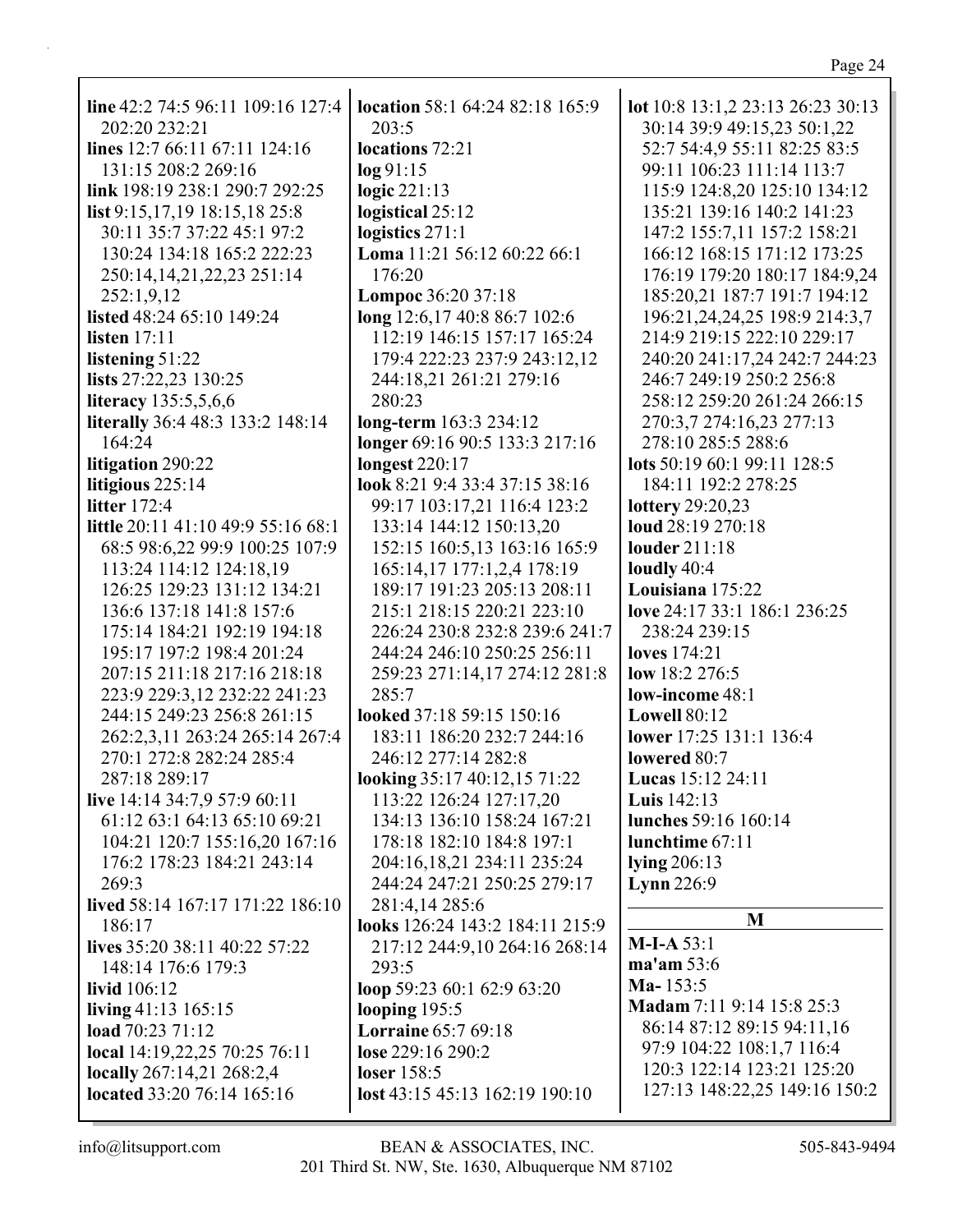**line** 42:2 74:5 96:11 109:16 127:4 202:20 232:21
**lines** 12:7 66:11 67:11 124:16 131:15 208:2 269:16
**link** 198:19 238:1 290:7 292:25
**list** 9:15,17,19 18:15,18 25:8 30:11 35:7 37:22 45:1 97:2 130:24 134:18 165:2 222:23 250:14,14,21,22,23 251:14 252:1,9,12
**listed** 48:24 65:10 149:24
**listen** 17:11
**listening** 51:22
**lists** 27:22,23 130:25
**literacy** 135:5,5,6,6
**literally** 36:4 48:3 133:2 148:14 164:24
**litigation** 290:22
**litigious** 225:14
**litter** 172:4
**little** 20:11 41:10 49:9 55:16 68:1 68:5 98:6,22 99:9 100:25 107:9 113:24 114:12 124:18,19 126:25 129:23 131:12 134:21 136:6 137:18 141:8 157:6 175:14 184:21 192:19 194:18 195:17 197:2 198:4 201:24 207:15 211:18 217:16 218:18 223:9 229:3,12 232:22 241:23 244:15 249:23 256:8 261:15 262:2,3,11 263:24 265:14 267:4 270:1 272:8 282:24 285:4 287:18 289:17
**live** 14:14 34:7,9 57:9 60:11 61:12 63:1 64:13 65:10 69:21 104:21 120:7 155:16,20 167:16 176:2 178:23 184:21 243:14 269:3
**lived** 58:14 167:17 171:22 186:10 186:17
**lives** 35:20 38:11 40:22 57:22 148:14 176:6 179:3
**livid** 106:12
**living** 41:13 165:15
**load** 70:23 71:12
**local** 14:19,22,25 70:25 76:11
**locally** 267:14,21 268:2,4
**located** 33:20 76:14 165:16
**location** 58:1 64:24 82:18 165:9 203:5
**locations** 72:21
**log** 91:15
**logic** 221:13
**logistical** 25:12
**logistics** 271:1
**Loma** 11:21 56:12 60:22 66:1 176:20
**Lompoc** 36:20 37:18
**long** 12:6,17 40:8 86:7 102:6 112:19 146:15 157:17 165:24 179:4 222:23 237:9 243:12,12 244:18,21 261:21 279:16 280:23
**long-term** 163:3 234:12
**longer** 69:16 90:5 133:3 217:16
**longest** 220:17
**look** 8:21 9:4 33:4 37:15 38:16 99:17 103:17,21 116:4 123:2 133:14 144:12 150:13,20 152:15 160:5,13 163:16 165:9 165:14,17 177:1,2,4 178:19 189:17 191:23 205:13 208:11 215:1 218:15 220:21 223:10 226:24 230:8 232:8 239:6 241:7 244:24 246:10 250:25 256:11 259:23 271:14,17 274:12 281:8 285:7
**looked** 37:18 59:15 150:16 183:11 186:20 232:7 244:16 246:12 277:14 282:8
**looking** 35:17 40:12,15 71:22 113:22 126:24 127:17,20 134:13 136:10 158:24 167:21 178:18 182:10 184:8 197:1 204:16,18,21 234:11 235:24 244:24 247:21 250:25 279:17 281:4,14 285:6
**looks** 126:24 143:2 184:11 215:9 217:12 244:9,10 264:16 268:14 293:5
**loop** 59:23 60:1 62:9 63:20
**looping** 195:5
**Lorraine** 65:7 69:18
**lose** 229:16 290:2
**loser** 158:5
**lost** 43:15 45:13 162:19 190:10
**lot** 10:8 13:1,2 23:13 26:23 30:13 30:14 39:9 49:15,23 50:1,22 52:7 54:4,9 55:11 82:25 83:5 99:11 106:23 111:14 113:7 115:9 124:8,20 125:10 134:12 135:21 139:16 140:2 141:23 147:2 155:7,11 157:2 158:21 166:12 168:15 171:12 173:25 176:19 179:20 180:17 184:9,24 185:20,21 187:7 191:7 194:12 196:21,24,24,25 198:9 214:3,7 214:9 219:15 222:10 229:17 240:20 241:17,24 242:7 244:23 246:7 249:19 250:2 256:8 258:12 259:20 261:24 266:15 270:3,7 274:16,23 277:13 278:10 285:5 288:6
**lots** 50:19 60:1 99:11 128:5 184:11 192:2 278:25
**lottery** 29:20,23
**loud** 28:19 270:18
**louder** 211:18
**loudly** 40:4
**Louisiana** 175:22
**love** 24:17 33:1 186:1 236:25 238:24 239:15
**loves** 174:21
**low** 18:2 276:5
**low-income** 48:1
**Lowell** 80:12
**lower** 17:25 131:1 136:4
**lowered** 80:7
**Lucas** 15:12 24:11
**Luis** 142:13
**lunches** 59:16 160:14
**lunchtime** 67:11
**lying** 206:13
**Lynn** 226:9

## M

**M-I-A** 53:1
**ma'am** 53:6
**Ma-** 153:5
**Madam** 7:11 9:14 15:8 25:3 86:14 87:12 89:15 94:11,16 97:9 104:22 108:1,7 116:4 120:3 122:14 123:21 125:20 127:13 148:22,25 149:16 150:2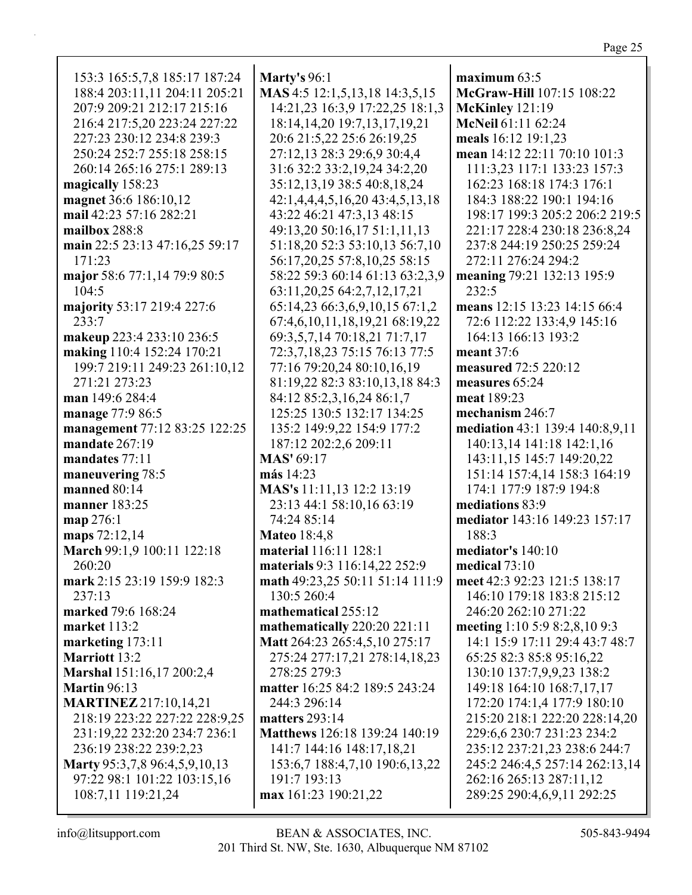153:3 165:5,7,8 185:17 187:24 188:4 203:11,11 204:11 205:21 207:9 209:21 212:17 215:16 216:4 217:5,20 223:24 227:22 227:23 230:12 234:8 239:3 250:24 252:7 255:18 258:15 260:14 265:16 275:1 289:13

**magically** 158:23

**magnet** 36:6 186:10,12

**mail** 42:23 57:16 282:21

**mailbox** 288:8

**main** 22:5 23:13 47:16,25 59:17 171:23

**major** 58:6 77:1,14 79:9 80:5 104:5

**majority** 53:17 219:4 227:6 233:7

**makeup** 223:4 233:10 236:5

**making** 110:4 152:24 170:21 199:7 219:11 249:23 261:10,12 271:21 273:23

**man** 149:6 284:4

**manage** 77:9 86:5

**management** 77:12 83:25 122:25

**mandate** 267:19

**mandates** 77:11

**maneuvering** 78:5

**manned** 80:14

**manner** 183:25

**map** 276:1

**maps** 72:12,14

**March** 99:1,9 100:11 122:18 260:20

**mark** 2:15 23:19 159:9 182:3 237:13

**marked** 79:6 168:24

**market** 113:2

**marketing** 173:11

**Marriott** 13:2

**Marshal** 151:16,17 200:2,4

**Martin** 96:13

**MARTINEZ** 217:10,14,21 218:19 223:22 227:22 228:9,25 231:19,22 232:20 234:7 236:1 236:19 238:22 239:2,23

**Marty** 95:3,7,8 96:4,5,9,10,13 97:22 98:1 101:22 103:15,16 108:7,11 119:21,24

**Marty's** 96:1

**MAS** 4:5 12:1,5,13,18 14:3,5,15 14:21,23 16:3,9 17:22,25 18:1,3 18:14,14,20 19:7,13,17,19,21 20:6 21:5,22 25:6 26:19,25 27:12,13 28:3 29:6,9 30:4,4 31:6 32:2 33:2,19,24 34:2,20 35:12,13,19 38:5 40:8,18,24 42:1,4,4,4,5,16,20 43:4,5,13,18 43:22 46:21 47:3,13 48:15 49:13,20 50:16,17 51:1,11,13 51:18,20 52:3 53:10,13 56:7,10 56:17,20,25 57:8,10,25 58:15 58:22 59:3 60:14 61:13 63:2,3,9 63:11,20,25 64:2,7,12,17,21 65:14,23 66:3,6,9,10,15 67:1,2 67:4,6,10,11,18,19,21 68:19,22 69:3,5,7,14 70:18,21 71:7,17 72:3,7,18,23 75:15 76:13 77:5 77:16 79:20,24 80:10,16,19 81:19,22 82:3 83:10,13,18 84:3 84:12 85:2,3,16,24 86:1,7 125:25 130:5 132:17 134:25 135:2 149:9,22 154:9 177:2 187:12 202:2,6 209:11

**MAS'** 69:17

**más** 14:23

**MAS's** 11:11,13 12:2 13:19 23:13 44:1 58:10,16 63:19 74:24 85:14

**Mateo** 18:4,8

**material** 116:11 128:1

**materials** 9:3 116:14,22 252:9

**math** 49:23,25 50:11 51:14 111:9 130:5 260:4

**mathematical** 255:12

**mathematically** 220:20 221:11

**Matt** 264:23 265:4,5,10 275:17 275:24 277:17,21 278:14,18,23 278:25 279:3

**matter** 16:25 84:2 189:5 243:24 244:3 296:14

**matters** 293:14

**Matthews** 126:18 139:24 140:19 141:7 144:16 148:17,18,21 153:6,7 188:4,7,10 190:6,13,22 191:7 193:13

**max** 161:23 190:21,22

**maximum** 63:5

**McGraw-Hill** 107:15 108:22

**McKinley** 121:19

**McNeil** 61:11 62:24

**meals** 16:12 19:1,23

**mean** 14:12 22:11 70:10 101:3 111:3,23 117:1 133:23 157:3 162:23 168:18 174:3 176:1 184:3 188:22 190:1 194:16 198:17 199:3 205:2 206:2 219:5 221:17 228:4 230:18 236:8,24 237:8 244:19 250:25 259:24 272:11 276:24 294:2

**meaning** 79:21 132:13 195:9 232:5

**means** 12:15 13:23 14:15 66:4 72:6 112:22 133:4,9 145:16 164:13 166:13 193:2

**meant** 37:6

**measured** 72:5 220:12

**measures** 65:24

**meat** 189:23

**mechanism** 246:7

**mediation** 43:1 139:4 140:8,9,11 140:13,14 141:18 142:1,16 143:11,15 145:7 149:20,22 151:14 157:4,14 158:3 164:19 174:1 177:9 187:9 194:8

**mediations** 83:9

**mediator** 143:16 149:23 157:17 188:3

**mediator's** 140:10

**medical** 73:10

**meet** 42:3 92:23 121:5 138:17 146:10 179:18 183:8 215:12 246:20 262:10 271:22

**meeting** 1:10 5:9 8:2,8,10 9:3 14:1 15:9 17:11 29:4 43:7 48:7 65:25 82:3 85:8 95:16,22 130:10 137:7,9,9,23 138:2 149:18 164:10 168:7,17,17 172:20 174:1,4 177:9 180:10 215:20 218:1 222:20 228:14,20 229:6,6 230:7 231:23 234:2 235:12 237:21,23 238:6 244:7 245:2 246:4,5 257:14 262:13,14 262:16 265:13 287:11,12 289:25 290:4,6,9,11 292:25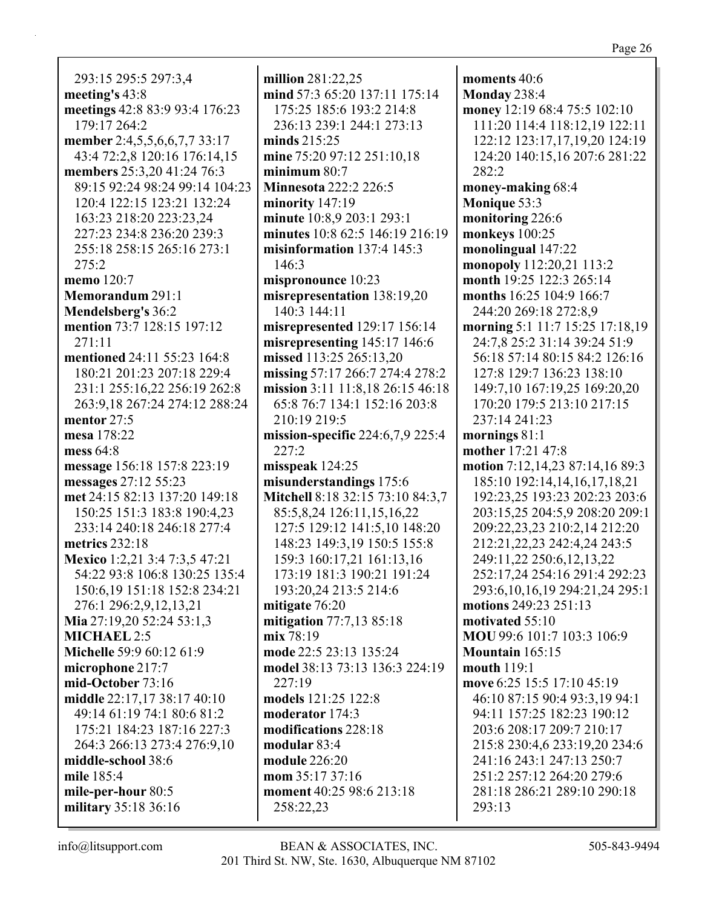293:15 295:5 297:3,4
**meeting's** 43:8
**meetings** 42:8 83:9 93:4 176:23 179:17 264:2
**member** 2:4,5,5,6,6,7,7 33:17 43:4 72:2,8 120:16 176:14,15
**members** 25:3,20 41:24 76:3 89:15 92:24 98:24 99:14 104:23 120:4 122:15 123:21 132:24 163:23 218:20 223:23,24 227:23 234:8 236:20 239:3 255:18 258:15 265:16 273:1 275:2
**memo** 120:7
**Memorandum** 291:1
**Mendelsberg's** 36:2
**mention** 73:7 128:15 197:12 271:11
**mentioned** 24:11 55:23 164:8 180:21 201:23 207:18 229:4 231:1 255:16,22 256:19 262:8 263:9,18 267:24 274:12 288:24
**mentor** 27:5
**mesa** 178:22
**mess** 64:8
**message** 156:18 157:8 223:19
**messages** 27:12 55:23
**met** 24:15 82:13 137:20 149:18 150:25 151:3 183:8 190:4,23 233:14 240:18 246:18 277:4
**metrics** 232:18
**Mexico** 1:2,21 3:4 7:3,5 47:21 54:22 93:8 106:8 130:25 135:4 150:6,19 151:18 152:8 234:21 276:1 296:2,9,12,13,21
**Mia** 27:19,20 52:24 53:1,3
**MICHAEL** 2:5
**Michelle** 59:9 60:12 61:9
**microphone** 217:7
**mid-October** 73:16
**middle** 22:17,17 38:17 40:10 49:14 61:19 74:1 80:6 81:2 175:21 184:23 187:16 227:3 264:3 266:13 273:4 276:9,10
**middle-school** 38:6
**mile** 185:4
**mile-per-hour** 80:5
**military** 35:18 36:16
**million** 281:22,25
**mind** 57:3 65:20 137:11 175:14 175:25 185:6 193:2 214:8 236:13 239:1 244:1 273:13
**minds** 215:25
**mine** 75:20 97:12 251:10,18
**minimum** 80:7
**Minnesota** 222:2 226:5
**minority** 147:19
**minute** 10:8,9 203:1 293:1
**minutes** 10:8 62:5 146:19 216:19
**misinformation** 137:4 145:3 146:3
**mispronounce** 10:23
**misrepresentation** 138:19,20 140:3 144:11
**misrepresented** 129:17 156:14
**misrepresenting** 145:17 146:6
**missed** 113:25 265:13,20
**missing** 57:17 266:7 274:4 278:2
**mission** 3:11 11:8,18 26:15 46:18 65:8 76:7 134:1 152:16 203:8 210:19 219:5
**mission-specific** 224:6,7,9 225:4 227:2
**misspeak** 124:25
**misunderstandings** 175:6
**Mitchell** 8:18 32:15 73:10 84:3,7 85:5,8,24 126:11,15,16,22 127:5 129:12 141:5,10 148:20 148:23 149:3,19 150:5 155:8 159:3 160:17,21 161:13,16 173:19 181:3 190:21 191:24 193:20,24 213:5 214:6
**mitigate** 76:20
**mitigation** 77:7,13 85:18
**mix** 78:19
**mode** 22:5 23:13 135:24
**model** 38:13 73:13 136:3 224:19 227:19
**models** 121:25 122:8
**moderator** 174:3
**modifications** 228:18
**modular** 83:4
**module** 226:20
**mom** 35:17 37:16
**moment** 40:25 98:6 213:18 258:22,23
**moments** 40:6
**Monday** 238:4
**money** 12:19 68:4 75:5 102:10 111:20 114:4 118:12,19 122:11 122:12 123:17,17,19,20 124:19 124:20 140:15,16 207:6 281:22 282:2
**money-making** 68:4
**Monique** 53:3
**monitoring** 226:6
**monkeys** 100:25
**monolingual** 147:22
**monopoly** 112:20,21 113:2
**month** 19:25 122:3 265:14
**months** 16:25 104:9 166:7 244:20 269:18 272:8,9
**morning** 5:1 11:7 15:25 17:18,19 24:7,8 25:2 31:14 39:24 51:9 56:18 57:14 80:15 84:2 126:16 127:8 129:7 136:23 138:10 149:7,10 167:19,25 169:20,20 170:20 179:5 213:10 217:15 237:14 241:23
**mornings** 81:1
**mother** 17:21 47:8
**motion** 7:12,14,23 87:14,16 89:3 185:10 192:14,14,16,17,18,21 192:23,25 193:23 202:23 203:6 203:15,25 204:5,9 208:20 209:1 209:22,23,23 210:2,14 212:20 212:21,22,23 242:4,24 243:5 249:11,22 250:6,12,13,22 252:17,24 254:16 291:4 292:23 293:6,10,16,19 294:21,24 295:1
**motions** 249:23 251:13
**motivated** 55:10
**MOU** 99:6 101:7 103:3 106:9
**Mountain** 165:15
**mouth** 119:1
**move** 6:25 15:5 17:10 45:19 46:10 87:15 90:4 93:3,19 94:1 94:11 157:25 182:23 190:12 203:6 208:17 209:7 210:17 215:8 230:4,6 233:19,20 234:6 241:16 243:1 247:13 250:7 251:2 257:12 264:20 279:6 281:18 286:21 289:10 290:18 293:13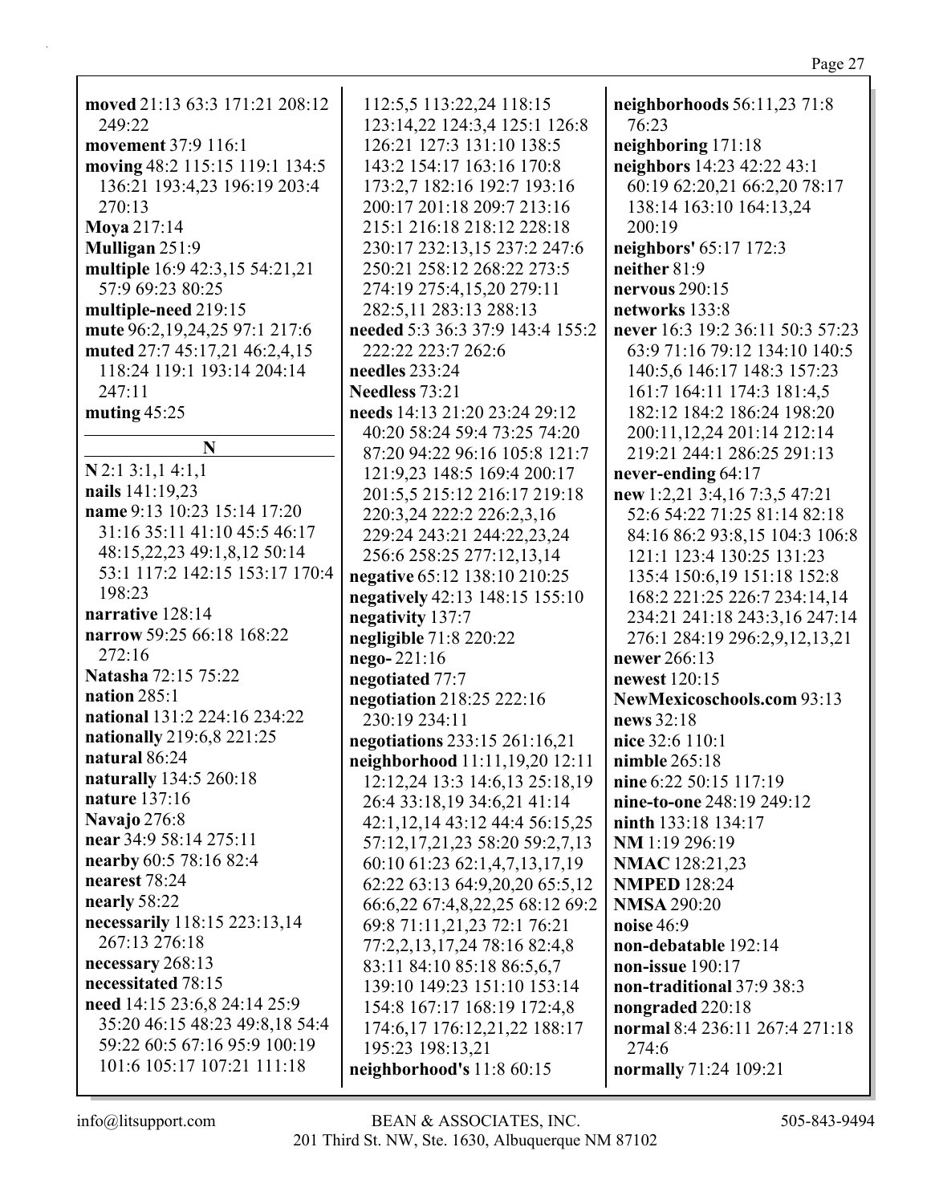**moved** 21:13 63:3 171:21 208:12 249:22
**movement** 37:9 116:1
**moving** 48:2 115:15 119:1 134:5 136:21 193:4,23 196:19 203:4 270:13
**Moya** 217:14
**Mulligan** 251:9
**multiple** 16:9 42:3,15 54:21,21 57:9 69:23 80:25
**multiple-need** 219:15
**mute** 96:2,19,24,25 97:1 217:6
**muted** 27:7 45:17,21 46:2,4,15 118:24 119:1 193:14 204:14 247:11
**muting** 45:25

## N

**N** 2:1 3:1,1 4:1,1
**nails** 141:19,23
**name** 9:13 10:23 15:14 17:20 31:16 35:11 41:10 45:5 46:17 48:15,22,23 49:1,8,12 50:14 53:1 117:2 142:15 153:17 170:4 198:23
**narrative** 128:14
**narrow** 59:25 66:18 168:22 272:16
**Natasha** 72:15 75:22
**nation** 285:1
**national** 131:2 224:16 234:22
**nationally** 219:6,8 221:25
**natural** 86:24
**naturally** 134:5 260:18
**nature** 137:16
**Navajo** 276:8
**near** 34:9 58:14 275:11
**nearby** 60:5 78:16 82:4
**nearest** 78:24
**nearly** 58:22
**necessarily** 118:15 223:13,14 267:13 276:18
**necessary** 268:13
**necessitated** 78:15
**need** 14:15 23:6,8 24:14 25:9 35:20 46:15 48:23 49:8,18 54:4 59:22 60:5 67:16 95:9 100:19 101:6 105:17 107:21 111:18 112:5,5 113:22,24 118:15 123:14,22 124:3,4 125:1 126:8 126:21 127:3 131:10 138:5 143:2 154:17 163:16 170:8 173:2,7 182:16 192:7 193:16 200:17 201:18 209:7 213:16 215:1 216:18 218:12 228:18 230:17 232:13,15 237:2 247:6 250:21 258:12 268:22 273:5 274:19 275:4,15,20 279:11 282:5,11 283:13 288:13
**needed** 5:3 36:3 37:9 143:4 155:2 222:22 223:7 262:6
**needles** 233:24
**Needless** 73:21
**needs** 14:13 21:20 23:24 29:12 40:20 58:24 59:4 73:25 74:20 87:20 94:22 96:16 105:8 121:7 121:9,23 148:5 169:4 200:17 201:5,5 215:12 216:17 219:18 220:3,24 222:2 226:2,3,16 229:24 243:21 244:22,23,24 256:6 258:25 277:12,13,14
**negative** 65:12 138:10 210:25
**negatively** 42:13 148:15 155:10
**negativity** 137:7
**negligible** 71:8 220:22
**nego-** 221:16
**negotiated** 77:7
**negotiation** 218:25 222:16 230:19 234:11
**negotiations** 233:15 261:16,21
**neighborhood** 11:11,19,20 12:11 12:12,24 13:3 14:6,13 25:18,19 26:4 33:18,19 34:6,21 41:14 42:1,12,14 43:12 44:4 56:15,25 57:12,17,21,23 58:20 59:2,7,13 60:10 61:23 62:1,4,7,13,17,19 62:22 63:13 64:9,20,20 65:5,12 66:6,22 67:4,8,22,25 68:12 69:2 69:8 71:11,21,23 72:1 76:21 77:2,2,13,17,24 78:16 82:4,8 83:11 84:10 85:18 86:5,6,7 139:10 149:23 151:10 153:14 154:8 167:17 168:19 172:4,8 174:6,17 176:12,21,22 188:17 195:23 198:13,21
**neighborhood's** 11:8 60:15
**neighborhoods** 56:11,23 71:8 76:23
**neighboring** 171:18
**neighbors** 14:23 42:22 43:1 60:19 62:20,21 66:2,20 78:17 138:14 163:10 164:13,24 200:19
**neighbors'** 65:17 172:3
**neither** 81:9
**nervous** 290:15
**networks** 133:8
**never** 16:3 19:2 36:11 50:3 57:23 63:9 71:16 79:12 134:10 140:5 140:5,6 146:17 148:3 157:23 161:7 164:11 174:3 181:4,5 182:12 184:2 186:24 198:20 200:11,12,24 201:14 212:14 219:21 244:1 286:25 291:13
**never-ending** 64:17
**new** 1:2,21 3:4,16 7:3,5 47:21 52:6 54:22 71:25 81:14 82:18 84:16 86:2 93:8,15 104:3 106:8 121:1 123:4 130:25 131:23 135:4 150:6,19 151:18 152:8 168:2 221:25 226:7 234:14,14 234:21 241:18 243:3,16 247:14 276:1 284:19 296:2,9,12,13,21
**newer** 266:13
**newest** 120:15
**NewMexicoschools.com** 93:13
**news** 32:18
**nice** 32:6 110:1
**nimble** 265:18
**nine** 6:22 50:15 117:19
**nine-to-one** 248:19 249:12
**ninth** 133:18 134:17
**NM** 1:19 296:19
**NMAC** 128:21,23
**NMPED** 128:24
**NMSA** 290:20
**noise** 46:9
**non-debatable** 192:14
**non-issue** 190:17
**non-traditional** 37:9 38:3
**nongraded** 220:18
**normal** 8:4 236:11 267:4 271:18 274:6
**normally** 71:24 109:21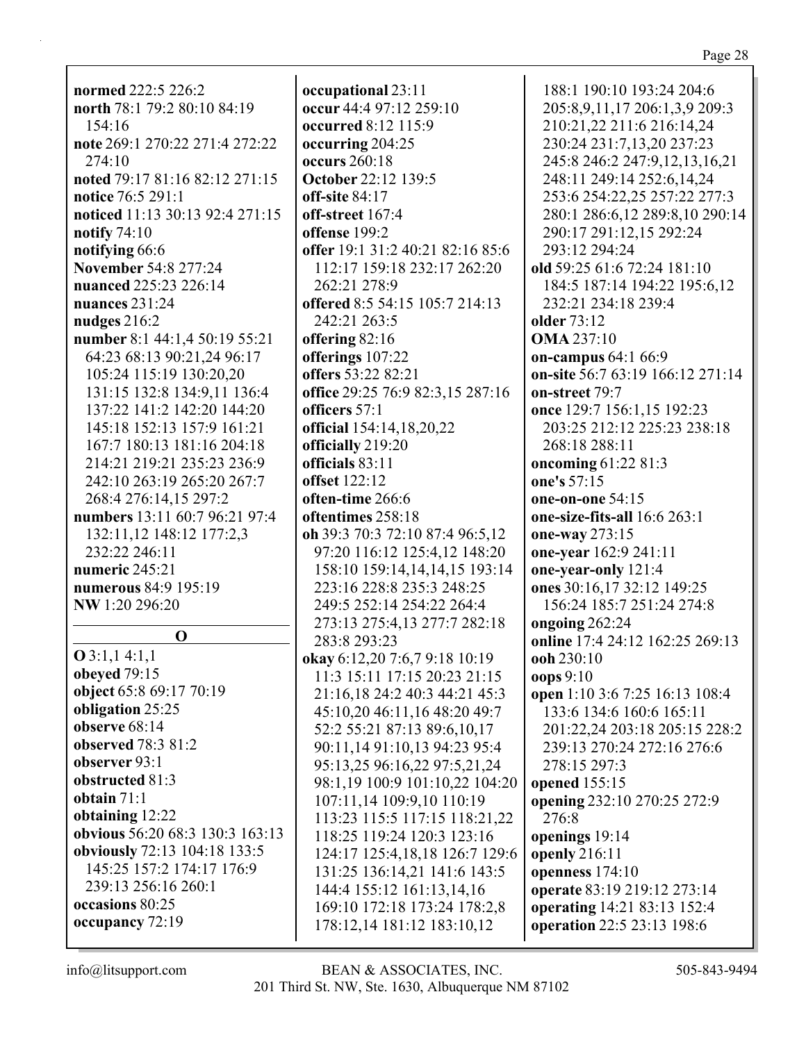**normed** 222:5 226:2
**north** 78:1 79:2 80:10 84:19 154:16
**note** 269:1 270:22 271:4 272:22 274:10
**noted** 79:17 81:16 82:12 271:15
**notice** 76:5 291:1
**noticed** 11:13 30:13 92:4 271:15
**notify** 74:10
**notifying** 66:6
**November** 54:8 277:24
**nuanced** 225:23 226:14
**nuances** 231:24
**nudges** 216:2
**number** 8:1 44:1,4 50:19 55:21 64:23 68:13 90:21,24 96:17 105:24 115:19 130:20,20 131:15 132:8 134:9,11 136:4 137:22 141:2 142:20 144:20 145:18 152:13 157:9 161:21 167:7 180:13 181:16 204:18 214:21 219:21 235:23 236:9 242:10 263:19 265:20 267:7 268:4 276:14,15 297:2
**numbers** 13:11 60:7 96:21 97:4 132:11,12 148:12 177:2,3 232:22 246:11
**numeric** 245:21
**numerous** 84:9 195:19
**NW** 1:20 296:20

## O

**O** 3:1,1 4:1,1
**obeyed** 79:15
**object** 65:8 69:17 70:19
**obligation** 25:25
**observe** 68:14
**observed** 78:3 81:2
**observer** 93:1
**obstructed** 81:3
**obtain** 71:1
**obtaining** 12:22
**obvious** 56:20 68:3 130:3 163:13
**obviously** 72:13 104:18 133:5 145:25 157:2 174:17 176:9 239:13 256:16 260:1
**occasions** 80:25
**occupancy** 72:19
**occupational** 23:11
**occur** 44:4 97:12 259:10
**occurred** 8:12 115:9
**occurring** 204:25
**occurs** 260:18
**October** 22:12 139:5
**off-site** 84:17
**off-street** 167:4
**offense** 199:2
**offer** 19:1 31:2 40:21 82:16 85:6 112:17 159:18 232:17 262:20 262:21 278:9
**offered** 8:5 54:15 105:7 214:13 242:21 263:5
**offering** 82:16
**offerings** 107:22
**offers** 53:22 82:21
**office** 29:25 76:9 82:3,15 287:16
**officers** 57:1
**official** 154:14,18,20,22
**officially** 219:20
**officials** 83:11
**offset** 122:12
**often-time** 266:6
**oftentimes** 258:18
**oh** 39:3 70:3 72:10 87:4 96:5,12 97:20 116:12 125:4,12 148:20 158:10 159:14,14,14,15 193:14 223:16 228:8 235:3 248:25 249:5 252:14 254:22 264:4 273:13 275:4,13 277:7 282:18 283:8 293:23
**okay** 6:12,20 7:6,7 9:18 10:19 11:3 15:11 17:15 20:23 21:15 21:16,18 24:2 40:3 44:21 45:3 45:10,20 46:11,16 48:20 49:7 52:2 55:21 87:13 89:6,10,17 90:11,14 91:10,13 94:23 95:4 95:13,25 96:16,22 97:5,21,24 98:1,19 100:9 101:10,22 104:20 107:11,14 109:9,10 110:19 113:23 115:5 117:15 118:21,22 118:25 119:24 120:3 123:16 124:17 125:4,18,18 126:7 129:6 131:25 136:14,21 141:6 143:5 144:4 155:12 161:13,14,16 169:10 172:18 173:24 178:2,8 178:12,14 181:12 183:10,12 188:1 190:10 193:24 204:6 205:8,9,11,17 206:1,3,9 209:3 210:21,22 211:6 216:14,24 230:24 231:7,13,20 237:23 245:8 246:2 247:9,12,13,16,21 248:11 249:14 252:6,14,24 253:6 254:22,25 257:22 277:3 280:1 286:6,12 289:8,10 290:14 290:17 291:12,15 292:24 293:12 294:24
**old** 59:25 61:6 72:24 181:10 184:5 187:14 194:22 195:6,12 232:21 234:18 239:4
**older** 73:12
**OMA** 237:10
**on-campus** 64:1 66:9
**on-site** 56:7 63:19 166:12 271:14
**on-street** 79:7
**once** 129:7 156:1,15 192:23 203:25 212:12 225:23 238:18 268:18 288:11
**oncoming** 61:22 81:3
**one's** 57:15
**one-on-one** 54:15
**one-size-fits-all** 16:6 263:1
**one-way** 273:15
**one-year** 162:9 241:11
**one-year-only** 121:4
**ones** 30:16,17 32:12 149:25 156:24 185:7 251:24 274:8
**ongoing** 262:24
**online** 17:4 24:12 162:25 269:13
**ooh** 230:10
**oops** 9:10
**open** 1:10 3:6 7:25 16:13 108:4 133:6 134:6 160:6 165:11 201:22,24 203:18 205:15 228:2 239:13 270:24 272:16 276:6 278:15 297:3
**opened** 155:15
**opening** 232:10 270:25 272:9 276:8
**openings** 19:14
**openly** 216:11
**openness** 174:10
**operate** 83:19 219:12 273:14
**operating** 14:21 83:13 152:4
**operation** 22:5 23:13 198:6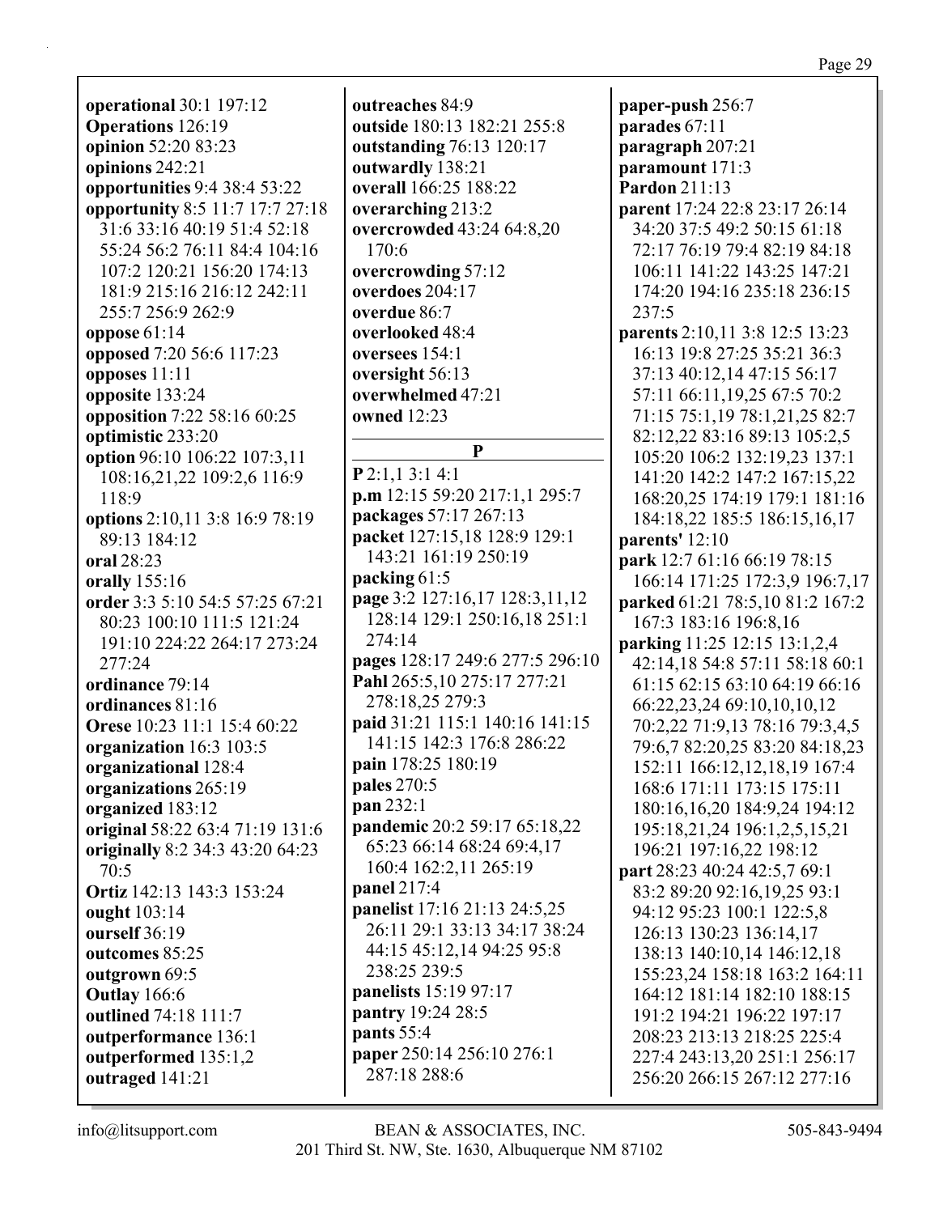**operational** 30:1 197:12
**Operations** 126:19
**opinion** 52:20 83:23
**opinions** 242:21
**opportunities** 9:4 38:4 53:22
**opportunity** 8:5 11:7 17:7 27:18 31:6 33:16 40:19 51:4 52:18 55:24 56:2 76:11 84:4 104:16 107:2 120:21 156:20 174:13 181:9 215:16 216:12 242:11 255:7 256:9 262:9
**oppose** 61:14
**opposed** 7:20 56:6 117:23
**opposes** 11:11
**opposite** 133:24
**opposition** 7:22 58:16 60:25
**optimistic** 233:20
**option** 96:10 106:22 107:3,11 108:16,21,22 109:2,6 116:9 118:9
**options** 2:10,11 3:8 16:9 78:19 89:13 184:12
**oral** 28:23
**orally** 155:16
**order** 3:3 5:10 54:5 57:25 67:21 80:23 100:10 111:5 121:24 191:10 224:22 264:17 273:24 277:24
**ordinance** 79:14
**ordinances** 81:16
**Orese** 10:23 11:1 15:4 60:22
**organization** 16:3 103:5
**organizational** 128:4
**organizations** 265:19
**organized** 183:12
**original** 58:22 63:4 71:19 131:6
**originally** 8:2 34:3 43:20 64:23 70:5
**Ortiz** 142:13 143:3 153:24
**ought** 103:14
**ourself** 36:19
**outcomes** 85:25
**outgrown** 69:5
**Outlay** 166:6
**outlined** 74:18 111:7
**outperformance** 136:1
**outperformed** 135:1,2
**outraged** 141:21
**outreaches** 84:9
**outside** 180:13 182:21 255:8
**outstanding** 76:13 120:17
**outwardly** 138:21
**overall** 166:25 188:22
**overarching** 213:2
**overcrowded** 43:24 64:8,20 170:6
**overcrowding** 57:12
**overdoes** 204:17
**overdue** 86:7
**overlooked** 48:4
**oversees** 154:1
**oversight** 56:13
**overwhelmed** 47:21
**owned** 12:23

## P

**P** 2:1,1 3:1 4:1
**p.m** 12:15 59:20 217:1,1 295:7
**packages** 57:17 267:13
**packet** 127:15,18 128:9 129:1 143:21 161:19 250:19
**packing** 61:5
**page** 3:2 127:16,17 128:3,11,12 128:14 129:1 250:16,18 251:1 274:14
**pages** 128:17 249:6 277:5 296:10
**Pahl** 265:5,10 275:17 277:21 278:18,25 279:3
**paid** 31:21 115:1 140:16 141:15 141:15 142:3 176:8 286:22
**pain** 178:25 180:19
**pales** 270:5
**pan** 232:1
**pandemic** 20:2 59:17 65:18,22 65:23 66:14 68:24 69:4,17 160:4 162:2,11 265:19
**panel** 217:4
**panelist** 17:16 21:13 24:5,25 26:11 29:1 33:13 34:17 38:24 44:15 45:12,14 94:25 95:8 238:25 239:5
**panelists** 15:19 97:17
**pantry** 19:24 28:5
**pants** 55:4
**paper** 250:14 256:10 276:1 287:18 288:6
**paper-push** 256:7
**parades** 67:11
**paragraph** 207:21
**paramount** 171:3
**Pardon** 211:13
**parent** 17:24 22:8 23:17 26:14 34:20 37:5 49:2 50:15 61:18 72:17 76:19 79:4 82:19 84:18 106:11 141:22 143:25 147:21 174:20 194:16 235:18 236:15 237:5
**parents** 2:10,11 3:8 12:5 13:23 16:13 19:8 27:25 35:21 36:3 37:13 40:12,14 47:15 56:17 57:11 66:11,19,25 67:5 70:2 71:15 75:1,19 78:1,21,25 82:7 82:12,22 83:16 89:13 105:2,5 105:20 106:2 132:19,23 137:1 141:20 142:2 147:2 167:15,22 168:20,25 174:19 179:1 181:16 184:18,22 185:5 186:15,16,17
**parents'** 12:10
**park** 12:7 61:16 66:19 78:15 166:14 171:25 172:3,9 196:7,17
**parked** 61:21 78:5,10 81:2 167:2 167:3 183:16 196:8,16
**parking** 11:25 12:15 13:1,2,4 42:14,18 54:8 57:11 58:18 60:1 61:15 62:15 63:10 64:19 66:16 66:22,23,24 69:10,10,10,12 70:2,22 71:9,13 78:16 79:3,4,5 79:6,7 82:20,25 83:20 84:18,23 152:11 166:12,12,18,19 167:4 168:6 171:11 173:15 175:11 180:16,16,20 184:9,24 194:12 195:18,21,24 196:1,2,5,15,21 196:21 197:16,22 198:12
**part** 28:23 40:24 42:5,7 69:1 83:2 89:20 92:16,19,25 93:1 94:12 95:23 100:1 122:5,8 126:13 130:23 136:14,17 138:13 140:10,14 146:12,18 155:23,24 158:18 163:2 164:11 164:12 181:14 182:10 188:15 191:2 194:21 196:22 197:17 208:23 213:13 218:25 225:4 227:4 243:13,20 251:1 256:17 256:20 266:15 267:12 277:16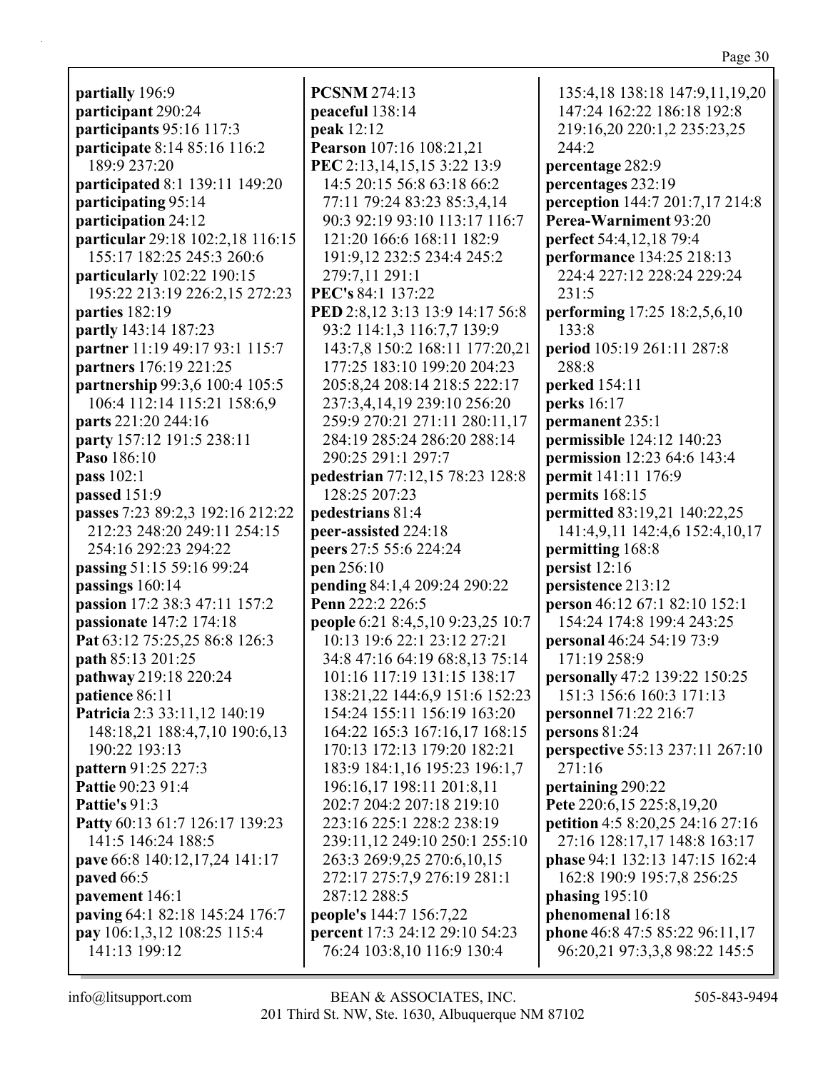**partially** 196:9
**participant** 290:24
**participants** 95:16 117:3
**participate** 8:14 85:16 116:2 189:9 237:20
**participated** 8:1 139:11 149:20
**participating** 95:14
**participation** 24:12
**particular** 29:18 102:2,18 116:15 155:17 182:25 245:3 260:6
**particularly** 102:22 190:15 195:22 213:19 226:2,15 272:23
**parties** 182:19
**partly** 143:14 187:23
**partner** 11:19 49:17 93:1 115:7
**partners** 176:19 221:25
**partnership** 99:3,6 100:4 105:5 106:4 112:14 115:21 158:6,9
**parts** 221:20 244:16
**party** 157:12 191:5 238:11
**Paso** 186:10
**pass** 102:1
**passed** 151:9
**passes** 7:23 89:2,3 192:16 212:22 212:23 248:20 249:11 254:15 254:16 292:23 294:22
**passing** 51:15 59:16 99:24
**passings** 160:14
**passion** 17:2 38:3 47:11 157:2
**passionate** 147:2 174:18
**Pat** 63:12 75:25,25 86:8 126:3
**path** 85:13 201:25
**pathway** 219:18 220:24
**patience** 86:11
**Patricia** 2:3 33:11,12 140:19 148:18,21 188:4,7,10 190:6,13 190:22 193:13
**pattern** 91:25 227:3
**Pattie** 90:23 91:4
**Pattie's** 91:3
**Patty** 60:13 61:7 126:17 139:23 141:5 146:24 188:5
**pave** 66:8 140:12,17,24 141:17
**paved** 66:5
**pavement** 146:1
**paving** 64:1 82:18 145:24 176:7
**pay** 106:1,3,12 108:25 115:4 141:13 199:12
**PCSNM** 274:13
**peaceful** 138:14
**peak** 12:12
**Pearson** 107:16 108:21,21
**PEC** 2:13,14,15,15 3:22 13:9 14:5 20:15 56:8 63:18 66:2 77:11 79:24 83:23 85:3,4,14 90:3 92:19 93:10 113:17 116:7 121:20 166:6 168:11 182:9 191:9,12 232:5 234:4 245:2 279:7,11 291:1
**PEC's** 84:1 137:22
**PED** 2:8,12 3:13 13:9 14:17 56:8 93:2 114:1,3 116:7,7 139:9 143:7,8 150:2 168:11 177:20,21 177:25 183:10 199:20 204:23 205:8,24 208:14 218:5 222:17 237:3,4,14,19 239:10 256:20 259:9 270:21 271:11 280:11,17 284:19 285:24 286:20 288:14 290:25 291:1 297:7
**pedestrian** 77:12,15 78:23 128:8 128:25 207:23
**pedestrians** 81:4
**peer-assisted** 224:18
**peers** 27:5 55:6 224:24
**pen** 256:10
**pending** 84:1,4 209:24 290:22
**Penn** 222:2 226:5
**people** 6:21 8:4,5,10 9:23,25 10:7 10:13 19:6 22:1 23:12 27:21 34:8 47:16 64:19 68:8,13 75:14 101:16 117:19 131:15 138:17 138:21,22 144:6,9 151:6 152:23 154:24 155:11 156:19 163:20 164:22 165:3 167:16,17 168:15 170:13 172:13 179:20 182:21 183:9 184:1,16 195:23 196:1,7 196:16,17 198:11 201:8,11 202:7 204:2 207:18 219:10 223:16 225:1 228:2 238:19 239:11,12 249:10 250:1 255:10 263:3 269:9,25 270:6,10,15 272:17 275:7,9 276:19 281:1 287:12 288:5
**people's** 144:7 156:7,22
**percent** 17:3 24:12 29:10 54:23 76:24 103:8,10 116:9 130:4 135:4,18 138:18 147:9,11,19,20 147:24 162:22 186:18 192:8 219:16,20 220:1,2 235:23,25 244:2
**percentage** 282:9
**percentages** 232:19
**perception** 144:7 201:7,17 214:8
**Perea-Warniment** 93:20
**perfect** 54:4,12,18 79:4
**performance** 134:25 218:13 224:4 227:12 228:24 229:24 231:5
**performing** 17:25 18:2,5,6,10 133:8
**period** 105:19 261:11 287:8 288:8
**perked** 154:11
**perks** 16:17
**permanent** 235:1
**permissible** 124:12 140:23
**permission** 12:23 64:6 143:4
**permit** 141:11 176:9
**permits** 168:15
**permitted** 83:19,21 140:22,25 141:4,9,11 142:4,6 152:4,10,17
**permitting** 168:8
**persist** 12:16
**persistence** 213:12
**person** 46:12 67:1 82:10 152:1 154:24 174:8 199:4 243:25
**personal** 46:24 54:19 73:9 171:19 258:9
**personally** 47:2 139:22 150:25 151:3 156:6 160:3 171:13
**personnel** 71:22 216:7
**persons** 81:24
**perspective** 55:13 237:11 267:10 271:16
**pertaining** 290:22
**Pete** 220:6,15 225:8,19,20
**petition** 4:5 8:20,25 24:16 27:16 27:16 128:17,17 148:8 163:17
**phase** 94:1 132:13 147:15 162:4 162:8 190:9 195:7,8 256:25
**phasing** 195:10
**phenomenal** 16:18
**phone** 46:8 47:5 85:22 96:11,17 96:20,21 97:3,3,8 98:22 145:5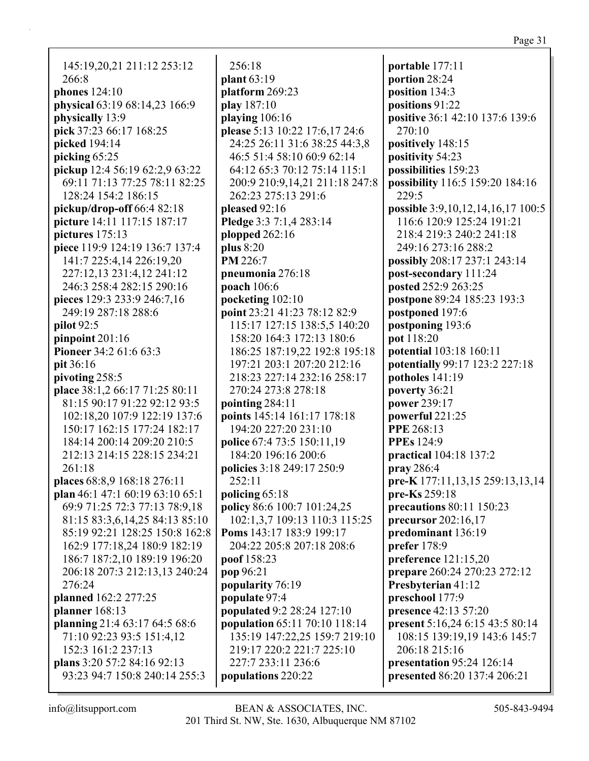145:19,20,21 211:12 253:12 266:8
**phones** 124:10
**physical** 63:19 68:14,23 166:9
**physically** 13:9
**pick** 37:23 66:17 168:25
**picked** 194:14
**picking** 65:25
**pickup** 12:4 56:19 62:2,9 63:22 69:11 71:13 77:25 78:11 82:25 128:24 154:2 186:15
**pickup/drop-off** 66:4 82:18
**picture** 14:11 117:15 187:17
**pictures** 175:13
**piece** 119:9 124:19 136:7 137:4 141:7 225:4,14 226:19,20 227:12,13 231:4,12 241:12 246:3 258:4 282:15 290:16
**pieces** 129:3 233:9 246:7,16 249:19 287:18 288:6
**pilot** 92:5
**pinpoint** 201:16
**Pioneer** 34:2 61:6 63:3
**pit** 36:16
**pivoting** 258:5
**place** 38:1,2 66:17 71:25 80:11 81:15 90:17 91:22 92:12 93:5 102:18,20 107:9 122:19 137:6 150:17 162:15 177:24 182:17 184:14 200:14 209:20 210:5 212:13 214:15 228:15 234:21 261:18
**places** 68:8,9 168:18 276:11
**plan** 46:1 47:1 60:19 63:10 65:1 69:9 71:25 72:3 77:13 78:9,18 81:15 83:3,6,14,25 84:13 85:10 85:19 92:21 128:25 150:8 162:8 162:9 177:18,24 180:9 182:19 186:7 187:2,10 189:19 196:20 206:18 207:3 212:13,13 240:24 276:24
**planned** 162:2 277:25
**planner** 168:13
**planning** 21:4 63:17 64:5 68:6 71:10 92:23 93:5 151:4,12 152:3 161:2 237:13
**plans** 3:20 57:2 84:16 92:13 93:23 94:7 150:8 240:14 255:3 256:18
**plant** 63:19
**platform** 269:23
**play** 187:10
**playing** 106:16
**please** 5:13 10:22 17:6,17 24:6 24:25 26:11 31:6 38:25 44:3,8 46:5 51:4 58:10 60:9 62:14 64:12 65:3 70:12 75:14 115:1 200:9 210:9,14,21 211:18 247:8 262:23 275:13 291:6
**pleased** 92:16
**Pledge** 3:3 7:1,4 283:14
**plopped** 262:16
**plus** 8:20
**PM** 226:7
**pneumonia** 276:18
**poach** 106:6
**pocketing** 102:10
**point** 23:21 41:23 78:12 82:9 115:17 127:15 138:5,5 140:20 158:20 164:3 172:13 180:6 186:25 187:19,22 192:8 195:18 197:21 203:1 207:20 212:16 218:23 227:14 232:16 258:17 270:24 273:8 278:18
**pointing** 284:11
**points** 145:14 161:17 178:18 194:20 227:20 231:10
**police** 67:4 73:5 150:11,19 184:20 196:16 200:6
**policies** 3:18 249:17 250:9 252:11
**policing** 65:18
**policy** 86:6 100:7 101:24,25 102:1,3,7 109:13 110:3 115:25
**Poms** 143:17 183:9 199:17 204:22 205:8 207:18 208:6
**poof** 158:23
**pop** 96:21
**popularity** 76:19
**populate** 97:4
**populated** 9:2 28:24 127:10
**population** 65:11 70:10 118:14 135:19 147:22,25 159:7 219:10 219:17 220:2 221:7 225:10 227:7 233:11 236:6
**populations** 220:22
**portable** 177:11
**portion** 28:24
**position** 134:3
**positions** 91:22
**positive** 36:1 42:10 137:6 139:6 270:10
**positively** 148:15
**positivity** 54:23
**possibilities** 159:23
**possibility** 116:5 159:20 184:16 229:5
**possible** 3:9,10,12,14,16,17 100:5 116:6 120:9 125:24 191:21 218:4 219:3 240:2 241:18 249:16 273:16 288:2
**possibly** 208:17 237:1 243:14
**post-secondary** 111:24
**posted** 252:9 263:25
**postpone** 89:24 185:23 193:3
**postponed** 197:6
**postponing** 193:6
**pot** 118:20
**potential** 103:18 160:11
**potentially** 99:17 123:2 227:18
**potholes** 141:19
**poverty** 36:21
**power** 239:17
**powerful** 221:25
**PPE** 268:13
**PPEs** 124:9
**practical** 104:18 137:2
**pray** 286:4
**pre-K** 177:11,13,15 259:13,13,14
**pre-Ks** 259:18
**precautions** 80:11 150:23
**precursor** 202:16,17
**predominant** 136:19
**prefer** 178:9
**preference** 121:15,20
**prepare** 260:24 270:23 272:12
**Presbyterian** 41:12
**preschool** 177:9
**presence** 42:13 57:20
**present** 5:16,24 6:15 43:5 80:14 108:15 139:19,19 143:6 145:7 206:18 215:16
**presentation** 95:24 126:14
**presented** 86:20 137:4 206:21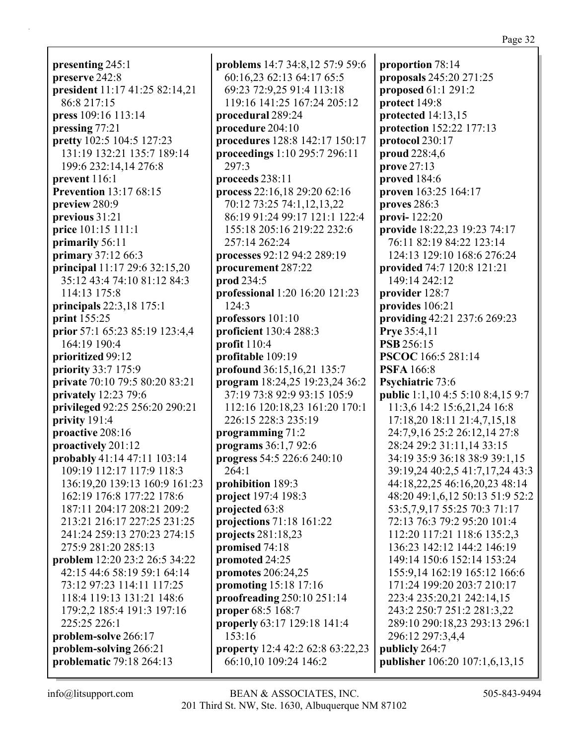**presenting** 245:1
**preserve** 242:8
**president** 11:17 41:25 82:14,21 86:8 217:15
**press** 109:16 113:14
**pressing** 77:21
**pretty** 102:5 104:5 127:23 131:19 132:21 135:7 189:14 199:6 232:14,14 276:8
**prevent** 116:1
**Prevention** 13:17 68:15
**preview** 280:9
**previous** 31:21
**price** 101:15 111:1
**primarily** 56:11
**primary** 37:12 66:3
**principal** 11:17 29:6 32:15,20 35:12 43:4 74:10 81:12 84:3 114:13 175:8
**principals** 22:3,18 175:1
**print** 155:25
**prior** 57:1 65:23 85:19 123:4,4 164:19 190:4
**prioritized** 99:12
**priority** 33:7 175:9
**private** 70:10 79:5 80:20 83:21
**privately** 12:23 79:6
**privileged** 92:25 256:20 290:21
**privity** 191:4
**proactive** 208:16
**proactively** 201:12
**probably** 41:14 47:11 103:14 109:19 112:17 117:9 118:3 136:19,20 139:13 160:9 161:23 162:19 176:8 177:22 178:6 187:11 204:17 208:21 209:2 213:21 216:17 227:25 231:25 241:24 259:13 270:23 274:15 275:9 281:20 285:13
**problem** 12:20 23:2 26:5 34:22 42:15 44:6 58:19 59:1 64:14 73:12 97:23 114:11 117:25 118:4 119:13 131:21 148:6 179:2,2 185:4 191:3 197:16 225:25 226:1
**problem-solve** 266:17
**problem-solving** 266:21
**problematic** 79:18 264:13
**problems** 14:7 34:8,12 57:9 59:6 60:16,23 62:13 64:17 65:5 69:23 72:9,25 91:4 113:18 119:16 141:25 167:24 205:12
**procedural** 289:24
**procedure** 204:10
**procedures** 128:8 142:17 150:17
**proceedings** 1:10 295:7 296:11 297:3
**proceeds** 238:11
**process** 22:16,18 29:20 62:16 70:12 73:25 74:1,12,13,22 86:19 91:24 99:17 121:1 122:4 155:18 205:16 219:22 232:6 257:14 262:24
**processes** 92:12 94:2 289:19
**procurement** 287:22
**prod** 234:5
**professional** 1:20 16:20 121:23 124:3
**professors** 101:10
**proficient** 130:4 288:3
**profit** 110:4
**profitable** 109:19
**profound** 36:15,16,21 135:7
**program** 18:24,25 19:23,24 36:2 37:19 73:8 92:9 93:15 105:9 112:16 120:18,23 161:20 170:1 226:15 228:3 235:19
**programming** 71:2
**programs** 36:1,7 92:6
**progress** 54:5 226:6 240:10 264:1
**prohibition** 189:3
**project** 197:4 198:3
**projected** 63:8
**projections** 71:18 161:22
**projects** 281:18,23
**promised** 74:18
**promoted** 24:25
**promotes** 206:24,25
**promoting** 15:18 17:16
**proofreading** 250:10 251:14
**proper** 68:5 168:7
**properly** 63:17 129:18 141:4 153:16
**property** 12:4 42:2 62:8 63:22,23 66:10,10 109:24 146:2
**proportion** 78:14
**proposals** 245:20 271:25
**proposed** 61:1 291:2
**protect** 149:8
**protected** 14:13,15
**protection** 152:22 177:13
**protocol** 230:17
**proud** 228:4,6
**prove** 27:13
**proved** 184:6
**proven** 163:25 164:17
**proves** 286:3
**provi-** 122:20
**provide** 18:22,23 19:23 74:17 76:11 82:19 84:22 123:14 124:13 129:10 168:6 276:24
**provided** 74:7 120:8 121:21 149:14 242:12
**provider** 128:7
**provides** 106:21
**providing** 42:21 237:6 269:23
**Prye** 35:4,11
**PSB** 256:15
**PSCOC** 166:5 281:14
**PSFA** 166:8
**Psychiatric** 73:6
**public** 1:1,10 4:5 5:10 8:4,15 9:7 11:3,6 14:2 15:6,21,24 16:8 17:18,20 18:11 21:4,7,15,18 24:7,9,16 25:2 26:12,14 27:8 28:24 29:2 31:11,14 33:15 34:19 35:9 36:18 38:9 39:1,15 39:19,24 40:2,5 41:7,17,24 43:3 44:18,22,25 46:16,20,23 48:14 48:20 49:1,6,12 50:13 51:9 52:2 53:5,7,9,17 55:25 70:3 71:17 72:13 76:3 79:2 95:20 101:4 112:20 117:21 118:6 135:2,3 136:23 142:12 144:2 146:19 149:14 150:6 152:14 153:24 155:9,14 162:19 165:12 166:6 171:24 199:20 203:7 210:17 223:4 235:20,21 242:14,15 243:2 250:7 251:2 281:3,22 289:10 290:18,23 293:13 296:1 296:12 297:3,4,4
**publicly** 264:7
**publisher** 106:20 107:1,6,13,15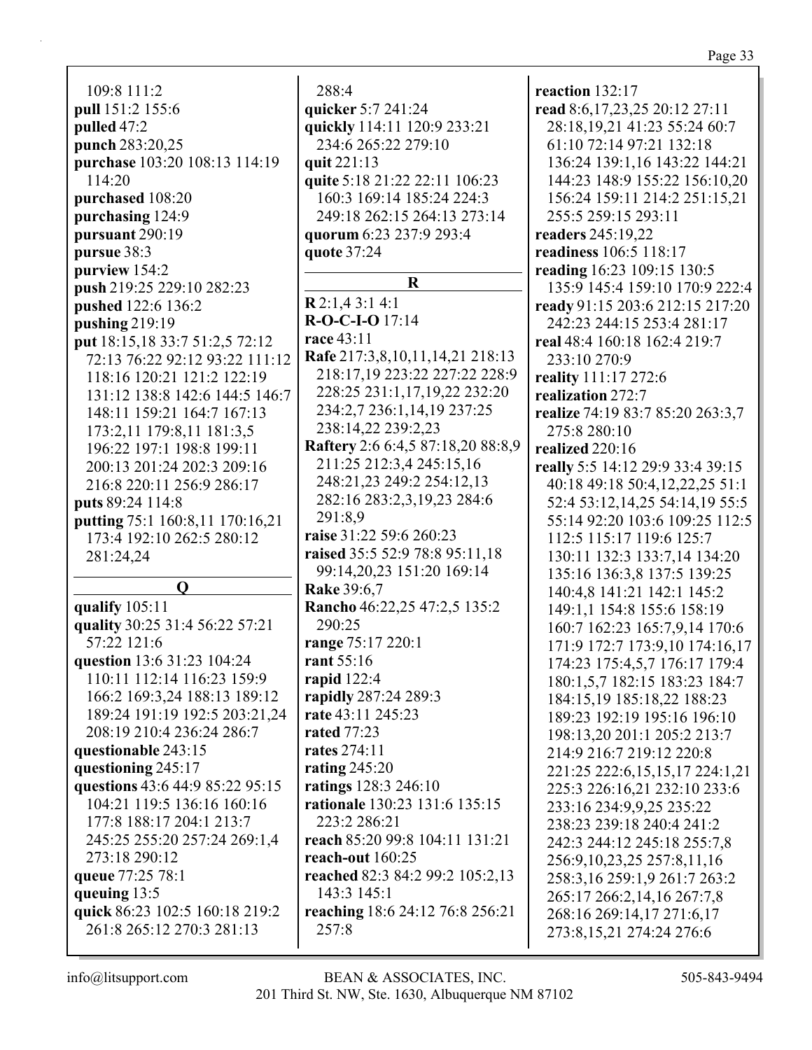109:8 111:2
**pull** 151:2 155:6
**pulled** 47:2
**punch** 283:20,25
**purchase** 103:20 108:13 114:19 114:20
**purchased** 108:20
**purchasing** 124:9
**pursuant** 290:19
**pursue** 38:3
**purview** 154:2
**push** 219:25 229:10 282:23
**pushed** 122:6 136:2
**pushing** 219:19
**put** 18:15,18 33:7 51:2,5 72:12 72:13 76:22 92:12 93:22 111:12 118:16 120:21 121:2 122:19 131:12 138:8 142:6 144:5 146:7 148:11 159:21 164:7 167:13 173:2,11 179:8,11 181:3,5 196:22 197:1 198:8 199:11 200:13 201:24 202:3 209:16 216:8 220:11 256:9 286:17
**puts** 89:24 114:8
**putting** 75:1 160:8,11 170:16,21 173:4 192:10 262:5 280:12 281:24,24

## Q

**qualify** 105:11
**quality** 30:25 31:4 56:22 57:21 57:22 121:6
**question** 13:6 31:23 104:24 110:11 112:14 116:23 159:9 166:2 169:3,24 188:13 189:12 189:24 191:19 192:5 203:21,24 208:19 210:4 236:24 286:7
**questionable** 243:15
**questioning** 245:17
**questions** 43:6 44:9 85:22 95:15 104:21 119:5 136:16 160:16 177:8 188:17 204:1 213:7 245:25 255:20 257:24 269:1,4 273:18 290:12
**queue** 77:25 78:1
**queuing** 13:5
**quick** 86:23 102:5 160:18 219:2 261:8 265:12 270:3 281:13
288:4
**quicker** 5:7 241:24
**quickly** 114:11 120:9 233:21 234:6 265:22 279:10
**quit** 221:13
**quite** 5:18 21:22 22:11 106:23 160:3 169:14 185:24 224:3 249:18 262:15 264:13 273:14
**quorum** 6:23 237:9 293:4
**quote** 37:24

## R

**R** 2:1,4 3:1 4:1
**R-O-C-I-O** 17:14
**race** 43:11
**Rafe** 217:3,8,10,11,14,21 218:13 218:17,19 223:22 227:22 228:9 228:25 231:1,17,19,22 232:20 234:2,7 236:1,14,19 237:25 238:14,22 239:2,23
**Raftery** 2:6 6:4,5 87:18,20 88:8,9 211:25 212:3,4 245:15,16 248:21,23 249:2 254:12,13 282:16 283:2,3,19,23 284:6 291:8,9
**raise** 31:22 59:6 260:23
**raised** 35:5 52:9 78:8 95:11,18 99:14,20,23 151:20 169:14
**Rake** 39:6,7
**Rancho** 46:22,25 47:2,5 135:2 290:25
**range** 75:17 220:1
**rant** 55:16
**rapid** 122:4
**rapidly** 287:24 289:3
**rate** 43:11 245:23
**rated** 77:23
**rates** 274:11
**rating** 245:20
**ratings** 128:3 246:10
**rationale** 130:23 131:6 135:15 223:2 286:21
**reach** 85:20 99:8 104:11 131:21
**reach-out** 160:25
**reached** 82:3 84:2 99:2 105:2,13 143:3 145:1
**reaching** 18:6 24:12 76:8 256:21 257:8
**reaction** 132:17
**read** 8:6,17,23,25 20:12 27:11 28:18,19,21 41:23 55:24 60:7 61:10 72:14 97:21 132:18 136:24 139:1,16 143:22 144:21 144:23 148:9 155:22 156:10,20 156:24 159:11 214:2 251:15,21 255:5 259:15 293:11
**readers** 245:19,22
**readiness** 106:5 118:17
**reading** 16:23 109:15 130:5 135:9 145:4 159:10 170:9 222:4
**ready** 91:15 203:6 212:15 217:20 242:23 244:15 253:4 281:17
**real** 48:4 160:18 162:4 219:7 233:10 270:9
**reality** 111:17 272:6
**realization** 272:7
**realize** 74:19 83:7 85:20 263:3,7 275:8 280:10
**realized** 220:16
**really** 5:5 14:12 29:9 33:4 39:15 40:18 49:18 50:4,12,22,25 51:1 52:4 53:12,14,25 54:14,19 55:5 55:14 92:20 103:6 109:25 112:5 112:5 115:17 119:6 125:7 130:11 132:3 133:7,14 134:20 135:16 136:3,8 137:5 139:25 140:4,8 141:21 142:1 145:2 149:1,1 154:8 155:6 158:19 160:7 162:23 165:7,9,14 170:6 171:9 172:7 173:9,10 174:16,17 174:23 175:4,5,7 176:17 179:4 180:1,5,7 182:15 183:23 184:7 184:15,19 185:18,22 188:23 189:23 192:19 195:16 196:10 198:13,20 201:1 205:2 213:7 214:9 216:7 219:12 220:8 221:25 222:6,15,15,17 224:1,21 225:3 226:16,21 232:10 233:6 233:16 234:9,9,25 235:22 238:23 239:18 240:4 241:2 242:3 244:12 245:18 255:7,8 256:9,10,23,25 257:8,11,16 258:3,16 259:1,9 261:7 263:2 265:17 266:2,14,16 267:7,8 268:16 269:14,17 271:6,17 273:8,15,21 274:24 276:6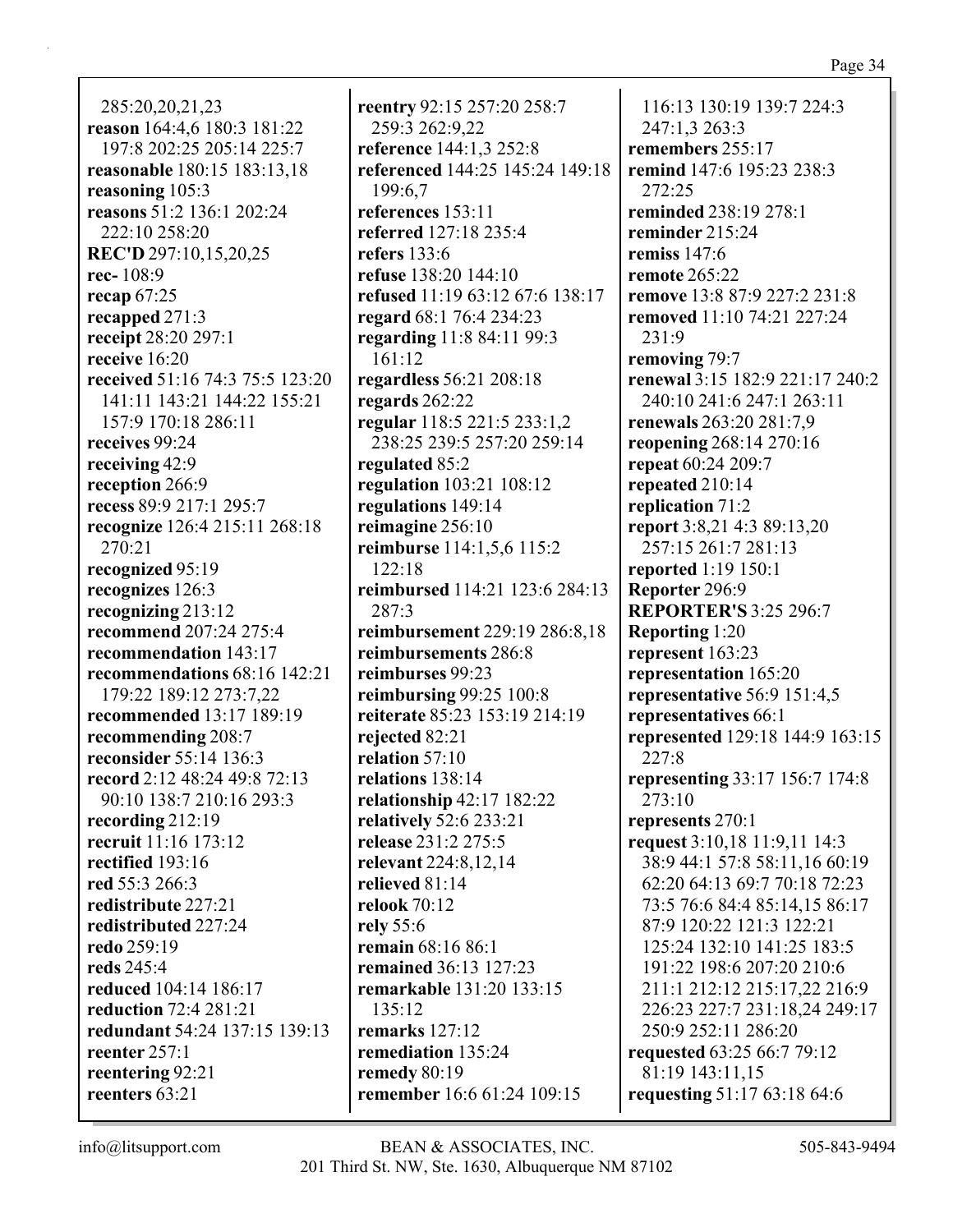285:20,20,21,23
**reason** 164:4,6 180:3 181:22 197:8 202:25 205:14 225:7
**reasonable** 180:15 183:13,18
**reasoning** 105:3
**reasons** 51:2 136:1 202:24 222:10 258:20
**REC'D** 297:10,15,20,25
**rec-** 108:9
**recap** 67:25
**recapped** 271:3
**receipt** 28:20 297:1
**receive** 16:20
**received** 51:16 74:3 75:5 123:20 141:11 143:21 144:22 155:21 157:9 170:18 286:11
**receives** 99:24
**receiving** 42:9
**reception** 266:9
**recess** 89:9 217:1 295:7
**recognize** 126:4 215:11 268:18 270:21
**recognized** 95:19
**recognizes** 126:3
**recognizing** 213:12
**recommend** 207:24 275:4
**recommendation** 143:17
**recommendations** 68:16 142:21 179:22 189:12 273:7,22
**recommended** 13:17 189:19
**recommending** 208:7
**reconsider** 55:14 136:3
**record** 2:12 48:24 49:8 72:13 90:10 138:7 210:16 293:3
**recording** 212:19
**recruit** 11:16 173:12
**rectified** 193:16
**red** 55:3 266:3
**redistribute** 227:21
**redistributed** 227:24
**redo** 259:19
**reds** 245:4
**reduced** 104:14 186:17
**reduction** 72:4 281:21
**redundant** 54:24 137:15 139:13
**reenter** 257:1
**reentering** 92:21
**reenters** 63:21
**reentry** 92:15 257:20 258:7 259:3 262:9,22
**reference** 144:1,3 252:8
**referenced** 144:25 145:24 149:18 199:6,7
**references** 153:11
**referred** 127:18 235:4
**refers** 133:6
**refuse** 138:20 144:10
**refused** 11:19 63:12 67:6 138:17
**regard** 68:1 76:4 234:23
**regarding** 11:8 84:11 99:3 161:12
**regardless** 56:21 208:18
**regards** 262:22
**regular** 118:5 221:5 233:1,2 238:25 239:5 257:20 259:14
**regulated** 85:2
**regulation** 103:21 108:12
**regulations** 149:14
**reimagine** 256:10
**reimburse** 114:1,5,6 115:2 122:18
**reimbursed** 114:21 123:6 284:13 287:3
**reimbursement** 229:19 286:8,18
**reimbursements** 286:8
**reimburses** 99:23
**reimbursing** 99:25 100:8
**reiterate** 85:23 153:19 214:19
**rejected** 82:21
**relation** 57:10
**relations** 138:14
**relationship** 42:17 182:22
**relatively** 52:6 233:21
**release** 231:2 275:5
**relevant** 224:8,12,14
**relieved** 81:14
**relook** 70:12
**rely** 55:6
**remain** 68:16 86:1
**remained** 36:13 127:23
**remarkable** 131:20 133:15 135:12
**remarks** 127:12
**remediation** 135:24
**remedy** 80:19
**remember** 16:6 61:24 109:15 116:13 130:19 139:7 224:3 247:1,3 263:3
**remembers** 255:17
**remind** 147:6 195:23 238:3 272:25
**reminded** 238:19 278:1
**reminder** 215:24
**remiss** 147:6
**remote** 265:22
**remove** 13:8 87:9 227:2 231:8
**removed** 11:10 74:21 227:24 231:9
**removing** 79:7
**renewal** 3:15 182:9 221:17 240:2 240:10 241:6 247:1 263:11
**renewals** 263:20 281:7,9
**reopening** 268:14 270:16
**repeat** 60:24 209:7
**repeated** 210:14
**replication** 71:2
**report** 3:8,21 4:3 89:13,20 257:15 261:7 281:13
**reported** 1:19 150:1
**Reporter** 296:9
**REPORTER'S** 3:25 296:7
**Reporting** 1:20
**represent** 163:23
**representation** 165:20
**representative** 56:9 151:4,5
**representatives** 66:1
**represented** 129:18 144:9 163:15 227:8
**representing** 33:17 156:7 174:8 273:10
**represents** 270:1
**request** 3:10,18 11:9,11 14:3 38:9 44:1 57:8 58:11,16 60:19 62:20 64:13 69:7 70:18 72:23 73:5 76:6 84:4 85:14,15 86:17 87:9 120:22 121:3 122:21 125:24 132:10 141:25 183:5 191:22 198:6 207:20 210:6 211:1 212:12 215:17,22 216:9 226:23 227:7 231:18,24 249:17 250:9 252:11 286:20
**requested** 63:25 66:7 79:12 81:19 143:11,15
**requesting** 51:17 63:18 64:6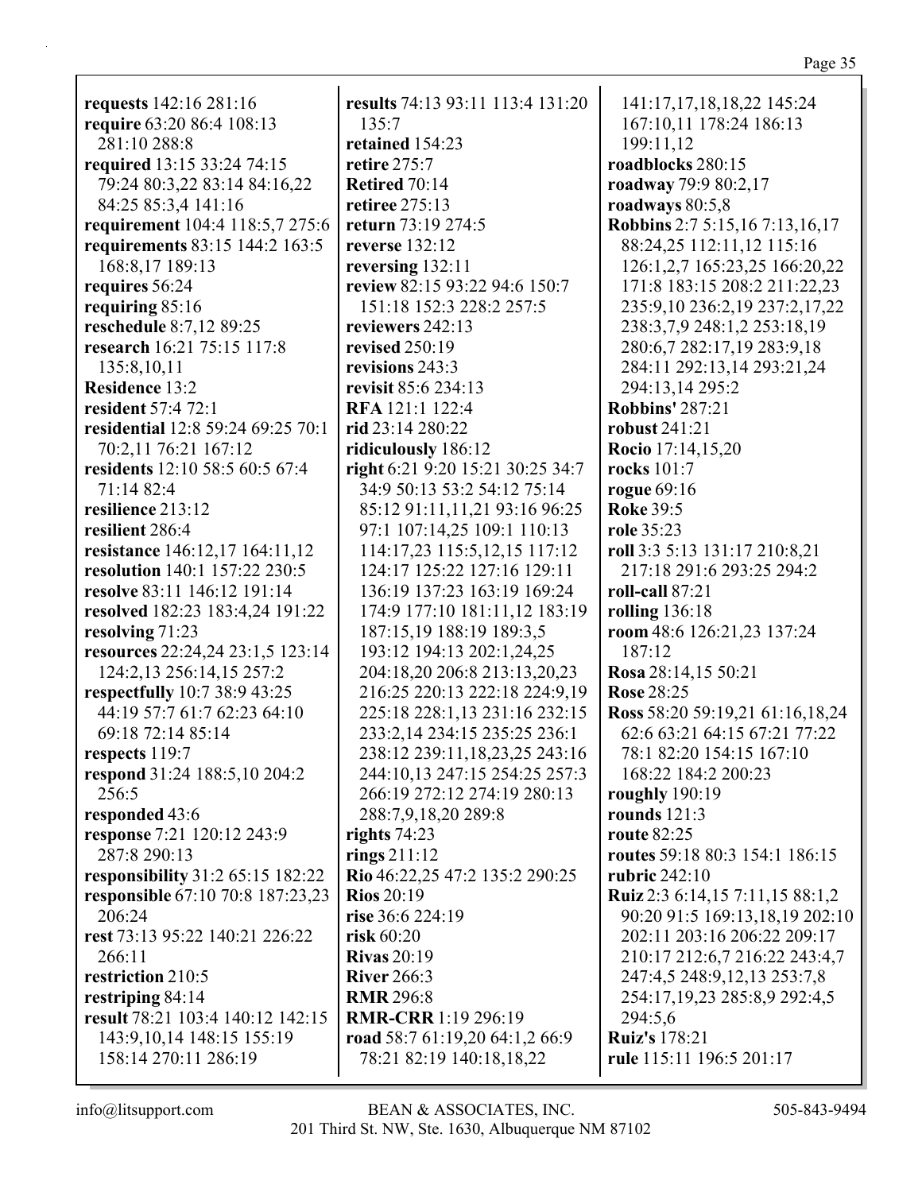**requests** 142:16 281:16
**require** 63:20 86:4 108:13 281:10 288:8
**required** 13:15 33:24 74:15 79:24 80:3,22 83:14 84:16,22 84:25 85:3,4 141:16
**requirement** 104:4 118:5,7 275:6
**requirements** 83:15 144:2 163:5 168:8,17 189:13
**requires** 56:24
**requiring** 85:16
**reschedule** 8:7,12 89:25
**research** 16:21 75:15 117:8 135:8,10,11
**Residence** 13:2
**resident** 57:4 72:1
**residential** 12:8 59:24 69:25 70:1 70:2,11 76:21 167:12
**residents** 12:10 58:5 60:5 67:4 71:14 82:4
**resilience** 213:12
**resilient** 286:4
**resistance** 146:12,17 164:11,12
**resolution** 140:1 157:22 230:5
**resolve** 83:11 146:12 191:14
**resolved** 182:23 183:4,24 191:22
**resolving** 71:23
**resources** 22:24,24 23:1,5 123:14 124:2,13 256:14,15 257:2
**respectfully** 10:7 38:9 43:25 44:19 57:7 61:7 62:23 64:10 69:18 72:14 85:14
**respects** 119:7
**respond** 31:24 188:5,10 204:2 256:5
**responded** 43:6
**response** 7:21 120:12 243:9 287:8 290:13
**responsibility** 31:2 65:15 182:22
**responsible** 67:10 70:8 187:23,23 206:24
**rest** 73:13 95:22 140:21 226:22 266:11
**restriction** 210:5
**restriping** 84:14
**result** 78:21 103:4 140:12 142:15 143:9,10,14 148:15 155:19 158:14 270:11 286:19
**results** 74:13 93:11 113:4 131:20 135:7
**retained** 154:23
**retire** 275:7
**Retired** 70:14
**retiree** 275:13
**return** 73:19 274:5
**reverse** 132:12
**reversing** 132:11
**review** 82:15 93:22 94:6 150:7 151:18 152:3 228:2 257:5
**reviewers** 242:13
**revised** 250:19
**revisions** 243:3
**revisit** 85:6 234:13
**RFA** 121:1 122:4
**rid** 23:14 280:22
**ridiculously** 186:12
**right** 6:21 9:20 15:21 30:25 34:7 34:9 50:13 53:2 54:12 75:14 85:12 91:11,11,21 93:16 96:25 97:1 107:14,25 109:1 110:13 114:17,23 115:5,12,15 117:12 124:17 125:22 127:16 129:11 136:19 137:23 163:19 169:24 174:9 177:10 181:11,12 183:19 187:15,19 188:19 189:3,5 193:12 194:13 202:1,24,25 204:18,20 206:8 213:13,20,23 216:25 220:13 222:18 224:9,19 225:18 228:1,13 231:16 232:15 233:2,14 234:15 235:25 236:1 238:12 239:11,18,23,25 243:16 244:10,13 247:15 254:25 257:3 266:19 272:12 274:19 280:13 288:7,9,18,20 289:8
**rights** 74:23
**rings** 211:12
**Rio** 46:22,25 47:2 135:2 290:25
**Rios** 20:19
**rise** 36:6 224:19
**risk** 60:20
**Rivas** 20:19
**River** 266:3
**RMR** 296:8
**RMR-CRR** 1:19 296:19
**road** 58:7 61:19,20 64:1,2 66:9 78:21 82:19 140:18,18,22 141:17,17,18,18,22 145:24 167:10,11 178:24 186:13 199:11,12
**roadblocks** 280:15
**roadway** 79:9 80:2,17
**roadways** 80:5,8
**Robbins** 2:7 5:15,16 7:13,16,17 88:24,25 112:11,12 115:16 126:1,2,7 165:23,25 166:20,22 171:8 183:15 208:2 211:22,23 235:9,10 236:2,19 237:2,17,22 238:3,7,9 248:1,2 253:18,19 280:6,7 282:17,19 283:9,18 284:11 292:13,14 293:21,24 294:13,14 295:2
**Robbins'** 287:21
**robust** 241:21
**Rocio** 17:14,15,20
**rocks** 101:7
**rogue** 69:16
**Roke** 39:5
**role** 35:23
**roll** 3:3 5:13 131:17 210:8,21 217:18 291:6 293:25 294:2
**roll-call** 87:21
**rolling** 136:18
**room** 48:6 126:21,23 137:24 187:12
**Rosa** 28:14,15 50:21
**Rose** 28:25
**Ross** 58:20 59:19,21 61:16,18,24 62:6 63:21 64:15 67:21 77:22 78:1 82:20 154:15 167:10 168:22 184:2 200:23
**roughly** 190:19
**rounds** 121:3
**route** 82:25
**routes** 59:18 80:3 154:1 186:15
**rubric** 242:10
**Ruiz** 2:3 6:14,15 7:11,15 88:1,2 90:20 91:5 169:13,18,19 202:10 202:11 203:16 206:22 209:17 210:17 212:6,7 216:22 243:4,7 247:4,5 248:9,12,13 253:7,8 254:17,19,23 285:8,9 292:4,5 294:5,6
**Ruiz's** 178:21
**rule** 115:11 196:5 201:17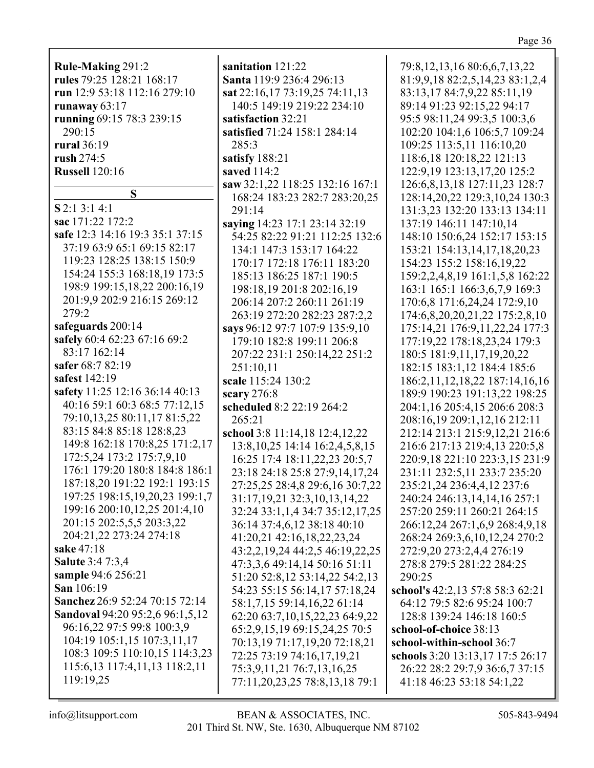**Rule-Making** 291:2
**rules** 79:25 128:21 168:17
**run** 12:9 53:18 112:16 279:10
**runaway** 63:17
**running** 69:15 78:3 239:15 290:15
**rural** 36:19
**rush** 274:5
**Russell** 120:16

## S

**S** 2:1 3:1 4:1
**sac** 171:22 172:2
**safe** 12:3 14:16 19:3 35:1 37:15 37:19 63:9 65:1 69:15 82:17 119:23 128:25 138:15 150:9 154:24 155:3 168:18,19 173:5 198:9 199:15,18,22 200:16,19 201:9,9 202:9 216:15 269:12 279:2
**safeguards** 200:14
**safely** 60:4 62:23 67:16 69:2 83:17 162:14
**safer** 68:7 82:19
**safest** 142:19
**safety** 11:25 12:16 36:14 40:13 40:16 59:1 60:3 68:5 77:12,15 79:10,13,25 80:11,17 81:5,22 83:15 84:8 85:18 128:8,23 149:8 162:18 170:8,25 171:2,17 172:5,24 173:2 175:7,9,10 176:1 179:20 180:8 184:8 186:1 187:18,20 191:22 192:1 193:15 197:25 198:15,19,20,23 199:1,7 199:16 200:10,12,25 201:4,10 201:15 202:5,5,5 203:3,22 204:21,22 273:24 274:18
**sake** 47:18
**Salute** 3:4 7:3,4
**sample** 94:6 256:21
**San** 106:19
**Sanchez** 26:9 52:24 70:15 72:14
**Sandoval** 94:20 95:2,6 96:1,5,12 96:16,22 97:5 99:8 100:3,9 104:19 105:1,15 107:3,11,17 108:3 109:5 110:10,15 114:3,23 115:6,13 117:4,11,13 118:2,11 119:19,25
**sanitation** 121:22
**Santa** 119:9 236:4 296:13
**sat** 22:16,17 73:19,25 74:11,13 140:5 149:19 219:22 234:10
**satisfaction** 32:21
**satisfied** 71:24 158:1 284:14 285:3
**satisfy** 188:21
**saved** 114:2
**saw** 32:1,22 118:25 132:16 167:1 168:24 183:23 282:7 283:20,25 291:14
**saying** 14:23 17:1 23:14 32:19 54:25 82:22 91:21 112:25 132:6 134:1 147:3 153:17 164:22 170:17 172:18 176:11 183:20 185:13 186:25 187:1 190:5 198:18,19 201:8 202:16,19 206:14 207:2 260:11 261:19 263:19 272:20 282:23 287:2,2
**says** 96:12 97:7 107:9 135:9,10 179:10 182:8 199:11 206:8 207:22 231:1 250:14,22 251:2 251:10,11
**scale** 115:24 130:2
**scary** 276:8
**scheduled** 8:2 22:19 264:2 265:21
**school** 3:8 11:14,18 12:4,12,22 13:8,10,25 14:14 16:2,4,5,8,15 16:25 17:4 18:11,22,23 20:5,7 23:18 24:18 25:8 27:9,14,17,24 27:25,25 28:4,8 29:6,16 30:7,22 31:17,19,21 32:3,10,13,14,22 32:24 33:1,1,4 34:7 35:12,17,25 36:14 37:4,6,12 38:18 40:10 41:20,21 42:16,18,22,23,24 43:2,2,19,24 44:2,5 46:19,22,25 47:3,3,6 49:14,14 50:16 51:11 51:20 52:8,12 53:14,22 54:2,13 54:23 55:15 56:14,17 57:18,24 58:1,7,15 59:14,16,22 61:14 62:20 63:7,10,15,22,23 64:9,22 65:2,9,15,19 69:15,24,25 70:5 70:13,19 71:17,19,20 72:18,21 72:25 73:19 74:16,17,19,21 75:3,9,11,21 76:7,13,16,25 77:11,20,23,25 78:8,13,18 79:1 79:8,12,13,16 80:6,6,7,13,22 81:9,9,18 82:2,5,14,23 83:1,2,4 83:13,17 84:7,9,22 85:11,19 89:14 91:23 92:15,22 94:17 95:5 98:11,24 99:3,5 100:3,6 102:20 104:1,6 106:5,7 109:24 109:25 113:5,11 116:10,20 118:6,18 120:18,22 121:13 122:9,19 123:13,17,20 125:2 126:6,8,13,18 127:11,23 128:7 128:14,20,22 129:3,10,24 130:3 131:3,23 132:20 133:13 134:11 137:19 146:11 147:10,14 148:10 150:6,24 152:17 153:15 153:21 154:13,14,17,18,20,23 154:23 155:2 158:16,19,22 159:2,2,4,8,19 161:1,5,8 162:22 163:1 165:1 166:3,6,7,9 169:3 170:6,8 171:6,24,24 172:9,10 174:6,8,20,20,21,22 175:2,8,10 175:14,21 176:9,11,22,24 177:3 177:19,22 178:18,23,24 179:3 180:5 181:9,11,17,19,20,22 182:15 183:1,12 184:4 185:6 186:2,11,12,18,22 187:14,16,16 189:9 190:23 191:13,22 198:25 204:1,16 205:4,15 206:6 208:3 208:16,19 209:1,12,16 212:11 212:14 213:1 215:9,12,21 216:6 216:6 217:13 219:4,13 220:5,8 220:9,18 221:10 223:3,15 231:9 231:11 232:5,11 233:7 235:20 235:21,24 236:4,4,12 237:6 240:24 246:13,14,14,16 257:1 257:20 259:11 260:21 264:15 266:12,24 267:1,6,9 268:4,9,18 268:24 269:3,6,10,12,24 270:2 272:9,20 273:2,4,4 276:19 278:8 279:5 281:22 284:25 290:25
**school's** 42:2,13 57:8 58:3 62:21 64:12 79:5 82:6 95:24 100:7 128:8 139:24 146:18 160:5
**school-of-choice** 38:13
**school-within-school** 36:7
**schools** 3:20 13:13,17 17:5 26:17 26:22 28:2 29:7,9 36:6,7 37:15 41:18 46:23 53:18 54:1,22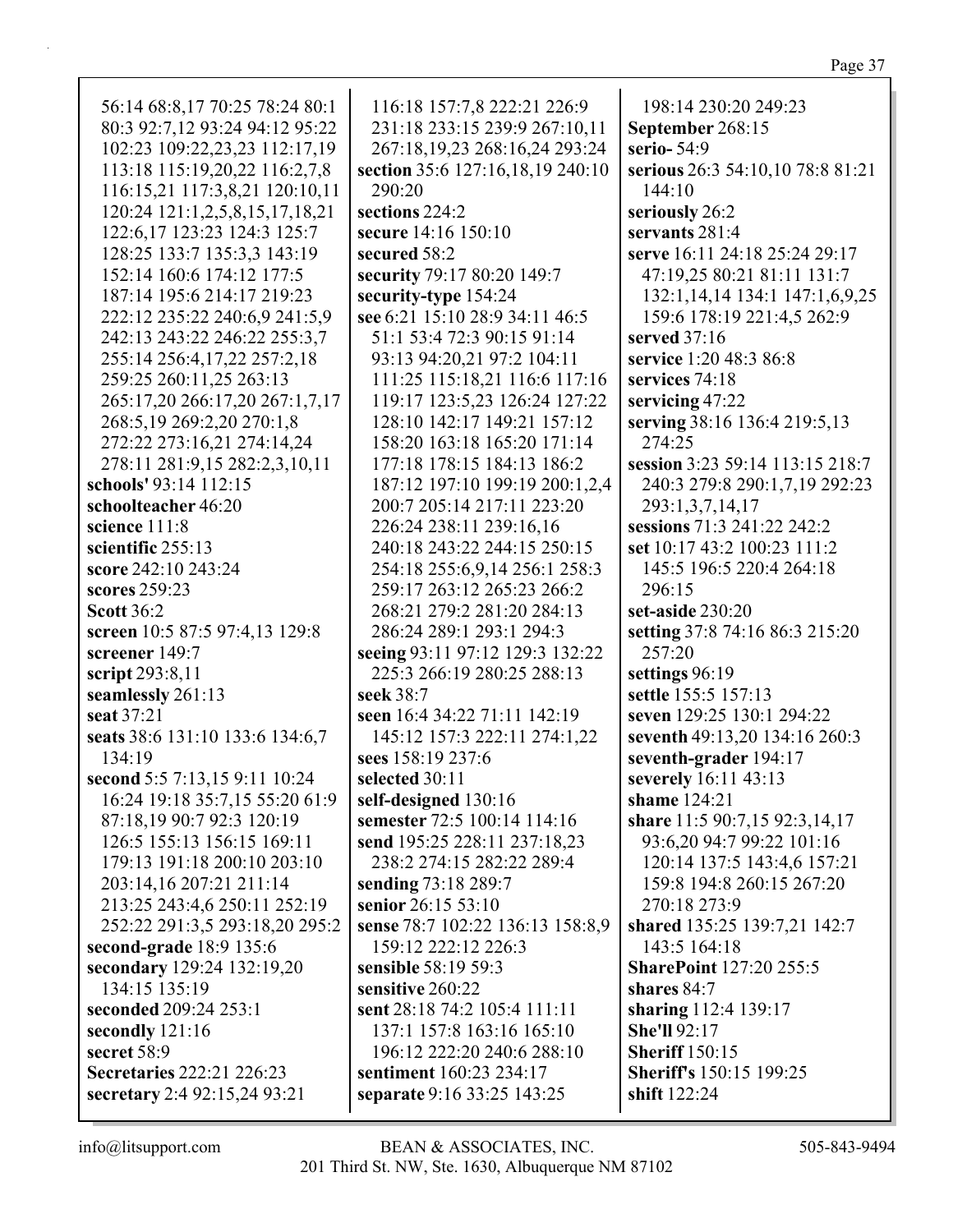56:14 68:8,17 70:25 78:24 80:1 80:3 92:7,12 93:24 94:12 95:22 102:23 109:22,23,23 112:17,19 113:18 115:19,20,22 116:2,7,8 116:15,21 117:3,8,21 120:10,11 120:24 121:1,2,5,8,15,17,18,21 122:6,17 123:23 124:3 125:7 128:25 133:7 135:3,3 143:19 152:14 160:6 174:12 177:5 187:14 195:6 214:17 219:23 222:12 235:22 240:6,9 241:5,9 242:13 243:22 246:22 255:3,7 255:14 256:4,17,22 257:2,18 259:25 260:11,25 263:13 265:17,20 266:17,20 267:1,7,17 268:5,19 269:2,20 270:1,8 272:22 273:16,21 274:14,24 278:11 281:9,15 282:2,3,10,11

**schools'** 93:14 112:15
**schoolteacher** 46:20
**science** 111:8
**scientific** 255:13
**score** 242:10 243:24
**scores** 259:23
**Scott** 36:2
**screen** 10:5 87:5 97:4,13 129:8
**screener** 149:7
**script** 293:8,11
**seamlessly** 261:13
**seat** 37:21
**seats** 38:6 131:10 133:6 134:6,7 134:19
**second** 5:5 7:13,15 9:11 10:24 16:24 19:18 35:7,15 55:20 61:9 87:18,19 90:7 92:3 120:19 126:5 155:13 156:15 169:11 179:13 191:18 200:10 203:10 203:14,16 207:21 211:14 213:25 243:4,6 250:11 252:19 252:22 291:3,5 293:18,20 295:2
**second-grade** 18:9 135:6
**secondary** 129:24 132:19,20 134:15 135:19
**seconded** 209:24 253:1
**secondly** 121:16
**secret** 58:9
**Secretaries** 222:21 226:23
**secretary** 2:4 92:15,24 93:21 116:18 157:7,8 222:21 226:9 231:18 233:15 239:9 267:10,11 267:18,19,23 268:16,24 293:24
**section** 35:6 127:16,18,19 240:10 290:20
**sections** 224:2
**secure** 14:16 150:10
**secured** 58:2
**security** 79:17 80:20 149:7
**security-type** 154:24
**see** 6:21 15:10 28:9 34:11 46:5 51:1 53:4 72:3 90:15 91:14 93:13 94:20,21 97:2 104:11 111:25 115:18,21 116:6 117:16 119:17 123:5,23 126:24 127:22 128:10 142:17 149:21 157:12 158:20 163:18 165:20 171:14 177:18 178:15 184:13 186:2 187:12 197:10 199:19 200:1,2,4 200:7 205:14 217:11 223:20 226:24 238:11 239:16,16 240:18 243:22 244:15 250:15 254:18 255:6,9,14 256:1 258:3 259:17 263:12 265:23 266:2 268:21 279:2 281:20 284:13 286:24 289:1 293:1 294:3
**seeing** 93:11 97:12 129:3 132:22 225:3 266:19 280:25 288:13
**seek** 38:7
**seen** 16:4 34:22 71:11 142:19 145:12 157:3 222:11 274:1,22
**sees** 158:19 237:6
**selected** 30:11
**self-designed** 130:16
**semester** 72:5 100:14 114:16
**send** 195:25 228:11 237:18,23 238:2 274:15 282:22 289:4
**sending** 73:18 289:7
**senior** 26:15 53:10
**sense** 78:7 102:22 136:13 158:8,9 159:12 222:12 226:3
**sensible** 58:19 59:3
**sensitive** 260:22
**sent** 28:18 74:2 105:4 111:11 137:1 157:8 163:16 165:10 196:12 222:20 240:6 288:10
**sentiment** 160:23 234:17
**separate** 9:16 33:25 143:25 198:14 230:20 249:23
**September** 268:15
**serio-** 54:9
**serious** 26:3 54:10,10 78:8 81:21 144:10
**seriously** 26:2
**servants** 281:4
**serve** 16:11 24:18 25:24 29:17 47:19,25 80:21 81:11 131:7 132:1,14,14 134:1 147:1,6,9,25 159:6 178:19 221:4,5 262:9
**served** 37:16
**service** 1:20 48:3 86:8
**services** 74:18
**servicing** 47:22
**serving** 38:16 136:4 219:5,13 274:25
**session** 3:23 59:14 113:15 218:7 240:3 279:8 290:1,7,19 292:23 293:1,3,7,14,17
**sessions** 71:3 241:22 242:2
**set** 10:17 43:2 100:23 111:2 145:5 196:5 220:4 264:18 296:15
**set-aside** 230:20
**setting** 37:8 74:16 86:3 215:20 257:20
**settings** 96:19
**settle** 155:5 157:13
**seven** 129:25 130:1 294:22
**seventh** 49:13,20 134:16 260:3
**seventh-grader** 194:17
**severely** 16:11 43:13
**shame** 124:21
**share** 11:5 90:7,15 92:3,14,17 93:6,20 94:7 99:22 101:16 120:14 137:5 143:4,6 157:21 159:8 194:8 260:15 267:20 270:18 273:9
**shared** 135:25 139:7,21 142:7 143:5 164:18
**SharePoint** 127:20 255:5
**shares** 84:7
**sharing** 112:4 139:17
**She'll** 92:17
**Sheriff** 150:15
**Sheriff's** 150:15 199:25
**shift** 122:24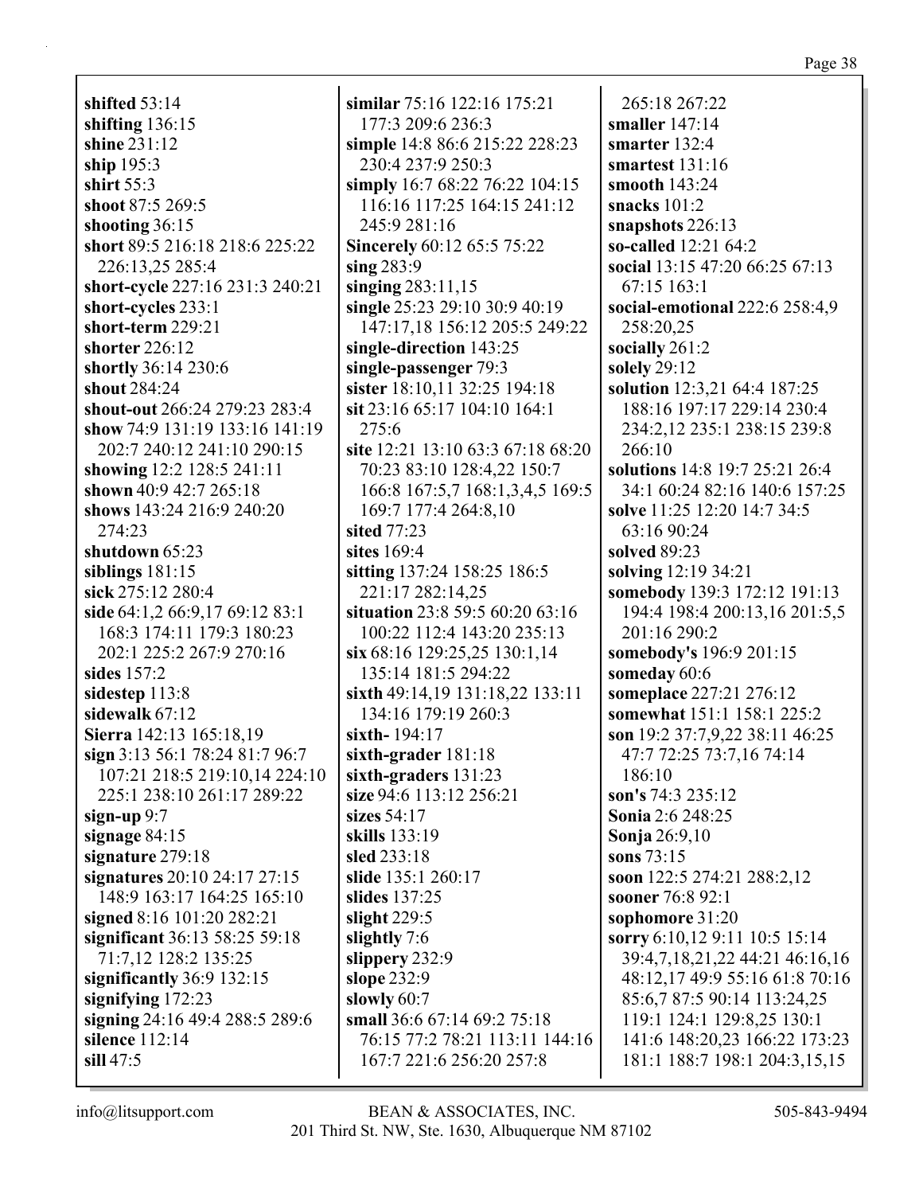**shifted** 53:14
**shifting** 136:15
**shine** 231:12
**ship** 195:3
**shirt** 55:3
**shoot** 87:5 269:5
**shooting** 36:15
**short** 89:5 216:18 218:6 225:22 226:13,25 285:4
**short-cycle** 227:16 231:3 240:21
**short-cycles** 233:1
**short-term** 229:21
**shorter** 226:12
**shortly** 36:14 230:6
**shout** 284:24
**shout-out** 266:24 279:23 283:4
**show** 74:9 131:19 133:16 141:19 202:7 240:12 241:10 290:15
**showing** 12:2 128:5 241:11
**shown** 40:9 42:7 265:18
**shows** 143:24 216:9 240:20 274:23
**shutdown** 65:23
**siblings** 181:15
**sick** 275:12 280:4
**side** 64:1,2 66:9,17 69:12 83:1 168:3 174:11 179:3 180:23 202:1 225:2 267:9 270:16
**sides** 157:2
**sidestep** 113:8
**sidewalk** 67:12
**Sierra** 142:13 165:18,19
**sign** 3:13 56:1 78:24 81:7 96:7 107:21 218:5 219:10,14 224:10 225:1 238:10 261:17 289:22
**sign-up** 9:7
**signage** 84:15
**signature** 279:18
**signatures** 20:10 24:17 27:15 148:9 163:17 164:25 165:10
**signed** 8:16 101:20 282:21
**significant** 36:13 58:25 59:18 71:7,12 128:2 135:25
**significantly** 36:9 132:15
**signifying** 172:23
**signing** 24:16 49:4 288:5 289:6
**silence** 112:14
**sill** 47:5
**similar** 75:16 122:16 175:21 177:3 209:6 236:3
**simple** 14:8 86:6 215:22 228:23 230:4 237:9 250:3
**simply** 16:7 68:22 76:22 104:15 116:16 117:25 164:15 241:12 245:9 281:16
**Sincerely** 60:12 65:5 75:22
**sing** 283:9
**singing** 283:11,15
**single** 25:23 29:10 30:9 40:19 147:17,18 156:12 205:5 249:22
**single-direction** 143:25
**single-passenger** 79:3
**sister** 18:10,11 32:25 194:18
**sit** 23:16 65:17 104:10 164:1 275:6
**site** 12:21 13:10 63:3 67:18 68:20 70:23 83:10 128:4,22 150:7 166:8 167:5,7 168:1,3,4,5 169:5 169:7 177:4 264:8,10
**sited** 77:23
**sites** 169:4
**sitting** 137:24 158:25 186:5 221:17 282:14,25
**situation** 23:8 59:5 60:20 63:16 100:22 112:4 143:20 235:13
**six** 68:16 129:25,25 130:1,14 135:14 181:5 294:22
**sixth** 49:14,19 131:18,22 133:11 134:16 179:19 260:3
**sixth-** 194:17
**sixth-grader** 181:18
**sixth-graders** 131:23
**size** 94:6 113:12 256:21
**sizes** 54:17
**skills** 133:19
**sled** 233:18
**slide** 135:1 260:17
**slides** 137:25
**slight** 229:5
**slightly** 7:6
**slippery** 232:9
**slope** 232:9
**slowly** 60:7
**small** 36:6 67:14 69:2 75:18 76:15 77:2 78:21 113:11 144:16 167:7 221:6 256:20 257:8 265:18 267:22
**smaller** 147:14
**smarter** 132:4
**smartest** 131:16
**smooth** 143:24
**snacks** 101:2
**snapshots** 226:13
**so-called** 12:21 64:2
**social** 13:15 47:20 66:25 67:13 67:15 163:1
**social-emotional** 222:6 258:4,9 258:20,25
**socially** 261:2
**solely** 29:12
**solution** 12:3,21 64:4 187:25 188:16 197:17 229:14 230:4 234:2,12 235:1 238:15 239:8 266:10
**solutions** 14:8 19:7 25:21 26:4 34:1 60:24 82:16 140:6 157:25
**solve** 11:25 12:20 14:7 34:5 63:16 90:24
**solved** 89:23
**solving** 12:19 34:21
**somebody** 139:3 172:12 191:13 194:4 198:4 200:13,16 201:5,5 201:16 290:2
**somebody's** 196:9 201:15
**someday** 60:6
**someplace** 227:21 276:12
**somewhat** 151:1 158:1 225:2
**son** 19:2 37:7,9,22 38:11 46:25 47:7 72:25 73:7,16 74:14 186:10
**son's** 74:3 235:12
**Sonia** 2:6 248:25
**Sonja** 26:9,10
**sons** 73:15
**soon** 122:5 274:21 288:2,12
**sooner** 76:8 92:1
**sophomore** 31:20
**sorry** 6:10,12 9:11 10:5 15:14 39:4,7,18,21,22 44:21 46:16,16 48:12,17 49:9 55:16 61:8 70:16 85:6,7 87:5 90:14 113:24,25 119:1 124:1 129:8,25 130:1 141:6 148:20,23 166:22 173:23 181:1 188:7 198:1 204:3,15,15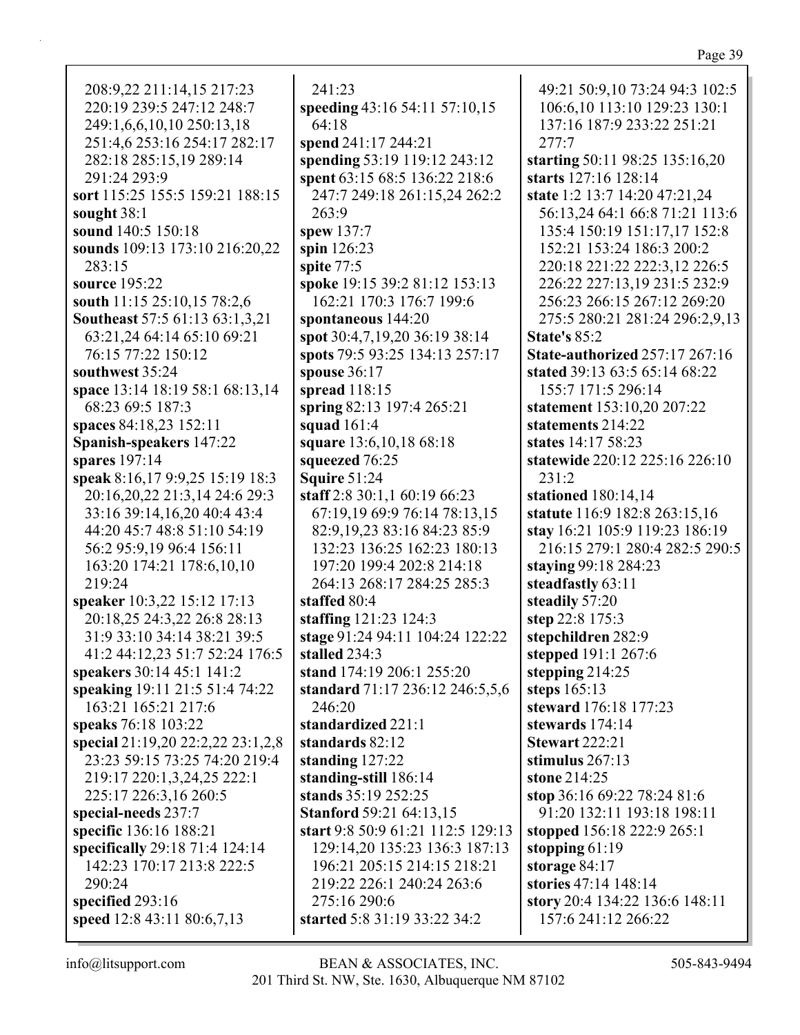208:9,22 211:14,15 217:23 220:19 239:5 247:12 248:7 249:1,6,6,10,10 250:13,18 251:4,6 253:16 254:17 282:17 282:18 285:15,19 289:14 291:24 293:9
**sort** 115:25 155:5 159:21 188:15
**sought** 38:1
**sound** 140:5 150:18
**sounds** 109:13 173:10 216:20,22 283:15
**source** 195:22
**south** 11:15 25:10,15 78:2,6
**Southeast** 57:5 61:13 63:1,3,21 63:21,24 64:14 65:10 69:21 76:15 77:22 150:12
**southwest** 35:24
**space** 13:14 18:19 58:1 68:13,14 68:23 69:5 187:3
**spaces** 84:18,23 152:11
**Spanish-speakers** 147:22
**spares** 197:14
**speak** 8:16,17 9:9,25 15:19 18:3 20:16,20,22 21:3,14 24:6 29:3 33:16 39:14,16,20 40:4 43:4 44:20 45:7 48:8 51:10 54:19 56:2 95:9,19 96:4 156:11 163:20 174:21 178:6,10,10 219:24
**speaker** 10:3,22 15:12 17:13 20:18,25 24:3,22 26:8 28:13 31:9 33:10 34:14 38:21 39:5 41:2 44:12,23 51:7 52:24 176:5
**speakers** 30:14 45:1 141:2
**speaking** 19:11 21:5 51:4 74:22 163:21 165:21 217:6
**speaks** 76:18 103:22
**special** 21:19,20 22:2,22 23:1,2,8 23:23 59:15 73:25 74:20 219:4 219:17 220:1,3,24,25 222:1 225:17 226:3,16 260:5
**special-needs** 237:7
**specific** 136:16 188:21
**specifically** 29:18 71:4 124:14 142:23 170:17 213:8 222:5 290:24
**specified** 293:16
**speed** 12:8 43:11 80:6,7,13 241:23
**speeding** 43:16 54:11 57:10,15 64:18
**spend** 241:17 244:21
**spending** 53:19 119:12 243:12
**spent** 63:15 68:5 136:22 218:6 247:7 249:18 261:15,24 262:2 263:9
**spew** 137:7
**spin** 126:23
**spite** 77:5
**spoke** 19:15 39:2 81:12 153:13 162:21 170:3 176:7 199:6
**spontaneous** 144:20
**spot** 30:4,7,19,20 36:19 38:14
**spots** 79:5 93:25 134:13 257:17
**spouse** 36:17
**spread** 118:15
**spring** 82:13 197:4 265:21
**squad** 161:4
**square** 13:6,10,18 68:18
**squeezed** 76:25
**Squire** 51:24
**staff** 2:8 30:1,1 60:19 66:23 67:19,19 69:9 76:14 78:13,15 82:9,19,23 83:16 84:23 85:9 132:23 136:25 162:23 180:13 197:20 199:4 202:8 214:18 264:13 268:17 284:25 285:3
**staffed** 80:4
**staffing** 121:23 124:3
**stage** 91:24 94:11 104:24 122:22
**stalled** 234:3
**stand** 174:19 206:1 255:20
**standard** 71:17 236:12 246:5,5,6 246:20
**standardized** 221:1
**standards** 82:12
**standing** 127:22
**standing-still** 186:14
**stands** 35:19 252:25
**Stanford** 59:21 64:13,15
**start** 9:8 50:9 61:21 112:5 129:13 129:14,20 135:23 136:3 187:13 196:21 205:15 214:15 218:21 219:22 226:1 240:24 263:6 275:16 290:6
**started** 5:8 31:19 33:22 34:2 49:21 50:9,10 73:24 94:3 102:5 106:6,10 113:10 129:23 130:1 137:16 187:9 233:22 251:21 277:7
**starting** 50:11 98:25 135:16,20
**starts** 127:16 128:14
**state** 1:2 13:7 14:20 47:21,24 56:13,24 64:1 66:8 71:21 113:6 135:4 150:19 151:17,17 152:8 152:21 153:24 186:3 200:2 220:18 221:22 222:3,12 226:5 226:22 227:13,19 231:5 232:9 256:23 266:15 267:12 269:20 275:5 280:21 281:24 296:2,9,13
**State's** 85:2
**State-authorized** 257:17 267:16
**stated** 39:13 63:5 65:14 68:22 155:7 171:5 296:14
**statement** 153:10,20 207:22
**statements** 214:22
**states** 14:17 58:23
**statewide** 220:12 225:16 226:10 231:2
**stationed** 180:14,14
**statute** 116:9 182:8 263:15,16
**stay** 16:21 105:9 119:23 186:19 216:15 279:1 280:4 282:5 290:5
**staying** 99:18 284:23
**steadfastly** 63:11
**steadily** 57:20
**step** 22:8 175:3
**stepchildren** 282:9
**stepped** 191:1 267:6
**stepping** 214:25
**steps** 165:13
**steward** 176:18 177:23
**stewards** 174:14
**Stewart** 222:21
**stimulus** 267:13
**stone** 214:25
**stop** 36:16 69:22 78:24 81:6 91:20 132:11 193:18 198:11
**stopped** 156:18 222:9 265:1
**stopping** 61:19
**storage** 84:17
**stories** 47:14 148:14
**story** 20:4 134:22 136:6 148:11 157:6 241:12 266:22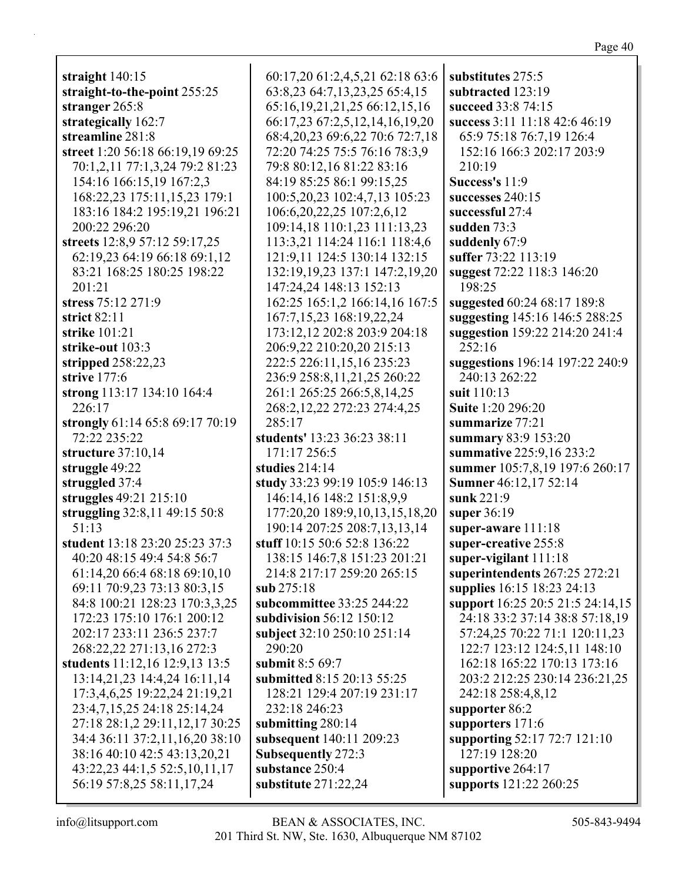**straight** 140:15
**straight-to-the-point** 255:25
**stranger** 265:8
**strategically** 162:7
**streamline** 281:8
**street** 1:20 56:18 66:19,19 69:25 70:1,2,11 77:1,3,24 79:2 81:23 154:16 166:15,19 167:2,3 168:22,23 175:11,15,23 179:1 183:16 184:2 195:19,21 196:21 200:22 296:20
**streets** 12:8,9 57:12 59:17,25 62:19,23 64:19 66:18 69:1,12 83:21 168:25 180:25 198:22 201:21
**stress** 75:12 271:9
**strict** 82:11
**strike** 101:21
**strike-out** 103:3
**stripped** 258:22,23
**strive** 177:6
**strong** 113:17 134:10 164:4 226:17
**strongly** 61:14 65:8 69:17 70:19 72:22 235:22
**structure** 37:10,14
**struggle** 49:22
**struggled** 37:4
**struggles** 49:21 215:10
**struggling** 32:8,11 49:15 50:8 51:13
**student** 13:18 23:20 25:23 37:3 40:20 48:15 49:4 54:8 56:7 61:14,20 66:4 68:18 69:10,10 69:11 70:9,23 73:13 80:3,15 84:8 100:21 128:23 170:3,3,25 172:23 175:10 176:1 200:12 202:17 233:11 236:5 237:7 268:22,22 271:13,16 272:3
**students** 11:12,16 12:9,13 13:5 13:14,21,23 14:4,24 16:11,14 17:3,4,6,25 19:22,24 21:19,21 23:4,7,15,25 24:18 25:14,24 27:18 28:1,2 29:11,12,17 30:25 34:4 36:11 37:2,11,16,20 38:10 38:16 40:10 42:5 43:13,20,21 43:22,23 44:1,5 52:5,10,11,17 56:19 57:8,25 58:11,17,24 60:17,20 61:2,4,5,21 62:18 63:6 63:8,23 64:7,13,23,25 65:4,15 65:16,19,21,21,25 66:12,15,16 66:17,23 67:2,5,12,14,16,19,20 68:4,20,23 69:6,22 70:6 72:7,18 72:20 74:25 75:5 76:16 78:3,9 79:8 80:12,16 81:22 83:16 84:19 85:25 86:1 99:15,25 100:5,20,23 102:4,7,13 105:23 106:6,20,22,25 107:2,6,12 109:14,18 110:1,23 111:13,23 113:3,21 114:24 116:1 118:4,6 121:9,11 124:5 130:14 132:15 132:19,19,23 137:1 147:2,19,20 147:24,24 148:13 152:13 162:25 165:1,2 166:14,16 167:5 167:7,15,23 168:19,22,24 173:12,12 202:8 203:9 204:18 206:9,22 210:20,20 215:13 222:5 226:11,15,16 235:23 236:9 258:8,11,21,25 260:22 261:1 265:25 266:5,8,14,25 268:2,12,22 272:23 274:4,25 285:17
**students'** 13:23 36:23 38:11 171:17 256:5
**studies** 214:14
**study** 33:23 99:19 105:9 146:13 146:14,16 148:2 151:8,9,9 177:20,20 189:9,10,13,15,18,20 190:14 207:25 208:7,13,13,14
**stuff** 10:15 50:6 52:8 136:22 138:15 146:7,8 151:23 201:21 214:8 217:17 259:20 265:15
**sub** 275:18
**subcommittee** 33:25 244:22
**subdivision** 56:12 150:12
**subject** 32:10 250:10 251:14 290:20
**submit** 8:5 69:7
**submitted** 8:15 20:13 55:25 128:21 129:4 207:19 231:17 232:18 246:23
**submitting** 280:14
**subsequent** 140:11 209:23
**Subsequently** 272:3
**substance** 250:4
**substitute** 271:22,24
**substitutes** 275:5
**subtracted** 123:19
**succeed** 33:8 74:15
**success** 3:11 11:18 42:6 46:19 65:9 75:18 76:7,19 126:4 152:16 166:3 202:17 203:9 210:19
**Success's** 11:9
**successes** 240:15
**successful** 27:4
**sudden** 73:3
**suddenly** 67:9
**suffer** 73:22 113:19
**suggest** 72:22 118:3 146:20 198:25
**suggested** 60:24 68:17 189:8
**suggesting** 145:16 146:5 288:25
**suggestion** 159:22 214:20 241:4 252:16
**suggestions** 196:14 197:22 240:9 240:13 262:22
**suit** 110:13
**Suite** 1:20 296:20
**summarize** 77:21
**summary** 83:9 153:20
**summative** 225:9,16 233:2
**summer** 105:7,8,19 197:6 260:17
**Sumner** 46:12,17 52:14
**sunk** 221:9
**super** 36:19
**super-aware** 111:18
**super-creative** 255:8
**super-vigilant** 111:18
**superintendents** 267:25 272:21
**supplies** 16:15 18:23 24:13
**support** 16:25 20:5 21:5 24:14,15 24:18 33:2 37:14 38:8 57:18,19 57:24,25 70:22 71:1 120:11,23 122:7 123:12 124:5,11 148:10 162:18 165:22 170:13 173:16 203:2 212:25 230:14 236:21,25 242:18 258:4,8,12
**supporter** 86:2
**supporters** 171:6
**supporting** 52:17 72:7 121:10 127:19 128:20
**supportive** 264:17
**supports** 121:22 260:25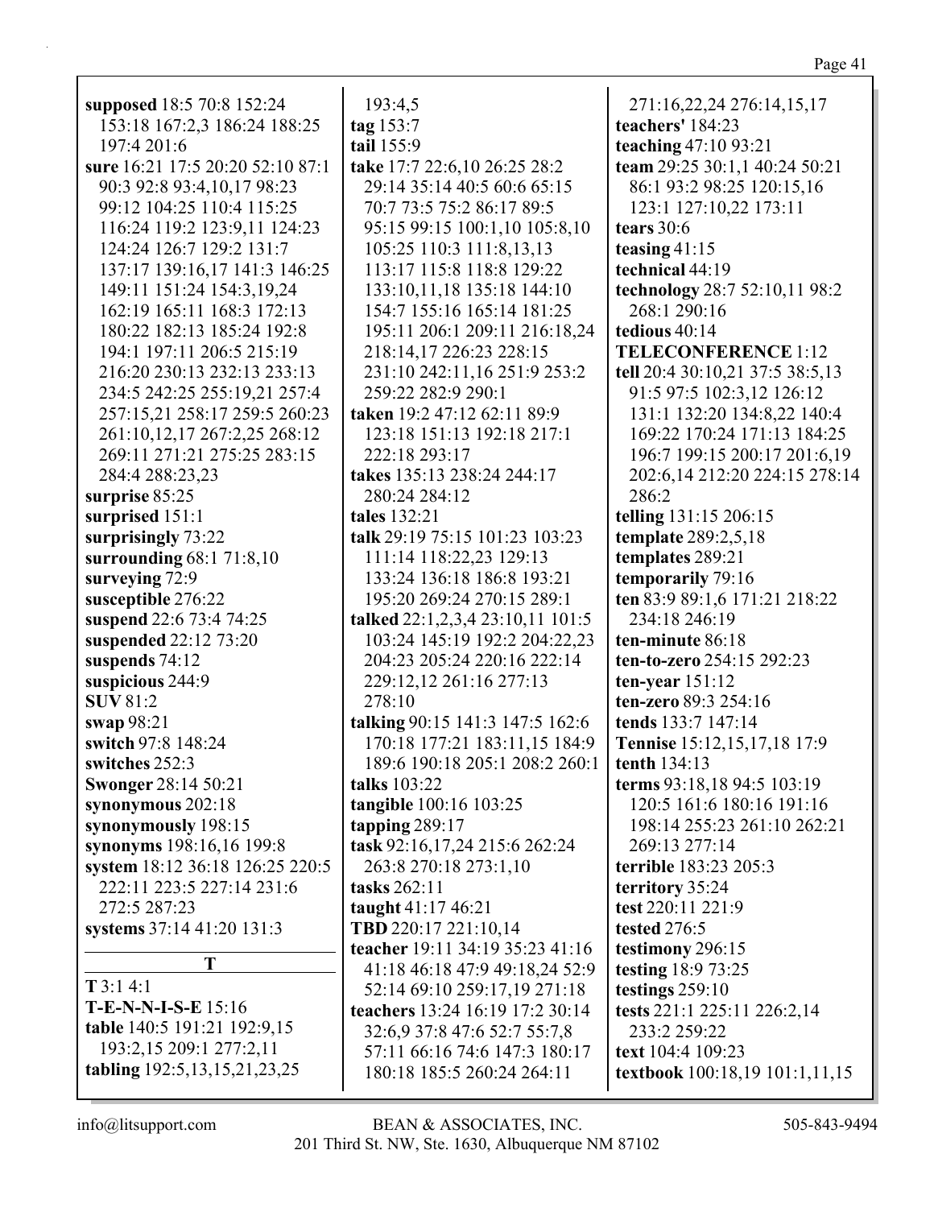**supposed** 18:5 70:8 152:24 153:18 167:2,3 186:24 188:25 197:4 201:6
**sure** 16:21 17:5 20:20 52:10 87:1 90:3 92:8 93:4,10,17 98:23 99:12 104:25 110:4 115:25 116:24 119:2 123:9,11 124:23 124:24 126:7 129:2 131:7 137:17 139:16,17 141:3 146:25 149:11 151:24 154:3,19,24 162:19 165:11 168:3 172:13 180:22 182:13 185:24 192:8 194:1 197:11 206:5 215:19 216:20 230:13 232:13 233:13 234:5 242:25 255:19,21 257:4 257:15,21 258:17 259:5 260:23 261:10,12,17 267:2,25 268:12 269:11 271:21 275:25 283:15 284:4 288:23,23
**surprise** 85:25
**surprised** 151:1
**surprisingly** 73:22
**surrounding** 68:1 71:8,10
**surveying** 72:9
**susceptible** 276:22
**suspend** 22:6 73:4 74:25
**suspended** 22:12 73:20
**suspends** 74:12
**suspicious** 244:9
**SUV** 81:2
**swap** 98:21
**switch** 97:8 148:24
**switches** 252:3
**Swonger** 28:14 50:21
**synonymous** 202:18
**synonymously** 198:15
**synonyms** 198:16,16 199:8
**system** 18:12 36:18 126:25 220:5 222:11 223:5 227:14 231:6 272:5 287:23
**systems** 37:14 41:20 131:3

## T

**T** 3:1 4:1
**T-E-N-N-I-S-E** 15:16
**table** 140:5 191:21 192:9,15 193:2,15 209:1 277:2,11
**tabling** 192:5,13,15,21,23,25 193:4,5
**tag** 153:7
**tail** 155:9
**take** 17:7 22:6,10 26:25 28:2 29:14 35:14 40:5 60:6 65:15 70:7 73:5 75:2 86:17 89:5 95:15 99:15 100:1,10 105:8,10 105:25 110:3 111:8,13,13 113:17 115:8 118:8 129:22 133:10,11,18 135:18 144:10 154:7 155:16 165:14 181:25 195:11 206:1 209:11 216:18,24 218:14,17 226:23 228:15 231:10 242:11,16 251:9 253:2 259:22 282:9 290:1
**taken** 19:2 47:12 62:11 89:9 123:18 151:13 192:18 217:1 222:18 293:17
**takes** 135:13 238:24 244:17 280:24 284:12
**tales** 132:21
**talk** 29:19 75:15 101:23 103:23 111:14 118:22,23 129:13 133:24 136:18 186:8 193:21 195:20 269:24 270:15 289:1
**talked** 22:1,2,3,4 23:10,11 101:5 103:24 145:19 192:2 204:22,23 204:23 205:24 220:16 222:14 229:12,12 261:16 277:13 278:10
**talking** 90:15 141:3 147:5 162:6 170:18 177:21 183:11,15 184:9 189:6 190:18 205:1 208:2 260:1
**talks** 103:22
**tangible** 100:16 103:25
**tapping** 289:17
**task** 92:16,17,24 215:6 262:24 263:8 270:18 273:1,10
**tasks** 262:11
**taught** 41:17 46:21
**TBD** 220:17 221:10,14
**teacher** 19:11 34:19 35:23 41:16 41:18 46:18 47:9 49:18,24 52:9 52:14 69:10 259:17,19 271:18
**teachers** 13:24 16:19 17:2 30:14 32:6,9 37:8 47:6 52:7 55:7,8 57:11 66:16 74:6 147:3 180:17 180:18 185:5 260:24 264:11 271:16,22,24 276:14,15,17
**teachers'** 184:23
**teaching** 47:10 93:21
**team** 29:25 30:1,1 40:24 50:21 86:1 93:2 98:25 120:15,16 123:1 127:10,22 173:11
**tears** 30:6
**teasing** 41:15
**technical** 44:19
**technology** 28:7 52:10,11 98:2 268:1 290:16
**tedious** 40:14
**TELECONFERENCE** 1:12
**tell** 20:4 30:10,21 37:5 38:5,13 91:5 97:5 102:3,12 126:12 131:1 132:20 134:8,22 140:4 169:22 170:24 171:13 184:25 196:7 199:15 200:17 201:6,19 202:6,14 212:20 224:15 278:14 286:2
**telling** 131:15 206:15
**template** 289:2,5,18
**templates** 289:21
**temporarily** 79:16
**ten** 83:9 89:1,6 171:21 218:22 234:18 246:19
**ten-minute** 86:18
**ten-to-zero** 254:15 292:23
**ten-year** 151:12
**ten-zero** 89:3 254:16
**tends** 133:7 147:14
**Tennise** 15:12,15,17,18 17:9
**tenth** 134:13
**terms** 93:18,18 94:5 103:19 120:5 161:6 180:16 191:16 198:14 255:23 261:10 262:21 269:13 277:14
**terrible** 183:23 205:3
**territory** 35:24
**test** 220:11 221:9
**tested** 276:5
**testimony** 296:15
**testing** 18:9 73:25
**testings** 259:10
**tests** 221:1 225:11 226:2,14 233:2 259:22
**text** 104:4 109:23
**textbook** 100:18,19 101:1,11,15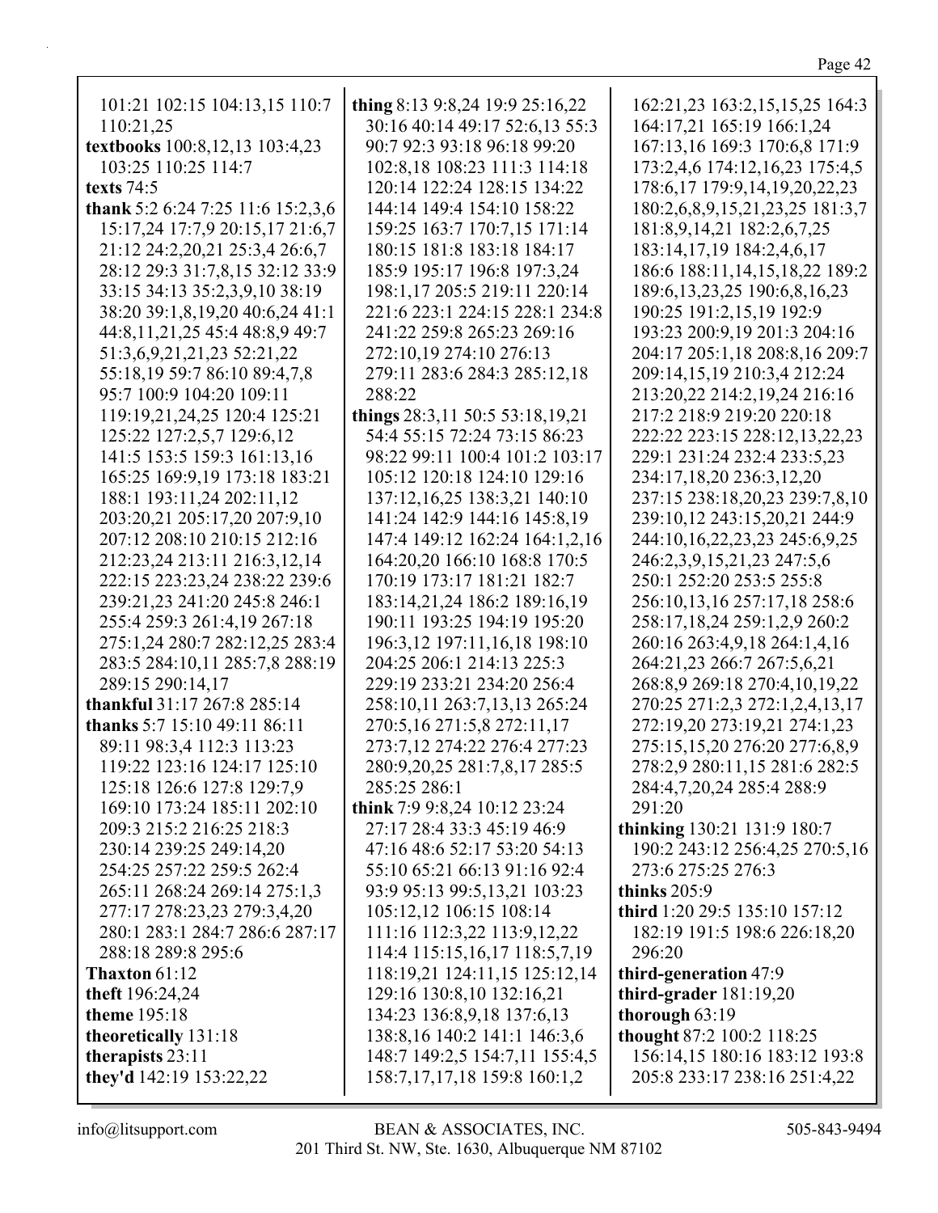101:21 102:15 104:13,15 110:7 110:21,25
**textbooks** 100:8,12,13 103:4,23 103:25 110:25 114:7
**texts** 74:5
**thank** 5:2 6:24 7:25 11:6 15:2,3,6 15:17,24 17:7,9 20:15,17 21:6,7 21:12 24:2,20,21 25:3,4 26:6,7 28:12 29:3 31:7,8,15 32:12 33:9 33:15 34:13 35:2,3,9,10 38:19 38:20 39:1,8,19,20 40:6,24 41:1 44:8,11,21,25 45:4 48:8,9 49:7 51:3,6,9,21,21,23 52:21,22 55:18,19 59:7 86:10 89:4,7,8 95:7 100:9 104:20 109:11 119:19,21,24,25 120:4 125:21 125:22 127:2,5,7 129:6,12 141:5 153:5 159:3 161:13,16 165:25 169:9,19 173:18 183:21 188:1 193:11,24 202:11,12 203:20,21 205:17,20 207:9,10 207:12 208:10 210:15 212:16 212:23,24 213:11 216:3,12,14 222:15 223:23,24 238:22 239:6 239:21,23 241:20 245:8 246:1 255:4 259:3 261:4,19 267:18 275:1,24 280:7 282:12,25 283:4 283:5 284:10,11 285:7,8 288:19 289:15 290:14,17
**thankful** 31:17 267:8 285:14
**thanks** 5:7 15:10 49:11 86:11 89:11 98:3,4 112:3 113:23 119:22 123:16 124:17 125:10 125:18 126:6 127:8 129:7,9 169:10 173:24 185:11 202:10 209:3 215:2 216:25 218:3 230:14 239:25 249:14,20 254:25 257:22 259:5 262:4 265:11 268:24 269:14 275:1,3 277:17 278:23,23 279:3,4,20 280:1 283:1 284:7 286:6 287:17 288:18 289:8 295:6
**Thaxton** 61:12
**theft** 196:24,24
**theme** 195:18
**theoretically** 131:18
**therapists** 23:11
**they'd** 142:19 153:22,22
**thing** 8:13 9:8,24 19:9 25:16,22 30:16 40:14 49:17 52:6,13 55:3 90:7 92:3 93:18 96:18 99:20 102:8,18 108:23 111:3 114:18 120:14 122:24 128:15 134:22 144:14 149:4 154:10 158:22 159:25 163:7 170:7,15 171:14 180:15 181:8 183:18 184:17 185:9 195:17 196:8 197:3,24 198:1,17 205:5 219:11 220:14 221:6 223:1 224:15 228:1 234:8 241:22 259:8 265:23 269:16 272:10,19 274:10 276:13 279:11 283:6 284:3 285:12,18 288:22
**things** 28:3,11 50:5 53:18,19,21 54:4 55:15 72:24 73:15 86:23 98:22 99:11 100:4 101:2 103:17 105:12 120:18 124:10 129:16 137:12,16,25 138:3,21 140:10 141:24 142:9 144:16 145:8,19 147:4 149:12 162:24 164:1,2,16 164:20,20 166:10 168:8 170:5 170:19 173:17 181:21 182:7 183:14,21,24 186:2 189:16,19 190:11 193:25 194:19 195:20 196:3,12 197:11,16,18 198:10 204:25 206:1 214:13 225:3 229:19 233:21 234:20 256:4 258:10,11 263:7,13,13 265:24 270:5,16 271:5,8 272:11,17 273:7,12 274:22 276:4 277:23 280:9,20,25 281:7,8,17 285:5 285:25 286:1
**think** 7:9 9:8,24 10:12 23:24 27:17 28:4 33:3 45:19 46:9 47:16 48:6 52:17 53:20 54:13 55:10 65:21 66:13 91:16 92:4 93:9 95:13 99:5,13,21 103:23 105:12,12 106:15 108:14 111:16 112:3,22 113:9,12,22 114:4 115:15,16,17 118:5,7,19 118:19,21 124:11,15 125:12,14 129:16 130:8,10 132:16,21 134:23 136:8,9,18 137:6,13 138:8,16 140:2 141:1 146:3,6 148:7 149:2,5 154:7,11 155:4,5 158:7,17,17,18 159:8 160:1,2 162:21,23 163:2,15,15,25 164:3 164:17,21 165:19 166:1,24 167:13,16 169:3 170:6,8 171:9 173:2,4,6 174:12,16,23 175:4,5 178:6,17 179:9,14,19,20,22,23 180:2,6,8,9,15,21,23,25 181:3,7 181:8,9,14,21 182:2,6,7,25 183:14,17,19 184:2,4,6,17 186:6 188:11,14,15,18,22 189:2 189:6,13,23,25 190:6,8,16,23 190:25 191:2,15,19 192:9 193:23 200:9,19 201:3 204:16 204:17 205:1,18 208:8,16 209:7 209:14,15,19 210:3,4 212:24 213:20,22 214:2,19,24 216:16 217:2 218:9 219:20 220:18 222:22 223:15 228:12,13,22,23 229:1 231:24 232:4 233:5,23 234:17,18,20 236:3,12,20 237:15 238:18,20,23 239:7,8,10 239:10,12 243:15,20,21 244:9 244:10,16,22,23,23 245:6,9,25 246:2,3,9,15,21,23 247:5,6 250:1 252:20 253:5 255:8 256:10,13,16 257:17,18 258:6 258:17,18,24 259:1,2,9 260:2 260:16 263:4,9,18 264:1,4,16 264:21,23 266:7 267:5,6,21 268:8,9 269:18 270:4,10,19,22 270:25 271:2,3 272:1,2,4,13,17 272:19,20 273:19,21 274:1,23 275:15,15,20 276:20 277:6,8,9 278:2,9 280:11,15 281:6 282:5 284:4,7,20,24 285:4 288:9 291:20
**thinking** 130:21 131:9 180:7 190:2 243:12 256:4,25 270:5,16 273:6 275:25 276:3
**thinks** 205:9
**third** 1:20 29:5 135:10 157:12 182:19 191:5 198:6 226:18,20 296:20
**third-generation** 47:9
**third-grader** 181:19,20
**thorough** 63:19
**thought** 87:2 100:2 118:25 156:14,15 180:16 183:12 193:8 205:8 233:17 238:16 251:4,22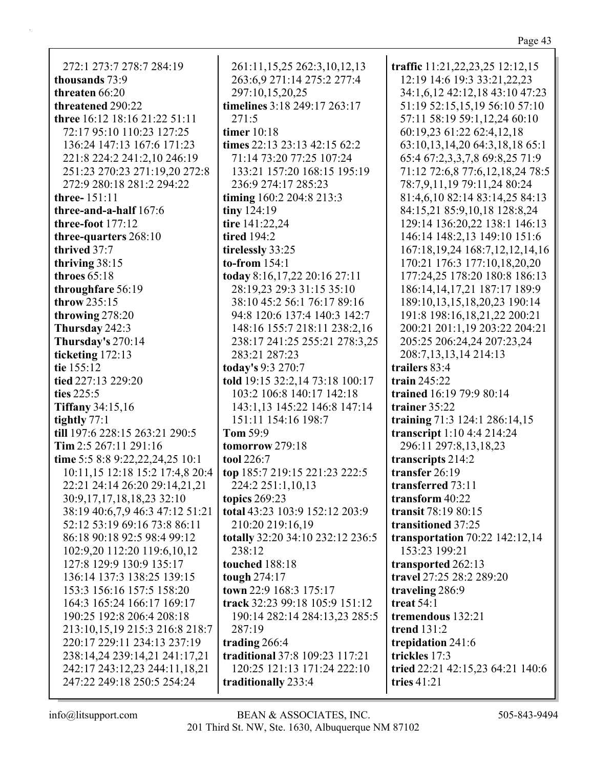272:1 273:7 278:7 284:19
**thousands** 73:9
**threaten** 66:20
**threatened** 290:22
**three** 16:12 18:16 21:22 51:11 72:17 95:10 110:23 127:25 136:24 147:13 167:6 171:23 221:8 224:2 241:2,10 246:19 251:23 270:23 271:19,20 272:8 272:9 280:18 281:2 294:22
**three-** 151:11
**three-and-a-half** 167:6
**three-foot** 177:12
**three-quarters** 268:10
**thrived** 37:7
**thriving** 38:15
**throes** 65:18
**throughfare** 56:19
**throw** 235:15
**throwing** 278:20
**Thursday** 242:3
**Thursday's** 270:14
**ticketing** 172:13
**tie** 155:12
**tied** 227:13 229:20
**ties** 225:5
**Tiffany** 34:15,16
**tightly** 77:1
**till** 197:6 228:15 263:21 290:5
**Tim** 2:5 267:11 291:16
**time** 5:5 8:8 9:22,22,24,25 10:1 10:11,15 12:18 15:2 17:4,8 20:4 22:21 24:14 26:20 29:14,21,21 30:9,17,17,18,18,23 32:10 38:19 40:6,7,9 46:3 47:12 51:21 52:12 53:19 69:16 73:8 86:11 86:18 90:18 92:5 98:4 99:12 102:9,20 112:20 119:6,10,12 127:8 129:9 130:9 135:17 136:14 137:3 138:25 139:15 153:3 156:16 157:5 158:20 164:3 165:24 166:17 169:17 190:25 192:8 206:4 208:18 213:10,15,19 215:3 216:8 218:7 220:17 229:11 234:13 237:19 238:14,24 239:14,21 241:17,21 242:17 243:12,23 244:11,18,21 247:22 249:18 250:5 254:24 261:11,15,25 262:3,10,12,13 263:6,9 271:14 275:2 277:4 297:10,15,20,25
**timelines** 3:18 249:17 263:17 271:5
**timer** 10:18
**times** 22:13 23:13 42:15 62:2 71:14 73:20 77:25 107:24 133:21 157:20 168:15 195:19 236:9 274:17 285:23
**timing** 160:2 204:8 213:3
**tiny** 124:19
**tire** 141:22,24
**tired** 194:2
**tirelessly** 33:25
**to-from** 154:1
**today** 8:16,17,22 20:16 27:11 28:19,23 29:3 31:15 35:10 38:10 45:2 56:1 76:17 89:16 94:8 120:6 137:4 140:3 142:7 148:16 155:7 218:11 238:2,16 238:17 241:25 255:21 278:3,25 283:21 287:23
**today's** 9:3 270:7
**told** 19:15 32:2,14 73:18 100:17 103:2 106:8 140:17 142:18 143:1,13 145:22 146:8 147:14 151:11 154:16 198:7
**Tom** 59:9
**tomorrow** 279:18
**tool** 226:7
**top** 185:7 219:15 221:23 222:5 224:2 251:1,10,13
**topics** 269:23
**total** 43:23 103:9 152:12 203:9 210:20 219:16,19
**totally** 32:20 34:10 232:12 236:5 238:12
**touched** 188:18
**tough** 274:17
**town** 22:9 168:3 175:17
**track** 32:23 99:18 105:9 151:12 190:14 282:14 284:13,23 285:5 287:19
**trading** 266:4
**traditional** 37:8 109:23 117:21 120:25 121:13 171:24 222:10
**traditionally** 233:4
**traffic** 11:21,22,23,25 12:12,15 12:19 14:6 19:3 33:21,22,23 34:1,6,12 42:12,18 43:10 47:23 51:19 52:15,15,19 56:10 57:10 57:11 58:19 59:1,12,24 60:10 60:19,23 61:22 62:4,12,18 63:10,13,14,20 64:3,18,18 65:1 65:4 67:2,3,3,7,8 69:8,25 71:9 71:12 72:6,8 77:6,12,18,24 78:5 78:7,9,11,19 79:11,24 80:24 81:4,6,10 82:14 83:14,25 84:13 84:15,21 85:9,10,18 128:8,24 129:14 136:20,22 138:1 146:13 146:14 148:2,13 149:10 151:6 167:18,19,24 168:7,12,12,14,16 170:21 176:3 177:10,18,20,20 177:24,25 178:20 180:8 186:13 186:14,14,17,21 187:17 189:9 189:10,13,15,18,20,23 190:14 191:8 198:16,18,21,22 200:21 200:21 201:1,19 203:22 204:21 205:25 206:24,24 207:23,24 208:7,13,13,14 214:13
**trailers** 83:4
**train** 245:22
**trained** 16:19 79:9 80:14
**trainer** 35:22
**training** 71:3 124:1 286:14,15
**transcript** 1:10 4:4 214:24 296:11 297:8,13,18,23
**transcripts** 214:2
**transfer** 26:19
**transferred** 73:11
**transform** 40:22
**transit** 78:19 80:15
**transitioned** 37:25
**transportation** 70:22 142:12,14 153:23 199:21
**transported** 262:13
**travel** 27:25 28:2 289:20
**traveling** 286:9
**treat** 54:1
**tremendous** 132:21
**trend** 131:2
**trepidation** 241:6
**trickles** 17:3
**tried** 22:21 42:15,23 64:21 140:6
**tries** 41:21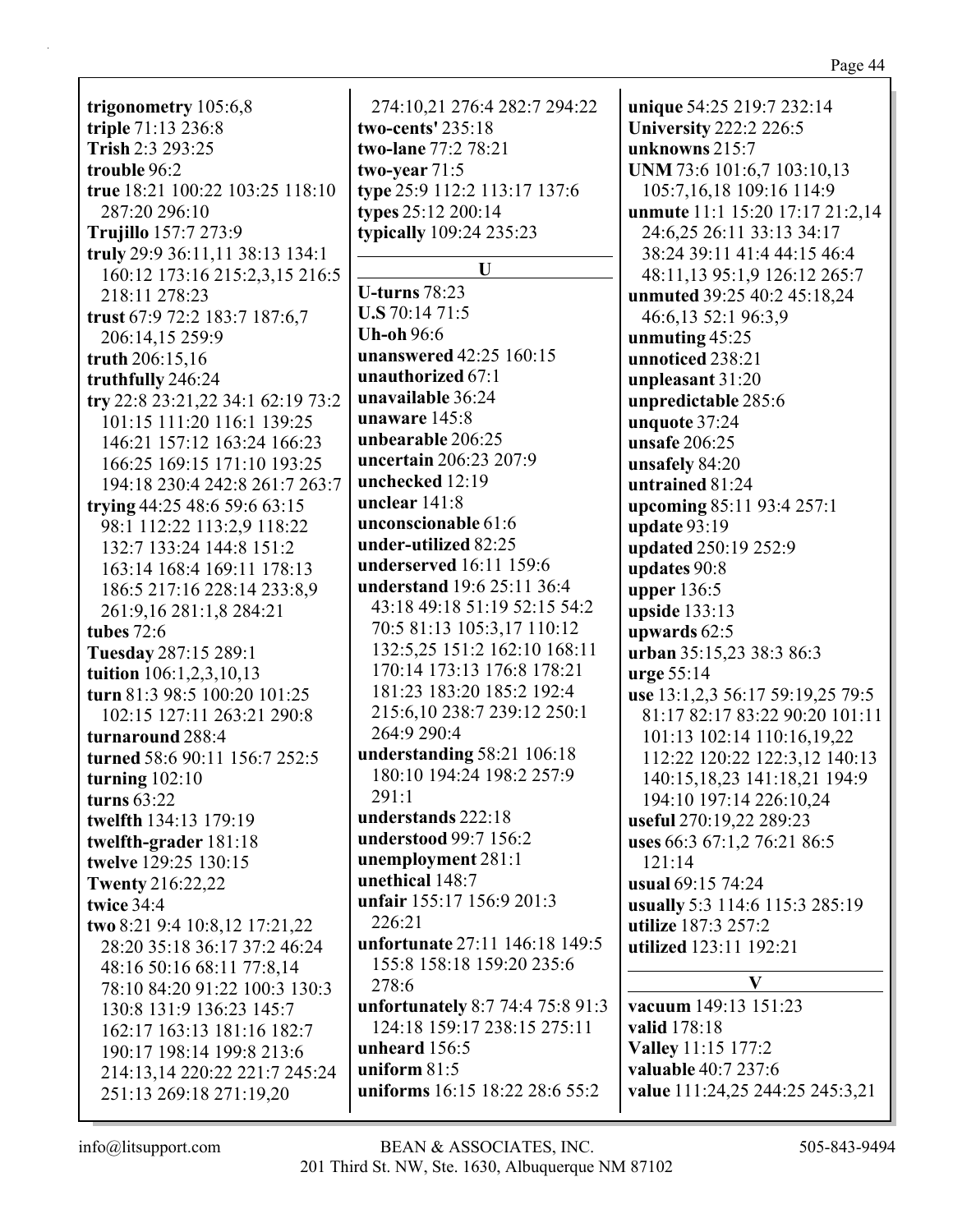**trigonometry** 105:6,8
**triple** 71:13 236:8
**Trish** 2:3 293:25
**trouble** 96:2
**true** 18:21 100:22 103:25 118:10 287:20 296:10
**Trujillo** 157:7 273:9
**truly** 29:9 36:11,11 38:13 134:1 160:12 173:16 215:2,3,15 216:5 218:11 278:23
**trust** 67:9 72:2 183:7 187:6,7 206:14,15 259:9
**truth** 206:15,16
**truthfully** 246:24
**try** 22:8 23:21,22 34:1 62:19 73:2 101:15 111:20 116:1 139:25 146:21 157:12 163:24 166:23 166:25 169:15 171:10 193:25 194:18 230:4 242:8 261:7 263:7
**trying** 44:25 48:6 59:6 63:15 98:1 112:22 113:2,9 118:22 132:7 133:24 144:8 151:2 163:14 168:4 169:11 178:13 186:5 217:16 228:14 233:8,9 261:9,16 281:1,8 284:21
**tubes** 72:6
**Tuesday** 287:15 289:1
**tuition** 106:1,2,3,10,13
**turn** 81:3 98:5 100:20 101:25 102:15 127:11 263:21 290:8
**turnaround** 288:4
**turned** 58:6 90:11 156:7 252:5
**turning** 102:10
**turns** 63:22
**twelfth** 134:13 179:19
**twelfth-grader** 181:18
**twelve** 129:25 130:15
**Twenty** 216:22,22
**twice** 34:4
**two** 8:21 9:4 10:8,12 17:21,22 28:20 35:18 36:17 37:2 46:24 48:16 50:16 68:11 77:8,14 78:10 84:20 91:22 100:3 130:3 130:8 131:9 136:23 145:7 162:17 163:13 181:16 182:7 190:17 198:14 199:8 213:6 214:13,14 220:22 221:7 245:24 251:13 269:18 271:19,20 274:10,21 276:4 282:7 294:22
**two-cents'** 235:18
**two-lane** 77:2 78:21
**two-year** 71:5
**type** 25:9 112:2 113:17 137:6
**types** 25:12 200:14
**typically** 109:24 235:23

## U

**U-turns** 78:23
**U.S** 70:14 71:5
**Uh-oh** 96:6
**unanswered** 42:25 160:15
**unauthorized** 67:1
**unavailable** 36:24
**unaware** 145:8
**unbearable** 206:25
**uncertain** 206:23 207:9
**unchecked** 12:19
**unclear** 141:8
**unconscionable** 61:6
**under-utilized** 82:25
**underserved** 16:11 159:6
**understand** 19:6 25:11 36:4 43:18 49:18 51:19 52:15 54:2 70:5 81:13 105:3,17 110:12 132:5,25 151:2 162:10 168:11 170:14 173:13 176:8 178:21 181:23 183:20 185:2 192:4 215:6,10 238:7 239:12 250:1 264:9 290:4
**understanding** 58:21 106:18 180:10 194:24 198:2 257:9 291:1
**understands** 222:18
**understood** 99:7 156:2
**unemployment** 281:1
**unethical** 148:7
**unfair** 155:17 156:9 201:3 226:21
**unfortunate** 27:11 146:18 149:5 155:8 158:18 159:20 235:6 278:6
**unfortunately** 8:7 74:4 75:8 91:3 124:18 159:17 238:15 275:11
**unheard** 156:5
**uniform** 81:5
**uniforms** 16:15 18:22 28:6 55:2
**unique** 54:25 219:7 232:14
**University** 222:2 226:5
**unknowns** 215:7
**UNM** 73:6 101:6,7 103:10,13 105:7,16,18 109:16 114:9
**unmute** 11:1 15:20 17:17 21:2,14 24:6,25 26:11 33:13 34:17 38:24 39:11 41:4 44:15 46:4 48:11,13 95:1,9 126:12 265:7
**unmuted** 39:25 40:2 45:18,24 46:6,13 52:1 96:3,9
**unmuting** 45:25
**unnoticed** 238:21
**unpleasant** 31:20
**unpredictable** 285:6
**unquote** 37:24
**unsafe** 206:25
**unsafely** 84:20
**untrained** 81:24
**upcoming** 85:11 93:4 257:1
**update** 93:19
**updated** 250:19 252:9
**updates** 90:8
**upper** 136:5
**upside** 133:13
**upwards** 62:5
**urban** 35:15,23 38:3 86:3
**urge** 55:14
**use** 13:1,2,3 56:17 59:19,25 79:5 81:17 82:17 83:22 90:20 101:11 101:13 102:14 110:16,19,22 112:22 120:22 122:3,12 140:13 140:15,18,23 141:18,21 194:9 194:10 197:14 226:10,24
**useful** 270:19,22 289:23
**uses** 66:3 67:1,2 76:21 86:5 121:14
**usual** 69:15 74:24
**usually** 5:3 114:6 115:3 285:19
**utilize** 187:3 257:2
**utilized** 123:11 192:21

## V

**vacuum** 149:13 151:23
**valid** 178:18
**Valley** 11:15 177:2
**valuable** 40:7 237:6
**value** 111:24,25 244:25 245:3,21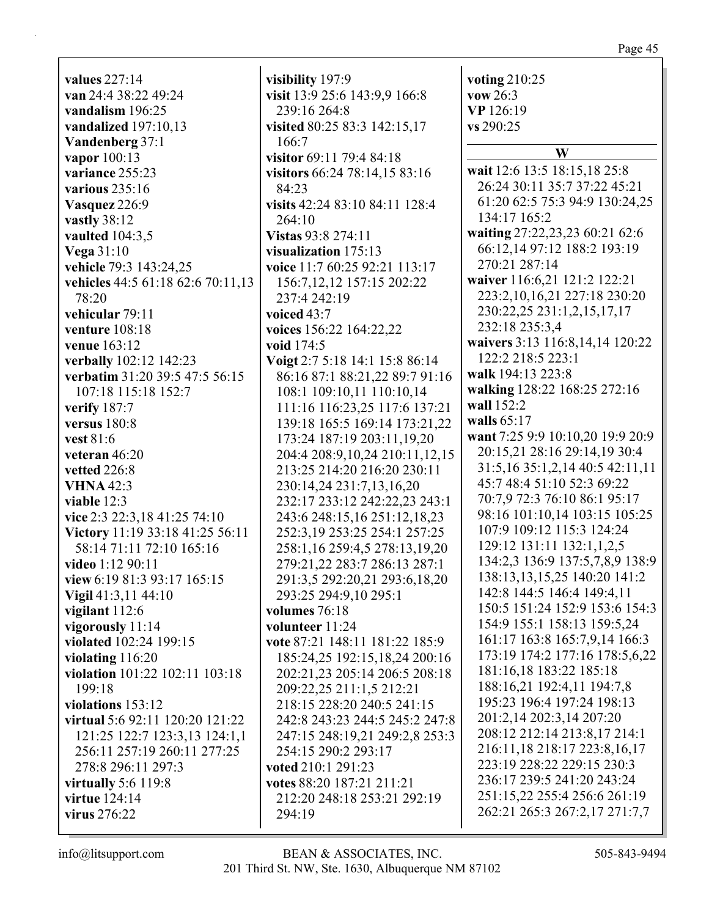**values** 227:14
**van** 24:4 38:22 49:24
**vandalism** 196:25
**vandalized** 197:10,13
**Vandenberg** 37:1
**vapor** 100:13
**variance** 255:23
**various** 235:16
**Vasquez** 226:9
**vastly** 38:12
**vaulted** 104:3,5
**Vega** 31:10
**vehicle** 79:3 143:24,25
**vehicles** 44:5 61:18 62:6 70:11,13 78:20
**vehicular** 79:11
**venture** 108:18
**venue** 163:12
**verbally** 102:12 142:23
**verbatim** 31:20 39:5 47:5 56:15 107:18 115:18 152:7
**verify** 187:7
**versus** 180:8
**vest** 81:6
**veteran** 46:20
**vetted** 226:8
**VHNA** 42:3
**viable** 12:3
**vice** 2:3 22:3,18 41:25 74:10
**Victory** 11:19 33:18 41:25 56:11 58:14 71:11 72:10 165:16
**video** 1:12 90:11
**view** 6:19 81:3 93:17 165:15
**Vigil** 41:3,11 44:10
**vigilant** 112:6
**vigorously** 11:14
**violated** 102:24 199:15
**violating** 116:20
**violation** 101:22 102:11 103:18 199:18
**violations** 153:12
**virtual** 5:6 92:11 120:20 121:22 121:25 122:7 123:3,13 124:1,1 256:11 257:19 260:11 277:25 278:8 296:11 297:3
**virtually** 5:6 119:8
**virtue** 124:14
**virus** 276:22
**visibility** 197:9
**visit** 13:9 25:6 143:9,9 166:8 239:16 264:8
**visited** 80:25 83:3 142:15,17 166:7
**visitor** 69:11 79:4 84:18
**visitors** 66:24 78:14,15 83:16 84:23
**visits** 42:24 83:10 84:11 128:4 264:10
**Vistas** 93:8 274:11
**visualization** 175:13
**voice** 11:7 60:25 92:21 113:17 156:7,12,12 157:15 202:22 237:4 242:19
**voiced** 43:7
**voices** 156:22 164:22,22
**void** 174:5
**Voigt** 2:7 5:18 14:1 15:8 86:14 86:16 87:1 88:21,22 89:7 91:16 108:1 109:10,11 110:10,14 111:16 116:23,25 117:6 137:21 139:18 165:5 169:14 173:21,22 173:24 187:19 203:11,19,20 204:4 208:9,10,24 210:11,12,15 213:25 214:20 216:20 230:11 230:14,24 231:7,13,16,20 232:17 233:12 242:22,23 243:1 243:6 248:15,16 251:12,18,23 252:3,19 253:25 254:1 257:25 258:1,16 259:4,5 278:13,19,20 279:21,22 283:7 286:13 287:1 291:3,5 292:20,21 293:6,18,20 293:25 294:9,10 295:1
**volumes** 76:18
**volunteer** 11:24
**vote** 87:21 148:11 181:22 185:9 185:24,25 192:15,18,24 200:16 202:21,23 205:14 206:5 208:18 209:22,25 211:1,5 212:21 218:15 228:20 240:5 241:15 242:8 243:23 244:5 245:2 247:8 247:15 248:19,21 249:2,8 253:3 254:15 290:2 293:17
**voted** 210:1 291:23
**votes** 88:20 187:21 211:21 212:20 248:18 253:21 292:19 294:19
**voting** 210:25
**vow** 26:3
**VP** 126:19
**vs** 290:25

## W

**wait** 12:6 13:5 18:15,18 25:8 26:24 30:11 35:7 37:22 45:21 61:20 62:5 75:3 94:9 130:24,25 134:17 165:2
**waiting** 27:22,23,23 60:21 62:6 66:12,14 97:12 188:2 193:19 270:21 287:14
**waiver** 116:6,21 121:2 122:21 223:2,10,16,21 227:18 230:20 230:22,25 231:1,2,15,17,17 232:18 235:3,4
**waivers** 3:13 116:8,14,14 120:22 122:2 218:5 223:1
**walk** 194:13 223:8
**walking** 128:22 168:25 272:16
**wall** 152:2
**walls** 65:17
**want** 7:25 9:9 10:10,20 19:9 20:9 20:15,21 28:16 29:14,19 30:4 31:5,16 35:1,2,14 40:5 42:11,11 45:7 48:4 51:10 52:3 69:22 70:7,9 72:3 76:10 86:1 95:17 98:16 101:10,14 103:15 105:25 107:9 109:12 115:3 124:24 129:12 131:11 132:1,1,2,5 134:2,3 136:9 137:5,7,8,9 138:9 138:13,13,15,25 140:20 141:2 142:8 144:5 146:4 149:4,11 150:5 151:24 152:9 153:6 154:3 154:9 155:1 158:13 159:5,24 161:17 163:8 165:7,9,14 166:3 173:19 174:2 177:16 178:5,6,22 181:16,18 183:22 185:18 188:16,21 192:4,11 194:7,8 195:23 196:4 197:24 198:13 201:2,14 202:3,14 207:20 208:12 212:14 213:8,17 214:1 216:11,18 218:17 223:8,16,17 223:19 228:22 229:15 230:3 236:17 239:5 241:20 243:24 251:15,22 255:4 256:6 261:19 262:21 265:3 267:2,17 271:7,7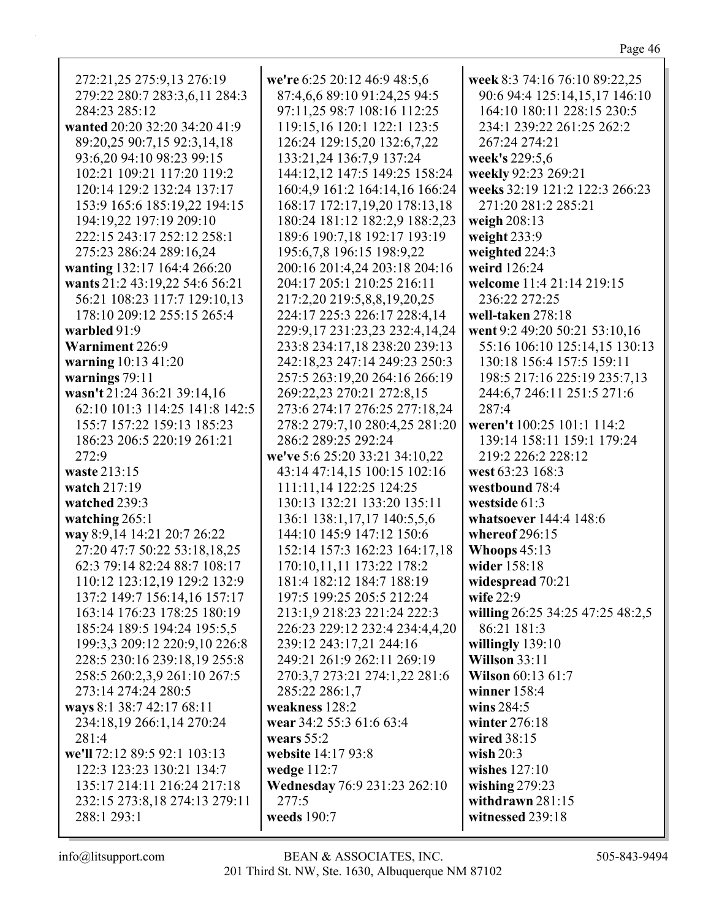272:21,25 275:9,13 276:19 279:22 280:7 283:3,6,11 284:3 284:23 285:12

**wanted** 20:20 32:20 34:20 41:9 89:20,25 90:7,15 92:3,14,18 93:6,20 94:10 98:23 99:15 102:21 109:21 117:20 119:2 120:14 129:2 132:24 137:17 153:9 165:6 185:19,22 194:15 194:19,22 197:19 209:10 222:15 243:17 252:12 258:1 275:23 286:24 289:16,24

**wanting** 132:17 164:4 266:20

**wants** 21:2 43:19,22 54:6 56:21 56:21 108:23 117:7 129:10,13 178:10 209:12 255:15 265:4

**warbled** 91:9

**Warniment** 226:9

**warning** 10:13 41:20

**warnings** 79:11

**wasn't** 21:24 36:21 39:14,16 62:10 101:3 114:25 141:8 142:5 155:7 157:22 159:13 185:23 186:23 206:5 220:19 261:21 272:9

**waste** 213:15

**watch** 217:19

**watched** 239:3

**watching** 265:1

**way** 8:9,14 14:21 20:7 26:22 27:20 47:7 50:22 53:18,18,25 62:3 79:14 82:24 88:7 108:17 110:12 123:12,19 129:2 132:9 137:2 149:7 156:14,16 157:17 163:14 176:23 178:25 180:19 185:24 189:5 194:24 195:5,5 199:3,3 209:12 220:9,10 226:8 228:5 230:16 239:18,19 255:8 258:5 260:2,3,9 261:10 267:5 273:14 274:24 280:5

**ways** 8:1 38:7 42:17 68:11 234:18,19 266:1,14 270:24 281:4

**we'll** 72:12 89:5 92:1 103:13 122:3 123:23 130:21 134:7 135:17 214:11 216:24 217:18 232:15 273:8,18 274:13 279:11 288:1 293:1

**we're** 6:25 20:12 46:9 48:5,6 87:4,6,6 89:10 91:24,25 94:5 97:11,25 98:7 108:16 112:25 119:15,16 120:1 122:1 123:5 126:24 129:15,20 132:6,7,22 133:21,24 136:7,9 137:24 144:12,12 147:5 149:25 158:24 160:4,9 161:2 164:14,16 166:24 168:17 172:17,19,20 178:13,18 180:24 181:12 182:2,9 188:2,23 189:6 190:7,18 192:17 193:19 195:6,7,8 196:15 198:9,22 200:16 201:4,24 203:18 204:16 204:17 205:1 210:25 216:11 217:2,20 219:5,8,8,19,20,25 224:17 225:3 226:17 228:4,14 229:9,17 231:23,23 232:4,14,24 233:8 234:17,18 238:20 239:13 242:18,23 247:14 249:23 250:3 257:5 263:19,20 264:16 266:19 269:22,23 270:21 272:8,15 273:6 274:17 276:25 277:18,24 278:2 279:7,10 280:4,25 281:20 286:2 289:25 292:24

**we've** 5:6 25:20 33:21 34:10,22 43:14 47:14,15 100:15 102:16 111:11,14 122:25 124:25 130:13 132:21 133:20 135:11 136:1 138:1,17,17 140:5,5,6 144:10 145:9 147:12 150:6 152:14 157:3 162:23 164:17,18 170:10,11,11 173:22 178:2 181:4 182:12 184:7 188:19 197:5 199:25 205:5 212:24 213:1,9 218:23 221:24 222:3 226:23 229:12 232:4 234:4,4,20 239:12 243:17,21 244:16 249:21 261:9 262:11 269:19 270:3,7 273:21 274:1,22 281:6 285:22 286:1,7

**weakness** 128:2

**wear** 34:2 55:3 61:6 63:4

**wears** 55:2

**website** 14:17 93:8

**wedge** 112:7

**Wednesday** 76:9 231:23 262:10 277:5

**weeds** 190:7

**week** 8:3 74:16 76:10 89:22,25 90:6 94:4 125:14,15,17 146:10 164:10 180:11 228:15 230:5 234:1 239:22 261:25 262:2 267:24 274:21

**week's** 229:5,6

**weekly** 92:23 269:21

**weeks** 32:19 121:2 122:3 266:23 271:20 281:2 285:21

**weigh** 208:13

**weight** 233:9

**weighted** 224:3

**weird** 126:24

**welcome** 11:4 21:14 219:15 236:22 272:25

**well-taken** 278:18

**went** 9:2 49:20 50:21 53:10,16 55:16 106:10 125:14,15 130:13 130:18 156:4 157:5 159:11 198:5 217:16 225:19 235:7,13 244:6,7 246:11 251:5 271:6 287:4

**weren't** 100:25 101:1 114:2 139:14 158:11 159:1 179:24 219:2 226:2 228:12

**west** 63:23 168:3

**westbound** 78:4

**westside** 61:3

**whatsoever** 144:4 148:6

**whereof** 296:15

**Whoops** 45:13

**wider** 158:18

**widespread** 70:21

**wife** 22:9

**willing** 26:25 34:25 47:25 48:2,5 86:21 181:3

**willingly** 139:10

**Willson** 33:11

**Wilson** 60:13 61:7

**winner** 158:4

**wins** 284:5

**winter** 276:18

**wired** 38:15

**wish** 20:3

**wishes** 127:10

**wishing** 279:23

**withdrawn** 281:15

**witnessed** 239:18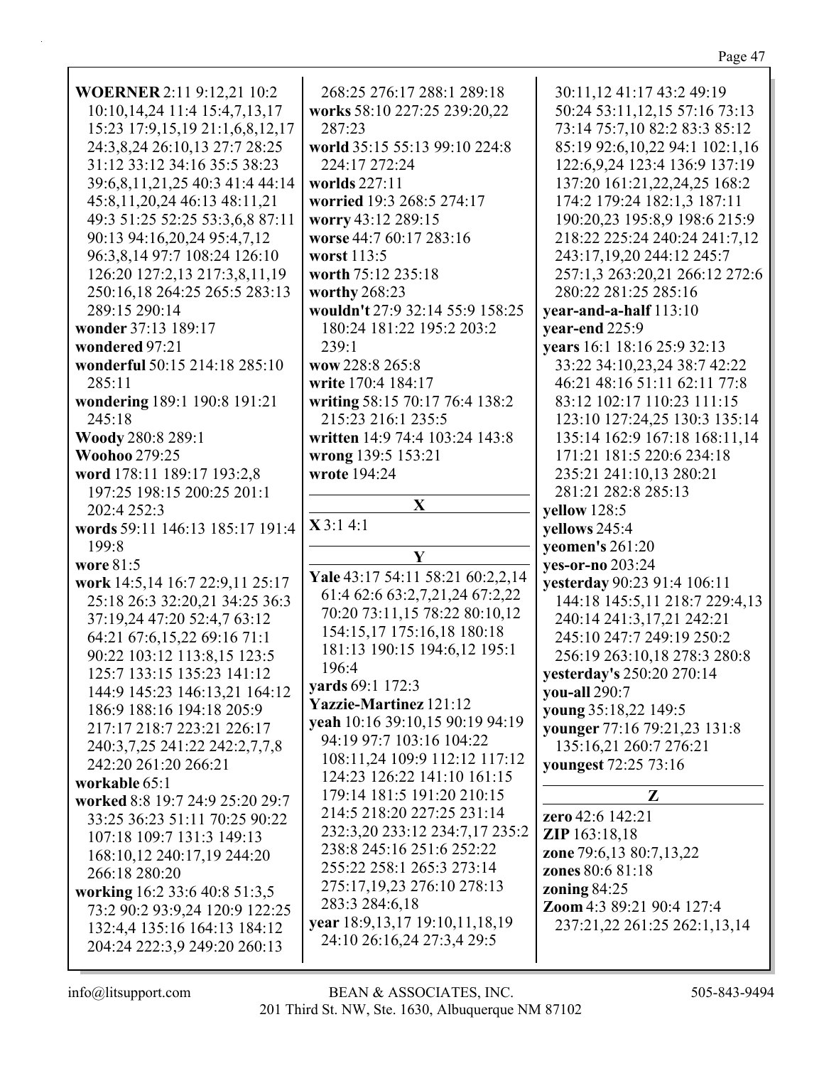**WOERNER** 2:11 9:12,21 10:2 10:10,14,24 11:4 15:4,7,13,17 15:23 17:9,15,19 21:1,6,8,12,17 24:3,8,24 26:10,13 27:7 28:25 31:12 33:12 34:16 35:5 38:23 39:6,8,11,21,25 40:3 41:4 44:14 45:8,11,20,24 46:13 48:11,21 49:3 51:25 52:25 53:3,6,8 87:11 90:13 94:16,20,24 95:4,7,12 96:3,8,14 97:7 108:24 126:10 126:20 127:2,13 217:3,8,11,19 250:16,18 264:25 265:5 283:13 289:15 290:14
**wonder** 37:13 189:17
**wondered** 97:21
**wonderful** 50:15 214:18 285:10 285:11
**wondering** 189:1 190:8 191:21 245:18
**Woody** 280:8 289:1
**Woohoo** 279:25
**word** 178:11 189:17 193:2,8 197:25 198:15 200:25 201:1 202:4 252:3
**words** 59:11 146:13 185:17 191:4 199:8
**wore** 81:5
**work** 14:5,14 16:7 22:9,11 25:17 25:18 26:3 32:20,21 34:25 36:3 37:19,24 47:20 52:4,7 63:12 64:21 67:6,15,22 69:16 71:1 90:22 103:12 113:8,15 123:5 125:7 133:15 135:23 141:12 144:9 145:23 146:13,21 164:12 186:9 188:16 194:18 205:9 217:17 218:7 223:21 226:17 240:3,7,25 241:22 242:2,7,7,8 242:20 261:20 266:21
**workable** 65:1
**worked** 8:8 19:7 24:9 25:20 29:7 33:25 36:23 51:11 70:25 90:22 107:18 109:7 131:3 149:13 168:10,12 240:17,19 244:20 266:18 280:20
**working** 16:2 33:6 40:8 51:3,5 73:2 90:2 93:9,24 120:9 122:25 132:4,4 135:16 164:13 184:12 204:24 222:3,9 249:20 260:13 268:25 276:17 288:1 289:18
**works** 58:10 227:25 239:20,22 287:23
**world** 35:15 55:13 99:10 224:8 224:17 272:24
**worlds** 227:11
**worried** 19:3 268:5 274:17
**worry** 43:12 289:15
**worse** 44:7 60:17 283:16
**worst** 113:5
**worth** 75:12 235:18
**worthy** 268:23
**wouldn't** 27:9 32:14 55:9 158:25 180:24 181:22 195:2 203:2 239:1
**wow** 228:8 265:8
**write** 170:4 184:17
**writing** 58:15 70:17 76:4 138:2 215:23 216:1 235:5
**written** 14:9 74:4 103:24 143:8
**wrong** 139:5 153:21
**wrote** 194:24

## X

**X** 3:1 4:1

## Y

**Yale** 43:17 54:11 58:21 60:2,2,14 61:4 62:6 63:2,7,21,24 67:2,22 70:20 73:11,15 78:22 80:10,12 154:15,17 175:16,18 180:18 181:13 190:15 194:6,12 195:1 196:4
**yards** 69:1 172:3
**Yazzie-Martinez** 121:12
**yeah** 10:16 39:10,15 90:19 94:19 94:19 97:7 103:16 104:22 108:11,24 109:9 112:12 117:12 124:23 126:22 141:10 161:15 179:14 181:5 191:20 210:15 214:5 218:20 227:25 231:14 232:3,20 233:12 234:7,17 235:2 238:8 245:16 251:6 252:22 255:22 258:1 265:3 273:14 275:17,19,23 276:10 278:13 283:3 284:6,18
**year** 18:9,13,17 19:10,11,18,19 24:10 26:16,24 27:3,4 29:5 30:11,12 41:17 43:2 49:19 50:24 53:11,12,15 57:16 73:13 73:14 75:7,10 82:2 83:3 85:12 85:19 92:6,10,22 94:1 102:1,16 122:6,9,24 123:4 136:9 137:19 137:20 161:21,22,24,25 168:2 174:2 179:24 182:1,3 187:11 190:20,23 195:8,9 198:6 215:9 218:22 225:24 240:24 241:7,12 243:17,19,20 244:12 245:7 257:1,3 263:20,21 266:12 272:6 280:22 281:25 285:16
**year-and-a-half** 113:10
**year-end** 225:9
**years** 16:1 18:16 25:9 32:13 33:22 34:10,23,24 38:7 42:22 46:21 48:16 51:11 62:11 77:8 83:12 102:17 110:23 111:15 123:10 127:24,25 130:3 135:14 135:14 162:9 167:18 168:11,14 171:21 181:5 220:6 234:18 235:21 241:10,13 280:21 281:21 282:8 285:13
**yellow** 128:5
**yellows** 245:4
**yeomen's** 261:20
**yes-or-no** 203:24
**yesterday** 90:23 91:4 106:11 144:18 145:5,11 218:7 229:4,13 240:14 241:3,17,21 242:21 245:10 247:7 249:19 250:2 256:19 263:10,18 278:3 280:8
**yesterday's** 250:20 270:14
**you-all** 290:7
**young** 35:18,22 149:5
**younger** 77:16 79:21,23 131:8 135:16,21 260:7 276:21
**youngest** 72:25 73:16

## Z

**zero** 42:6 142:21
**ZIP** 163:18,18
**zone** 79:6,13 80:7,13,22
**zones** 80:6 81:18
**zoning** 84:25
**Zoom** 4:3 89:21 90:4 127:4 237:21,22 261:25 262:1,13,14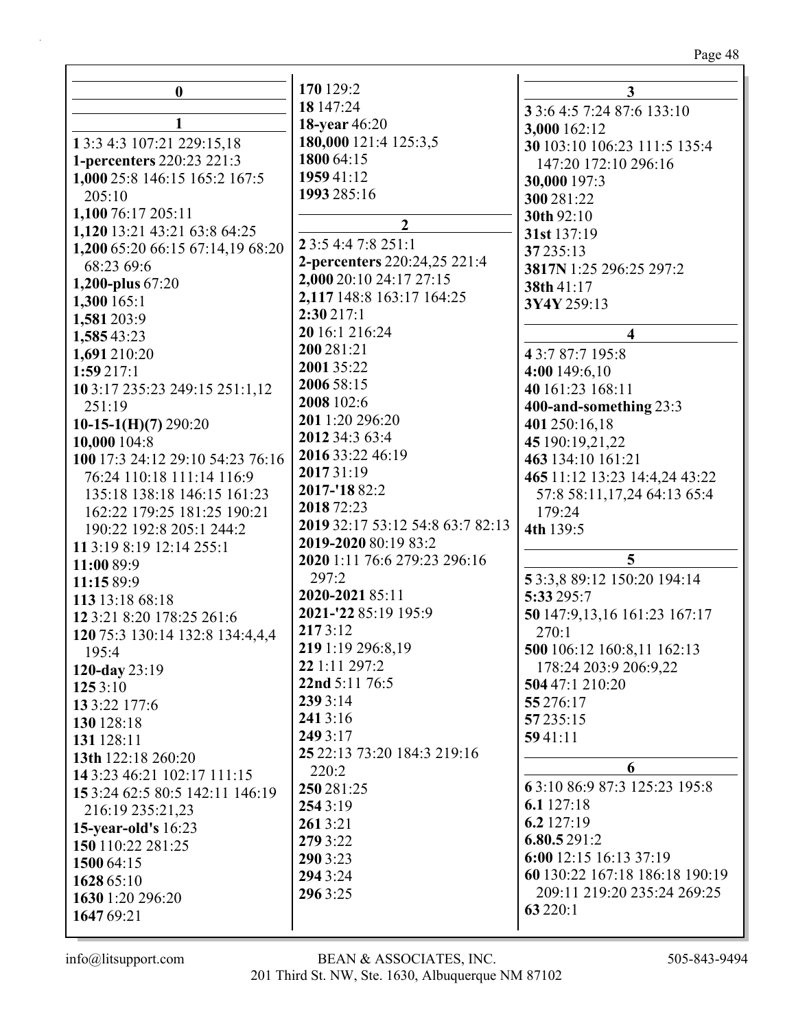### 0

### 1

**1** 3:3 4:3 107:21 229:15,18
**1-percenters** 220:23 221:3
**1,000** 25:8 146:15 165:2 167:5 205:10
**1,100** 76:17 205:11
**1,120** 13:21 43:21 63:8 64:25
**1,200** 65:20 66:15 67:14,19 68:20 68:23 69:6
**1,200-plus** 67:20
**1,300** 165:1
**1,581** 203:9
**1,585** 43:23
**1,691** 210:20
**1:59** 217:1
**10** 3:17 235:23 249:15 251:1,12 251:19
**10-15-1(H)(7)** 290:20
**10,000** 104:8
**100** 17:3 24:12 29:10 54:23 76:16 76:24 110:18 111:14 116:9 135:18 138:18 146:15 161:23 162:22 179:25 181:25 190:21 190:22 192:8 205:1 244:2
**11** 3:19 8:19 12:14 255:1
**11:00** 89:9
**11:15** 89:9
**113** 13:18 68:18
**12** 3:21 8:20 178:25 261:6
**120** 75:3 130:14 132:8 134:4,4,4 195:4
**120-day** 23:19
**125** 3:10
**13** 3:22 177:6
**130** 128:18
**131** 128:11
**13th** 122:18 260:20
**14** 3:23 46:21 102:17 111:15
**15** 3:24 62:5 80:5 142:11 146:19 216:19 235:21,23
**15-year-old's** 16:23
**150** 110:22 281:25
**1500** 64:15
**1628** 65:10
**1630** 1:20 296:20
**1647** 69:21
**170** 129:2
**18** 147:24
**18-year** 46:20
**180,000** 121:4 125:3,5
**1800** 64:15
**1959** 41:12
**1993** 285:16

### 2

**2** 3:5 4:4 7:8 251:1
**2-percenters** 220:24,25 221:4
**2,000** 20:10 24:17 27:15
**2,117** 148:8 163:17 164:25
**2:30** 217:1
**20** 16:1 216:24
**200** 281:21
**2001** 35:22
**2006** 58:15
**2008** 102:6
**201** 1:20 296:20
**2012** 34:3 63:4
**2016** 33:22 46:19
**2017** 31:19
**2017-'18** 82:2
**2018** 72:23
**2019** 32:17 53:12 54:8 63:7 82:13
**2019-2020** 80:19 83:2
**2020** 1:11 76:6 279:23 296:16 297:2
**2020-2021** 85:11
**2021-'22** 85:19 195:9
**217** 3:12
**219** 1:19 296:8,19
**22** 1:11 297:2
**22nd** 5:11 76:5
**239** 3:14
**241** 3:16
**249** 3:17
**25** 22:13 73:20 184:3 219:16 220:2
**250** 281:25
**254** 3:19
**261** 3:21
**279** 3:22
**290** 3:23
**294** 3:24
**296** 3:25

### 3

**3** 3:6 4:5 7:24 87:6 133:10
**3,000** 162:12
**30** 103:10 106:23 111:5 135:4 147:20 172:10 296:16
**30,000** 197:3
**300** 281:22
**30th** 92:10
**31st** 137:19
**37** 235:13
**3817N** 1:25 296:25 297:2
**38th** 41:17
**3Y4Y** 259:13

### 4

**4** 3:7 87:7 195:8
**4:00** 149:6,10
**40** 161:23 168:11
**400-and-something** 23:3
**401** 250:16,18
**45** 190:19,21,22
**463** 134:10 161:21
**465** 11:12 13:23 14:4,24 43:22 57:8 58:11,17,24 64:13 65:4 179:24
**4th** 139:5

### 5

**5** 3:3,8 89:12 150:20 194:14
**5:33** 295:7
**50** 147:9,13,16 161:23 167:17 270:1
**500** 106:12 160:8,11 162:13 178:24 203:9 206:9,22
**504** 47:1 210:20
**55** 276:17
**57** 235:15
**59** 41:11

### 6

**6** 3:10 86:9 87:3 125:23 195:8
**6.1** 127:18
**6.2** 127:19
**6.80.5** 291:2
**6:00** 12:15 16:13 37:19
**60** 130:22 167:18 186:18 190:19 209:11 219:20 235:24 269:25
**63** 220:1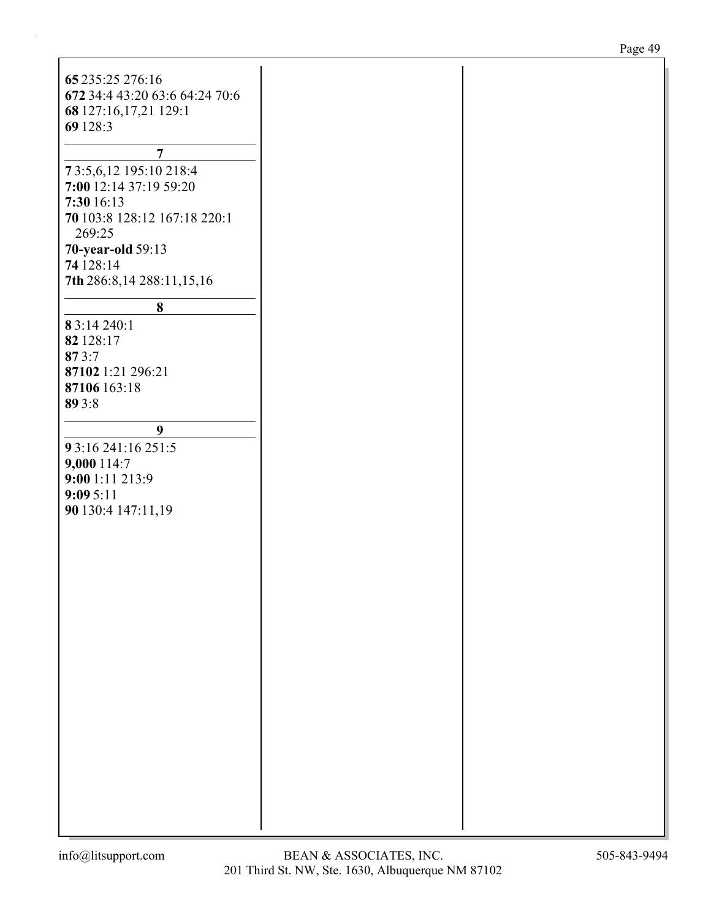**65** 235:25 276:16
**672** 34:4 43:20 63:6 64:24 70:6
**68** 127:16,17,21 129:1
**69** 128:3

**7**

**7** 3:5,6,12 195:10 218:4
**7:00** 12:14 37:19 59:20
**7:30** 16:13
**70** 103:8 128:12 167:18 220:1 269:25
**70-year-old** 59:13
**74** 128:14
**7th** 286:8,14 288:11,15,16

**8**

**8** 3:14 240:1
**82** 128:17
**87** 3:7
**87102** 1:21 296:21
**87106** 163:18
**89** 3:8

**9**

**9** 3:16 241:16 251:5
**9,000** 114:7
**9:00** 1:11 213:9
**9:09** 5:11
**90** 130:4 147:11,19